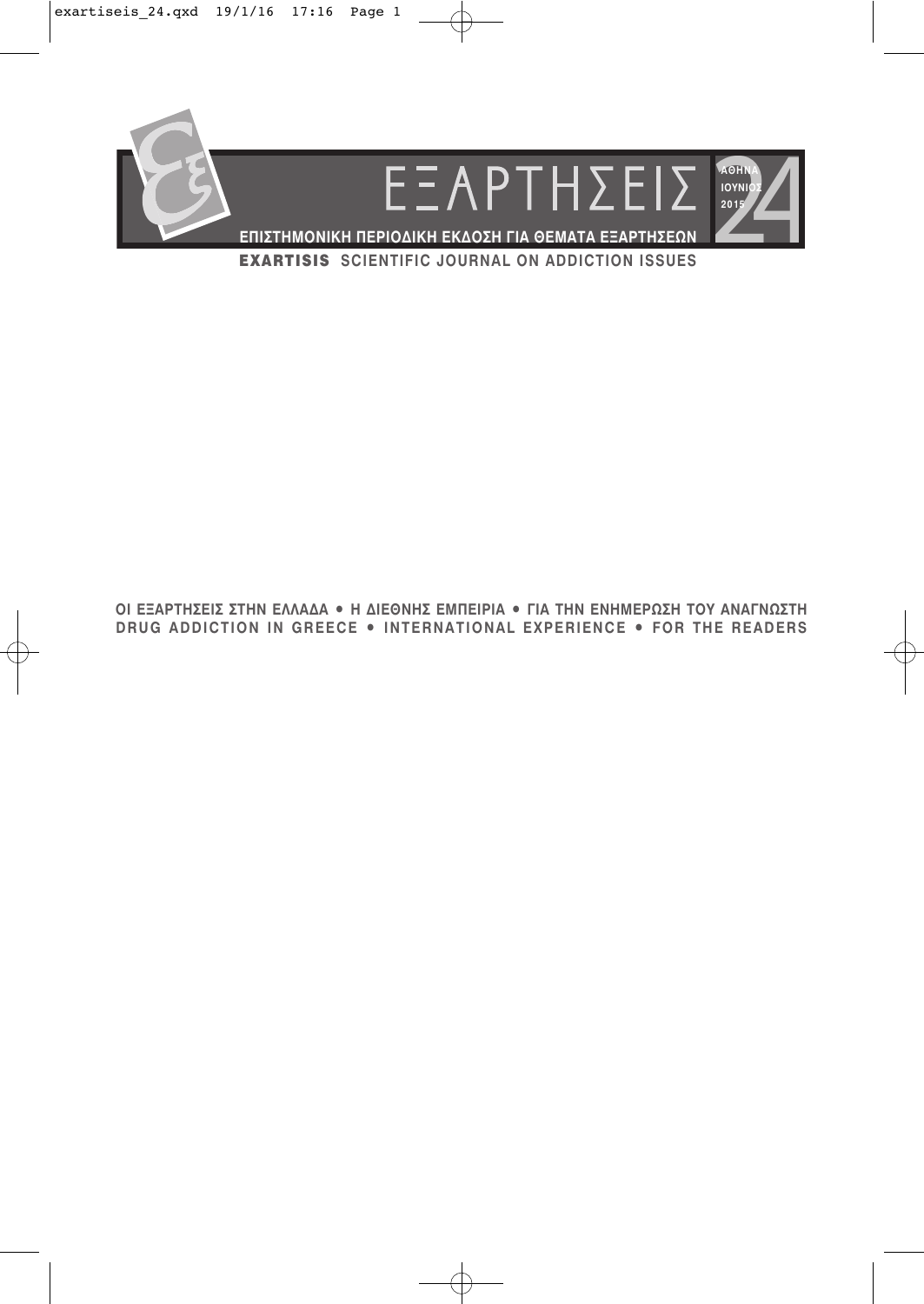# ΕΞΑΡΤΗΣΕΙΣ

ΑΘΗΝΑ ΙΟΥΝΙΟΣ 2015

24

**ΕΠΙΣΤΗΜΟΝΙΚΗ ΠΕΡΙΟΔΙΚΗ ΕΚΔΟΣΗ ΓΙΑ ΘΕΜΑΤΑ ΕΞΑΡΤΗΣΕΩΝ**

**EXARTISIS SCIENTIFIC JOURNAL ON ADDICTION ISSUES**

**ΟΙ ΕΞΑΡΤΗΣΕΙΣ ΣΤΗΝ ΕΛΛΑΔΑ • Η ΔΙΕΘΝΗΣ ΕΜΠΕΙΡΙΑ • ΓΙΑ ΤΗΝ ΕΝΗΜΕΡΩΣΗ ΤΟΥ ΑΝΑΓΝΩΣΤΗ**

**DRUG ADDICTION IN GREECE • INTERNATIONAL EXPERIENCE • FOR THE READERS**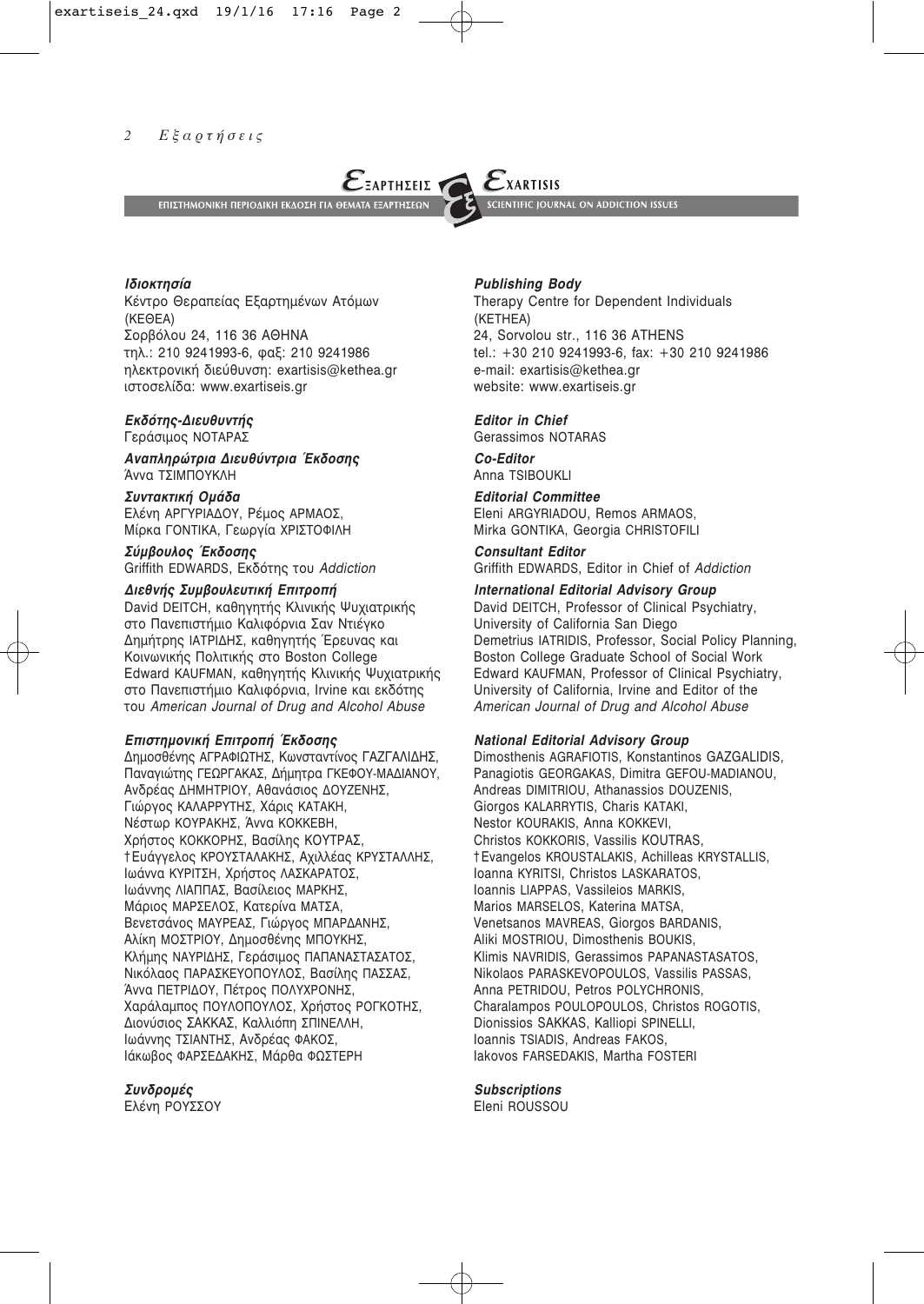**ΕΞΑΡΤΗΣΕΙΣ** — ΕΠΙΣΤΗΜΟΝΙΚΗ ΠΕΡΙΟΔΙΚΗ ΕΚΔΟΣΗ ΓΙΑ ΘΕΜΑΤΑ ΕΞΑΡΤΗΣΕΩΝ

**EXARTISIS** — SCIENTIFIC JOURNAL ON ADDICTION ISSUES

***Ιδιοκτησία***
Κέντρο Θεραπείας Εξαρτημένων Ατόμων (ΚΕΘΕΑ)
Σορβόλου 24, 116 36 ΑΘΗΝΑ
τηλ.: 210 9241993-6, φαξ: 210 9241986
ηλεκτρονική διεύθυνση: exartisis@kethea.gr
ιστοσελίδα: www.exartiseis.gr

***Εκδότης-Διευθυντής***
Γεράσιμος ΝΟΤΑΡΑΣ

***Αναπληρώτρια Διευθύντρια Έκδοσης***
Άννα ΤΣΙΜΠΟΥΚΛΗ

***Συντακτική Ομάδα***
Ελένη ΑΡΓΥΡΙΑΔΟΥ, Ρέμος ΑΡΜΑΟΣ, Μίρκα ΓΟΝΤΙΚΑ, Γεωργία ΧΡΙΣΤΟΦΙΛΗ

***Σύμβουλος Έκδοσης***
Griffith EDWARDS, Εκδότης του *Addiction*

***Διεθνής Συμβουλευτική Επιτροπή***
David DEITCH, καθηγητής Κλινικής Ψυχιατρικής στο Πανεπιστήμιο Καλιφόρνια Σαν Ντιέγκο
Δημήτρης ΙΑΤΡΙΔΗΣ, καθηγητής Έρευνας και Κοινωνικής Πολιτικής στο Boston College
Edward KAUFMAN, καθηγητής Κλινικής Ψυχιατρικής στο Πανεπιστήμιο Καλιφόρνια, Irvine και εκδότης του *American Journal of Drug and Alcohol Abuse*

***Επιστημονική Επιτροπή Έκδοσης***
Δημοσθένης ΑΓΡΑΦΙΩΤΗΣ, Κωνσταντίνος ΓΑΖΓΑΛΙΔΗΣ, Παναγιώτης ΓΕΩΡΓΑΚΑΣ, Δήμητρα ΓΚΕΦΟΥ-ΜΑΔΙΑΝΟΥ, Ανδρέας ΔΗΜΗΤΡΙΟΥ, Αθανάσιος ΔΟΥΖΕΝΗΣ, Γιώργος ΚΑΛΑΡΡΥΤΗΣ, Χάρις ΚΑΤΑΚΗ, Νέστωρ ΚΟΥΡΑΚΗΣ, Άννα ΚΟΚΚΕΒΗ, Χρήστος ΚΟΚΚΟΡΗΣ, Βασίλης ΚΟΥΤΡΑΣ, †Ευάγγελος ΚΡΟΥΣΤΑΛΑΚΗΣ, Αχιλλέας ΚΡΥΣΤΑΛΛΗΣ, Ιωάννα ΚΥΡΙΤΣΗ, Χρήστος ΛΑΣΚΑΡΑΤΟΣ, Ιωάννης ΛΙΑΠΠΑΣ, Βασίλειος ΜΑΡΚΗΣ, Μάριος ΜΑΡΣΕΛΟΣ, Κατερίνα ΜΑΤΣΑ, Βενετσάνος ΜΑΥΡΕΑΣ, Γιώργος ΜΠΑΡΔΑΝΗΣ, Αλίκη ΜΟΣΤΡΙΟΥ, Δημοσθένης ΜΠΟΥΚΗΣ, Κλήμης ΝΑΥΡΙΔΗΣ, Γεράσιμος ΠΑΠΑΝΑΣΤΑΣΑΤΟΣ, Νικόλαος ΠΑΡΑΣΚΕΥΟΠΟΥΛΟΣ, Βασίλης ΠΑΣΣΑΣ, Άννα ΠΕΤΡΙΔΟΥ, Πέτρος ΠΟΛΥΧΡΟΝΗΣ, Χαράλαμπος ΠΟΥΛΟΠΟΥΛΟΣ, Χρήστος ΡΟΓΚΟΤΗΣ, Διονύσιος ΣΑΚΚΑΣ, Καλλιόπη ΣΠΙΝΕΛΛΗ, Ιωάννης ΤΣΙΑΝΤΗΣ, Ανδρέας ΦΑΚΟΣ, Ιάκωβος ΦΑΡΣΕΔΑΚΗΣ, Μάρθα ΦΩΣΤΕΡΗ

***Συνδρομές***
Ελένη ΡΟΥΣΣΟΥ

***Publishing Body***
Therapy Centre for Dependent Individuals (KETHEA)
24, Sorvolou str., 116 36 ATHENS
tel.: +30 210 9241993-6, fax: +30 210 9241986
e-mail: exartisis@kethea.gr
website: www.exartiseis.gr

***Editor in Chief***
Gerassimos NOTARAS

***Co-Editor***
Anna TSIBOUKLI

***Editorial Committee***
Eleni ARGYRIADOU, Remos ARMAOS, Mirka GONTIKA, Georgia CHRISTOFILI

***Consultant Editor***
Griffith EDWARDS, Editor in Chief of *Addiction*

***International Editorial Advisory Group***
David DEITCH, Professor of Clinical Psychiatry, University of California San Diego
Demetrius IATRIDIS, Professor, Social Policy Planning, Boston College Graduate School of Social Work
Edward KAUFMAN, Professor of Clinical Psychiatry, University of California, Irvine and Editor of the *American Journal of Drug and Alcohol Abuse*

***National Editorial Advisory Group***
Dimosthenis AGRAFIOTIS, Konstantinos GAZGALIDIS, Panagiotis GEORGAKAS, Dimitra GEFOU-MADIANOU, Andreas DIMITRIOU, Athanassios DOUZENIS, Giorgos KALARRYTIS, Charis KATAKI, Nestor KOURAKIS, Anna KOKKEVI, Christos KOKKORIS, Vassilis KOUTRAS, †Evangelos KROUSTALAKIS, Achilleas KRYSTALLIS, Ioanna KYRITSI, Christos LASKARATOS, Ioannis LIAPPAS, Vassileios MARKIS, Marios MARSELOS, Katerina MATSA, Venetsanos MAVREAS, Giorgos BARDANIS, Aliki MOSTRIOU, Dimosthenis BOUKIS, Klimis NAVRIDIS, Gerassimos PAPANASTASATOS, Nikolaos PARASKEVOPOULOS, Vassilis PASSAS, Anna PETRIDOU, Petros POLYCHRONIS, Charalampos POULOPOULOS, Christos ROGOTIS, Dionissios SAKKAS, Kalliopi SPINELLI, Ioannis TSIADIS, Andreas FAKOS, Iakovos FARSEDAKIS, Martha FOSTERI

***Subscriptions***
Eleni ROUSSOU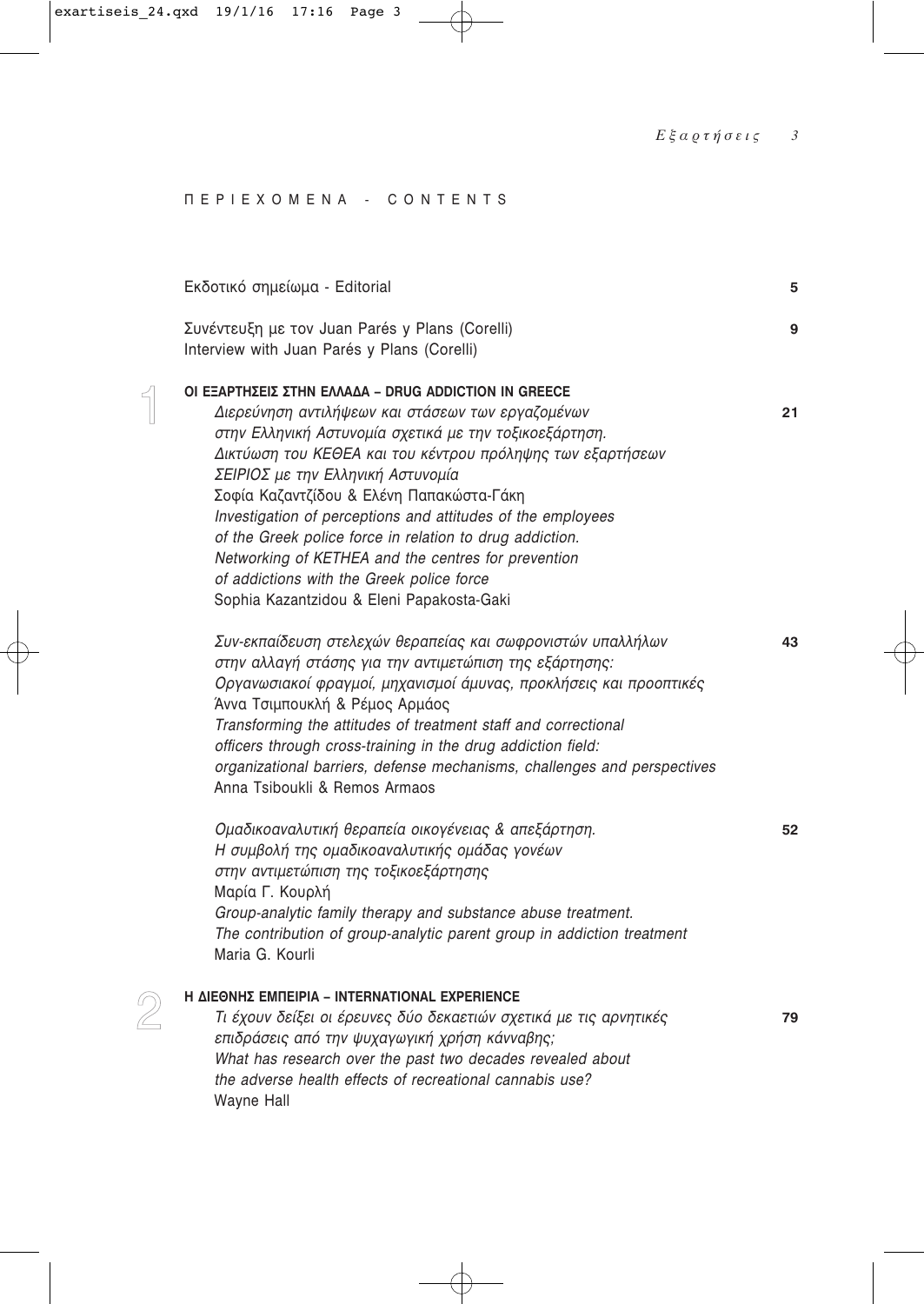ΠΕΡΙΕΧΟΜΕΝΑ - CONTENTS

Εκδοτικό σημείωμα - Editorial 5

Συνέντευξη με τον Juan Parés y Plans (Corelli)
Interview with Juan Parés y Plans (Corelli) 9

## 1 ΟΙ ΕΞΑΡΤΗΣΕΙΣ ΣΤΗΝ ΕΛΛΑΔΑ – DRUG ADDICTION IN GREECE

*Διερεύνηση αντιλήψεων και στάσεων των εργαζομένων στην Ελληνική Αστυνομία σχετικά με την τοξικοεξάρτηση. Δικτύωση του ΚΕΘΕΑ και του κέντρου πρόληψης των εξαρτήσεων ΣΕΙΡΙΟΣ με την Ελληνική Αστυνομία* 21
Σοφία Καζαντζίδου & Ελένη Παπακώστα-Γάκη
*Investigation of perceptions and attitudes of the employees of the Greek police force in relation to drug addiction. Networking of KETHEA and the centres for prevention of addictions with the Greek police force*
Sophia Kazantzidou & Eleni Papakosta-Gaki

*Συν-εκπαίδευση στελεχών θεραπείας και σωφρονιστών υπαλλήλων στην αλλαγή στάσης για την αντιμετώπιση της εξάρτησης: Οργανωσιακοί φραγμοί, μηχανισμοί άμυνας, προκλήσεις και προοπτικές* 43
Άννα Τσιμπουκλή & Ρέμος Αρμάος
*Transforming the attitudes of treatment staff and correctional officers through cross-training in the drug addiction field: organizational barriers, defense mechanisms, challenges and perspectives*
Anna Tsiboukli & Remos Armaos

*Ομαδικοαναλυτική θεραπεία οικογένειας & απεξάρτηση. Η συμβολή της ομαδικοαναλυτικής ομάδας γονέων στην αντιμετώπιση της τοξικοεξάρτησης* 52
Μαρία Γ. Κουρλή
*Group-analytic family therapy and substance abuse treatment. The contribution of group-analytic parent group in addiction treatment*
Maria G. Kourli

## 2 Η ΔΙΕΘΝΗΣ ΕΜΠΕΙΡΙΑ – INTERNATIONAL EXPERIENCE

*Τι έχουν δείξει οι έρευνες δύο δεκαετιών σχετικά με τις αρνητικές επιδράσεις από την ψυχαγωγική χρήση κάνναβης;* 79
*What has research over the past two decades revealed about the adverse health effects of recreational cannabis use?*
Wayne Hall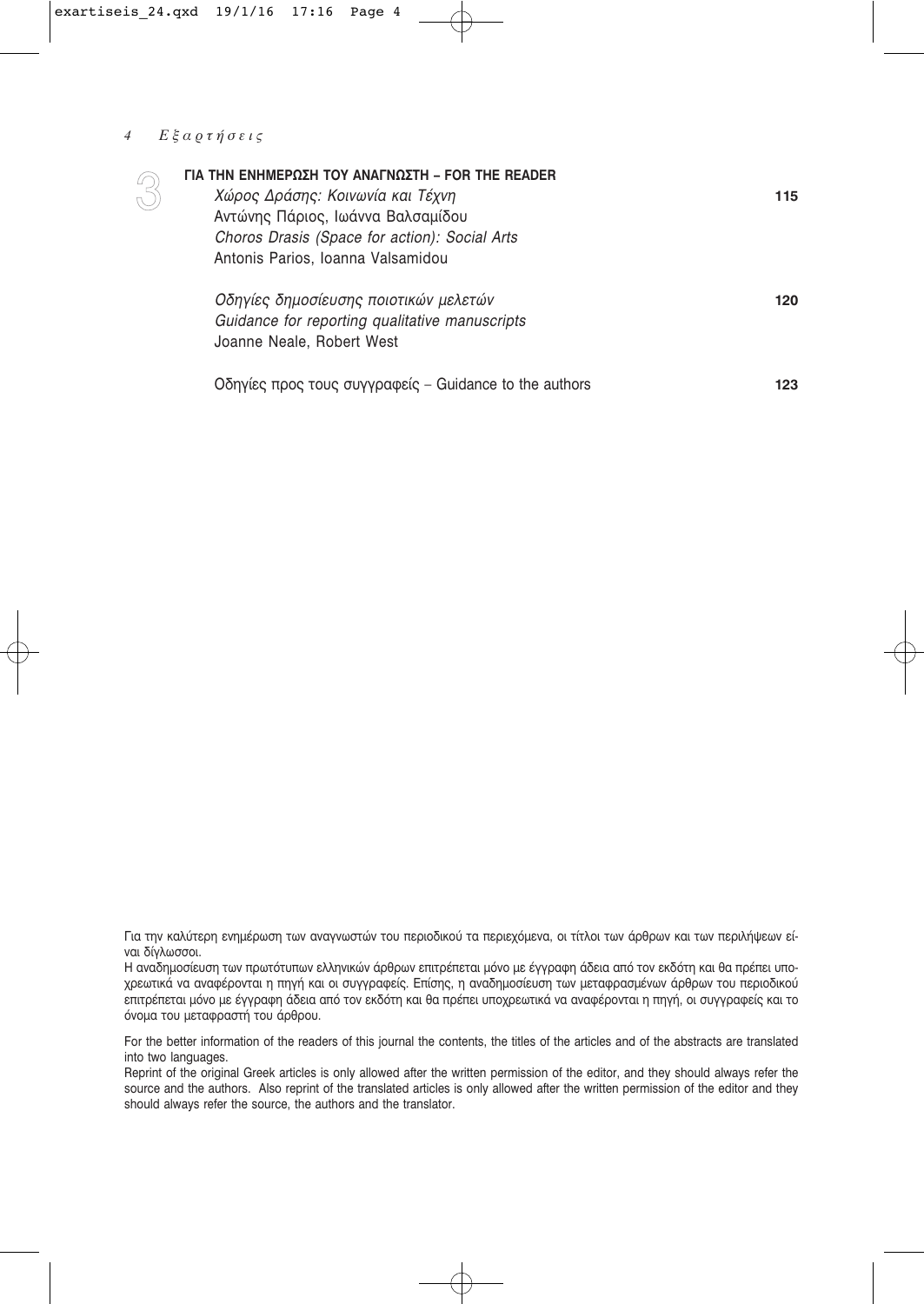## 3 ΓΙΑ ΤΗΝ ΕΝΗΜΕΡΩΣΗ ΤΟΥ ΑΝΑΓΝΩΣΤΗ – FOR THE READER

*Χώρος Δράσης: Κοινωνία και Τέχνη* **115**
Αντώνης Πάριος, Ιωάννα Βαλσαμίδου
*Choros Drasis (Space for action): Social Arts*
Antonis Parios, Ioanna Valsamidou

*Οδηγίες δημοσίευσης ποιοτικών μελετών* **120**
*Guidance for reporting qualitative manuscripts*
Joanne Neale, Robert West

Οδηγίες προς τους συγγραφείς – Guidance to the authors **123**

Για την καλύτερη ενημέρωση των αναγνωστών του περιοδικού τα περιεχόμενα, οι τίτλοι των άρθρων και των περιλήψεων είναι δίγλωσσοι.
Η αναδημοσίευση των πρωτότυπων ελληνικών άρθρων επιτρέπεται μόνο με έγγραφη άδεια από τον εκδότη και θα πρέπει υποχρεωτικά να αναφέρονται η πηγή και οι συγγραφείς. Επίσης, η αναδημοσίευση των μεταφρασμένων άρθρων του περιοδικού επιτρέπεται μόνο με έγγραφη άδεια από τον εκδότη και θα πρέπει υποχρεωτικά να αναφέρονται η πηγή, οι συγγραφείς και το όνομα του μεταφραστή του άρθρου.

For the better information of the readers of this journal the contents, the titles of the articles and of the abstracts are translated into two languages.
Reprint of the original Greek articles is only allowed after the written permission of the editor, and they should always refer the source and the authors. Also reprint of the translated articles is only allowed after the written permission of the editor and they should always refer the source, the authors and the translator.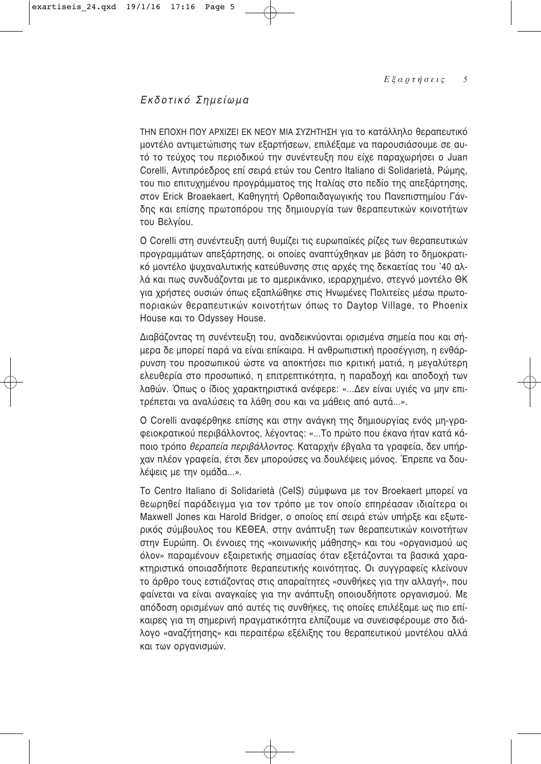## *Εκδοτικό Σημείωμα*

ΤΗΝ ΕΠΟΧΗ ΠΟΥ ΑΡΧΙΖΕΙ ΕΚ ΝΕΟΥ ΜΙΑ ΣΥΖΗΤΗΣΗ για το κατάλληλο θεραπευτικό μοντέλο αντιμετώπισης των εξαρτήσεων, επιλέξαμε να παρουσιάσουμε σε αυτό το τεύχος του περιοδικού την συνέντευξη που είχε παραχωρήσει ο Juan Corelli, Αντιπρόεδρος επί σειρά ετών του Centro Italiano di Solidarietà, Ρώμης, του πιο επιτυχημένου προγράμματος της Ιταλίας στο πεδίο της απεξάρτησης, στον Erick Broaekaert, Καθηγητή Ορθοπαιδαγωγικής του Πανεπιστημίου Γάνδης και επίσης πρωτοπόρου της δημιουργία των θεραπευτικών κοινοτήτων του Βελγίου.

Ο Corelli στη συνέντευξη αυτή θυμίζει τις ευρωπαϊκές ρίζες των θεραπευτικών προγραμμάτων απεξάρτησης, οι οποίες αναπτύχθηκαν με βάση το δημοκρατικό μοντέλο ψυχαναλυτικής κατεύθυνσης στις αρχές της δεκαετίας του '40 αλλά και πως συνδυάζονται με το αμερικάνικο, ιεραρχημένο, στεγνό μοντέλο ΘΚ για χρήστες ουσιών όπως εξαπλώθηκε στις Ηνωμένες Πολιτείες μέσω πρωτοποριακών θεραπευτικών κοινοτήτων όπως το Daytop Village, το Phoenix House και το Odyssey House.

Διαβάζοντας τη συνέντευξη του, αναδεικνύονται ορισμένα σημεία που και σήμερα δε μπορεί παρά να είναι επίκαιρα. Η ανθρωπιστική προσέγγιση, η ενθάρρυνση του προσωπικού ώστε να αποκτήσει πιο κριτική ματιά, η μεγαλύτερη ελευθερία στο προσωπικό, η επιτρεπτικότητα, η παραδοχή και αποδοχή των λαθών. Όπως ο ίδιος χαρακτηριστικά ανέφερε: «...Δεν είναι υγιές να μην επιτρέπεται να αναλύσεις τα λάθη σου και να μάθεις από αυτά...».

Ο Corelli αναφέρθηκε επίσης και στην ανάγκη της δημιουργίας ενός μη-γραφειοκρατικού περιβάλλοντος, λέγοντας: «...Το πρώτο που έκανα ήταν κατά κάποιο τρόπο *θεραπεία περιβάλλοντος*. Καταρχήν έβγαλα τα γραφεία, δεν υπήρχαν πλέον γραφεία, έτσι δεν μπορούσες να δουλέψεις μόνος. Έπρεπε να δουλέψεις με την ομάδα...».

Το Centro Italiano di Solidarietà (CeIS) σύμφωνα με τον Broekaert μπορεί να θεωρηθεί παράδειγμα για τον τρόπο με τον οποίο επηρέασαν ιδιαίτερα οι Maxwell Jones και Harold Bridger, ο οποίος επί σειρά ετών υπήρξε και εξωτερικός σύμβουλος του ΚΕΘΕΑ, στην ανάπτυξη των θεραπευτικών κοινοτήτων στην Ευρώπη. Οι έννοιες της «κοινωνικής μάθησης» και του «οργανισμού ως όλον» παραμένουν εξαιρετικής σημασίας όταν εξετάζονται τα βασικά χαρακτηριστικά οποιασδήποτε θεραπευτικής κοινότητας. Οι συγγραφείς κλείνουν το άρθρο τους εστιάζοντας στις απαραίτητες «συνθήκες για την αλλαγή», που φαίνεται να είναι αναγκαίες για την ανάπτυξη οποιουδήποτε οργανισμού. Με απόδοση ορισμένων από αυτές τις συνθήκες, τις οποίες επιλέξαμε ως πιο επίκαιρες για τη σημερινή πραγματικότητα ελπίζουμε να συνεισφέρουμε στο διάλογο «αναζήτησης» και περαιτέρω εξέλιξης του θεραπευτικού μοντέλου αλλά και των οργανισμών.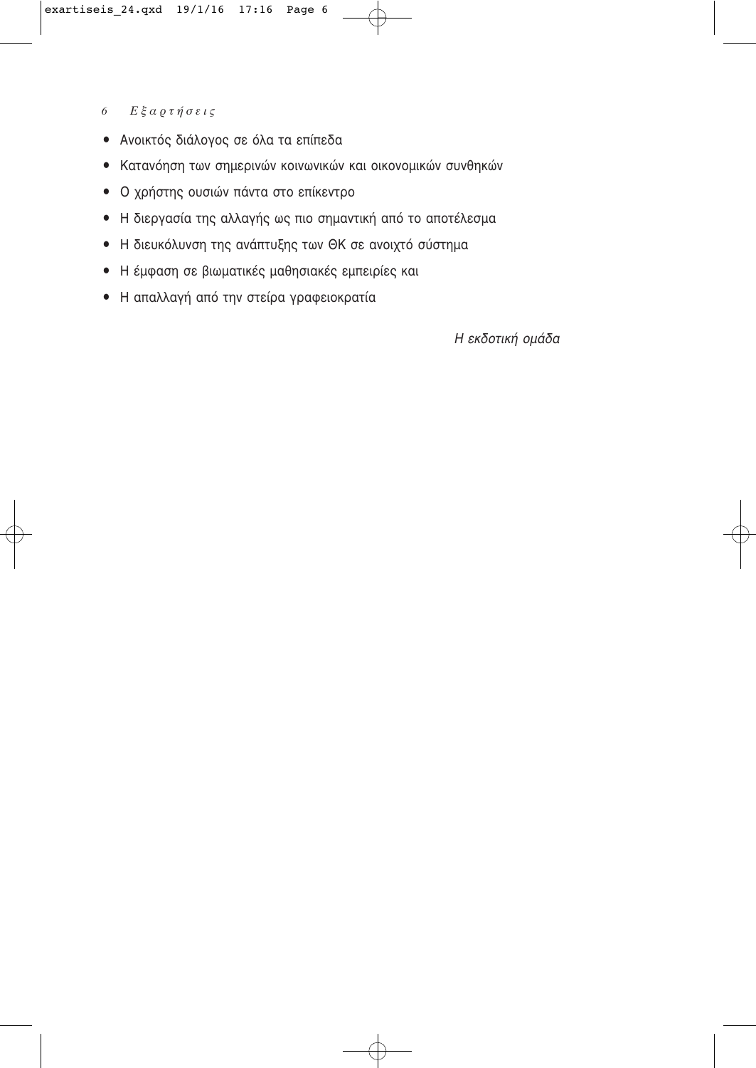- Ανοικτός διάλογος σε όλα τα επίπεδα
- Κατανόηση των σημερινών κοινωνικών και οικονομικών συνθηκών
- Ο χρήστης ουσιών πάντα στο επίκεντρο
- Η διεργασία της αλλαγής ως πιο σημαντική από το αποτέλεσμα
- Η διευκόλυνση της ανάπτυξης των ΘΚ σε ανοιχτό σύστημα
- Η έμφαση σε βιωματικές μαθησιακές εμπειρίες και
- Η απαλλαγή από την στείρα γραφειοκρατία

*Η εκδοτική ομάδα*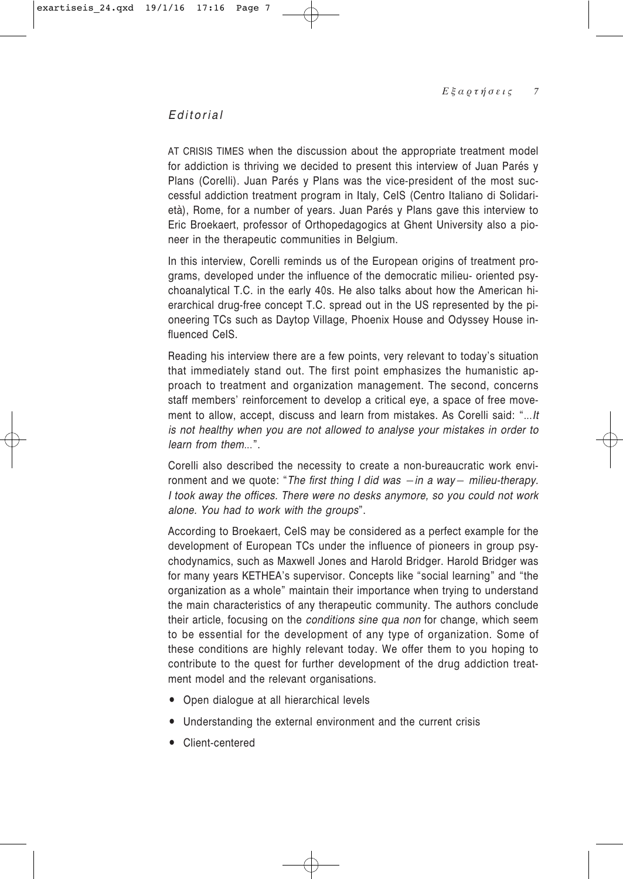*Editorial*

AT CRISIS TIMES when the discussion about the appropriate treatment model for addiction is thriving we decided to present this interview of Juan Parés y Plans (Corelli). Juan Parés y Plans was the vice-president of the most successful addiction treatment program in Italy, CeIS (Centro Italiano di Solidarietà), Rome, for a number of years. Juan Parés y Plans gave this interview to Eric Broekaert, professor of Orthopedagogics at Ghent University also a pioneer in the therapeutic communities in Belgium.

In this interview, Corelli reminds us of the European origins of treatment programs, developed under the influence of the democratic milieu- oriented psychoanalytical T.C. in the early 40s. He also talks about how the American hierarchical drug-free concept T.C. spread out in the US represented by the pioneering TCs such as Daytop Village, Phoenix House and Odyssey House influenced CeIS.

Reading his interview there are a few points, very relevant to today's situation that immediately stand out. The first point emphasizes the humanistic approach to treatment and organization management. The second, concerns staff members' reinforcement to develop a critical eye, a space of free movement to allow, accept, discuss and learn from mistakes. As Corelli said: "...*It is not healthy when you are not allowed to analyse your mistakes in order to learn from them...*".

Corelli also described the necessity to create a non-bureaucratic work environment and we quote: "*The first thing I did was –in a way– milieu-therapy. I took away the offices. There were no desks anymore, so you could not work alone. You had to work with the groups*".

According to Broekaert, CeIS may be considered as a perfect example for the development of European TCs under the influence of pioneers in group psychodynamics, such as Maxwell Jones and Harold Bridger. Harold Bridger was for many years KETHEA's supervisor. Concepts like "social learning" and "the organization as a whole" maintain their importance when trying to understand the main characteristics of any therapeutic community. The authors conclude their article, focusing on the *conditions sine qua non* for change, which seem to be essential for the development of any type of organization. Some of these conditions are highly relevant today. We offer them to you hoping to contribute to the quest for further development of the drug addiction treatment model and the relevant organisations.

- Open dialogue at all hierarchical levels
- Understanding the external environment and the current crisis
- Client-centered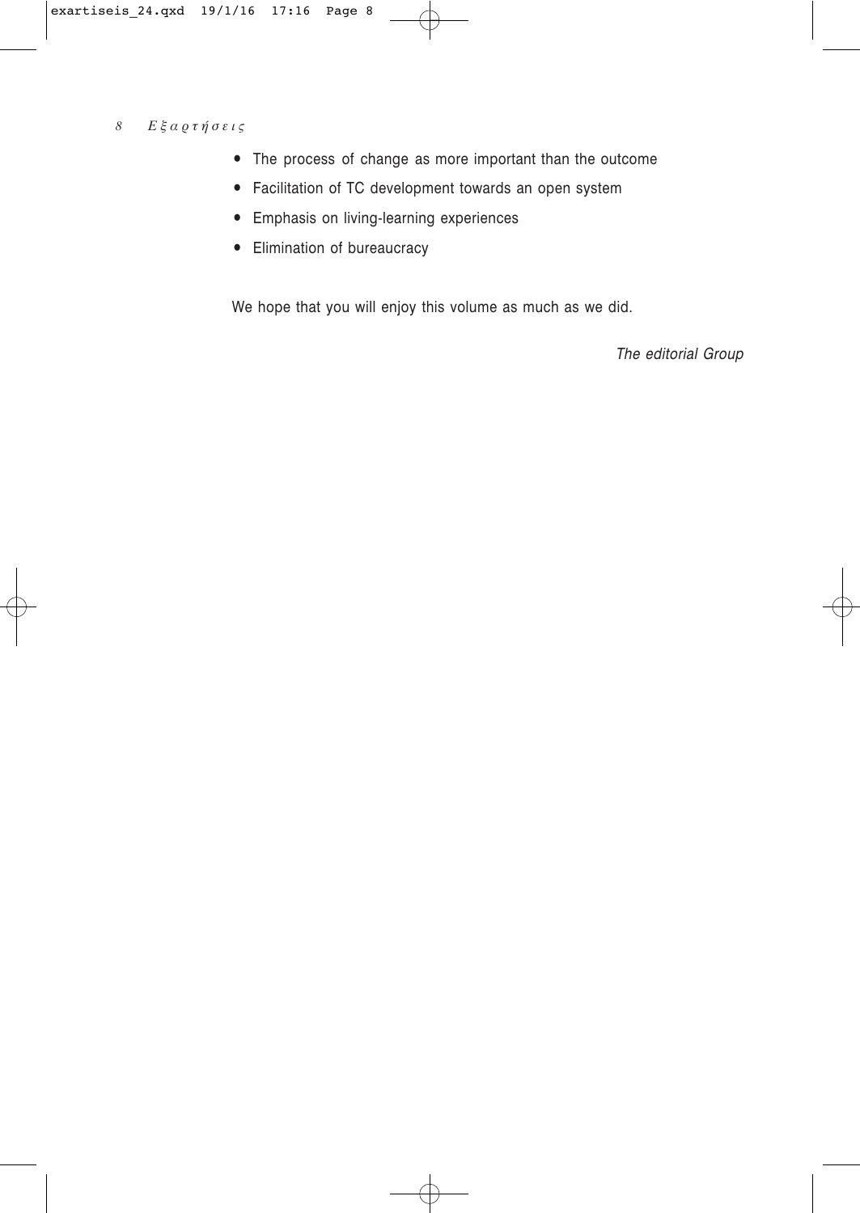- The process of change as more important than the outcome
- Facilitation of TC development towards an open system
- Emphasis on living-learning experiences
- Elimination of bureaucracy

We hope that you will enjoy this volume as much as we did.

*The editorial Group*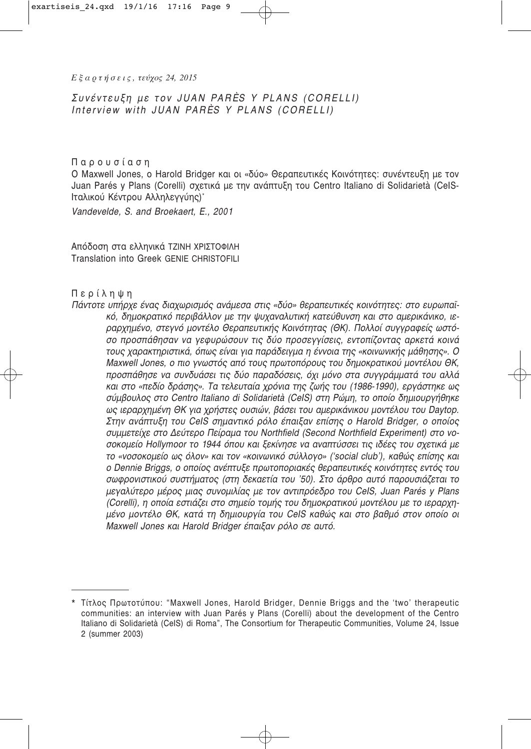*Εξαρτήσεις, τεύχος 24, 2015*

# *Συνέντευξη με τον JUAN PARÈS Y PLANS (CORELLI)*
# *Interview with JUAN PARÈS Y PLANS (CORELLI)*

Παρουσίαση

Ο Maxwell Jones, ο Harold Bridger και οι «δύο» Θεραπευτικές Κοινότητες: συνέντευξη με τον Juan Parés y Plans (Corelli) σχετικά με την ανάπτυξη του Centro Italiano di Solidarietà (CeIS-Ιταλικού Κέντρου Αλληλεγγύης)*

*Vandevelde, S. and Broekaert, E., 2001*

Απόδοση στα ελληνικά ΤΖΙΝΗ ΧΡΙΣΤΟΦΙΛΗ
Translation into Greek GENIE CHRISTOFILI

Περίληψη

*Πάντοτε υπήρχε ένας διαχωρισμός ανάμεσα στις «δύο» θεραπευτικές κοινότητες: στο ευρωπαϊκό, δημοκρατικό περιβάλλον με την ψυχαναλυτική κατεύθυνση και στο αμερικάνικο, ιεραρχημένο, στεγνό μοντέλο Θεραπευτικής Κοινότητας (ΘΚ). Πολλοί συγγραφείς ωστόσο προσπάθησαν να γεφυρώσουν τις δύο προσεγγίσεις, εντοπίζοντας αρκετά κοινά τους χαρακτηριστικά, όπως είναι για παράδειγμα η έννοια της «κοινωνικής μάθησης». Ο Maxwell Jones, ο πιο γνωστός από τους πρωτοπόρους του δημοκρατικού μοντέλου ΘΚ, προσπάθησε να συνδυάσει τις δύο παραδόσεις, όχι μόνο στα συγγράμματά του αλλά και στο «πεδίο δράσης». Τα τελευταία χρόνια της ζωής του (1986-1990), εργάστηκε ως σύμβουλος στο Centro Italiano di Solidarietà (CeIS) στη Ρώμη, το οποίο δημιουργήθηκε ως ιεραρχημένη ΘΚ για χρήστες ουσιών, βάσει του αμερικάνικου μοντέλου του Daytop. Στην ανάπτυξη του CeIS σημαντικό ρόλο έπαιξαν επίσης ο Harold Bridger, ο οποίος συμμετείχε στο Δεύτερο Πείραμα του Northfield (Second Northfield Experiment) στο νοσοκομείο Hollymoor το 1944 όπου και ξεκίνησε να αναπτύσσει τις ιδέες του σχετικά με το «νοσοκομείο ως όλον» και τον «κοινωνικό σύλλογο» ('social club'), καθώς επίσης και ο Dennie Briggs, ο οποίος ανέπτυξε πρωτοποριακές θεραπευτικές κοινότητες εντός του σωφρονιστικού συστήματος (στη δεκαετία του '50). Στο άρθρο αυτό παρουσιάζεται το μεγαλύτερο μέρος μιας συνομιλίας με τον αντιπρόεδρο του CeIS, Juan Parés y Plans (Corelli), η οποία εστιάζει στο σημείο τομής του δημοκρατικού μοντέλου με το ιεραρχημένο μοντέλο ΘΚ, κατά τη δημιουργία του CeIS καθώς και στο βαθμό στον οποίο οι Maxwell Jones και Harold Bridger έπαιξαν ρόλο σε αυτό.*

---

\* Τίτλος Πρωτοτύπου: "Maxwell Jones, Harold Bridger, Dennie Briggs and the 'two' therapeutic communities: an interview with Juan Parés y Plans (Corelli) about the development of the Centro Italiano di Solidarietà (CeIS) di Roma", The Consortium for Therapeutic Communities, Volume 24, Issue 2 (summer 2003)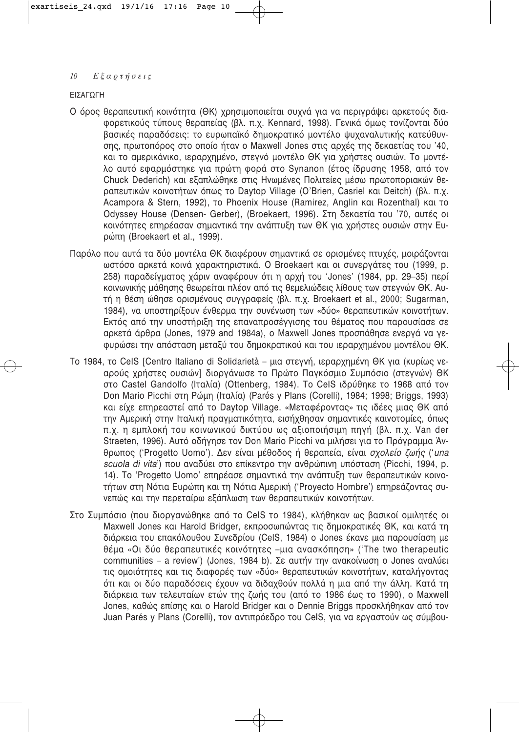ΕΙΣΑΓΩΓΗ

Ο όρος θεραπευτική κοινότητα (ΘΚ) χρησιμοποιείται συχνά για να περιγράψει αρκετούς διαφορετικούς τύπους θεραπείας (βλ. π.χ. Kennard, 1998). Γενικά όμως τονίζονται δύο βασικές παραδόσεις: το ευρωπαϊκό δημοκρατικό μοντέλο ψυχαναλυτικής κατεύθυνσης, πρωτοπόρος στο οποίο ήταν ο Maxwell Jones στις αρχές της δεκαετίας του '40, και το αμερικάνικο, ιεραρχημένο, στεγνό μοντέλο ΘΚ για χρήστες ουσιών. Το μοντέλο αυτό εφαρμόστηκε για πρώτη φορά στο Synanon (έτος ίδρυσης 1958, από τον Chuck Dederich) και εξαπλώθηκε στις Ηνωμένες Πολιτείες μέσω πρωτοποριακών θεραπευτικών κοινοτήτων όπως το Daytop Village (O'Brien, Casriel και Deitch) (βλ. π.χ. Acampora & Stern, 1992), το Phoenix House (Ramirez, Anglin και Rozenthal) και το Odyssey House (Densen- Gerber), (Broekaert, 1996). Στη δεκαετία του '70, αυτές οι κοινότητες επηρέασαν σημαντικά την ανάπτυξη των ΘΚ για χρήστες ουσιών στην Ευρώπη (Broekaert et al., 1999).

Παρόλο που αυτά τα δύο μοντέλα ΘΚ διαφέρουν σημαντικά σε ορισμένες πτυχές, μοιράζονται ωστόσο αρκετά κοινά χαρακτηριστικά. Ο Broekaert και οι συνεργάτες του (1999, p. 258) παραδείγματος χάριν αναφέρουν ότι η αρχή του 'Jones' (1984, pp. 29–35) περί κοινωνικής μάθησης θεωρείται πλέον από τις θεμελιώδεις λίθους των στεγνών ΘΚ. Αυτή η θέση ώθησε ορισμένους συγγραφείς (βλ. π.χ. Broekaert et al., 2000; Sugarman, 1984), να υποστηρίξουν ένθερμα την συνένωση των «δύο» θεραπευτικών κοινοτήτων. Εκτός από την υποστήριξη της επαναπροσέγγισης του θέματος που παρουσίασε σε αρκετά άρθρα (Jones, 1979 and 1984a), ο Maxwell Jones προσπάθησε ενεργά να γεφυρώσει την απόσταση μεταξύ του δημοκρατικού και του ιεραρχημένου μοντέλου ΘΚ.

Το 1984, το CeIS [Centro Italiano di Solidarietà – μια στεγνή, ιεραρχημένη ΘΚ για (κυρίως νεαρούς χρήστες ουσιών] διοργάνωσε το Πρώτο Παγκόσμιο Συμπόσιο (στεγνών) ΘΚ στο Castel Gandolfo (Ιταλία) (Ottenberg, 1984). Το CeIS ιδρύθηκε το 1968 από τον Don Mario Picchi στη Ρώμη (Ιταλία) (Parés y Plans (Corelli), 1984; 1998; Briggs, 1993) και είχε επηρεαστεί από το Daytop Village. «Μεταφέροντας» τις ιδέες μιας ΘΚ από την Αμερική στην Ιταλική πραγματικότητα, εισήχθησαν σημαντικές καινοτομίες, όπως π.χ. η εμπλοκή του κοινωνικού δικτύου ως αξιοποιήσιμη πηγή (βλ. π.χ. Van der Straeten, 1996). Αυτό οδήγησε τον Don Mario Picchi να μιλήσει για το Πρόγραμμα Άνθρωπος ('Progetto Uomo'). Δεν είναι μέθοδος ή θεραπεία, είναι *σχολείο ζωής* ('*una scuola di vita*') που αναδύει στο επίκεντρο την ανθρώπινη υπόσταση (Picchi, 1994, p. 14). Το 'Progetto Uomo' επηρέασε σημαντικά την ανάπτυξη των θεραπευτικών κοινοτήτων στη Νότια Ευρώπη και τη Νότια Αμερική ('Proyecto Hombre') επηρεάζοντας συνεπώς και την περεταίρω εξάπλωση των θεραπευτικών κοινοτήτων.

Στο Συμπόσιο (που διοργανώθηκε από το CeIS το 1984), κλήθηκαν ως βασικοί ομιλητές οι Maxwell Jones και Harold Bridger, εκπροσωπώντας τις δημοκρατικές ΘΚ, και κατά τη διάρκεια του επακόλουθου Συνεδρίου (CeIS, 1984) ο Jones έκανε μια παρουσίαση με θέμα «Οι δύο θεραπευτικές κοινότητες –μια ανασκόπηση» ('The two therapeutic communities – a review') (Jones, 1984 b). Σε αυτήν την ανακοίνωση ο Jones αναλύει τις ομοιότητες και τις διαφορές των «δύο» θεραπευτικών κοινοτήτων, καταλήγοντας ότι και οι δύο παραδόσεις έχουν να διδαχθούν πολλά η μια από την άλλη. Κατά τη διάρκεια των τελευταίων ετών της ζωής του (από το 1986 έως το 1990), ο Maxwell Jones, καθώς επίσης και ο Harold Bridger και ο Dennie Briggs προσκλήθηκαν από τον Juan Parés y Plans (Corelli), τον αντιπρόεδρο του CeIS, για να εργαστούν ως σύμβου-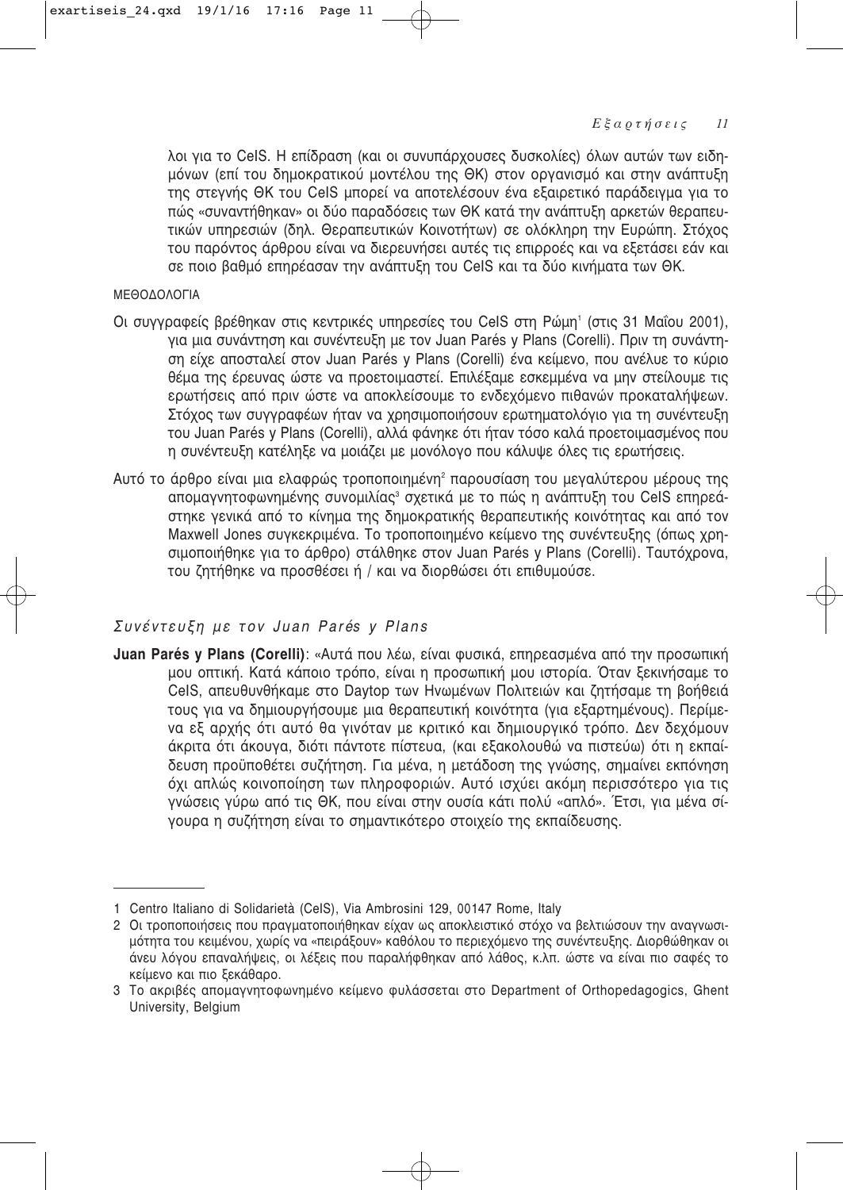λοι για το CeIS. Η επίδραση (και οι συνυπάρχουσες δυσκολίες) όλων αυτών των ειδημόνων (επί του δημοκρατικού μοντέλου της ΘΚ) στον οργανισμό και στην ανάπτυξη της στεγνής ΘΚ του CeIS μπορεί να αποτελέσουν ένα εξαιρετικό παράδειγμα για το πώς «συναντήθηκαν» οι δύο παραδόσεις των ΘΚ κατά την ανάπτυξη αρκετών θεραπευτικών υπηρεσιών (δηλ. Θεραπευτικών Κοινοτήτων) σε ολόκληρη την Ευρώπη. Στόχος του παρόντος άρθρου είναι να διερευνήσει αυτές τις επιρροές και να εξετάσει εάν και σε ποιο βαθμό επηρέασαν την ανάπτυξη του CeIS και τα δύο κινήματα των ΘΚ.

## ΜΕΘΟΔΟΛΟΓΙΑ

Οι συγγραφείς βρέθηκαν στις κεντρικές υπηρεσίες του CeIS στη Ρώμη[1] (στις 31 Μαΐου 2001), για μια συνάντηση και συνέντευξη με τον Juan Parés y Plans (Corelli). Πριν τη συνάντηση είχε αποσταλεί στον Juan Parés y Plans (Corelli) ένα κείμενο, που ανέλυε το κύριο θέμα της έρευνας ώστε να προετοιμαστεί. Επιλέξαμε εσκεμμένα να μην στείλουμε τις ερωτήσεις από πριν ώστε να αποκλείσουμε το ενδεχόμενο πιθανών προκαταλήψεων. Στόχος των συγγραφέων ήταν να χρησιμοποιήσουν ερωτηματολόγιο για τη συνέντευξη του Juan Parés y Plans (Corelli), αλλά φάνηκε ότι ήταν τόσο καλά προετοιμασμένος που η συνέντευξη κατέληξε να μοιάζει με μονόλογο που κάλυψε όλες τις ερωτήσεις.

Αυτό το άρθρο είναι μια ελαφρώς τροποποιημένη[2] παρουσίαση του μεγαλύτερου μέρους της απομαγνητοφωνημένης συνομιλίας[3] σχετικά με το πώς η ανάπτυξη του CeIS επηρεάστηκε γενικά από το κίνημα της δημοκρατικής θεραπευτικής κοινότητας και από τον Maxwell Jones συγκεκριμένα. Το τροποποιημένο κείμενο της συνέντευξης (όπως χρησιμοποιήθηκε για το άρθρο) στάλθηκε στον Juan Parés y Plans (Corelli). Ταυτόχρονα, του ζητήθηκε να προσθέσει ή / και να διορθώσει ότι επιθυμούσε.

### *Συνέντευξη με τον Juan Parés y Plans*

**Juan Parés y Plans (Corelli)**: «Αυτά που λέω, είναι φυσικά, επηρεασμένα από την προσωπική μου οπτική. Κατά κάποιο τρόπο, είναι η προσωπική μου ιστορία. Όταν ξεκινήσαμε το CeIS, απευθυνθήκαμε στο Daytop των Ηνωμένων Πολιτειών και ζητήσαμε τη βοήθειά τους για να δημιουργήσουμε μια θεραπευτική κοινότητα (για εξαρτημένους). Περίμενα εξ αρχής ότι αυτό θα γινόταν με κριτικό και δημιουργικό τρόπο. Δεν δεχόμουν άκριτα ότι άκουγα, διότι πάντοτε πίστευα, (και εξακολουθώ να πιστεύω) ότι η εκπαίδευση προϋποθέτει συζήτηση. Για μένα, η μετάδοση της γνώσης, σημαίνει εκπόνηση όχι απλώς κοινοποίηση των πληροφοριών. Αυτό ισχύει ακόμη περισσότερο για τις γνώσεις γύρω από τις ΘΚ, που είναι στην ουσία κάτι πολύ «απλό». Έτσι, για μένα σίγουρα η συζήτηση είναι το σημαντικότερο στοιχείο της εκπαίδευσης.

---

1 Centro Italiano di Solidarietà (CeIS), Via Ambrosini 129, 00147 Rome, Italy

2 Οι τροποποιήσεις που πραγματοποιήθηκαν είχαν ως αποκλειστικό στόχο να βελτιώσουν την αναγνωσιμότητα του κειμένου, χωρίς να «πειράξουν» καθόλου το περιεχόμενο της συνέντευξης. Διορθώθηκαν οι άνευ λόγου επαναλήψεις, οι λέξεις που παραλήφθηκαν από λάθος, κ.λπ. ώστε να είναι πιο σαφές το κείμενο και πιο ξεκάθαρο.

3 Το ακριβές απομαγνητοφωνημένο κείμενο φυλάσσεται στο Department of Orthopedagogics, Ghent University, Belgium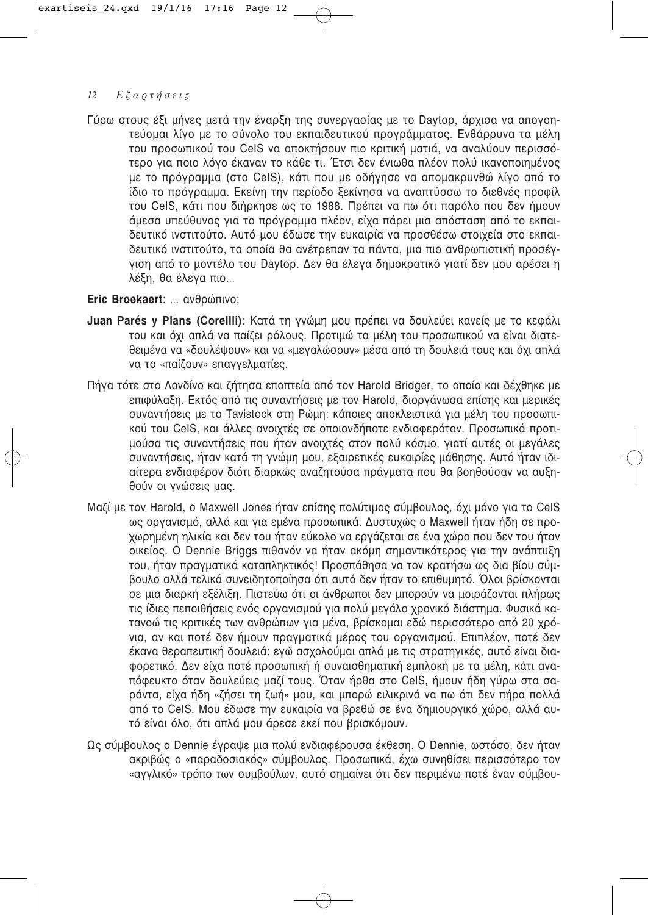Γύρω στους έξι μήνες μετά την έναρξη της συνεργασίας με το Daytop, άρχισα να απογοητεύομαι λίγο με το σύνολο του εκπαιδευτικού προγράμματος. Ενθάρρυνα τα μέλη του προσωπικού του CeIS να αποκτήσουν πιο κριτική ματιά, να αναλύουν περισσότερο για ποιο λόγο έκαναν το κάθε τι. Έτσι δεν ένιωθα πλέον πολύ ικανοποιημένος με το πρόγραμμα (στο CeIS), κάτι που με οδήγησε να απομακρυνθώ λίγο από το ίδιο το πρόγραμμα. Εκείνη την περίοδο ξεκίνησα να αναπτύσσω το διεθνές προφίλ του CeIS, κάτι που διήρκησε ως το 1988. Πρέπει να πω ότι παρόλο που δεν ήμουν άμεσα υπεύθυνος για το πρόγραμμα πλέον, είχα πάρει μια απόσταση από το εκπαιδευτικό ινστιτούτο. Αυτό μου έδωσε την ευκαιρία να προσθέσω στοιχεία στο εκπαιδευτικό ινστιτούτο, τα οποία θα ανέτρεπαν τα πάντα, μια πιο ανθρωπιστική προσέγγιση από το μοντέλο του Daytop. Δεν θα έλεγα δημοκρατικό γιατί δεν μου αρέσει η λέξη, θα έλεγα πιο...

**Eric Broekaert**: ... ανθρώπινο;

**Juan Parés y Plans (Corellli)**: Κατά τη γνώμη μου πρέπει να δουλεύει κανείς με το κεφάλι του και όχι απλά να παίζει ρόλους. Προτιμώ τα μέλη του προσωπικού να είναι διατεθειμένα να «δουλέψουν» και να «μεγαλώσουν» μέσα από τη δουλειά τους και όχι απλά να το «παίζουν» επαγγελματίες.

Πήγα τότε στο Λονδίνο και ζήτησα εποπτεία από τον Harold Bridger, το οποίο και δέχθηκε με επιφύλαξη. Εκτός από τις συναντήσεις με τον Harold, διοργάνωσα επίσης και μερικές συναντήσεις με το Tavistock στη Ρώμη: κάποιες αποκλειστικά για μέλη του προσωπικού του CeIS, και άλλες ανοιχτές σε οποιονδήποτε ενδιαφερόταν. Προσωπικά προτιμούσα τις συναντήσεις που ήταν ανοιχτές στον πολύ κόσμο, γιατί αυτές οι μεγάλες συναντήσεις, ήταν κατά τη γνώμη μου, εξαιρετικές ευκαιρίες μάθησης. Αυτό ήταν ιδιαίτερα ενδιαφέρον διότι διαρκώς αναζητούσα πράγματα που θα βοηθούσαν να αυξηθούν οι γνώσεις μας.

Μαζί με τον Harold, ο Maxwell Jones ήταν επίσης πολύτιμος σύμβουλος, όχι μόνο για το CeIS ως οργανισμό, αλλά και για εμένα προσωπικά. Δυστυχώς ο Maxwell ήταν ήδη σε προχωρημένη ηλικία και δεν του ήταν εύκολο να εργάζεται σε ένα χώρο που δεν του ήταν οικείος. Ο Dennie Briggs πιθανόν να ήταν ακόμη σημαντικότερος για την ανάπτυξη του, ήταν πραγματικά καταπληκτικός! Προσπάθησα να τον κρατήσω ως δια βίου σύμβουλο αλλά τελικά συνειδητοποίησα ότι αυτό δεν ήταν το επιθυμητό. Όλοι βρίσκονται σε μια διαρκή εξέλιξη. Πιστεύω ότι οι άνθρωποι δεν μπορούν να μοιράζονται πλήρως τις ίδιες πεποιθήσεις ενός οργανισμού για πολύ μεγάλο χρονικό διάστημα. Φυσικά κατανοώ τις κριτικές των ανθρώπων για μένα, βρίσκομαι εδώ περισσότερο από 20 χρόνια, αν και ποτέ δεν ήμουν πραγματικά μέρος του οργανισμού. Επιπλέον, ποτέ δεν έκανα θεραπευτική δουλειά: εγώ ασχολούμαι απλά με τις στρατηγικές, αυτό είναι διαφορετικό. Δεν είχα ποτέ προσωπική ή συναισθηματική εμπλοκή με τα μέλη, κάτι αναπόφευκτο όταν δουλεύεις μαζί τους. Όταν ήρθα στο CeIS, ήμουν ήδη γύρω στα σαράντα, είχα ήδη «ζήσει τη ζωή» μου, και μπορώ ειλικρινά να πω ότι δεν πήρα πολλά από το CeIS. Μου έδωσε την ευκαιρία να βρεθώ σε ένα δημιουργικό χώρο, αλλά αυτό είναι όλο, ότι απλά μου άρεσε εκεί που βρισκόμουν.

Ως σύμβουλος ο Dennie έγραψε μια πολύ ενδιαφέρουσα έκθεση. Ο Dennie, ωστόσο, δεν ήταν ακριβώς ο «παραδοσιακός» σύμβουλος. Προσωπικά, έχω συνηθίσει περισσότερο τον «αγγλικό» τρόπο των συμβούλων, αυτό σημαίνει ότι δεν περιμένω ποτέ έναν σύμβου-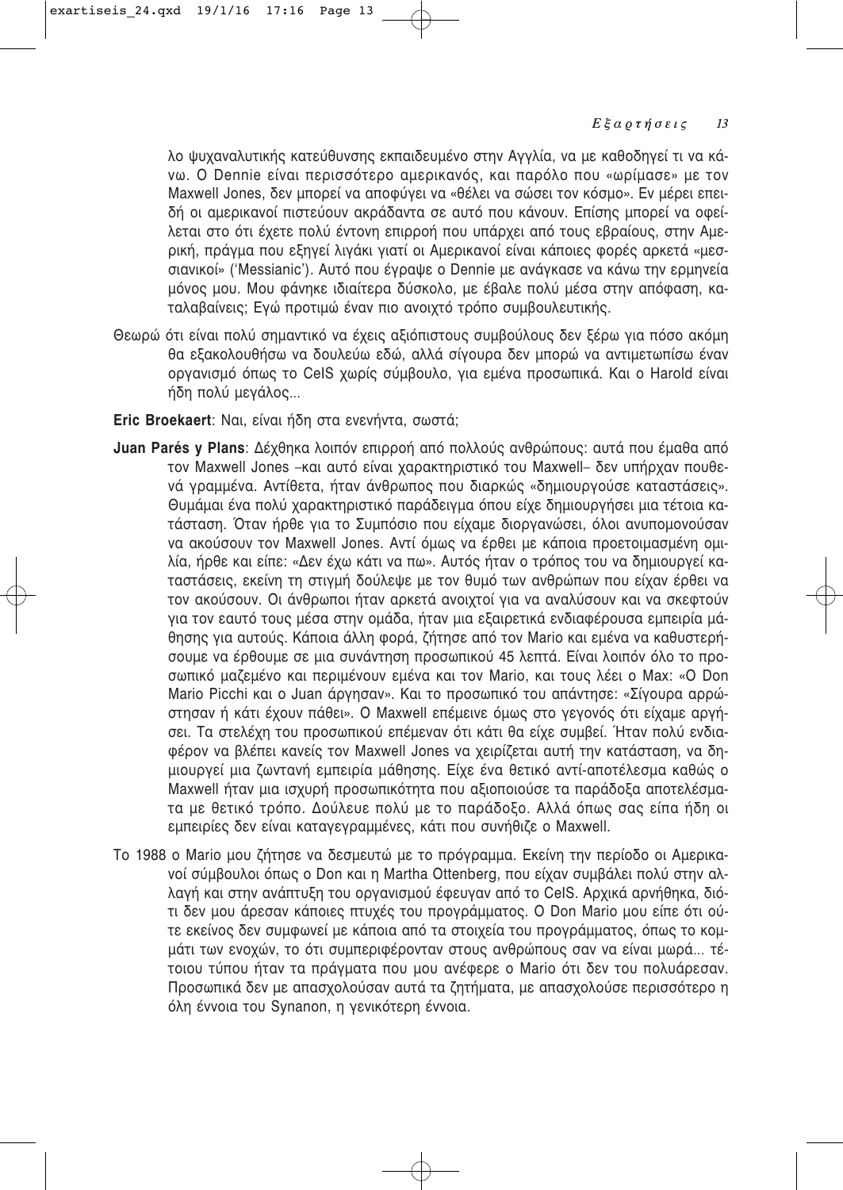λο ψυχαναλυτικής κατεύθυνσης εκπαιδευμένο στην Αγγλία, να με καθοδηγεί τι να κάνω. Ο Dennie είναι περισσότερο αμερικανός, και παρόλο που «ωρίμασε» με τον Maxwell Jones, δεν μπορεί να αποφύγει να «θέλει να σώσει τον κόσμο». Εν μέρει επειδή οι αμερικανοί πιστεύουν ακράδαντα σε αυτό που κάνουν. Επίσης μπορεί να οφείλεται στο ότι έχετε πολύ έντονη επιρροή που υπάρχει από τους εβραίους, στην Αμερική, πράγμα που εξηγεί λιγάκι γιατί οι Αμερικανοί είναι κάποιες φορές αρκετά «μεσσιανικοί» ('Messianic'). Αυτό που έγραψε ο Dennie με ανάγκασε να κάνω την ερμηνεία μόνος μου. Μου φάνηκε ιδιαίτερα δύσκολο, με έβαλε πολύ μέσα στην απόφαση, καταλαβαίνεις; Εγώ προτιμώ έναν πιο ανοιχτό τρόπο συμβουλευτικής.

Θεωρώ ότι είναι πολύ σημαντικό να έχεις αξιόπιστους συμβούλους δεν ξέρω για πόσο ακόμη θα εξακολουθήσω να δουλεύω εδώ, αλλά σίγουρα δεν μπορώ να αντιμετωπίσω έναν οργανισμό όπως το CeIS χωρίς σύμβουλο, για εμένα προσωπικά. Και ο Harold είναι ήδη πολύ μεγάλος...

**Eric Broekaert**: Ναι, είναι ήδη στα ενενήντα, σωστά;

**Juan Parés y Plans**: Δέχθηκα λοιπόν επιρροή από πολλούς ανθρώπους: αυτά που έμαθα από τον Maxwell Jones –και αυτό είναι χαρακτηριστικό του Maxwell– δεν υπήρχαν πουθενά γραμμένα. Αντίθετα, ήταν άνθρωπος που διαρκώς «δημιουργούσε καταστάσεις». Θυμάμαι ένα πολύ χαρακτηριστικό παράδειγμα όπου είχε δημιουργήσει μια τέτοια κατάσταση. Όταν ήρθε για το Συμπόσιο που είχαμε διοργανώσει, όλοι ανυπομονούσαν να ακούσουν τον Maxwell Jones. Αντί όμως να έρθει με κάποια προετοιμασμένη ομιλία, ήρθε και είπε: «Δεν έχω κάτι να πω». Αυτός ήταν ο τρόπος του να δημιουργεί καταστάσεις, εκείνη τη στιγμή δούλεψε με τον θυμό των ανθρώπων που είχαν έρθει να τον ακούσουν. Οι άνθρωποι ήταν αρκετά ανοιχτοί για να αναλύσουν και να σκεφτούν για τον εαυτό τους μέσα στην ομάδα, ήταν μια εξαιρετικά ενδιαφέρουσα εμπειρία μάθησης για αυτούς. Κάποια άλλη φορά, ζήτησε από τον Mario και εμένα να καθυστερήσουμε να έρθουμε σε μια συνάντηση προσωπικού 45 λεπτά. Είναι λοιπόν όλο το προσωπικό μαζεμένο και περιμένουν εμένα και τον Mario, και τους λέει ο Max: «Ο Don Mario Picchi και ο Juan άργησαν». Και το προσωπικό του απάντησε: «Σίγουρα αρρώστησαν ή κάτι έχουν πάθει». Ο Maxwell επέμεινε όμως στο γεγονός ότι είχαμε αργήσει. Τα στελέχη του προσωπικού επέμεναν ότι κάτι θα είχε συμβεί. Ήταν πολύ ενδιαφέρον να βλέπει κανείς τον Maxwell Jones να χειρίζεται αυτή την κατάσταση, να δημιουργεί μια ζωντανή εμπειρία μάθησης. Είχε ένα θετικό αντί-αποτέλεσμα καθώς ο Maxwell ήταν μια ισχυρή προσωπικότητα που αξιοποιούσε τα παράδοξα αποτελέσματα με θετικό τρόπο. Δούλευε πολύ με το παράδοξο. Αλλά όπως σας είπα ήδη οι εμπειρίες δεν είναι καταγεγραμμένες, κάτι που συνήθιζε ο Maxwell.

Το 1988 ο Mario μου ζήτησε να δεσμευτώ με το πρόγραμμα. Εκείνη την περίοδο οι Αμερικανοί σύμβουλοι όπως ο Don και η Martha Ottenberg, που είχαν συμβάλει πολύ στην αλλαγή και στην ανάπτυξη του οργανισμού έφευγαν από το CeIS. Αρχικά αρνήθηκα, διότι δεν μου άρεσαν κάποιες πτυχές του προγράμματος. Ο Don Mario μου είπε ότι ούτε εκείνος δεν συμφωνεί με κάποια από τα στοιχεία του προγράμματος, όπως το κομμάτι των ενοχών, το ότι συμπεριφέρονταν στους ανθρώπους σαν να είναι μωρά... τέτοιου τύπου ήταν τα πράγματα που μου ανέφερε ο Mario ότι δεν του πολυάρεσαν. Προσωπικά δεν με απασχολούσαν αυτά τα ζητήματα, με απασχολούσε περισσότερο η όλη έννοια του Synanon, η γενικότερη έννοια.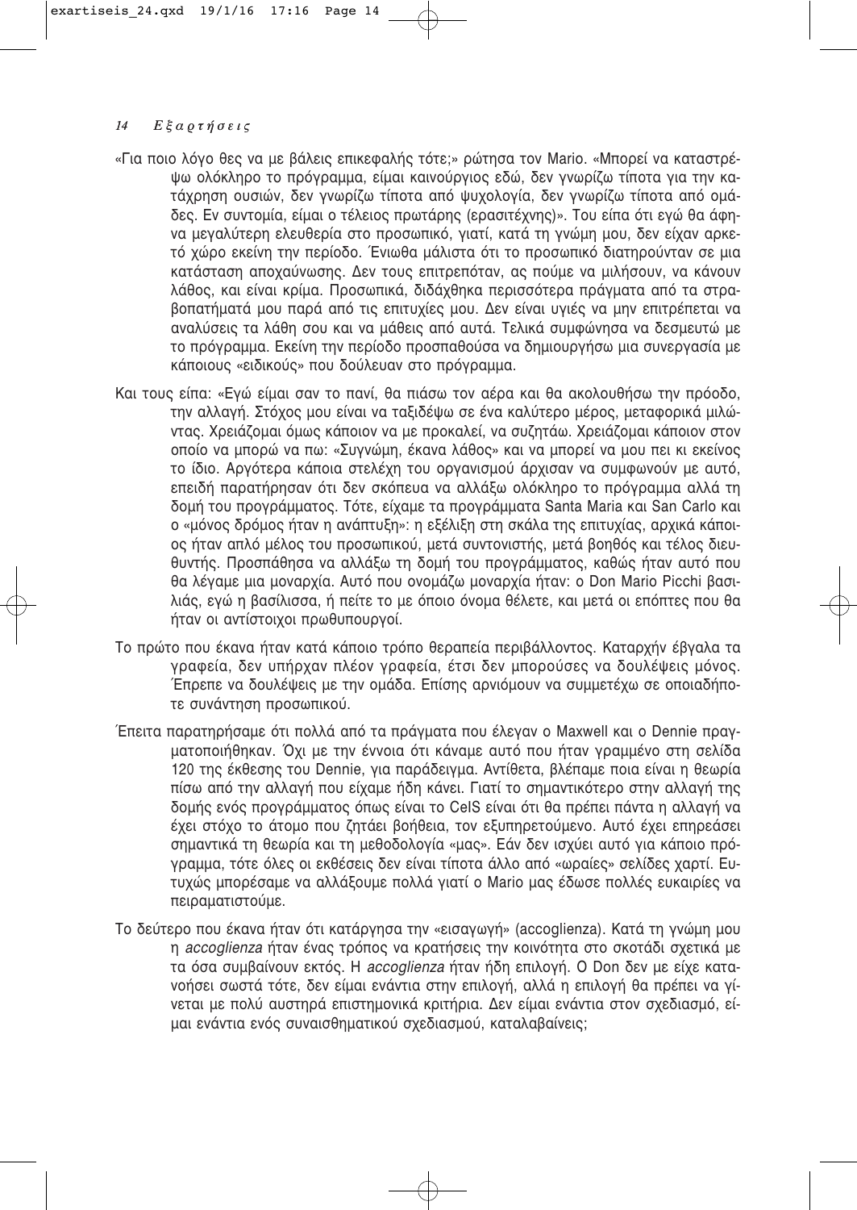«Για ποιο λόγο θες να με βάλεις επικεφαλής τότε;» ρώτησα τον Mario. «Μπορεί να καταστρέψω ολόκληρο το πρόγραμμα, είμαι καινούργιος εδώ, δεν γνωρίζω τίποτα για την κατάχρηση ουσιών, δεν γνωρίζω τίποτα από ψυχολογία, δεν γνωρίζω τίποτα από ομάδες. Εν συντομία, είμαι ο τέλειος πρωτάρης (ερασιτέχνης)». Του είπα ότι εγώ θα άφηνα μεγαλύτερη ελευθερία στο προσωπικό, γιατί, κατά τη γνώμη μου, δεν είχαν αρκετό χώρο εκείνη την περίοδο. Ένιωθα μάλιστα ότι το προσωπικό διατηρούνταν σε μια κατάσταση αποχαύνωσης. Δεν τους επιτρεπόταν, ας πούμε να μιλήσουν, να κάνουν λάθος, και είναι κρίμα. Προσωπικά, διδάχθηκα περισσότερα πράγματα από τα στραβοπατήματά μου παρά από τις επιτυχίες μου. Δεν είναι υγιές να μην επιτρέπεται να αναλύσεις τα λάθη σου και να μάθεις από αυτά. Τελικά συμφώνησα να δεσμευτώ με το πρόγραμμα. Εκείνη την περίοδο προσπαθούσα να δημιουργήσω μια συνεργασία με κάποιους «ειδικούς» που δούλευαν στο πρόγραμμα.

Και τους είπα: «Εγώ είμαι σαν το πανί, θα πιάσω τον αέρα και θα ακολουθήσω την πρόοδο, την αλλαγή. Στόχος μου είναι να ταξιδέψω σε ένα καλύτερο μέρος, μεταφορικά μιλώντας. Χρειάζομαι όμως κάποιον να με προκαλεί, να συζητάω. Χρειάζομαι κάποιον στον οποίο να μπορώ να πω: «Συγνώμη, έκανα λάθος» και να μπορεί να μου πει κι εκείνος το ίδιο. Αργότερα κάποια στελέχη του οργανισμού άρχισαν να συμφωνούν με αυτό, επειδή παρατήρησαν ότι δεν σκόπευα να αλλάξω ολόκληρο το πρόγραμμα αλλά τη δομή του προγράμματος. Τότε, είχαμε τα προγράμματα Santa Maria και San Carlo και ο «μόνος δρόμος ήταν η ανάπτυξη»: η εξέλιξη στη σκάλα της επιτυχίας, αρχικά κάποιος ήταν απλό μέλος του προσωπικού, μετά συντονιστής, μετά βοηθός και τέλος διευθυντής. Προσπάθησα να αλλάξω τη δομή του προγράμματος, καθώς ήταν αυτό που θα λέγαμε μια μοναρχία. Αυτό που ονομάζω μοναρχία ήταν: ο Don Mario Picchi βασιλιάς, εγώ η βασίλισσα, ή πείτε το με όποιο όνομα θέλετε, και μετά οι επόπτες που θα ήταν οι αντίστοιχοι πρωθυπουργοί.

Το πρώτο που έκανα ήταν κατά κάποιο τρόπο θεραπεία περιβάλλοντος. Καταρχήν έβγαλα τα γραφεία, δεν υπήρχαν πλέον γραφεία, έτσι δεν μπορούσες να δουλέψεις μόνος. Έπρεπε να δουλέψεις με την ομάδα. Επίσης αρνιόμουν να συμμετέχω σε οποιαδήποτε συνάντηση προσωπικού.

Έπειτα παρατηρήσαμε ότι πολλά από τα πράγματα που έλεγαν ο Maxwell και ο Dennie πραγματοποιήθηκαν. Όχι με την έννοια ότι κάναμε αυτό που ήταν γραμμένο στη σελίδα 120 της έκθεσης του Dennie, για παράδειγμα. Αντίθετα, βλέπαμε ποια είναι η θεωρία πίσω από την αλλαγή που είχαμε ήδη κάνει. Γιατί το σημαντικότερο στην αλλαγή της δομής ενός προγράμματος όπως είναι το CeIS είναι ότι θα πρέπει πάντα η αλλαγή να έχει στόχο το άτομο που ζητάει βοήθεια, τον εξυπηρετούμενο. Αυτό έχει επηρεάσει σημαντικά τη θεωρία και τη μεθοδολογία «μας». Εάν δεν ισχύει αυτό για κάποιο πρόγραμμα, τότε όλες οι εκθέσεις δεν είναι τίποτα άλλο από «ωραίες» σελίδες χαρτί. Ευτυχώς μπορέσαμε να αλλάξουμε πολλά γιατί ο Mario μας έδωσε πολλές ευκαιρίες να πειραματιστούμε.

Το δεύτερο που έκανα ήταν ότι κατάργησα την «εισαγωγή» (accoglienza). Κατά τη γνώμη μου η *accoglienza* ήταν ένας τρόπος να κρατήσεις την κοινότητα στο σκοτάδι σχετικά με τα όσα συμβαίνουν εκτός. Η *accoglienza* ήταν ήδη επιλογή. Ο Don δεν με είχε κατανοήσει σωστά τότε, δεν είμαι ενάντια στην επιλογή, αλλά η επιλογή θα πρέπει να γίνεται με πολύ αυστηρά επιστημονικά κριτήρια. Δεν είμαι ενάντια στον σχεδιασμό, είμαι ενάντια ενός συναισθηματικού σχεδιασμού, καταλαβαίνεις;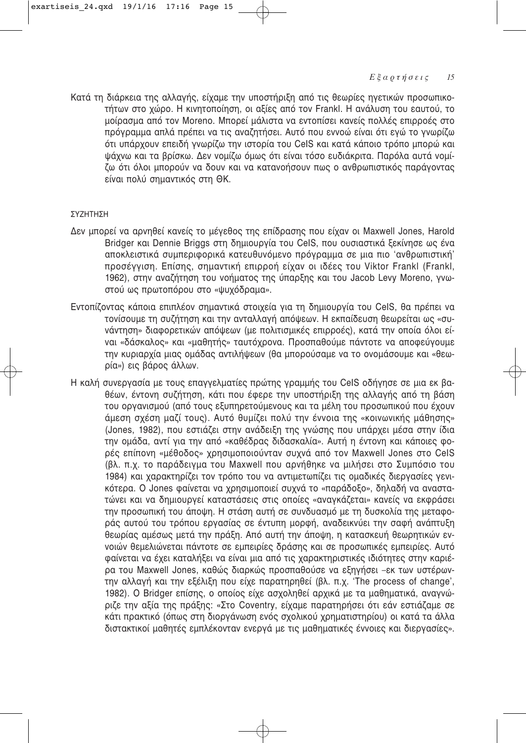Κατά τη διάρκεια της αλλαγής, είχαμε την υποστήριξη από τις θεωρίες ηγετικών προσωπικοτήτων στο χώρο. Η κινητοποίηση, οι αξίες από τον Frankl. Η ανάλυση του εαυτού, το μοίρασμα από τον Moreno. Μπορεί μάλιστα να εντοπίσει κανείς πολλές επιρροές στο πρόγραμμα απλά πρέπει να τις αναζητήσει. Αυτό που εννοώ είναι ότι εγώ το γνωρίζω ότι υπάρχουν επειδή γνωρίζω την ιστορία του CeIS και κατά κάποιο τρόπο μπορώ και ψάχνω και τα βρίσκω. Δεν νομίζω όμως ότι είναι τόσο ευδιάκριτα. Παρόλα αυτά νομίζω ότι όλοι μπορούν να δουν και να κατανοήσουν πως ο ανθρωπιστικός παράγοντας είναι πολύ σημαντικός στη ΘΚ.

## ΣΥΖΗΤΗΣΗ

Δεν μπορεί να αρνηθεί κανείς το μέγεθος της επίδρασης που είχαν οι Maxwell Jones, Harold Bridger και Dennie Briggs στη δημιουργία του CeIS, που ουσιαστικά ξεκίνησε ως ένα αποκλειστικά συμπεριφορικά κατευθυνόμενο πρόγραμμα σε μια πιο 'ανθρωπιστική' προσέγγιση. Επίσης, σημαντική επιρροή είχαν οι ιδέες του Viktor Frankl (Frankl, 1962), στην αναζήτηση του νοήματος της ύπαρξης και του Jacob Levy Moreno, γνωστού ως πρωτοπόρου στο «ψυχόδραμα».

Εντοπίζοντας κάποια επιπλέον σημαντικά στοιχεία για τη δημιουργία του CeIS, θα πρέπει να τονίσουμε τη συζήτηση και την ανταλλαγή απόψεων. Η εκπαίδευση θεωρείται ως «συνάντηση» διαφορετικών απόψεων (με πολιτισμικές επιρροές), κατά την οποία όλοι είναι «δάσκαλος» και «μαθητής» ταυτόχρονα. Προσπαθούμε πάντοτε να αποφεύγουμε την κυριαρχία μιας ομάδας αντιλήψεων (θα μπορούσαμε να το ονομάσουμε και «θεωρία») εις βάρος άλλων.

Η καλή συνεργασία με τους επαγγελματίες πρώτης γραμμής του CeIS οδήγησε σε μια εκ βαθέων, έντονη συζήτηση, κάτι που έφερε την υποστήριξη της αλλαγής από τη βάση του οργανισμού (από τους εξυπηρετούμενους και τα μέλη του προσωπικού που έχουν άμεση σχέση μαζί τους). Αυτό θυμίζει πολύ την έννοια της «κοινωνικής μάθησης» (Jones, 1982), που εστιάζει στην ανάδειξη της γνώσης που υπάρχει μέσα στην ίδια την ομάδα, αντί για την από «καθέδρας διδασκαλία». Αυτή η έντονη και κάποιες φορές επίπονη «μέθοδος» χρησιμοποιούνταν συχνά από τον Maxwell Jones στο CeIS (βλ. π.χ. το παράδειγμα του Maxwell που αρνήθηκε να μιλήσει στο Συμπόσιο του 1984) και χαρακτηρίζει τον τρόπο του να αντιμετωπίζει τις ομαδικές διεργασίες γενικότερα. Ο Jones φαίνεται να χρησιμοποιεί συχνά το «παράδοξο», δηλαδή να αναστατώνει και να δημιουργεί καταστάσεις στις οποίες «αναγκάζεται» κανείς να εκφράσει την προσωπική του άποψη. Η στάση αυτή σε συνδυασμό με τη δυσκολία της μεταφοράς αυτού του τρόπου εργασίας σε έντυπη μορφή, αναδεικνύει την σαφή ανάπτυξη θεωρίας αμέσως μετά την πράξη. Από αυτή την άποψη, η κατασκευή θεωρητικών εννοιών θεμελιώνεται πάντοτε σε εμπειρίες δράσης και σε προσωπικές εμπειρίες. Αυτό φαίνεται να έχει καταλήξει να είναι μια από τις χαρακτηριστικές ιδιότητες στην καριέρα του Maxwell Jones, καθώς διαρκώς προσπαθούσε να εξηγήσει –εκ των υστέρων– την αλλαγή και την εξέλιξη που είχε παρατηρηθεί (βλ. π.χ. 'The process of change', 1982). Ο Bridger επίσης, ο οποίος είχε ασχοληθεί αρχικά με τα μαθηματικά, αναγνώριζε την αξία της πράξης: «Στο Coventry, είχαμε παρατηρήσει ότι εάν εστιάζαμε σε κάτι πρακτικό (όπως στη διοργάνωση ενός σχολικού χρηματιστηρίου) οι κατά τα άλλα διστακτικοί μαθητές εμπλέκονταν ενεργά με τις μαθηματικές έννοιες και διεργασίες».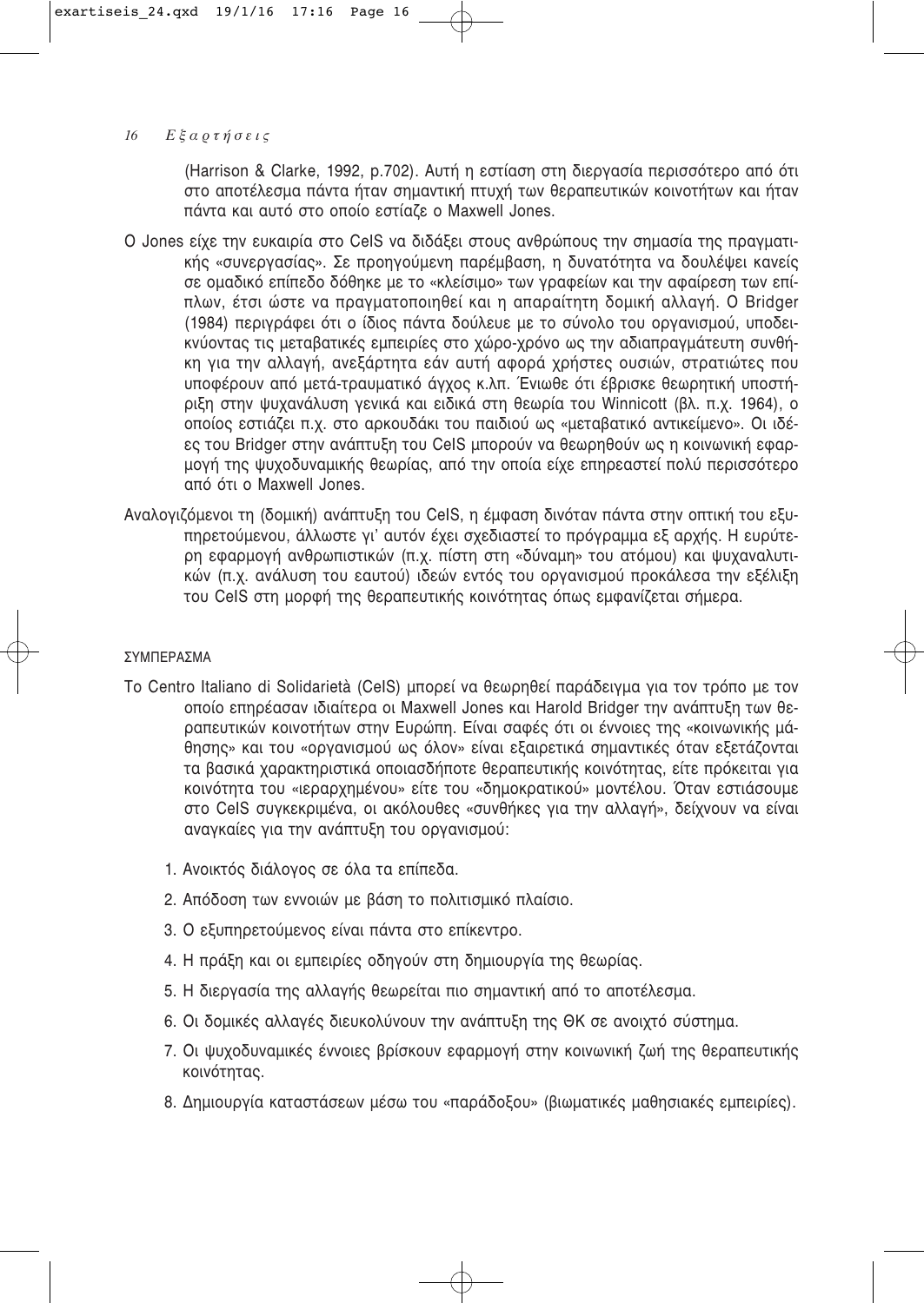(Harrison & Clarke, 1992, p.702). Αυτή η εστίαση στη διεργασία περισσότερο από ότι στο αποτέλεσμα πάντα ήταν σημαντική πτυχή των θεραπευτικών κοινοτήτων και ήταν πάντα και αυτό στο οποίο εστίαζε ο Maxwell Jones.

Ο Jones είχε την ευκαιρία στο CeIS να διδάξει στους ανθρώπους την σημασία της πραγματικής «συνεργασίας». Σε προηγούμενη παρέμβαση, η δυνατότητα να δουλέψει κανείς σε ομαδικό επίπεδο δόθηκε με το «κλείσιμο» των γραφείων και την αφαίρεση των επίπλων, έτσι ώστε να πραγματοποιηθεί και η απαραίτητη δομική αλλαγή. Ο Bridger (1984) περιγράφει ότι ο ίδιος πάντα δούλευε με το σύνολο του οργανισμού, υποδεικνύοντας τις μεταβατικές εμπειρίες στο χώρο-χρόνο ως την αδιαπραγμάτευτη συνθήκη για την αλλαγή, ανεξάρτητα εάν αυτή αφορά χρήστες ουσιών, στρατιώτες που υποφέρουν από μετά-τραυματικό άγχος κ.λπ. Ένιωθε ότι έβρισκε θεωρητική υποστήριξη στην ψυχανάλυση γενικά και ειδικά στη θεωρία του Winnicott (βλ. π.χ. 1964), ο οποίος εστιάζει π.χ. στο αρκουδάκι του παιδιού ως «μεταβατικό αντικείμενο». Οι ιδέες του Bridger στην ανάπτυξη του CeIS μπορούν να θεωρηθούν ως η κοινωνική εφαρμογή της ψυχοδυναμικής θεωρίας, από την οποία είχε επηρεαστεί πολύ περισσότερο από ότι ο Maxwell Jones.

Αναλογιζόμενοι τη (δομική) ανάπτυξη του CeIS, η έμφαση δινόταν πάντα στην οπτική του εξυπηρετούμενου, άλλωστε γι' αυτόν έχει σχεδιαστεί το πρόγραμμα εξ αρχής. Η ευρύτερη εφαρμογή ανθρωπιστικών (π.χ. πίστη στη «δύναμη» του ατόμου) και ψυχαναλυτικών (π.χ. ανάλυση του εαυτού) ιδεών εντός του οργανισμού προκάλεσα την εξέλιξη του CeIS στη μορφή της θεραπευτικής κοινότητας όπως εμφανίζεται σήμερα.

## ΣΥΜΠΕΡΑΣΜΑ

Το Centro Italiano di Solidarietà (CeIS) μπορεί να θεωρηθεί παράδειγμα για τον τρόπο με τον οποίο επηρέασαν ιδιαίτερα οι Maxwell Jones και Harold Bridger την ανάπτυξη των θεραπευτικών κοινοτήτων στην Ευρώπη. Είναι σαφές ότι οι έννοιες της «κοινωνικής μάθησης» και του «οργανισμού ως όλον» είναι εξαιρετικά σημαντικές όταν εξετάζονται τα βασικά χαρακτηριστικά οποιασδήποτε θεραπευτικής κοινότητας, είτε πρόκειται για κοινότητα του «ιεραρχημένου» είτε του «δημοκρατικού» μοντέλου. Όταν εστιάσουμε στο CeIS συγκεκριμένα, οι ακόλουθες «συνθήκες για την αλλαγή», δείχνουν να είναι αναγκαίες για την ανάπτυξη του οργανισμού:

1. Ανοικτός διάλογος σε όλα τα επίπεδα.
2. Απόδοση των εννοιών με βάση το πολιτισμικό πλαίσιο.
3. Ο εξυπηρετούμενος είναι πάντα στο επίκεντρο.
4. Η πράξη και οι εμπειρίες οδηγούν στη δημιουργία της θεωρίας.
5. Η διεργασία της αλλαγής θεωρείται πιο σημαντική από το αποτέλεσμα.
6. Οι δομικές αλλαγές διευκολύνουν την ανάπτυξη της ΘΚ σε ανοιχτό σύστημα.
7. Οι ψυχοδυναμικές έννοιες βρίσκουν εφαρμογή στην κοινωνική ζωή της θεραπευτικής κοινότητας.
8. Δημιουργία καταστάσεων μέσω του «παράδοξου» (βιωματικές μαθησιακές εμπειρίες).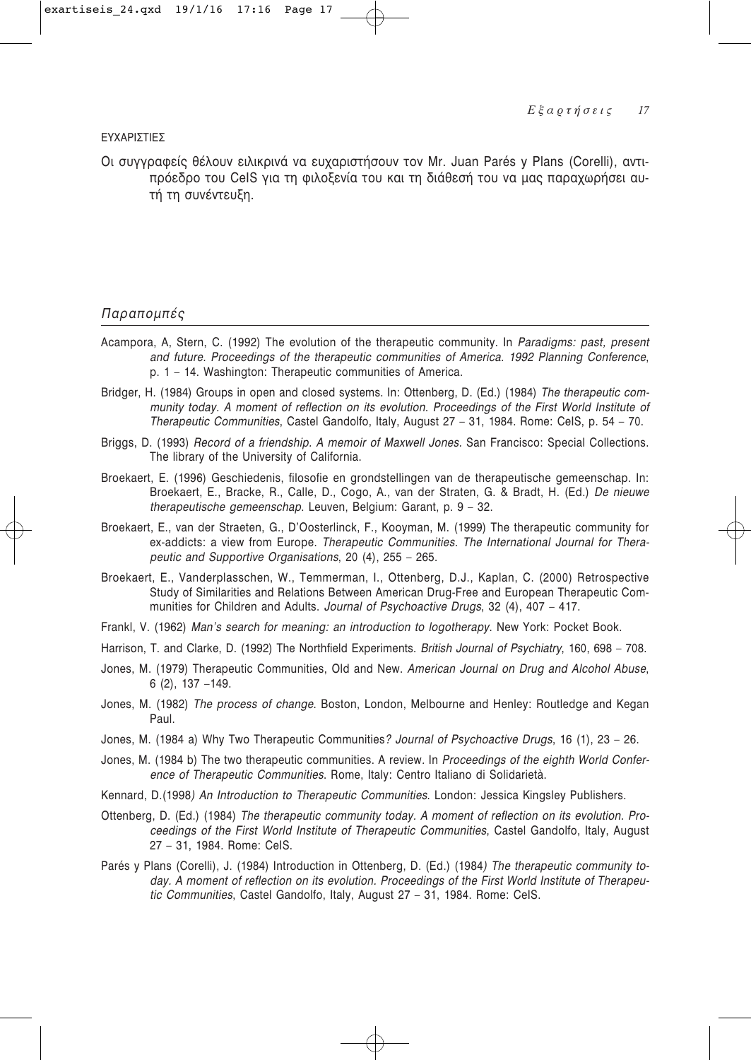ΕΥΧΑΡΙΣΤΙΕΣ

Οι συγγραφείς θέλουν ειλικρινά να ευχαριστήσουν τον Mr. Juan Parés y Plans (Corelli), αντιπρόεδρο του CeIS για τη φιλοξενία του και τη διάθεσή του να μας παραχωρήσει αυτή τη συνέντευξη.

## *Παραπομπές*

Acampora, A, Stern, C. (1992) The evolution of the therapeutic community. In *Paradigms: past, present and future. Proceedings of the therapeutic communities of America. 1992 Planning Conference*, p. 1 – 14. Washington: Therapeutic communities of America.

Bridger, H. (1984) Groups in open and closed systems. In: Ottenberg, D. (Ed.) (1984) *The therapeutic community today. A moment of reflection on its evolution. Proceedings of the First World Institute of Therapeutic Communities*, Castel Gandolfo, Italy, August 27 – 31, 1984. Rome: CeIS, p. 54 – 70.

Briggs, D. (1993) *Record of a friendship. A memoir of Maxwell Jones*. San Francisco: Special Collections. The library of the University of California.

Broekaert, E. (1996) Geschiedenis, filosofie en grondstellingen van de therapeutische gemeenschap. In: Broekaert, E., Bracke, R., Calle, D., Cogo, A., van der Straten, G. & Bradt, H. (Ed.) *De nieuwe therapeutische gemeenschap*. Leuven, Belgium: Garant, p. 9 – 32.

Broekaert, E., van der Straeten, G., D'Oosterlinck, F., Kooyman, M. (1999) The therapeutic community for ex-addicts: a view from Europe. *Therapeutic Communities. The International Journal for Therapeutic and Supportive Organisations*, 20 (4), 255 – 265.

Broekaert, E., Vanderplasschen, W., Temmerman, I., Ottenberg, D.J., Kaplan, C. (2000) Retrospective Study of Similarities and Relations Between American Drug-Free and European Therapeutic Communities for Children and Adults. *Journal of Psychoactive Drugs*, 32 (4), 407 – 417.

Frankl, V. (1962) *Man's search for meaning: an introduction to logotherapy*. New York: Pocket Book.

Harrison, T. and Clarke, D. (1992) The Northfield Experiments. *British Journal of Psychiatry*, 160, 698 – 708.

Jones, M. (1979) Therapeutic Communities, Old and New. *American Journal on Drug and Alcohol Abuse*, 6 (2), 137 –149.

Jones, M. (1982) *The process of change*. Boston, London, Melbourne and Henley: Routledge and Kegan Paul.

Jones, M. (1984 a) Why Two Therapeutic Communities*? Journal of Psychoactive Drugs*, 16 (1), 23 – 26.

Jones, M. (1984 b) The two therapeutic communities. A review. In *Proceedings of the eighth World Conference of Therapeutic Communities*. Rome, Italy: Centro Italiano di Solidarietà.

Kennard, D.(1998*) An Introduction to Therapeutic Communities*. London: Jessica Kingsley Publishers.

Ottenberg, D. (Ed.) (1984) *The therapeutic community today. A moment of reflection on its evolution. Proceedings of the First World Institute of Therapeutic Communities*, Castel Gandolfo, Italy, August 27 – 31, 1984. Rome: CeIS.

Parés y Plans (Corelli), J. (1984) Introduction in Ottenberg, D. (Ed.) (1984*) The therapeutic community today. A moment of reflection on its evolution. Proceedings of the First World Institute of Therapeutic Communities*, Castel Gandolfo, Italy, August 27 – 31, 1984. Rome: CeIS.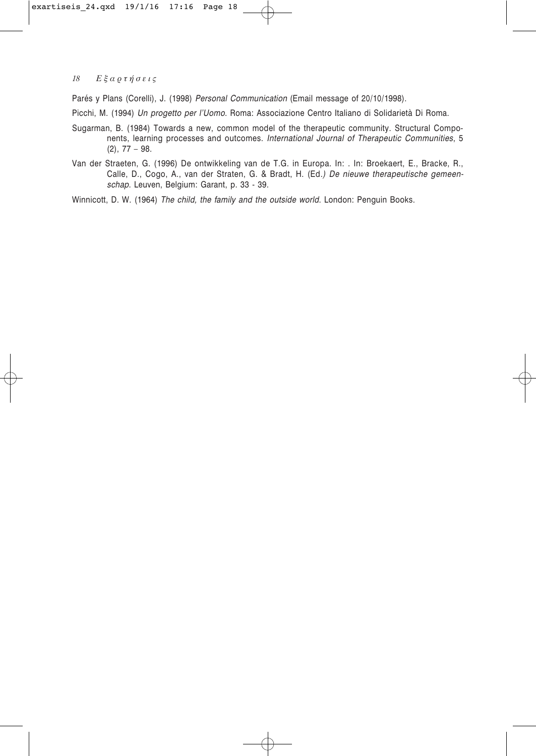Parés y Plans (Corelli), J. (1998) *Personal Communication* (Email message of 20/10/1998).

Picchi, M. (1994) *Un progetto per l'Uomo*. Roma: Associazione Centro Italiano di Solidarietà Di Roma.

Sugarman, B. (1984) Towards a new, common model of the therapeutic community. Structural Components, learning processes and outcomes. *International Journal of Therapeutic Communities*, 5 (2), 77 – 98.

Van der Straeten, G. (1996) De ontwikkeling van de T.G. in Europa. In: . In: Broekaert, E., Bracke, R., Calle, D., Cogo, A., van der Straten, G. & Bradt, H. (Ed.*) De nieuwe therapeutische gemeenschap*. Leuven, Belgium: Garant, p. 33 - 39.

Winnicott, D. W. (1964) *The child, the family and the outside world*. London: Penguin Books.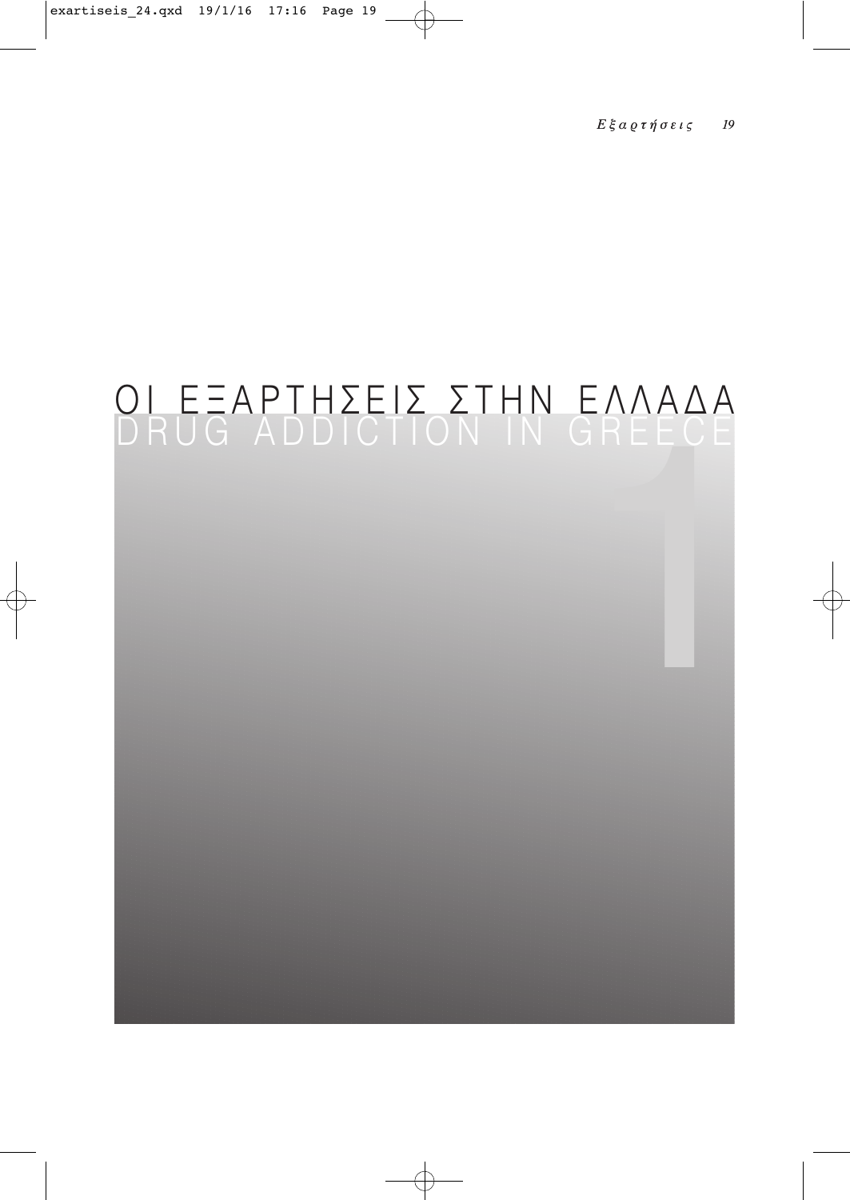# ΟΙ ΕΞΑΡΤΗΣΕΙΣ ΣΤΗΝ ΕΛΛΑΔΑ
## DRUG ADDICTION IN GREECE

1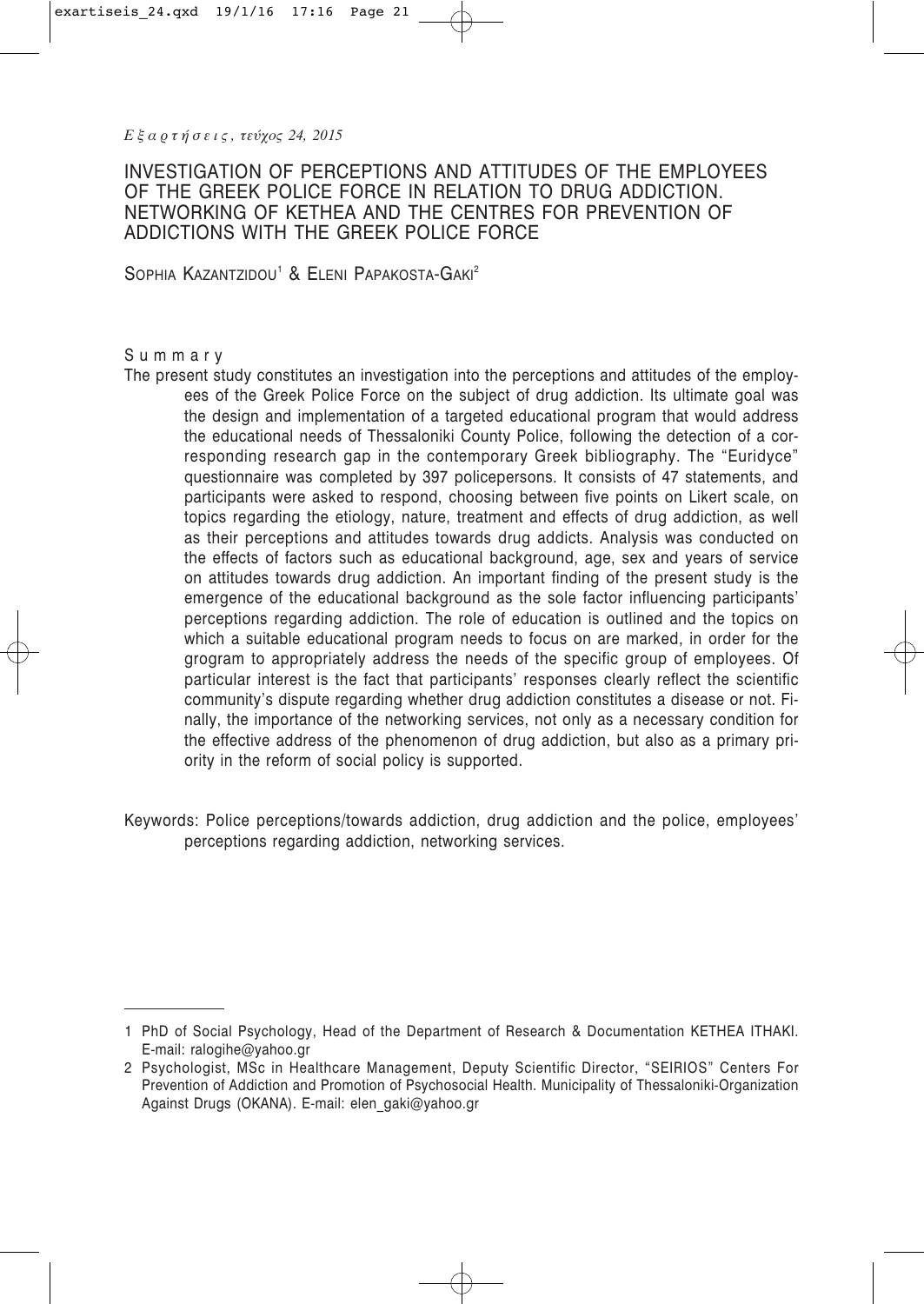# INVESTIGATION OF PERCEPTIONS AND ATTITUDES OF THE EMPLOYEES OF THE GREEK POLICE FORCE IN RELATION TO DRUG ADDICTION. NETWORKING OF KETHEA AND THE CENTRES FOR PREVENTION OF ADDICTIONS WITH THE GREEK POLICE FORCE

SOPHIA KAZANTZIDOU[1] & ELENI PAPAKOSTA-GAKI[2]

## Summary

The present study constitutes an investigation into the perceptions and attitudes of the employees of the Greek Police Force on the subject of drug addiction. Its ultimate goal was the design and implementation of a targeted educational program that would address the educational needs of Thessaloniki County Police, following the detection of a corresponding research gap in the contemporary Greek bibliography. The "Euridyce" questionnaire was completed by 397 policepersons. It consists of 47 statements, and participants were asked to respond, choosing between five points on Likert scale, on topics regarding the etiology, nature, treatment and effects of drug addiction, as well as their perceptions and attitudes towards drug addicts. Analysis was conducted on the effects of factors such as educational background, age, sex and years of service on attitudes towards drug addiction. An important finding of the present study is the emergence of the educational background as the sole factor influencing participants' perceptions regarding addiction. The role of education is outlined and the topics on which a suitable educational program needs to focus on are marked, in order for the grogram to appropriately address the needs of the specific group of employees. Of particular interest is the fact that participants' responses clearly reflect the scientific community's dispute regarding whether drug addiction constitutes a disease or not. Finally, the importance of the networking services, not only as a necessary condition for the effective address of the phenomenon of drug addiction, but also as a primary priority in the reform of social policy is supported.

Keywords: Police perceptions/towards addiction, drug addiction and the police, employees' perceptions regarding addiction, networking services.

---

1 PhD of Social Psychology, Head of the Department of Research & Documentation KETHEA ITHAKI. E-mail: ralogihe@yahoo.gr

2 Psychologist, MSc in Healthcare Management, Deputy Scientific Director, "SEIRIOS" Centers For Prevention of Addiction and Promotion of Psychosocial Health. Municipality of Thessaloniki-Organization Against Drugs (OKANA). E-mail: elen_gaki@yahoo.gr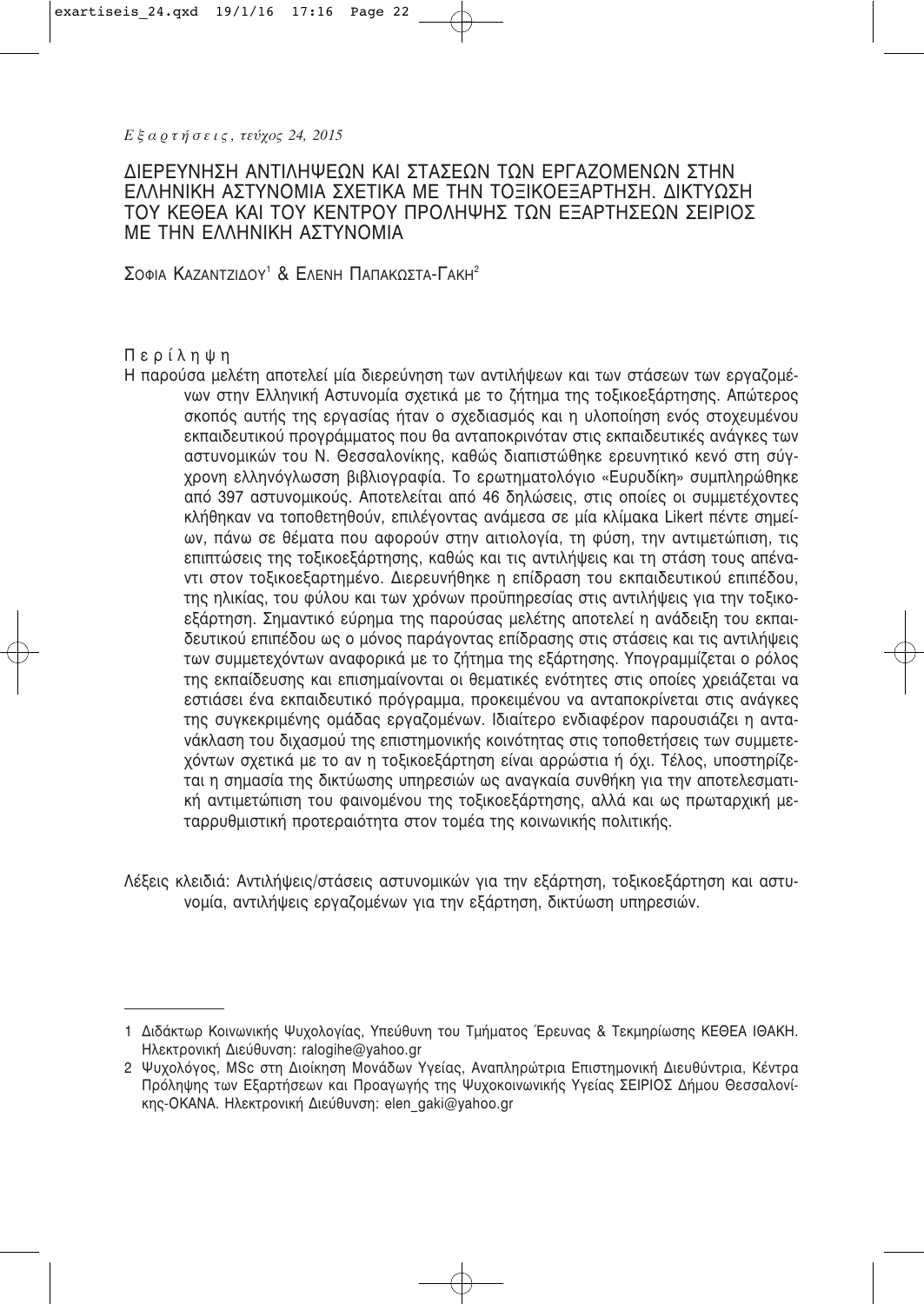# ΔΙΕΡΕΥΝΗΣΗ ΑΝΤΙΛΗΨΕΩΝ ΚΑΙ ΣΤΑΣΕΩΝ ΤΩΝ ΕΡΓΑΖΟΜΕΝΩΝ ΣΤΗΝ ΕΛΛΗΝΙΚΗ ΑΣΤΥΝΟΜΙΑ ΣΧΕΤΙΚΑ ΜΕ ΤΗΝ ΤΟΞΙΚΟΕΞΑΡΤΗΣΗ. ΔΙΚΤΥΩΣΗ ΤΟΥ ΚΕΘΕΑ ΚΑΙ ΤΟΥ ΚΕΝΤΡΟΥ ΠΡΟΛΗΨΗΣ ΤΩΝ ΕΞΑΡΤΗΣΕΩΝ ΣΕΙΡΙΟΣ ΜΕ ΤΗΝ ΕΛΛΗΝΙΚΗ ΑΣΤΥΝΟΜΙΑ

Σοφια Καζαντζιδου[1] & Ελενη Παπακωστα-Γακη[2]

## Περίληψη

Η παρούσα μελέτη αποτελεί μία διερεύνηση των αντιλήψεων και των στάσεων των εργαζομένων στην Ελληνική Αστυνομία σχετικά με το ζήτημα της τοξικοεξάρτησης. Απώτερος σκοπός αυτής της εργασίας ήταν ο σχεδιασμός και η υλοποίηση ενός στοχευμένου εκπαιδευτικού προγράμματος που θα ανταποκρινόταν στις εκπαιδευτικές ανάγκες των αστυνομικών του Ν. Θεσσαλονίκης, καθώς διαπιστώθηκε ερευνητικό κενό στη σύγχρονη ελληνόγλωσση βιβλιογραφία. Το ερωτηματολόγιο «Ευρυδίκη» συμπληρώθηκε από 397 αστυνομικούς. Αποτελείται από 46 δηλώσεις, στις οποίες οι συμμετέχοντες κλήθηκαν να τοποθετηθούν, επιλέγοντας ανάμεσα σε μία κλίμακα Likert πέντε σημείων, πάνω σε θέματα που αφορούν στην αιτιολογία, τη φύση, την αντιμετώπιση, τις επιπτώσεις της τοξικοεξάρτησης, καθώς και τις αντιλήψεις και τη στάση τους απέναντι στον τοξικοεξαρτημένο. Διερευνήθηκε η επίδραση του εκπαιδευτικού επιπέδου, της ηλικίας, του φύλου και των χρόνων προϋπηρεσίας στις αντιλήψεις για την τοξικοεξάρτηση. Σημαντικό εύρημα της παρούσας μελέτης αποτελεί η ανάδειξη του εκπαιδευτικού επιπέδου ως ο μόνος παράγοντας επίδρασης στις στάσεις και τις αντιλήψεις των συμμετεχόντων αναφορικά με το ζήτημα της εξάρτησης. Υπογραμμίζεται ο ρόλος της εκπαίδευσης και επισημαίνονται οι θεματικές ενότητες στις οποίες χρειάζεται να εστιάσει ένα εκπαιδευτικό πρόγραμμα, προκειμένου να ανταποκρίνεται στις ανάγκες της συγκεκριμένης ομάδας εργαζομένων. Ιδιαίτερο ενδιαφέρον παρουσιάζει η αντανάκλαση του διχασμού της επιστημονικής κοινότητας στις τοποθετήσεις των συμμετεχόντων σχετικά με το αν η τοξικοεξάρτηση είναι αρρώστια ή όχι. Τέλος, υποστηρίζεται η σημασία της δικτύωσης υπηρεσιών ως αναγκαία συνθήκη για την αποτελεσματική αντιμετώπιση του φαινομένου της τοξικοεξάρτησης, αλλά και ως πρωταρχική μεταρρυθμιστική προτεραιότητα στον τομέα της κοινωνικής πολιτικής.

Λέξεις κλειδιά: Αντιλήψεις/στάσεις αστυνομικών για την εξάρτηση, τοξικοεξάρτηση και αστυνομία, αντιλήψεις εργαζομένων για την εξάρτηση, δικτύωση υπηρεσιών.

---

1 Διδάκτωρ Κοινωνικής Ψυχολογίας, Υπεύθυνη του Τμήματος Έρευνας & Τεκμηρίωσης ΚΕΘΕΑ ΙΘΑΚΗ. Ηλεκτρονική Διεύθυνση: ralogihe@yahoo.gr

2 Ψυχολόγος, MSc στη Διοίκηση Μονάδων Υγείας, Αναπληρώτρια Επιστημονική Διευθύντρια, Κέντρα Πρόληψης των Εξαρτήσεων και Προαγωγής της Ψυχοκοινωνικής Υγείας ΣΕΙΡΙΟΣ Δήμου Θεσσαλονίκης-ΟΚΑΝΑ. Ηλεκτρονική Διεύθυνση: elen_gaki@yahoo.gr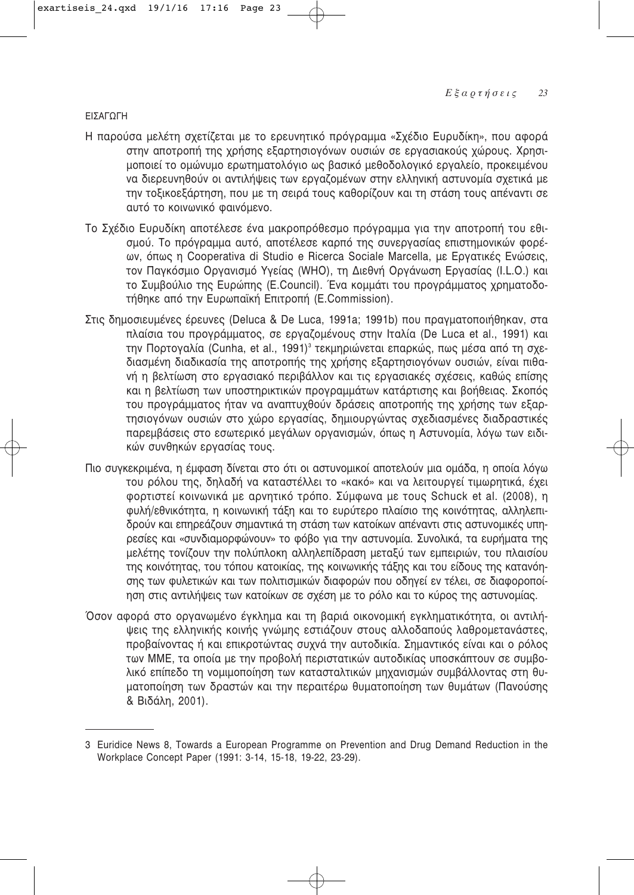## ΕΙΣΑΓΩΓΗ

Η παρούσα μελέτη σχετίζεται με το ερευνητικό πρόγραμμα «Σχέδιο Ευρυδίκη», που αφορά στην αποτροπή της χρήσης εξαρτησιογόνων ουσιών σε εργασιακούς χώρους. Χρησιμοποιεί το ομώνυμο ερωτηματολόγιο ως βασικό μεθοδολογικό εργαλείο, προκειμένου να διερευνηθούν οι αντιλήψεις των εργαζομένων στην ελληνική αστυνομία σχετικά με την τοξικοεξάρτηση, που με τη σειρά τους καθορίζουν και τη στάση τους απέναντι σε αυτό το κοινωνικό φαινόμενο.

Το Σχέδιο Ευρυδίκη αποτέλεσε ένα μακροπρόθεσμο πρόγραμμα για την αποτροπή του εθισμού. Το πρόγραμμα αυτό, αποτέλεσε καρπό της συνεργασίας επιστημονικών φορέων, όπως η Cooperativa di Studio e Ricerca Sociale Marcella, με Εργατικές Ενώσεις, τον Παγκόσμιο Οργανισμό Υγείας (WHO), τη Διεθνή Οργάνωση Εργασίας (I.L.O.) και το Συμβούλιο της Ευρώπης (E.Council). Ένα κομμάτι του προγράμματος χρηματοδοτήθηκε από την Ευρωπαϊκή Επιτροπή (E.Commission).

Στις δημοσιευμένες έρευνες (Deluca & De Luca, 1991a; 1991b) που πραγματοποιήθηκαν, στα πλαίσια του προγράμματος, σε εργαζομένους στην Ιταλία (De Luca et al., 1991) και την Πορτογαλία (Cunha, et al., 1991)[3] τεκμηριώνεται επαρκώς, πως μέσα από τη σχεδιασμένη διαδικασία της αποτροπής της χρήσης εξαρτησιογόνων ουσιών, είναι πιθανή η βελτίωση στο εργασιακό περιβάλλον και τις εργασιακές σχέσεις, καθώς επίσης και η βελτίωση των υποστηρικτικών προγραμμάτων κατάρτισης και βοήθειας. Σκοπός του προγράμματος ήταν να αναπτυχθούν δράσεις αποτροπής της χρήσης των εξαρτησιογόνων ουσιών στο χώρο εργασίας, δημιουργώντας σχεδιασμένες διαδραστικές παρεμβάσεις στο εσωτερικό μεγάλων οργανισμών, όπως η Αστυνομία, λόγω των ειδικών συνθηκών εργασίας τους.

Πιο συγκεκριμένα, η έμφαση δίνεται στο ότι οι αστυνομικοί αποτελούν μια ομάδα, η οποία λόγω του ρόλου της, δηλαδή να καταστέλλει το «κακό» και να λειτουργεί τιμωρητικά, έχει φορτιστεί κοινωνικά με αρνητικό τρόπο. Σύμφωνα με τους Schuck et al. (2008), η φυλή/εθνικότητα, η κοινωνική τάξη και το ευρύτερο πλαίσιο της κοινότητας, αλληλεπιδρούν και επηρεάζουν σημαντικά τη στάση των κατοίκων απέναντι στις αστυνομικές υπηρεσίες και «συνδιαμορφώνουν» το φόβο για την αστυνομία. Συνολικά, τα ευρήματα της μελέτης τονίζουν την πολύπλοκη αλληλεπίδραση μεταξύ των εμπειριών, του πλαισίου της κοινότητας, του τόπου κατοικίας, της κοινωνικής τάξης και του είδους της κατανόησης των φυλετικών και των πολιτισμικών διαφορών που οδηγεί εν τέλει, σε διαφοροποίηση στις αντιλήψεις των κατοίκων σε σχέση με το ρόλο και το κύρος της αστυνομίας.

Όσον αφορά στο οργανωμένο έγκλημα και τη βαριά οικονομική εγκληματικότητα, οι αντιλήψεις της ελληνικής κοινής γνώμης εστιάζουν στους αλλοδαπούς λαθρομετανάστες, προβαίνοντας ή και επικροτώντας συχνά την αυτοδικία. Σημαντικός είναι και ο ρόλος των ΜΜΕ, τα οποία με την προβολή περιστατικών αυτοδικίας υποσκάπτουν σε συμβολικό επίπεδο τη νομιμοποίηση των κατασταλτικών μηχανισμών συμβάλλοντας στη θυματοποίηση των δραστών και την περαιτέρω θυματοποίηση των θυμάτων (Πανούσης & Βιδάλη, 2001).

---

3 Euridice News 8, Towards a European Programme on Prevention and Drug Demand Reduction in the Workplace Concept Paper (1991: 3-14, 15-18, 19-22, 23-29).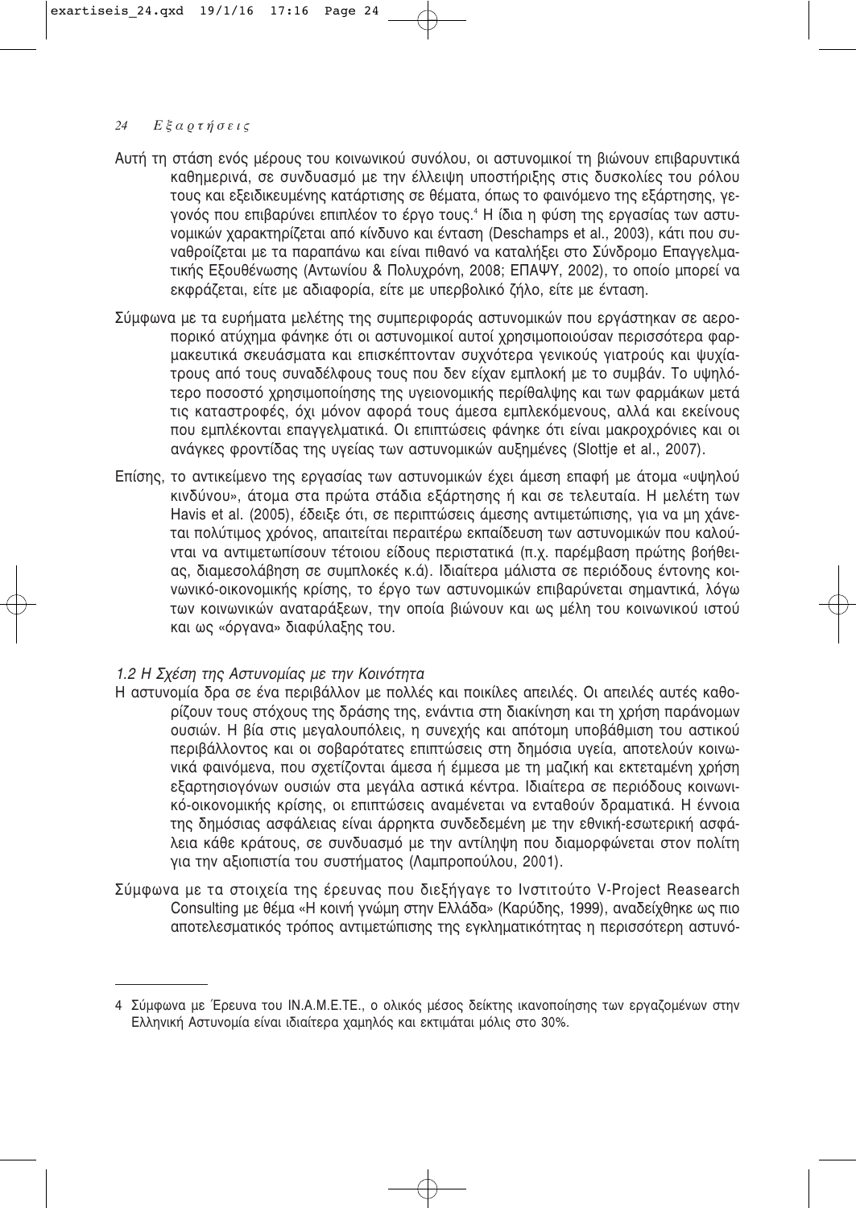Αυτή τη στάση ενός μέρους του κοινωνικού συνόλου, οι αστυνομικοί τη βιώνουν επιβαρυντικά καθημερινά, σε συνδυασμό με την έλλειψη υποστήριξης στις δυσκολίες του ρόλου τους και εξειδικευμένης κατάρτισης σε θέματα, όπως το φαινόμενο της εξάρτησης, γεγονός που επιβαρύνει επιπλέον το έργο τους.[4] Η ίδια η φύση της εργασίας των αστυνομικών χαρακτηρίζεται από κίνδυνο και ένταση (Deschamps et al., 2003), κάτι που συναθροίζεται με τα παραπάνω και είναι πιθανό να καταλήξει στο Σύνδρομο Επαγγελματικής Εξουθένωσης (Αντωνίου & Πολυχρόνη, 2008; ΕΠΑΨΥ, 2002), το οποίο μπορεί να εκφράζεται, είτε με αδιαφορία, είτε με υπερβολικό ζήλο, είτε με ένταση.

Σύμφωνα με τα ευρήματα μελέτης της συμπεριφοράς αστυνομικών που εργάστηκαν σε αεροπορικό ατύχημα φάνηκε ότι οι αστυνομικοί αυτοί χρησιμοποιούσαν περισσότερα φαρμακευτικά σκευάσματα και επισκέπτονταν συχνότερα γενικούς γιατρούς και ψυχίατρους από τους συναδέλφους τους που δεν είχαν εμπλοκή με το συμβάν. Το υψηλότερο ποσοστό χρησιμοποίησης της υγειονομικής περίθαλψης και των φαρμάκων μετά τις καταστροφές, όχι μόνον αφορά τους άμεσα εμπλεκόμενους, αλλά και εκείνους που εμπλέκονται επαγγελματικά. Οι επιπτώσεις φάνηκε ότι είναι μακροχρόνιες και οι ανάγκες φροντίδας της υγείας των αστυνομικών αυξημένες (Slottje et al., 2007).

Επίσης, το αντικείμενο της εργασίας των αστυνομικών έχει άμεση επαφή με άτομα «υψηλού κινδύνου», άτομα στα πρώτα στάδια εξάρτησης ή και σε τελευταία. Η μελέτη των Havis et al. (2005), έδειξε ότι, σε περιπτώσεις άμεσης αντιμετώπισης, για να μη χάνεται πολύτιμος χρόνος, απαιτείται περαιτέρω εκπαίδευση των αστυνομικών που καλούνται να αντιμετωπίσουν τέτοιου είδους περιστατικά (π.χ. παρέμβαση πρώτης βοήθειας, διαμεσολάβηση σε συμπλοκές κ.ά). Ιδιαίτερα μάλιστα σε περιόδους έντονης κοινωνικό-οικονομικής κρίσης, το έργο των αστυνομικών επιβαρύνεται σημαντικά, λόγω των κοινωνικών αναταράξεων, την οποία βιώνουν και ως μέλη του κοινωνικού ιστού και ως «όργανα» διαφύλαξης του.

### *1.2 Η Σχέση της Αστυνομίας με την Κοινότητα*

Η αστυνομία δρα σε ένα περιβάλλον με πολλές και ποικίλες απειλές. Οι απειλές αυτές καθορίζουν τους στόχους της δράσης της, ενάντια στη διακίνηση και τη χρήση παράνομων ουσιών. Η βία στις μεγαλουπόλεις, η συνεχής και απότομη υποβάθμιση του αστικού περιβάλλοντος και οι σοβαρότατες επιπτώσεις στη δημόσια υγεία, αποτελούν κοινωνικά φαινόμενα, που σχετίζονται άμεσα ή έμμεσα με τη μαζική και εκτεταμένη χρήση εξαρτησιογόνων ουσιών στα μεγάλα αστικά κέντρα. Ιδιαίτερα σε περιόδους κοινωνικό-οικονομικής κρίσης, οι επιπτώσεις αναμένεται να ενταθούν δραματικά. Η έννοια της δημόσιας ασφάλειας είναι άρρηκτα συνδεδεμένη με την εθνική-εσωτερική ασφάλεια κάθε κράτους, σε συνδυασμό με την αντίληψη που διαμορφώνεται στον πολίτη για την αξιοπιστία του συστήματος (Λαμπροπούλου, 2001).

Σύμφωνα με τα στοιχεία της έρευνας που διεξήγαγε το Ινστιτούτο V-Project Reasearch Consulting με θέμα «Η κοινή γνώμη στην Ελλάδα» (Καρύδης, 1999), αναδείχθηκε ως πιο αποτελεσματικός τρόπος αντιμετώπισης της εγκληματικότητας η περισσότερη αστυνό-

---

[4] Σύμφωνα με Έρευνα του ΙΝ.Α.Μ.Ε.ΤΕ., ο ολικός μέσος δείκτης ικανοποίησης των εργαζομένων στην Ελληνική Αστυνομία είναι ιδιαίτερα χαμηλός και εκτιμάται μόλις στο 30%.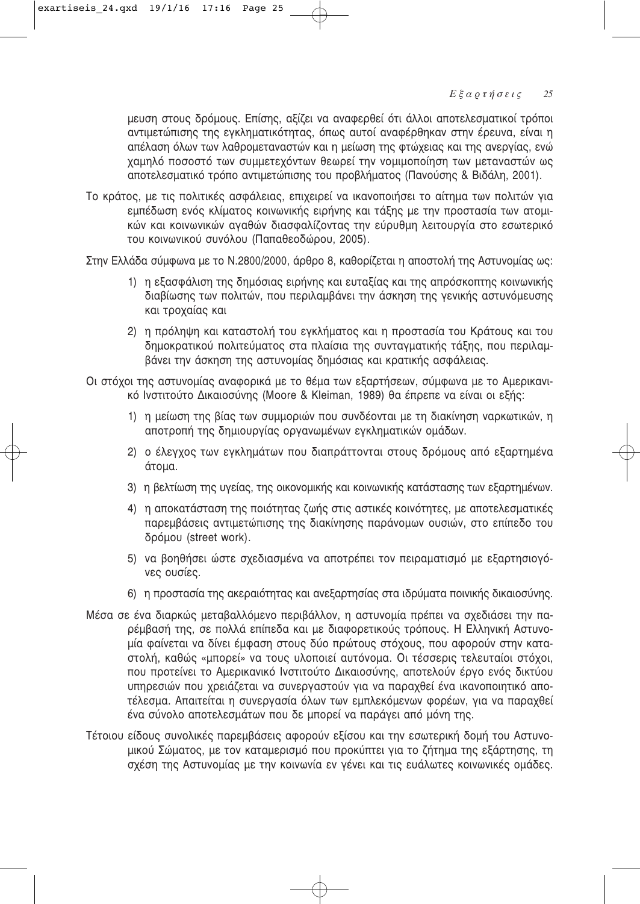μευση στους δρόμους. Επίσης, αξίζει να αναφερθεί ότι άλλοι αποτελεσματικοί τρόποι αντιμετώπισης της εγκληματικότητας, όπως αυτοί αναφέρθηκαν στην έρευνα, είναι η απέλαση όλων των λαθρομεταναστών και η μείωση της φτώχειας και της ανεργίας, ενώ χαμηλό ποσοστό των συμμετεχόντων θεωρεί την νομιμοποίηση των μεταναστών ως αποτελεσματικό τρόπο αντιμετώπισης του προβλήματος (Πανούσης & Βιδάλη, 2001).

Το κράτος, με τις πολιτικές ασφάλειας, επιχειρεί να ικανοποιήσει το αίτημα των πολιτών για εμπέδωση ενός κλίματος κοινωνικής ειρήνης και τάξης με την προστασία των ατομικών και κοινωνικών αγαθών διασφαλίζοντας την εύρυθμη λειτουργία στο εσωτερικό του κοινωνικού συνόλου (Παπαθεοδώρου, 2005).

Στην Ελλάδα σύμφωνα με το Ν.2800/2000, άρθρο 8, καθορίζεται η αποστολή της Αστυνομίας ως:

1) η εξασφάλιση της δημόσιας ειρήνης και ευταξίας και της απρόσκοπτης κοινωνικής διαβίωσης των πολιτών, που περιλαμβάνει την άσκηση της γενικής αστυνόμευσης και τροχαίας και
2) η πρόληψη και καταστολή του εγκλήματος και η προστασία του Κράτους και του δημοκρατικού πολιτεύματος στα πλαίσια της συνταγματικής τάξης, που περιλαμβάνει την άσκηση της αστυνομίας δημόσιας και κρατικής ασφάλειας.

Οι στόχοι της αστυνομίας αναφορικά με το θέμα των εξαρτήσεων, σύμφωνα με το Αμερικανικό Ινστιτούτο Δικαιοσύνης (Moore & Kleiman, 1989) θα έπρεπε να είναι οι εξής:

1) η μείωση της βίας των συμμοριών που συνδέονται με τη διακίνηση ναρκωτικών, η αποτροπή της δημιουργίας οργανωμένων εγκληματικών ομάδων.
2) ο έλεγχος των εγκλημάτων που διαπράττονται στους δρόμους από εξαρτημένα άτομα.
3) η βελτίωση της υγείας, της οικονομικής και κοινωνικής κατάστασης των εξαρτημένων.
4) η αποκατάσταση της ποιότητας ζωής στις αστικές κοινότητες, με αποτελεσματικές παρεμβάσεις αντιμετώπισης της διακίνησης παράνομων ουσιών, στο επίπεδο του δρόμου (street work).
5) να βοηθήσει ώστε σχεδιασμένα να αποτρέπει τον πειραματισμό με εξαρτησιογόνες ουσίες.
6) η προστασία της ακεραιότητας και ανεξαρτησίας στα ιδρύματα ποινικής δικαιοσύνης.

Μέσα σε ένα διαρκώς μεταβαλλόμενο περιβάλλον, η αστυνομία πρέπει να σχεδιάσει την παρέμβασή της, σε πολλά επίπεδα και με διαφορετικούς τρόπους. Η Ελληνική Αστυνομία φαίνεται να δίνει έμφαση στους δύο πρώτους στόχους, που αφορούν στην καταστολή, καθώς «μπορεί» να τους υλοποιεί αυτόνομα. Οι τέσσερις τελευταίοι στόχοι, που προτείνει το Αμερικανικό Ινστιτούτο Δικαιοσύνης, αποτελούν έργο ενός δικτύου υπηρεσιών που χρειάζεται να συνεργαστούν για να παραχθεί ένα ικανοποιητικό αποτέλεσμα. Απαιτείται η συνεργασία όλων των εμπλεκόμενων φορέων, για να παραχθεί ένα σύνολο αποτελεσμάτων που δε μπορεί να παράγει από μόνη της.

Τέτοιου είδους συνολικές παρεμβάσεις αφορούν εξίσου και την εσωτερική δομή του Αστυνομικού Σώματος, με τον καταμερισμό που προκύπτει για το ζήτημα της εξάρτησης, τη σχέση της Αστυνομίας με την κοινωνία εν γένει και τις ευάλωτες κοινωνικές ομάδες.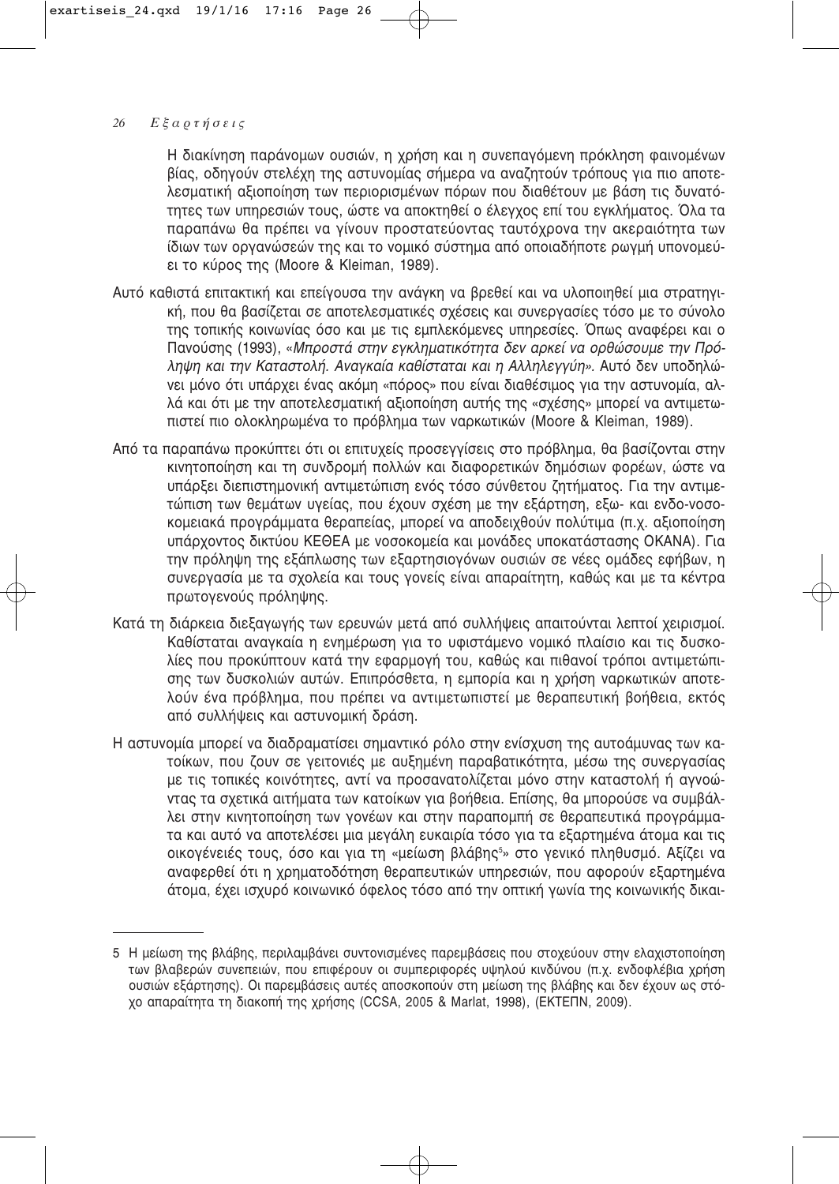Η διακίνηση παράνομων ουσιών, η χρήση και η συνεπαγόμενη πρόκληση φαινομένων βίας, οδηγούν στελέχη της αστυνομίας σήμερα να αναζητούν τρόπους για πιο αποτελεσματική αξιοποίηση των περιορισμένων πόρων που διαθέτουν με βάση τις δυνατότητες των υπηρεσιών τους, ώστε να αποκτηθεί ο έλεγχος επί του εγκλήματος. Όλα τα παραπάνω θα πρέπει να γίνουν προστατεύοντας ταυτόχρονα την ακεραιότητα των ίδιων των οργανώσεών της και το νομικό σύστημα από οποιαδήποτε ρωγμή υπονομεύει το κύρος της (Moore & Kleiman, 1989).

Αυτό καθιστά επιτακτική και επείγουσα την ανάγκη να βρεθεί και να υλοποιηθεί μια στρατηγική, που θα βασίζεται σε αποτελεσματικές σχέσεις και συνεργασίες τόσο με το σύνολο της τοπικής κοινωνίας όσο και με τις εμπλεκόμενες υπηρεσίες. Όπως αναφέρει και ο Πανούσης (1993), «*Μπροστά στην εγκληματικότητα δεν αρκεί να ορθώσουμε την Πρόληψη και την Καταστολή. Αναγκαία καθίσταται και η Αλληλεγγύη»*. Αυτό δεν υποδηλώνει μόνο ότι υπάρχει ένας ακόμη «πόρος» που είναι διαθέσιμος για την αστυνομία, αλλά και ότι με την αποτελεσματική αξιοποίηση αυτής της «σχέσης» μπορεί να αντιμετωπιστεί πιο ολοκληρωμένα το πρόβλημα των ναρκωτικών (Moore & Kleiman, 1989).

Από τα παραπάνω προκύπτει ότι οι επιτυχείς προσεγγίσεις στο πρόβλημα, θα βασίζονται στην κινητοποίηση και τη συνδρομή πολλών και διαφορετικών δημόσιων φορέων, ώστε να υπάρξει διεπιστημονική αντιμετώπιση ενός τόσο σύνθετου ζητήματος. Για την αντιμετώπιση των θεμάτων υγείας, που έχουν σχέση με την εξάρτηση, εξω- και ενδο-νοσοκομειακά προγράμματα θεραπείας, μπορεί να αποδειχθούν πολύτιμα (π.χ. αξιοποίηση υπάρχοντος δικτύου ΚΕΘΕΑ με νοσοκομεία και μονάδες υποκατάστασης ΟΚΑΝΑ). Για την πρόληψη της εξάπλωσης των εξαρτησιογόνων ουσιών σε νέες ομάδες εφήβων, η συνεργασία με τα σχολεία και τους γονείς είναι απαραίτητη, καθώς και με τα κέντρα πρωτογενούς πρόληψης.

Κατά τη διάρκεια διεξαγωγής των ερευνών μετά από συλλήψεις απαιτούνται λεπτοί χειρισμοί. Καθίσταται αναγκαία η ενημέρωση για το υφιστάμενο νομικό πλαίσιο και τις δυσκολίες που προκύπτουν κατά την εφαρμογή του, καθώς και πιθανοί τρόποι αντιμετώπισης των δυσκολιών αυτών. Επιπρόσθετα, η εμπορία και η χρήση ναρκωτικών αποτελούν ένα πρόβλημα, που πρέπει να αντιμετωπιστεί με θεραπευτική βοήθεια, εκτός από συλλήψεις και αστυνομική δράση.

Η αστυνομία μπορεί να διαδραματίσει σημαντικό ρόλο στην ενίσχυση της αυτοάμυνας των κατοίκων, που ζουν σε γειτονιές με αυξημένη παραβατικότητα, μέσω της συνεργασίας με τις τοπικές κοινότητες, αντί να προσανατολίζεται μόνο στην καταστολή ή αγνοώντας τα σχετικά αιτήματα των κατοίκων για βοήθεια. Επίσης, θα μπορούσε να συμβάλλει στην κινητοποίηση των γονέων και στην παραπομπή σε θεραπευτικά προγράμματα και αυτό να αποτελέσει μια μεγάλη ευκαιρία τόσο για τα εξαρτημένα άτομα και τις οικογένειές τους, όσο και για τη «μείωση βλάβης[5]» στο γενικό πληθυσμό. Αξίζει να αναφερθεί ότι η χρηματοδότηση θεραπευτικών υπηρεσιών, που αφορούν εξαρτημένα άτομα, έχει ισχυρό κοινωνικό όφελος τόσο από την οπτική γωνία της κοινωνικής δικαι-

---

5 Η μείωση της βλάβης, περιλαμβάνει συντονισμένες παρεμβάσεις που στοχεύουν στην ελαχιστοποίηση των βλαβερών συνεπειών, που επιφέρουν οι συμπεριφορές υψηλού κινδύνου (π.χ. ενδοφλέβια χρήση ουσιών εξάρτησης). Οι παρεμβάσεις αυτές αποσκοπούν στη μείωση της βλάβης και δεν έχουν ως στόχο απαραίτητα τη διακοπή της χρήσης (CCSA, 2005 & Marlat, 1998), (ΕΚΤΕΠΝ, 2009).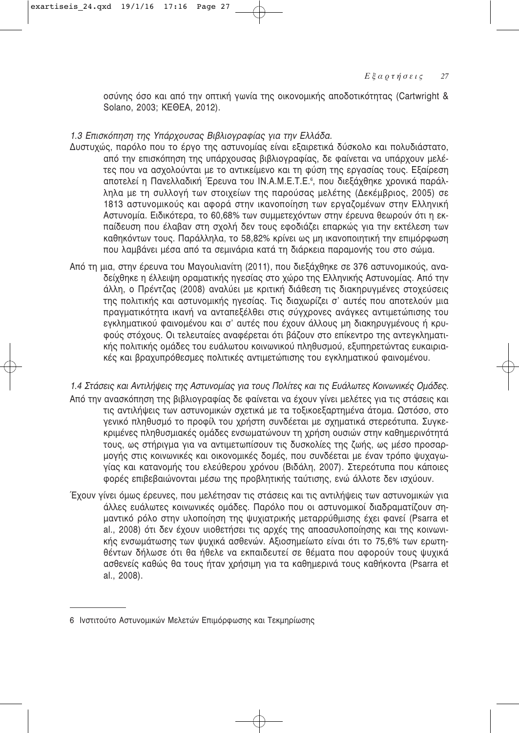οσύνης όσο και από την οπτική γωνία της οικονομικής αποδοτικότητας (Cartwright & Solano, 2003; ΚΕΘΕΑ, 2012).

*1.3 Επισκόπηση της Υπάρχουσας Βιβλιογραφίας για την Ελλάδα.*

Δυστυχώς, παρόλο που το έργο της αστυνομίας είναι εξαιρετικά δύσκολο και πολυδιάστατο, από την επισκόπηση της υπάρχουσας βιβλιογραφίας, δε φαίνεται να υπάρχουν μελέτες που να ασχολούνται με το αντικείμενο και τη φύση της εργασίας τους. Εξαίρεση αποτελεί η Πανελλαδική Έρευνα του ΙΝ.Α.Μ.Ε.Τ.Ε.[6], που διεξάχθηκε χρονικά παράλληλα με τη συλλογή των στοιχείων της παρούσας μελέτης (Δεκέμβριος, 2005) σε 1813 αστυνομικούς και αφορά στην ικανοποίηση των εργαζομένων στην Ελληνική Αστυνομία. Ειδικότερα, το 60,68% των συμμετεχόντων στην έρευνα θεωρούν ότι η εκπαίδευση που έλαβαν στη σχολή δεν τους εφοδιάζει επαρκώς για την εκτέλεση των καθηκόντων τους. Παράλληλα, το 58,82% κρίνει ως μη ικανοποιητική την επιμόρφωση που λαμβάνει μέσα από τα σεμινάρια κατά τη διάρκεια παραμονής του στο σώμα.

Από τη μια, στην έρευνα του Μαγουλιανίτη (2011), που διεξάχθηκε σε 376 αστυνομικούς, αναδείχθηκε η έλλειψη οραματικής ηγεσίας στο χώρο της Ελληνικής Αστυνομίας. Από την άλλη, ο Πρέντζας (2008) αναλύει με κριτική διάθεση τις διακηρυγμένες στοχεύσεις της πολιτικής και αστυνομικής ηγεσίας. Τις διαχωρίζει σ' αυτές που αποτελούν μια πραγματικότητα ικανή να ανταπεξέλθει στις σύγχρονες ανάγκες αντιμετώπισης του εγκληματικού φαινομένου και σ' αυτές που έχουν άλλους μη διακηρυγμένους ή κρυφούς στόχους. Οι τελευταίες αναφέρεται ότι βάζουν στο επίκεντρο της αντεγκληματικής πολιτικής ομάδες του ευάλωτου κοινωνικού πληθυσμού, εξυπηρετώντας ευκαιριακές και βραχυπρόθεσμες πολιτικές αντιμετώπισης του εγκληματικού φαινομένου.

*1.4 Στάσεις και Αντιλήψεις της Αστυνομίας για τους Πολίτες και τις Ευάλωτες Κοινωνικές Ομάδες.*

Από την ανασκόπηση της βιβλιογραφίας δε φαίνεται να έχουν γίνει μελέτες για τις στάσεις και τις αντιλήψεις των αστυνομικών σχετικά με τα τοξικοεξαρτημένα άτομα. Ωστόσο, στο γενικό πληθυσμό το προφίλ του χρήστη συνδέεται με σχηματικά στερεότυπα. Συγκεκριμένες πληθυσμιακές ομάδες ενσωματώνουν τη χρήση ουσιών στην καθημερινότητά τους, ως στήριγμα για να αντιμετωπίσουν τις δυσκολίες της ζωής, ως μέσο προσαρμογής στις κοινωνικές και οικονομικές δομές, που συνδέεται με έναν τρόπο ψυχαγωγίας και κατανομής του ελεύθερου χρόνου (Βιδάλη, 2007). Στερεότυπα που κάποιες φορές επιβεβαιώνονται μέσω της προβλητικής ταύτισης, ενώ άλλοτε δεν ισχύουν.

Έχουν γίνει όμως έρευνες, που μελέτησαν τις στάσεις και τις αντιλήψεις των αστυνομικών για άλλες ευάλωτες κοινωνικές ομάδες. Παρόλο που οι αστυνομικοί διαδραματίζουν σημαντικό ρόλο στην υλοποίηση της ψυχιατρικής μεταρρύθμισης έχει φανεί (Psarra et al., 2008) ότι δεν έχουν υιοθετήσει τις αρχές της αποασυλοποίησης και της κοινωνικής ενσωμάτωσης των ψυχικά ασθενών. Αξιοσημείωτο είναι ότι το 75,6% των ερωτηθέντων δήλωσε ότι θα ήθελε να εκπαιδευτεί σε θέματα που αφορούν τους ψυχικά ασθενείς καθώς θα τους ήταν χρήσιμη για τα καθημερινά τους καθήκοντα (Psarra et al., 2008).

---

6 Ινστιτούτο Αστυνομικών Μελετών Επιμόρφωσης και Τεκμηρίωσης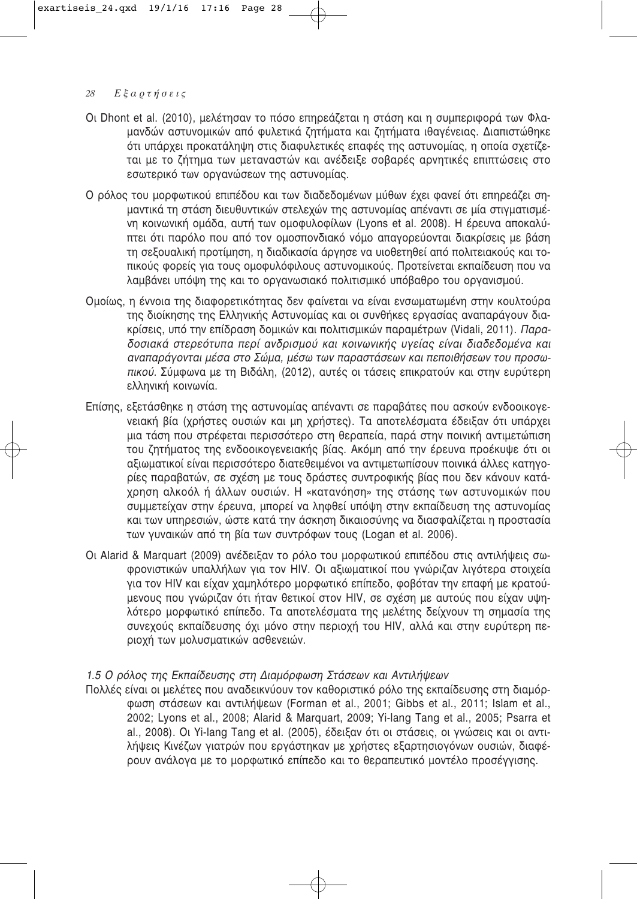Οι Dhont et al. (2010), μελέτησαν το πόσο επηρεάζεται η στάση και η συμπεριφορά των Φλαμανδών αστυνομικών από φυλετικά ζητήματα και ζητήματα ιθαγένειας. Διαπιστώθηκε ότι υπάρχει προκατάληψη στις διαφυλετικές επαφές της αστυνομίας, η οποία σχετίζεται με το ζήτημα των μεταναστών και ανέδειξε σοβαρές αρνητικές επιπτώσεις στο εσωτερικό των οργανώσεων της αστυνομίας.

Ο ρόλος του μορφωτικού επιπέδου και των διαδεδομένων μύθων έχει φανεί ότι επηρεάζει σημαντικά τη στάση διευθυντικών στελεχών της αστυνομίας απέναντι σε μία στιγματισμένη κοινωνική ομάδα, αυτή των ομοφυλοφίλων (Lyons et al. 2008). Η έρευνα αποκαλύπτει ότι παρόλο που από τον ομοσπονδιακό νόμο απαγορεύονται διακρίσεις με βάση τη σεξουαλική προτίμηση, η διαδικασία άργησε να υιοθετηθεί από πολιτειακούς και τοπικούς φορείς για τους ομοφυλόφιλους αστυνομικούς. Προτείνεται εκπαίδευση που να λαμβάνει υπόψη της και το οργανωσιακό πολιτισμικό υπόβαθρο του οργανισμού.

Ομοίως, η έννοια της διαφορετικότητας δεν φαίνεται να είναι ενσωματωμένη στην κουλτούρα της διοίκησης της Ελληνικής Αστυνομίας και οι συνθήκες εργασίας αναπαράγουν διακρίσεις, υπό την επίδραση δομικών και πολιτισμικών παραμέτρων (Vidali, 2011). *Παραδοσιακά στερεότυπα περί ανδρισμού και κοινωνικής υγείας είναι διαδεδομένα και αναπαράγονται μέσα στο Σώμα, μέσω των παραστάσεων και πεποιθήσεων του προσωπικού.* Σύμφωνα με τη Βιδάλη, (2012), αυτές οι τάσεις επικρατούν και στην ευρύτερη ελληνική κοινωνία.

Επίσης, εξετάσθηκε η στάση της αστυνομίας απέναντι σε παραβάτες που ασκούν ενδοοικογενειακή βία (χρήστες ουσιών και μη χρήστες). Τα αποτελέσματα έδειξαν ότι υπάρχει μια τάση που στρέφεται περισσότερο στη θεραπεία, παρά στην ποινική αντιμετώπιση του ζητήματος της ενδοοικογενειακής βίας. Ακόμη από την έρευνα προέκυψε ότι οι αξιωματικοί είναι περισσότερο διατεθειμένοι να αντιμετωπίσουν ποινικά άλλες κατηγορίες παραβατών, σε σχέση με τους δράστες συντροφικής βίας που δεν κάνουν κατάχρηση αλκοόλ ή άλλων ουσιών. Η «κατανόηση» της στάσης των αστυνομικών που συμμετείχαν στην έρευνα, μπορεί να ληφθεί υπόψη στην εκπαίδευση της αστυνομίας και των υπηρεσιών, ώστε κατά την άσκηση δικαιοσύνης να διασφαλίζεται η προστασία των γυναικών από τη βία των συντρόφων τους (Logan et al. 2006).

Οι Alarid & Marquart (2009) ανέδειξαν το ρόλο του μορφωτικού επιπέδου στις αντιλήψεις σωφρονιστικών υπαλλήλων για τον HIV. Οι αξιωματικοί που γνώριζαν λιγότερα στοιχεία για τον HIV και είχαν χαμηλότερο μορφωτικό επίπεδο, φοβόταν την επαφή με κρατούμενους που γνώριζαν ότι ήταν θετικοί στον HIV, σε σχέση με αυτούς που είχαν υψηλότερο μορφωτικό επίπεδο. Τα αποτελέσματα της μελέτης δείχνουν τη σημασία της συνεχούς εκπαίδευσης όχι μόνο στην περιοχή του HIV, αλλά και στην ευρύτερη περιοχή των μολυσματικών ασθενειών.

### *1.5 Ο ρόλος της Εκπαίδευσης στη Διαμόρφωση Στάσεων και Αντιλήψεων*

Πολλές είναι οι μελέτες που αναδεικνύουν τον καθοριστικό ρόλο της εκπαίδευσης στη διαμόρφωση στάσεων και αντιλήψεων (Forman et al., 2001; Gibbs et al., 2011; Islam et al., 2002; Lyons et al., 2008; Alarid & Marquart, 2009; Yi-lang Tang et al., 2005; Psarra et al., 2008). Οι Yi-lang Tang et al. (2005), έδειξαν ότι οι στάσεις, οι γνώσεις και οι αντιλήψεις Κινέζων γιατρών που εργάστηκαν με χρήστες εξαρτησιογόνων ουσιών, διαφέρουν ανάλογα με το μορφωτικό επίπεδο και το θεραπευτικό μοντέλο προσέγγισης.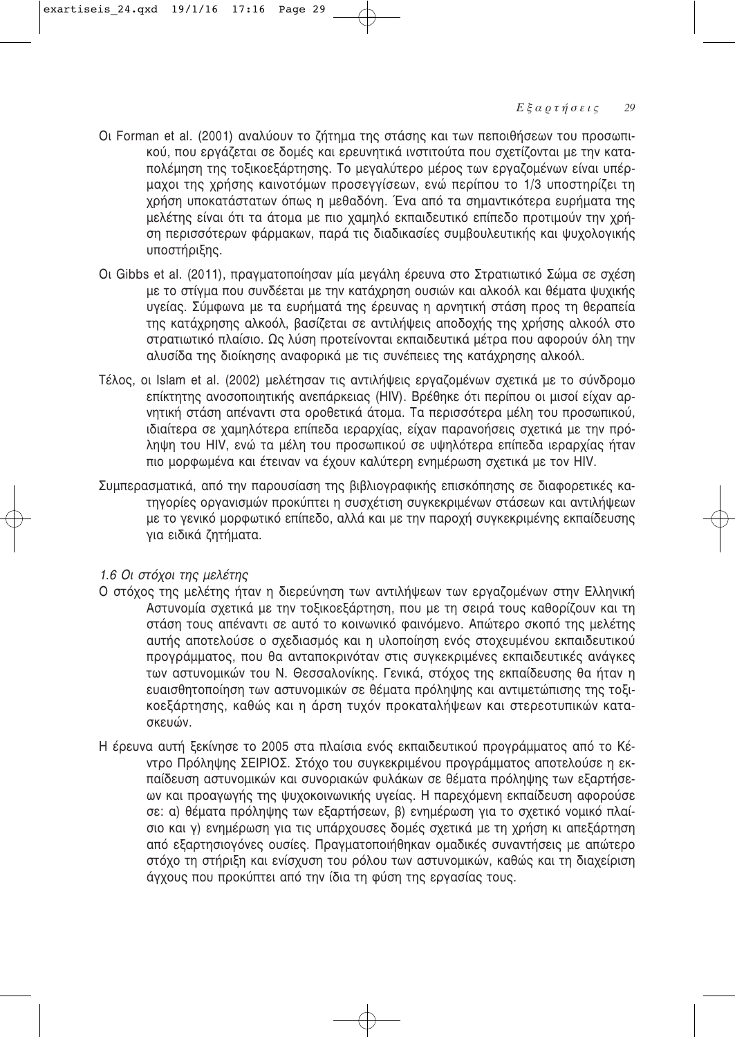Οι Forman et al. (2001) αναλύουν το ζήτημα της στάσης και των πεποιθήσεων του προσωπικού, που εργάζεται σε δομές και ερευνητικά ινστιτούτα που σχετίζονται με την καταπολέμηση της τοξικοεξάρτησης. Το μεγαλύτερο μέρος των εργαζομένων είναι υπέρμαχοι της χρήσης καινοτόμων προσεγγίσεων, ενώ περίπου το 1/3 υποστηρίζει τη χρήση υποκατάστατων όπως η μεθαδόνη. Ένα από τα σημαντικότερα ευρήματα της μελέτης είναι ότι τα άτομα με πιο χαμηλό εκπαιδευτικό επίπεδο προτιμούν την χρήση περισσότερων φάρμακων, παρά τις διαδικασίες συμβουλευτικής και ψυχολογικής υποστήριξης.

Οι Gibbs et al. (2011), πραγματοποίησαν μία μεγάλη έρευνα στο Στρατιωτικό Σώμα σε σχέση με το στίγμα που συνδέεται με την κατάχρηση ουσιών και αλκοόλ και θέματα ψυχικής υγείας. Σύμφωνα με τα ευρήματά της έρευνας η αρνητική στάση προς τη θεραπεία της κατάχρησης αλκοόλ, βασίζεται σε αντιλήψεις αποδοχής της χρήσης αλκοόλ στο στρατιωτικό πλαίσιο. Ως λύση προτείνονται εκπαιδευτικά μέτρα που αφορούν όλη την αλυσίδα της διοίκησης αναφορικά με τις συνέπειες της κατάχρησης αλκοόλ.

Τέλος, οι Islam et al. (2002) μελέτησαν τις αντιλήψεις εργαζομένων σχετικά με το σύνδρομο επίκτητης ανοσοποιητικής ανεπάρκειας (HIV). Βρέθηκε ότι περίπου οι μισοί είχαν αρνητική στάση απέναντι στα οροθετικά άτομα. Τα περισσότερα μέλη του προσωπικού, ιδιαίτερα σε χαμηλότερα επίπεδα ιεραρχίας, είχαν παρανοήσεις σχετικά με την πρόληψη του HIV, ενώ τα μέλη του προσωπικού σε υψηλότερα επίπεδα ιεραρχίας ήταν πιο μορφωμένα και έτειναν να έχουν καλύτερη ενημέρωση σχετικά με τον HIV.

Συμπερασματικά, από την παρουσίαση της βιβλιογραφικής επισκόπησης σε διαφορετικές κατηγορίες οργανισμών προκύπτει η συσχέτιση συγκεκριμένων στάσεων και αντιλήψεων με το γενικό μορφωτικό επίπεδο, αλλά και με την παροχή συγκεκριμένης εκπαίδευσης για ειδικά ζητήματα.

### *1.6 Οι στόχοι της μελέτης*

Ο στόχος της μελέτης ήταν η διερεύνηση των αντιλήψεων των εργαζομένων στην Ελληνική Αστυνομία σχετικά με την τοξικοεξάρτηση, που με τη σειρά τους καθορίζουν και τη στάση τους απέναντι σε αυτό το κοινωνικό φαινόμενο. Απώτερο σκοπό της μελέτης αυτής αποτελούσε ο σχεδιασμός και η υλοποίηση ενός στοχευμένου εκπαιδευτικού προγράμματος, που θα ανταποκρινόταν στις συγκεκριμένες εκπαιδευτικές ανάγκες των αστυνομικών του Ν. Θεσσαλονίκης. Γενικά, στόχος της εκπαίδευσης θα ήταν η ευαισθητοποίηση των αστυνομικών σε θέματα πρόληψης και αντιμετώπισης της τοξικοεξάρτησης, καθώς και η άρση τυχόν προκαταλήψεων και στερεοτυπικών κατασκευών.

Η έρευνα αυτή ξεκίνησε το 2005 στα πλαίσια ενός εκπαιδευτικού προγράμματος από το Κέντρο Πρόληψης ΣΕΙΡΙΟΣ. Στόχο του συγκεκριμένου προγράμματος αποτελούσε η εκπαίδευση αστυνομικών και συνοριακών φυλάκων σε θέματα πρόληψης των εξαρτήσεων και προαγωγής της ψυχοκοινωνικής υγείας. Η παρεχόμενη εκπαίδευση αφορούσε σε: α) θέματα πρόληψης των εξαρτήσεων, β) ενημέρωση για το σχετικό νομικό πλαίσιο και γ) ενημέρωση για τις υπάρχουσες δομές σχετικά με τη χρήση κι απεξάρτηση από εξαρτησιογόνες ουσίες. Πραγματοποιήθηκαν ομαδικές συναντήσεις με απώτερο στόχο τη στήριξη και ενίσχυση του ρόλου των αστυνομικών, καθώς και τη διαχείριση άγχους που προκύπτει από την ίδια τη φύση της εργασίας τους.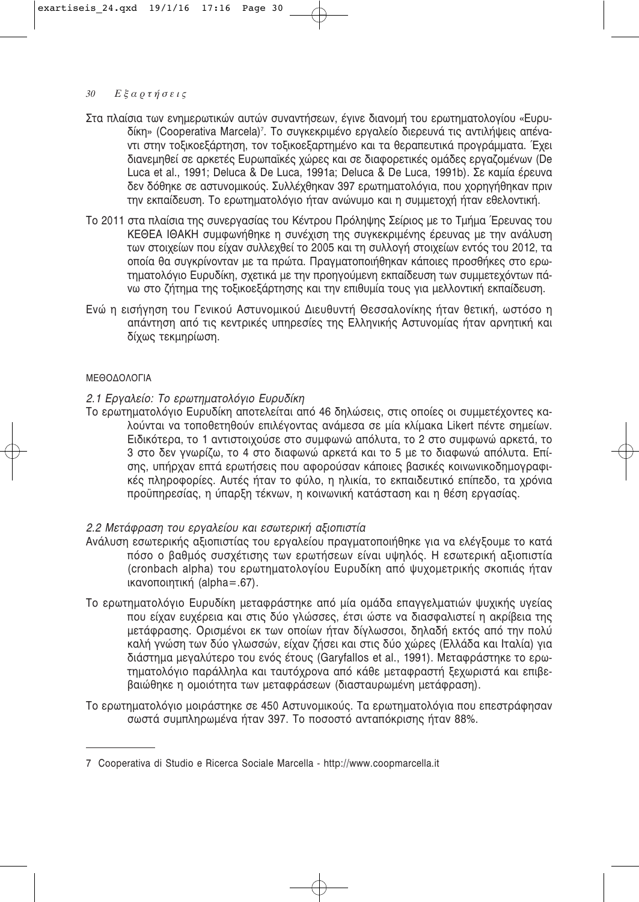Στα πλαίσια των ενημερωτικών αυτών συναντήσεων, έγινε διανομή του ερωτηματολογίου «Ευρυδίκη» (Cooperativa Marcela)[7]. Το συγκεκριμένο εργαλείο διερευνά τις αντιλήψεις απέναντι στην τοξικοεξάρτηση, τον τοξικοεξαρτημένο και τα θεραπευτικά προγράμματα. Έχει διανεμηθεί σε αρκετές Ευρωπαϊκές χώρες και σε διαφορετικές ομάδες εργαζομένων (De Luca et al., 1991; Deluca & De Luca, 1991a; Deluca & De Luca, 1991b). Σε καμία έρευνα δεν δόθηκε σε αστυνομικούς. Συλλέχθηκαν 397 ερωτηματολόγια, που χορηγήθηκαν πριν την εκπαίδευση. Το ερωτηματολόγιο ήταν ανώνυμο και η συμμετοχή ήταν εθελοντική.

Το 2011 στα πλαίσια της συνεργασίας του Κέντρου Πρόληψης Σείριος με το Τμήμα Έρευνας του ΚΕΘΕΑ ΙΘΑΚΗ συμφωνήθηκε η συνέχιση της συγκεκριμένης έρευνας με την ανάλυση των στοιχείων που είχαν συλλεχθεί το 2005 και τη συλλογή στοιχείων εντός του 2012, τα οποία θα συγκρίνονταν με τα πρώτα. Πραγματοποιήθηκαν κάποιες προσθήκες στο ερωτηματολόγιο Ευρυδίκη, σχετικά με την προηγούμενη εκπαίδευση των συμμετεχόντων πάνω στο ζήτημα της τοξικοεξάρτησης και την επιθυμία τους για μελλοντική εκπαίδευση.

Ενώ η εισήγηση του Γενικού Αστυνομικού Διευθυντή Θεσσαλονίκης ήταν θετική, ωστόσο η απάντηση από τις κεντρικές υπηρεσίες της Ελληνικής Αστυνομίας ήταν αρνητική και δίχως τεκμηρίωση.

## ΜΕΘΟΔΟΛΟΓΙΑ

### *2.1 Εργαλείο: Το ερωτηματολόγιο Ευρυδίκη*

Το ερωτηματολόγιο Ευρυδίκη αποτελείται από 46 δηλώσεις, στις οποίες οι συμμετέχοντες καλούνται να τοποθετηθούν επιλέγοντας ανάμεσα σε μία κλίμακα Likert πέντε σημείων. Ειδικότερα, το 1 αντιστοιχούσε στο συμφωνώ απόλυτα, το 2 στο συμφωνώ αρκετά, το 3 στο δεν γνωρίζω, το 4 στο διαφωνώ αρκετά και το 5 με το διαφωνώ απόλυτα. Επίσης, υπήρχαν επτά ερωτήσεις που αφορούσαν κάποιες βασικές κοινωνικοδημογραφικές πληροφορίες. Αυτές ήταν το φύλο, η ηλικία, το εκπαιδευτικό επίπεδο, τα χρόνια προϋπηρεσίας, η ύπαρξη τέκνων, η κοινωνική κατάσταση και η θέση εργασίας.

### *2.2 Μετάφραση του εργαλείου και εσωτερική αξιοπιστία*

Ανάλυση εσωτερικής αξιοπιστίας του εργαλείου πραγματοποιήθηκε για να ελέγξουμε το κατά πόσο ο βαθμός συσχέτισης των ερωτήσεων είναι υψηλός. Η εσωτερική αξιοπιστία (cronbach alpha) του ερωτηματολογίου Ευρυδίκη από ψυχομετρικής σκοπιάς ήταν ικανοποιητική (alpha=.67).

Το ερωτηματολόγιο Ευρυδίκη μεταφράστηκε από μία ομάδα επαγγελματιών ψυχικής υγείας που είχαν ευχέρεια και στις δύο γλώσσες, έτσι ώστε να διασφαλιστεί η ακρίβεια της μετάφρασης. Ορισμένοι εκ των οποίων ήταν δίγλωσσοι, δηλαδή εκτός από την πολύ καλή γνώση των δύο γλωσσών, είχαν ζήσει και στις δύο χώρες (Ελλάδα και Ιταλία) για διάστημα μεγαλύτερο του ενός έτους (Garyfallos et al., 1991). Μεταφράστηκε το ερωτηματολόγιο παράλληλα και ταυτόχρονα από κάθε μεταφραστή ξεχωριστά και επιβεβαιώθηκε η ομοιότητα των μεταφράσεων (διασταυρωμένη μετάφραση).

Το ερωτηματολόγιο μοιράστηκε σε 450 Αστυνομικούς. Τα ερωτηματολόγια που επεστράφησαν σωστά συμπληρωμένα ήταν 397. Το ποσοστό ανταπόκρισης ήταν 88%.

---

7 Cooperativa di Studio e Ricerca Sociale Marcella - http://www.coopmarcella.it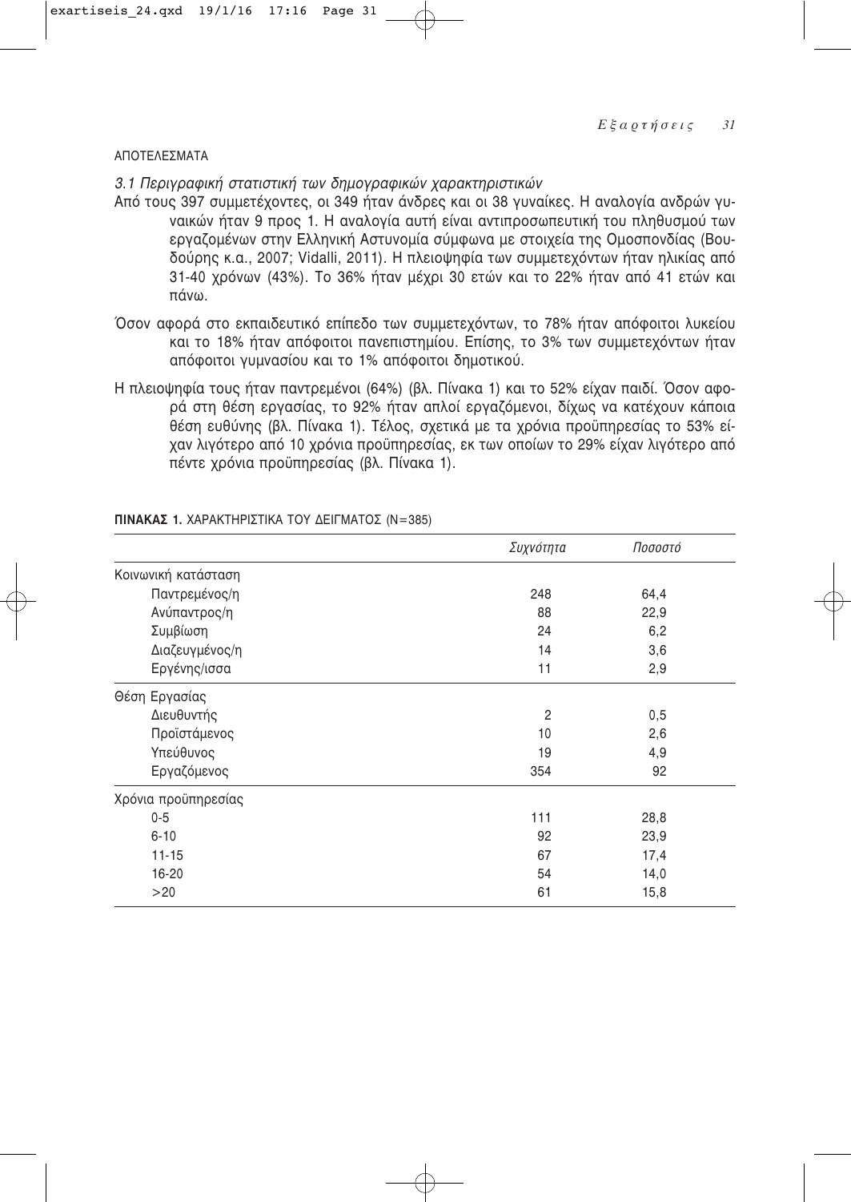## ΑΠΟΤΕΛΕΣΜΑΤΑ

*3.1 Περιγραφική στατιστική των δημογραφικών χαρακτηριστικών*

Από τους 397 συμμετέχοντες, οι 349 ήταν άνδρες και οι 38 γυναίκες. Η αναλογία ανδρών γυναικών ήταν 9 προς 1. Η αναλογία αυτή είναι αντιπροσωπευτική του πληθυσμού των εργαζομένων στην Ελληνική Αστυνομία σύμφωνα με στοιχεία της Ομοσπονδίας (Βουδούρης κ.α., 2007; Vidalli, 2011). Η πλειοψηφία των συμμετεχόντων ήταν ηλικίας από 31-40 χρόνων (43%). Το 36% ήταν μέχρι 30 ετών και το 22% ήταν από 41 ετών και πάνω.

Όσον αφορά στο εκπαιδευτικό επίπεδο των συμμετεχόντων, το 78% ήταν απόφοιτοι λυκείου και το 18% ήταν απόφοιτοι πανεπιστημίου. Επίσης, το 3% των συμμετεχόντων ήταν απόφοιτοι γυμνασίου και το 1% απόφοιτοι δημοτικού.

Η πλειοψηφία τους ήταν παντρεμένοι (64%) (βλ. Πίνακα 1) και το 52% είχαν παιδί. Όσον αφορά στη θέση εργασίας, το 92% ήταν απλοί εργαζόμενοι, δίχως να κατέχουν κάποια θέση ευθύνης (βλ. Πίνακα 1). Τέλος, σχετικά με τα χρόνια προϋπηρεσίας το 53% είχαν λιγότερο από 10 χρόνια προϋπηρεσίας, εκ των οποίων το 29% είχαν λιγότερο από πέντε χρόνια προϋπηρεσίας (βλ. Πίνακα 1).

**ΠΙΝΑΚΑΣ 1.** ΧΑΡΑΚΤΗΡΙΣΤΙΚΑ ΤΟΥ ΔΕΙΓΜΑΤΟΣ (N=385)

| | *Συχνότητα* | *Ποσοστό* |
|---|---|---|
| Κοινωνική κατάσταση | | |
| Παντρεμένος/η | 248 | 64,4 |
| Ανύπαντρος/η | 88 | 22,9 |
| Συμβίωση | 24 | 6,2 |
| Διαζευγμένος/η | 14 | 3,6 |
| Εργένης/ισσα | 11 | 2,9 |
| Θέση Εργασίας | | |
| Διευθυντής | 2 | 0,5 |
| Προϊστάμενος | 10 | 2,6 |
| Υπεύθυνος | 19 | 4,9 |
| Εργαζόμενος | 354 | 92 |
| Χρόνια προϋπηρεσίας | | |
| 0-5 | 111 | 28,8 |
| 6-10 | 92 | 23,9 |
| 11-15 | 67 | 17,4 |
| 16-20 | 54 | 14,0 |
| >20 | 61 | 15,8 |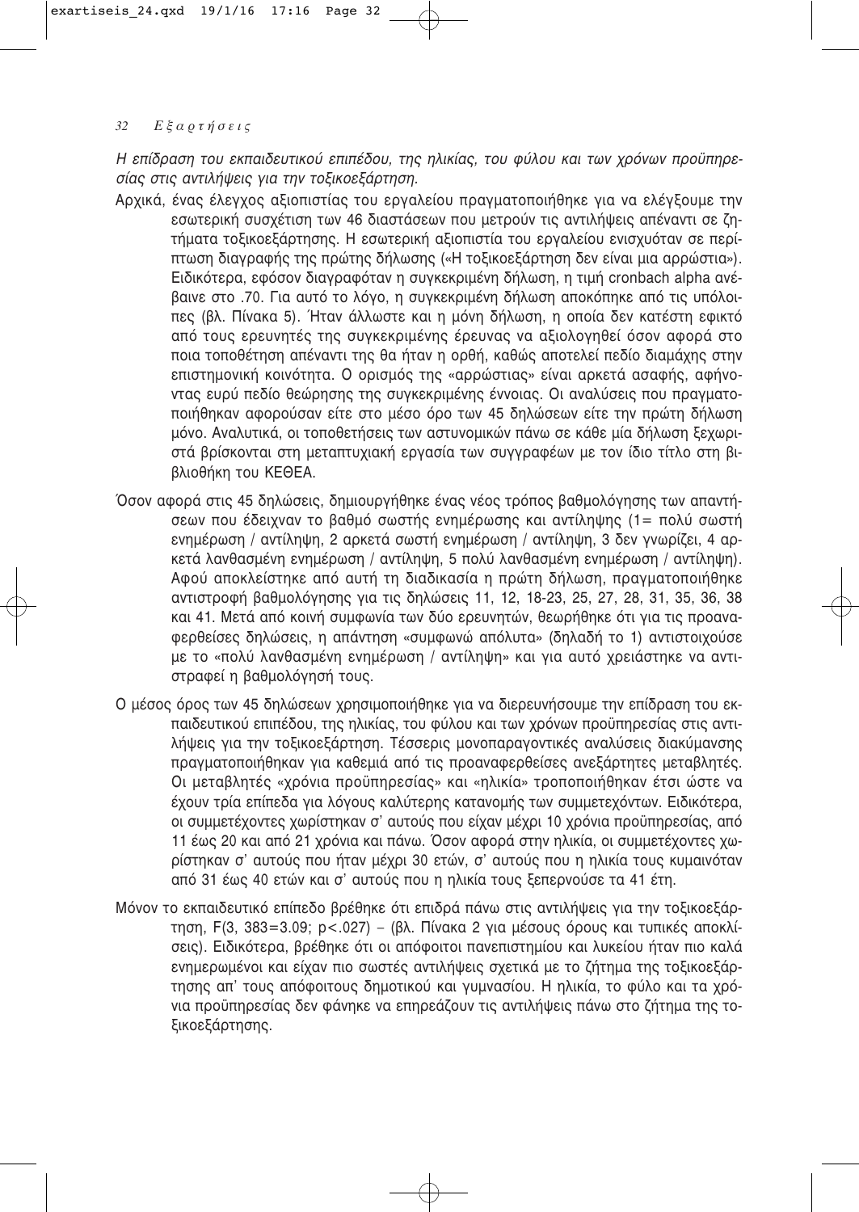*Η επίδραση του εκπαιδευτικού επιπέδου, της ηλικίας, του φύλου και των χρόνων προϋπηρεσίας στις αντιλήψεις για την τοξικοεξάρτηση.*

Αρχικά, ένας έλεγχος αξιοπιστίας του εργαλείου πραγματοποιήθηκε για να ελέγξουμε την εσωτερική συσχέτιση των 46 διαστάσεων που μετρούν τις αντιλήψεις απέναντι σε ζητήματα τοξικοεξάρτησης. Η εσωτερική αξιοπιστία του εργαλείου ενισχυόταν σε περίπτωση διαγραφής της πρώτης δήλωσης («Η τοξικοεξάρτηση δεν είναι μια αρρώστια»). Ειδικότερα, εφόσον διαγραφόταν η συγκεκριμένη δήλωση, η τιμή cronbach alpha ανέβαινε στο .70. Για αυτό το λόγο, η συγκεκριμένη δήλωση αποκόπηκε από τις υπόλοιπες (βλ. Πίνακα 5). Ήταν άλλωστε και η μόνη δήλωση, η οποία δεν κατέστη εφικτό από τους ερευνητές της συγκεκριμένης έρευνας να αξιολογηθεί όσον αφορά στο ποια τοποθέτηση απέναντι της θα ήταν η ορθή, καθώς αποτελεί πεδίο διαμάχης στην επιστημονική κοινότητα. Ο ορισμός της «αρρώστιας» είναι αρκετά ασαφής, αφήνοντας ευρύ πεδίο θεώρησης της συγκεκριμένης έννοιας. Οι αναλύσεις που πραγματοποιήθηκαν αφορούσαν είτε στο μέσο όρο των 45 δηλώσεων είτε την πρώτη δήλωση μόνο. Αναλυτικά, οι τοποθετήσεις των αστυνομικών πάνω σε κάθε μία δήλωση ξεχωριστά βρίσκονται στη μεταπτυχιακή εργασία των συγγραφέων με τον ίδιο τίτλο στη βιβλιοθήκη του ΚΕΘΕΑ.

Όσον αφορά στις 45 δηλώσεις, δημιουργήθηκε ένας νέος τρόπος βαθμολόγησης των απαντήσεων που έδειχναν το βαθμό σωστής ενημέρωσης και αντίληψης (1= πολύ σωστή ενημέρωση / αντίληψη, 2 αρκετά σωστή ενημέρωση / αντίληψη, 3 δεν γνωρίζει, 4 αρκετά λανθασμένη ενημέρωση / αντίληψη, 5 πολύ λανθασμένη ενημέρωση / αντίληψη). Αφού αποκλείστηκε από αυτή τη διαδικασία η πρώτη δήλωση, πραγματοποιήθηκε αντιστροφή βαθμολόγησης για τις δηλώσεις 11, 12, 18-23, 25, 27, 28, 31, 35, 36, 38 και 41. Μετά από κοινή συμφωνία των δύο ερευνητών, θεωρήθηκε ότι για τις προαναφερθείσες δηλώσεις, η απάντηση «συμφωνώ απόλυτα» (δηλαδή το 1) αντιστοιχούσε με το «πολύ λανθασμένη ενημέρωση / αντίληψη» και για αυτό χρειάστηκε να αντιστραφεί η βαθμολόγησή τους.

Ο μέσος όρος των 45 δηλώσεων χρησιμοποιήθηκε για να διερευνήσουμε την επίδραση του εκπαιδευτικού επιπέδου, της ηλικίας, του φύλου και των χρόνων προϋπηρεσίας στις αντιλήψεις για την τοξικοεξάρτηση. Τέσσερις μονοπαραγοντικές αναλύσεις διακύμανσης πραγματοποιήθηκαν για καθεμιά από τις προαναφερθείσες ανεξάρτητες μεταβλητές. Οι μεταβλητές «χρόνια προϋπηρεσίας» και «ηλικία» τροποποιήθηκαν έτσι ώστε να έχουν τρία επίπεδα για λόγους καλύτερης κατανομής των συμμετεχόντων. Ειδικότερα, οι συμμετέχοντες χωρίστηκαν σ' αυτούς που είχαν μέχρι 10 χρόνια προϋπηρεσίας, από 11 έως 20 και από 21 χρόνια και πάνω. Όσον αφορά στην ηλικία, οι συμμετέχοντες χωρίστηκαν σ' αυτούς που ήταν μέχρι 30 ετών, σ' αυτούς που η ηλικία τους κυμαινόταν από 31 έως 40 ετών και σ' αυτούς που η ηλικία τους ξεπερνούσε τα 41 έτη.

Μόνον το εκπαιδευτικό επίπεδο βρέθηκε ότι επιδρά πάνω στις αντιλήψεις για την τοξικοεξάρτηση, $F(3, 383=3.09; p<.027)$ – (βλ. Πίνακα 2 για μέσους όρους και τυπικές αποκλίσεις). Ειδικότερα, βρέθηκε ότι οι απόφοιτοι πανεπιστημίου και λυκείου ήταν πιο καλά ενημερωμένοι και είχαν πιο σωστές αντιλήψεις σχετικά με το ζήτημα της τοξικοεξάρτησης απ' τους απόφοιτους δημοτικού και γυμνασίου. Η ηλικία, το φύλο και τα χρόνια προϋπηρεσίας δεν φάνηκε να επηρεάζουν τις αντιλήψεις πάνω στο ζήτημα της τοξικοεξάρτησης.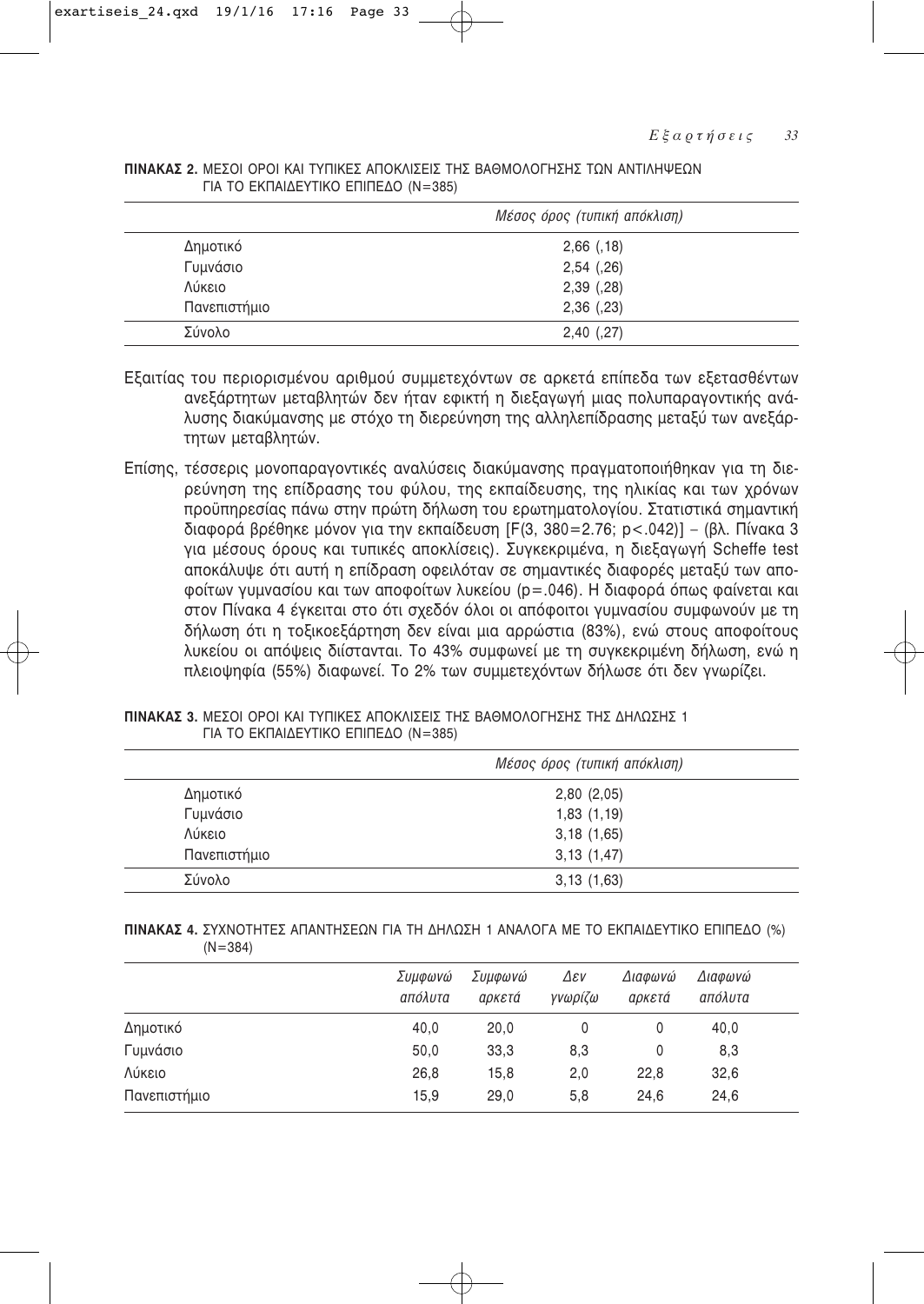**ΠΙΝΑΚΑΣ 2.** ΜΕΣΟΙ ΟΡΟΙ ΚΑΙ ΤΥΠΙΚΕΣ ΑΠΟΚΛΙΣΕΙΣ ΤΗΣ ΒΑΘΜΟΛΟΓΗΣΗΣ ΤΩΝ ΑΝΤΙΛΗΨΕΩΝ ΓΙΑ ΤΟ ΕΚΠΑΙΔΕΥΤΙΚΟ ΕΠΙΠΕΔΟ (N=385)

| | *Μέσος όρος (τυπική απόκλιση)* |
|---|---|
| Δημοτικό | 2,66 (,18) |
| Γυμνάσιο | 2,54 (,26) |
| Λύκειο | 2,39 (,28) |
| Πανεπιστήμιο | 2,36 (,23) |
| Σύνολο | 2,40 (,27) |

Εξαιτίας του περιορισμένου αριθμού συμμετεχόντων σε αρκετά επίπεδα των εξετασθέντων ανεξάρτητων μεταβλητών δεν ήταν εφικτή η διεξαγωγή μιας πολυπαραγοντικής ανάλυσης διακύμανσης με στόχο τη διερεύνηση της αλληλεπίδρασης μεταξύ των ανεξάρτητων μεταβλητών.

Επίσης, τέσσερις μονοπαραγοντικές αναλύσεις διακύμανσης πραγματοποιήθηκαν για τη διερεύνηση της επίδρασης του φύλου, της εκπαίδευσης, της ηλικίας και των χρόνων προϋπηρεσίας πάνω στην πρώτη δήλωση του ερωτηματολογίου. Στατιστικά σημαντική διαφορά βρέθηκε μόνον για την εκπαίδευση [$F(3, 380=2.76; p<.042)$] – (βλ. Πίνακα 3 για μέσους όρους και τυπικές αποκλίσεις). Συγκεκριμένα, η διεξαγωγή Scheffe test αποκάλυψε ότι αυτή η επίδραση οφειλόταν σε σημαντικές διαφορές μεταξύ των αποφοίτων γυμνασίου και των αποφοίτων λυκείου ($p=.046$). Η διαφορά όπως φαίνεται και στον Πίνακα 4 έγκειται στο ότι σχεδόν όλοι οι απόφοιτοι γυμνασίου συμφωνούν με τη δήλωση ότι η τοξικοεξάρτηση δεν είναι μια αρρώστια (83%), ενώ στους αποφοίτους λυκείου οι απόψεις διίστανται. Το 43% συμφωνεί με τη συγκεκριμένη δήλωση, ενώ η πλειοψηφία (55%) διαφωνεί. Το 2% των συμμετεχόντων δήλωσε ότι δεν γνωρίζει.

**ΠΙΝΑΚΑΣ 3.** ΜΕΣΟΙ ΟΡΟΙ ΚΑΙ ΤΥΠΙΚΕΣ ΑΠΟΚΛΙΣΕΙΣ ΤΗΣ ΒΑΘΜΟΛΟΓΗΣΗΣ ΤΗΣ ΔΗΛΩΣΗΣ 1 ΓΙΑ ΤΟ ΕΚΠΑΙΔΕΥΤΙΚΟ ΕΠΙΠΕΔΟ (N=385)

| | *Μέσος όρος (τυπική απόκλιση)* |
|---|---|
| Δημοτικό | 2,80 (2,05) |
| Γυμνάσιο | 1,83 (1,19) |
| Λύκειο | 3,18 (1,65) |
| Πανεπιστήμιο | 3,13 (1,47) |
| Σύνολο | 3,13 (1,63) |

**ΠΙΝΑΚΑΣ 4.** ΣΥΧΝΟΤΗΤΕΣ ΑΠΑΝΤΗΣΕΩΝ ΓΙΑ ΤΗ ΔΗΛΩΣΗ 1 ΑΝΑΛΟΓΑ ΜΕ ΤΟ ΕΚΠΑΙΔΕΥΤΙΚΟ ΕΠΙΠΕΔΟ (%) (N=384)

| | *Συμφωνώ απόλυτα* | *Συμφωνώ αρκετά* | *Δεν γνωρίζω* | *Διαφωνώ αρκετά* | *Διαφωνώ απόλυτα* |
|---|---|---|---|---|---|
| Δημοτικό | 40,0 | 20,0 | 0 | 0 | 40,0 |
| Γυμνάσιο | 50,0 | 33,3 | 8,3 | 0 | 8,3 |
| Λύκειο | 26,8 | 15,8 | 2,0 | 22,8 | 32,6 |
| Πανεπιστήμιο | 15,9 | 29,0 | 5,8 | 24,6 | 24,6 |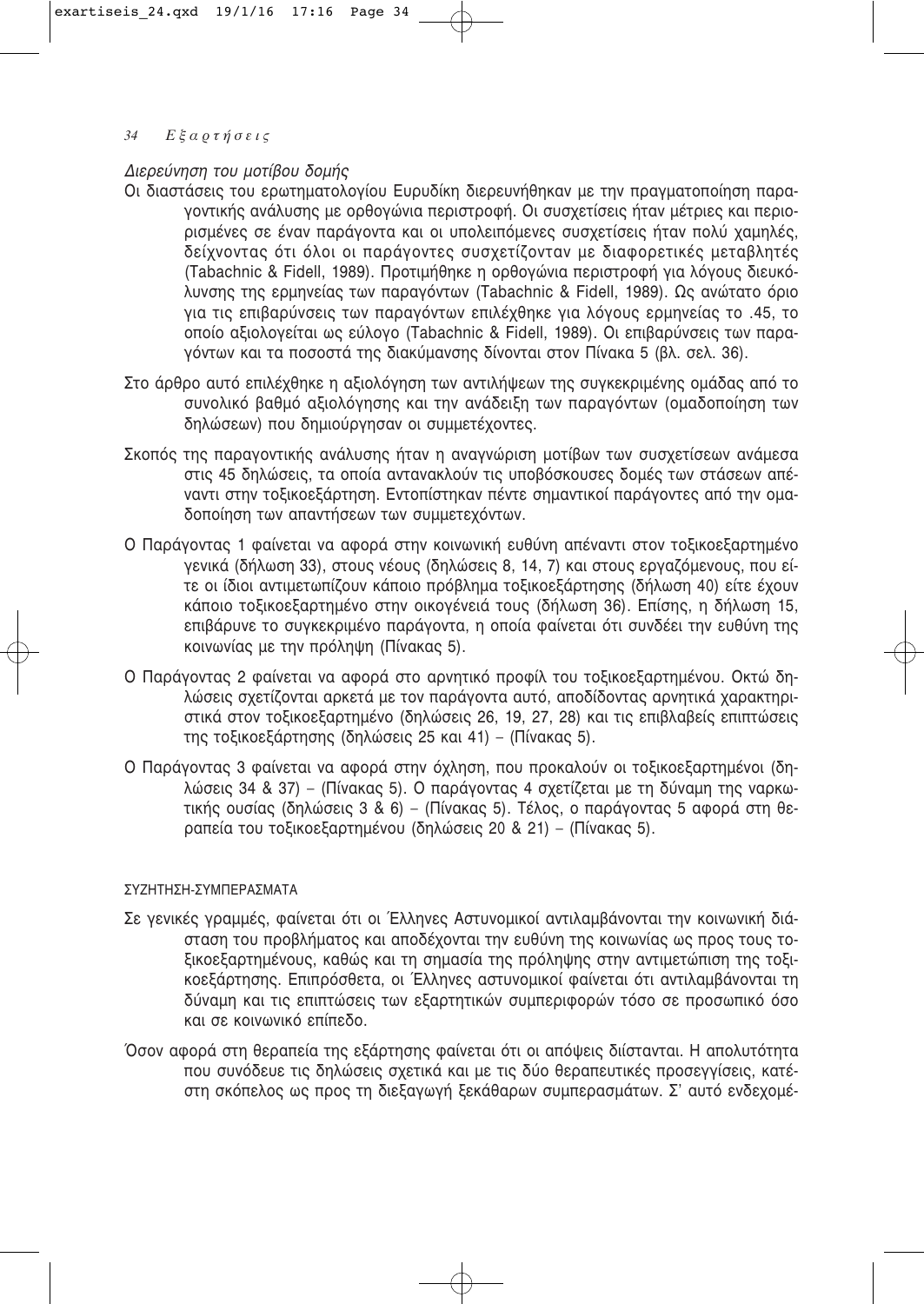*Διερεύνηση του μοτίβου δομής*

Οι διαστάσεις του ερωτηματολογίου Ευρυδίκη διερευνήθηκαν με την πραγματοποίηση παραγοντικής ανάλυσης με ορθογώνια περιστροφή. Οι συσχετίσεις ήταν μέτριες και περιορισμένες σε έναν παράγοντα και οι υπολειπόμενες συσχετίσεις ήταν πολύ χαμηλές, δείχνοντας ότι όλοι οι παράγοντες συσχετίζονταν με διαφορετικές μεταβλητές (Tabachnic & Fidell, 1989). Προτιμήθηκε η ορθογώνια περιστροφή για λόγους διευκόλυνσης της ερμηνείας των παραγόντων (Tabachnic & Fidell, 1989). Ως ανώτατο όριο για τις επιβαρύνσεις των παραγόντων επιλέχθηκε για λόγους ερμηνείας το .45, το οποίο αξιολογείται ως εύλογο (Tabachnic & Fidell, 1989). Οι επιβαρύνσεις των παραγόντων και τα ποσοστά της διακύμανσης δίνονται στον Πίνακα 5 (βλ. σελ. 36).

Στο άρθρο αυτό επιλέχθηκε η αξιολόγηση των αντιλήψεων της συγκεκριμένης ομάδας από το συνολικό βαθμό αξιολόγησης και την ανάδειξη των παραγόντων (ομαδοποίηση των δηλώσεων) που δημιούργησαν οι συμμετέχοντες.

Σκοπός της παραγοντικής ανάλυσης ήταν η αναγνώριση μοτίβων των συσχετίσεων ανάμεσα στις 45 δηλώσεις, τα οποία αντανακλούν τις υποβόσκουσες δομές των στάσεων απέναντι στην τοξικοεξάρτηση. Εντοπίστηκαν πέντε σημαντικοί παράγοντες από την ομαδοποίηση των απαντήσεων των συμμετεχόντων.

Ο Παράγοντας 1 φαίνεται να αφορά στην κοινωνική ευθύνη απέναντι στον τοξικοεξαρτημένο γενικά (δήλωση 33), στους νέους (δηλώσεις 8, 14, 7) και στους εργαζόμενους, που είτε οι ίδιοι αντιμετωπίζουν κάποιο πρόβλημα τοξικοεξάρτησης (δήλωση 40) είτε έχουν κάποιο τοξικοεξαρτημένο στην οικογένειά τους (δήλωση 36). Επίσης, η δήλωση 15, επιβάρυνε το συγκεκριμένο παράγοντα, η οποία φαίνεται ότι συνδέει την ευθύνη της κοινωνίας με την πρόληψη (Πίνακας 5).

Ο Παράγοντας 2 φαίνεται να αφορά στο αρνητικό προφίλ του τοξικοεξαρτημένου. Οκτώ δηλώσεις σχετίζονται αρκετά με τον παράγοντα αυτό, αποδίδοντας αρνητικά χαρακτηριστικά στον τοξικοεξαρτημένο (δηλώσεις 26, 19, 27, 28) και τις επιβλαβείς επιπτώσεις της τοξικοεξάρτησης (δηλώσεις 25 και 41) – (Πίνακας 5).

Ο Παράγοντας 3 φαίνεται να αφορά στην όχληση, που προκαλούν οι τοξικοεξαρτημένοι (δηλώσεις 34 & 37) – (Πίνακας 5). Ο παράγοντας 4 σχετίζεται με τη δύναμη της ναρκωτικής ουσίας (δηλώσεις 3 & 6) – (Πίνακας 5). Τέλος, ο παράγοντας 5 αφορά στη θεραπεία του τοξικοεξαρτημένου (δηλώσεις 20 & 21) – (Πίνακας 5).

## ΣΥΖΗΤΗΣΗ-ΣΥΜΠΕΡΑΣΜΑΤΑ

Σε γενικές γραμμές, φαίνεται ότι οι Έλληνες Αστυνομικοί αντιλαμβάνονται την κοινωνική διάσταση του προβλήματος και αποδέχονται την ευθύνη της κοινωνίας ως προς τους τοξικοεξαρτημένους, καθώς και τη σημασία της πρόληψης στην αντιμετώπιση της τοξικοεξάρτησης. Επιπρόσθετα, οι Έλληνες αστυνομικοί φαίνεται ότι αντιλαμβάνονται τη δύναμη και τις επιπτώσεις των εξαρτητικών συμπεριφορών τόσο σε προσωπικό όσο και σε κοινωνικό επίπεδο.

Όσον αφορά στη θεραπεία της εξάρτησης φαίνεται ότι οι απόψεις διίστανται. Η απολυτότητα που συνόδευε τις δηλώσεις σχετικά και με τις δύο θεραπευτικές προσεγγίσεις, κατέστη σκόπελος ως προς τη διεξαγωγή ξεκάθαρων συμπερασμάτων. Σ' αυτό ενδεχομέ-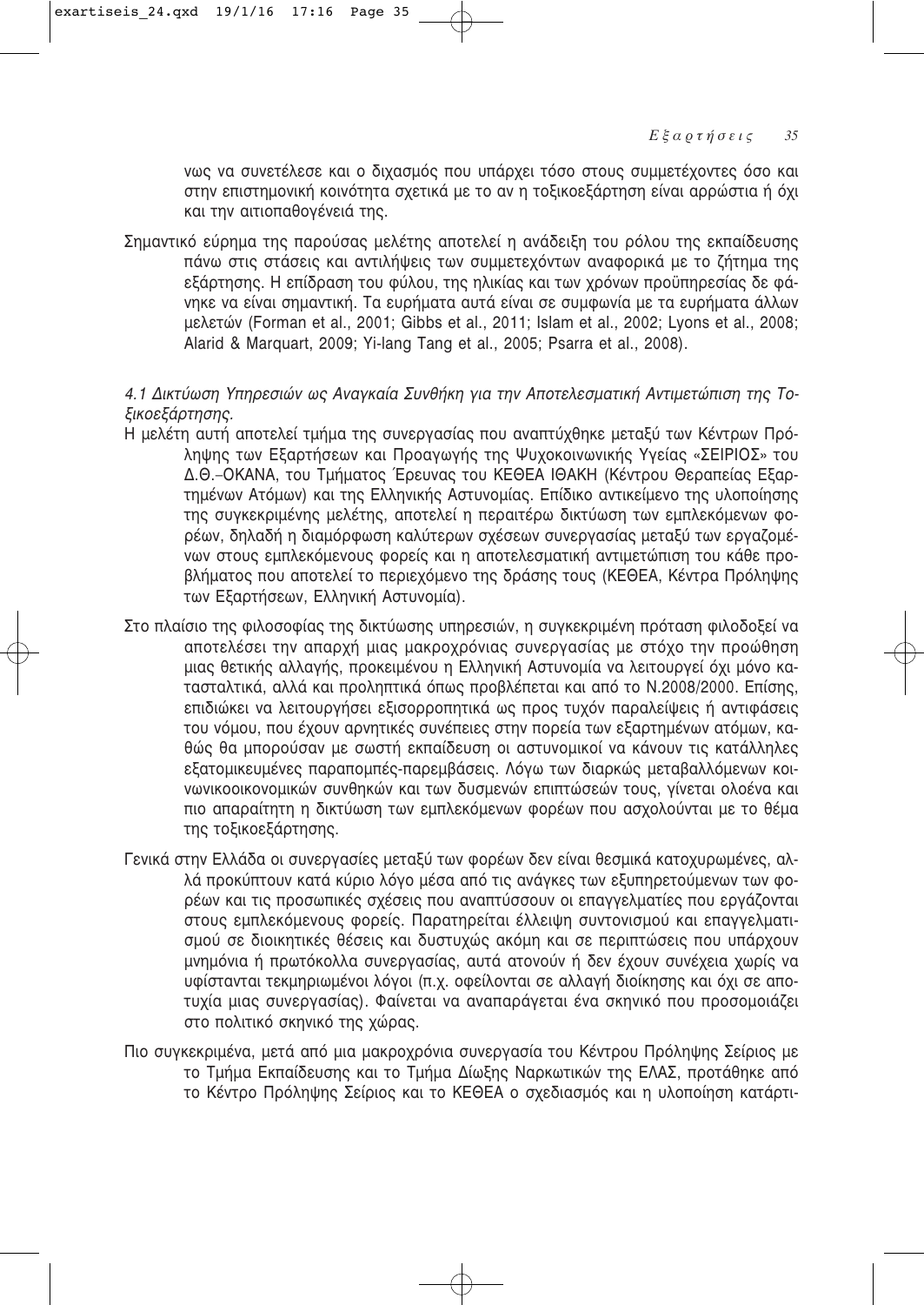νως να συνετέλεσε και ο διχασμός που υπάρχει τόσο στους συμμετέχοντες όσο και στην επιστημονική κοινότητα σχετικά με το αν η τοξικοεξάρτηση είναι αρρώστια ή όχι και την αιτιοπαθογένειά της.

Σημαντικό εύρημα της παρούσας μελέτης αποτελεί η ανάδειξη του ρόλου της εκπαίδευσης πάνω στις στάσεις και αντιλήψεις των συμμετεχόντων αναφορικά με το ζήτημα της εξάρτησης. Η επίδραση του φύλου, της ηλικίας και των χρόνων προϋπηρεσίας δε φάνηκε να είναι σημαντική. Τα ευρήματα αυτά είναι σε συμφωνία με τα ευρήματα άλλων μελετών (Forman et al., 2001; Gibbs et al., 2011; Islam et al., 2002; Lyons et al., 2008; Alarid & Marquart, 2009; Yi-lang Tang et al., 2005; Psarra et al., 2008).

*4.1 Δικτύωση Υπηρεσιών ως Αναγκαία Συνθήκη για την Αποτελεσματική Αντιμετώπιση της Τοξικοεξάρτησης.*

Η μελέτη αυτή αποτελεί τμήμα της συνεργασίας που αναπτύχθηκε μεταξύ των Κέντρων Πρόληψης των Εξαρτήσεων και Προαγωγής της Ψυχοκοινωνικής Υγείας «ΣΕΙΡΙΟΣ» του Δ.Θ.–ΟΚΑΝΑ, του Τμήματος Έρευνας του ΚΕΘΕΑ ΙΘΑΚΗ (Κέντρου Θεραπείας Εξαρτημένων Ατόμων) και της Ελληνικής Αστυνομίας. Επίδικο αντικείμενο της υλοποίησης της συγκεκριμένης μελέτης, αποτελεί η περαιτέρω δικτύωση των εμπλεκόμενων φορέων, δηλαδή η διαμόρφωση καλύτερων σχέσεων συνεργασίας μεταξύ των εργαζομένων στους εμπλεκόμενους φορείς και η αποτελεσματική αντιμετώπιση του κάθε προβλήματος που αποτελεί το περιεχόμενο της δράσης τους (ΚΕΘΕΑ, Κέντρα Πρόληψης των Εξαρτήσεων, Ελληνική Αστυνομία).

Στο πλαίσιο της φιλοσοφίας της δικτύωσης υπηρεσιών, η συγκεκριμένη πρόταση φιλοδοξεί να αποτελέσει την απαρχή μιας μακροχρόνιας συνεργασίας με στόχο την προώθηση μιας θετικής αλλαγής, προκειμένου η Ελληνική Αστυνομία να λειτουργεί όχι μόνο κατασταλτικά, αλλά και προληπτικά όπως προβλέπεται και από το Ν.2008/2000. Επίσης, επιδιώκει να λειτουργήσει εξισορροπητικά ως προς τυχόν παραλείψεις ή αντιφάσεις του νόμου, που έχουν αρνητικές συνέπειες στην πορεία των εξαρτημένων ατόμων, καθώς θα μπορούσαν με σωστή εκπαίδευση οι αστυνομικοί να κάνουν τις κατάλληλες εξατομικευμένες παραπομπές-παρεμβάσεις. Λόγω των διαρκώς μεταβαλλόμενων κοινωνικοοικονομικών συνθηκών και των δυσμενών επιπτώσεών τους, γίνεται ολοένα και πιο απαραίτητη η δικτύωση των εμπλεκόμενων φορέων που ασχολούνται με το θέμα της τοξικοεξάρτησης.

Γενικά στην Ελλάδα οι συνεργασίες μεταξύ των φορέων δεν είναι θεσμικά κατοχυρωμένες, αλλά προκύπτουν κατά κύριο λόγο μέσα από τις ανάγκες των εξυπηρετούμενων των φορέων και τις προσωπικές σχέσεις που αναπτύσσουν οι επαγγελματίες που εργάζονται στους εμπλεκόμενους φορείς. Παρατηρείται έλλειψη συντονισμού και επαγγελματισμού σε διοικητικές θέσεις και δυστυχώς ακόμη και σε περιπτώσεις που υπάρχουν μνημόνια ή πρωτόκολλα συνεργασίας, αυτά ατονούν ή δεν έχουν συνέχεια χωρίς να υφίστανται τεκμηριωμένοι λόγοι (π.χ. οφείλονται σε αλλαγή διοίκησης και όχι σε αποτυχία μιας συνεργασίας). Φαίνεται να αναπαράγεται ένα σκηνικό που προσομοιάζει στο πολιτικό σκηνικό της χώρας.

Πιο συγκεκριμένα, μετά από μια μακροχρόνια συνεργασία του Κέντρου Πρόληψης Σείριος με το Τμήμα Εκπαίδευσης και το Τμήμα Δίωξης Ναρκωτικών της ΕΛΑΣ, προτάθηκε από το Κέντρο Πρόληψης Σείριος και το ΚΕΘΕΑ ο σχεδιασμός και η υλοποίηση κατάρτι-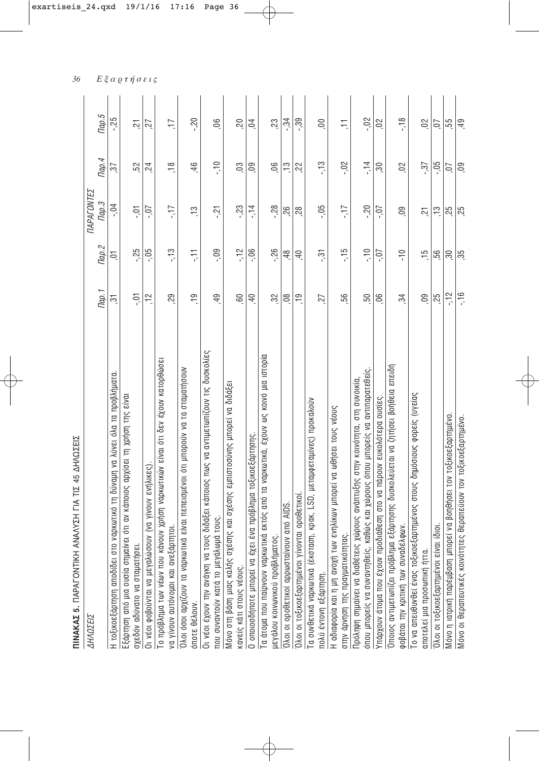**ΠΙΝΑΚΑΣ 5.** ΠΑΡΑΓΟΝΤΙΚΗ ΑΝΑΛΥΣΗ ΓΙΑ ΤΙΣ 45 ΔΗΛΩΣΕΙΣ

| ΔΗΛΩΣΕΙΣ | ΠΑΡΑΓΟΝΤΕΣ | | | | |
|---|---|---|---|---|---|
| | Παρ.1 | Παρ.2 | Παρ.3 | Παρ.4 | Παρ.5 |
| Η τοξικοεξάρτηση αποδίδει στο ναρκωτικό τη δύναμη να λύνει όλα τα προβλήματα. | ,31 | ,01 | -,04 | ,37 | -,25 |
| Εξάρτηση από μια ουσία σημαίνει ότι αν κάποιος αρχίσει τη χρήση της είναι σχεδόν αδύνατο να σταματήσει. | -,01 | -,25 | -,01 | ,52 | ,21 |
| Οι νέοι φοβούνται να μεγαλώσουν (να γίνουν ενήλικες). | ,12 | -,05 | -,07 | ,24 | ,27 |
| Το πρόβλημα των νέων που κάνουν χρήση ναρκωτικών είναι ότι δεν έχουν κατορθώσει να γίνουν αυτόνομοι και ανεξάρτητοι. | ,29 | -,13 | -,17 | ,18 | ,17 |
| Όλοι όσοι αρχίζουν τα ναρκωτικά είναι πεπεισμένοι ότι μπορούν να τα σταματήσουν όποτε θέλουν. | ,19 | -,11 | ,13 | ,46 | -,20 |
| Οι νέοι έχουν την ανάγκη να τους διδάξει κάποιος πώς να αντιμετωπίζουν τις δυσκολίες που συναντούν κατά το μεγάλωμά τους. | ,49 | -,09 | -,21 | -,10 | ,06 |
| Μόνο στη βάση μιας καλής σχέσης και σχέσης εμπιστοσύνης μπορεί να διδάξει κανείς κάτι στους νέους. | ,60 | -,12 | -,23 | ,03 | ,20 |
| Ο οποιοσδήποτε μπορεί να έχει ένα πρόβλημα τοξικοεξάρτησης. | ,40 | -,06 | -,14 | ,09 | ,04 |
| Τα άτομα που παίρνουν ναρκωτικά εκτός από τα ναρκωτικά, έχουν ως κοινό μια ιστορία μεγάλου κοινωνικού προβλήματος. | ,32 | -,26 | -,28 | ,06 | ,23 |
| Όλοι οι οροθετικοί αρρωσταίνουν από AIDS. | ,08 | ,48 | ,26 | ,13 | -,34 |
| Όλοι οι τοξικοεξαρτημένοι γίνονται οροθετικοί. | ,19 | ,40 | ,28 | ,22 | -,39 |
| Τα συνθετικά ναρκωτικά (έκσταση, κρακ, LSD, μεταμφεταμίνες) προκαλούν πολύ έντονη εξάρτηση. | ,27 | -,31 | -,05 | -,13 | ,00 |
| Η αδιαφορία και η μη ανοχή των ενηλίκων μπορεί να ωθήσει τους νέους στην άρνηση της πραγματικότητας. | ,56 | -,15 | -,17 | -,02 | ,11 |
| Πρόληψη σημαίνει να διαθέτεις χώρους ανάπτυξης στην κοινότητα, στη συνοικία, όπου μπορείς να συναντηθείς, καθώς και χώρους όπου μπορείς να αντιπαρατεθείς. | ,50 | -,10 | -,20 | -,14 | -,02 |
| Υπάρχουν άτομα που έχουν προδιάθεση στο να πάρουν ευκολότερα ουσίες. | ,06 | -,07 | -,07 | ,30 | ,02 |
| Όποιος αντιμετωπίζει πρόβλημα εξάρτησης δυσκολεύεται να ζητήσει βοήθεια επειδή φοβάται την κριτική των συνανθρώπων. | ,34 | -10 | ,09 | ,02 | -,18 |
| Το να απευθυνθεί ένας τοξικοεξαρτημένος στους δημόσιους φορείς (υγείας αποτελεί μια προσωπική ήττα. | ,09 | ,15 | ,21 | -,37 | ,02 |
| Όλοι οι τοξικοεξαρτημένοι είναι ίδιοι. | ,25 | ,56 | ,13 | -,05 | ,07 |
| Μόνο η ιατρική παρέμβαση μπορεί να βοηθήσει τον τοξικοεξαρτημένο. | -,12 | ,30 | ,25 | ,07 | ,55 |
| Μόνο οι θεραπευτικές κοινότητες θεραπεύουν τον τοξικοεξαρτημένο. | -,16 | ,35 | ,25 | ,09 | ,49 |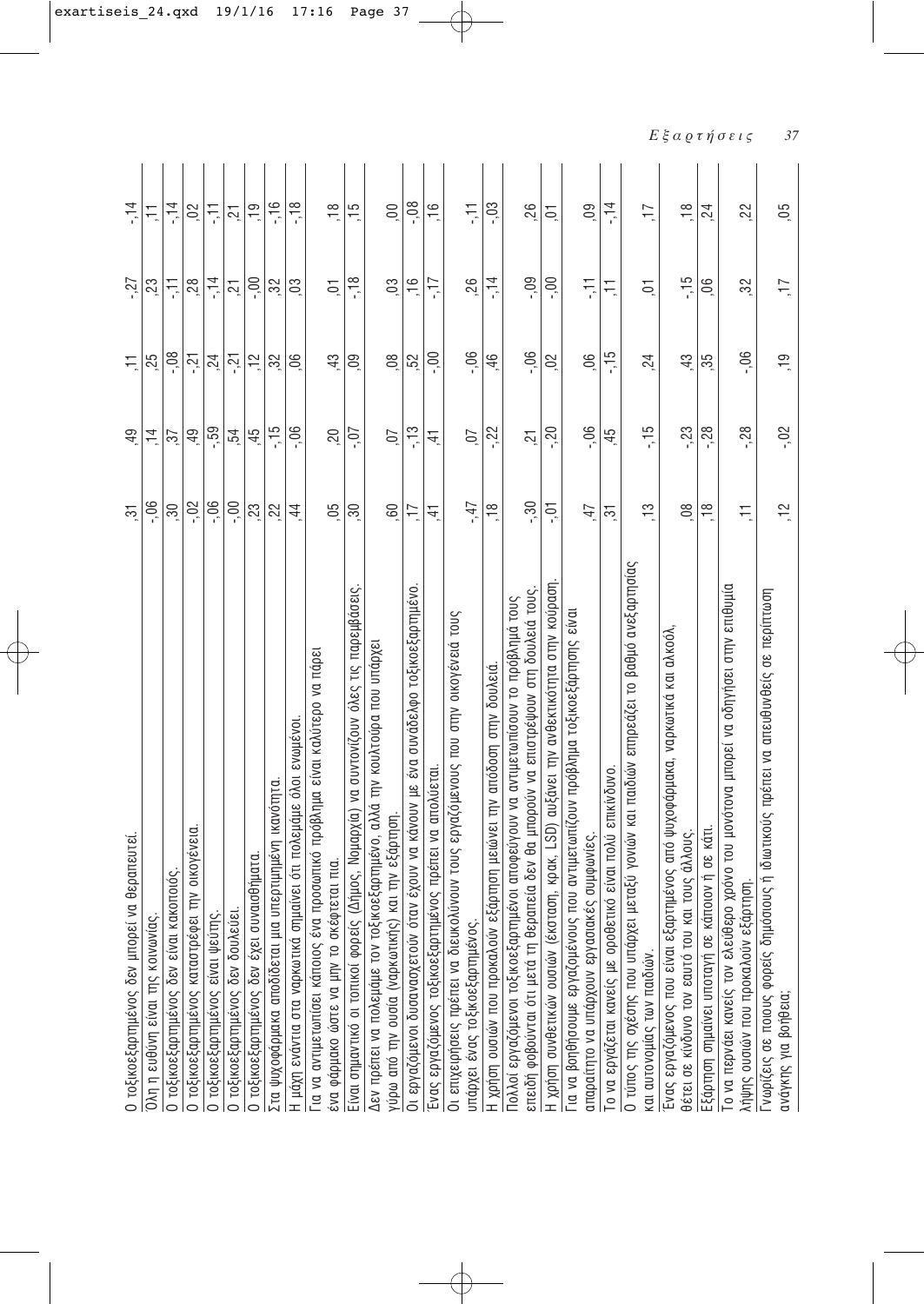| | | | | | |
|---|---|---|---|---|---|
| Ο τοξικοεξαρτημένος δεν μπορεί να θεραπευτεί. | ,31 | ,49 | ,11 | -,27 | -,14 |
| Όλη η ευθύνη είναι της κοινωνίας. | -,06 | ,14 | ,25 | ,23 | ,11 |
| Ο τοξικοεξαρτημένος δεν είναι κακοποιός. | ,30 | ,37 | -,08 | -,11 | -,14 |
| Ο τοξικοεξαρτημένος καταστρέφει την οικογένεια. | -,02 | ,49 | -,21 | ,28 | ,02 |
| Ο τοξικοεξαρτημένος είναι ψεύτης. | -,06 | -,59 | ,24 | -,14 | -,11 |
| Ο τοξικοεξαρτημένος δεν δουλεύει. | -,00 | ,54 | -,21 | ,21 | ,21 |
| Ο τοξικοεξαρτημένος δεν έχει συναισθήματα. | ,23 | ,45 | ,12 | -,00 | ,19 |
| Στα ψυχοφάρμακα αποδίδεται μια υπερτιμημένη ικανότητα. | ,22 | -,15 | ,32 | ,32 | -,16 |
| Η μάχη ενάντια στα ναρκωτικά σημαίνει ότι πολεμάμε όλοι ενωμένοι. | ,44 | -,06 | ,06 | ,03 | -,18 |
| Για να αντιμετωπίσει κάποιος ένα προσωπικό πρόβλημα είναι καλύτερο να πάρει ένα φάρμακο ώστε να μην το σκέφτεται πια. | ,05 | ,20 | ,43 | ,01 | ,18 |
| Είναι σημαντικό οι τοπικοί φορείς (Δήμος, Νομαρχία) να συντονίζουν όλες τις παρεμβάσεις. | ,30 | -,07 | ,09 | -,18 | ,15 |
| Δεν πρέπει να πολεμάμε τον τοξικοεξαρτημένο, αλλά την κουλτούρα που υπάρχει γύρω από την ουσία (ναρκωτικής) και την εξάρτηση. | ,60 | ,07 | ,08 | ,03 | ,00 |
| Οι εργαζόμενοι δυσαναχετούν όταν έχουν να κάνουν με ένα συνάδελφο τοξικοεξαρτημένο. | ,17 | -,13 | ,52 | ,16 | -,08 |
| Ένας εργαζόμενος τοξικοεξαρτημένος πρέπει να απολύεται. | ,41 | ,41 | -,00 | -,17 | ,16 |
| Οι επιχειρήσεις πρέπει να διευκολύνουν τους εργαζόμενους που στην οικογένειά τους υπάρχει ένας τοξικοεξαρτημένος. | -,47 | ,07 | -,06 | ,26 | -,11 |
| Η χρήση ουσιών που προκαλούν εξάρτηση μειώνει την απόδοση στην δουλειά. | ,18 | -,22 | ,46 | -,14 | -,03 |
| Πολλοί εργαζόμενοι τοξικοεξαρτημένοι αποφεύγουν να αντιμετωπίσουν το πρόβλημά τους επειδή φοβούνται ότι μετά τη θεραπεία δεν θα μπορούν να επιστρέψουν στη δουλειά τους. | -,30 | ,21 | -,06 | -,09 | ,26 |
| Η χρήση συνθετικών ουσιών (έκσταση, κρακ, LSD) αυξάνει την ανθεκτικότητα στην κούραση. | -,01 | -,20 | ,02 | -,00 | ,01 |
| Για να βοηθήσουμε εργαζόμενους που αντιμετωπίζουν πρόβλημα τοξικοεξάρτησης είναι απαραίτητο να υπάρχουν εργασιακές συμφωνίες. | ,47 | -,06 | ,06 | -,11 | ,09 |
| Το να εργάζεται κανείς με ορθετικό είναι πολύ επικίνδυνο. | ,31 | ,45 | -,15 | ,11 | -,14 |
| Ο τύπος της σχέσης που υπάρχει μεταξύ γονιών και παιδιών επηρεάζει το βαθμό ανεξαρτησίας και αυτονομίας των παιδιών. | ,13 | -,15 | ,24 | ,01 | ,17 |
| Ένας εργαζόμενος που είναι εξαρτημένος από ψυχοφάρμακα, ναρκωτικά και αλκοόλ, θέτει σε κίνδυνο τον εαυτό του και τους άλλους. | ,08 | -,23 | ,43 | -,15 | ,18 |
| Εξάρτηση σημαίνει υποταγή σε κάποιον ή σε κάτι. | ,18 | -,28 | ,35 | ,06 | ,24 |
| Το να περνάει κανείς τον ελεύθερο χρόνο του μονότονα μπορεί να οδηγήσει στην επιθυμία λήψης ουσιών που προκαλούν εξάρτηση. | ,11 | -,28 | -,06 | ,32 | ,22 |
| Γνωρίζεις σε ποιους φορείς δημόσιους ή ιδιωτικούς πρέπει να απευθυνθείς σε περίπτωση ανάγκης για βοήθεια; | ,12 | -,02 | ,19 | ,17 | ,05 |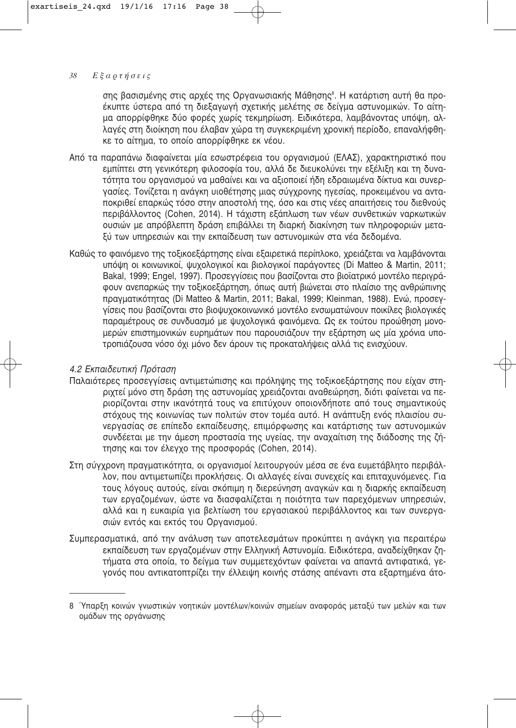σης βασισμένης στις αρχές της Οργανωσιακής Μάθησης[8]. Η κατάρτιση αυτή θα προέκυπτε ύστερα από τη διεξαγωγή σχετικής μελέτης σε δείγμα αστυνομικών. Το αίτημα απορρίφθηκε δύο φορές χωρίς τεκμηρίωση. Ειδικότερα, λαμβάνοντας υπόψη, αλλαγές στη διοίκηση που έλαβαν χώρα τη συγκεκριμένη χρονική περίοδο, επαναλήφθηκε το αίτημα, το οποίο απορρίφθηκε εκ νέου.

Από τα παραπάνω διαφαίνεται μία εσωστρέφεια του οργανισμού (ΕΛΑΣ), χαρακτηριστικό που εμπίπτει στη γενικότερη φιλοσοφία του, αλλά δε διευκολύνει την εξέλιξη και τη δυνατότητα του οργανισμού να μαθαίνει και να αξιοποιεί ήδη εδραιωμένα δίκτυα και συνεργασίες. Τονίζεται η ανάγκη υιοθέτησης μιας σύγχρονης ηγεσίας, προκειμένου να ανταποκριθεί επαρκώς τόσο στην αποστολή της, όσο και στις νέες απαιτήσεις του διεθνούς περιβάλλοντος (Cohen, 2014). Η τάχιστη εξάπλωση των νέων συνθετικών ναρκωτικών ουσιών με απρόβλεπτη δράση επιβάλλει τη διαρκή διακίνηση των πληροφοριών μεταξύ των υπηρεσιών και την εκπαίδευση των αστυνομικών στα νέα δεδομένα.

Καθώς το φαινόμενο της τοξικοεξάρτησης είναι εξαιρετικά περίπλοκο, χρειάζεται να λαμβάνονται υπόψη οι κοινωνικοί, ψυχολογικοί και βιολογικοί παράγοντες (Di Matteo & Martin, 2011; Bakal, 1999; Engel, 1997). Προσεγγίσεις που βασίζονται στο βιοϊατρικό μοντέλο περιγράφουν ανεπαρκώς την τοξικοεξάρτηση, όπως αυτή βιώνεται στο πλαίσιο της ανθρώπινης πραγματικότητας (Di Matteo & Martin, 2011; Bakal, 1999; Kleinman, 1988). Ενώ, προσεγγίσεις που βασίζονται στο βιοψυχοκοινωνικό μοντέλο ενσωματώνουν ποικίλες βιολογικές παραμέτρους σε συνδυασμό με ψυχολογικά φαινόμενα. Ως εκ τούτου προώθηση μονομερών επιστημονικών ευρημάτων που παρουσιάζουν την εξάρτηση ως μία χρόνια υποτροπιάζουσα νόσο όχι μόνο δεν άρουν τις προκαταλήψεις αλλά τις ενισχύουν.

### *4.2 Εκπαιδευτική Πρόταση*

Παλαιότερες προσεγγίσεις αντιμετώπισης και πρόληψης της τοξικοεξάρτησης που είχαν στηριχτεί μόνο στη δράση της αστυνομίας χρειάζονται αναθεώρηση, διότι φαίνεται να περιορίζονται στην ικανότητά τους να επιτύχουν οποιονδήποτε από τους σημαντικούς στόχους της κοινωνίας των πολιτών στον τομέα αυτό. Η ανάπτυξη ενός πλαισίου συνεργασίας σε επίπεδο εκπαίδευσης, επιμόρφωσης και κατάρτισης των αστυνομικών συνδέεται με την άμεση προστασία της υγείας, την αναχαίτιση της διάδοσης της ζήτησης και τον έλεγχο της προσφοράς (Cohen, 2014).

Στη σύγχρονη πραγματικότητα, οι οργανισμοί λειτουργούν μέσα σε ένα ευμετάβλητο περιβάλλον, που αντιμετωπίζει προκλήσεις. Οι αλλαγές είναι συνεχείς και επιταχυνόμενες. Για τους λόγους αυτούς, είναι σκόπιμη η διερεύνηση αναγκών και η διαρκής εκπαίδευση των εργαζομένων, ώστε να διασφαλίζεται η ποιότητα των παρεχόμενων υπηρεσιών, αλλά και η ευκαιρία για βελτίωση του εργασιακού περιβάλλοντος και των συνεργασιών εντός και εκτός του Οργανισμού.

Συμπερασματικά, από την ανάλυση των αποτελεσμάτων προκύπτει η ανάγκη για περαιτέρω εκπαίδευση των εργαζομένων στην Ελληνική Αστυνομία. Ειδικότερα, αναδείχθηκαν ζητήματα στα οποία, το δείγμα των συμμετεχόντων φαίνεται να απαντά αντιφατικά, γεγονός που αντικατοπτρίζει την έλλειψη κοινής στάσης απέναντι στα εξαρτημένα άτο-

---

8 Ύπαρξη κοινών γνωστικών νοητικών μοντέλων/κοινών σημείων αναφοράς μεταξύ των μελών και των ομάδων της οργάνωσης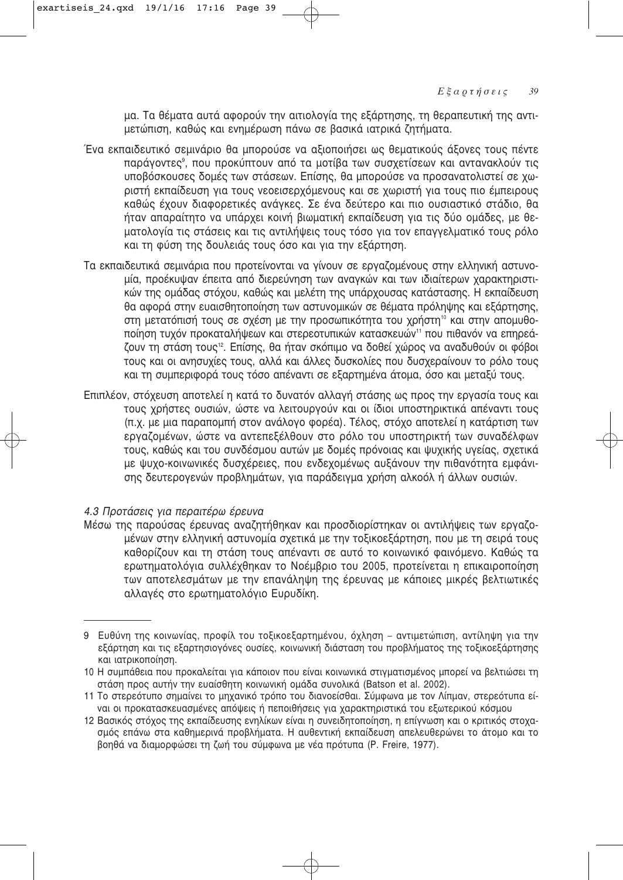μα. Τα θέματα αυτά αφορούν την αιτιολογία της εξάρτησης, τη θεραπευτική της αντιμετώπιση, καθώς και ενημέρωση πάνω σε βασικά ιατρικά ζητήματα.

Ένα εκπαιδευτικό σεμινάριο θα μπορούσε να αξιοποιήσει ως θεματικούς άξονες τους πέντε παράγοντες[9], που προκύπτουν από τα μοτίβα των συσχετίσεων και αντανακλούν τις υποβόσκουσες δομές των στάσεων. Επίσης, θα μπορούσε να προσανατολιστεί σε χωριστή εκπαίδευση για τους νεοεισερχόμενους και σε χωριστή για τους πιο έμπειρους καθώς έχουν διαφορετικές ανάγκες. Σε ένα δεύτερο και πιο ουσιαστικό στάδιο, θα ήταν απαραίτητο να υπάρχει κοινή βιωματική εκπαίδευση για τις δύο ομάδες, με θεματολογία τις στάσεις και τις αντιλήψεις τους τόσο για τον επαγγελματικό τους ρόλο και τη φύση της δουλειάς τους όσο και για την εξάρτηση.

Τα εκπαιδευτικά σεμινάρια που προτείνονται να γίνουν σε εργαζομένους στην ελληνική αστυνομία, προέκυψαν έπειτα από διερεύνηση των αναγκών και των ιδιαίτερων χαρακτηριστικών της ομάδας στόχου, καθώς και μελέτη της υπάρχουσας κατάστασης. Η εκπαίδευση θα αφορά στην ευαισθητοποίηση των αστυνομικών σε θέματα πρόληψης και εξάρτησης, στη μετατόπισή τους σε σχέση με την προσωπικότητα του χρήστη[10] και στην απομυθοποίηση τυχόν προκαταλήψεων και στερεοτυπικών κατασκευών[11] που πιθανόν να επηρεάζουν τη στάση τους[12]. Επίσης, θα ήταν σκόπιμο να δοθεί χώρος να αναδυθούν οι φόβοι τους και οι ανησυχίες τους, αλλά και άλλες δυσκολίες που δυσχεραίνουν το ρόλο τους και τη συμπεριφορά τους τόσο απέναντι σε εξαρτημένα άτομα, όσο και μεταξύ τους.

Επιπλέον, στόχευση αποτελεί η κατά το δυνατόν αλλαγή στάσης ως προς την εργασία τους και τους χρήστες ουσιών, ώστε να λειτουργούν και οι ίδιοι υποστηρικτικά απέναντι τους (π.χ. με μια παραπομπή στον ανάλογο φορέα). Τέλος, στόχο αποτελεί η κατάρτιση των εργαζομένων, ώστε να αντεπεξέλθουν στο ρόλο του υποστηρικτή των συναδέλφων τους, καθώς και του συνδέσμου αυτών με δομές πρόνοιας και ψυχικής υγείας, σχετικά με ψυχο-κοινωνικές δυσχέρειες, που ενδεχομένως αυξάνουν την πιθανότητα εμφάνισης δευτερογενών προβλημάτων, για παράδειγμα χρήση αλκοόλ ή άλλων ουσιών.

### *4.3 Προτάσεις για περαιτέρω έρευνα*

Μέσω της παρούσας έρευνας αναζητήθηκαν και προσδιορίστηκαν οι αντιλήψεις των εργαζομένων στην ελληνική αστυνομία σχετικά με την τοξικοεξάρτηση, που με τη σειρά τους καθορίζουν και τη στάση τους απέναντι σε αυτό το κοινωνικό φαινόμενο. Καθώς τα ερωτηματολόγια συλλέχθηκαν το Νοέμβριο του 2005, προτείνεται η επικαιροποίηση των αποτελεσμάτων με την επανάληψη της έρευνας με κάποιες μικρές βελτιωτικές αλλαγές στο ερωτηματολόγιο Ευρυδίκη.

---

9 Ευθύνη της κοινωνίας, προφίλ του τοξικοεξαρτημένου, όχληση – αντιμετώπιση, αντίληψη για την εξάρτηση και τις εξαρτησιογόνες ουσίες, κοινωνική διάσταση του προβλήματος της τοξικοεξάρτησης και ιατρικοποίηση.

10 Η συμπάθεια που προκαλείται για κάποιον που είναι κοινωνικά στιγματισμένος μπορεί να βελτιώσει τη στάση προς αυτήν την ευαίσθητη κοινωνική ομάδα συνολικά (Batson et al. 2002).

11 Το στερεότυπο σημαίνει το μηχανικό τρόπο του διανοείσθαι. Σύμφωνα με τον Λίπμαν, στερεότυπα είναι οι προκατασκευασμένες απόψεις ή πεποιθήσεις για χαρακτηριστικά του εξωτερικού κόσμου

12 Βασικός στόχος της εκπαίδευσης ενηλίκων είναι η συνειδητοποίηση, η επίγνωση και ο κριτικός στοχασμός επάνω στα καθημερινά προβλήματα. Η αυθεντική εκπαίδευση απελευθερώνει το άτομο και το βοηθά να διαμορφώσει τη ζωή του σύμφωνα με νέα πρότυπα (P. Freire, 1977).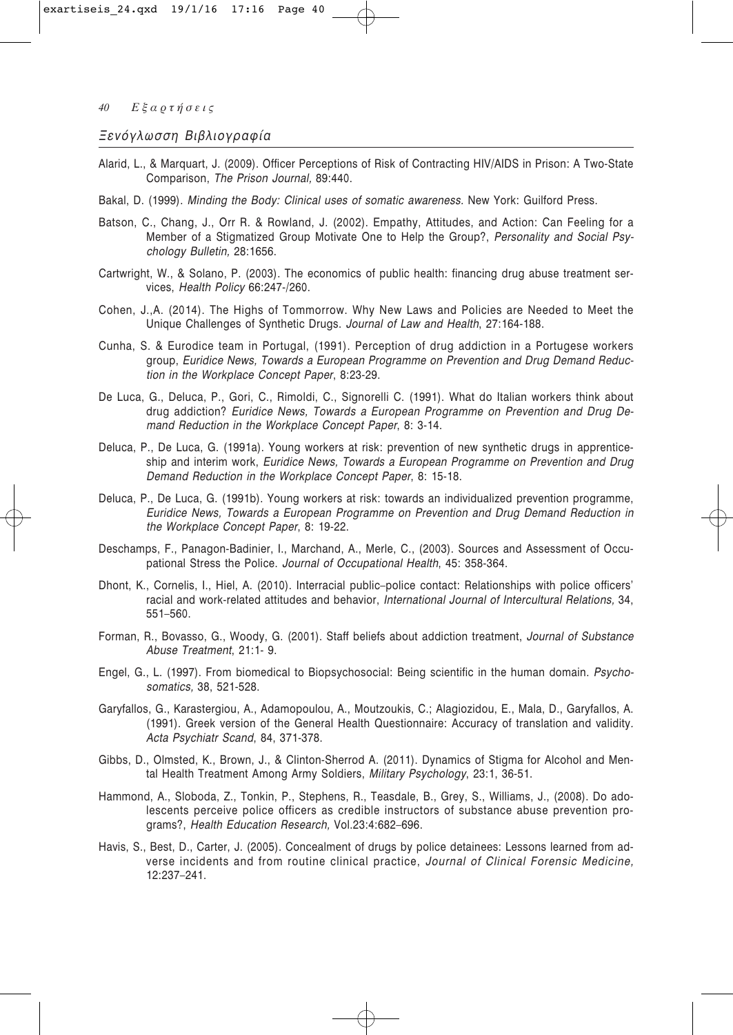## *Ξενόγλωσση Βιβλιογραφία*

Alarid, L., & Marquart, J. (2009). Officer Perceptions of Risk of Contracting HIV/AIDS in Prison: A Two-State Comparison, *The Prison Journal,* 89:440.

Bakal, D. (1999). *Minding the Body: Clinical uses of somatic awareness.* New York: Guilford Press.

Batson, C., Chang, J., Orr R. & Rowland, J. (2002). Empathy, Attitudes, and Action: Can Feeling for a Member of a Stigmatized Group Motivate One to Help the Group?, *Personality and Social Psychology Bulletin,* 28:1656.

Cartwright, W., & Solano, P. (2003). The economics of public health: financing drug abuse treatment services, *Health Policy* 66:247-/260.

Cohen, J.,A. (2014). The Highs of Tommorrow. Why New Laws and Policies are Needed to Meet the Unique Challenges of Synthetic Drugs. *Journal of Law and Health*, 27:164-188.

Cunha, S. & Eurodice team in Portugal, (1991). Perception of drug addiction in a Portugese workers group, *Euridice News, Towards a European Programme on Prevention and Drug Demand Reduction in the Workplace Concept Paper*, 8:23-29.

De Luca, G., Deluca, P., Gori, C., Rimoldi, C., Signorelli C. (1991). What do Italian workers think about drug addiction? *Euridice News, Towards a European Programme on Prevention and Drug Demand Reduction in the Workplace Concept Paper*, 8: 3-14.

Deluca, P., De Luca, G. (1991a). Young workers at risk: prevention of new synthetic drugs in apprenticeship and interim work, *Euridice News, Towards a European Programme on Prevention and Drug Demand Reduction in the Workplace Concept Paper*, 8: 15-18.

Deluca, P., De Luca, G. (1991b). Young workers at risk: towards an individualized prevention programme, *Euridice News, Towards a European Programme on Prevention and Drug Demand Reduction in the Workplace Concept Paper*, 8: 19-22.

Deschamps, F., Panagon-Badinier, I., Marchand, A., Merle, C., (2003). Sources and Assessment of Occupational Stress the Police. *Journal of Occupational Health*, 45: 358-364.

Dhont, K., Cornelis, I., Hiel, A. (2010). Interracial public–police contact: Relationships with police officers' racial and work-related attitudes and behavior, *International Journal of Intercultural Relations,* 34, 551–560.

Forman, R., Bovasso, G., Woody, G. (2001). Staff beliefs about addiction treatment, *Journal of Substance Abuse Treatment*, 21:1- 9.

Engel, G., L. (1997). From biomedical to Biopsychosocial: Being scientific in the human domain. *Psychosomatics,* 38, 521-528.

Garyfallos, G., Karastergiou, A., Adamopoulou, A., Moutzoukis, C.; Alagiozidou, E., Mala, D., Garyfallos, A. (1991). Greek version of the General Health Questionnaire: Accuracy of translation and validity. *Acta Psychiatr Scand*, 84, 371-378.

Gibbs, D., Olmsted, K., Brown, J., & Clinton-Sherrod A. (2011). Dynamics of Stigma for Alcohol and Mental Health Treatment Among Army Soldiers, *Military Psychology*, 23:1, 36-51.

Hammond, A., Sloboda, Z., Tonkin, P., Stephens, R., Teasdale, B., Grey, S., Williams, J., (2008). Do adolescents perceive police officers as credible instructors of substance abuse prevention programs?, *Health Education Research,* Vol.23:4:682–696.

Havis, S., Best, D., Carter, J. (2005). Concealment of drugs by police detainees: Lessons learned from adverse incidents and from routine clinical practice, *Journal of Clinical Forensic Medicine,* 12:237–241.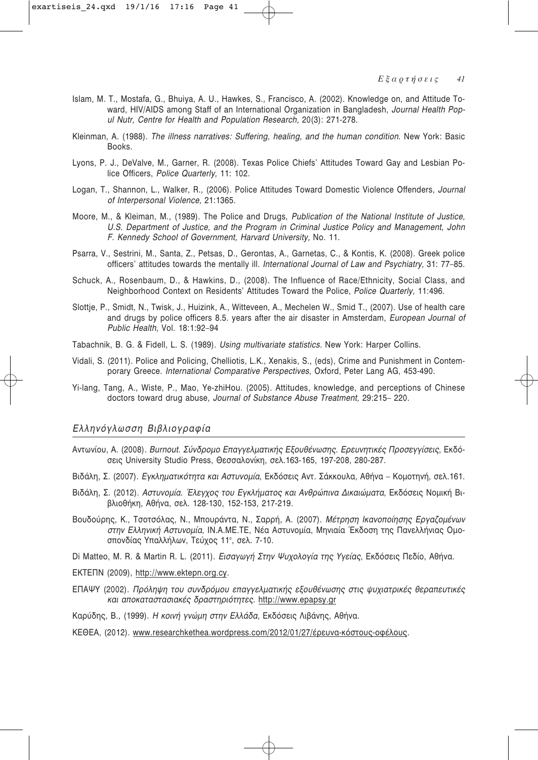Islam, M. T., Mostafa, G., Bhuiya, A. U., Hawkes, S., Francisco, A. (2002). Knowledge on, and Attitude Toward, HIV/AIDS among Staff of an International Organization in Bangladesh, *Journal Health Popul Nutr, Centre for Health and Population Research,* 20(3): 271-278.

Kleinman, A. (1988). *The illness narratives: Suffering, healing, and the human condition*. New York: Basic Books.

Lyons, P. J., DeValve, M., Garner, R. (2008). Texas Police Chiefs' Attitudes Toward Gay and Lesbian Police Officers, *Police Quarterly,* 11: 102.

Logan, T., Shannon, L., Walker, R., (2006). Police Attitudes Toward Domestic Violence Offenders, *Journal of Interpersonal Violence,* 21:1365.

Moore, M., & Kleiman, M., (1989). The Police and Drugs, *Publication of the National Institute of Justice, U.S. Department of Justice, and the Program in Criminal Justice Policy and Management, John F. Kennedy School of Government, Harvard University,* No. 11.

Psarra, V., Sestrini, M., Santa, Z., Petsas, D., Gerontas, A., Garnetas, C., & Kontis, K. (2008). Greek police officers' attitudes towards the mentally ill. *International Journal of Law and Psychiatry*, 31: 77–85.

Schuck, A., Rosenbaum, D., & Hawkins, D., (2008). The Influence of Race/Ethnicity, Social Class, and Neighborhood Context on Residents' Attitudes Toward the Police, *Police Quarterly,* 11:496.

Slottje, P., Smidt, N., Twisk, J., Huizink, A., Witteveen, A., Mechelen W., Smid T., (2007). Use of health care and drugs by police officers 8.5. years after the air disaster in Amsterdam, *European Journal of Public Health*, Vol. 18:1:92–94

Tabachnik, B. G. & Fidell, L. S. (1989). *Using multivariate statistics*. New York: Harper Collins.

Vidali, S. (2011). Police and Policing, Chelliotis, L.K., Xenakis, S., (eds), Crime and Punishment in Contemporary Greece. *International Comparative Perspectives*, Oxford, Peter Lang AG, 453-490.

Yi-lang, Tang, A., Wiste, P., Mao, Ye-zhiHou. (2005). Attitudes, knowledge, and perceptions of Chinese doctors toward drug abuse, *Journal of Substance Abuse Treatment,* 29:215– 220.

## *Ελληνόγλωσση Βιβλιογραφία*

Αντωνίου, Α. (2008). *Burnout. Σύνδρομο Επαγγελματικής Εξουθένωσης. Ερευνητικές Προσεγγίσεις*, Εκδόσεις University Studio Press, Θεσσαλονίκη, σελ.163-165, 197-208, 280-287.

Βιδάλη, Σ. (2007). *Εγκληματικότητα και Αστυνομία,* Εκδόσεις Αντ. Σάκκουλα, Αθήνα – Κομοτηνή, σελ.161.

Βιδάλη, Σ. (2012). *Αστυνομία. Έλεγχος του Εγκλήματος και Ανθρώπινα Δικαιώματα*, Εκδόσεις Νομική Βιβλιοθήκη, Αθήνα, σελ. 128-130, 152-153, 217-219.

Βουδούρης, Κ., Τσοτσόλας, Ν., Μπουράντα, Ν., Σαρρή, Α. (2007). *Μέτρηση Ικανοποίησης Εργαζομένων στην Ελληνική Αστυνομία,* ΙΝ.Α.ΜΕ.ΤΕ, Νέα Αστυνομία, Μηνιαία Έκδοση της Πανελλήνιας Ομοσπονδίας Υπαλλήλων, Τεύχος 11°, σελ. 7-10.

Di Matteo, M. R. & Martin R. L. (2011). *Εισαγωγή Στην Ψυχολογία της Υγείας*, Εκδόσεις Πεδίο, Αθήνα.

ΕΚΤΕΠΝ (2009), http://www.ektepn.org.cy.

ΕΠΑΨΥ (2002). *Πρόληψη του συνδρόμου επαγγελματικής εξουθένωσης στις ψυχιατρικές θεραπευτικές και αποκαταστασιακές δραστηριότητες.* http://www.epapsy.gr

Καρύδης, Β., (1999). *Η κοινή γνώμη στην Ελλάδα*, Εκδόσεις Λιβάνης, Αθήνα.

ΚΕΘΕΑ, (2012). www.researchkethea.wordpress.com/2012/01/27/έρευνα-κόστους-οφέλους.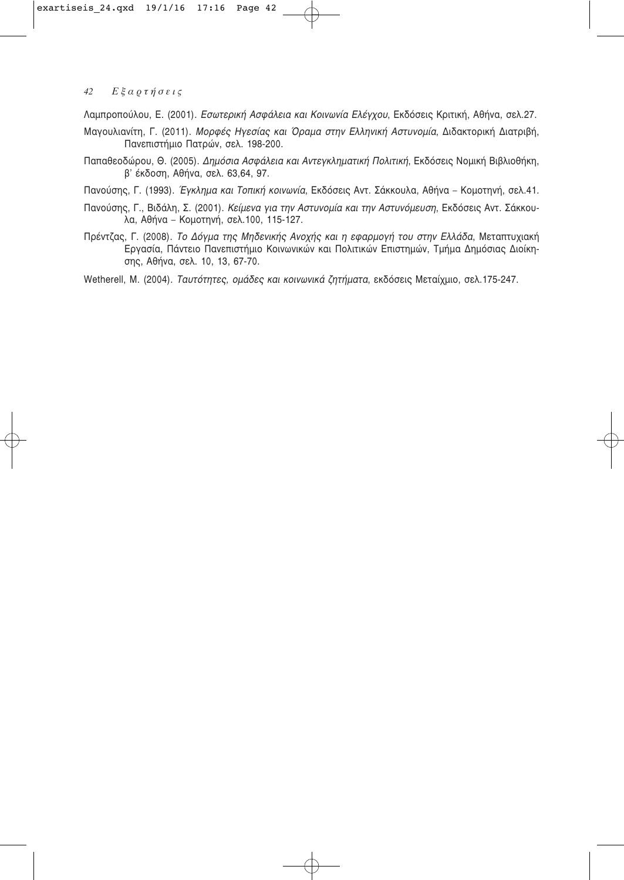Λαμπροπούλου, Ε. (2001). *Εσωτερική Ασφάλεια και Κοινωνία Ελέγχου*, Εκδόσεις Κριτική, Αθήνα, σελ.27.

Μαγουλιανίτη, Γ. (2011). *Μορφές Ηγεσίας και Όραμα στην Ελληνική Αστυνομία*, Διδακτορική Διατριβή, Πανεπιστήμιο Πατρών, σελ. 198-200.

Παπαθεοδώρου, Θ. (2005). *Δημόσια Ασφάλεια και Αντεγκληματική Πολιτική*, Εκδόσεις Νομική Βιβλιοθήκη, β' έκδοση, Αθήνα, σελ. 63,64, 97.

Πανούσης, Γ. (1993). *Έγκλημα και Τοπική κοινωνία*, Εκδόσεις Αντ. Σάκκουλα, Αθήνα – Κομοτηνή, σελ.41.

Πανούσης, Γ., Βιδάλη, Σ. (2001). *Κείμενα για την Αστυνομία και την Αστυνόμευση*, Εκδόσεις Αντ. Σάκκουλα, Αθήνα – Κομοτηνή, σελ.100, 115-127.

Πρέντζας, Γ. (2008). *Το Δόγμα της Μηδενικής Ανοχής και η εφαρμογή του στην Ελλάδα*, Μεταπτυχιακή Εργασία, Πάντειο Πανεπιστήμιο Κοινωνικών και Πολιτικών Επιστημών, Τμήμα Δημόσιας Διοίκησης, Αθήνα, σελ. 10, 13, 67-70.

Wetherell, M. (2004). *Ταυτότητες, ομάδες και κοινωνικά ζητήματα*, εκδόσεις Μεταίχμιο, σελ.175-247.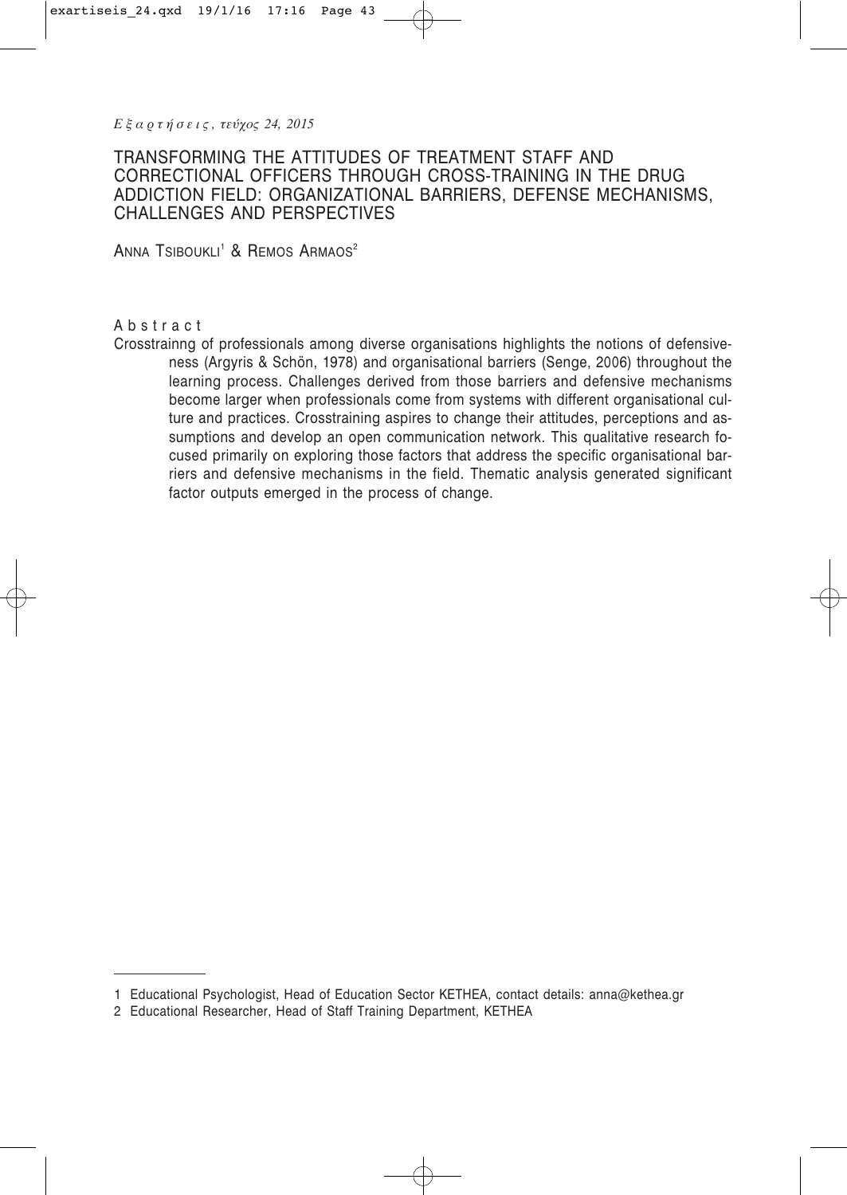# TRANSFORMING THE ATTITUDES OF TREATMENT STAFF AND CORRECTIONAL OFFICERS THROUGH CROSS-TRAINING IN THE DRUG ADDICTION FIELD: ORGANIZATIONAL BARRIERS, DEFENSE MECHANISMS, CHALLENGES AND PERSPECTIVES

ANNA TSIBOUKLI[1] & REMOS ARMAOS[2]

## Abstract

Crosstrainng of professionals among diverse organisations highlights the notions of defensiveness (Argyris & Schön, 1978) and organisational barriers (Senge, 2006) throughout the learning process. Challenges derived from those barriers and defensive mechanisms become larger when professionals come from systems with different organisational culture and practices. Crosstraining aspires to change their attitudes, perceptions and assumptions and develop an open communication network. This qualitative research focused primarily on exploring those factors that address the specific organisational barriers and defensive mechanisms in the field. Thematic analysis generated significant factor outputs emerged in the process of change.

---

1 Educational Psychologist, Head of Education Sector KETHEA, contact details: anna@kethea.gr

2 Educational Researcher, Head of Staff Training Department, KETHEA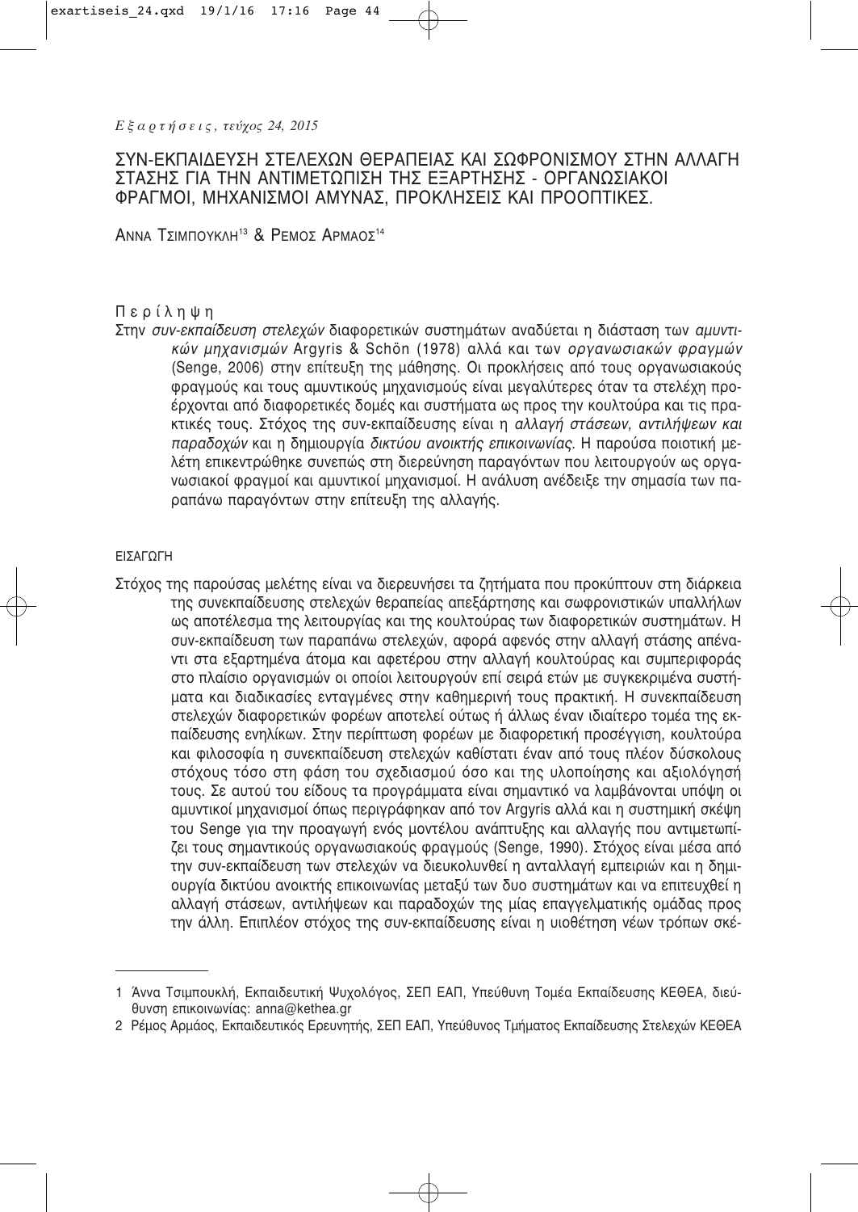# ΣΥΝ-ΕΚΠΑΙΔΕΥΣΗ ΣΤΕΛΕΧΩΝ ΘΕΡΑΠΕΙΑΣ ΚΑΙ ΣΩΦΡΟΝΙΣΜΟΥ ΣΤΗΝ ΑΛΛΑΓΗ ΣΤΑΣΗΣ ΓΙΑ ΤΗΝ ΑΝΤΙΜΕΤΩΠΙΣΗ ΤΗΣ ΕΞΑΡΤΗΣΗΣ - ΟΡΓΑΝΩΣΙΑΚΟΙ ΦΡΑΓΜΟΙ, ΜΗΧΑΝΙΣΜΟΙ ΑΜΥΝΑΣ, ΠΡΟΚΛΗΣΕΙΣ ΚΑΙ ΠΡΟΟΠΤΙΚΕΣ.

ΑΝΝΑ ΤΣΙΜΠΟΥΚΛΗ[13] & ΡΕΜΟΣ ΑΡΜΑΟΣ[14]

## Περίληψη

Στην *συν-εκπαίδευση στελεχών* διαφορετικών συστημάτων αναδύεται η διάσταση των *αμυντικών μηχανισμών* Argyris & Schön (1978) αλλά και των *οργανωσιακών φραγμών* (Senge, 2006) στην επίτευξη της μάθησης. Οι προκλήσεις από τους οργανωσιακούς φραγμούς και τους αμυντικούς μηχανισμούς είναι μεγαλύτερες όταν τα στελέχη προέρχονται από διαφορετικές δομές και συστήματα ως προς την κουλτούρα και τις πρακτικές τους. Στόχος της συν-εκπαίδευσης είναι η *αλλαγή στάσεων, αντιλήψεων και παραδοχών* και η δημιουργία *δικτύου ανοικτής επικοινωνίας*. Η παρούσα ποιοτική μελέτη επικεντρώθηκε συνεπώς στη διερεύνηση παραγόντων που λειτουργούν ως οργανωσιακοί φραγμοί και αμυντικοί μηχανισμοί. Η ανάλυση ανέδειξε την σημασία των παραπάνω παραγόντων στην επίτευξη της αλλαγής.

## ΕΙΣΑΓΩΓΗ

Στόχος της παρούσας μελέτης είναι να διερευνήσει τα ζητήματα που προκύπτουν στη διάρκεια της συνεκπαίδευσης στελεχών θεραπείας απεξάρτησης και σωφρονιστικών υπαλλήλων ως αποτέλεσμα της λειτουργίας και της κουλτούρας των διαφορετικών συστημάτων. Η συν-εκπαίδευση των παραπάνω στελεχών, αφορά αφενός στην αλλαγή στάσης απέναντι στα εξαρτημένα άτομα και αφετέρου στην αλλαγή κουλτούρας και συμπεριφοράς στο πλαίσιο οργανισμών οι οποίοι λειτουργούν επί σειρά ετών με συγκεκριμένα συστήματα και διαδικασίες ενταγμένες στην καθημερινή τους πρακτική. Η συνεκπαίδευση στελεχών διαφορετικών φορέων αποτελεί ούτως ή άλλως έναν ιδιαίτερο τομέα της εκπαίδευσης ενηλίκων. Στην περίπτωση φορέων με διαφορετική προσέγγιση, κουλτούρα και φιλοσοφία η συνεκπαίδευση στελεχών καθίσταται έναν από τους πλέον δύσκολους στόχους τόσο στη φάση του σχεδιασμού όσο και της υλοποίησης και αξιολόγησή τους. Σε αυτού του είδους τα προγράμματα είναι σημαντικό να λαμβάνονται υπόψη οι αμυντικοί μηχανισμοί όπως περιγράφηκαν από τον Argyris αλλά και η συστημική σκέψη του Senge για την προαγωγή ενός μοντέλου ανάπτυξης και αλλαγής που αντιμετωπίζει τους σημαντικούς οργανωσιακούς φραγμούς (Senge, 1990). Στόχος είναι μέσα από την συν-εκπαίδευση των στελεχών να διευκολυνθεί η ανταλλαγή εμπειριών και η δημιουργία δικτύου ανοικτής επικοινωνίας μεταξύ των δυο συστημάτων και να επιτευχθεί η αλλαγή στάσεων, αντιλήψεων και παραδοχών της μίας επαγγελματικής ομάδας προς την άλλη. Επιπλέον στόχος της συν-εκπαίδευσης είναι η υιοθέτηση νέων τρόπων σκέ-

---

1 Άννα Τσιμπουκλή, Εκπαιδευτική Ψυχολόγος, ΣΕΠ ΕΑΠ, Υπεύθυνη Τομέα Εκπαίδευσης ΚΕΘΕΑ, διεύθυνση επικοινωνίας: anna@kethea.gr

2 Ρέμος Αρμάος, Εκπαιδευτικός Ερευνητής, ΣΕΠ ΕΑΠ, Υπεύθυνος Τμήματος Εκπαίδευσης Στελεχών ΚΕΘΕΑ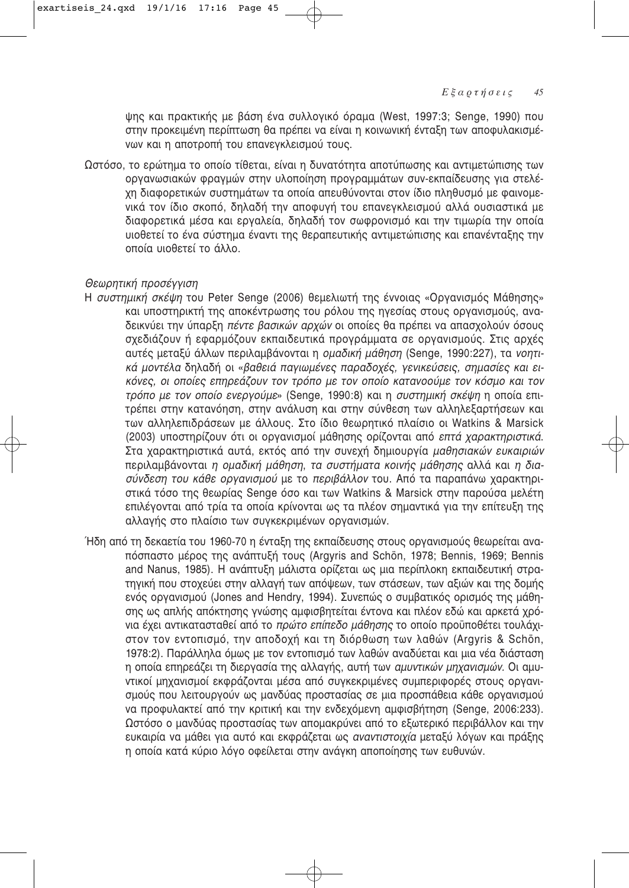ψης και πρακτικής με βάση ένα συλλογικό όραμα (West, 1997:3; Senge, 1990) που στην προκειμένη περίπτωση θα πρέπει να είναι η κοινωνική ένταξη των αποφυλακισμένων και η αποτροπή του επανεγκλεισμού τους.

Ωστόσο, το ερώτημα το οποίο τίθεται, είναι η δυνατότητα αποτύπωσης και αντιμετώπισης των οργανωσιακών φραγμών στην υλοποίηση προγραμμάτων συν-εκπαίδευσης για στελέχη διαφορετικών συστημάτων τα οποία απευθύνονται στον ίδιο πληθυσμό με φαινομενικά τον ίδιο σκοπό, δηλαδή την αποφυγή του επανεγκλεισμού αλλά ουσιαστικά με διαφορετικά μέσα και εργαλεία, δηλαδή τον σωφρονισμό και την τιμωρία την οποία υιοθετεί το ένα σύστημα έναντι της θεραπευτικής αντιμετώπισης και επανένταξης την οποία υιοθετεί το άλλο.

*Θεωρητική προσέγγιση*

Η *συστημική σκέψη* του Peter Senge (2006) θεμελιωτή της έννοιας «Οργανισμός Μάθησης» και υποστηρικτή της αποκέντρωσης του ρόλου της ηγεσίας στους οργανισμούς, αναδεικνύει την ύπαρξη *πέντε βασικών αρχών* οι οποίες θα πρέπει να απασχολούν όσους σχεδιάζουν ή εφαρμόζουν εκπαιδευτικά προγράμματα σε οργανισμούς. Στις αρχές αυτές μεταξύ άλλων περιλαμβάνονται η *ομαδική μάθηση* (Senge, 1990:227), τα *νοητικά μοντέλα* δηλαδή οι «*βαθειά παγιωμένες παραδοχές, γενικεύσεις, σημασίες και εικόνες, οι οποίες επηρεάζουν τον τρόπο με τον οποίο κατανοούμε τον κόσμο και τον τρόπο με τον οποίο ενεργούμε*» (Senge, 1990:8) και η *συστημική σκέψη* η οποία επιτρέπει στην κατανόηση, στην ανάλυση και στην σύνθεση των αλληλεξαρτήσεων και των αλληλεπιδράσεων με άλλους. Στο ίδιο θεωρητικό πλαίσιο οι Watkins & Marsick (2003) υποστηρίζουν ότι οι οργανισμοί μάθησης ορίζονται από *επτά χαρακτηριστικά*. Στα χαρακτηριστικά αυτά, εκτός από την συνεχή δημιουργία *μαθησιακών ευκαιριών* περιλαμβάνονται *η ομαδική μάθηση, τα συστήματα κοινής μάθησης* αλλά και *η διασύνδεση του κάθε οργανισμού* με το *περιβάλλον* του. Από τα παραπάνω χαρακτηριστικά τόσο της θεωρίας Senge όσο και των Watkins & Marsick στην παρούσα μελέτη επιλέγονται από τρία τα οποία κρίνονται ως τα πλέον σημαντικά για την επίτευξη της αλλαγής στο πλαίσιο των συγκεκριμένων οργανισμών.

Ήδη από τη δεκαετία του 1960-70 η ένταξη της εκπαίδευσης στους οργανισμούς θεωρείται αναπόσπαστο μέρος της ανάπτυξή τους (Argyris and Schön, 1978; Bennis, 1969; Bennis and Nanus, 1985). Η ανάπτυξη μάλιστα ορίζεται ως μια περίπλοκη εκπαιδευτική στρατηγική που στοχεύει στην αλλαγή των απόψεων, των στάσεων, των αξιών και της δομής ενός οργανισμού (Jones and Hendry, 1994). Συνεπώς ο συμβατικός ορισμός της μάθησης ως απλής απόκτησης γνώσης αμφισβητείται έντονα και πλέον εδώ και αρκετά χρόνια έχει αντικατασταθεί από το *πρώτο επίπεδο μάθησης* το οποίο προϋποθέτει τουλάχιστον τον εντοπισμό, την αποδοχή και τη διόρθωση των λαθών (Argyris & Schön, 1978:2). Παράλληλα όμως με τον εντοπισμό των λαθών αναδύεται και μια νέα διάσταση η οποία επηρεάζει τη διεργασία της αλλαγής, αυτή των *αμυντικών μηχανισμών*. Οι αμυντικοί μηχανισμοί εκφράζονται μέσα από συγκεκριμένες συμπεριφορές στους οργανισμούς που λειτουργούν ως μανδύας προστασίας σε μια προσπάθεια κάθε οργανισμού να προφυλακτεί από την κριτική και την ενδεχόμενη αμφισβήτηση (Senge, 2006:233). Ωστόσο ο μανδύας προστασίας των απομακρύνει από το εξωτερικό περιβάλλον και την ευκαιρία να μάθει για αυτό και εκφράζεται ως *αναντιστοιχία* μεταξύ λόγων και πράξης η οποία κατά κύριο λόγο οφείλεται στην ανάγκη αποποίησης των ευθυνών.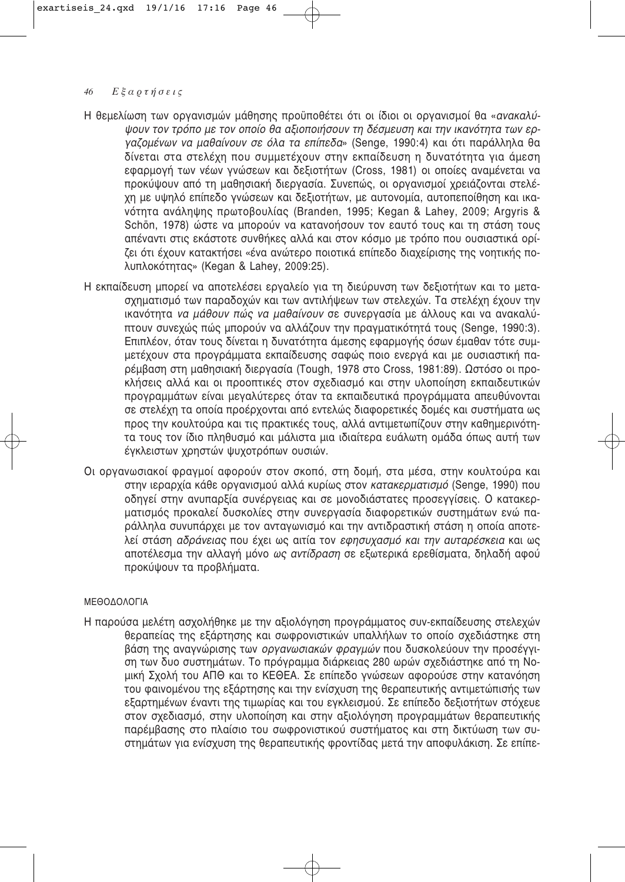Η θεμελίωση των οργανισμών μάθησης προϋποθέτει ότι οι ίδιοι οι οργανισμοί θα «*ανακαλύψουν τον τρόπο με τον οποίο θα αξιοποιήσουν τη δέσμευση και την ικανότητα των εργαζομένων να μαθαίνουν σε όλα τα επίπεδα*» (Senge, 1990:4) και ότι παράλληλα θα δίνεται στα στελέχη που συμμετέχουν στην εκπαίδευση η δυνατότητα για άμεση εφαρμογή των νέων γνώσεων και δεξιοτήτων (Cross, 1981) οι οποίες αναμένεται να προκύψουν από τη μαθησιακή διεργασία. Συνεπώς, οι οργανισμοί χρειάζονται στελέχη με υψηλό επίπεδο γνώσεων και δεξιοτήτων, με αυτονομία, αυτοπεποίθηση και ικανότητα ανάληψης πρωτοβουλίας (Branden, 1995; Kegan & Lahey, 2009; Argyris & Schön, 1978) ώστε να μπορούν να κατανοήσουν τον εαυτό τους και τη στάση τους απέναντι στις εκάστοτε συνθήκες αλλά και στον κόσμο με τρόπο που ουσιαστικά ορίζει ότι έχουν κατακτήσει «ένα ανώτερο ποιοτικά επίπεδο διαχείρισης της νοητικής πολυπλοκότητας» (Kegan & Lahey, 2009:25).

Η εκπαίδευση μπορεί να αποτελέσει εργαλείο για τη διεύρυνση των δεξιοτήτων και το μετασχηματισμό των παραδοχών και των αντιλήψεων των στελεχών. Τα στελέχη έχουν την ικανότητα *να μάθουν πώς να μαθαίνουν* σε συνεργασία με άλλους και να ανακαλύπτουν συνεχώς πώς μπορούν να αλλάζουν την πραγματικότητά τους (Senge, 1990:3). Επιπλέον, όταν τους δίνεται η δυνατότητα άμεσης εφαρμογής όσων έμαθαν τότε συμμετέχουν στα προγράμματα εκπαίδευσης σαφώς ποιο ενεργά και με ουσιαστική παρέμβαση στη μαθησιακή διεργασία (Tough, 1978 στο Cross, 1981:89). Ωστόσο οι προκλήσεις αλλά και οι προοπτικές στον σχεδιασμό και στην υλοποίηση εκπαιδευτικών προγραμμάτων είναι μεγαλύτερες όταν τα εκπαιδευτικά προγράμματα απευθύνονται σε στελέχη τα οποία προέρχονται από εντελώς διαφορετικές δομές και συστήματα ως προς την κουλτούρα και τις πρακτικές τους, αλλά αντιμετωπίζουν στην καθημερινότητα τους τον ίδιο πληθυσμό και μάλιστα μια ιδιαίτερα ευάλωτη ομάδα όπως αυτή των έγκλειστων χρηστών ψυχοτρόπων ουσιών.

Οι οργανωσιακοί φραγμοί αφορούν τον σκοπό, τη δομή, στα μέσα, στην κουλτούρα και στην ιεραρχία κάθε οργανισμού αλλά κυρίως στον *κατακερματισμό* (Senge, 1990) που οδηγεί στην ανυπαρξία συνέργειας και σε μονοδιάστατες προσεγγίσεις. Ο κατακερματισμός προκαλεί δυσκολίες στην συνεργασία διαφορετικών συστημάτων ενώ παράλληλα συνυπάρχει με τον ανταγωνισμό και την αντιδραστική στάση η οποία αποτελεί στάση *αδράνειας* που έχει ως αιτία τον *εφησυχασμό και την αυταρέσκεια* και ως αποτέλεσμα την αλλαγή μόνο *ως αντίδραση* σε εξωτερικά ερεθίσματα, δηλαδή αφού προκύψουν τα προβλήματα.

## ΜΕΘΟΔΟΛΟΓΙΑ

Η παρούσα μελέτη ασχολήθηκε με την αξιολόγηση προγράμματος συν-εκπαίδευσης στελεχών θεραπείας της εξάρτησης και σωφρονιστικών υπαλλήλων το οποίο σχεδιάστηκε στη βάση της αναγνώρισης των *οργανωσιακών φραγμών* που δυσκολεύουν την προσέγγιση των δυο συστημάτων. Το πρόγραμμα διάρκειας 280 ωρών σχεδιάστηκε από τη Νομική Σχολή του ΑΠΘ και το ΚΕΘΕΑ. Σε επίπεδο γνώσεων αφορούσε στην κατανόηση του φαινομένου της εξάρτησης και την ενίσχυση της θεραπευτικής αντιμετώπισής των εξαρτημένων έναντι της τιμωρίας και του εγκλεισμού. Σε επίπεδο δεξιοτήτων στόχευε στον σχεδιασμό, στην υλοποίηση και στην αξιολόγηση προγραμμάτων θεραπευτικής παρέμβασης στο πλαίσιο του σωφρονιστικού συστήματος και στη δικτύωση των συστημάτων για ενίσχυση της θεραπευτικής φροντίδας μετά την αποφυλάκιση. Σε επίπε-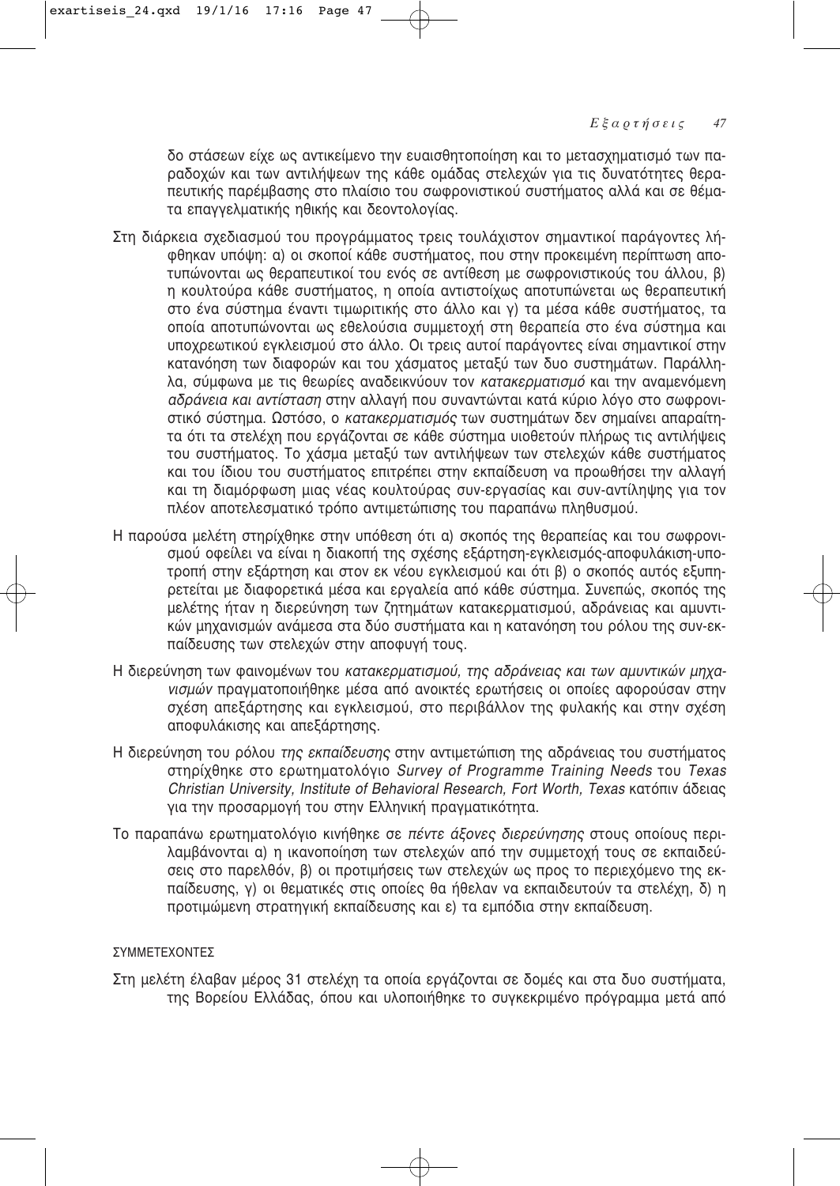δο στάσεων είχε ως αντικείμενο την ευαισθητοποίηση και το μετασχηματισμό των παραδοχών και των αντιλήψεων της κάθε ομάδας στελεχών για τις δυνατότητες θεραπευτικής παρέμβασης στο πλαίσιο του σωφρονιστικού συστήματος αλλά και σε θέματα επαγγελματικής ηθικής και δεοντολογίας.

Στη διάρκεια σχεδιασμού του προγράμματος τρεις τουλάχιστον σημαντικοί παράγοντες λήφθηκαν υπόψη: α) οι σκοποί κάθε συστήματος, που στην προκειμένη περίπτωση αποτυπώνονται ως θεραπευτικοί του ενός σε αντίθεση με σωφρονιστικούς του άλλου, β) η κουλτούρα κάθε συστήματος, η οποία αντιστοίχως αποτυπώνεται ως θεραπευτική στο ένα σύστημα έναντι τιμωριτικής στο άλλο και γ) τα μέσα κάθε συστήματος, τα οποία αποτυπώνονται ως εθελούσια συμμετοχή στη θεραπεία στο ένα σύστημα και υποχρεωτικού εγκλεισμού στο άλλο. Οι τρεις αυτοί παράγοντες είναι σημαντικοί στην κατανόηση των διαφορών και του χάσματος μεταξύ των δυο συστημάτων. Παράλληλα, σύμφωνα με τις θεωρίες αναδεικνύουν τον *κατακερματισμό* και την αναμενόμενη *αδράνεια και αντίσταση* στην αλλαγή που συναντώνται κατά κύριο λόγο στο σωφρονιστικό σύστημα. Ωστόσο, ο *κατακερματισμός* των συστημάτων δεν σημαίνει απαραίτητα ότι τα στελέχη που εργάζονται σε κάθε σύστημα υιοθετούν πλήρως τις αντιλήψεις του συστήματος. Το χάσμα μεταξύ των αντιλήψεων των στελεχών κάθε συστήματος και του ίδιου του συστήματος επιτρέπει στην εκπαίδευση να προωθήσει την αλλαγή και τη διαμόρφωση μιας νέας κουλτούρας συν-εργασίας και συν-αντίληψης για τον πλέον αποτελεσματικό τρόπο αντιμετώπισης του παραπάνω πληθυσμού.

Η παρούσα μελέτη στηρίχθηκε στην υπόθεση ότι α) σκοπός της θεραπείας και του σωφρονισμού οφείλει να είναι η διακοπή της σχέσης εξάρτηση-εγκλεισμός-αποφυλάκιση-υποτροπή στην εξάρτηση και στον εκ νέου εγκλεισμού και ότι β) ο σκοπός αυτός εξυπηρετείται με διαφορετικά μέσα και εργαλεία από κάθε σύστημα. Συνεπώς, σκοπός της μελέτης ήταν η διερεύνηση των ζητημάτων κατακερματισμού, αδράνειας και αμυντικών μηχανισμών ανάμεσα στα δύο συστήματα και η κατανόηση του ρόλου της συν-εκπαίδευσης των στελεχών στην αποφυγή τους.

Η διερεύνηση των φαινομένων του *κατακερματισμού, της αδράνειας και των αμυντικών μηχανισμών* πραγματοποιήθηκε μέσα από ανοικτές ερωτήσεις οι οποίες αφορούσαν στην σχέση απεξάρτησης και εγκλεισμού, στο περιβάλλον της φυλακής και στην σχέση αποφυλάκισης και απεξάρτησης.

Η διερεύνηση του ρόλου *της εκπαίδευσης* στην αντιμετώπιση της αδράνειας του συστήματος στηρίχθηκε στο ερωτηματολόγιο *Survey of Programme Training Needs* του *Texas Christian University, Institute of Behavioral Research, Fort Worth, Texas* κατόπιν άδειας για την προσαρμογή του στην Ελληνική πραγματικότητα.

Το παραπάνω ερωτηματολόγιο κινήθηκε σε *πέντε άξονες διερεύνησης* στους οποίους περιλαμβάνονται α) η ικανοποίηση των στελεχών από την συμμετοχή τους σε εκπαιδεύσεις στο παρελθόν, β) οι προτιμήσεις των στελεχών ως προς το περιεχόμενο της εκπαίδευσης, γ) οι θεματικές στις οποίες θα ήθελαν να εκπαιδευτούν τα στελέχη, δ) η προτιμώμενη στρατηγική εκπαίδευσης και ε) τα εμπόδια στην εκπαίδευση.

## ΣΥΜΜΕΤΕΧΟΝΤΕΣ

Στη μελέτη έλαβαν μέρος 31 στελέχη τα οποία εργάζονται σε δομές και στα δυο συστήματα, της Βορείου Ελλάδας, όπου και υλοποιήθηκε το συγκεκριμένο πρόγραμμα μετά από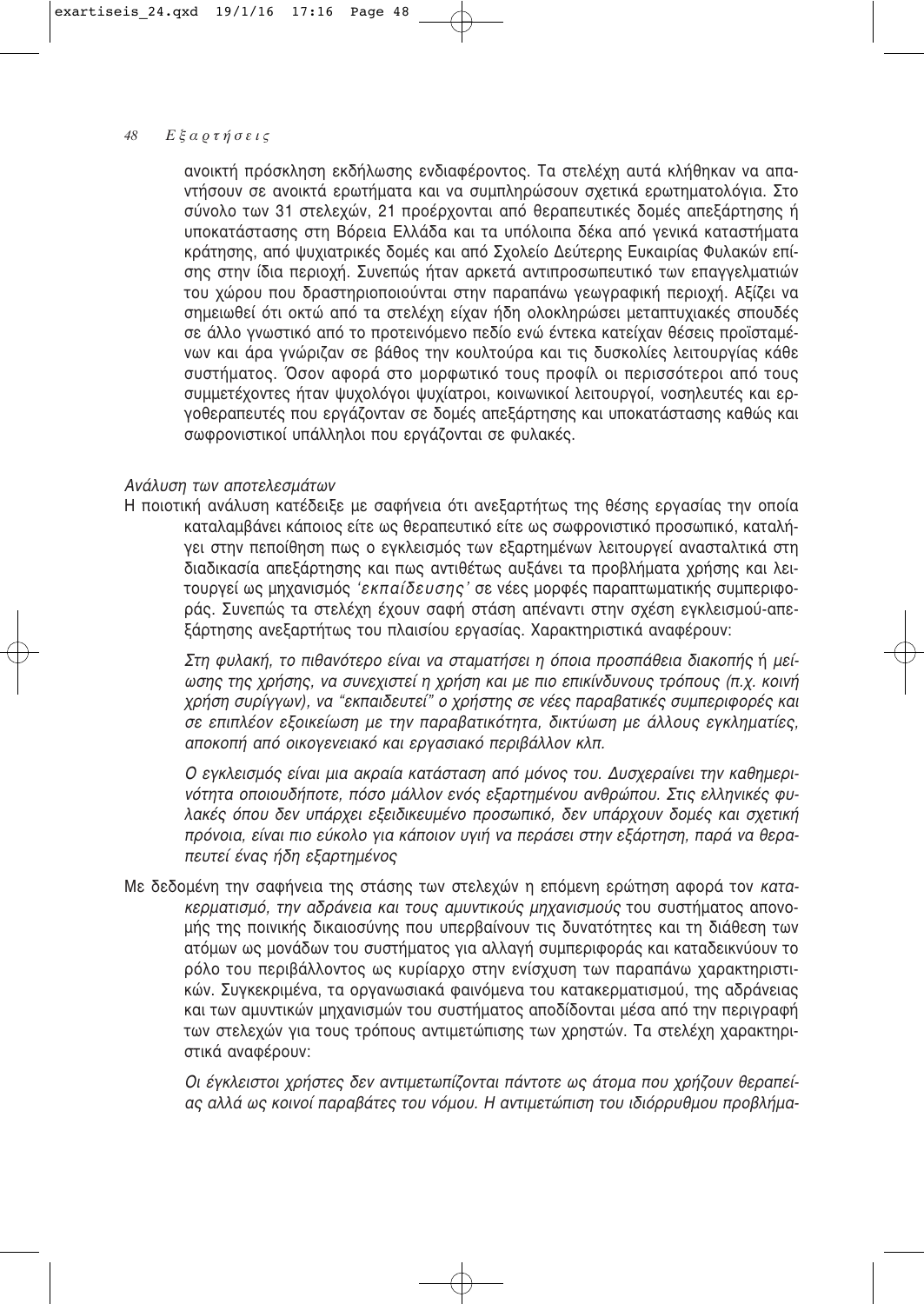ανοικτή πρόσκληση εκδήλωσης ενδιαφέροντος. Τα στελέχη αυτά κλήθηκαν να απαντήσουν σε ανοικτά ερωτήματα και να συμπληρώσουν σχετικά ερωτηματολόγια. Στο σύνολο των 31 στελεχών, 21 προέρχονται από θεραπευτικές δομές απεξάρτησης ή υποκατάστασης στη Βόρεια Ελλάδα και τα υπόλοιπα δέκα από γενικά καταστήματα κράτησης, από ψυχιατρικές δομές και από Σχολείο Δεύτερης Ευκαιρίας Φυλακών επίσης στην ίδια περιοχή. Συνεπώς ήταν αρκετά αντιπροσωπευτικό των επαγγελματιών του χώρου που δραστηριοποιούνται στην παραπάνω γεωγραφική περιοχή. Αξίζει να σημειωθεί ότι οκτώ από τα στελέχη είχαν ήδη ολοκληρώσει μεταπτυχιακές σπουδές σε άλλο γνωστικό από το προτεινόμενο πεδίο ενώ έντεκα κατείχαν θέσεις προϊσταμένων και άρα γνώριζαν σε βάθος την κουλτούρα και τις δυσκολίες λειτουργίας κάθε συστήματος. Όσον αφορά στο μορφωτικό τους προφίλ οι περισσότεροι από τους συμμετέχοντες ήταν ψυχολόγοι ψυχίατροι, κοινωνικοί λειτουργοί, νοσηλευτές και εργοθεραπευτές που εργάζονταν σε δομές απεξάρτησης και υποκατάστασης καθώς και σωφρονιστικοί υπάλληλοι που εργάζονται σε φυλακές.

*Ανάλυση των αποτελεσμάτων*

Η ποιοτική ανάλυση κατέδειξε με σαφήνεια ότι ανεξαρτήτως της θέσης εργασίας την οποία καταλαμβάνει κάποιος είτε ως θεραπευτικό είτε ως σωφρονιστικό προσωπικό, καταλήγει στην πεποίθηση πως ο εγκλεισμός των εξαρτημένων λειτουργεί ανασταλτικά στη διαδικασία απεξάρτησης και πως αντιθέτως αυξάνει τα προβλήματα χρήσης και λειτουργεί ως μηχανισμός *'εκπαίδευσης'* σε νέες μορφές παραπτωματικής συμπεριφοράς. Συνεπώς τα στελέχη έχουν σαφή στάση απέναντι στην σχέση εγκλεισμού-απεξάρτησης ανεξαρτήτως του πλαισίου εργασίας. Χαρακτηριστικά αναφέρουν:

*Στη φυλακή, το πιθανότερο είναι να σταματήσει η όποια προσπάθεια διακοπής ή μείωσης της χρήσης, να συνεχιστεί η χρήση και με πιο επικίνδυνους τρόπους (π.χ. κοινή χρήση συρίγγων), να "εκπαιδευτεί" ο χρήστης σε νέες παραβατικές συμπεριφορές και σε επιπλέον εξοικείωση με την παραβατικότητα, δικτύωση με άλλους εγκληματίες, αποκοπή από οικογενειακό και εργασιακό περιβάλλον κλπ.*

*Ο εγκλεισμός είναι μια ακραία κατάσταση από μόνος του. Δυσχεραίνει την καθημερινότητα οποιουδήποτε, πόσο μάλλον ενός εξαρτημένου ανθρώπου. Στις ελληνικές φυλακές όπου δεν υπάρχει εξειδικευμένο προσωπικό, δεν υπάρχουν δομές και σχετική πρόνοια, είναι πιο εύκολο για κάποιον υγιή να περάσει στην εξάρτηση, παρά να θεραπευτεί ένας ήδη εξαρτημένος*

Με δεδομένη την σαφήνεια της στάσης των στελεχών η επόμενη ερώτηση αφορά τον *κατακερματισμό, την αδράνεια και τους αμυντικούς μηχανισμούς* του συστήματος απονομής της ποινικής δικαιοσύνης που υπερβαίνουν τις δυνατότητες και τη διάθεση των ατόμων ως μονάδων του συστήματος για αλλαγή συμπεριφοράς και καταδεικνύουν το ρόλο του περιβάλλοντος ως κυρίαρχο στην ενίσχυση των παραπάνω χαρακτηριστικών. Συγκεκριμένα, τα οργανωσιακά φαινόμενα του κατακερματισμού, της αδράνειας και των αμυντικών μηχανισμών του συστήματος αποδίδονται μέσα από την περιγραφή των στελεχών για τους τρόπους αντιμετώπισης των χρηστών. Τα στελέχη χαρακτηριστικά αναφέρουν:

*Οι έγκλειστοι χρήστες δεν αντιμετωπίζονται πάντοτε ως άτομα που χρήζουν θεραπείας αλλά ως κοινοί παραβάτες του νόμου. Η αντιμετώπιση του ιδιόρρυθμου προβλήμα-*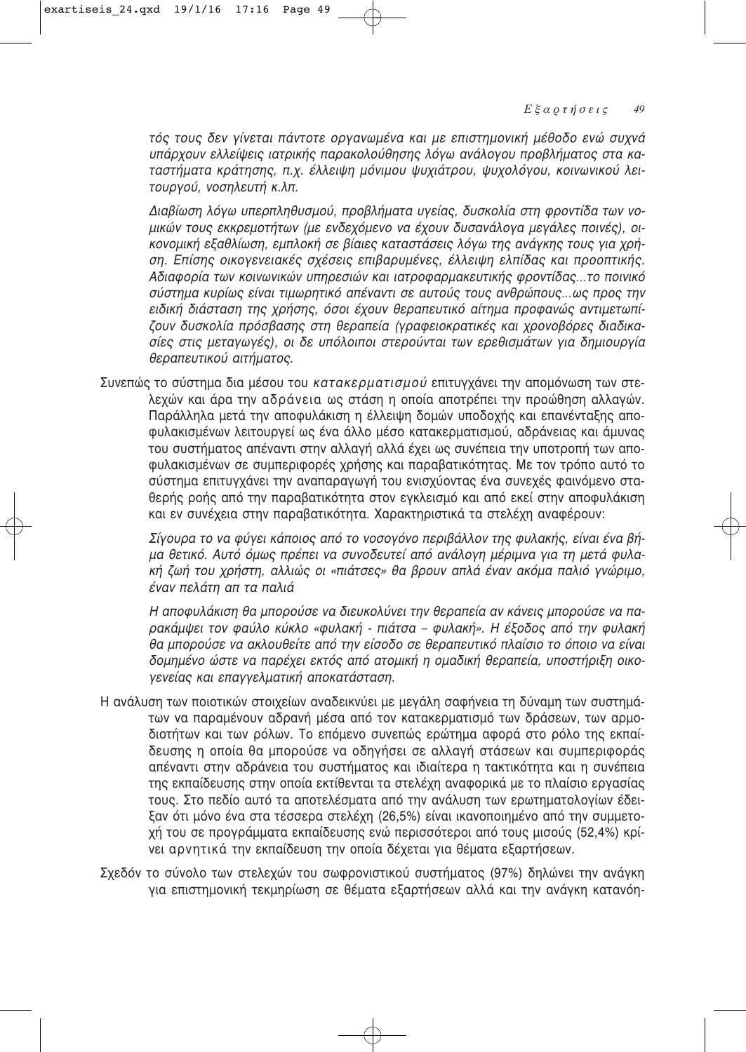*τός τους δεν γίνεται πάντοτε οργανωμένα και με επιστημονική μέθοδο ενώ συχνά υπάρχουν ελλείψεις ιατρικής παρακολούθησης λόγω ανάλογου προβλήματος στα καταστήματα κράτησης, π.χ. έλλειψη μόνιμου ψυχιάτρου, ψυχολόγου, κοινωνικού λειτουργού, νοσηλευτή κ.λπ.*

*Διαβίωση λόγω υπερπληθυσμού, προβλήματα υγείας, δυσκολία στη φροντίδα των νομικών τους εκκρεμοτήτων (με ενδεχόμενο να έχουν δυσανάλογα μεγάλες ποινές), οικονομική εξαθλίωση, εμπλοκή σε βίαιες καταστάσεις λόγω της ανάγκης τους για χρήση. Επίσης οικογενειακές σχέσεις επιβαρυμένες, έλλειψη ελπίδας και προοπτικής. Αδιαφορία των κοινωνικών υπηρεσιών και ιατροφαρμακευτικής φροντίδας...το ποινικό σύστημα κυρίως είναι τιμωρητικό απέναντι σε αυτούς τους ανθρώπους...ως προς την ειδική διάσταση της χρήσης, όσοι έχουν θεραπευτικό αίτημα προφανώς αντιμετωπίζουν δυσκολία πρόσβασης στη θεραπεία (γραφειοκρατικές και χρονοβόρες διαδικασίες στις μεταγωγές), οι δε υπόλοιποι στερούνται των ερεθισμάτων για δημιουργία θεραπευτικού αιτήματος.*

Συνεπώς το σύστημα δια μέσου του *κατακερματισμού* επιτυγχάνει την απομόνωση των στελεχών και άρα την αδράνεια ως στάση η οποία αποτρέπει την προώθηση αλλαγών. Παράλληλα μετά την αποφυλάκιση η έλλειψη δομών υποδοχής και επανένταξης αποφυλακισμένων λειτουργεί ως ένα άλλο μέσο κατακερματισμού, αδράνειας και άμυνας του συστήματος απέναντι στην αλλαγή αλλά έχει ως συνέπεια την υποτροπή των αποφυλακισμένων σε συμπεριφορές χρήσης και παραβατικότητας. Με τον τρόπο αυτό το σύστημα επιτυγχάνει την αναπαραγωγή του ενισχύοντας ένα συνεχές φαινόμενο σταθερής ροής από την παραβατικότητα στον εγκλεισμό και από εκεί στην αποφυλάκιση και εν συνέχεια στην παραβατικότητα. Χαρακτηριστικά τα στελέχη αναφέρουν:

*Σίγουρα το να φύγει κάποιος από το νοσογόνο περιβάλλον της φυλακής, είναι ένα βήμα θετικό. Αυτό όμως πρέπει να συνοδευτεί από ανάλογη μέριμνα για τη μετά φυλακή ζωή του χρήστη, αλλιώς οι «πιάτσες» θα βρουν απλά έναν ακόμα παλιό γνώριμο, έναν πελάτη απ τα παλιά*

*Η αποφυλάκιση θα μπορούσε να διευκολύνει την θεραπεία αν κάνεις μπορούσε να παρακάμψει τον φαύλο κύκλο «φυλακή - πιάτσα – φυλακή». Η έξοδος από την φυλακή θα μπορούσε να ακλουθείτε από την είσοδο σε θεραπευτικό πλαίσιο το όποιο να είναι δομημένο ώστε να παρέχει εκτός από ατομική η ομαδική θεραπεία, υποστήριξη οικογενείας και επαγγελματική αποκατάσταση.*

Η ανάλυση των ποιοτικών στοιχείων αναδεικνύει με μεγάλη σαφήνεια τη δύναμη των συστημάτων να παραμένουν αδρανή μέσα από τον κατακερματισμό των δράσεων, των αρμοδιοτήτων και των ρόλων. Το επόμενο συνεπώς ερώτημα αφορά στο ρόλο της εκπαίδευσης η οποία θα μπορούσε να οδηγήσει σε αλλαγή στάσεων και συμπεριφοράς απέναντι στην αδράνεια του συστήματος και ιδιαίτερα η τακτικότητα και η συνέπεια της εκπαίδευσης στην οποία εκτίθενται τα στελέχη αναφορικά με το πλαίσιο εργασίας τους. Στο πεδίο αυτό τα αποτελέσματα από την ανάλυση των ερωτηματολογίων έδειξαν ότι μόνο ένα στα τέσσερα στελέχη (26,5%) είναι ικανοποιημένο από την συμμετοχή του σε προγράμματα εκπαίδευσης ενώ περισσότεροι από τους μισούς (52,4%) κρίνει αρνητικά την εκπαίδευση την οποία δέχεται για θέματα εξαρτήσεων.

Σχεδόν το σύνολο των στελεχών του σωφρονιστικού συστήματος (97%) δηλώνει την ανάγκη για επιστημονική τεκμηρίωση σε θέματα εξαρτήσεων αλλά και την ανάγκη κατανόη-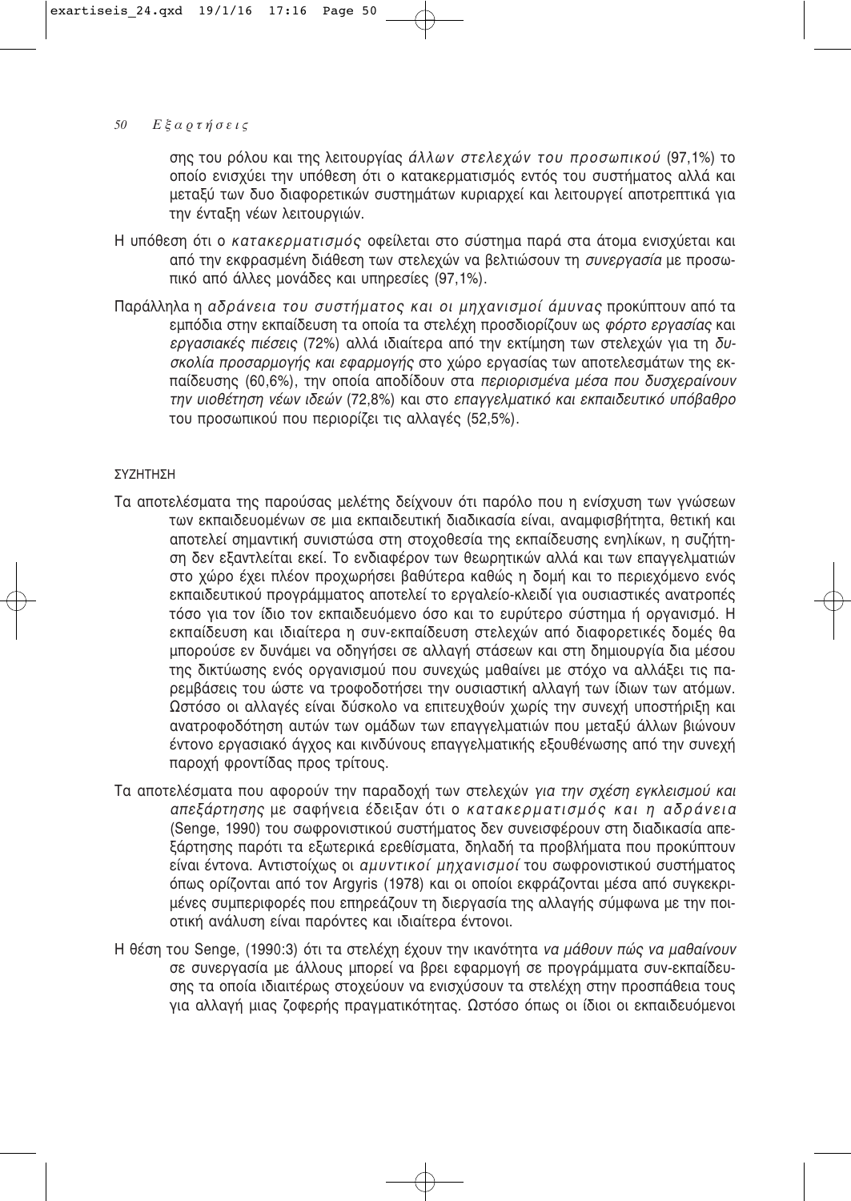σης του ρόλου και της λειτουργίας *άλλων στελεχών του προσωπικού* (97,1%) το οποίο ενισχύει την υπόθεση ότι ο κατακερματισμός εντός του συστήματος αλλά και μεταξύ των δυο διαφορετικών συστημάτων κυριαρχεί και λειτουργεί αποτρεπτικά για την ένταξη νέων λειτουργιών.

Η υπόθεση ότι ο *κατακερματισμός* οφείλεται στο σύστημα παρά στα άτομα ενισχύεται και από την εκφρασμένη διάθεση των στελεχών να βελτιώσουν τη *συνεργασία* με προσωπικό από άλλες μονάδες και υπηρεσίες (97,1%).

Παράλληλα η *αδράνεια του συστήματος και οι μηχανισμοί άμυνας* προκύπτουν από τα εμπόδια στην εκπαίδευση τα οποία τα στελέχη προσδιορίζουν ως *φόρτο εργασίας* και *εργασιακές πιέσεις* (72%) αλλά ιδιαίτερα από την εκτίμηση των στελεχών για τη *δυσκολία προσαρμογής και εφαρμογής* στο χώρο εργασίας των αποτελεσμάτων της εκπαίδευσης (60,6%), την οποία αποδίδουν στα *περιορισμένα μέσα που δυσχεραίνουν την υιοθέτηση νέων ιδεών* (72,8%) και στο *επαγγελματικό και εκπαιδευτικό υπόβαθρο* του προσωπικού που περιορίζει τις αλλαγές (52,5%).

## ΣΥΖΗΤΗΣΗ

Τα αποτελέσματα της παρούσας μελέτης δείχνουν ότι παρόλο που η ενίσχυση των γνώσεων των εκπαιδευομένων σε μια εκπαιδευτική διαδικασία είναι, αναμφισβήτητα, θετική και αποτελεί σημαντική συνιστώσα στη στοχοθεσία της εκπαίδευσης ενηλίκων, η συζήτηση δεν εξαντλείται εκεί. Το ενδιαφέρον των θεωρητικών αλλά και των επαγγελματιών στο χώρο έχει πλέον προχωρήσει βαθύτερα καθώς η δομή και το περιεχόμενο ενός εκπαιδευτικού προγράμματος αποτελεί το εργαλείο-κλειδί για ουσιαστικές ανατροπές τόσο για τον ίδιο τον εκπαιδευόμενο όσο και το ευρύτερο σύστημα ή οργανισμό. Η εκπαίδευση και ιδιαίτερα η συν-εκπαίδευση στελεχών από διαφορετικές δομές θα μπορούσε εν δυνάμει να οδηγήσει σε αλλαγή στάσεων και στη δημιουργία δια μέσου της δικτύωσης ενός οργανισμού που συνεχώς μαθαίνει με στόχο να αλλάξει τις παρεμβάσεις του ώστε να τροφοδοτήσει την ουσιαστική αλλαγή των ίδιων των ατόμων. Ωστόσο οι αλλαγές είναι δύσκολο να επιτευχθούν χωρίς την συνεχή υποστήριξη και ανατροφοδότηση αυτών των ομάδων των επαγγελματιών που μεταξύ άλλων βιώνουν έντονο εργασιακό άγχος και κινδύνους επαγγελματικής εξουθένωσης από την συνεχή παροχή φροντίδας προς τρίτους.

Τα αποτελέσματα που αφορούν την παραδοχή των στελεχών *για την σχέση εγκλεισμού και απεξάρτησης* με σαφήνεια έδειξαν ότι ο *κατακερματισμός και η αδράνεια* (Senge, 1990) του σωφρονιστικού συστήματος δεν συνεισφέρουν στη διαδικασία απεξάρτησης παρότι τα εξωτερικά ερεθίσματα, δηλαδή τα προβλήματα που προκύπτουν είναι έντονα. Αντιστοίχως οι *αμυντικοί μηχανισμοί* του σωφρονιστικού συστήματος όπως ορίζονται από τον Argyris (1978) και οι οποίοι εκφράζονται μέσα από συγκεκριμένες συμπεριφορές που επηρεάζουν τη διεργασία της αλλαγής σύμφωνα με την ποιοτική ανάλυση είναι παρόντες και ιδιαίτερα έντονοι.

Η θέση του Senge, (1990:3) ότι τα στελέχη έχουν την ικανότητα *να μάθουν πώς να μαθαίνουν* σε συνεργασία με άλλους μπορεί να βρει εφαρμογή σε προγράμματα συν-εκπαίδευσης τα οποία ιδιαιτέρως στοχεύουν να ενισχύσουν τα στελέχη στην προσπάθεια τους για αλλαγή μιας ζοφερής πραγματικότητας. Ωστόσο όπως οι ίδιοι οι εκπαιδευόμενοι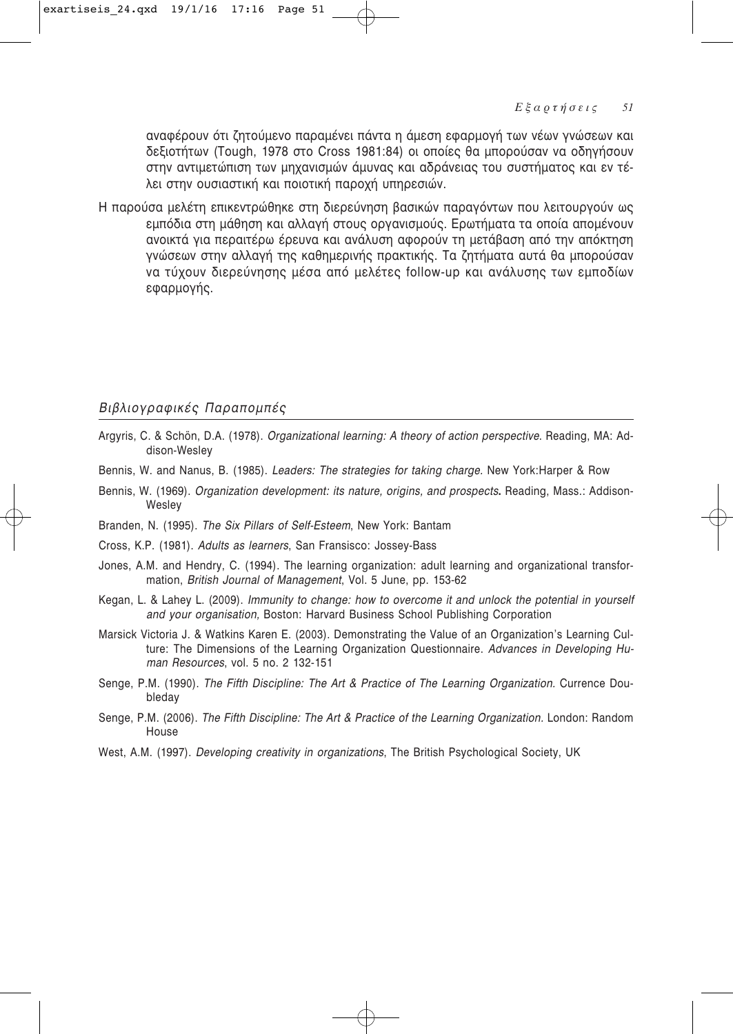αναφέρουν ότι ζητούμενο παραμένει πάντα η άμεση εφαρμογή των νέων γνώσεων και δεξιοτήτων (Tough, 1978 στο Cross 1981:84) οι οποίες θα μπορούσαν να οδηγήσουν στην αντιμετώπιση των μηχανισμών άμυνας και αδράνειας του συστήματος και εν τέλει στην ουσιαστική και ποιοτική παροχή υπηρεσιών.

Η παρούσα μελέτη επικεντρώθηκε στη διερεύνηση βασικών παραγόντων που λειτουργούν ως εμπόδια στη μάθηση και αλλαγή στους οργανισμούς. Ερωτήματα τα οποία απομένουν ανοικτά για περαιτέρω έρευνα και ανάλυση αφορούν τη μετάβαση από την απόκτηση γνώσεων στην αλλαγή της καθημερινής πρακτικής. Τα ζητήματα αυτά θα μπορούσαν να τύχουν διερεύνησης μέσα από μελέτες follow-up και ανάλυσης των εμποδίων εφαρμογής.

## *Βιβλιογραφικές Παραπομπές*

Argyris, C. & Schön, D.A. (1978). *Organizational learning: A theory of action perspective.* Reading, MA: Addison-Wesley

Bennis, W. and Nanus, B. (1985). *Leaders: The strategies for taking charge.* New York:Harper & Row

Bennis, W. (1969). *Organization development: its nature, origins, and prospects*. Reading, Mass.: Addison-Wesley

Branden, N. (1995). *The Six Pillars of Self-Esteem*, New York: Bantam

Cross, K.P. (1981). *Adults as learners*, San Fransisco: Jossey-Bass

Jones, A.M. and Hendry, C. (1994). The learning organization: adult learning and organizational transformation, *British Journal of Management*, Vol. 5 June, pp. 153-62

Kegan, L. & Lahey L. (2009). *Immunity to change: how to overcome it and unlock the potential in yourself and your organisation,* Boston: Harvard Business School Publishing Corporation

Marsick Victoria J. & Watkins Karen E. (2003). Demonstrating the Value of an Organization's Learning Culture: The Dimensions of the Learning Organization Questionnaire. *Advances in Developing Human Resources*, vol. 5 no. 2 132-151

Senge, P.M. (1990). *The Fifth Discipline: The Art & Practice of The Learning Organization.* Currence Doubleday

Senge, P.M. (2006). *The Fifth Discipline: The Art & Practice of the Learning Organization.* London: Random House

West, A.M. (1997). *Developing creativity in organizations*, The British Psychological Society, UK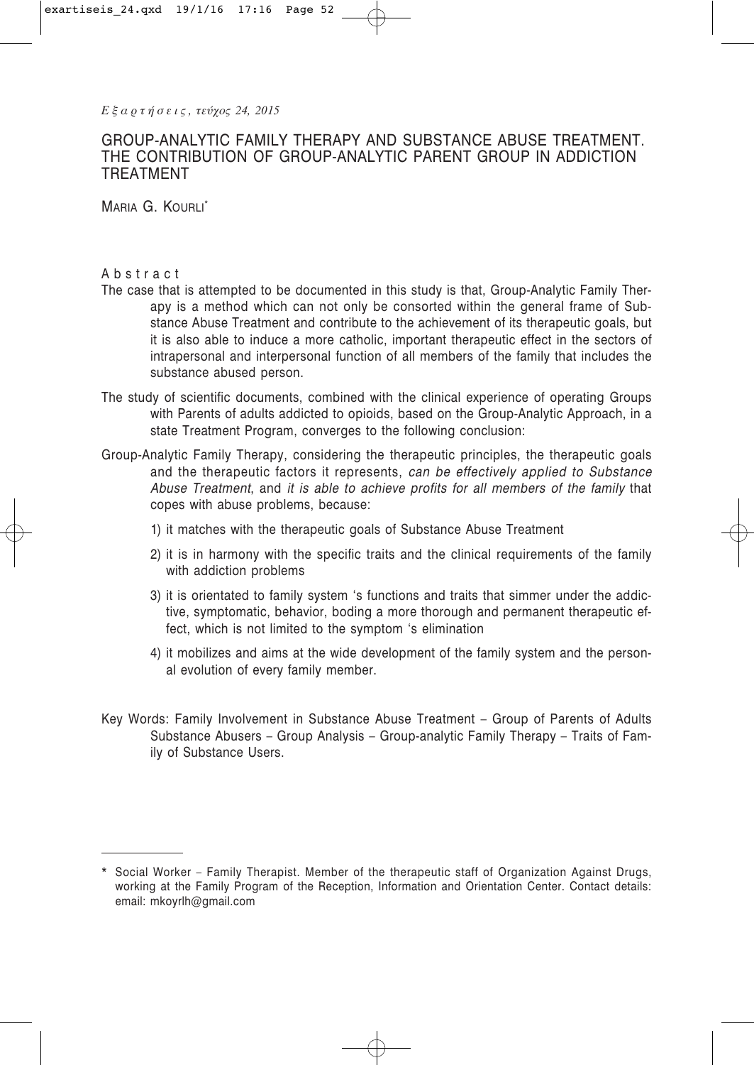# GROUP-ANALYTIC FAMILY THERAPY AND SUBSTANCE ABUSE TREATMENT. THE CONTRIBUTION OF GROUP-ANALYTIC PARENT GROUP IN ADDICTION TREATMENT

MARIA G. KOURLI*

## Abstract

The case that is attempted to be documented in this study is that, Group-Analytic Family Therapy is a method which can not only be consorted within the general frame of Substance Abuse Treatment and contribute to the achievement of its therapeutic goals, but it is also able to induce a more catholic, important therapeutic effect in the sectors of intrapersonal and interpersonal function of all members of the family that includes the substance abused person.

The study of scientific documents, combined with the clinical experience of operating Groups with Parents of adults addicted to opioids, based on the Group-Analytic Approach, in a state Treatment Program, converges to the following conclusion:

Group-Analytic Family Therapy, considering the therapeutic principles, the therapeutic goals and the therapeutic factors it represents, *can be effectively applied to Substance Abuse Treatment*, and *it is able to achieve profits for all members of the family* that copes with abuse problems, because:

1) it matches with the therapeutic goals of Substance Abuse Treatment
2) it is in harmony with the specific traits and the clinical requirements of the family with addiction problems
3) it is orientated to family system 's functions and traits that simmer under the addictive, symptomatic, behavior, boding a more thorough and permanent therapeutic effect, which is not limited to the symptom 's elimination
4) it mobilizes and aims at the wide development of the family system and the personal evolution of every family member.

Key Words: Family Involvement in Substance Abuse Treatment – Group of Parents of Adults Substance Abusers – Group Analysis – Group-analytic Family Therapy – Traits of Family of Substance Users.

---

\* Social Worker – Family Therapist. Member of the therapeutic staff of Organization Against Drugs, working at the Family Program of the Reception, Information and Orientation Center. Contact details: email: mkoyrlh@gmail.com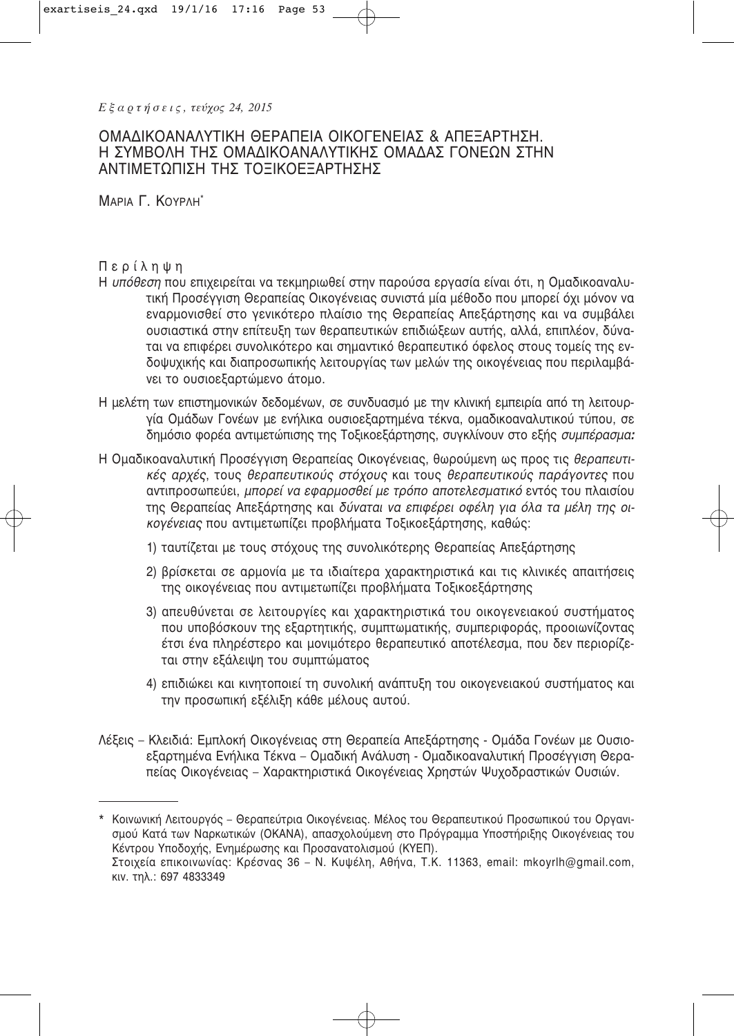*Εξαρτήσεις, τεύχος 24, 2015*

# ΟΜΑΔΙΚΟΑΝΑΛΥΤΙΚΗ ΘΕΡΑΠΕΙΑ ΟΙΚΟΓΕΝΕΙΑΣ & ΑΠΕΞΑΡΤΗΣΗ. Η ΣΥΜΒΟΛΗ ΤΗΣ ΟΜΑΔΙΚΟΑΝΑΛΥΤΙΚΗΣ ΟΜΑΔΑΣ ΓΟΝΕΩΝ ΣΤΗΝ ΑΝΤΙΜΕΤΩΠΙΣΗ ΤΗΣ ΤΟΞΙΚΟΕΞΑΡΤΗΣΗΣ

ΜΑΡΙΑ Γ. ΚΟΥΡΛΗ*

## Περίληψη

Η *υπόθεση* που επιχειρείται να τεκμηριωθεί στην παρούσα εργασία είναι ότι, η Ομαδικοαναλυτική Προσέγγιση Θεραπείας Οικογένειας συνιστά μία μέθοδο που μπορεί όχι μόνον να εναρμονισθεί στο γενικότερο πλαίσιο της Θεραπείας Απεξάρτησης και να συμβάλει ουσιαστικά στην επίτευξη των θεραπευτικών επιδιώξεων αυτής, αλλά, επιπλέον, δύναται να επιφέρει συνολικότερο και σημαντικό θεραπευτικό όφελος στους τομείς της ενδοψυχικής και διαπροσωπικής λειτουργίας των μελών της οικογένειας που περιλαμβάνει το ουσιοεξαρτώμενο άτομο.

Η μελέτη των επιστημονικών δεδομένων, σε συνδυασμό με την κλινική εμπειρία από τη λειτουργία Ομάδων Γονέων με ενήλικα ουσιοεξαρτημένα τέκνα, ομαδικοαναλυτικού τύπου, σε δημόσιο φορέα αντιμετώπισης της Τοξικοεξάρτησης, συγκλίνουν στο εξής *συμπέρασμα:*

Η Ομαδικοαναλυτική Προσέγγιση Θεραπείας Οικογένειας, θεωρούμενη ως προς τις *θεραπευτικές αρχές*, τους *θεραπευτικούς στόχους* και τους *θεραπευτικούς παράγοντες* που αντιπροσωπεύει, *μπορεί να εφαρμοσθεί με τρόπο αποτελεσματικό* εντός του πλαισίου της Θεραπείας Απεξάρτησης και *δύναται να επιφέρει οφέλη για όλα τα μέλη της οικογένειας* που αντιμετωπίζει προβλήματα Τοξικοεξάρτησης, καθώς:

1) ταυτίζεται με τους στόχους της συνολικότερης Θεραπείας Απεξάρτησης
2) βρίσκεται σε αρμονία με τα ιδιαίτερα χαρακτηριστικά και τις κλινικές απαιτήσεις της οικογένειας που αντιμετωπίζει προβλήματα Τοξικοεξάρτησης
3) απευθύνεται σε λειτουργίες και χαρακτηριστικά του οικογενειακού συστήματος που υποβόσκουν της εξαρτητικής, συμπτωματικής, συμπεριφοράς, προοιωνίζοντας έτσι ένα πληρέστερο και μονιμότερο θεραπευτικό αποτέλεσμα, που δεν περιορίζεται στην εξάλειψη του συμπτώματος
4) επιδιώκει και κινητοποιεί τη συνολική ανάπτυξη του οικογενειακού συστήματος και την προσωπική εξέλιξη κάθε μέλους αυτού.

Λέξεις – Κλειδιά: Εμπλοκή Οικογένειας στη Θεραπεία Απεξάρτησης - Ομάδα Γονέων με Ουσιοεξαρτημένα Ενήλικα Τέκνα – Ομαδική Ανάλυση - Ομαδικοαναλυτική Προσέγγιση Θεραπείας Οικογένειας – Χαρακτηριστικά Οικογένειας Χρηστών Ψυχοδραστικών Ουσιών.

---

\* Κοινωνική Λειτουργός – Θεραπεύτρια Οικογένειας. Μέλος του Θεραπευτικού Προσωπικού του Οργανισμού Κατά των Ναρκωτικών (ΟΚΑΝΑ), απασχολούμενη στο Πρόγραμμα Υποστήριξης Οικογένειας του Κέντρου Υποδοχής, Ενημέρωσης και Προσανατολισμού (ΚΥΕΠ).
Στοιχεία επικοινωνίας: Κρέσνας 36 – Ν. Κυψέλη, Αθήνα, Τ.Κ. 11363, email: mkoyrlh@gmail.com, κιν. τηλ.: 697 4833349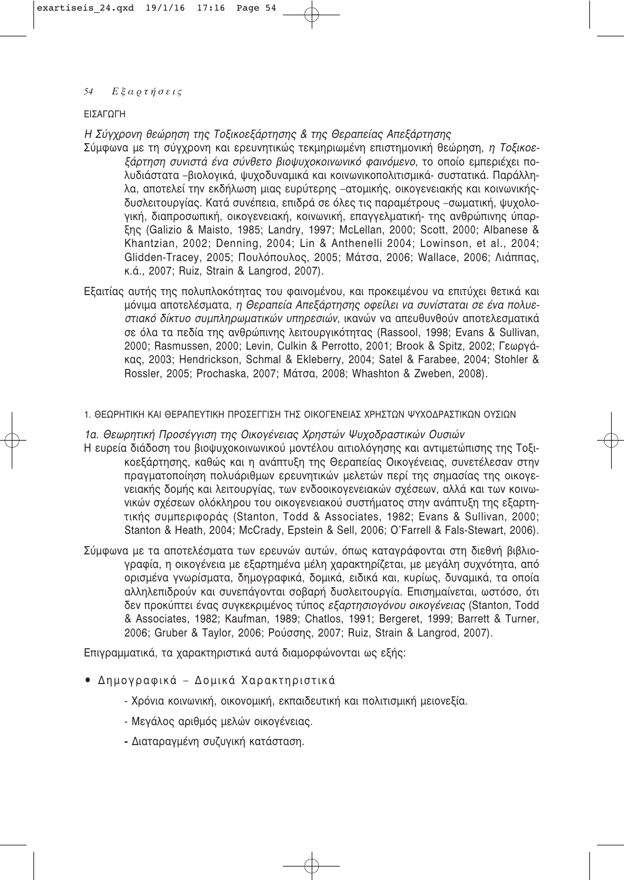ΕΙΣΑΓΩΓΗ

*Η Σύγχρονη θεώρηση της Τοξικοεξάρτησης & της Θεραπείας Απεξάρτησης*

Σύμφωνα με τη σύγχρονη και ερευνητικώς τεκμηριωμένη επιστημονική θεώρηση, *η Τοξικοεξάρτηση συνιστά ένα σύνθετο βιοψυχοκοινωνικό φαινόμενο*, το οποίο εμπεριέχει πολυδιάστατα –βιολογικά, ψυχοδυναμικά και κοινωνικοπολιτισμικά- συστατικά. Παράλληλα, αποτελεί την εκδήλωση μιας ευρύτερης –ατομικής, οικογενειακής και κοινωνικής- δυσλειτουργίας. Κατά συνέπεια, επιδρά σε όλες τις παραμέτρους –σωματική, ψυχολογική, διαπροσωπική, οικογενειακή, κοινωνική, επαγγελματική- της ανθρώπινης ύπαρξης (Galizio & Maisto, 1985; Landry, 1997; McLellan, 2000; Scott, 2000; Albanese & Khantzian, 2002; Denning, 2004; Lin & Anthenelli 2004; Lowinson, et al., 2004; Glidden-Tracey, 2005; Πουλόπουλος, 2005; Μάτσα, 2006; Wallace, 2006; Λιάππας, κ.ά., 2007; Ruiz, Strain & Langrod, 2007).

Εξαιτίας αυτής της πολυπλοκότητας του φαινομένου, και προκειμένου να επιτύχει θετικά και μόνιμα αποτελέσματα, *η Θεραπεία Απεξάρτησης οφείλει να συνίσταται σε ένα πολυεστιακό δίκτυο συμπληρωματικών υπηρεσιών*, ικανών να απευθυνθούν αποτελεσματικά σε όλα τα πεδία της ανθρώπινης λειτουργικότητας (Rassool, 1998; Evans & Sullivan, 2000; Rasmussen, 2000; Levin, Culkin & Perrotto, 2001; Brook & Spitz, 2002; Γεωργάκας, 2003; Hendrickson, Schmal & Ekleberry, 2004; Satel & Farabee, 2004; Stohler & Rossler, 2005; Prochaska, 2007; Μάτσα, 2008; Whashton & Zweben, 2008).

1. ΘΕΩΡΗΤΙΚΗ ΚΑΙ ΘΕΡΑΠΕΥΤΙΚΗ ΠΡΟΣΕΓΓΙΣΗ ΤΗΣ ΟΙΚΟΓΕΝΕΙΑΣ ΧΡΗΣΤΩΝ ΨΥΧΟΔΡΑΣΤΙΚΩΝ ΟΥΣΙΩΝ

*1α. Θεωρητική Προσέγγιση της Οικογένειας Χρηστών Ψυχοδραστικών Ουσιών*

Η ευρεία διάδοση του βιοψυχοκοινωνικού μοντέλου αιτιολόγησης και αντιμετώπισης της Τοξικοεξάρτησης, καθώς και η ανάπτυξη της Θεραπείας Οικογένειας, συνετέλεσαν στην πραγματοποίηση πολυάριθμων ερευνητικών μελετών περί της σημασίας της οικογενειακής δομής και λειτουργίας, των ενδοοικογενειακών σχέσεων, αλλά και των κοινωνικών σχέσεων ολόκληρου του οικογενειακού συστήματος στην ανάπτυξη της εξαρτητικής συμπεριφοράς (Stanton, Todd & Associates, 1982; Evans & Sullivan, 2000; Stanton & Heath, 2004; McCrady, Epstein & Sell, 2006; O'Farrell & Fals-Stewart, 2006).

Σύμφωνα με τα αποτελέσματα των ερευνών αυτών, όπως καταγράφονται στη διεθνή βιβλιογραφία, η οικογένεια με εξαρτημένα μέλη χαρακτηρίζεται, με μεγάλη συχνότητα, από ορισμένα γνωρίσματα, δημογραφικά, δομικά, ειδικά και, κυρίως, δυναμικά, τα οποία αλληλεπιδρούν και συνεπάγονται σοβαρή δυσλειτουργία. Επισημαίνεται, ωστόσο, ότι δεν προκύπτει ένας συγκεκριμένος τύπος *εξαρτησιογόνου οικογένειας* (Stanton, Todd & Associates, 1982; Kaufman, 1989; Chatlos, 1991; Bergeret, 1999; Barrett & Turner, 2006; Gruber & Taylor, 2006; Ρούσσης, 2007; Ruiz, Strain & Langrod, 2007).

Επιγραμματικά, τα χαρακτηριστικά αυτά διαμορφώνονται ως εξής:

- Δημογραφικά – Δομικά Χαρακτηριστικά
    - Χρόνια κοινωνική, οικονομική, εκπαιδευτική και πολιτισμική μειονεξία.
    - Μεγάλος αριθμός μελών οικογένειας.
    - Διαταραγμένη συζυγική κατάσταση.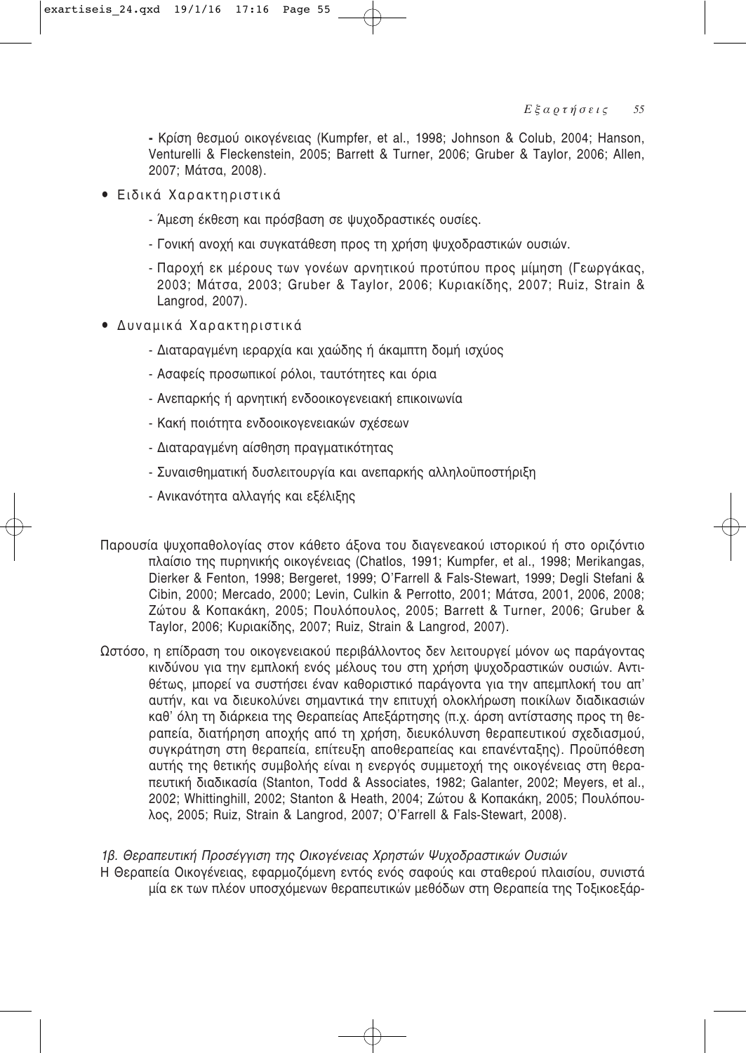- Κρίση θεσμού οικογένειας (Kumpfer, et al., 1998; Johnson & Colub, 2004; Hanson, Venturelli & Fleckenstein, 2005; Barrett & Turner, 2006; Gruber & Taylor, 2006; Allen, 2007; Μάτσα, 2008).

- Ειδικά Χαρακτηριστικά
  - Άμεση έκθεση και πρόσβαση σε ψυχοδραστικές ουσίες.
  - Γονική ανοχή και συγκατάθεση προς τη χρήση ψυχοδραστικών ουσιών.
  - Παροχή εκ μέρους των γονέων αρνητικού προτύπου προς μίμηση (Γεωργάκας, 2003; Μάτσα, 2003; Gruber & Taylor, 2006; Κυριακίδης, 2007; Ruiz, Strain & Langrod, 2007).
- Δυναμικά Χαρακτηριστικά
  - Διαταραγμένη ιεραρχία και χαώδης ή άκαμπτη δομή ισχύος
  - Ασαφείς προσωπικοί ρόλοι, ταυτότητες και όρια
  - Ανεπαρκής ή αρνητική ενδοοικογενειακή επικοινωνία
  - Κακή ποιότητα ενδοοικογενειακών σχέσεων
  - Διαταραγμένη αίσθηση πραγματικότητας
  - Συναισθηματική δυσλειτουργία και ανεπαρκής αλληλοϋποστήριξη
  - Ανικανότητα αλλαγής και εξέλιξης

Παρουσία ψυχοπαθολογίας στον κάθετο άξονα του διαγενεακού ιστορικού ή στο οριζόντιο πλαίσιο της πυρηνικής οικογένειας (Chatlos, 1991; Kumpfer, et al., 1998; Merikangas, Dierker & Fenton, 1998; Bergeret, 1999; O'Farrell & Fals-Stewart, 1999; Degli Stefani & Cibin, 2000; Mercado, 2000; Levin, Culkin & Perrotto, 2001; Μάτσα, 2001, 2006, 2008; Ζώτου & Κοπακάκη, 2005; Πουλόπουλος, 2005; Barrett & Turner, 2006; Gruber & Taylor, 2006; Κυριακίδης, 2007; Ruiz, Strain & Langrod, 2007).

Ωστόσο, η επίδραση του οικογενειακού περιβάλλοντος δεν λειτουργεί μόνον ως παράγοντας κινδύνου για την εμπλοκή ενός μέλους του στη χρήση ψυχοδραστικών ουσιών. Αντιθέτως, μπορεί να συστήσει έναν καθοριστικό παράγοντα για την απεμπλοκή του απ' αυτήν, και να διευκολύνει σημαντικά την επιτυχή ολοκλήρωση ποικίλων διαδικασιών καθ' όλη τη διάρκεια της Θεραπείας Απεξάρτησης (π.χ. άρση αντίστασης προς τη θεραπεία, διατήρηση αποχής από τη χρήση, διευκόλυνση θεραπευτικού σχεδιασμού, συγκράτηση στη θεραπεία, επίτευξη αποθεραπείας και επανένταξης). Προϋπόθεση αυτής της θετικής συμβολής είναι η ενεργός συμμετοχή της οικογένειας στη θεραπευτική διαδικασία (Stanton, Todd & Associates, 1982; Galanter, 2002; Meyers, et al., 2002; Whittinghill, 2002; Stanton & Heath, 2004; Ζώτου & Κοπακάκη, 2005; Πουλόπουλος, 2005; Ruiz, Strain & Langrod, 2007; O'Farrell & Fals-Stewart, 2008).

*1β. Θεραπευτική Προσέγγιση της Οικογένειας Χρηστών Ψυχοδραστικών Ουσιών*

Η Θεραπεία Οικογένειας, εφαρμοζόμενη εντός ενός σαφούς και σταθερού πλαισίου, συνιστά μία εκ των πλέον υποσχόμενων θεραπευτικών μεθόδων στη Θεραπεία της Τοξικοεξάρ-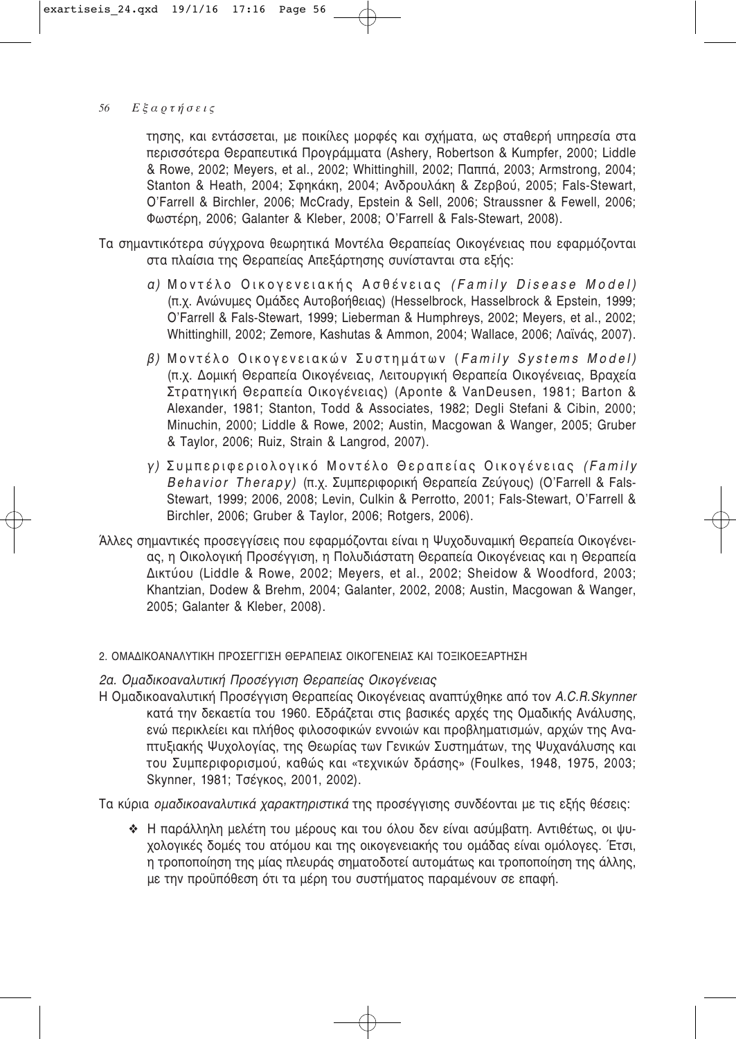τησης, και εντάσσεται, με ποικίλες μορφές και σχήματα, ως σταθερή υπηρεσία στα περισσότερα Θεραπευτικά Προγράμματα (Ashery, Robertson & Kumpfer, 2000; Liddle & Rowe, 2002; Meyers, et al., 2002; Whittinghill, 2002; Παππά, 2003; Armstrong, 2004; Stanton & Heath, 2004; Σφηκάκη, 2004; Ανδρουλάκη & Ζερβού, 2005; Fals-Stewart, O'Farrell & Birchler, 2006; McCrady, Epstein & Sell, 2006; Straussner & Fewell, 2006; Φωστέρη, 2006; Galanter & Kleber, 2008; O'Farrell & Fals-Stewart, 2008).

Τα σημαντικότερα σύγχρονα θεωρητικά Μοντέλα Θεραπείας Οικογένειας που εφαρμόζονται στα πλαίσια της Θεραπείας Απεξάρτησης συνίστανται στα εξής:

α) Μοντέλο Οικογενειακής Ασθένειας *(Family Disease Model)* (π.χ. Ανώνυμες Ομάδες Αυτοβοήθειας) (Hesselbrock, Hasselbrock & Epstein, 1999; O'Farrell & Fals-Stewart, 1999; Lieberman & Humphreys, 2002; Meyers, et al., 2002; Whittinghill, 2002; Zemore, Kashutas & Ammon, 2004; Wallace, 2006; Λαϊνάς, 2007).

β) Μοντέλο Οικογενειακών Συστημάτων (*Family Systems Model*) (π.χ. Δομική Θεραπεία Οικογένειας, Λειτουργική Θεραπεία Οικογένειας, Βραχεία Στρατηγική Θεραπεία Οικογένειας) (Aponte & VanDeusen, 1981; Barton & Alexander, 1981; Stanton, Todd & Associates, 1982; Degli Stefani & Cibin, 2000; Minuchin, 2000; Liddle & Rowe, 2002; Austin, Macgowan & Wanger, 2005; Gruber & Taylor, 2006; Ruiz, Strain & Langrod, 2007).

γ) Συμπεριφεριολογικό Μοντέλο Θεραπείας Οικογένειας *(Family Behavior Therapy)* (π.χ. Συμπεριφορική Θεραπεία Ζεύγους) (O'Farrell & Fals-Stewart, 1999; 2006, 2008; Levin, Culkin & Perrotto, 2001; Fals-Stewart, O'Farrell & Birchler, 2006; Gruber & Taylor, 2006; Rotgers, 2006).

Άλλες σημαντικές προσεγγίσεις που εφαρμόζονται είναι η Ψυχοδυναμική Θεραπεία Οικογένειας, η Οικολογική Προσέγγιση, η Πολυδιάστατη Θεραπεία Οικογένειας και η Θεραπεία Δικτύου (Liddle & Rowe, 2002; Meyers, et al., 2002; Sheidow & Woodford, 2003; Khantzian, Dodew & Brehm, 2004; Galanter, 2002, 2008; Austin, Macgowan & Wanger, 2005; Galanter & Kleber, 2008).

## 2. ΟΜΑΔΙΚΟΑΝΑΛΥΤΙΚΗ ΠΡΟΣΕΓΓΙΣΗ ΘΕΡΑΠΕΙΑΣ ΟΙΚΟΓΕΝΕΙΑΣ ΚΑΙ ΤΟΞΙΚΟΕΞΑΡΤΗΣΗ

### *2α. Ομαδικοαναλυτική Προσέγγιση Θεραπείας Οικογένειας*

Η Ομαδικοαναλυτική Προσέγγιση Θεραπείας Οικογένειας αναπτύχθηκε από τον *A.C.R.Skynner* κατά την δεκαετία του 1960. Εδράζεται στις βασικές αρχές της Ομαδικής Ανάλυσης, ενώ περικλείει και πλήθος φιλοσοφικών εννοιών και προβληματισμών, αρχών της Αναπτυξιακής Ψυχολογίας, της Θεωρίας των Γενικών Συστημάτων, της Ψυχανάλυσης και του Συμπεριφορισμού, καθώς και «τεχνικών δράσης» (Foulkes, 1948, 1975, 2003; Skynner, 1981; Τσέγκος, 2001, 2002).

Τα κύρια *ομαδικοαναλυτικά χαρακτηριστικά* της προσέγγισης συνδέονται με τις εξής θέσεις:

- Η παράλληλη μελέτη του μέρους και του όλου δεν είναι ασύμβατη. Αντιθέτως, οι ψυχολογικές δομές του ατόμου και της οικογενειακής του ομάδας είναι ομόλογες. Έτσι, η τροποποίηση της μίας πλευράς σηματοδοτεί αυτομάτως και τροποποίηση της άλλης, με την προϋπόθεση ότι τα μέρη του συστήματος παραμένουν σε επαφή.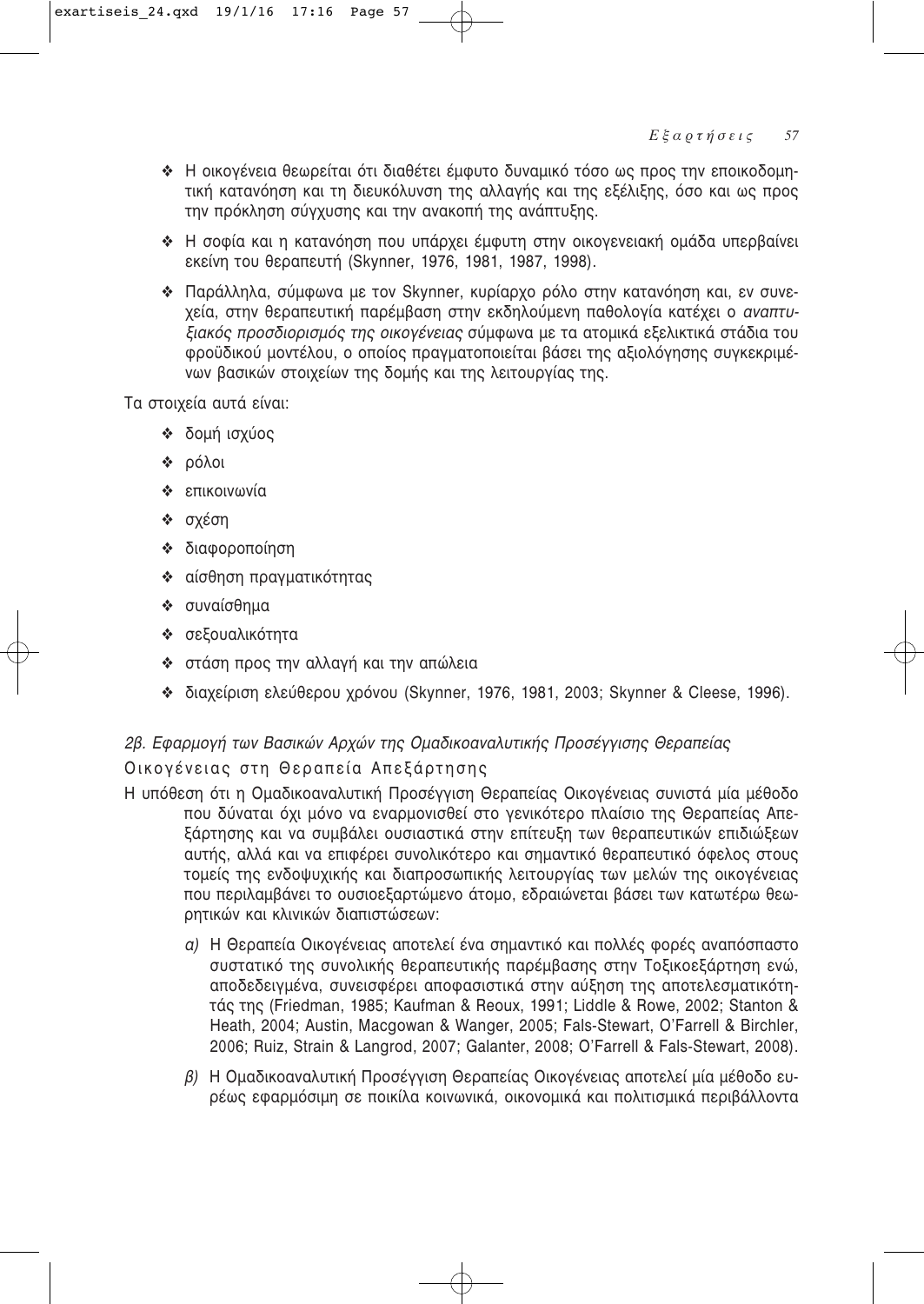- Η οικογένεια θεωρείται ότι διαθέτει έμφυτο δυναμικό τόσο ως προς την εποικοδομητική κατανόηση και τη διευκόλυνση της αλλαγής και της εξέλιξης, όσο και ως προς την πρόκληση σύγχυσης και την ανακοπή της ανάπτυξης.
- Η σοφία και η κατανόηση που υπάρχει έμφυτη στην οικογενειακή ομάδα υπερβαίνει εκείνη του θεραπευτή (Skynner, 1976, 1981, 1987, 1998).
- Παράλληλα, σύμφωνα με τον Skynner, κυρίαρχο ρόλο στην κατανόηση και, εν συνεχεία, στην θεραπευτική παρέμβαση στην εκδηλούμενη παθολογία κατέχει ο *αναπτυξιακός προσδιορισμός της οικογένειας* σύμφωνα με τα ατομικά εξελικτικά στάδια του φροϋδικού μοντέλου, ο οποίος πραγματοποιείται βάσει της αξιολόγησης συγκεκριμένων βασικών στοιχείων της δομής και της λειτουργίας της.

Τα στοιχεία αυτά είναι:

- δομή ισχύος
- ρόλοι
- επικοινωνία
- σχέση
- διαφοροποίηση
- αίσθηση πραγματικότητας
- συναίσθημα
- σεξουαλικότητα
- στάση προς την αλλαγή και την απώλεια
- διαχείριση ελεύθερου χρόνου (Skynner, 1976, 1981, 2003; Skynner & Cleese, 1996).

### *2β. Εφαρμογή των Βασικών Αρχών της Ομαδικοαναλυτικής Προσέγγισης Θεραπείας* Οικογένειας στη Θεραπεία Απεξάρτησης

Η υπόθεση ότι η Ομαδικοαναλυτική Προσέγγιση Θεραπείας Οικογένειας συνιστά μία μέθοδο που δύναται όχι μόνο να εναρμονισθεί στο γενικότερο πλαίσιο της Θεραπείας Απεξάρτησης και να συμβάλει ουσιαστικά στην επίτευξη των θεραπευτικών επιδιώξεων αυτής, αλλά και να επιφέρει συνολικότερο και σημαντικό θεραπευτικό όφελος στους τομείς της ενδοψυχικής και διαπροσωπικής λειτουργίας των μελών της οικογένειας που περιλαμβάνει το ουσιοεξαρτώμενο άτομο, εδραιώνεται βάσει των κατωτέρω θεωρητικών και κλινικών διαπιστώσεων:

*α)* Η Θεραπεία Οικογένειας αποτελεί ένα σημαντικό και πολλές φορές αναπόσπαστο συστατικό της συνολικής θεραπευτικής παρέμβασης στην Τοξικοεξάρτηση ενώ, αποδεδειγμένα, συνεισφέρει αποφασιστικά στην αύξηση της αποτελεσματικότητάς της (Friedman, 1985; Kaufman & Reoux, 1991; Liddle & Rowe, 2002; Stanton & Heath, 2004; Austin, Macgowan & Wanger, 2005; Fals-Stewart, O'Farrell & Birchler, 2006; Ruiz, Strain & Langrod, 2007; Galanter, 2008; O'Farrell & Fals-Stewart, 2008).

*β)* Η Ομαδικοαναλυτική Προσέγγιση Θεραπείας Οικογένειας αποτελεί μία μέθοδο ευρέως εφαρμόσιμη σε ποικίλα κοινωνικά, οικονομικά και πολιτισμικά περιβάλλοντα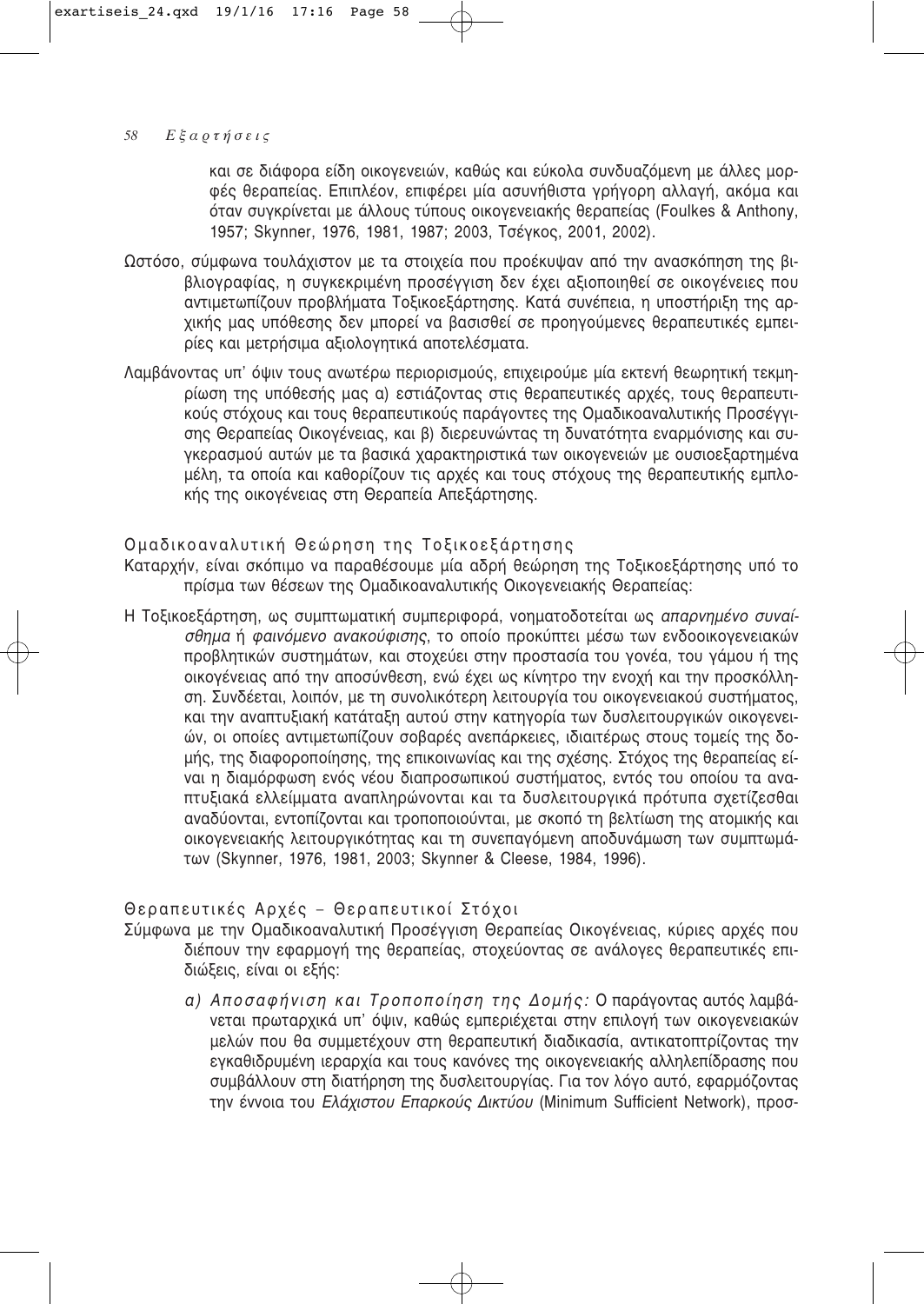και σε διάφορα είδη οικογενειών, καθώς και εύκολα συνδυαζόμενη με άλλες μορφές θεραπείας. Επιπλέον, επιφέρει μία ασυνήθιστα γρήγορη αλλαγή, ακόμα και όταν συγκρίνεται με άλλους τύπους οικογενειακής θεραπείας (Foulkes & Anthony, 1957; Skynner, 1976, 1981, 1987; 2003, Τσέγκος, 2001, 2002).

Ωστόσο, σύμφωνα τουλάχιστον με τα στοιχεία που προέκυψαν από την ανασκόπηση της βιβλιογραφίας, η συγκεκριμένη προσέγγιση δεν έχει αξιοποιηθεί σε οικογένειες που αντιμετωπίζουν προβλήματα Τοξικοεξάρτησης. Κατά συνέπεια, η υποστήριξη της αρχικής μας υπόθεσης δεν μπορεί να βασισθεί σε προηγούμενες θεραπευτικές εμπειρίες και μετρήσιμα αξιολογητικά αποτελέσματα.

Λαμβάνοντας υπ' όψιν τους ανωτέρω περιορισμούς, επιχειρούμε μία εκτενή θεωρητική τεκμηρίωση της υπόθεσής μας α) εστιάζοντας στις θεραπευτικές αρχές, τους θεραπευτικούς στόχους και τους θεραπευτικούς παράγοντες της Ομαδικοαναλυτικής Προσέγγισης Θεραπείας Οικογένειας, και β) διερευνώντας τη δυνατότητα εναρμόνισης και συγκερασμού αυτών με τα βασικά χαρακτηριστικά των οικογενειών με ουσιοεξαρτημένα μέλη, τα οποία και καθορίζουν τις αρχές και τους στόχους της θεραπευτικής εμπλοκής της οικογένειας στη Θεραπεία Απεξάρτησης.

## Ομαδικοαναλυτική Θεώρηση της Τοξικοεξάρτησης

Καταρχήν, είναι σκόπιμο να παραθέσουμε μία αδρή θεώρηση της Τοξικοεξάρτησης υπό το πρίσμα των θέσεων της Ομαδικοαναλυτικής Οικογενειακής Θεραπείας:

Η Τοξικοεξάρτηση, ως συμπτωματική συμπεριφορά, νοηματοδοτείται ως *απαρνημένο συναίσθημα* ή *φαινόμενο ανακούφισης*, το οποίο προκύπτει μέσω των ενδοοικογενειακών προβλητικών συστημάτων, και στοχεύει στην προστασία του γονέα, του γάμου ή της οικογένειας από την αποσύνθεση, ενώ έχει ως κίνητρο την ενοχή και την προσκόλληση. Συνδέεται, λοιπόν, με τη συνολικότερη λειτουργία του οικογενειακού συστήματος, και την αναπτυξιακή κατάταξη αυτού στην κατηγορία των δυσλειτουργικών οικογενειών, οι οποίες αντιμετωπίζουν σοβαρές ανεπάρκειες, ιδιαιτέρως στους τομείς της δομής, της διαφοροποίησης, της επικοινωνίας και της σχέσης. Στόχος της θεραπείας είναι η διαμόρφωση ενός νέου διαπροσωπικού συστήματος, εντός του οποίου τα αναπτυξιακά ελλείμματα αναπληρώνονται και τα δυσλειτουργικά πρότυπα σχετίζεσθαι αναδύονται, εντοπίζονται και τροποποιούνται, με σκοπό τη βελτίωση της ατομικής και οικογενειακής λειτουργικότητας και τη συνεπαγόμενη αποδυνάμωση των συμπτωμάτων (Skynner, 1976, 1981, 2003; Skynner & Cleese, 1984, 1996).

## Θεραπευτικές Αρχές – Θεραπευτικοί Στόχοι

Σύμφωνα με την Ομαδικοαναλυτική Προσέγγιση Θεραπείας Οικογένειας, κύριες αρχές που διέπουν την εφαρμογή της θεραπείας, στοχεύοντας σε ανάλογες θεραπευτικές επιδιώξεις, είναι οι εξής:

*α) Αποσαφήνιση και Τροποποίηση της Δομής:* Ο παράγοντας αυτός λαμβάνεται πρωταρχικά υπ' όψιν, καθώς εμπεριέχεται στην επιλογή των οικογενειακών μελών που θα συμμετέχουν στη θεραπευτική διαδικασία, αντικατοπτρίζοντας την εγκαθιδρυμένη ιεραρχία και τους κανόνες της οικογενειακής αλληλεπίδρασης που συμβάλλουν στη διατήρηση της δυσλειτουργίας. Για τον λόγο αυτό, εφαρμόζοντας την έννοια του *Ελάχιστου Επαρκούς Δικτύου* (Minimum Sufficient Network), προσ-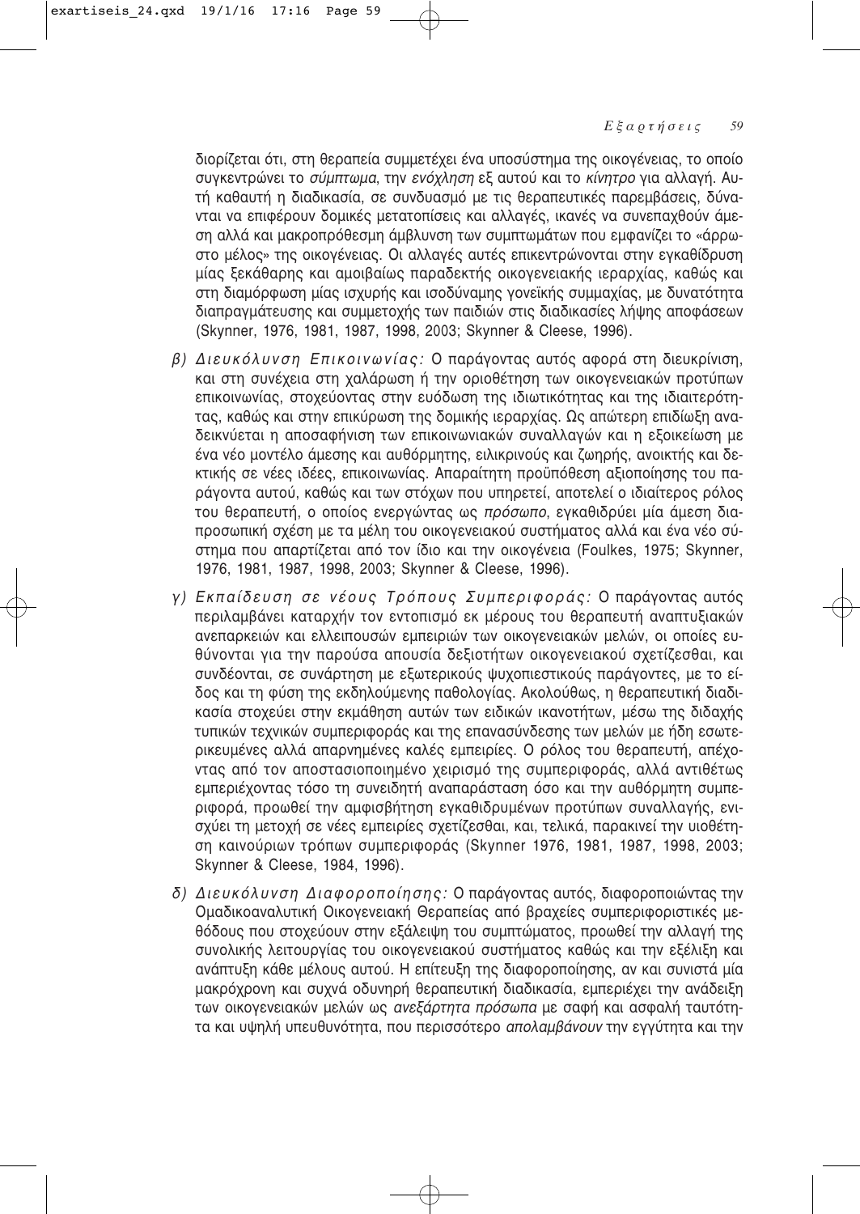διορίζεται ότι, στη θεραπεία συμμετέχει ένα υποσύστημα της οικογένειας, το οποίο συγκεντρώνει το *σύμπτωμα*, την *ενόχληση* εξ αυτού και το *κίνητρο* για αλλαγή. Αυτή καθαυτή η διαδικασία, σε συνδυασμό με τις θεραπευτικές παρεμβάσεις, δύνανται να επιφέρουν δομικές μετατοπίσεις και αλλαγές, ικανές να συνεπαχθούν άμεση αλλά και μακροπρόθεσμη άμβλυνση των συμπτωμάτων που εμφανίζει το «άρρωστο μέλος» της οικογένειας. Οι αλλαγές αυτές επικεντρώνονται στην εγκαθίδρυση μίας ξεκάθαρης και αμοιβαίως παραδεκτής οικογενειακής ιεραρχίας, καθώς και στη διαμόρφωση μίας ισχυρής και ισοδύναμης γονεϊκής συμμαχίας, με δυνατότητα διαπραγμάτευσης και συμμετοχής των παιδιών στις διαδικασίες λήψης αποφάσεων (Skynner, 1976, 1981, 1987, 1998, 2003; Skynner & Cleese, 1996).

*β) Διευκόλυνση Επικοινωνίας:* Ο παράγοντας αυτός αφορά στη διευκρίνιση, και στη συνέχεια στη χαλάρωση ή την οριοθέτηση των οικογενειακών προτύπων επικοινωνίας, στοχεύοντας στην ευόδωση της ιδιωτικότητας και της ιδιαιτερότητας, καθώς και στην επικύρωση της δομικής ιεραρχίας. Ως απώτερη επιδίωξη αναδεικνύεται η αποσαφήνιση των επικοινωνιακών συναλλαγών και η εξοικείωση με ένα νέο μοντέλο άμεσης και αυθόρμητης, ειλικρινούς και ζωηρής, ανοικτής και δεκτικής σε νέες ιδέες, επικοινωνίας. Απαραίτητη προϋπόθεση αξιοποίησης του παράγοντα αυτού, καθώς και των στόχων που υπηρετεί, αποτελεί ο ιδιαίτερος ρόλος του θεραπευτή, ο οποίος ενεργώντας ως *πρόσωπο*, εγκαθιδρύει μία άμεση διαπροσωπική σχέση με τα μέλη του οικογενειακού συστήματος αλλά και ένα νέο σύστημα που απαρτίζεται από τον ίδιο και την οικογένεια (Foulkes, 1975; Skynner, 1976, 1981, 1987, 1998, 2003; Skynner & Cleese, 1996).

*γ) Εκπαίδευση σε νέους Τρόπους Συμπεριφοράς:* Ο παράγοντας αυτός περιλαμβάνει καταρχήν τον εντοπισμό εκ μέρους του θεραπευτή αναπτυξιακών ανεπαρκειών και ελλειπουσών εμπειριών των οικογενειακών μελών, οι οποίες ευθύνονται για την παρούσα απουσία δεξιοτήτων οικογενειακού σχετίζεσθαι, και συνδέονται, σε συνάρτηση με εξωτερικούς ψυχοπιεστικούς παράγοντες, με το είδος και τη φύση της εκδηλούμενης παθολογίας. Ακολούθως, η θεραπευτική διαδικασία στοχεύει στην εκμάθηση αυτών των ειδικών ικανοτήτων, μέσω της διδαχής τυπικών τεχνικών συμπεριφοράς και της επανασύνδεσης των μελών με ήδη εσωτερικευμένες αλλά απαρνημένες καλές εμπειρίες. Ο ρόλος του θεραπευτή, απέχοντας από τον αποστασιοποιημένο χειρισμό της συμπεριφοράς, αλλά αντιθέτως εμπεριέχοντας τόσο τη συνειδητή αναπαράσταση όσο και την αυθόρμητη συμπεριφορά, προωθεί την αμφισβήτηση εγκαθιδρυμένων προτύπων συναλλαγής, ενισχύει τη μετοχή σε νέες εμπειρίες σχετίζεσθαι, και, τελικά, παρακινεί την υιοθέτηση καινούριων τρόπων συμπεριφοράς (Skynner 1976, 1981, 1987, 1998, 2003; Skynner & Cleese, 1984, 1996).

*δ) Διευκόλυνση Διαφοροποίησης:* Ο παράγοντας αυτός, διαφοροποιώντας την Ομαδικοαναλυτική Οικογενειακή Θεραπείας από βραχείες συμπεριφοριστικές μεθόδους που στοχεύουν στην εξάλειψη του συμπτώματος, προωθεί την αλλαγή της συνολικής λειτουργίας του οικογενειακού συστήματος καθώς και την εξέλιξη και ανάπτυξη κάθε μέλους αυτού. Η επίτευξη της διαφοροποίησης, αν και συνιστά μία μακρόχρονη και συχνά οδυνηρή θεραπευτική διαδικασία, εμπεριέχει την ανάδειξη των οικογενειακών μελών ως *ανεξάρτητα πρόσωπα* με σαφή και ασφαλή ταυτότητα και υψηλή υπευθυνότητα, που περισσότερο *απολαμβάνουν* την εγγύτητα και την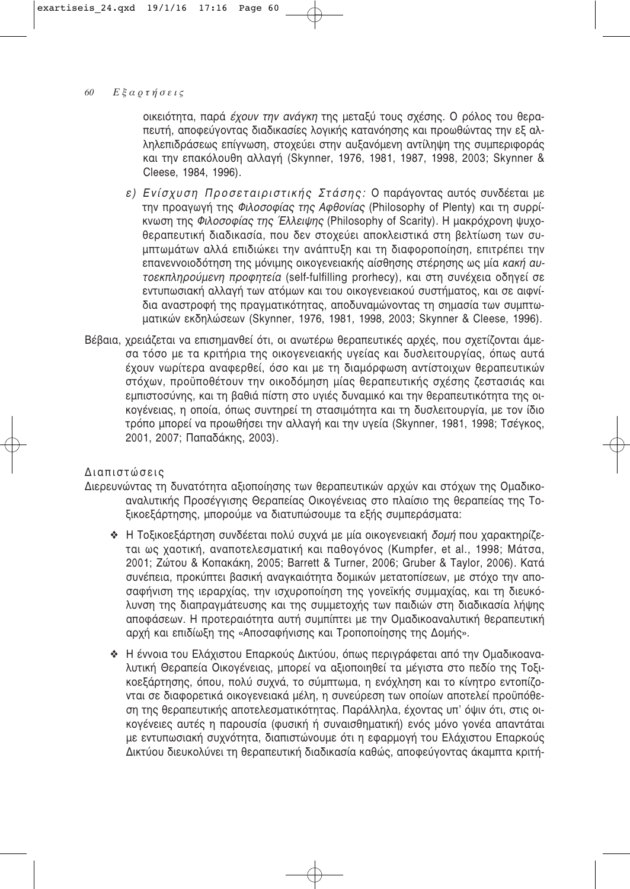οικειότητα, παρά *έχουν την ανάγκη* της μεταξύ τους σχέσης. Ο ρόλος του θεραπευτή, αποφεύγοντας διαδικασίες λογικής κατανόησης και προωθώντας την εξ αλληλεπιδράσεως επίγνωση, στοχεύει στην αυξανόμενη αντίληψη της συμπεριφοράς και την επακόλουθη αλλαγή (Skynner, 1976, 1981, 1987, 1998, 2003; Skynner & Cleese, 1984, 1996).

*ε) Ενίσχυση Προσεταιριστικής Στάσης:* Ο παράγοντας αυτός συνδέεται με την προαγωγή της *Φιλοσοφίας της Αφθονίας* (Philosophy of Plenty) και τη συρρίκνωση της *Φιλοσοφίας της Έλλειψης* (Philosophy of Scarity). Η μακρόχρονη ψυχοθεραπευτική διαδικασία, που δεν στοχεύει αποκλειστικά στη βελτίωση των συμπτωμάτων αλλά επιδιώκει την ανάπτυξη και τη διαφοροποίηση, επιτρέπει την επανεννοιοδότηση της μόνιμης οικογενειακής αίσθησης στέρησης ως μία *κακή αυτοεκπληρούμενη προφητεία* (self-fulfilling prorhecy), και στη συνέχεια οδηγεί σε εντυπωσιακή αλλαγή των ατόμων και του οικογενειακού συστήματος, και σε αιφνίδια αναστροφή της πραγματικότητας, αποδυναμώνοντας τη σημασία των συμπτωματικών εκδηλώσεων (Skynner, 1976, 1981, 1998, 2003; Skynner & Cleese, 1996).

Βέβαια, χρειάζεται να επισημανθεί ότι, οι ανωτέρω θεραπευτικές αρχές, που σχετίζονται άμεσα τόσο με τα κριτήρια της οικογενειακής υγείας και δυσλειτουργίας, όπως αυτά έχουν νωρίτερα αναφερθεί, όσο και με τη διαμόρφωση αντίστοιχων θεραπευτικών στόχων, προϋποθέτουν την οικοδόμηση μίας θεραπευτικής σχέσης ζεστασιάς και εμπιστοσύνης, και τη βαθιά πίστη στο υγιές δυναμικό και την θεραπευτικότητα της οικογένειας, η οποία, όπως συντηρεί τη στασιμότητα και τη δυσλειτουργία, με τον ίδιο τρόπο μπορεί να προωθήσει την αλλαγή και την υγεία (Skynner, 1981, 1998; Τσέγκος, 2001, 2007; Παπαδάκης, 2003).

## Διαπιστώσεις

Διερευνώντας τη δυνατότητα αξιοποίησης των θεραπευτικών αρχών και στόχων της Ομαδικοαναλυτικής Προσέγγισης Θεραπείας Οικογένειας στο πλαίσιο της θεραπείας της Τοξικοεξάρτησης, μπορούμε να διατυπώσουμε τα εξής συμπεράσματα:

- Η Τοξικοεξάρτηση συνδέεται πολύ συχνά με μία οικογενειακή *δομή* που χαρακτηρίζεται ως χαοτική, αναποτελεσματική και παθογόνος (Kumpfer, et al., 1998; Μάτσα, 2001; Ζώτου & Κοπακάκη, 2005; Barrett & Turner, 2006; Gruber & Taylor, 2006). Κατά συνέπεια, προκύπτει βασική αναγκαιότητα δομικών μετατοπίσεων, με στόχο την αποσαφήνιση της ιεραρχίας, την ισχυροποίηση της γονεϊκής συμμαχίας, και τη διευκόλυνση της διαπραγμάτευσης και της συμμετοχής των παιδιών στη διαδικασία λήψης αποφάσεων. Η προτεραιότητα αυτή συμπίπτει με την Ομαδικοαναλυτική θεραπευτική αρχή και επιδίωξη της «Αποσαφήνισης και Τροποποίησης της Δομής».

- Η έννοια του Ελάχιστου Επαρκούς Δικτύου, όπως περιγράφεται από την Ομαδικοαναλυτική Θεραπεία Οικογένειας, μπορεί να αξιοποιηθεί τα μέγιστα στο πεδίο της Τοξικοεξάρτησης, όπου, πολύ συχνά, το σύμπτωμα, η ενόχληση και το κίνητρο εντοπίζονται σε διαφορετικά οικογενειακά μέλη, η συνεύρεση των οποίων αποτελεί προϋπόθεση της θεραπευτικής αποτελεσματικότητας. Παράλληλα, έχοντας υπ' όψιν ότι, στις οικογένειες αυτές η παρουσία (φυσική ή συναισθηματική) ενός μόνο γονέα απαντάται με εντυπωσιακή συχνότητα, διαπιστώνουμε ότι η εφαρμογή του Ελάχιστου Επαρκούς Δικτύου διευκολύνει τη θεραπευτική διαδικασία καθώς, αποφεύγοντας άκαμπτα κριτή-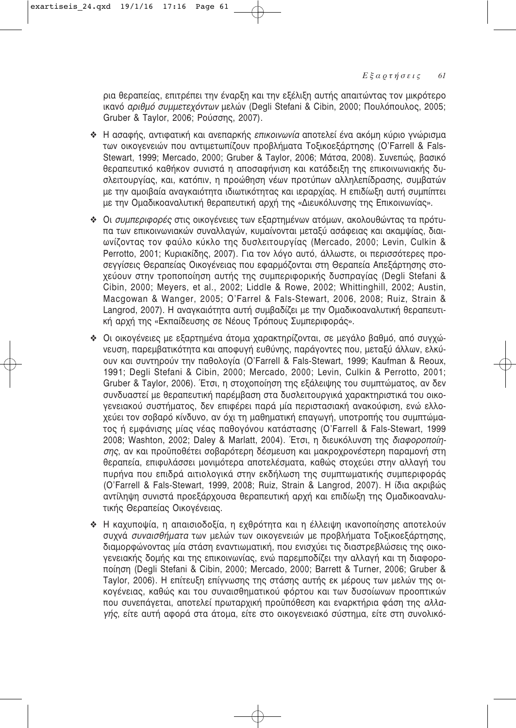ρια θεραπείας, επιτρέπει την έναρξη και την εξέλιξη αυτής απαιτώντας τον μικρότερο ικανό *αριθμό συμμετεχόντων* μελών (Degli Stefani & Cibin, 2000; Πουλόπουλος, 2005; Gruber & Taylor, 2006; Ρούσσης, 2007).

- Η ασαφής, αντιφατική και ανεπαρκής *επικοινωνία* αποτελεί ένα ακόμη κύριο γνώρισμα των οικογενειών που αντιμετωπίζουν προβλήματα Τοξικοεξάρτησης (O'Farrell & Fals-Stewart, 1999; Mercado, 2000; Gruber & Taylor, 2006; Μάτσα, 2008). Συνεπώς, βασικό θεραπευτικό καθήκον συνιστά η αποσαφήνιση και κατάδειξη της επικοινωνιακής δυσλειτουργίας, και, κατόπιν, η προώθηση νέων προτύπων αλληλεπίδρασης, συμβατών με την αμοιβαία αναγκαιότητα ιδιωτικότητας και ιεραρχίας. Η επιδίωξη αυτή συμπίπτει με την Ομαδικοαναλυτική θεραπευτική αρχή της «Διευκόλυνσης της Επικοινωνίας».

- Οι *συμπεριφορές* στις οικογένειες των εξαρτημένων ατόμων, ακολουθώντας τα πρότυπα των επικοινωνιακών συναλλαγών, κυμαίνονται μεταξύ ασάφειας και ακαμψίας, διαιωνίζοντας τον φαύλο κύκλο της δυσλειτουργίας (Mercado, 2000; Levin, Culkin & Perrotto, 2001; Κυριακίδης, 2007). Για τον λόγο αυτό, άλλωστε, οι περισσότερες προσεγγίσεις Θεραπείας Οικογένειας που εφαρμόζονται στη Θεραπεία Απεξάρτησης στοχεύουν στην τροποποίηση αυτής της συμπεριφορικής δυσπραγίας (Degli Stefani & Cibin, 2000; Meyers, et al., 2002; Liddle & Rowe, 2002; Whittinghill, 2002; Austin, Macgowan & Wanger, 2005; O'Farrel & Fals-Stewart, 2006, 2008; Ruiz, Strain & Langrod, 2007). Η αναγκαιότητα αυτή συμβαδίζει με την Ομαδικοαναλυτική θεραπευτική αρχή της «Εκπαίδευσης σε Νέους Τρόπους Συμπεριφοράς».

- Οι οικογένειες με εξαρτημένα άτομα χαρακτηρίζονται, σε μεγάλο βαθμό, από συγχώνευση, παρεμβατικότητα και αποφυγή ευθύνης, παράγοντες που, μεταξύ άλλων, ελκύουν και συντηρούν την παθολογία (O'Farrell & Fals-Stewart, 1999; Kaufman & Reoux, 1991; Degli Stefani & Cibin, 2000; Mercado, 2000; Levin, Culkin & Perrotto, 2001; Gruber & Taylor, 2006). Έτσι, η στοχοποίηση της εξάλειψης του συμπτώματος, αν δεν συνδυαστεί με θεραπευτική παρέμβαση στα δυσλειτουργικά χαρακτηριστικά του οικογενειακού συστήματος, δεν επιφέρει παρά μία περιστασιακή ανακούφιση, ενώ ελλοχεύει τον σοβαρό κίνδυνο, αν όχι τη μαθηματική επαγωγή, υποτροπής του συμπτώματος ή εμφάνισης μίας νέας παθογόνου κατάστασης (O'Farrell & Fals-Stewart, 1999 2008; Washton, 2002; Daley & Marlatt, 2004). Έτσι, η διευκόλυνση της *διαφοροποίησης*, αν και προϋποθέτει σοβαρότερη δέσμευση και μακροχρονέστερη παραμονή στη θεραπεία, επιφυλάσσει μονιμότερα αποτελέσματα, καθώς στοχεύει στην αλλαγή του πυρήνα που επιδρά αιτιολογικά στην εκδήλωση της συμπτωματικής συμπεριφοράς (O'Farrell & Fals-Stewart, 1999, 2008; Ruiz, Strain & Langrod, 2007). Η ίδια ακριβώς αντίληψη συνιστά προεξάρχουσα θεραπευτική αρχή και επιδίωξη της Ομαδικοαναλυτικής Θεραπείας Οικογένειας.

- Η καχυποψία, η απαισιοδοξία, η εχθρότητα και η έλλειψη ικανοποίησης αποτελούν συχνά *συναισθήματα* των μελών των οικογενειών με προβλήματα Τοξικοεξάρτησης, διαμορφώνοντας μία στάση εναντιωματική, που ενισχύει τις διαστρεβλώσεις της οικογενειακής δομής και της επικοινωνίας, ενώ παρεμποδίζει την αλλαγή και τη διαφοροποίηση (Degli Stefani & Cibin, 2000; Mercado, 2000; Barrett & Turner, 2006; Gruber & Taylor, 2006). Η επίτευξη επίγνωσης της στάσης αυτής εκ μέρους των μελών της οικογένειας, καθώς και του συναισθηματικού φόρτου και των δυσοίωνων προοπτικών που συνεπάγεται, αποτελεί πρωταρχική προϋπόθεση και εναρκτήρια φάση της *αλλαγής*, είτε αυτή αφορά στα άτομα, είτε στο οικογενειακό σύστημα, είτε στη συνολικό-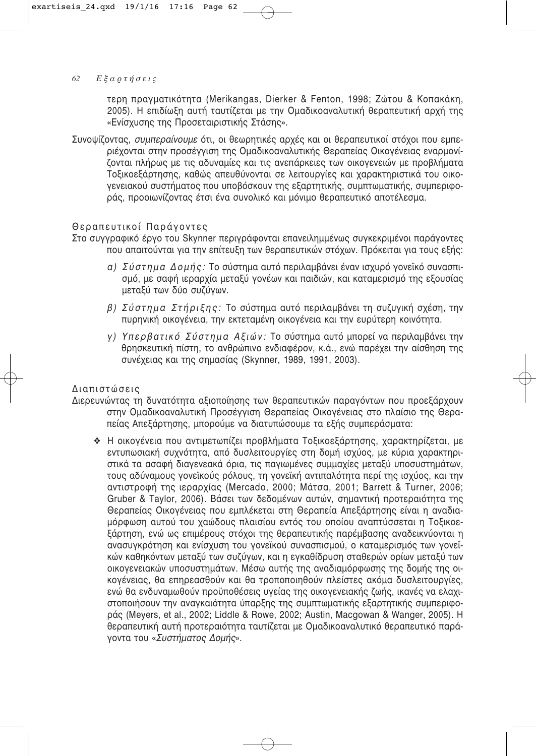τερη πραγματικότητα (Merikangas, Dierker & Fenton, 1998; Ζώτου & Κοπακάκη, 2005). Η επιδίωξη αυτή ταυτίζεται με την Ομαδικοαναλυτική θεραπευτική αρχή της «Ενίσχυσης της Προσεταιριστικής Στάσης».

Συνοψίζοντας, *συμπεραίνουμε* ότι, οι θεωρητικές αρχές και οι θεραπευτικοί στόχοι που εμπεριέχονται στην προσέγγιση της Ομαδικοαναλυτικής Θεραπείας Οικογένειας εναρμονίζονται πλήρως με τις αδυναμίες και τις ανεπάρκειες των οικογενειών με προβλήματα Τοξικοεξάρτησης, καθώς απευθύνονται σε λειτουργίες και χαρακτηριστικά του οικογενειακού συστήματος που υποβόσκουν της εξαρτητικής, συμπτωματικής, συμπεριφοράς, προοιωνίζοντας έτσι ένα συνολικό και μόνιμο θεραπευτικό αποτέλεσμα.

### Θεραπευτικοί Παράγοντες

Στο συγγραφικό έργο του Skynner περιγράφονται επανειλημμένως συγκεκριμένοι παράγοντες που απαιτούνται για την επίτευξη των θεραπευτικών στόχων. Πρόκειται για τους εξής:

α) *Σύστημα Δομής:* Το σύστημα αυτό περιλαμβάνει έναν ισχυρό γονεϊκό συνασπισμό, με σαφή ιεραρχία μεταξύ γονέων και παιδιών, και καταμερισμό της εξουσίας μεταξύ των δύο συζύγων.

β) *Σύστημα Στήριξης:* Το σύστημα αυτό περιλαμβάνει τη συζυγική σχέση, την πυρηνική οικογένεια, την εκτεταμένη οικογένεια και την ευρύτερη κοινότητα.

γ) *Υπερβατικό Σύστημα Αξιών:* Το σύστημα αυτό μπορεί να περιλαμβάνει την θρησκευτική πίστη, το ανθρώπινο ενδιαφέρον, κ.ά., ενώ παρέχει την αίσθηση της συνέχειας και της σημασίας (Skynner, 1989, 1991, 2003).

### Διαπιστώσεις

Διερευνώντας τη δυνατότητα αξιοποίησης των θεραπευτικών παραγόντων που προεξάρχουν στην Ομαδικοαναλυτική Προσέγγιση Θεραπείας Οικογένειας στο πλαίσιο της Θεραπείας Απεξάρτησης, μπορούμε να διατυπώσουμε τα εξής συμπεράσματα:

- Η οικογένεια που αντιμετωπίζει προβλήματα Τοξικοεξάρτησης, χαρακτηρίζεται, με εντυπωσιακή συχνότητα, από δυσλειτουργίες στη δομή ισχύος, με κύρια χαρακτηριστικά τα ασαφή διαγενεακά όρια, τις παγιωμένες συμμαχίες μεταξύ υποσυστημάτων, τους αδύναμους γονεϊκούς ρόλους, τη γονεϊκή αντιπαλότητα περί της ισχύος, και την αντιστροφή της ιεραρχίας (Mercado, 2000; Μάτσα, 2001; Barrett & Turner, 2006; Gruber & Taylor, 2006). Βάσει των δεδομένων αυτών, σημαντική προτεραιότητα της Θεραπείας Οικογένειας που εμπλέκεται στη Θεραπεία Απεξάρτησης είναι η αναδιαμόρφωση αυτού του χαώδους πλαισίου εντός του οποίου αναπτύσσεται η Τοξικοεξάρτηση, ενώ ως επιμέρους στόχοι της θεραπευτικής παρέμβασης αναδεικνύονται η ανασυγκρότηση και ενίσχυση του γονεϊκού συνασπισμού, ο καταμερισμός των γονεϊκών καθηκόντων μεταξύ των συζύγων, και η εγκαθίδρυση σταθερών ορίων μεταξύ των οικογενειακών υποσυστημάτων. Μέσω αυτής της αναδιαμόρφωσης της δομής της οικογένειας, θα επηρεασθούν και θα τροποποιηθούν πλείστες ακόμα δυσλειτουργίες, ενώ θα ενδυναμωθούν προϋποθέσεις υγείας της οικογενειακής ζωής, ικανές να ελαχιστοποιήσουν την αναγκαιότητα ύπαρξης της συμπτωματικής εξαρτητικής συμπεριφοράς (Meyers, et al., 2002; Liddle & Rowe, 2002; Austin, Macgowan & Wanger, 2005). Η θεραπευτική αυτή προτεραιότητα ταυτίζεται με Ομαδικοαναλυτικό θεραπευτικό παράγοντα του «*Συστήματος Δομής*».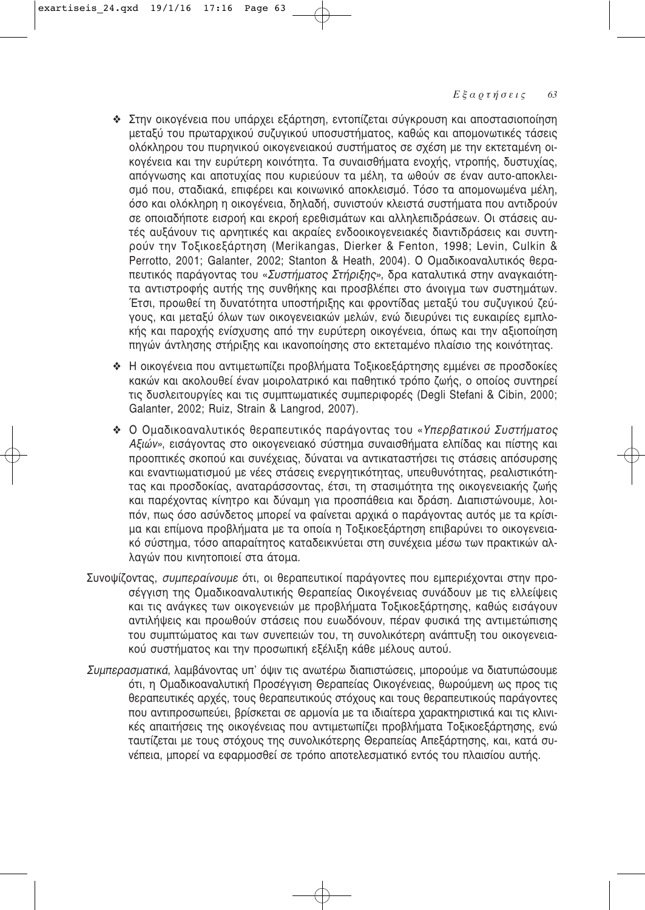- Στην οικογένεια που υπάρχει εξάρτηση, εντοπίζεται σύγκρουση και αποστασιοποίηση μεταξύ του πρωταρχικού συζυγικού υποσυστήματος, καθώς και απομονωτικές τάσεις ολόκληρου του πυρηνικού οικογενειακού συστήματος σε σχέση με την εκτεταμένη οικογένεια και την ευρύτερη κοινότητα. Τα συναισθήματα ενοχής, ντροπής, δυστυχίας, απόγνωσης και αποτυχίας που κυριεύουν τα μέλη, τα ωθούν σε έναν αυτο-αποκλεισμό που, σταδιακά, επιφέρει και κοινωνικό αποκλεισμό. Τόσο τα απομονωμένα μέλη, όσο και ολόκληρη η οικογένεια, δηλαδή, συνιστούν κλειστά συστήματα που αντιδρούν σε οποιαδήποτε εισροή και εκροή ερεθισμάτων και αλληλεπιδράσεων. Οι στάσεις αυτές αυξάνουν τις αρνητικές και ακραίες ενδοοικογενειακές διαντιδράσεις και συντηρούν την Τοξικοεξάρτηση (Merikangas, Dierker & Fenton, 1998; Levin, Culkin & Perrotto, 2001; Galanter, 2002; Stanton & Heath, 2004). Ο Ομαδικοαναλυτικός θεραπευτικός παράγοντας του «*Συστήματος Στήριξης*», δρα καταλυτικά στην αναγκαιότητα αντιστροφής αυτής της συνθήκης και προσβλέπει στο άνοιγμα των συστημάτων. Έτσι, προωθεί τη δυνατότητα υποστήριξης και φροντίδας μεταξύ του συζυγικού ζεύγους, και μεταξύ όλων των οικογενειακών μελών, ενώ διευρύνει τις ευκαιρίες εμπλοκής και παροχής ενίσχυσης από την ευρύτερη οικογένεια, όπως και την αξιοποίηση πηγών άντλησης στήριξης και ικανοποίησης στο εκτεταμένο πλαίσιο της κοινότητας.
- Η οικογένεια που αντιμετωπίζει προβλήματα Τοξικοεξάρτησης εμμένει σε προσδοκίες κακών και ακολουθεί έναν μοιρολατρικό και παθητικό τρόπο ζωής, ο οποίος συντηρεί τις δυσλειτουργίες και τις συμπτωματικές συμπεριφορές (Degli Stefani & Cibin, 2000; Galanter, 2002; Ruiz, Strain & Langrod, 2007).
- Ο Ομαδικοαναλυτικός θεραπευτικός παράγοντας του «*Υπερβατικού Συστήματος Αξιών*», εισάγοντας στο οικογενειακό σύστημα συναισθήματα ελπίδας και πίστης και προοπτικές σκοπού και συνέχειας, δύναται να αντικαταστήσει τις στάσεις απόσυρσης και εναντιωματισμού με νέες στάσεις ενεργητικότητας, υπευθυνότητας, ρεαλιστικότητας και προσδοκίας, αναταράσσοντας, έτσι, τη στασιμότητα της οικογενειακής ζωής και παρέχοντας κίνητρο και δύναμη για προσπάθεια και δράση. Διαπιστώνουμε, λοιπόν, πως όσο ασύνδετος μπορεί να φαίνεται αρχικά ο παράγοντας αυτός με τα κρίσιμα και επίμονα προβλήματα με τα οποία η Τοξικοεξάρτηση επιβαρύνει το οικογενειακό σύστημα, τόσο απαραίτητος καταδεικνύεται στη συνέχεια μέσω των πρακτικών αλλαγών που κινητοποιεί στα άτομα.

Συνοψίζοντας, *συμπεραίνουμε* ότι, οι θεραπευτικοί παράγοντες που εμπεριέχονται στην προσέγγιση της Ομαδικοαναλυτικής Θεραπείας Οικογένειας συνάδουν με τις ελλείψεις και τις ανάγκες των οικογενειών με προβλήματα Τοξικοεξάρτησης, καθώς εισάγουν αντιλήψεις και προωθούν στάσεις που ευωδόνουν, πέραν φυσικά της αντιμετώπισης του συμπτώματος και των συνεπειών του, τη συνολικότερη ανάπτυξη του οικογενειακού συστήματος και την προσωπική εξέλιξη κάθε μέλους αυτού.

*Συμπερασματικά*, λαμβάνοντας υπ' όψιν τις ανωτέρω διαπιστώσεις, μπορούμε να διατυπώσουμε ότι, η Ομαδικοαναλυτική Προσέγγιση Θεραπείας Οικογένειας, θωρούμενη ως προς τις θεραπευτικές αρχές, τους θεραπευτικούς στόχους και τους θεραπευτικούς παράγοντες που αντιπροσωπεύει, βρίσκεται σε αρμονία με τα ιδιαίτερα χαρακτηριστικά και τις κλινικές απαιτήσεις της οικογένειας που αντιμετωπίζει προβλήματα Τοξικοεξάρτησης, ενώ ταυτίζεται με τους στόχους της συνολικότερης Θεραπείας Απεξάρτησης, και, κατά συνέπεια, μπορεί να εφαρμοσθεί σε τρόπο αποτελεσματικό εντός του πλαισίου αυτής.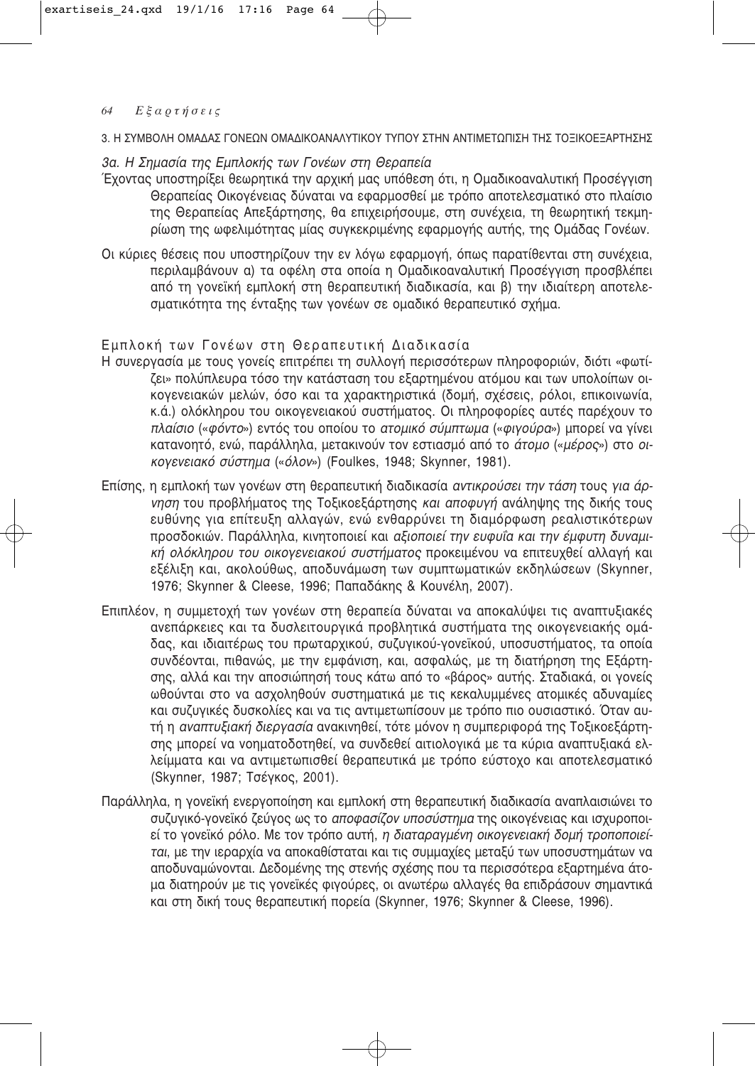## 3. Η ΣΥΜΒΟΛΗ ΟΜΑΔΑΣ ΓΟΝΕΩΝ ΟΜΑΔΙΚΟΑΝΑΛΥΤΙΚΟΥ ΤΥΠΟΥ ΣΤΗΝ ΑΝΤΙΜΕΤΩΠΙΣΗ ΤΗΣ ΤΟΞΙΚΟΕΞΑΡΤΗΣΗΣ

### *3α. Η Σημασία της Εμπλοκής των Γονέων στη Θεραπεία*

Έχοντας υποστηρίξει θεωρητικά την αρχική μας υπόθεση ότι, η Ομαδικοαναλυτική Προσέγγιση Θεραπείας Οικογένειας δύναται να εφαρμοσθεί με τρόπο αποτελεσματικό στο πλαίσιο της Θεραπείας Απεξάρτησης, θα επιχειρήσουμε, στη συνέχεια, τη θεωρητική τεκμηρίωση της ωφελιμότητας μίας συγκεκριμένης εφαρμογής αυτής, της Ομάδας Γονέων.

Οι κύριες θέσεις που υποστηρίζουν την εν λόγω εφαρμογή, όπως παρατίθενται στη συνέχεια, περιλαμβάνουν α) τα οφέλη στα οποία η Ομαδικοαναλυτική Προσέγγιση προσβλέπει από τη γονεϊκή εμπλοκή στη θεραπευτική διαδικασία, και β) την ιδιαίτερη αποτελεσματικότητα της ένταξης των γονέων σε ομαδικό θεραπευτικό σχήμα.

#### Εμπλοκή των Γονέων στη Θεραπευτική Διαδικασία

Η συνεργασία με τους γονείς επιτρέπει τη συλλογή περισσότερων πληροφοριών, διότι «φωτίζει» πολύπλευρα τόσο την κατάσταση του εξαρτημένου ατόμου και των υπολοίπων οικογενειακών μελών, όσο και τα χαρακτηριστικά (δομή, σχέσεις, ρόλοι, επικοινωνία, κ.ά.) ολόκληρου του οικογενειακού συστήματος. Οι πληροφορίες αυτές παρέχουν το *πλαίσιο* («*φόντο*») εντός του οποίου το *ατομικό σύμπτωμα* («*φιγούρα*») μπορεί να γίνει κατανοητό, ενώ, παράλληλα, μετακινούν τον εστιασμό από το *άτομο* («*μέρος*») στο *οικογενειακό σύστημα* («*όλον*») (Foulkes, 1948; Skynner, 1981).

Επίσης, η εμπλοκή των γονέων στη θεραπευτική διαδικασία *αντικρούσει την τάση* τους *για άρνηση* του προβλήματος της Τοξικοεξάρτησης *και αποφυγή* ανάληψης της δικής τους ευθύνης για επίτευξη αλλαγών, ενώ ενθαρρύνει τη διαμόρφωση ρεαλιστικότερων προσδοκιών. Παράλληλα, κινητοποιεί και *αξιοποιεί την ευφυΐα και την έμφυτη δυναμική ολόκληρου του οικογενειακού συστήματος* προκειμένου να επιτευχθεί αλλαγή και εξέλιξη και, ακολούθως, αποδυνάμωση των συμπτωματικών εκδηλώσεων (Skynner, 1976; Skynner & Cleese, 1996; Παπαδάκης & Κουνέλη, 2007).

Επιπλέον, η συμμετοχή των γονέων στη θεραπεία δύναται να αποκαλύψει τις αναπτυξιακές ανεπάρκειες και τα δυσλειτουργικά προβλητικά συστήματα της οικογενειακής ομάδας, και ιδιαιτέρως του πρωταρχικού, συζυγικού-γονεϊκού, υποσυστήματος, τα οποία συνδέονται, πιθανώς, με την εμφάνιση, και, ασφαλώς, με τη διατήρηση της Εξάρτησης, αλλά και την αποσιώπησή τους κάτω από το «βάρος» αυτής. Σταδιακά, οι γονείς ωθούνται στο να ασχοληθούν συστηματικά με τις κεκαλυμμένες ατομικές αδυναμίες και συζυγικές δυσκολίες και να τις αντιμετωπίσουν με τρόπο πιο ουσιαστικό. Όταν αυτή η *αναπτυξιακή διεργασία* ανακινηθεί, τότε μόνον η συμπεριφορά της Τοξικοεξάρτησης μπορεί να νοηματοδοτηθεί, να συνδεθεί αιτιολογικά με τα κύρια αναπτυξιακά ελλείμματα και να αντιμετωπισθεί θεραπευτικά με τρόπο εύστοχο και αποτελεσματικό (Skynner, 1987; Τσέγκος, 2001).

Παράλληλα, η γονεϊκή ενεργοποίηση και εμπλοκή στη θεραπευτική διαδικασία αναπλαισιώνει το συζυγικό-γονεϊκό ζεύγος ως το *αποφασίζον υποσύστημα* της οικογένειας και ισχυροποιεί το γονεϊκό ρόλο. Με τον τρόπο αυτή, *η διαταραγμένη οικογενειακή δομή τροποποιείται*, με την ιεραρχία να αποκαθίσταται και τις συμμαχίες μεταξύ των υποσυστημάτων να αποδυναμώνονται. Δεδομένης της στενής σχέσης που τα περισσότερα εξαρτημένα άτομα διατηρούν με τις γονεϊκές φιγούρες, οι ανωτέρω αλλαγές θα επιδράσουν σημαντικά και στη δική τους θεραπευτική πορεία (Skynner, 1976; Skynner & Cleese, 1996).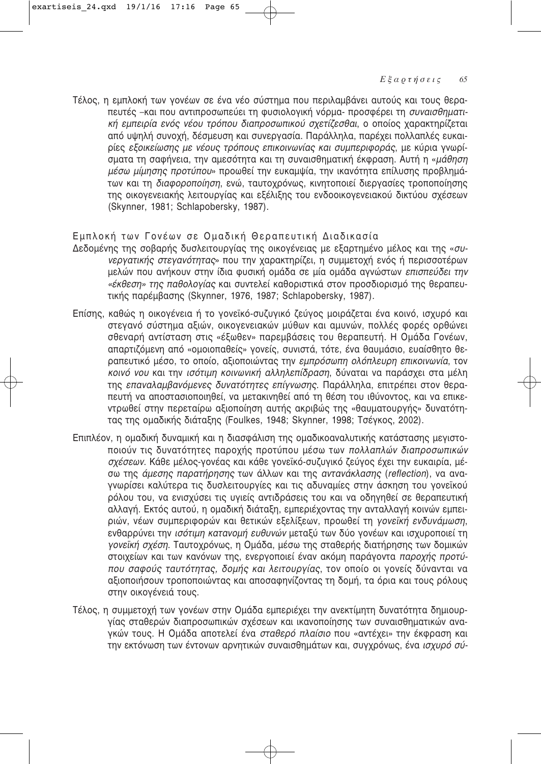Τέλος, η εμπλοκή των γονέων σε ένα νέο σύστημα που περιλαμβάνει αυτούς και τους θεραπευτές –και που αντιπροσωπεύει τη φυσιολογική νόρμα- προσφέρει τη *συναισθηματική εμπειρία ενός νέου τρόπου διαπροσωπικού σχετίζεσθαι*, ο οποίος χαρακτηρίζεται από υψηλή συνοχή, δέσμευση και συνεργασία. Παράλληλα, παρέχει πολλαπλές ευκαιρίες *εξοικείωσης με νέους τρόπους επικοινωνίας και συμπεριφοράς*, με κύρια γνωρίσματα τη σαφήνεια, την αμεσότητα και τη συναισθηματική έκφραση. Αυτή η «*μάθηση μέσω μίμησης προτύπου*» προωθεί την ευκαμψία, την ικανότητα επίλυσης προβλημάτων και τη *διαφοροποίηση*, ενώ, ταυτοχρόνως, κινητοποιεί διεργασίες τροποποίησης της οικογενειακής λειτουργίας και εξέλιξης του ενδοοικογενειακού δικτύου σχέσεων (Skynner, 1981; Schlapobersky, 1987).

### Εμπλοκή των Γονέων σε Ομαδική Θεραπευτική Διαδικασία

Δεδομένης της σοβαρής δυσλειτουργίας της οικογένειας με εξαρτημένο μέλος και της «*συνεργατικής στεγανότητας*» που την χαρακτηρίζει, η συμμετοχή ενός ή περισσοτέρων μελών που ανήκουν στην ίδια φυσική ομάδα σε μία ομάδα αγνώστων *επισπεύδει την «έκθεση» της παθολογίας* και συντελεί καθοριστικά στον προσδιορισμό της θεραπευτικής παρέμβασης (Skynner, 1976, 1987; Schlapobersky, 1987).

Επίσης, καθώς η οικογένεια ή το γονεϊκό-συζυγικό ζεύγος μοιράζεται ένα κοινό, ισχυρό και στεγανό σύστημα αξιών, οικογενειακών μύθων και αμυνών, πολλές φορές ορθώνει σθεναρή αντίσταση στις «έξωθεν» παρεμβάσεις του θεραπευτή. Η Ομάδα Γονέων, απαρτιζόμενη από «ομοιοπαθείς» γονείς, συνιστά, τότε, ένα θαυμάσιο, ευαίσθητο θεραπευτικό μέσο, το οποίο, αξιοποιώντας την *εμπρόσωπη ολόπλευρη επικοινωνία*, τον *κοινό νου* και την *ισότιμη κοινωνική αλληλεπίδραση*, δύναται να παράσχει στα μέλη της *επαναλαμβανόμενες δυνατότητες επίγνωσης*. Παράλληλα, επιτρέπει στον θεραπευτή να αποστασιοποιηθεί, να μετακινηθεί από τη θέση του ιθύνοντος, και να επικεντρωθεί στην περεταίρω αξιοποίηση αυτής ακριβώς της «θαυματουργής» δυνατότητας της ομαδικής διάταξης (Foulkes, 1948; Skynner, 1998; Τσέγκος, 2002).

Επιπλέον, η ομαδική δυναμική και η διασφάλιση της ομαδικοαναλυτικής κατάστασης μεγιστοποιούν τις δυνατότητες παροχής προτύπου μέσω των *πολλαπλών διαπροσωπικών σχέσεων*. Κάθε μέλος-γονέας και κάθε γονεϊκό-συζυγικό ζεύγος έχει την ευκαιρία, μέσω της *άμεσης παρατήρησης* των άλλων και της *αντανάκλασης* (*reflection*), να αναγνωρίσει καλύτερα τις δυσλειτουργίες και τις αδυναμίες στην άσκηση του γονεϊκού ρόλου του, να ενισχύσει τις υγιείς αντιδράσεις του και να οδηγηθεί σε θεραπευτική αλλαγή. Εκτός αυτού, η ομαδική διάταξη, εμπεριέχοντας την ανταλλαγή κοινών εμπειριών, νέων συμπεριφορών και θετικών εξελίξεων, προωθεί τη *γονεϊκή ενδυνάμωση*, ενθαρρύνει την *ισότιμη κατανομή ευθυνών* μεταξύ των δύο γονέων και ισχυροποιεί τη *γονεϊκή σχέση*. Ταυτοχρόνως, η Ομάδα, μέσω της σταθερής διατήρησης των δομικών στοιχείων και των κανόνων της, ενεργοποιεί έναν ακόμη παράγοντα *παροχής προτύπου σαφούς ταυτότητας, δομής και λειτουργίας*, τον οποίο οι γονείς δύνανται να αξιοποιήσουν τροποποιώντας και αποσαφηνίζοντας τη δομή, τα όρια και τους ρόλους στην οικογένειά τους.

Τέλος, η συμμετοχή των γονέων στην Ομάδα εμπεριέχει την ανεκτίμητη δυνατότητα δημιουργίας σταθερών διαπροσωπικών σχέσεων και ικανοποίησης των συναισθηματικών αναγκών τους. Η Ομάδα αποτελεί ένα *σταθερό πλαίσιο* που «αντέχει» την έκφραση και την εκτόνωση των έντονων αρνητικών συναισθημάτων και, συγχρόνως, ένα *ισχυρό σύ-*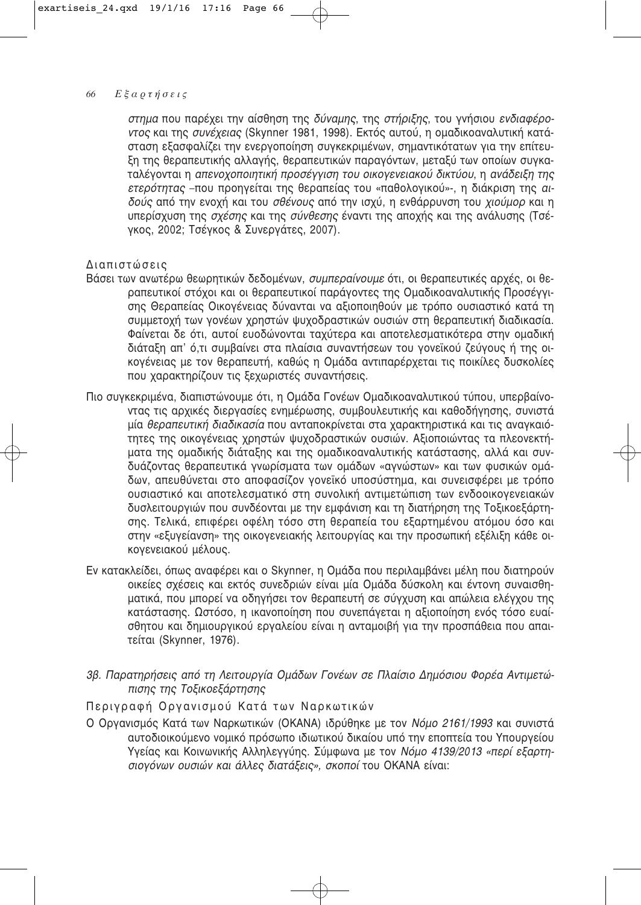*στημα* που παρέχει την αίσθηση της *δύναμης*, της *στήριξης*, του γνήσιου *ενδιαφέροντος* και της *συνέχειας* (Skynner 1981, 1998). Εκτός αυτού, η ομαδικοαναλυτική κατάσταση εξασφαλίζει την ενεργοποίηση συγκεκριμένων, σημαντικότατων για την επίτευξη της θεραπευτικής αλλαγής, θεραπευτικών παραγόντων, μεταξύ των οποίων συγκαταλέγονται η *απενοχοποιητική προσέγγιση του οικογενειακού δικτύου*, η *ανάδειξη της ετερότητας* –που προηγείται της θεραπείας του «παθολογικού»-, η διάκριση της *αιδούς* από την ενοχή και του *σθένους* από την ισχύ, η ενθάρρυνση του *χιούμορ* και η υπερίσχυση της *σχέσης* και της *σύνθεσης* έναντι της αποχής και της ανάλυσης (Τσέγκος, 2002; Τσέγκος & Συνεργάτες, 2007).

### Διαπιστώσεις

Βάσει των ανωτέρω θεωρητικών δεδομένων, *συμπεραίνουμε* ότι, οι θεραπευτικές αρχές, οι θεραπευτικοί στόχοι και οι θεραπευτικοί παράγοντες της Ομαδικοαναλυτικής Προσέγγισης Θεραπείας Οικογένειας δύνανται να αξιοποιηθούν με τρόπο ουσιαστικό κατά τη συμμετοχή των γονέων χρηστών ψυχοδραστικών ουσιών στη θεραπευτική διαδικασία. Φαίνεται δε ότι, αυτοί ευοδώνονται ταχύτερα και αποτελεσματικότερα στην ομαδική διάταξη απ' ό,τι συμβαίνει στα πλαίσια συναντήσεων του γονεϊκού ζεύγους ή της οικογένειας με τον θεραπευτή, καθώς η Ομάδα αντιπαρέρχεται τις ποικίλες δυσκολίες που χαρακτηρίζουν τις ξεχωριστές συναντήσεις.

Πιο συγκεκριμένα, διαπιστώνουμε ότι, η Ομάδα Γονέων Ομαδικοαναλυτικού τύπου, υπερβαίνοντας τις αρχικές διεργασίες ενημέρωσης, συμβουλευτικής και καθοδήγησης, συνιστά μία *θεραπευτική διαδικασία* που ανταποκρίνεται στα χαρακτηριστικά και τις αναγκαιότητες της οικογένειας χρηστών ψυχοδραστικών ουσιών. Αξιοποιώντας τα πλεονεκτήματα της ομαδικής διάταξης και της ομαδικοαναλυτικής κατάστασης, αλλά και συνδυάζοντας θεραπευτικά γνωρίσματα των ομάδων «αγνώστων» και των φυσικών ομάδων, απευθύνεται στο αποφασίζον γονεϊκό υποσύστημα, και συνεισφέρει με τρόπο ουσιαστικό και αποτελεσματικό στη συνολική αντιμετώπιση των ενδοοικογενειακών δυσλειτουργιών που συνδέονται με την εμφάνιση και τη διατήρηση της Τοξικοεξάρτησης. Τελικά, επιφέρει οφέλη τόσο στη θεραπεία του εξαρτημένου ατόμου όσο και στην «εξυγείανση» της οικογενειακής λειτουργίας και την προσωπική εξέλιξη κάθε οικογενειακού μέλους.

Εν κατακλείδει, όπως αναφέρει και ο Skynner, η Ομάδα που περιλαμβάνει μέλη που διατηρούν οικείες σχέσεις και εκτός συνεδριών είναι μία Ομάδα δύσκολη και έντονη συναισθηματικά, που μπορεί να οδηγήσει τον θεραπευτή σε σύγχυση και απώλεια ελέγχου της κατάστασης. Ωστόσο, η ικανοποίηση που συνεπάγεται η αξιοποίηση ενός τόσο ευαίσθητου και δημιουργικού εργαλείου είναι η ανταμοιβή για την προσπάθεια που απαιτείται (Skynner, 1976).

## *3β. Παρατηρήσεις από τη Λειτουργία Ομάδων Γονέων σε Πλαίσιο Δημόσιου Φορέα Αντιμετώπισης της Τοξικοεξάρτησης*

### Περιγραφή Οργανισμού Κατά των Ναρκωτικών

Ο Οργανισμός Κατά των Ναρκωτικών (ΟΚΑΝΑ) ιδρύθηκε με τον *Νόμο 2161/1993* και συνιστά αυτοδιοικούμενο νομικό πρόσωπο ιδιωτικού δικαίου υπό την εποπτεία του Υπουργείου Υγείας και Κοινωνικής Αλληλεγγύης. Σύμφωνα με τον *Νόμο 4139/2013 «περί εξαρτησιογόνων ουσιών και άλλες διατάξεις»*, *σκοποί* του ΟΚΑΝΑ είναι: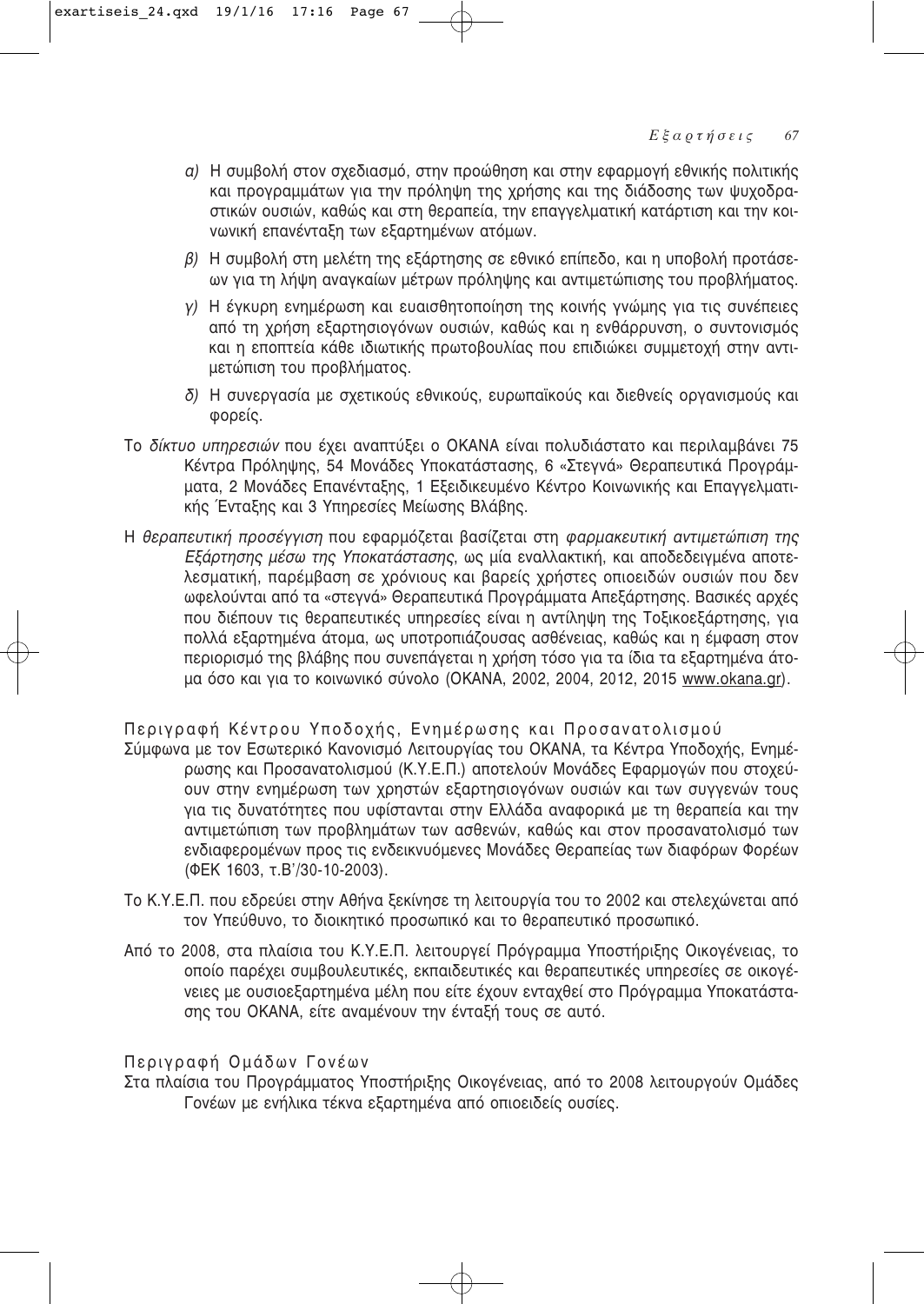*α)* Η συμβολή στον σχεδιασμό, στην προώθηση και στην εφαρμογή εθνικής πολιτικής και προγραμμάτων για την πρόληψη της χρήσης και της διάδοσης των ψυχοδραστικών ουσιών, καθώς και στη θεραπεία, την επαγγελματική κατάρτιση και την κοινωνική επανένταξη των εξαρτημένων ατόμων.

*β)* Η συμβολή στη μελέτη της εξάρτησης σε εθνικό επίπεδο, και η υποβολή προτάσεων για τη λήψη αναγκαίων μέτρων πρόληψης και αντιμετώπισης του προβλήματος.

*γ)* Η έγκυρη ενημέρωση και ευαισθητοποίηση της κοινής γνώμης για τις συνέπειες από τη χρήση εξαρτησιογόνων ουσιών, καθώς και η ενθάρρυνση, ο συντονισμός και η εποπτεία κάθε ιδιωτικής πρωτοβουλίας που επιδιώκει συμμετοχή στην αντιμετώπιση του προβλήματος.

*δ)* Η συνεργασία με σχετικούς εθνικούς, ευρωπαϊκούς και διεθνείς οργανισμούς και φορείς.

Το *δίκτυο υπηρεσιών* που έχει αναπτύξει ο ΟΚΑΝΑ είναι πολυδιάστατο και περιλαμβάνει 75 Κέντρα Πρόληψης, 54 Μονάδες Υποκατάστασης, 6 «Στεγνά» Θεραπευτικά Προγράμματα, 2 Μονάδες Επανένταξης, 1 Εξειδικευμένο Κέντρο Κοινωνικής και Επαγγελματικής Ένταξης και 3 Υπηρεσίες Μείωσης Βλάβης.

Η *θεραπευτική προσέγγιση* που εφαρμόζεται βασίζεται στη *φαρμακευτική αντιμετώπιση της Εξάρτησης μέσω της Υποκατάστασης*, ως μία εναλλακτική, και αποδεδειγμένα αποτελεσματική, παρέμβαση σε χρόνιους και βαρείς χρήστες οπιοειδών ουσιών που δεν ωφελούνται από τα «στεγνά» Θεραπευτικά Προγράμματα Απεξάρτησης. Βασικές αρχές που διέπουν τις θεραπευτικές υπηρεσίες είναι η αντίληψη της Τοξικοεξάρτησης, για πολλά εξαρτημένα άτομα, ως υποτροπιάζουσας ασθένειας, καθώς και η έμφαση στον περιορισμό της βλάβης που συνεπάγεται η χρήση τόσο για τα ίδια τα εξαρτημένα άτομα όσο και για το κοινωνικό σύνολο (ΟΚΑΝΑ, 2002, 2004, 2012, 2015 www.okana.gr).

### Περιγραφή Κέντρου Υποδοχής, Ενημέρωσης και Προσανατολισμού

Σύμφωνα με τον Εσωτερικό Κανονισμό Λειτουργίας του ΟΚΑΝΑ, τα Κέντρα Υποδοχής, Ενημέρωσης και Προσανατολισμού (Κ.Υ.Ε.Π.) αποτελούν Μονάδες Εφαρμογών που στοχεύουν στην ενημέρωση των χρηστών εξαρτησιογόνων ουσιών και των συγγενών τους για τις δυνατότητες που υφίστανται στην Ελλάδα αναφορικά με τη θεραπεία και την αντιμετώπιση των προβλημάτων των ασθενών, καθώς και στον προσανατολισμό των ενδιαφερομένων προς τις ενδεικνυόμενες Μονάδες Θεραπείας των διαφόρων Φορέων (ΦΕΚ 1603, τ.Β'/30-10-2003).

Το Κ.Υ.Ε.Π. που εδρεύει στην Αθήνα ξεκίνησε τη λειτουργία του το 2002 και στελεχώνεται από τον Υπεύθυνο, το διοικητικό προσωπικό και το θεραπευτικό προσωπικό.

Από το 2008, στα πλαίσια του Κ.Υ.Ε.Π. λειτουργεί Πρόγραμμα Υποστήριξης Οικογένειας, το οποίο παρέχει συμβουλευτικές, εκπαιδευτικές και θεραπευτικές υπηρεσίες σε οικογένειες με ουσιοεξαρτημένα μέλη που είτε έχουν ενταχθεί στο Πρόγραμμα Υποκατάστασης του ΟΚΑΝΑ, είτε αναμένουν την ένταξή τους σε αυτό.

### Περιγραφή Ομάδων Γονέων

Στα πλαίσια του Προγράμματος Υποστήριξης Οικογένειας, από το 2008 λειτουργούν Ομάδες Γονέων με ενήλικα τέκνα εξαρτημένα από οπιοειδείς ουσίες.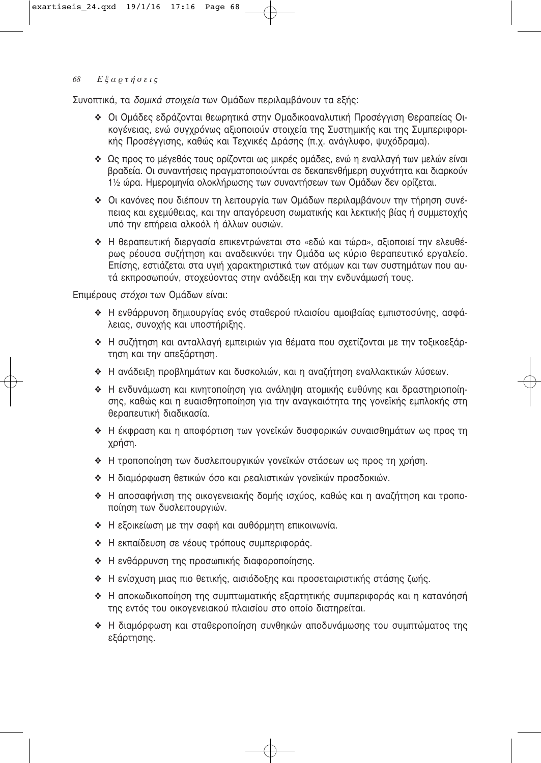Συνοπτικά, τα *δομικά στοιχεία* των Ομάδων περιλαμβάνουν τα εξής:

- Οι Ομάδες εδράζονται θεωρητικά στην Ομαδικοαναλυτική Προσέγγιση Θεραπείας Οικογένειας, ενώ συγχρόνως αξιοποιούν στοιχεία της Συστημικής και της Συμπεριφορικής Προσέγγισης, καθώς και Τεχνικές Δράσης (π.χ. ανάγλυφο, ψυχόδραμα).
- Ως προς το μέγεθός τους ορίζονται ως μικρές ομάδες, ενώ η εναλλαγή των μελών είναι βραδεία. Οι συναντήσεις πραγματοποιούνται σε δεκαπενθήμερη συχνότητα και διαρκούν 1½ ώρα. Ημερομηνία ολοκλήρωσης των συναντήσεων των Ομάδων δεν ορίζεται.
- Οι κανόνες που διέπουν τη λειτουργία των Ομάδων περιλαμβάνουν την τήρηση συνέπειας και εχεμύθειας, και την απαγόρευση σωματικής και λεκτικής βίας ή συμμετοχής υπό την επήρεια αλκοόλ ή άλλων ουσιών.
- Η θεραπευτική διεργασία επικεντρώνεται στο «εδώ και τώρα», αξιοποιεί την ελευθέρως ρέουσα συζήτηση και αναδεικνύει την Ομάδα ως κύριο θεραπευτικό εργαλείο. Επίσης, εστιάζεται στα υγιή χαρακτηριστικά των ατόμων και των συστημάτων που αυτά εκπροσωπούν, στοχεύοντας στην ανάδειξη και την ενδυνάμωσή τους.

Επιμέρους *στόχοι* των Ομάδων είναι:

- Η ενθάρρυνση δημιουργίας ενός σταθερού πλαισίου αμοιβαίας εμπιστοσύνης, ασφάλειας, συνοχής και υποστήριξης.
- Η συζήτηση και ανταλλαγή εμπειριών για θέματα που σχετίζονται με την τοξικοεξάρτηση και την απεξάρτηση.
- Η ανάδειξη προβλημάτων και δυσκολιών, και η αναζήτηση εναλλακτικών λύσεων.
- Η ενδυνάμωση και κινητοποίηση για ανάληψη ατομικής ευθύνης και δραστηριοποίησης, καθώς και η ευαισθητοποίηση για την αναγκαιότητα της γονεϊκής εμπλοκής στη θεραπευτική διαδικασία.
- Η έκφραση και η αποφόρτιση των γονεϊκών δυσφορικών συναισθημάτων ως προς τη χρήση.
- Η τροποποίηση των δυσλειτουργικών γονεϊκών στάσεων ως προς τη χρήση.
- Η διαμόρφωση θετικών όσο και ρεαλιστικών γονεϊκών προσδοκιών.
- Η αποσαφήνιση της οικογενειακής δομής ισχύος, καθώς και η αναζήτηση και τροποποίηση των δυσλειτουργιών.
- Η εξοικείωση με την σαφή και αυθόρμητη επικοινωνία.
- Η εκπαίδευση σε νέους τρόπους συμπεριφοράς.
- Η ενθάρρυνση της προσωπικής διαφοροποίησης.
- Η ενίσχυση μιας πιο θετικής, αισιόδοξης και προσεταιριστικής στάσης ζωής.
- Η αποκωδικοποίηση της συμπτωματικής εξαρτητικής συμπεριφοράς και η κατανόησή της εντός του οικογενειακού πλαισίου στο οποίο διατηρείται.
- Η διαμόρφωση και σταθεροποίηση συνθηκών αποδυνάμωσης του συμπτώματος της εξάρτησης.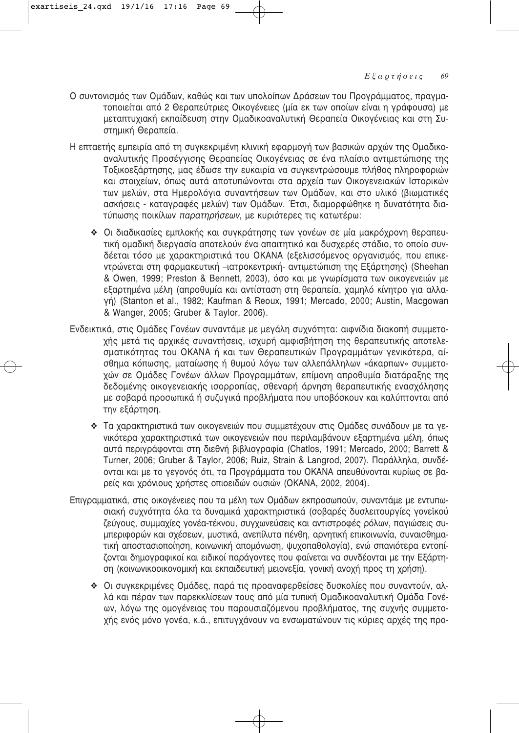Ο συντονισμός των Ομάδων, καθώς και των υπολοίπων Δράσεων του Προγράμματος, πραγματοποιείται από 2 Θεραπεύτριες Οικογένειες (μία εκ των οποίων είναι η γράφουσα) με μεταπτυχιακή εκπαίδευση στην Ομαδικοαναλυτική Θεραπεία Οικογένειας και στη Συστημική Θεραπεία.

Η επταετής εμπειρία από τη συγκεκριμένη κλινική εφαρμογή των βασικών αρχών της Ομαδικοαναλυτικής Προσέγγισης Θεραπείας Οικογένειας σε ένα πλαίσιο αντιμετώπισης της Τοξικοεξάρτησης, μας έδωσε την ευκαιρία να συγκεντρώσουμε πλήθος πληροφοριών και στοιχείων, όπως αυτά αποτυπώνονται στα αρχεία των Οικογενειακών Ιστορικών των μελών, στα Ημερολόγια συναντήσεων των Ομάδων, και στο υλικό (βιωματικές ασκήσεις - καταγραφές μελών) των Ομάδων. Έτσι, διαμορφώθηκε η δυνατότητα διατύπωσης ποικίλων *παρατηρήσεων*, με κυριότερες τις κατωτέρω:

- Οι διαδικασίες εμπλοκής και συγκράτησης των γονέων σε μία μακρόχρονη θεραπευτική ομαδική διεργασία αποτελούν ένα απαιτητικό και δυσχερές στάδιο, το οποίο συνδέεται τόσο με χαρακτηριστικά του ΟΚΑΝΑ (εξελισσόμενος οργανισμός, που επικεντρώνεται στη φαρμακευτική –ιατροκεντρική- αντιμετώπιση της Εξάρτησης) (Sheehan & Owen, 1999; Preston & Bennett, 2003), όσο και με γνωρίσματα των οικογενειών με εξαρτημένα μέλη (απροθυμία και αντίσταση στη θεραπεία, χαμηλό κίνητρο για αλλαγή) (Stanton et al., 1982; Kaufman & Reoux, 1991; Mercado, 2000; Austin, Macgowan & Wanger, 2005; Gruber & Taylor, 2006).

Ενδεικτικά, στις Ομάδες Γονέων συναντάμε με μεγάλη συχνότητα: αιφνίδια διακοπή συμμετοχής μετά τις αρχικές συναντήσεις, ισχυρή αμφισβήτηση της θεραπευτικής αποτελεσματικότητας του ΟΚΑΝΑ ή και των Θεραπευτικών Προγραμμάτων γενικότερα, αίσθημα κόπωσης, ματαίωσης ή θυμού λόγω των αλλεπάλληλων «άκαρπων» συμμετοχών σε Ομάδες Γονέων άλλων Προγραμμάτων, επίμονη απροθυμία διατάραξης της δεδομένης οικογενειακής ισορροπίας, σθεναρή άρνηση θεραπευτικής ενασχόλησης με σοβαρά προσωπικά ή συζυγικά προβλήματα που υποβόσκουν και καλύπτονται από την εξάρτηση.

- Τα χαρακτηριστικά των οικογενειών που συμμετέχουν στις Ομάδες συνάδουν με τα γενικότερα χαρακτηριστικά των οικογενειών που περιλαμβάνουν εξαρτημένα μέλη, όπως αυτά περιγράφονται στη διεθνή βιβλιογραφία (Chatlos, 1991; Mercado, 2000; Barrett & Turner, 2006; Gruber & Taylor, 2006; Ruiz, Strain & Langrod, 2007). Παράλληλα, συνδέονται και με το γεγονός ότι, τα Προγράμματα του ΟΚΑΝΑ απευθύνονται κυρίως σε βαρείς και χρόνιους χρήστες οπιοειδών ουσιών (ΟΚΑΝΑ, 2002, 2004).

Επιγραμματικά, στις οικογένειες που τα μέλη των Ομάδων εκπροσωπούν, συναντάμε με εντυπωσιακή συχνότητα όλα τα δυναμικά χαρακτηριστικά (σοβαρές δυσλειτουργίες γονεϊκού ζεύγους, συμμαχίες γονέα-τέκνου, συγχωνεύσεις και αντιστροφές ρόλων, παγιώσεις συμπεριφορών και σχέσεων, μυστικά, ανεπίλυτα πένθη, αρνητική επικοινωνία, συναισθηματική αποστασιοποίηση, κοινωνική απομόνωση, ψυχοπαθολογία), ενώ σπανιότερα εντοπίζονται δημογραφικοί και ειδικοί παράγοντες που φαίνεται να συνδέονται με την Εξάρτηση (κοινωνικοοικονομική και εκπαιδευτική μειονεξία, γονική ανοχή προς τη χρήση).

- Οι συγκεκριμένες Ομάδες, παρά τις προαναφερθείσες δυσκολίες που συναντούν, αλλά και πέραν των παρεκκλίσεών τους από μία τυπική Ομαδικοαναλυτική Ομάδα Γονέων, λόγω της ομογένειας του παρουσιαζόμενου προβλήματος, της συχνής συμμετοχής ενός μόνο γονέα, κ.ά., επιτυγχάνουν να ενσωματώνουν τις κύριες αρχές της προ-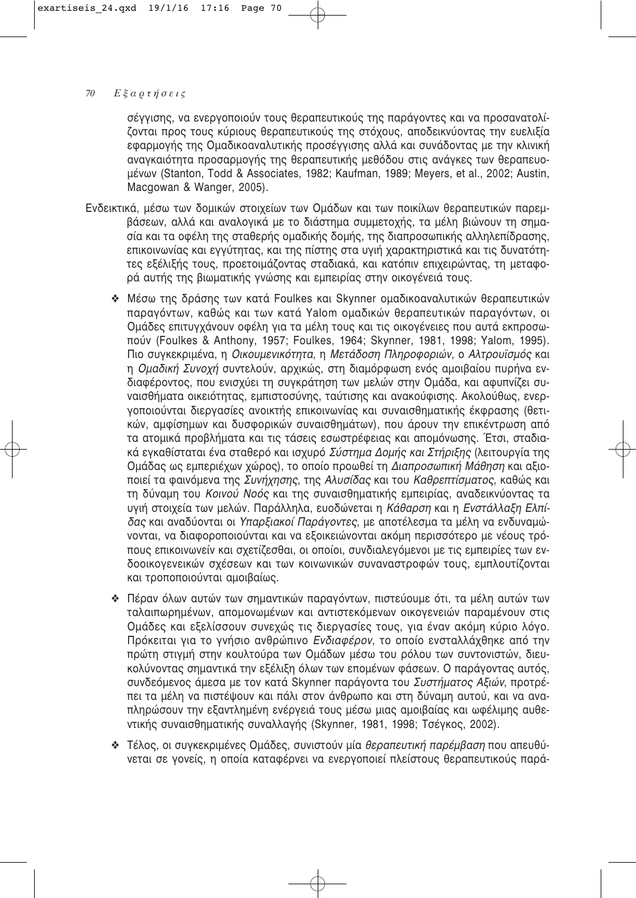σέγγισης, να ενεργοποιούν τους θεραπευτικούς της παράγοντες και να προσανατολίζονται προς τους κύριους θεραπευτικούς της στόχους, αποδεικνύοντας την ευελιξία εφαρμογής της Ομαδικοαναλυτικής προσέγγισης αλλά και συνάδοντας με την κλινική αναγκαιότητα προσαρμογής της θεραπευτικής μεθόδου στις ανάγκες των θεραπευομένων (Stanton, Todd & Associates, 1982; Kaufman, 1989; Meyers, et al., 2002; Austin, Macgowan & Wanger, 2005).

Ενδεικτικά, μέσω των δομικών στοιχείων των Ομάδων και των ποικίλων θεραπευτικών παρεμβάσεων, αλλά και αναλογικά με το διάστημα συμμετοχής, τα μέλη βιώνουν τη σημασία και τα οφέλη της σταθερής ομαδικής δομής, της διαπροσωπικής αλληλεπίδρασης, επικοινωνίας και εγγύτητας, και της πίστης στα υγιή χαρακτηριστικά και τις δυνατότητες εξέλιξής τους, προετοιμάζοντας σταδιακά, και κατόπιν επιχειρώντας, τη μεταφορά αυτής της βιωματικής γνώσης και εμπειρίας στην οικογένειά τους.

- Μέσω της δράσης των κατά Foulkes και Skynner ομαδικοαναλυτικών θεραπευτικών παραγόντων, καθώς και των κατά Yalom ομαδικών θεραπευτικών παραγόντων, οι Ομάδες επιτυγχάνουν οφέλη για τα μέλη τους και τις οικογένειες που αυτά εκπροσωπούν (Foulkes & Anthony, 1957; Foulkes, 1964; Skynner, 1981, 1998; Yalom, 1995). Πιο συγκεκριμένα, η *Οικουμενικότητα*, η *Μετάδοση Πληροφοριών*, ο *Αλτρουϊσμός* και η *Ομαδική Συνοχή* συντελούν, αρχικώς, στη διαμόρφωση ενός αμοιβαίου πυρήνα ενδιαφέροντος, που ενισχύει τη συγκράτηση των μελών στην Ομάδα, και αφυπνίζει συναισθήματα οικειότητας, εμπιστοσύνης, ταύτισης και ανακούφισης. Ακολούθως, ενεργοποιούνται διεργασίες ανοικτής επικοινωνίας και συναισθηματικής έκφρασης (θετικών, αμφίσημων και δυσφορικών συναισθημάτων), που άρουν την επικέντρωση από τα ατομικά προβλήματα και τις τάσεις εσωστρέφειας και απομόνωσης. Έτσι, σταδιακά εγκαθίσταται ένα σταθερό και ισχυρό *Σύστημα Δομής και Στήριξης* (λειτουργία της Ομάδας ως εμπεριέχων χώρος), το οποίο προωθεί τη *Διαπροσωπική Μάθηση* και αξιοποιεί τα φαινόμενα της *Συνήχησης*, της *Αλυσίδας* και του *Καθρεπτίσματος*, καθώς και τη δύναμη του *Κοινού Νοός* και της συναισθηματικής εμπειρίας, αναδεικνύοντας τα υγιή στοιχεία των μελών. Παράλληλα, ευοδώνεται η *Κάθαρση* και η *Ενστάλλαξη Ελπίδας* και αναδύονται οι *Υπαρξιακοί Παράγοντες*, με αποτέλεσμα τα μέλη να ενδυναμώνονται, να διαφοροποιούνται και να εξοικειώνονται ακόμη περισσότερο με νέους τρόπους επικοινωνείν και σχετίζεσθαι, οι οποίοι, συνδιαλεγόμενοι με τις εμπειρίες των ενδοοικογενειακών σχέσεων και των κοινωνικών συναναστροφών τους, εμπλουτίζονται και τροποποιούνται αμοιβαίως.

- Πέραν όλων αυτών των σημαντικών παραγόντων, πιστεύουμε ότι, τα μέλη αυτών των ταλαιπωρημένων, απομονωμένων και αντιστεκόμενων οικογενειών παραμένουν στις Ομάδες και εξελίσσουν συνεχώς τις διεργασίες τους, για έναν ακόμη κύριο λόγο. Πρόκειται για το γνήσιο ανθρώπινο *Ενδιαφέρον*, το οποίο ενσταλλάχθηκε από την πρώτη στιγμή στην κουλτούρα των Ομάδων μέσω του ρόλου των συντονιστών, διευκολύνοντας σημαντικά την εξέλιξη όλων των επομένων φάσεων. Ο παράγοντας αυτός, συνδεόμενος άμεσα με τον κατά Skynner παράγοντα του *Συστήματος Αξιών*, προτρέπει τα μέλη να πιστέψουν και πάλι στον άνθρωπο και στη δύναμη αυτού, και να αναπληρώσουν την εξαντλημένη ενέργειά τους μέσω μιας αμοιβαίας και ωφέλιμης αυθεντικής συναισθηματικής συναλλαγής (Skynner, 1981, 1998; Τσέγκος, 2002).

- Τέλος, οι συγκεκριμένες Ομάδες, συνιστούν μία *θεραπευτική παρέμβαση* που απευθύνεται σε γονείς, η οποία καταφέρνει να ενεργοποιεί πλείστους θεραπευτικούς παρά-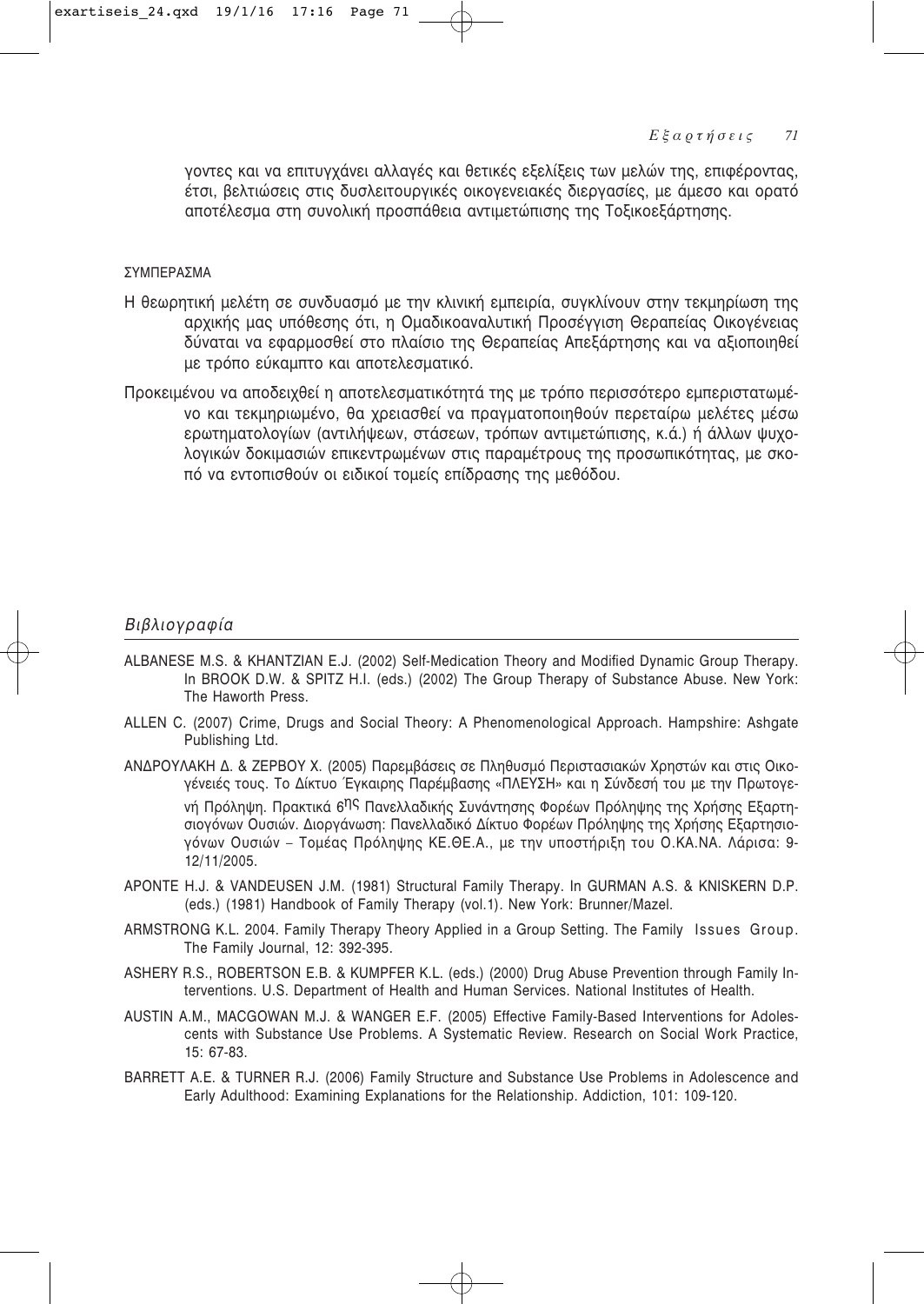γοντες και να επιτυγχάνει αλλαγές και θετικές εξελίξεις των μελών της, επιφέροντας, έτσι, βελτιώσεις στις δυσλειτουργικές οικογενειακές διεργασίες, με άμεσο και ορατό αποτέλεσμα στη συνολική προσπάθεια αντιμετώπισης της Τοξικοεξάρτησης.

ΣΥΜΠΕΡΑΣΜΑ

Η θεωρητική μελέτη σε συνδυασμό με την κλινική εμπειρία, συγκλίνουν στην τεκμηρίωση της αρχικής μας υπόθεσης ότι, η Ομαδικοαναλυτική Προσέγγιση Θεραπείας Οικογένειας δύναται να εφαρμοσθεί στο πλαίσιο της Θεραπείας Απεξάρτησης και να αξιοποιηθεί με τρόπο εύκαμπτο και αποτελεσματικό.

Προκειμένου να αποδειχθεί η αποτελεσματικότητά της με τρόπο περισσότερο εμπεριστατωμένο και τεκμηριωμένο, θα χρειασθεί να πραγματοποιηθούν περεταίρω μελέτες μέσω ερωτηματολογίων (αντιλήψεων, στάσεων, τρόπων αντιμετώπισης, κ.ά.) ή άλλων ψυχολογικών δοκιμασιών επικεντρωμένων στις παραμέτρους της προσωπικότητας, με σκοπό να εντοπισθούν οι ειδικοί τομείς επίδρασης της μεθόδου.

## *Βιβλιογραφία*

ALBANESE M.S. & KHANTZIAN E.J. (2002) Self-Medication Theory and Modified Dynamic Group Therapy. In BROOK D.W. & SPITZ H.I. (eds.) (2002) The Group Therapy of Substance Abuse. New York: The Haworth Press.

ALLEN C. (2007) Crime, Drugs and Social Theory: A Phenomenological Approach. Hampshire: Ashgate Publishing Ltd.

ΑΝΔΡΟΥΛΑΚΗ Δ. & ΖΕΡΒΟΥ Χ. (2005) Παρεμβάσεις σε Πληθυσμό Περιστασιακών Χρηστών και στις Οικογένειές τους. Το Δίκτυο Έγκαιρης Παρέμβασης «ΠΛΕΥΣΗ» και η Σύνδεσή του με την Πρωτογενή Πρόληψη. Πρακτικά 6ης Πανελλαδικής Συνάντησης Φορέων Πρόληψης της Χρήσης Εξαρτησιογόνων Ουσιών. Διοργάνωση: Πανελλαδικό Δίκτυο Φορέων Πρόληψης της Χρήσης Εξαρτησιογόνων Ουσιών – Τομέας Πρόληψης ΚΕ.ΘΕ.Α., με την υποστήριξη του Ο.ΚΑ.ΝΑ. Λάρισα: 9-12/11/2005.

APONTE H.J. & VANDEUSEN J.M. (1981) Structural Family Therapy. In GURMAN A.S. & KNISKERN D.P. (eds.) (1981) Handbook of Family Therapy (vol.1). New York: Brunner/Mazel.

ARMSTRONG K.L. 2004. Family Therapy Theory Applied in a Group Setting. The Family Issues Group. The Family Journal, 12: 392-395.

ASHERY R.S., ROBERTSON E.B. & KUMPFER K.L. (eds.) (2000) Drug Abuse Prevention through Family Interventions. U.S. Department of Health and Human Services. National Institutes of Health.

AUSTIN A.M., MACGOWAN M.J. & WANGER E.F. (2005) Effective Family-Based Interventions for Adolescents with Substance Use Problems. A Systematic Review. Research on Social Work Practice, 15: 67-83.

BARRETT A.E. & TURNER R.J. (2006) Family Structure and Substance Use Problems in Adolescence and Early Adulthood: Examining Explanations for the Relationship. Addiction, 101: 109-120.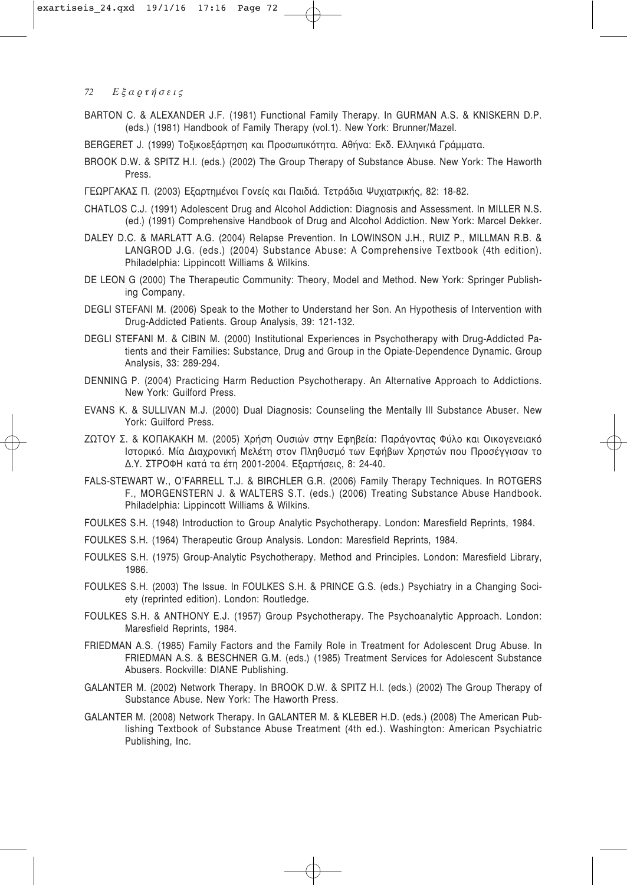BARTON C. & ALEXANDER J.F. (1981) Functional Family Therapy. In GURMAN A.S. & KNISKERN D.P. (eds.) (1981) Handbook of Family Therapy (vol.1). New York: Brunner/Mazel.

BERGERET J. (1999) Τοξικοεξάρτηση και Προσωπικότητα. Αθήνα: Εκδ. Ελληνικά Γράμματα.

BROOK D.W. & SPITZ H.I. (eds.) (2002) The Group Therapy of Substance Abuse. New York: The Haworth Press.

ΓΕΩΡΓΑΚΑΣ Π. (2003) Εξαρτημένοι Γονείς και Παιδιά. Τετράδια Ψυχιατρικής, 82: 18-82.

CHATLOS C.J. (1991) Adolescent Drug and Alcohol Addiction: Diagnosis and Assessment. In MILLER N.S. (ed.) (1991) Comprehensive Handbook of Drug and Alcohol Addiction. New York: Marcel Dekker.

DALEY D.C. & MARLATT A.G. (2004) Relapse Prevention. In LOWINSON J.H., RUIZ P., MILLMAN R.B. & LANGROD J.G. (eds.) (2004) Substance Abuse: A Comprehensive Textbook (4th edition). Philadelphia: Lippincott Williams & Wilkins.

DE LEON G (2000) The Therapeutic Community: Theory, Model and Method. New York: Springer Publishing Company.

DEGLI STEFANI M. (2006) Speak to the Mother to Understand her Son. An Hypothesis of Intervention with Drug-Addicted Patients. Group Analysis, 39: 121-132.

DEGLI STEFANI M. & CIBIN M. (2000) Institutional Experiences in Psychotherapy with Drug-Addicted Patients and their Families: Substance, Drug and Group in the Opiate-Dependence Dynamic. Group Analysis, 33: 289-294.

DENNING P. (2004) Practicing Harm Reduction Psychotherapy. An Alternative Approach to Addictions. New York: Guilford Press.

EVANS K. & SULLIVAN M.J. (2000) Dual Diagnosis: Counseling the Mentally Ill Substance Abuser. New York: Guilford Press.

ΖΩΤΟΥ Σ. & ΚΟΠΑΚΑΚΗ Μ. (2005) Χρήση Ουσιών στην Εφηβεία: Παράγοντας Φύλο και Οικογενειακό Ιστορικό. Μία Διαχρονική Μελέτη στον Πληθυσμό των Εφήβων Χρηστών που Προσέγγισαν το Δ.Υ. ΣΤΡΟΦΗ κατά τα έτη 2001-2004. Εξαρτήσεις, 8: 24-40.

FALS-STEWART W., O'FARRELL T.J. & BIRCHLER G.R. (2006) Family Therapy Techniques. In ROTGERS F., MORGENSTERN J. & WALTERS S.T. (eds.) (2006) Treating Substance Abuse Handbook. Philadelphia: Lippincott Williams & Wilkins.

FOULKES S.H. (1948) Introduction to Group Analytic Psychotherapy. London: Maresfield Reprints, 1984.

FOULKES S.H. (1964) Therapeutic Group Analysis. London: Maresfield Reprints, 1984.

FOULKES S.H. (1975) Group-Analytic Psychotherapy. Method and Principles. London: Maresfield Library, 1986.

FOULKES S.H. (2003) The Issue. In FOULKES S.H. & PRINCE G.S. (eds.) Psychiatry in a Changing Society (reprinted edition). London: Routledge.

FOULKES S.H. & ANTHONY E.J. (1957) Group Psychotherapy. The Psychoanalytic Approach. London: Maresfield Reprints, 1984.

FRIEDMAN A.S. (1985) Family Factors and the Family Role in Treatment for Adolescent Drug Abuse. In FRIEDMAN A.S. & BESCHNER G.M. (eds.) (1985) Treatment Services for Adolescent Substance Abusers. Rockville: DIANE Publishing.

GALANTER M. (2002) Network Therapy. In BROOK D.W. & SPITZ H.I. (eds.) (2002) The Group Therapy of Substance Abuse. New York: The Haworth Press.

GALANTER M. (2008) Network Therapy. In GALANTER M. & KLEBER H.D. (eds.) (2008) The American Publishing Textbook of Substance Abuse Treatment (4th ed.). Washington: American Psychiatric Publishing, Inc.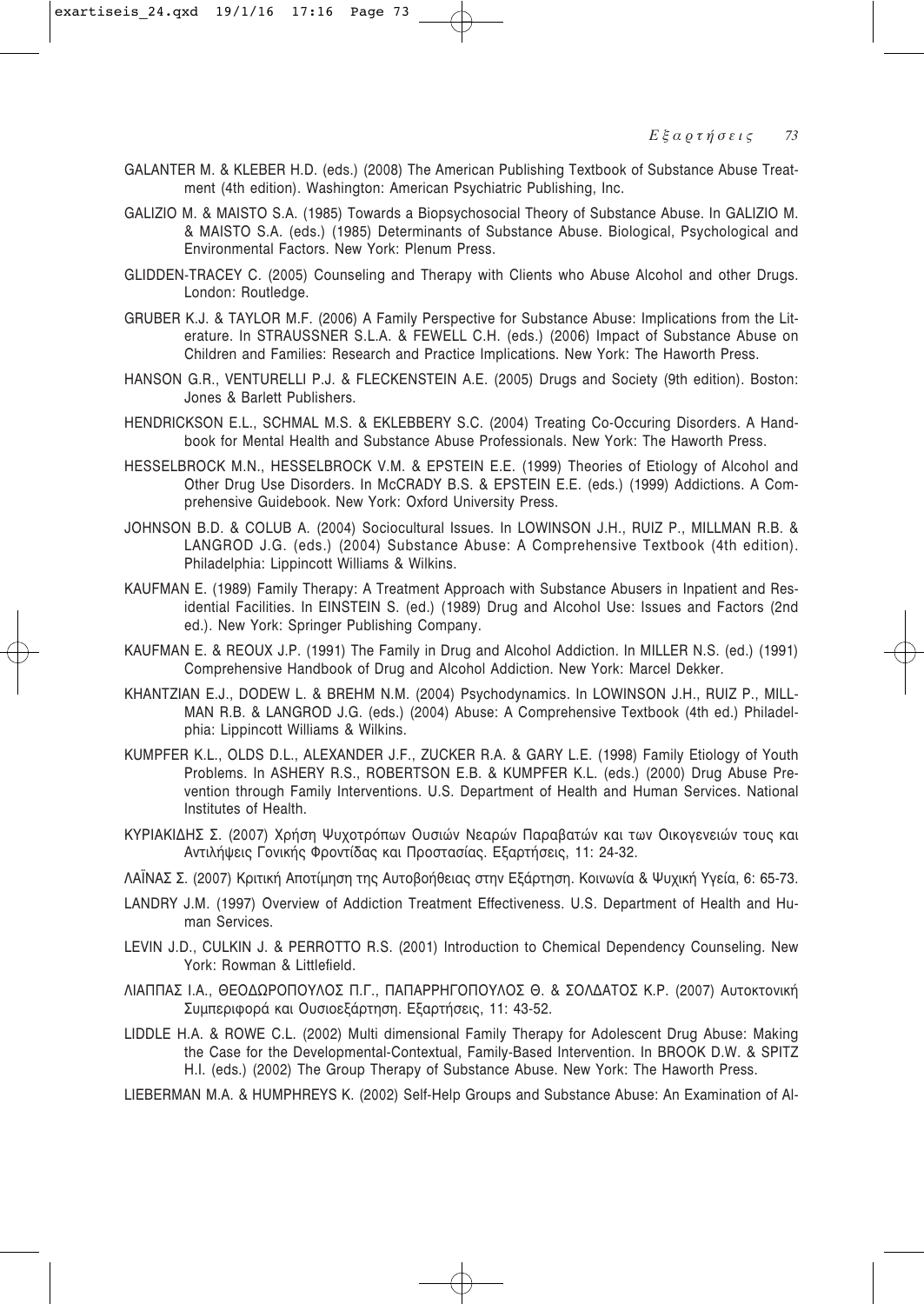GALANTER M. & KLEBER H.D. (eds.) (2008) The American Publishing Textbook of Substance Abuse Treatment (4th edition). Washington: American Psychiatric Publishing, Inc.

GALIZIO M. & MAISTO S.A. (1985) Towards a Biopsychosocial Theory of Substance Abuse. In GALIZIO M. & MAISTO S.A. (eds.) (1985) Determinants of Substance Abuse. Biological, Psychological and Environmental Factors. New York: Plenum Press.

GLIDDEN-TRACEY C. (2005) Counseling and Therapy with Clients who Abuse Alcohol and other Drugs. London: Routledge.

GRUBER K.J. & TAYLOR M.F. (2006) A Family Perspective for Substance Abuse: Implications from the Literature. In STRAUSSNER S.L.A. & FEWELL C.H. (eds.) (2006) Impact of Substance Abuse on Children and Families: Research and Practice Implications. New York: The Haworth Press.

HANSON G.R., VENTURELLI P.J. & FLECKENSTEIN A.E. (2005) Drugs and Society (9th edition). Boston: Jones & Barlett Publishers.

HENDRICKSON E.L., SCHMAL M.S. & EKLEBBERY S.C. (2004) Treating Co-Occuring Disorders. A Handbook for Mental Health and Substance Abuse Professionals. New York: The Haworth Press.

HESSELBROCK M.N., HESSELBROCK V.M. & EPSTEIN E.E. (1999) Theories of Etiology of Alcohol and Other Drug Use Disorders. In McCRADY B.S. & EPSTEIN E.E. (eds.) (1999) Addictions. A Comprehensive Guidebook. New York: Oxford University Press.

JOHNSON B.D. & COLUB A. (2004) Sociocultural Issues. In LOWINSON J.H., RUIZ P., MILLMAN R.B. & LANGROD J.G. (eds.) (2004) Substance Abuse: A Comprehensive Textbook (4th edition). Philadelphia: Lippincott Williams & Wilkins.

KAUFMAN E. (1989) Family Therapy: A Treatment Approach with Substance Abusers in Inpatient and Residential Facilities. In EINSTEIN S. (ed.) (1989) Drug and Alcohol Use: Issues and Factors (2nd ed.). New York: Springer Publishing Company.

KAUFMAN E. & REOUX J.P. (1991) The Family in Drug and Alcohol Addiction. In MILLER N.S. (ed.) (1991) Comprehensive Handbook of Drug and Alcohol Addiction. New York: Marcel Dekker.

KHANTZIAN E.J., DODEW L. & BREHM N.M. (2004) Psychodynamics. In LOWINSON J.H., RUIZ P., MILLMAN R.B. & LANGROD J.G. (eds.) (2004) Abuse: A Comprehensive Textbook (4th ed.) Philadelphia: Lippincott Williams & Wilkins.

KUMPFER K.L., OLDS D.L., ALEXANDER J.F., ZUCKER R.A. & GARY L.E. (1998) Family Etiology of Youth Problems. In ASHERY R.S., ROBERTSON E.B. & KUMPFER K.L. (eds.) (2000) Drug Abuse Prevention through Family Interventions. U.S. Department of Health and Human Services. National Institutes of Health.

ΚΥΡΙΑΚΙΔΗΣ Σ. (2007) Χρήση Ψυχοτρόπων Ουσιών Νεαρών Παραβατών και των Οικογενειών τους και Αντιλήψεις Γονικής Φροντίδας και Προστασίας. Εξαρτήσεις, 11: 24-32.

ΛΑΪΝΑΣ Σ. (2007) Κριτική Αποτίμηση της Αυτοβοήθειας στην Εξάρτηση. Κοινωνία & Ψυχική Υγεία, 6: 65-73.

LANDRY J.M. (1997) Overview of Addiction Treatment Effectiveness. U.S. Department of Health and Human Services.

LEVIN J.D., CULKIN J. & PERROTTO R.S. (2001) Introduction to Chemical Dependency Counseling. New York: Rowman & Littlefield.

ΛΙΑΠΠΑΣ Ι.Α., ΘΕΟΔΩΡΟΠΟΥΛΟΣ Π.Γ., ΠΑΠΑΡΡΗΓΟΠΟΥΛΟΣ Θ. & ΣΟΛΔΑΤΟΣ Κ.Ρ. (2007) Αυτοκτονική Συμπεριφορά και Ουσιοεξάρτηση. Εξαρτήσεις, 11: 43-52.

LIDDLE H.A. & ROWE C.L. (2002) Multi dimensional Family Therapy for Adolescent Drug Abuse: Making the Case for the Developmental-Contextual, Family-Based Intervention. In BROOK D.W. & SPITZ H.I. (eds.) (2002) The Group Therapy of Substance Abuse. New York: The Haworth Press.

LIEBERMAN M.A. & HUMPHREYS K. (2002) Self-Help Groups and Substance Abuse: An Examination of Al-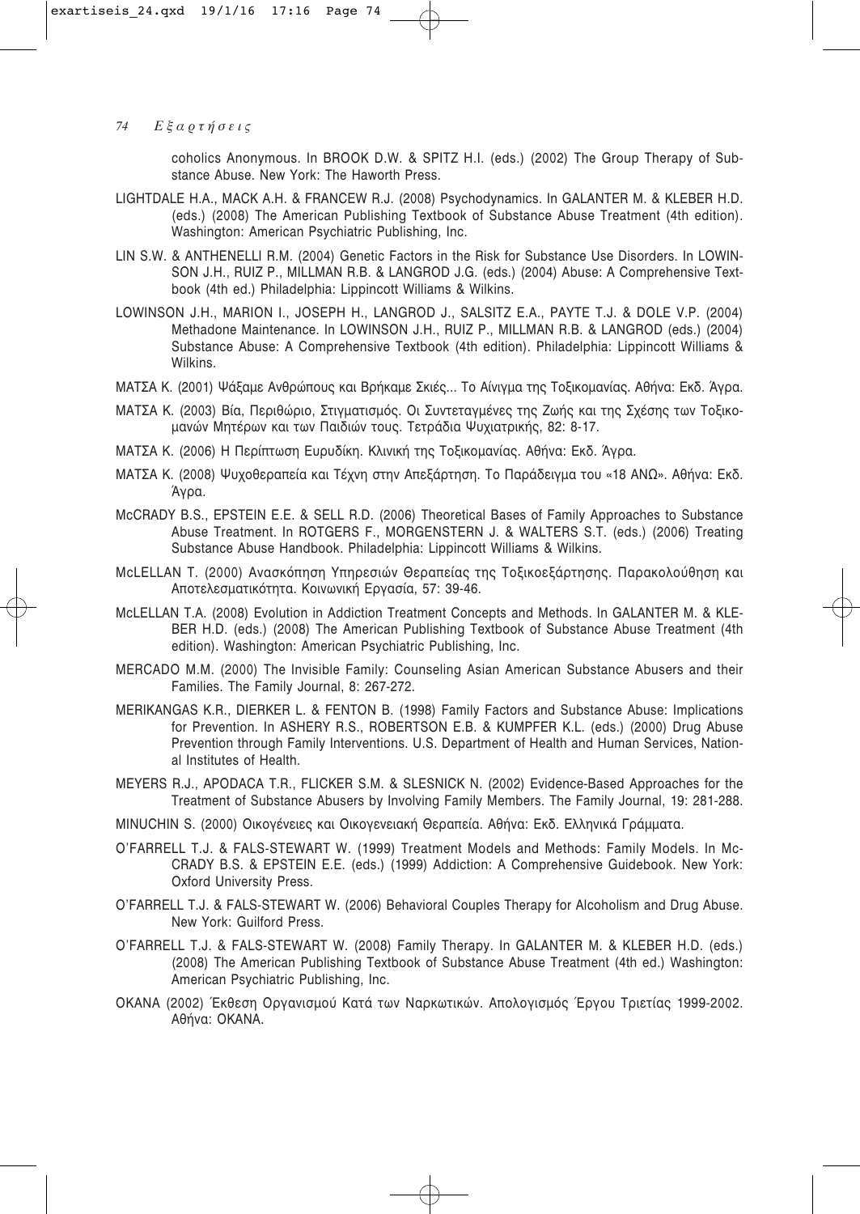coholics Anonymous. In BROOK D.W. & SPITZ H.I. (eds.) (2002) The Group Therapy of Substance Abuse. New York: The Haworth Press.

LIGHTDALE H.A., MACK A.H. & FRANCEW R.J. (2008) Psychodynamics. In GALANTER M. & KLEBER H.D. (eds.) (2008) The American Publishing Textbook of Substance Abuse Treatment (4th edition). Washington: American Psychiatric Publishing, Inc.

LIN S.W. & ANTHENELLI R.M. (2004) Genetic Factors in the Risk for Substance Use Disorders. In LOWINSON J.H., RUIZ P., MILLMAN R.B. & LANGROD J.G. (eds.) (2004) Abuse: A Comprehensive Textbook (4th ed.) Philadelphia: Lippincott Williams & Wilkins.

LOWINSON J.H., MARION I., JOSEPH H., LANGROD J., SALSITZ E.A., PAYTE T.J. & DOLE V.P. (2004) Methadone Maintenance. In LOWINSON J.H., RUIZ P., MILLMAN R.B. & LANGROD (eds.) (2004) Substance Abuse: A Comprehensive Textbook (4th edition). Philadelphia: Lippincott Williams & Wilkins.

ΜΑΤΣΑ Κ. (2001) Ψάξαμε Ανθρώπους και Βρήκαμε Σκιές... Το Αίνιγμα της Τοξικομανίας. Αθήνα: Εκδ. Άγρα.

ΜΑΤΣΑ Κ. (2003) Βία, Περιθώριο, Στιγματισμός. Οι Συντεταγμένες της Ζωής και της Σχέσης των Τοξικομανών Μητέρων και των Παιδιών τους. Τετράδια Ψυχιατρικής, 82: 8-17.

ΜΑΤΣΑ Κ. (2006) Η Περίπτωση Ευρυδίκη. Κλινική της Τοξικομανίας. Αθήνα: Εκδ. Άγρα.

ΜΑΤΣΑ Κ. (2008) Ψυχοθεραπεία και Τέχνη στην Απεξάρτηση. Το Παράδειγμα του «18 ΑΝΩ». Αθήνα: Εκδ. Άγρα.

McCRADY B.S., EPSTEIN E.E. & SELL R.D. (2006) Theoretical Bases of Family Approaches to Substance Abuse Treatment. In ROTGERS F., MORGENSTERN J. & WALTERS S.T. (eds.) (2006) Treating Substance Abuse Handbook. Philadelphia: Lippincott Williams & Wilkins.

McLELLAN T. (2000) Ανασκόπηση Υπηρεσιών Θεραπείας της Τοξικοεξάρτησης. Παρακολούθηση και Αποτελεσματικότητα. Κοινωνική Εργασία, 57: 39-46.

McLELLAN T.A. (2008) Evolution in Addiction Treatment Concepts and Methods. In GALANTER M. & KLEBER H.D. (eds.) (2008) The American Publishing Textbook of Substance Abuse Treatment (4th edition). Washington: American Psychiatric Publishing, Inc.

MERCADO M.M. (2000) The Invisible Family: Counseling Asian American Substance Abusers and their Families. The Family Journal, 8: 267-272.

MERIKANGAS K.R., DIERKER L. & FENTON B. (1998) Family Factors and Substance Abuse: Implications for Prevention. In ASHERY R.S., ROBERTSON E.B. & KUMPFER K.L. (eds.) (2000) Drug Abuse Prevention through Family Interventions. U.S. Department of Health and Human Services, National Institutes of Health.

MEYERS R.J., APODACA T.R., FLICKER S.M. & SLESNICK N. (2002) Evidence-Based Approaches for the Treatment of Substance Abusers by Involving Family Members. The Family Journal, 19: 281-288.

MINUCHIN S. (2000) Οικογένειες και Οικογενειακή Θεραπεία. Αθήνα: Εκδ. Ελληνικά Γράμματα.

O'FARRELL T.J. & FALS-STEWART W. (1999) Treatment Models and Methods: Family Models. In McCRADY B.S. & EPSTEIN E.E. (eds.) (1999) Addiction: A Comprehensive Guidebook. New York: Oxford University Press.

O'FARRELL T.J. & FALS-STEWART W. (2006) Behavioral Couples Therapy for Alcoholism and Drug Abuse. New York: Guilford Press.

O'FARRELL T.J. & FALS-STEWART W. (2008) Family Therapy. In GALANTER M. & KLEBER H.D. (eds.) (2008) The American Publishing Textbook of Substance Abuse Treatment (4th ed.) Washington: American Psychiatric Publishing, Inc.

ΟΚΑΝΑ (2002) Έκθεση Οργανισμού Κατά των Ναρκωτικών. Απολογισμός Έργου Τριετίας 1999-2002. Αθήνα: ΟΚΑΝΑ.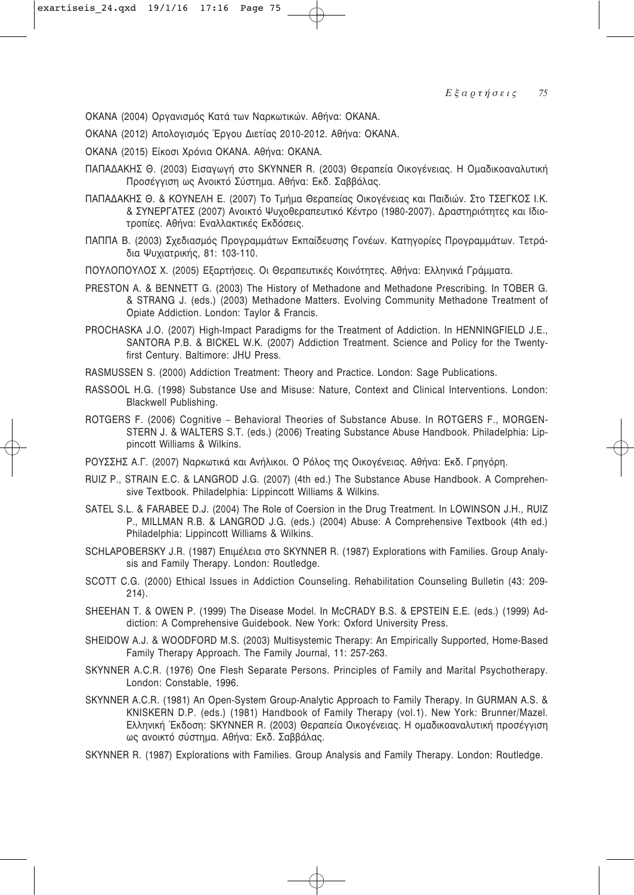ΟΚΑΝΑ (2004) Οργανισμός Κατά των Ναρκωτικών. Αθήνα: ΟΚΑΝΑ.

ΟΚΑΝΑ (2012) Απολογισμός Έργου Διετίας 2010-2012. Αθήνα: ΟΚΑΝΑ.

ΟΚΑΝΑ (2015) Είκοσι Χρόνια ΟΚΑΝΑ. Αθήνα: ΟΚΑΝΑ.

ΠΑΠΑΔΑΚΗΣ Θ. (2003) Εισαγωγή στο SKYNNER R. (2003) Θεραπεία Οικογένειας. Η Ομαδικοαναλυτική Προσέγγιση ως Ανοικτό Σύστημα. Αθήνα: Εκδ. Σαββάλας.

ΠΑΠΑΔΑΚΗΣ Θ. & ΚΟΥΝΕΛΗ Ε. (2007) Το Τμήμα Θεραπείας Οικογένειας και Παιδιών. Στο ΤΣΕΓΚΟΣ Ι.Κ. & ΣΥΝΕΡΓΑΤΕΣ (2007) Ανοικτό Ψυχοθεραπευτικό Κέντρο (1980-2007). Δραστηριότητες και Ιδιοτροπίες. Αθήνα: Εναλλακτικές Εκδόσεις.

ΠΑΠΠΑ Β. (2003) Σχεδιασμός Προγραμμάτων Εκπαίδευσης Γονέων. Κατηγορίες Προγραμμάτων. Τετράδια Ψυχιατρικής, 81: 103-110.

ΠΟΥΛΟΠΟΥΛΟΣ Χ. (2005) Εξαρτήσεις. Οι Θεραπευτικές Κοινότητες. Αθήνα: Ελληνικά Γράμματα.

PRESTON A. & BENNETT G. (2003) The History of Methadone and Methadone Prescribing. In TOBER G. & STRANG J. (eds.) (2003) Methadone Matters. Evolving Community Methadone Treatment of Opiate Addiction. London: Taylor & Francis.

PROCHASKA J.O. (2007) High-Impact Paradigms for the Treatment of Addiction. In HENNINGFIELD J.E., SANTORA P.B. & BICKEL W.K. (2007) Addiction Treatment. Science and Policy for the Twenty-first Century. Baltimore: JHU Press.

RASMUSSEN S. (2000) Addiction Treatment: Theory and Practice. London: Sage Publications.

RASSOOL H.G. (1998) Substance Use and Misuse: Nature, Context and Clinical Interventions. London: Blackwell Publishing.

ROTGERS F. (2006) Cognitive – Behavioral Theories of Substance Abuse. In ROTGERS F., MORGENSTERN J. & WALTERS S.T. (eds.) (2006) Treating Substance Abuse Handbook. Philadelphia: Lippincott Williams & Wilkins.

ΡΟΥΣΣΗΣ Α.Γ. (2007) Ναρκωτικά και Ανήλικοι. Ο Ρόλος της Οικογένειας. Αθήνα: Εκδ. Γρηγόρη.

RUIZ P., STRAIN E.C. & LANGROD J.G. (2007) (4th ed.) The Substance Abuse Handbook. A Comprehensive Textbook. Philadelphia: Lippincott Williams & Wilkins.

SATEL S.L. & FARABEE D.J. (2004) The Role of Coersion in the Drug Treatment. In LOWINSON J.H., RUIZ P., MILLMAN R.B. & LANGROD J.G. (eds.) (2004) Abuse: A Comprehensive Textbook (4th ed.) Philadelphia: Lippincott Williams & Wilkins.

SCHLAPOBERSKY J.R. (1987) Επιμέλεια στο SKYNNER R. (1987) Explorations with Families. Group Analysis and Family Therapy. London: Routledge.

SCOTT C.G. (2000) Ethical Issues in Addiction Counseling. Rehabilitation Counseling Bulletin (43: 209-214).

SHEEHAN T. & OWEN P. (1999) The Disease Model. In McCRADY B.S. & EPSTEIN E.E. (eds.) (1999) Addiction: A Comprehensive Guidebook. New York: Oxford University Press.

SHEIDOW A.J. & WOODFORD M.S. (2003) Multisystemic Therapy: An Empirically Supported, Home-Based Family Therapy Approach. The Family Journal, 11: 257-263.

SKYNNER A.C.R. (1976) One Flesh Separate Persons. Principles of Family and Marital Psychotherapy. London: Constable, 1996.

SKYNNER A.C.R. (1981) An Open-System Group-Analytic Approach to Family Therapy. In GURMAN A.S. & KNISKERN D.P. (eds.) (1981) Handbook of Family Therapy (vol.1). New York: Brunner/Mazel. Ελληνική Έκδοση: SKYNNER R. (2003) Θεραπεία Οικογένειας. Η ομαδικοαναλυτική προσέγγιση ως ανοικτό σύστημα. Αθήνα: Εκδ. Σαββάλας.

SKYNNER R. (1987) Explorations with Families. Group Analysis and Family Therapy. London: Routledge.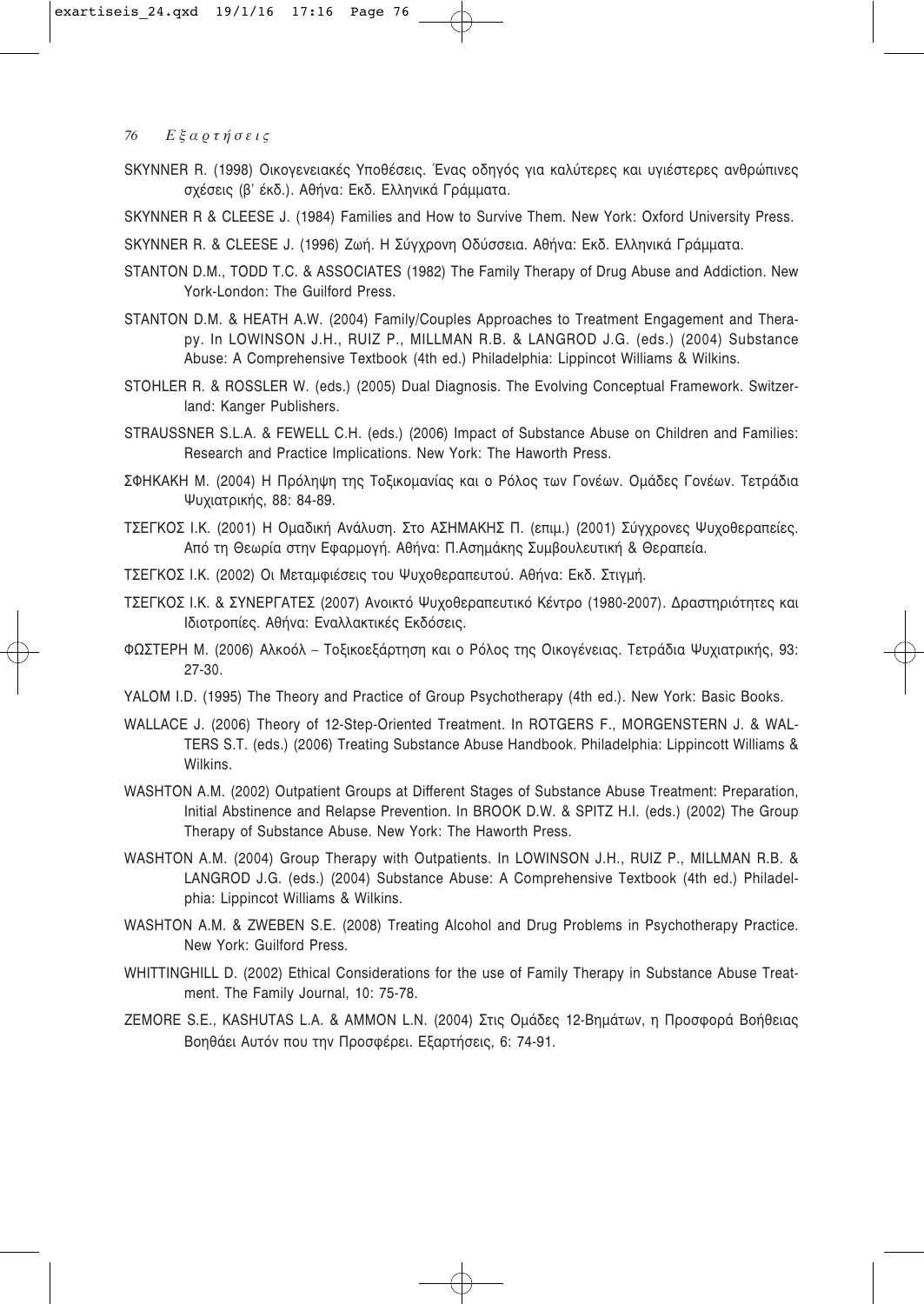SKYNNER R. (1998) Οικογενειακές Υποθέσεις. Ένας οδηγός για καλύτερες και υγιέστερες ανθρώπινες σχέσεις (β' έκδ.). Αθήνα: Εκδ. Ελληνικά Γράμματα.

SKYNNER R & CLEESE J. (1984) Families and How to Survive Them. New York: Oxford University Press.

SKYNNER R. & CLEESE J. (1996) Ζωή. Η Σύγχρονη Οδύσσεια. Αθήνα: Εκδ. Ελληνικά Γράμματα.

STANTON D.M., TODD T.C. & ASSOCIATES (1982) The Family Therapy of Drug Abuse and Addiction. New York-London: The Guilford Press.

STANTON D.M. & HEATH A.W. (2004) Family/Couples Approaches to Treatment Engagement and Therapy. In LOWINSON J.H., RUIZ P., MILLMAN R.B. & LANGROD J.G. (eds.) (2004) Substance Abuse: A Comprehensive Textbook (4th ed.) Philadelphia: Lippincot Williams & Wilkins.

STOHLER R. & ROSSLER W. (eds.) (2005) Dual Diagnosis. The Evolving Conceptual Framework. Switzerland: Kanger Publishers.

STRAUSSNER S.L.A. & FEWELL C.H. (eds.) (2006) Impact of Substance Abuse on Children and Families: Research and Practice Implications. New York: The Haworth Press.

ΣΦΗΚΑΚΗ Μ. (2004) Η Πρόληψη της Τοξικομανίας και ο Ρόλος των Γονέων. Ομάδες Γονέων. Τετράδια Ψυχιατρικής, 88: 84-89.

ΤΣΕΓΚΟΣ Ι.Κ. (2001) Η Ομαδική Ανάλυση. Στο ΑΣΗΜΑΚΗΣ Π. (επιμ.) (2001) Σύγχρονες Ψυχοθεραπείες. Από τη Θεωρία στην Εφαρμογή. Αθήνα: Π.Ασημάκης Συμβουλευτική & Θεραπεία.

ΤΣΕΓΚΟΣ Ι.Κ. (2002) Οι Μεταμφιέσεις του Ψυχοθεραπευτού. Αθήνα: Εκδ. Στιγμή.

ΤΣΕΓΚΟΣ Ι.Κ. & ΣΥΝΕΡΓΑΤΕΣ (2007) Ανοικτό Ψυχοθεραπευτικό Κέντρο (1980-2007). Δραστηριότητες και Ιδιοτροπίες. Αθήνα: Εναλλακτικές Εκδόσεις.

ΦΩΣΤΕΡΗ Μ. (2006) Αλκοόλ – Τοξικοεξάρτηση και ο Ρόλος της Οικογένειας. Τετράδια Ψυχιατρικής, 93: 27-30.

YALOM I.D. (1995) The Theory and Practice of Group Psychotherapy (4th ed.). New York: Basic Books.

WALLACE J. (2006) Theory of 12-Step-Oriented Treatment. In ROTGERS F., MORGENSTERN J. & WALTERS S.T. (eds.) (2006) Treating Substance Abuse Handbook. Philadelphia: Lippincott Williams & Wilkins.

WASHTON A.M. (2002) Outpatient Groups at Different Stages of Substance Abuse Treatment: Preparation, Initial Abstinence and Relapse Prevention. In BROOK D.W. & SPITZ H.I. (eds.) (2002) The Group Therapy of Substance Abuse. New York: The Haworth Press.

WASHTON A.M. (2004) Group Therapy with Outpatients. In LOWINSON J.H., RUIZ P., MILLMAN R.B. & LANGROD J.G. (eds.) (2004) Substance Abuse: A Comprehensive Textbook (4th ed.) Philadelphia: Lippincot Williams & Wilkins.

WASHTON A.M. & ZWEBEN S.E. (2008) Treating Alcohol and Drug Problems in Psychotherapy Practice. New York: Guilford Press.

WHITTINGHILL D. (2002) Ethical Considerations for the use of Family Therapy in Substance Abuse Treatment. The Family Journal, 10: 75-78.

ZEMORE S.E., KASHUTAS L.A. & AMMON L.N. (2004) Στις Ομάδες 12-Βημάτων, η Προσφορά Βοήθειας Βοηθάει Αυτόν που την Προσφέρει. Εξαρτήσεις, 6: 74-91.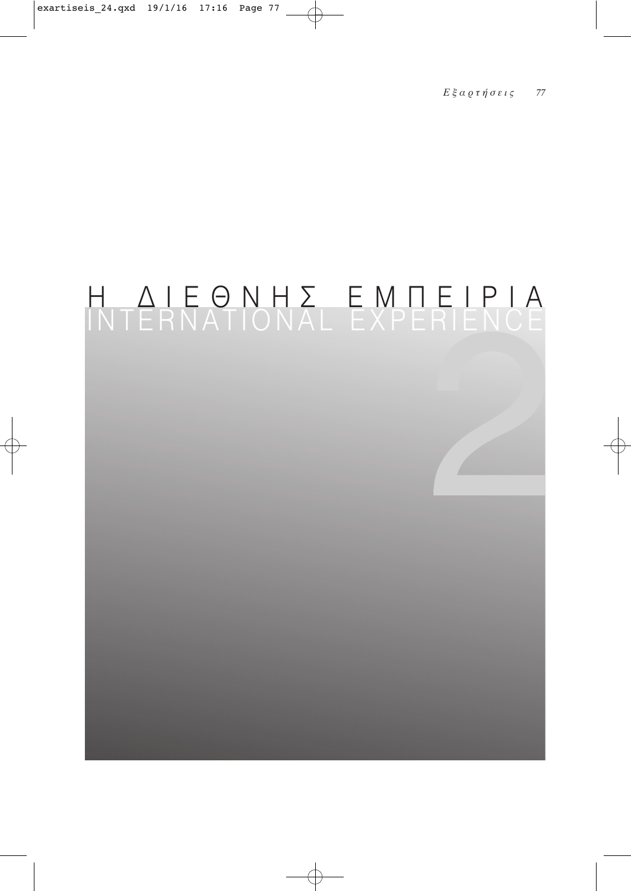# Η ΔΙΕΘΝΗΣ ΕΜΠΕΙΡΙΑ
## INTERNATIONAL EXPERIENCE

2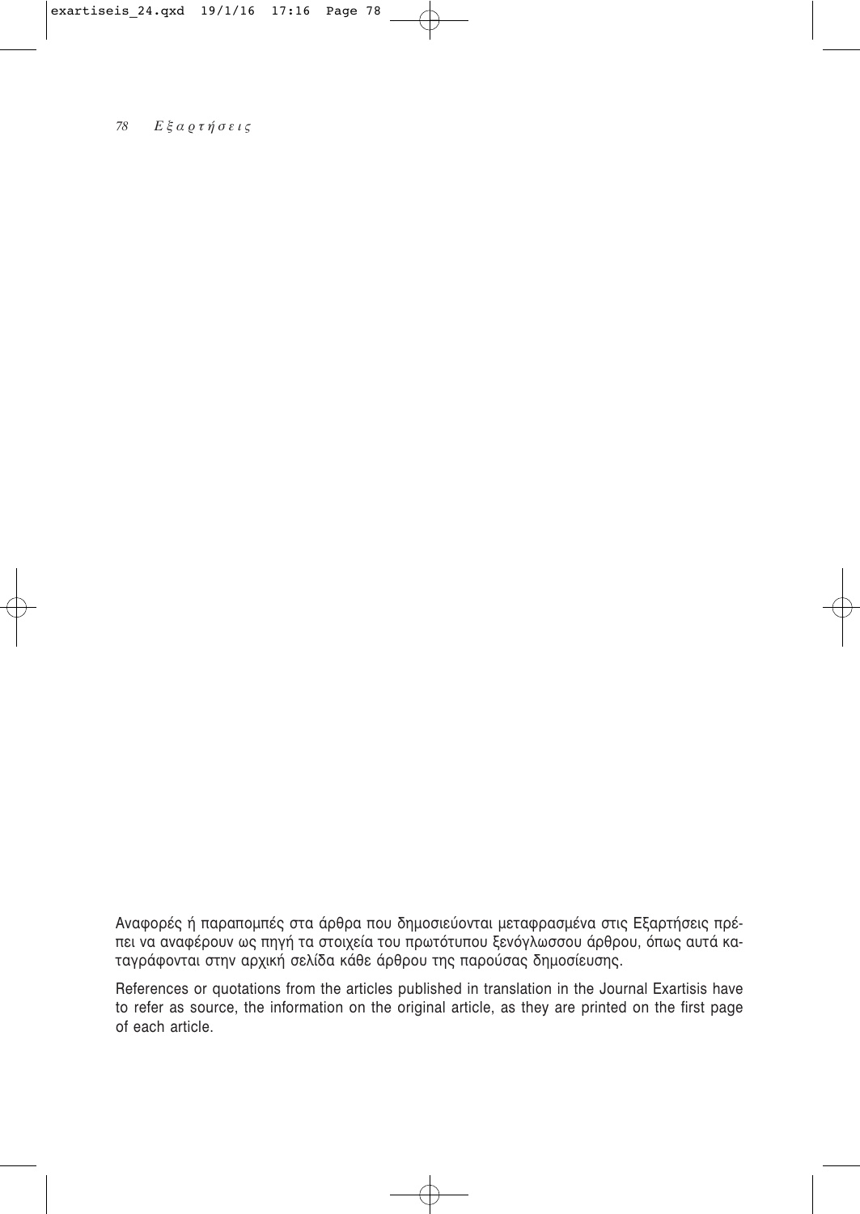Αναφορές ή παραπομπές στα άρθρα που δημοσιεύονται μεταφρασμένα στις Εξαρτήσεις πρέπει να αναφέρουν ως πηγή τα στοιχεία του πρωτότυπου ξενόγλωσσου άρθρου, όπως αυτά καταγράφονται στην αρχική σελίδα κάθε άρθρου της παρούσας δημοσίευσης.

References or quotations from the articles published in translation in the Journal Exartisis have to refer as source, the information on the original article, as they are printed on the first page of each article.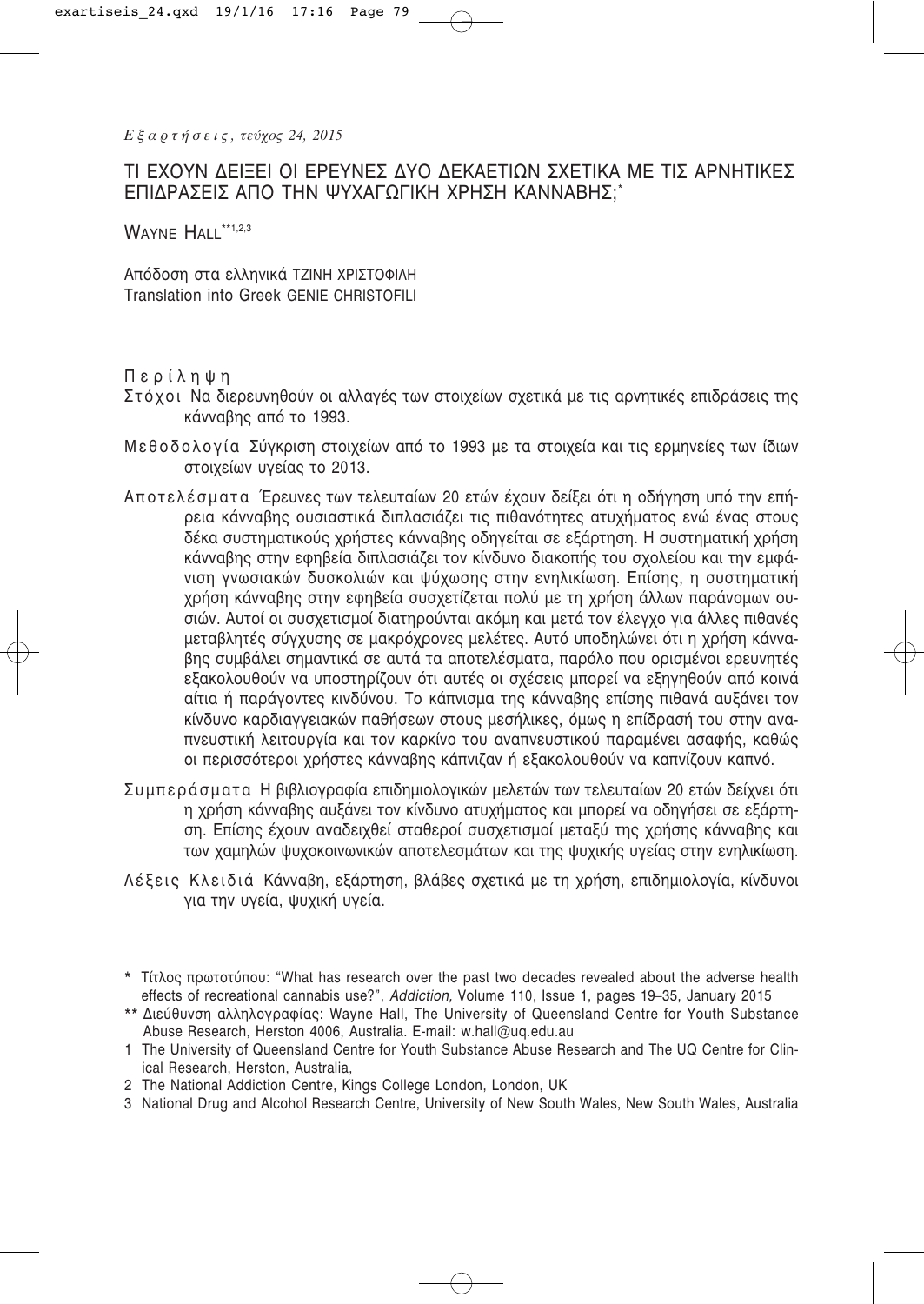# ΤΙ ΕΧΟΥΝ ΔΕΙΞΕΙ ΟΙ ΕΡΕΥΝΕΣ ΔΥΟ ΔΕΚΑΕΤΙΩΝ ΣΧΕΤΙΚΑ ΜΕ ΤΙΣ ΑΡΝΗΤΙΚΕΣ ΕΠΙΔΡΑΣΕΙΣ ΑΠΟ ΤΗΝ ΨΥΧΑΓΩΓΙΚΗ ΧΡΗΣΗ ΚΑΝΝΑΒΗΣ;*

WAYNE HALL**[1,2,3]

Απόδοση στα ελληνικά ΤΖΙΝΗ ΧΡΙΣΤΟΦΙΛΗ
Translation into Greek GENIE CHRISTOFILI

## Περίληψη

**Στόχοι** Να διερευνηθούν οι αλλαγές των στοιχείων σχετικά με τις αρνητικές επιδράσεις της κάνναβης από το 1993.

**Μεθοδολογία** Σύγκριση στοιχείων από το 1993 με τα στοιχεία και τις ερμηνείες των ίδιων στοιχείων υγείας το 2013.

**Αποτελέσματα** Έρευνες των τελευταίων 20 ετών έχουν δείξει ότι η οδήγηση υπό την επήρεια κάνναβης ουσιαστικά διπλασιάζει τις πιθανότητες ατυχήματος ενώ ένας στους δέκα συστηματικούς χρήστες κάνναβης οδηγείται σε εξάρτηση. Η συστηματική χρήση κάνναβης στην εφηβεία διπλασιάζει τον κίνδυνο διακοπής του σχολείου και την εμφάνιση γνωσιακών δυσκολιών και ψύχωσης στην ενηλικίωση. Επίσης, η συστηματική χρήση κάνναβης στην εφηβεία συσχετίζεται πολύ με τη χρήση άλλων παράνομων ουσιών. Αυτοί οι συσχετισμοί διατηρούνται ακόμη και μετά τον έλεγχο για άλλες πιθανές μεταβλητές σύγχυσης σε μακρόχρονες μελέτες. Αυτό υποδηλώνει ότι η χρήση κάνναβης συμβάλει σημαντικά σε αυτά τα αποτελέσματα, παρόλο που ορισμένοι ερευνητές εξακολουθούν να υποστηρίζουν ότι αυτές οι σχέσεις μπορεί να εξηγηθούν από κοινά αίτια ή παράγοντες κινδύνου. Το κάπνισμα της κάνναβης επίσης πιθανά αυξάνει τον κίνδυνο καρδιαγγειακών παθήσεων στους μεσήλικες, όμως η επίδρασή του στην αναπνευστική λειτουργία και τον καρκίνο του αναπνευστικού παραμένει ασαφής, καθώς οι περισσότεροι χρήστες κάνναβης κάπνιζαν ή εξακολουθούν να καπνίζουν καπνό.

**Συμπεράσματα** Η βιβλιογραφία επιδημιολογικών μελετών των τελευταίων 20 ετών δείχνει ότι η χρήση κάνναβης αυξάνει τον κίνδυνο ατυχήματος και μπορεί να οδηγήσει σε εξάρτηση. Επίσης έχουν αναδειχθεί σταθεροί συσχετισμοί μεταξύ της χρήσης κάνναβης και των χαμηλών ψυχοκοινωνικών αποτελεσμάτων και της ψυχικής υγείας στην ενηλικίωση.

**Λέξεις Κλειδιά** Κάνναβη, εξάρτηση, βλάβες σχετικά με τη χρήση, επιδημιολογία, κίνδυνοι για την υγεία, ψυχική υγεία.

---

\* Τίτλος πρωτοτύπου: "What has research over the past two decades revealed about the adverse health effects of recreational cannabis use?", *Addiction,* Volume 110, Issue 1, pages 19–35, January 2015

\*\* Διεύθυνση αλληλογραφίας: Wayne Hall, The University of Queensland Centre for Youth Substance Abuse Research, Herston 4006, Australia. E-mail: w.hall@uq.edu.au

1 The University of Queensland Centre for Youth Substance Abuse Research and The UQ Centre for Clinical Research, Herston, Australia,

2 The National Addiction Centre, Kings College London, London, UK

3 National Drug and Alcohol Research Centre, University of New South Wales, New South Wales, Australia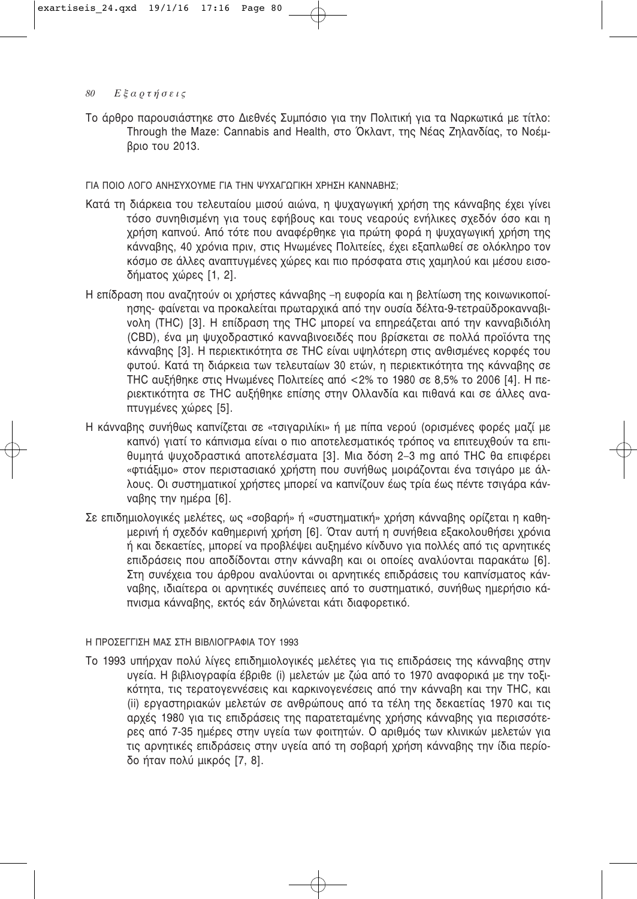Το άρθρο παρουσιάστηκε στο Διεθνές Συμπόσιο για την Πολιτική για τα Ναρκωτικά με τίτλο: Through the Maze: Cannabis and Health, στο Όκλαντ, της Νέας Ζηλανδίας, το Νοέμβριο του 2013.

## ΓΙΑ ΠΟΙΟ ΛΟΓΟ ΑΝΗΣΥΧΟΥΜΕ ΓΙΑ ΤΗΝ ΨΥΧΑΓΩΓΙΚΗ ΧΡΗΣΗ ΚΑΝΝΑΒΗΣ;

Κατά τη διάρκεια του τελευταίου μισού αιώνα, η ψυχαγωγική χρήση της κάνναβης έχει γίνει τόσο συνηθισμένη για τους εφήβους και τους νεαρούς ενήλικες σχεδόν όσο και η χρήση καπνού. Από τότε που αναφέρθηκε για πρώτη φορά η ψυχαγωγική χρήση της κάνναβης, 40 χρόνια πριν, στις Ηνωμένες Πολιτείες, έχει εξαπλωθεί σε ολόκληρο τον κόσμο σε άλλες αναπτυγμένες χώρες και πιο πρόσφατα στις χαμηλού και μέσου εισοδήματος χώρες [1, 2].

Η επίδραση που αναζητούν οι χρήστες κάνναβης –η ευφορία και η βελτίωση της κοινωνικοποίησης- φαίνεται να προκαλείται πρωταρχικά από την ουσία δέλτα-9-τετραϋδροκανναβινολη (THC) [3]. Η επίδραση της THC μπορεί να επηρεάζεται από την κανναβιδιόλη (CBD), ένα μη ψυχοδραστικό κανναβινοειδές που βρίσκεται σε πολλά προϊόντα της κάνναβης [3]. Η περιεκτικότητα σε THC είναι υψηλότερη στις ανθισμένες κορφές του φυτού. Κατά τη διάρκεια των τελευταίων 30 ετών, η περιεκτικότητα της κάνναβης σε THC αυξήθηκε στις Ηνωμένες Πολιτείες από <2% το 1980 σε 8,5% το 2006 [4]. Η περιεκτικότητα σε THC αυξήθηκε επίσης στην Ολλανδία και πιθανά και σε άλλες αναπτυγμένες χώρες [5].

Η κάνναβης συνήθως καπνίζεται σε «τσιγαριλίκι» ή με πίπα νερού (ορισμένες φορές μαζί με καπνό) γιατί το κάπνισμα είναι ο πιο αποτελεσματικός τρόπος να επιτευχθούν τα επιθυμητά ψυχοδραστικά αποτελέσματα [3]. Μια δόση 2–3 mg από THC θα επιφέρει «φτιάξιμο» στον περιστασιακό χρήστη που συνήθως μοιράζονται ένα τσιγάρο με άλλους. Οι συστηματικοί χρήστες μπορεί να καπνίζουν έως τρία έως πέντε τσιγάρα κάνναβης την ημέρα [6].

Σε επιδημιολογικές μελέτες, ως «σοβαρή» ή «συστηματική» χρήση κάνναβης ορίζεται η καθημερινή ή σχεδόν καθημερινή χρήση [6]. Όταν αυτή η συνήθεια εξακολουθήσει χρόνια ή και δεκαετίες, μπορεί να προβλέψει αυξημένο κίνδυνο για πολλές από τις αρνητικές επιδράσεις που αποδίδονται στην κάνναβη και οι οποίες αναλύονται παρακάτω [6]. Στη συνέχεια του άρθρου αναλύονται οι αρνητικές επιδράσεις του καπνίσματος κάνναβης, ιδιαίτερα οι αρνητικές συνέπειες από το συστηματικό, συνήθως ημερήσιο κάπνισμα κάνναβης, εκτός εάν δηλώνεται κάτι διαφορετικό.

## Η ΠΡΟΣΕΓΓΙΣΗ ΜΑΣ ΣΤΗ ΒΙΒΛΙΟΓΡΑΦΙΑ ΤΟΥ 1993

Το 1993 υπήρχαν πολύ λίγες επιδημιολογικές μελέτες για τις επιδράσεις της κάνναβης στην υγεία. Η βιβλιογραφία έβριθε (i) μελετών με ζώα από το 1970 αναφορικά με την τοξικότητα, τις τερατογεννέσεις και καρκινογενέσεις από την κάνναβη και την THC, και (ii) εργαστηριακών μελετών σε ανθρώπους από τα τέλη της δεκαετίας 1970 και τις αρχές 1980 για τις επιδράσεις της παρατεταμένης χρήσης κάνναβης για περισσότερες από 7-35 ημέρες στην υγεία των φοιτητών. Ο αριθμός των κλινικών μελετών για τις αρνητικές επιδράσεις στην υγεία από τη σοβαρή χρήση κάνναβης την ίδια περίοδο ήταν πολύ μικρός [7, 8].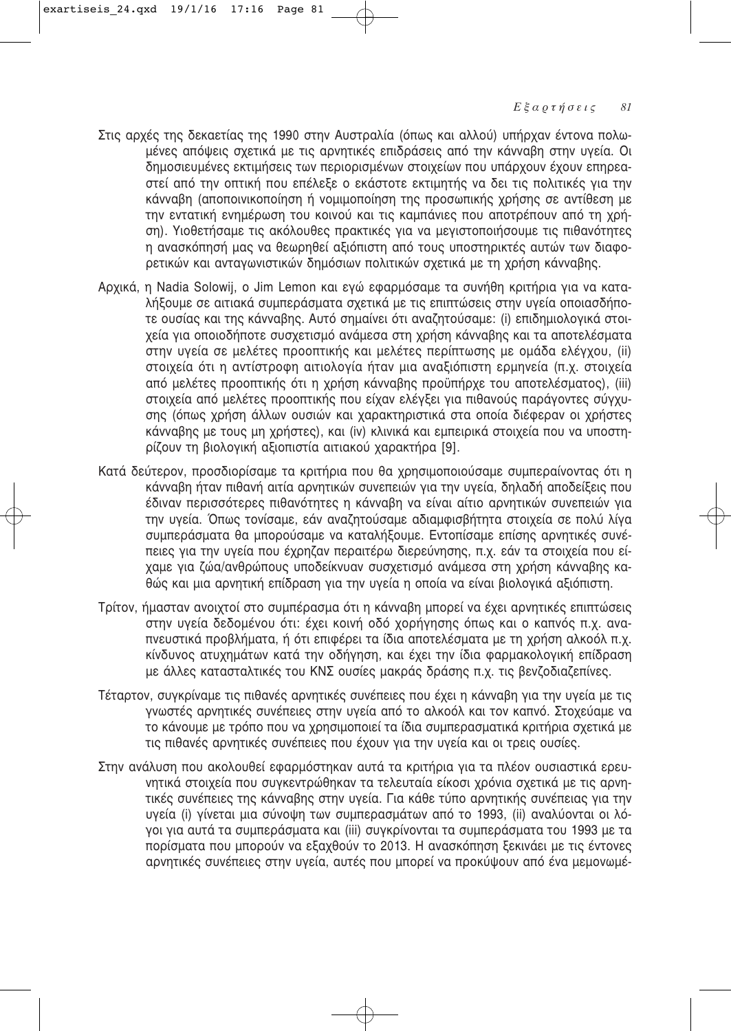Στις αρχές της δεκαετίας της 1990 στην Αυστραλία (όπως και αλλού) υπήρχαν έντονα πολωμένες απόψεις σχετικά με τις αρνητικές επιδράσεις από την κάνναβη στην υγεία. Οι δημοσιευμένες εκτιμήσεις των περιορισμένων στοιχείων που υπάρχουν έχουν επηρεαστεί από την οπτική που επέλεξε ο εκάστοτε εκτιμητής να δει τις πολιτικές για την κάνναβη (αποποινικοποίηση ή νομιμοποίηση της προσωπικής χρήσης σε αντίθεση με την εντατική ενημέρωση του κοινού και τις καμπάνιες που αποτρέπουν από τη χρήση). Υιοθετήσαμε τις ακόλουθες πρακτικές για να μεγιστοποιήσουμε τις πιθανότητες η ανασκόπησή μας να θεωρηθεί αξιόπιστη από τους υποστηρικτές αυτών των διαφορετικών και ανταγωνιστικών δημόσιων πολιτικών σχετικά με τη χρήση κάνναβης.

Αρχικά, η Nadia Solowij, ο Jim Lemon και εγώ εφαρμόσαμε τα συνήθη κριτήρια για να καταλήξουμε σε αιτιακά συμπεράσματα σχετικά με τις επιπτώσεις στην υγεία οποιασδήποτε ουσίας και της κάνναβης. Αυτό σημαίνει ότι αναζητούσαμε: (i) επιδημιολογικά στοιχεία για οποιοδήποτε συσχετισμό ανάμεσα στη χρήση κάνναβης και τα αποτελέσματα στην υγεία σε μελέτες προοπτικής και μελέτες περίπτωσης με ομάδα ελέγχου, (ii) στοιχεία ότι η αντίστροφη αιτιολογία ήταν μια αναξιόπιστη ερμηνεία (π.χ. στοιχεία από μελέτες προοπτικής ότι η χρήση κάνναβης προϋπήρχε του αποτελέσματος), (iii) στοιχεία από μελέτες προοπτικής που είχαν ελέγξει για πιθανούς παράγοντες σύγχυσης (όπως χρήση άλλων ουσιών και χαρακτηριστικά στα οποία διέφεραν οι χρήστες κάνναβης με τους μη χρήστες), και (iv) κλινικά και εμπειρικά στοιχεία που να υποστηρίζουν τη βιολογική αξιοπιστία αιτιακού χαρακτήρα [9].

Κατά δεύτερον, προσδιορίσαμε τα κριτήρια που θα χρησιμοποιούσαμε συμπεραίνοντας ότι η κάνναβη ήταν πιθανή αιτία αρνητικών συνεπειών για την υγεία, δηλαδή αποδείξεις που έδιναν περισσότερες πιθανότητες η κάνναβη να είναι αίτιο αρνητικών συνεπειών για την υγεία. Όπως τονίσαμε, εάν αναζητούσαμε αδιαμφισβήτητα στοιχεία σε πολύ λίγα συμπεράσματα θα μπορούσαμε να καταλήξουμε. Εντοπίσαμε επίσης αρνητικές συνέπειες για την υγεία που έχρηζαν περαιτέρω διερεύνησης, π.χ. εάν τα στοιχεία που είχαμε για ζώα/ανθρώπους υποδείκνυαν συσχετισμό ανάμεσα στη χρήση κάνναβης καθώς και μια αρνητική επίδραση για την υγεία η οποία να είναι βιολογικά αξιόπιστη.

Τρίτον, ήμασταν ανοιχτοί στο συμπέρασμα ότι η κάνναβη μπορεί να έχει αρνητικές επιπτώσεις στην υγεία δεδομένου ότι: έχει κοινή οδό χορήγησης όπως και ο καπνός π.χ. αναπνευστικά προβλήματα, ή ότι επιφέρει τα ίδια αποτελέσματα με τη χρήση αλκοόλ π.χ. κίνδυνος ατυχημάτων κατά την οδήγηση, και έχει την ίδια φαρμακολογική επίδραση με άλλες κατασταλτικές του ΚΝΣ ουσίες μακράς δράσης π.χ. τις βενζοδιαζεπίνες.

Τέταρτον, συγκρίναμε τις πιθανές αρνητικές συνέπειες που έχει η κάνναβη για την υγεία με τις γνωστές αρνητικές συνέπειες στην υγεία από το αλκοόλ και τον καπνό. Στοχεύαμε να το κάνουμε με τρόπο που να χρησιμοποιεί τα ίδια συμπερασματικά κριτήρια σχετικά με τις πιθανές αρνητικές συνέπειες που έχουν για την υγεία και οι τρεις ουσίες.

Στην ανάλυση που ακολουθεί εφαρμόστηκαν αυτά τα κριτήρια για τα πλέον ουσιαστικά ερευνητικά στοιχεία που συγκεντρώθηκαν τα τελευταία είκοσι χρόνια σχετικά με τις αρνητικές συνέπειες της κάνναβης στην υγεία. Για κάθε τύπο αρνητικής συνέπειας για την υγεία (i) γίνεται μια σύνοψη των συμπερασμάτων από το 1993, (ii) αναλύονται οι λόγοι για αυτά τα συμπεράσματα και (iii) συγκρίνονται τα συμπεράσματα του 1993 με τα πορίσματα που μπορούν να εξαχθούν το 2013. Η ανασκόπηση ξεκινάει με τις έντονες αρνητικές συνέπειες στην υγεία, αυτές που μπορεί να προκύψουν από ένα μεμονωμέ-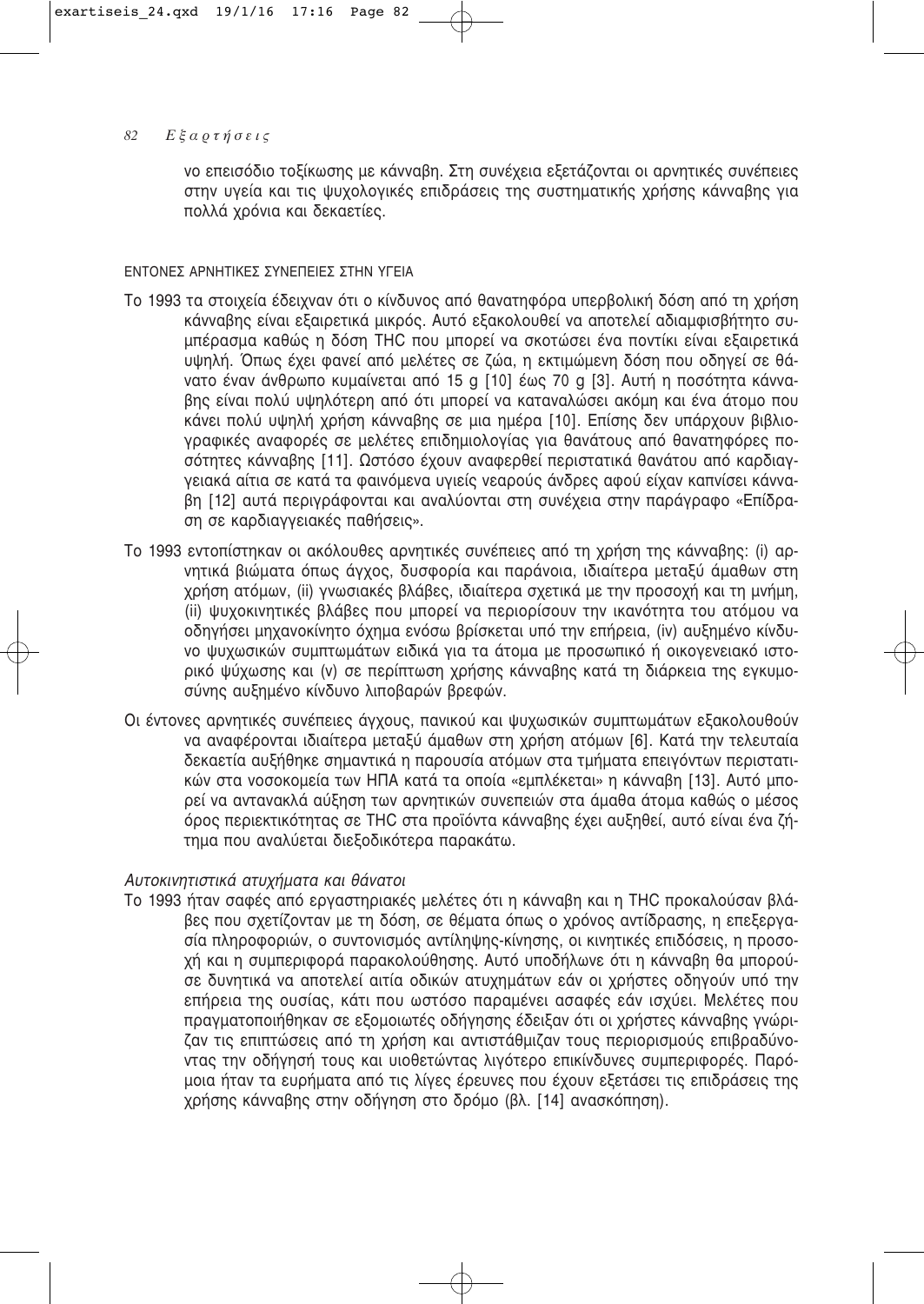νο επεισόδιο τοξίκωσης με κάνναβη. Στη συνέχεια εξετάζονται οι αρνητικές συνέπειες στην υγεία και τις ψυχολογικές επιδράσεις της συστηματικής χρήσης κάνναβης για πολλά χρόνια και δεκαετίες.

## ΕΝΤΟΝΕΣ ΑΡΝΗΤΙΚΕΣ ΣΥΝΕΠΕΙΕΣ ΣΤΗΝ ΥΓΕΙΑ

Το 1993 τα στοιχεία έδειχναν ότι ο κίνδυνος από θανατηφόρα υπερβολική δόση από τη χρήση κάνναβης είναι εξαιρετικά μικρός. Αυτό εξακολουθεί να αποτελεί αδιαμφισβήτητο συμπέρασμα καθώς η δόση THC που μπορεί να σκοτώσει ένα ποντίκι είναι εξαιρετικά υψηλή. Όπως έχει φανεί από μελέτες σε ζώα, η εκτιμώμενη δόση που οδηγεί σε θάνατο έναν άνθρωπο κυμαίνεται από 15 g [10] έως 70 g [3]. Αυτή η ποσότητα κάνναβης είναι πολύ υψηλότερη από ότι μπορεί να καταναλώσει ακόμη και ένα άτομο που κάνει πολύ υψηλή χρήση κάνναβης σε μια ημέρα [10]. Επίσης δεν υπάρχουν βιβλιογραφικές αναφορές σε μελέτες επιδημιολογίας για θανάτους από θανατηφόρες ποσότητες κάνναβης [11]. Ωστόσο έχουν αναφερθεί περιστατικά θανάτου από καρδιαγγειακά αίτια σε κατά τα φαινόμενα υγιείς νεαρούς άνδρες αφού είχαν καπνίσει κάνναβη [12] αυτά περιγράφονται και αναλύονται στη συνέχεια στην παράγραφο «Επίδραση σε καρδιαγγειακές παθήσεις».

Το 1993 εντοπίστηκαν οι ακόλουθες αρνητικές συνέπειες από τη χρήση της κάνναβης: (i) αρνητικά βιώματα όπως άγχος, δυσφορία και παράνοια, ιδιαίτερα μεταξύ άμαθων στη χρήση ατόμων, (ii) γνωσιακές βλάβες, ιδιαίτερα σχετικά με την προσοχή και τη μνήμη, (ii) ψυχοκινητικές βλάβες που μπορεί να περιορίσουν την ικανότητα του ατόμου να οδηγήσει μηχανοκίνητο όχημα ενόσω βρίσκεται υπό την επήρεια, (iv) αυξημένο κίνδυνο ψυχωσικών συμπτωμάτων ειδικά για τα άτομα με προσωπικό ή οικογενειακό ιστορικό ψύχωσης και (v) σε περίπτωση χρήσης κάνναβης κατά τη διάρκεια της εγκυμοσύνης αυξημένο κίνδυνο λιποβαρών βρεφών.

Οι έντονες αρνητικές συνέπειες άγχους, πανικού και ψυχωσικών συμπτωμάτων εξακολουθούν να αναφέρονται ιδιαίτερα μεταξύ άμαθων στη χρήση ατόμων [6]. Κατά την τελευταία δεκαετία αυξήθηκε σημαντικά η παρουσία ατόμων στα τμήματα επειγόντων περιστατικών στα νοσοκομεία των ΗΠΑ κατά τα οποία «εμπλέκεται» η κάνναβη [13]. Αυτό μπορεί να αντανακλά αύξηση των αρνητικών συνεπειών στα άμαθα άτομα καθώς ο μέσος όρος περιεκτικότητας σε THC στα προϊόντα κάνναβης έχει αυξηθεί, αυτό είναι ένα ζήτημα που αναλύεται διεξοδικότερα παρακάτω.

### *Αυτοκινητιστικά ατυχήματα και θάνατοι*

Το 1993 ήταν σαφές από εργαστηριακές μελέτες ότι η κάνναβη και η THC προκαλούσαν βλάβες που σχετίζονταν με τη δόση, σε θέματα όπως ο χρόνος αντίδρασης, η επεξεργασία πληροφοριών, ο συντονισμός αντίληψης-κίνησης, οι κινητικές επιδόσεις, η προσοχή και η συμπεριφορά παρακολούθησης. Αυτό υποδήλωνε ότι η κάνναβη θα μπορούσε δυνητικά να αποτελεί αιτία οδικών ατυχημάτων εάν οι χρήστες οδηγούν υπό την επήρεια της ουσίας, κάτι που ωστόσο παραμένει ασαφές εάν ισχύει. Μελέτες που πραγματοποιήθηκαν σε εξομοιωτές οδήγησης έδειξαν ότι οι χρήστες κάνναβης γνώριζαν τις επιπτώσεις από τη χρήση και αντιστάθμιζαν τους περιορισμούς επιβραδύνοντας την οδήγησή τους και υιοθετώντας λιγότερο επικίνδυνες συμπεριφορές. Παρόμοια ήταν τα ευρήματα από τις λίγες έρευνες που έχουν εξετάσει τις επιδράσεις της χρήσης κάνναβης στην οδήγηση στο δρόμο (βλ. [14] ανασκόπηση).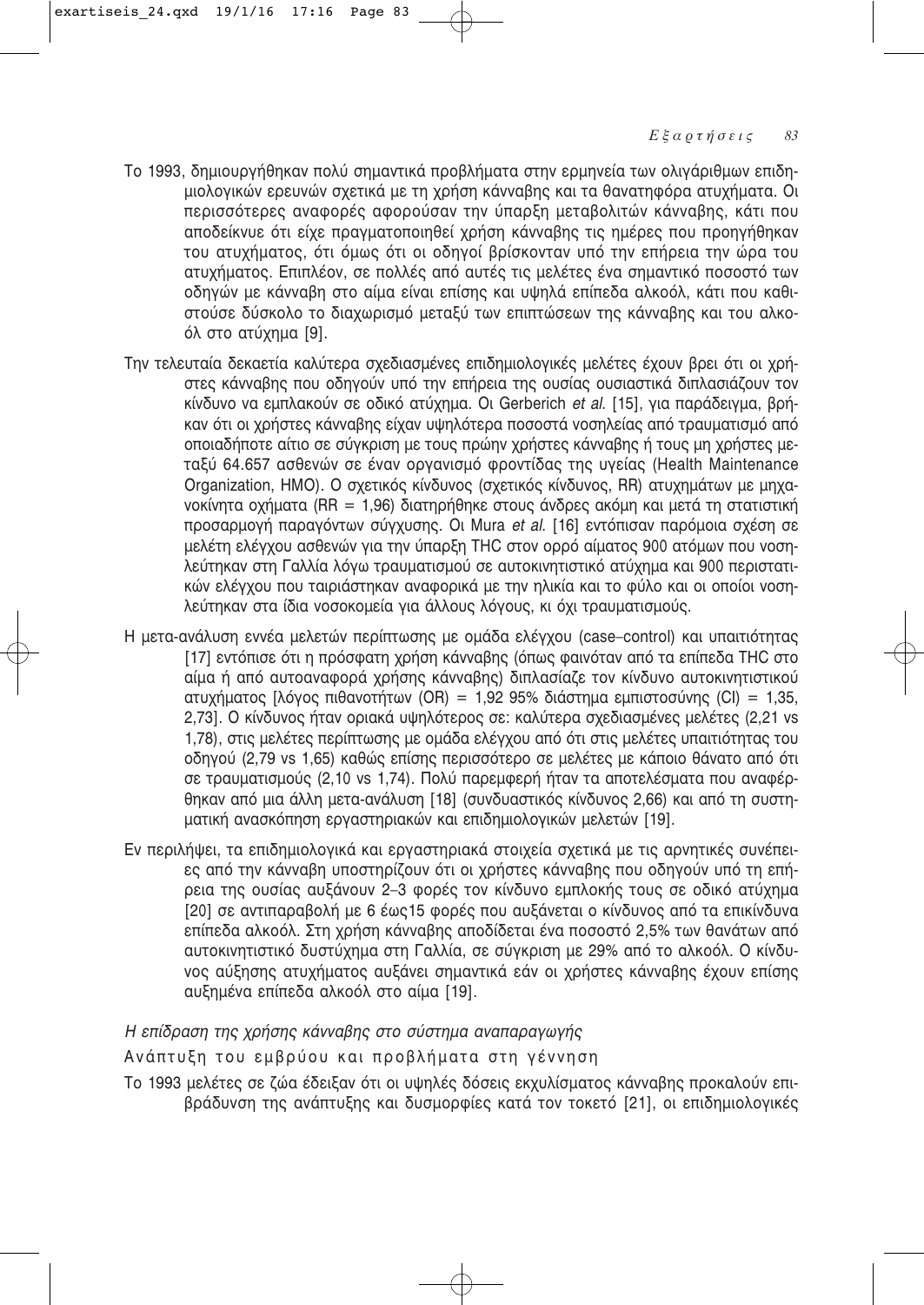Το 1993, δημιουργήθηκαν πολύ σημαντικά προβλήματα στην ερμηνεία των ολιγάριθμων επιδημιολογικών ερευνών σχετικά με τη χρήση κάνναβης και τα θανατηφόρα ατυχήματα. Οι περισσότερες αναφορές αφορούσαν την ύπαρξη μεταβολιτών κάνναβης, κάτι που αποδείκνυε ότι είχε πραγματοποιηθεί χρήση κάνναβης τις ημέρες που προηγήθηκαν του ατυχήματος, ότι όμως ότι οι οδηγοί βρίσκονταν υπό την επήρεια την ώρα του ατυχήματος. Επιπλέον, σε πολλές από αυτές τις μελέτες ένα σημαντικό ποσοστό των οδηγών με κάνναβη στο αίμα είναι επίσης και υψηλά επίπεδα αλκοόλ, κάτι που καθιστούσε δύσκολο το διαχωρισμό μεταξύ των επιπτώσεων της κάνναβης και του αλκοόλ στο ατύχημα [9].

Την τελευταία δεκαετία καλύτερα σχεδιασμένες επιδημιολογικές μελέτες έχουν βρει ότι οι χρήστες κάνναβης που οδηγούν υπό την επήρεια της ουσίας ουσιαστικά διπλασιάζουν τον κίνδυνο να εμπλακούν σε οδικό ατύχημα. Οι Gerberich *et al.* [15], για παράδειγμα, βρήκαν ότι οι χρήστες κάνναβης είχαν υψηλότερα ποσοστά νοσηλείας από τραυματισμό από οποιαδήποτε αίτιο σε σύγκριση με τους πρώην χρήστες κάνναβης ή τους μη χρήστες μεταξύ 64.657 ασθενών σε έναν οργανισμό φροντίδας της υγείας (Health Maintenance Organization, HMO). Ο σχετικός κίνδυνος (σχετικός κίνδυνος, RR) ατυχημάτων με μηχανοκίνητα οχήματα (RR = 1,96) διατηρήθηκε στους άνδρες ακόμη και μετά τη στατιστική προσαρμογή παραγόντων σύγχυσης. Οι Mura *et al.* [16] εντόπισαν παρόμοια σχέση σε μελέτη ελέγχου ασθενών για την ύπαρξη THC στον ορρό αίματος 900 ατόμων που νοσηλεύτηκαν στη Γαλλία λόγω τραυματισμού σε αυτοκινητιστικό ατύχημα και 900 περιστατικών ελέγχου που ταιριάστηκαν αναφορικά με την ηλικία και το φύλο και οι οποίοι νοσηλεύτηκαν στα ίδια νοσοκομεία για άλλους λόγους, κι όχι τραυματισμούς.

Η μετα-ανάλυση εννέα μελετών περίπτωσης με ομάδα ελέγχου (case–control) και υπαιτιότητας [17] εντόπισε ότι η πρόσφατη χρήση κάνναβης (όπως φαινόταν από τα επίπεδα THC στο αίμα ή από αυτοαναφορά χρήσης κάνναβης) διπλασίαζε τον κίνδυνο αυτοκινητιστικού ατυχήματος [λόγος πιθανοτήτων (OR) = 1,92 95% διάστημα εμπιστοσύνης (CI) = 1,35, 2,73]. Ο κίνδυνος ήταν οριακά υψηλότερος σε: καλύτερα σχεδιασμένες μελέτες (2,21 vs 1,78), στις μελέτες περίπτωσης με ομάδα ελέγχου από ότι στις μελέτες υπαιτιότητας του οδηγού (2,79 vs 1,65) καθώς επίσης περισσότερο σε μελέτες με κάποιο θάνατο από ότι σε τραυματισμούς (2,10 vs 1,74). Πολύ παρεμφερή ήταν τα αποτελέσματα που αναφέρθηκαν από μια άλλη μετα-ανάλυση [18] (συνδυαστικός κίνδυνος 2,66) και από τη συστηματική ανασκόπηση εργαστηριακών και επιδημιολογικών μελετών [19].

Εν περιλήψει, τα επιδημιολογικά και εργαστηριακά στοιχεία σχετικά με τις αρνητικές συνέπειες από την κάνναβη υποστηρίζουν ότι οι χρήστες κάνναβης που οδηγούν υπό τη επήρεια της ουσίας αυξάνουν 2–3 φορές τον κίνδυνο εμπλοκής τους σε οδικό ατύχημα [20] σε αντιπαραβολή με 6 έως15 φορές που αυξάνεται ο κίνδυνος από τα επικίνδυνα επίπεδα αλκοόλ. Στη χρήση κάνναβης αποδίδεται ένα ποσοστό 2,5% των θανάτων από αυτοκινητιστικό δυστύχημα στη Γαλλία, σε σύγκριση με 29% από το αλκοόλ. Ο κίνδυνος αύξησης ατυχήματος αυξάνει σημαντικά εάν οι χρήστες κάνναβης έχουν επίσης αυξημένα επίπεδα αλκοόλ στο αίμα [19].

*Η επίδραση της χρήσης κάνναβης στο σύστημα αναπαραγωγής*

Ανάπτυξη του εμβρύου και προβλήματα στη γέννηση

Το 1993 μελέτες σε ζώα έδειξαν ότι οι υψηλές δόσεις εκχυλίσματος κάνναβης προκαλούν επιβράδυνση της ανάπτυξης και δυσμορφίες κατά τον τοκετό [21], οι επιδημιολογικές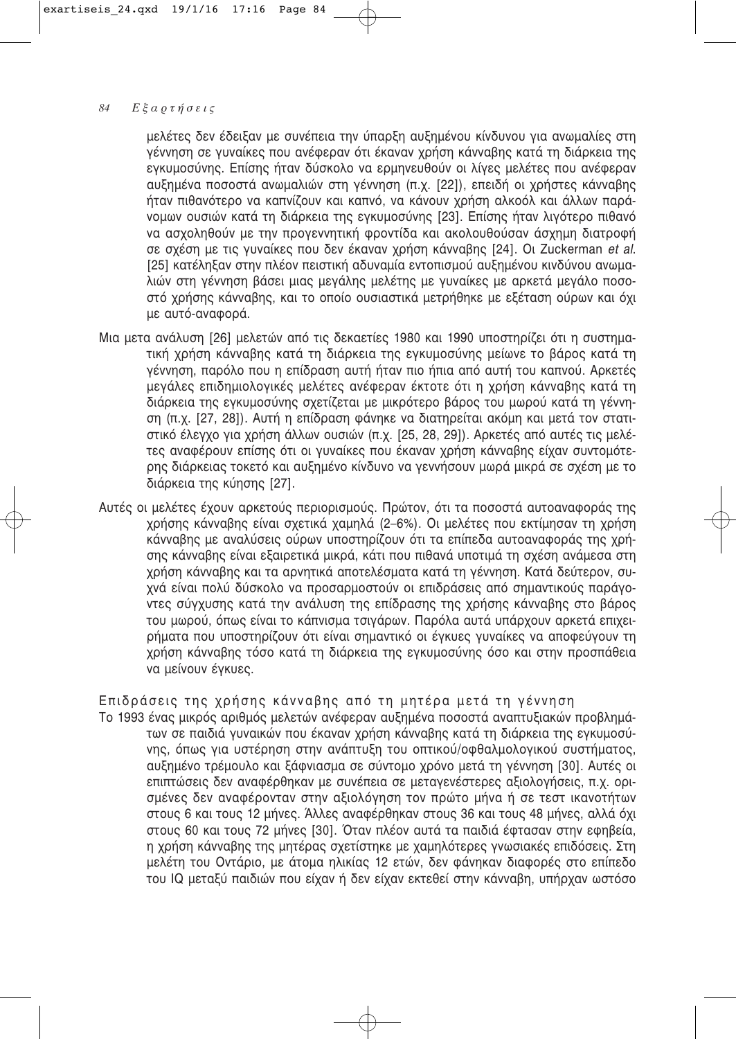μελέτες δεν έδειξαν με συνέπεια την ύπαρξη αυξημένου κίνδυνου για ανωμαλίες στη γέννηση σε γυναίκες που ανέφεραν ότι έκαναν χρήση κάνναβης κατά τη διάρκεια της εγκυμοσύνης. Επίσης ήταν δύσκολο να ερμηνευθούν οι λίγες μελέτες που ανέφεραν αυξημένα ποσοστά ανωμαλιών στη γέννηση (π.χ. [22]), επειδή οι χρήστες κάνναβης ήταν πιθανότερο να καπνίζουν και καπνό, να κάνουν χρήση αλκοόλ και άλλων παράνομων ουσιών κατά τη διάρκεια της εγκυμοσύνης [23]. Επίσης ήταν λιγότερο πιθανό να ασχοληθούν με την προγεννητική φροντίδα και ακολουθούσαν άσχημη διατροφή σε σχέση με τις γυναίκες που δεν έκαναν χρήση κάνναβης [24]. Οι Zuckerman *et al.* [25] κατέληξαν στην πλέον πειστική αδυναμία εντοπισμού αυξημένου κινδύνου ανωμαλιών στη γέννηση βάσει μιας μεγάλης μελέτης με γυναίκες με αρκετά μεγάλο ποσοστό χρήσης κάνναβης, και το οποίο ουσιαστικά μετρήθηκε με εξέταση ούρων και όχι με αυτό-αναφορά.

Μια μετα ανάλυση [26] μελετών από τις δεκαετίες 1980 και 1990 υποστηρίζει ότι η συστηματική χρήση κάνναβης κατά τη διάρκεια της εγκυμοσύνης μείωνε το βάρος κατά τη γέννηση, παρόλο που η επίδραση αυτή ήταν πιο ήπια από αυτή του καπνού. Αρκετές μεγάλες επιδημιολογικές μελέτες ανέφεραν έκτοτε ότι η χρήση κάνναβης κατά τη διάρκεια της εγκυμοσύνης σχετίζεται με μικρότερο βάρος του μωρού κατά τη γέννηση (π.χ. [27, 28]). Αυτή η επίδραση φάνηκε να διατηρείται ακόμη και μετά τον στατιστικό έλεγχο για χρήση άλλων ουσιών (π.χ. [25, 28, 29]). Αρκετές από αυτές τις μελέτες αναφέρουν επίσης ότι οι γυναίκες που έκαναν χρήση κάνναβης είχαν συντομότερης διάρκειας τοκετό και αυξημένο κίνδυνο να γεννήσουν μωρά μικρά σε σχέση με το διάρκεια της κύησης [27].

Αυτές οι μελέτες έχουν αρκετούς περιορισμούς. Πρώτον, ότι τα ποσοστά αυτοαναφοράς της χρήσης κάνναβης είναι σχετικά χαμηλά (2–6%). Οι μελέτες που εκτίμησαν τη χρήση κάνναβης με αναλύσεις ούρων υποστηρίζουν ότι τα επίπεδα αυτοαναφοράς της χρήσης κάνναβης είναι εξαιρετικά μικρά, κάτι που πιθανά υποτιμά τη σχέση ανάμεσα στη χρήση κάνναβης και τα αρνητικά αποτελέσματα κατά τη γέννηση. Κατά δεύτερον, συχνά είναι πολύ δύσκολο να προσαρμοστούν οι επιδράσεις από σημαντικούς παράγοντες σύγχυσης κατά την ανάλυση της επίδρασης της χρήσης κάνναβης στο βάρος του μωρού, όπως είναι το κάπνισμα τσιγάρων. Παρόλα αυτά υπάρχουν αρκετά επιχειρήματα που υποστηρίζουν ότι είναι σημαντικό οι έγκυες γυναίκες να αποφεύγουν τη χρήση κάνναβης τόσο κατά τη διάρκεια της εγκυμοσύνης όσο και στην προσπάθεια να μείνουν έγκυες.

### Επιδράσεις της χρήσης κάνναβης από τη μητέρα μετά τη γέννηση

Το 1993 ένας μικρός αριθμός μελετών ανέφεραν αυξημένα ποσοστά αναπτυξιακών προβλημάτων σε παιδιά γυναικών που έκαναν χρήση κάνναβης κατά τη διάρκεια της εγκυμοσύνης, όπως για υστέρηση στην ανάπτυξη του οπτικού/οφθαλμολογικού συστήματος, αυξημένο τρέμουλο και ξάφνιασμα σε σύντομο χρόνο μετά τη γέννηση [30]. Αυτές οι επιπτώσεις δεν αναφέρθηκαν με συνέπεια σε μεταγενέστερες αξιολογήσεις, π.χ. ορισμένες δεν αναφέρονταν στην αξιολόγηση τον πρώτο μήνα ή σε τεστ ικανοτήτων στους 6 και τους 12 μήνες. Άλλες αναφέρθηκαν στους 36 και τους 48 μήνες, αλλά όχι στους 60 και τους 72 μήνες [30]. Όταν πλέον αυτά τα παιδιά έφτασαν στην εφηβεία, η χρήση κάνναβης της μητέρας σχετίστηκε με χαμηλότερες γνωσιακές επιδόσεις. Στη μελέτη του Οντάριο, με άτομα ηλικίας 12 ετών, δεν φάνηκαν διαφορές στο επίπεδο του IQ μεταξύ παιδιών που είχαν ή δεν είχαν εκτεθεί στην κάνναβη, υπήρχαν ωστόσο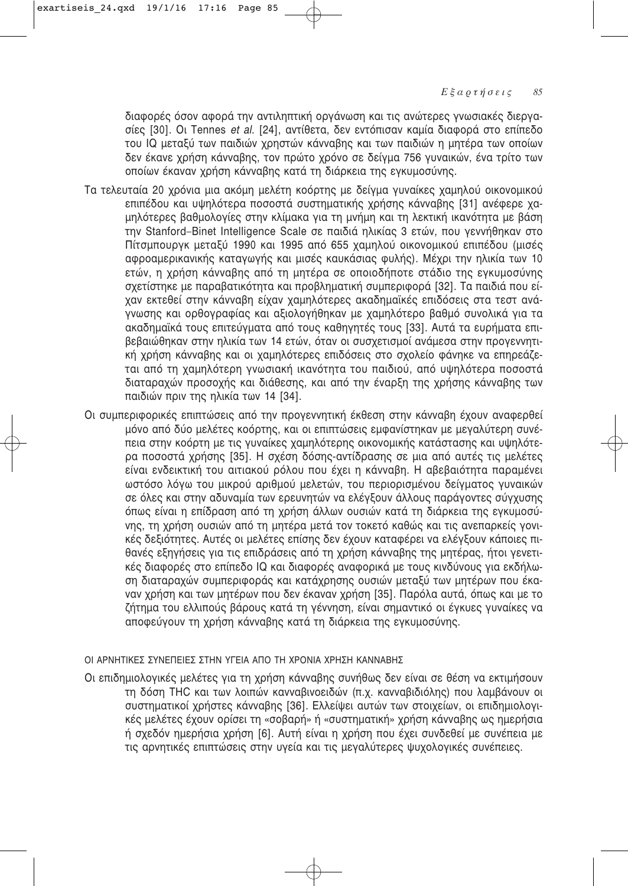διαφορές όσον αφορά την αντιληπτική οργάνωση και τις ανώτερες γνωσιακές διεργασίες [30]. Οι Tennes *et al.* [24], αντίθετα, δεν εντόπισαν καμία διαφορά στο επίπεδο του IQ μεταξύ των παιδιών χρηστών κάνναβης και των παιδιών η μητέρα των οποίων δεν έκανε χρήση κάνναβης, τον πρώτο χρόνο σε δείγμα 756 γυναικών, ένα τρίτο των οποίων έκαναν χρήση κάνναβης κατά τη διάρκεια της εγκυμοσύνης.

Τα τελευταία 20 χρόνια μια ακόμη μελέτη κοόρτης με δείγμα γυναίκες χαμηλού οικονομικού επιπέδου και υψηλότερα ποσοστά συστηματικής χρήσης κάνναβης [31] ανέφερε χαμηλότερες βαθμολογίες στην κλίμακα για τη μνήμη και τη λεκτική ικανότητα με βάση την Stanford–Binet Intelligence Scale σε παιδιά ηλικίας 3 ετών, που γεννήθηκαν στο Πίτσμπουργκ μεταξύ 1990 και 1995 από 655 χαμηλού οικονομικού επιπέδου (μισές αφροαμερικανικής καταγωγής και μισές καυκάσιας φυλής). Μέχρι την ηλικία των 10 ετών, η χρήση κάνναβης από τη μητέρα σε οποιοδήποτε στάδιο της εγκυμοσύνης σχετίστηκε με παραβατικότητα και προβληματική συμπεριφορά [32]. Τα παιδιά που είχαν εκτεθεί στην κάνναβη είχαν χαμηλότερες ακαδημαϊκές επιδόσεις στα τεστ ανάγνωσης και ορθογραφίας και αξιολογήθηκαν με χαμηλότερο βαθμό συνολικά για τα ακαδημαϊκά τους επιτεύγματα από τους καθηγητές τους [33]. Αυτά τα ευρήματα επιβεβαιώθηκαν στην ηλικία των 14 ετών, όταν οι συσχετισμοί ανάμεσα στην προγεννητική χρήση κάνναβης και οι χαμηλότερες επιδόσεις στο σχολείο φάνηκε να επηρεάζεται από τη χαμηλότερη γνωσιακή ικανότητα του παιδιού, από υψηλότερα ποσοστά διαταραχών προσοχής και διάθεσης, και από την έναρξη της χρήσης κάνναβης των παιδιών πριν της ηλικία των 14 [34].

Οι συμπεριφορικές επιπτώσεις από την προγεννητική έκθεση στην κάνναβη έχουν αναφερθεί μόνο από δύο μελέτες κοόρτης, και οι επιπτώσεις εμφανίστηκαν με μεγαλύτερη συνέπεια στην κοόρτη με τις γυναίκες χαμηλότερης οικονομικής κατάστασης και υψηλότερα ποσοστά χρήσης [35]. Η σχέση δόσης-αντίδρασης σε μια από αυτές τις μελέτες είναι ενδεικτική του αιτιακού ρόλου που έχει η κάνναβη. Η αβεβαιότητα παραμένει ωστόσο λόγω του μικρού αριθμού μελετών, του περιορισμένου δείγματος γυναικών σε όλες και στην αδυναμία των ερευνητών να ελέγξουν άλλους παράγοντες σύγχυσης όπως είναι η επίδραση από τη χρήση άλλων ουσιών κατά τη διάρκεια της εγκυμοσύνης, τη χρήση ουσιών από τη μητέρα μετά τον τοκετό καθώς και τις ανεπαρκείς γονικές δεξιότητες. Αυτές οι μελέτες επίσης δεν έχουν καταφέρει να ελέγξουν κάποιες πιθανές εξηγήσεις για τις επιδράσεις από τη χρήση κάνναβης της μητέρας, ήτοι γενετικές διαφορές στο επίπεδο IQ και διαφορές αναφορικά με τους κινδύνους για εκδήλωση διαταραχών συμπεριφοράς και κατάχρησης ουσιών μεταξύ των μητέρων που έκαναν χρήση και των μητέρων που δεν έκαναν χρήση [35]. Παρόλα αυτά, όπως και με το ζήτημα του ελλιπούς βάρους κατά τη γέννηση, είναι σημαντικό οι έγκυες γυναίκες να αποφεύγουν τη χρήση κάνναβης κατά τη διάρκεια της εγκυμοσύνης.

### ΟΙ ΑΡΝΗΤΙΚΕΣ ΣΥΝΕΠΕΙΕΣ ΣΤΗΝ ΥΓΕΙΑ ΑΠΟ ΤΗ ΧΡΟΝΙΑ ΧΡΗΣΗ ΚΑΝΝΑΒΗΣ

Οι επιδημιολογικές μελέτες για τη χρήση κάνναβης συνήθως δεν είναι σε θέση να εκτιμήσουν τη δόση THC και των λοιπών κανναβινοειδών (π.χ. κανναβιδιόλης) που λαμβάνουν οι συστηματικοί χρήστες κάνναβης [36]. Ελλείψει αυτών των στοιχείων, οι επιδημιολογικές μελέτες έχουν ορίσει τη «σοβαρή» ή «συστηματική» χρήση κάνναβης ως ημερήσια ή σχεδόν ημερήσια χρήση [6]. Αυτή είναι η χρήση που έχει συνδεθεί με συνέπεια με τις αρνητικές επιπτώσεις στην υγεία και τις μεγαλύτερες ψυχολογικές συνέπειες.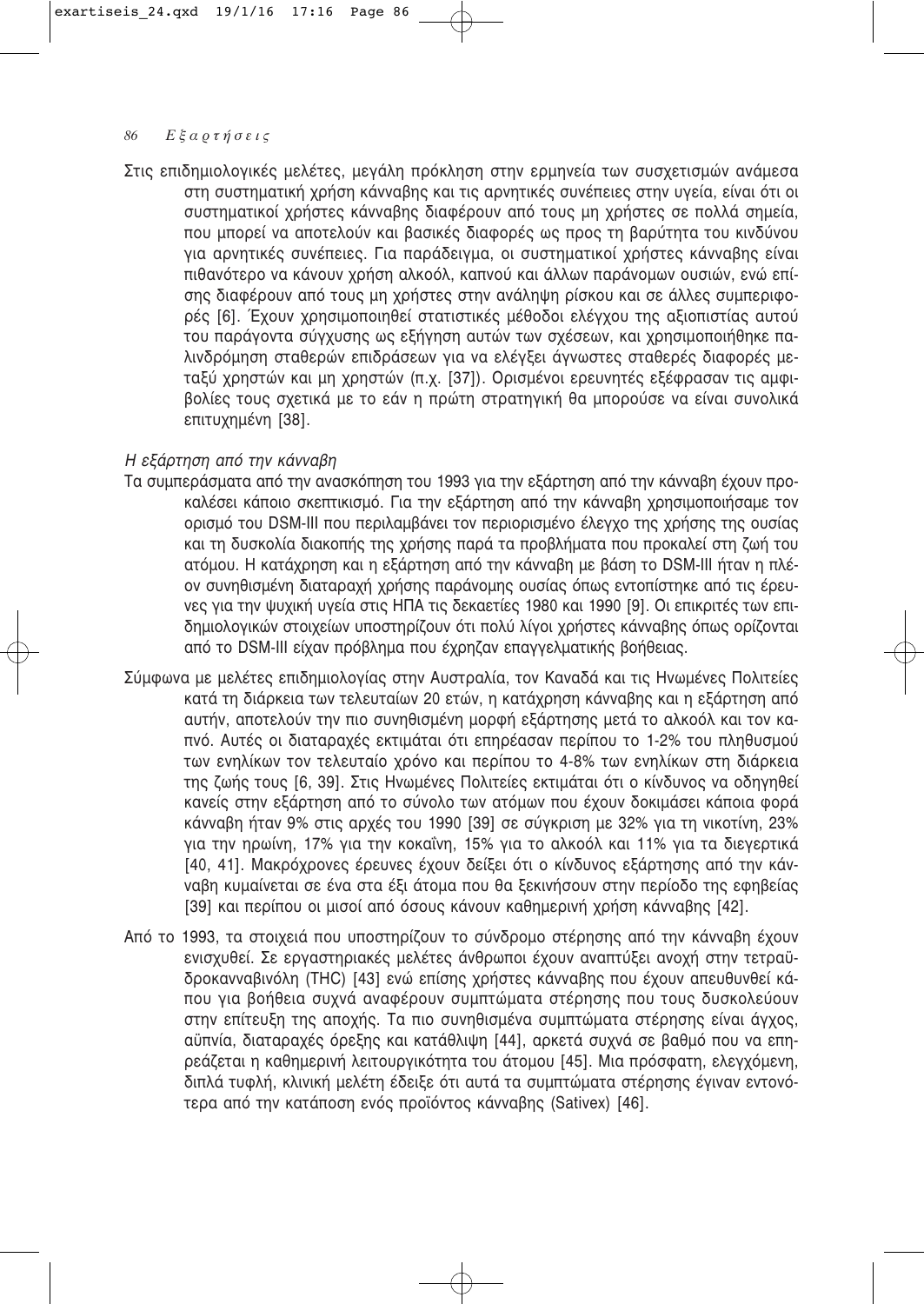Στις επιδημιολογικές μελέτες, μεγάλη πρόκληση στην ερμηνεία των συσχετισμών ανάμεσα στη συστηματική χρήση κάνναβης και τις αρνητικές συνέπειες στην υγεία, είναι ότι οι συστηματικοί χρήστες κάνναβης διαφέρουν από τους μη χρήστες σε πολλά σημεία, που μπορεί να αποτελούν και βασικές διαφορές ως προς τη βαρύτητα του κινδύνου για αρνητικές συνέπειες. Για παράδειγμα, οι συστηματικοί χρήστες κάνναβης είναι πιθανότερο να κάνουν χρήση αλκοόλ, καπνού και άλλων παράνομων ουσιών, ενώ επίσης διαφέρουν από τους μη χρήστες στην ανάληψη ρίσκου και σε άλλες συμπεριφορές [6]. Έχουν χρησιμοποιηθεί στατιστικές μέθοδοι ελέγχου της αξιοπιστίας αυτού του παράγοντα σύγχυσης ως εξήγηση αυτών των σχέσεων, και χρησιμοποιήθηκε παλινδρόμηση σταθερών επιδράσεων για να ελέγξει άγνωστες σταθερές διαφορές μεταξύ χρηστών και μη χρηστών (π.χ. [37]). Ορισμένοι ερευνητές εξέφρασαν τις αμφιβολίες τους σχετικά με το εάν η πρώτη στρατηγική θα μπορούσε να είναι συνολικά επιτυχημένη [38].

*Η εξάρτηση από την κάνναβη*

Τα συμπεράσματα από την ανασκόπηση του 1993 για την εξάρτηση από την κάνναβη έχουν προκαλέσει κάποιο σκεπτικισμό. Για την εξάρτηση από την κάνναβη χρησιμοποιήσαμε τον ορισμό του DSM-III που περιλαμβάνει τον περιορισμένο έλεγχο της χρήσης της ουσίας και τη δυσκολία διακοπής της χρήσης παρά τα προβλήματα που προκαλεί στη ζωή του ατόμου. Η κατάχρηση και η εξάρτηση από την κάνναβη με βάση το DSM-III ήταν η πλέον συνηθισμένη διαταραχή χρήσης παράνομης ουσίας όπως εντοπίστηκε από τις έρευνες για την ψυχική υγεία στις ΗΠΑ τις δεκαετίες 1980 και 1990 [9]. Οι επικριτές των επιδημιολογικών στοιχείων υποστηρίζουν ότι πολύ λίγοι χρήστες κάνναβης όπως ορίζονται από το DSM-III είχαν πρόβλημα που έχρηζαν επαγγελματικής βοήθειας.

Σύμφωνα με μελέτες επιδημιολογίας στην Αυστραλία, τον Καναδά και τις Ηνωμένες Πολιτείες κατά τη διάρκεια των τελευταίων 20 ετών, η κατάχρηση κάνναβης και η εξάρτηση από αυτήν, αποτελούν την πιο συνηθισμένη μορφή εξάρτησης μετά το αλκοόλ και τον καπνό. Αυτές οι διαταραχές εκτιμάται ότι επηρέασαν περίπου το 1-2% του πληθυσμού των ενηλίκων τον τελευταίο χρόνο και περίπου το 4-8% των ενηλίκων στη διάρκεια της ζωής τους [6, 39]. Στις Ηνωμένες Πολιτείες εκτιμάται ότι ο κίνδυνος να οδηγηθεί κανείς στην εξάρτηση από το σύνολο των ατόμων που έχουν δοκιμάσει κάποια φορά κάνναβη ήταν 9% στις αρχές του 1990 [39] σε σύγκριση με 32% για τη νικοτίνη, 23% για την ηρωίνη, 17% για την κοκαΐνη, 15% για το αλκοόλ και 11% για τα διεγερτικά [40, 41]. Μακρόχρονες έρευνες έχουν δείξει ότι ο κίνδυνος εξάρτησης από την κάνναβη κυμαίνεται σε ένα στα έξι άτομα που θα ξεκινήσουν στην περίοδο της εφηβείας [39] και περίπου οι μισοί από όσους κάνουν καθημερινή χρήση κάνναβης [42].

Από το 1993, τα στοιχειά που υποστηρίζουν το σύνδρομο στέρησης από την κάνναβη έχουν ενισχυθεί. Σε εργαστηριακές μελέτες άνθρωποι έχουν αναπτύξει ανοχή στην τετραϋδροκανναβινόλη (THC) [43] ενώ επίσης χρήστες κάνναβης που έχουν απευθυνθεί κάπου για βοήθεια συχνά αναφέρουν συμπτώματα στέρησης που τους δυσκολεύουν στην επίτευξη της αποχής. Τα πιο συνηθισμένα συμπτώματα στέρησης είναι άγχος, αϋπνία, διαταραχές όρεξης και κατάθλιψη [44], αρκετά συχνά σε βαθμό που να επηρεάζεται η καθημερινή λειτουργικότητα του άτομου [45]. Μια πρόσφατη, ελεγχόμενη, διπλά τυφλή, κλινική μελέτη έδειξε ότι αυτά τα συμπτώματα στέρησης έγιναν εντονότερα από την κατάποση ενός προϊόντος κάνναβης (Sativex) [46].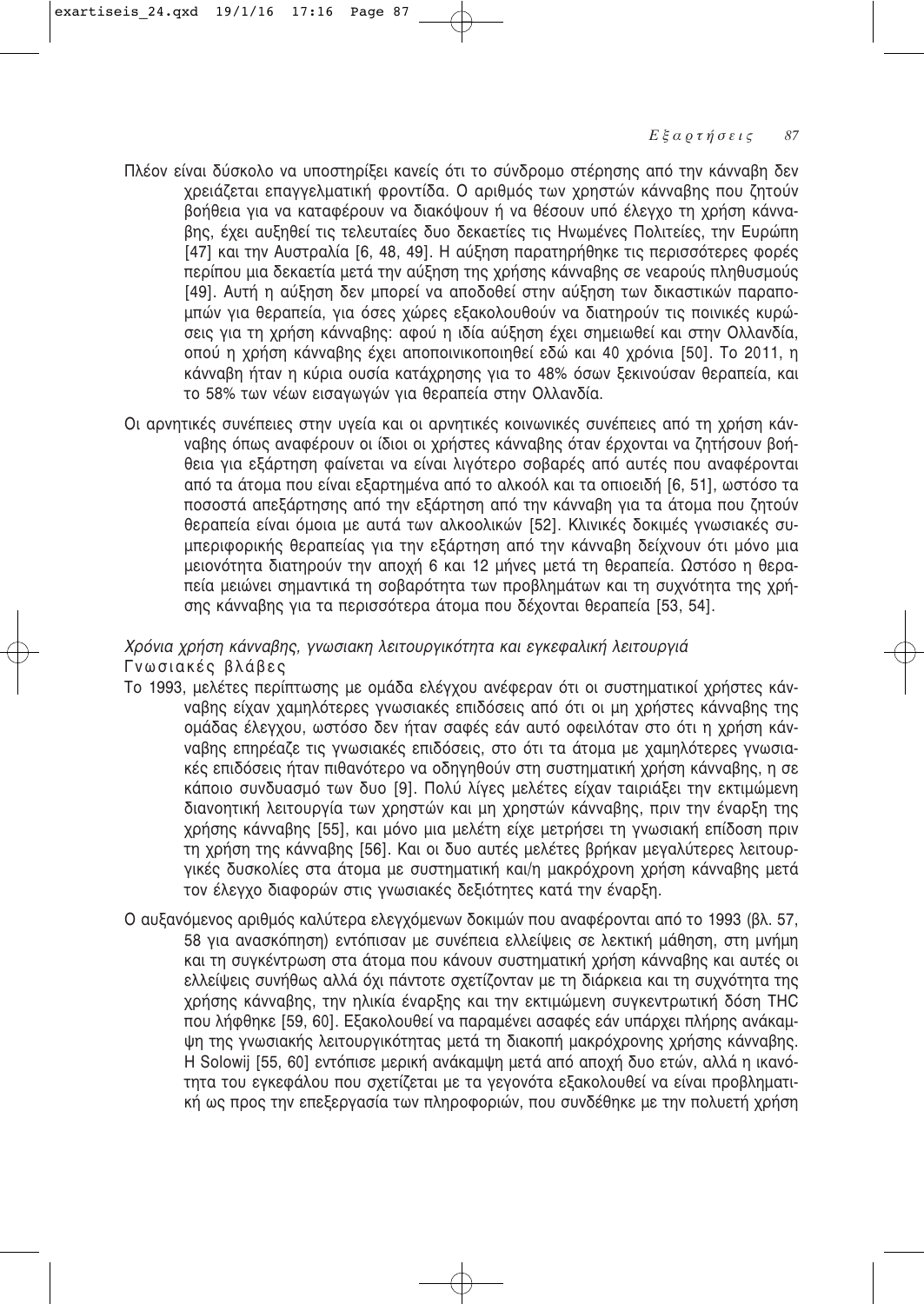Πλέον είναι δύσκολο να υποστηρίξει κανείς ότι το σύνδρομο στέρησης από την κάνναβη δεν χρειάζεται επαγγελματική φροντίδα. Ο αριθμός των χρηστών κάνναβης που ζητούν βοήθεια για να καταφέρουν να διακόψουν ή να θέσουν υπό έλεγχο τη χρήση κάνναβης, έχει αυξηθεί τις τελευταίες δυο δεκαετίες τις Ηνωμένες Πολιτείες, την Ευρώπη [47] και την Αυστραλία [6, 48, 49]. Η αύξηση παρατηρήθηκε τις περισσότερες φορές περίπου μια δεκαετία μετά την αύξηση της χρήσης κάνναβης σε νεαρούς πληθυσμούς [49]. Αυτή η αύξηση δεν μπορεί να αποδοθεί στην αύξηση των δικαστικών παραπομπών για θεραπεία, για όσες χώρες εξακολουθούν να διατηρούν τις ποινικές κυρώσεις για τη χρήση κάνναβης: αφού η ιδία αύξηση έχει σημειωθεί και στην Ολλανδία, οπού η χρήση κάνναβης έχει αποποινικοποιηθεί εδώ και 40 χρόνια [50]. Το 2011, η κάνναβη ήταν η κύρια ουσία κατάχρησης για το 48% όσων ξεκινούσαν θεραπεία, και το 58% των νέων εισαγωγών για θεραπεία στην Ολλανδία.

Οι αρνητικές συνέπειες στην υγεία και οι αρνητικές κοινωνικές συνέπειες από τη χρήση κάνναβης όπως αναφέρουν οι ίδιοι οι χρήστες κάνναβης όταν έρχονται να ζητήσουν βοήθεια για εξάρτηση φαίνεται να είναι λιγότερο σοβαρές από αυτές που αναφέρονται από τα άτομα που είναι εξαρτημένα από το αλκοόλ και τα οπιοειδή [6, 51], ωστόσο τα ποσοστά απεξάρτησης από την εξάρτηση από την κάνναβη για τα άτομα που ζητούν θεραπεία είναι όμοια με αυτά των αλκοολικών [52]. Κλινικές δοκιμές γνωσιακές συμπεριφορικής θεραπείας για την εξάρτηση από την κάνναβη δείχνουν ότι μόνο μια μειονότητα διατηρούν την αποχή 6 και 12 μήνες μετά τη θεραπεία. Ωστόσο η θεραπεία μειώνει σημαντικά τη σοβαρότητα των προβλημάτων και τη συχνότητα της χρήσης κάνναβης για τα περισσότερα άτομα που δέχονται θεραπεία [53, 54].

## *Χρόνια χρήση κάνναβης, γνωσιακη λειτουργικότητα και εγκεφαλική λειτουργιά*

### Γνωσιακές βλάβες

Το 1993, μελέτες περίπτωσης με ομάδα ελέγχου ανέφεραν ότι οι συστηματικοί χρήστες κάνναβης είχαν χαμηλότερες γνωσιακές επιδόσεις από ότι οι μη χρήστες κάνναβης της ομάδας έλεγχου, ωστόσο δεν ήταν σαφές εάν αυτό οφειλόταν στο ότι η χρήση κάνναβης επηρέαζε τις γνωσιακές επιδόσεις, στο ότι τα άτομα με χαμηλότερες γνωσιακές επιδόσεις ήταν πιθανότερο να οδηγηθούν στη συστηματική χρήση κάνναβης, η σε κάποιο συνδυασμό των δυο [9]. Πολύ λίγες μελέτες είχαν ταιριάξει την εκτιμώμενη διανοητική λειτουργία των χρηστών και μη χρηστών κάνναβης, πριν την έναρξη της χρήσης κάνναβης [55], και μόνο μια μελέτη είχε μετρήσει τη γνωσιακή επίδοση πριν τη χρήση της κάνναβης [56]. Και οι δυο αυτές μελέτες βρήκαν μεγαλύτερες λειτουργικές δυσκολίες στα άτομα με συστηματική και/η μακρόχρονη χρήση κάνναβης μετά τον έλεγχο διαφορών στις γνωσιακές δεξιότητες κατά την έναρξη.

Ο αυξανόμενος αριθμός καλύτερα ελεγχόμενων δοκιμών που αναφέρονται από το 1993 (βλ. 57, 58 για ανασκόπηση) εντόπισαν με συνέπεια ελλείψεις σε λεκτική μάθηση, στη μνήμη και τη συγκέντρωση στα άτομα που κάνουν συστηματική χρήση κάνναβης και αυτές οι ελλείψεις συνήθως αλλά όχι πάντοτε σχετίζονταν με τη διάρκεια και τη συχνότητα της χρήσης κάνναβης, την ηλικία έναρξης και την εκτιμώμενη συγκεντρωτική δόση THC που λήφθηκε [59, 60]. Εξακολουθεί να παραμένει ασαφές εάν υπάρχει πλήρης ανάκαμψη της γνωσιακής λειτουργικότητας μετά τη διακοπή μακρόχρονης χρήσης κάνναβης. Η Solowij [55, 60] εντόπισε μερική ανάκαμψη μετά από αποχή δυο ετών, αλλά η ικανότητα του εγκεφάλου που σχετίζεται με τα γεγονότα εξακολουθεί να είναι προβληματική ως προς την επεξεργασία των πληροφοριών, που συνδέθηκε με την πολυετή χρήση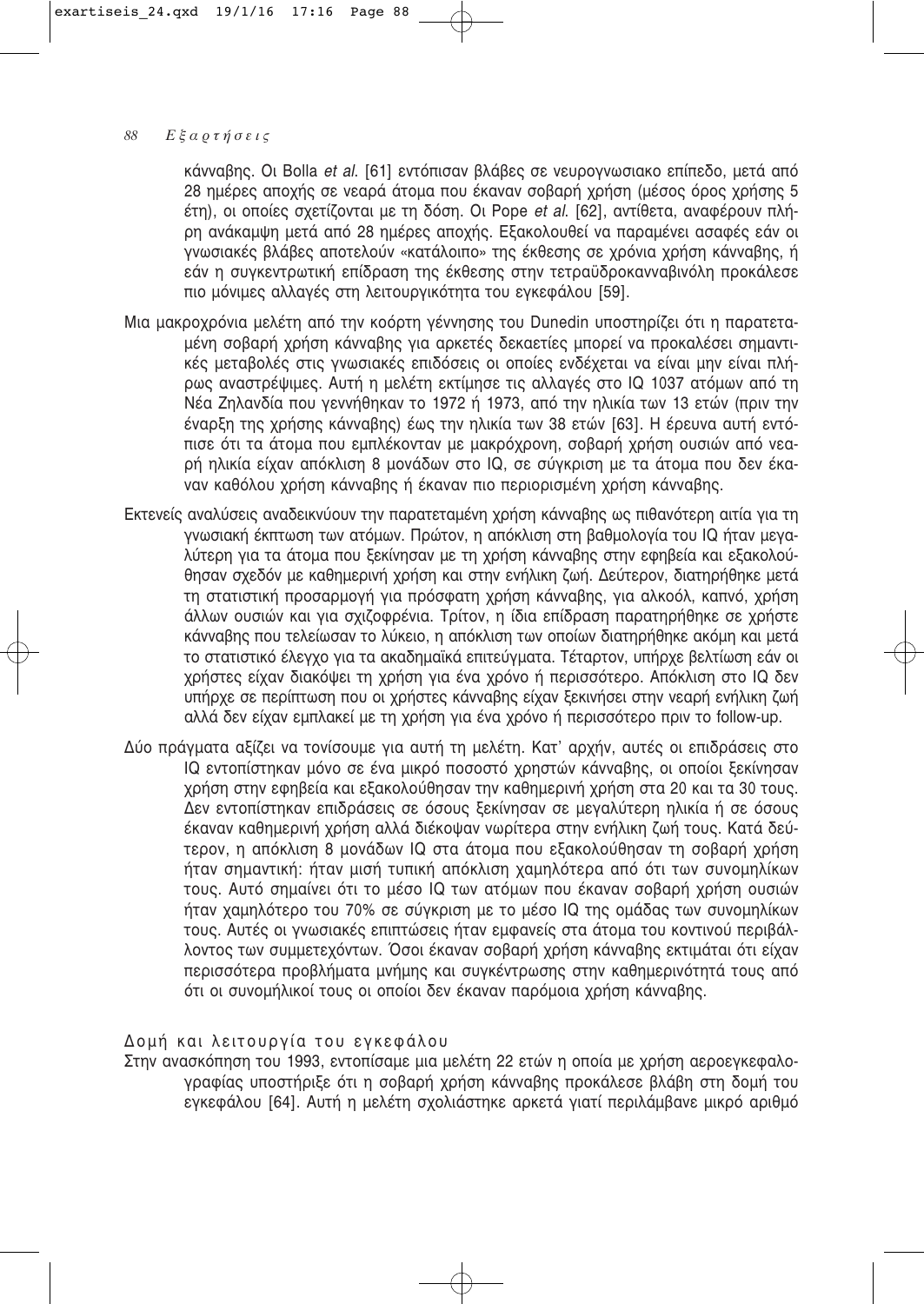κάνναβης. Οι Bolla *et al.* [61] εντόπισαν βλάβες σε νευρογνωσιακο επίπεδο, μετά από 28 ημέρες αποχής σε νεαρά άτομα που έκαναν σοβαρή χρήση (μέσος όρος χρήσης 5 έτη), οι οποίες σχετίζονται με τη δόση. Οι Pope *et al.* [62], αντίθετα, αναφέρουν πλήρη ανάκαμψη μετά από 28 ημέρες αποχής. Εξακολουθεί να παραμένει ασαφές εάν οι γνωσιακές βλάβες αποτελούν «κατάλοιπο» της έκθεσης σε χρόνια χρήση κάνναβης, ή εάν η συγκεντρωτική επίδραση της έκθεσης στην τετραϋδροκανναβινόλη προκάλεσε πιο μόνιμες αλλαγές στη λειτουργικότητα του εγκεφάλου [59].

Μια μακροχρόνια μελέτη από την κοόρτη γέννησης του Dunedin υποστηρίζει ότι η παρατεταμένη σοβαρή χρήση κάνναβης για αρκετές δεκαετίες μπορεί να προκαλέσει σημαντικές μεταβολές στις γνωσιακές επιδόσεις οι οποίες ενδέχεται να είναι μην είναι πλήρως αναστρέψιμες. Αυτή η μελέτη εκτίμησε τις αλλαγές στο IQ 1037 ατόμων από τη Νέα Ζηλανδία που γεννήθηκαν το 1972 ή 1973, από την ηλικία των 13 ετών (πριν την έναρξη της χρήσης κάνναβης) έως την ηλικία των 38 ετών [63]. Η έρευνα αυτή εντόπισε ότι τα άτομα που εμπλέκονταν με μακρόχρονη, σοβαρή χρήση ουσιών από νεαρή ηλικία είχαν απόκλιση 8 μονάδων στο IQ, σε σύγκριση με τα άτομα που δεν έκαναν καθόλου χρήση κάνναβης ή έκαναν πιο περιορισμένη χρήση κάνναβης.

Εκτενείς αναλύσεις αναδεικνύουν την παρατεταμένη χρήση κάνναβης ως πιθανότερη αιτία για τη γνωσιακή έκπτωση των ατόμων. Πρώτον, η απόκλιση στη βαθμολογία του IQ ήταν μεγαλύτερη για τα άτομα που ξεκίνησαν με τη χρήση κάνναβης στην εφηβεία και εξακολούθησαν σχεδόν με καθημερινή χρήση και στην ενήλικη ζωή. Δεύτερον, διατηρήθηκε μετά τη στατιστική προσαρμογή για πρόσφατη χρήση κάνναβης, για αλκοόλ, καπνό, χρήση άλλων ουσιών και για σχιζοφρένεια. Τρίτον, η ίδια επίδραση παρατηρήθηκε σε χρήστε κάνναβης που τελείωσαν το λύκειο, η απόκλιση των οποίων διατηρήθηκε ακόμη και μετά το στατιστικό έλεγχο για τα ακαδημαϊκά επιτεύγματα. Τέταρτον, υπήρχε βελτίωση εάν οι χρήστες είχαν διακόψει τη χρήση για ένα χρόνο ή περισσότερο. Απόκλιση στο IQ δεν υπήρχε σε περίπτωση που οι χρήστες κάνναβης είχαν ξεκινήσει στην νεαρή ενήλικη ζωή αλλά δεν είχαν εμπλακεί με τη χρήση για ένα χρόνο ή περισσότερο πριν το follow-up.

Δύο πράγματα αξίζει να τονίσουμε για αυτή τη μελέτη. Κατ' αρχήν, αυτές οι επιδράσεις στο IQ εντοπίστηκαν μόνο σε ένα μικρό ποσοστό χρηστών κάνναβης, οι οποίοι ξεκίνησαν χρήση στην εφηβεία και εξακολούθησαν την καθημερινή χρήση στα 20 και τα 30 τους. Δεν εντοπίστηκαν επιδράσεις σε όσους ξεκίνησαν σε μεγαλύτερη ηλικία ή σε όσους έκαναν καθημερινή χρήση αλλά διέκοψαν νωρίτερα στην ενήλικη ζωή τους. Κατά δεύτερον, η απόκλιση 8 μονάδων IQ στα άτομα που εξακολούθησαν τη σοβαρή χρήση ήταν σημαντική: ήταν μισή τυπική απόκλιση χαμηλότερα από ότι των συνομηλίκων τους. Αυτό σημαίνει ότι το μέσο IQ των ατόμων που έκαναν σοβαρή χρήση ουσιών ήταν χαμηλότερο του 70% σε σύγκριση με το μέσο IQ της ομάδας των συνομηλίκων τους. Αυτές οι γνωσιακές επιπτώσεις ήταν εμφανείς στα άτομα του κοντινού περιβάλλοντος των συμμετεχόντων. Όσοι έκαναν σοβαρή χρήση κάνναβης εκτιμάται ότι είχαν περισσότερα προβλήματα μνήμης και συγκέντρωσης στην καθημερινότητά τους από ότι οι συνομήλικοί τους οι οποίοι δεν έκαναν παρόμοια χρήση κάνναβης.

### Δομή και λειτουργία του εγκεφάλου

Στην ανασκόπηση του 1993, εντοπίσαμε μια μελέτη 22 ετών η οποία με χρήση αεροεγκεφαλογραφίας υποστήριξε ότι η σοβαρή χρήση κάνναβης προκάλεσε βλάβη στη δομή του εγκεφάλου [64]. Αυτή η μελέτη σχολιάστηκε αρκετά γιατί περιλάμβανε μικρό αριθμό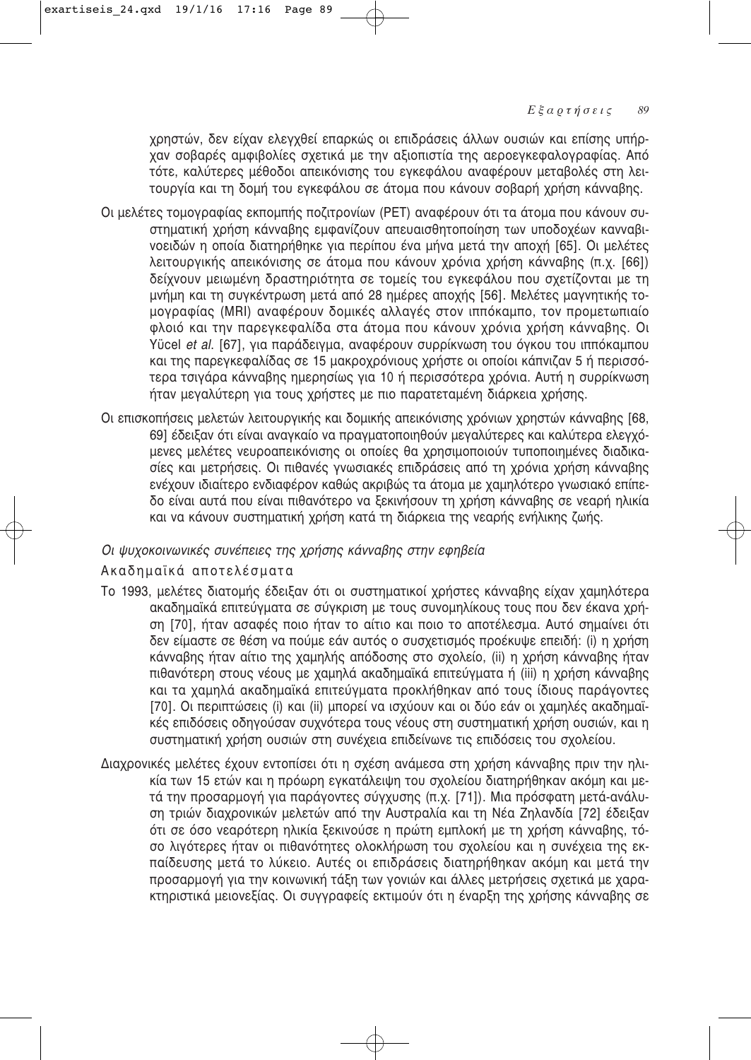χρηστών, δεν είχαν ελεγχθεί επαρκώς οι επιδράσεις άλλων ουσιών και επίσης υπήρχαν σοβαρές αμφιβολίες σχετικά με την αξιοπιστία της αεροεγκεφαλογραφίας. Από τότε, καλύτερες μέθοδοι απεικόνισης του εγκεφάλου αναφέρουν μεταβολές στη λειτουργία και τη δομή του εγκεφάλου σε άτομα που κάνουν σοβαρή χρήση κάνναβης.

Οι μελέτες τομογραφίας εκπομπής ποζιτρονίων (PET) αναφέρουν ότι τα άτομα που κάνουν συστηματική χρήση κάνναβης εμφανίζουν απευαισθητοποίηση των υποδοχέων κανναβινοειδών η οποία διατηρήθηκε για περίπου ένα μήνα μετά την αποχή [65]. Οι μελέτες λειτουργικής απεικόνισης σε άτομα που κάνουν χρόνια χρήση κάνναβης (π.χ. [66]) δείχνουν μειωμένη δραστηριότητα σε τομείς του εγκεφάλου που σχετίζονται με τη μνήμη και τη συγκέντρωση μετά από 28 ημέρες αποχής [56]. Μελέτες μαγνητικής τομογραφίας (MRI) αναφέρουν δομικές αλλαγές στον ιππόκαμπο, τον προμετωπιαίο φλοιό και την παρεγκεφαλίδα στα άτομα που κάνουν χρόνια χρήση κάνναβης. Οι Yücel *et al.* [67], για παράδειγμα, αναφέρουν συρρίκνωση του όγκου του ιππόκαμπου και της παρεγκεφαλίδας σε 15 μακροχρόνιους χρήστε οι οποίοι κάπνιζαν 5 ή περισσότερα τσιγάρα κάνναβης ημερησίως για 10 ή περισσότερα χρόνια. Αυτή η συρρίκνωση ήταν μεγαλύτερη για τους χρήστες με πιο παρατεταμένη διάρκεια χρήσης.

Οι επισκοπήσεις μελετών λειτουργικής και δομικής απεικόνισης χρόνιων χρηστών κάνναβης [68, 69] έδειξαν ότι είναι αναγκαίο να πραγματοποιηθούν μεγαλύτερες και καλύτερα ελεγχόμενες μελέτες νευροαπεικόνισης οι οποίες θα χρησιμοποιούν τυποποιημένες διαδικασίες και μετρήσεις. Οι πιθανές γνωσιακές επιδράσεις από τη χρόνια χρήση κάνναβης ενέχουν ιδιαίτερο ενδιαφέρον καθώς ακριβώς τα άτομα με χαμηλότερο γνωσιακό επίπεδο είναι αυτά που είναι πιθανότερο να ξεκινήσουν τη χρήση κάνναβης σε νεαρή ηλικία και να κάνουν συστηματική χρήση κατά τη διάρκεια της νεαρής ενήλικης ζωής.

### *Οι ψυχοκοινωνικές συνέπειες της χρήσης κάνναβης στην εφηβεία*

#### Ακαδημαϊκά αποτελέσματα

Το 1993, μελέτες διατομής έδειξαν ότι οι συστηματικοί χρήστες κάνναβης είχαν χαμηλότερα ακαδημαϊκά επιτεύγματα σε σύγκριση με τους συνομηλίκους τους που δεν έκανα χρήση [70], ήταν ασαφές ποιο ήταν το αίτιο και ποιο το αποτέλεσμα. Αυτό σημαίνει ότι δεν είμαστε σε θέση να πούμε εάν αυτός ο συσχετισμός προέκυψε επειδή: (i) η χρήση κάνναβης ήταν αίτιο της χαμηλής απόδοσης στο σχολείο, (ii) η χρήση κάνναβης ήταν πιθανότερη στους νέους με χαμηλά ακαδημαϊκά επιτεύγματα ή (iii) η χρήση κάνναβης και τα χαμηλά ακαδημαϊκά επιτεύγματα προκλήθηκαν από τους ίδιους παράγοντες [70]. Οι περιπτώσεις (i) και (ii) μπορεί να ισχύουν και οι δύο εάν οι χαμηλές ακαδημαϊκές επιδόσεις οδηγούσαν συχνότερα τους νέους στη συστηματική χρήση ουσιών, και η συστηματική χρήση ουσιών στη συνέχεια επιδείνωνε τις επιδόσεις του σχολείου.

Διαχρονικές μελέτες έχουν εντοπίσει ότι η σχέση ανάμεσα στη χρήση κάνναβης πριν την ηλικία των 15 ετών και η πρόωρη εγκατάλειψη του σχολείου διατηρήθηκαν ακόμη και μετά την προσαρμογή για παράγοντες σύγχυσης (π.χ. [71]). Μια πρόσφατη μετά-ανάλυση τριών διαχρονικών μελετών από την Αυστραλία και τη Νέα Ζηλανδία [72] έδειξαν ότι σε όσο νεαρότερη ηλικία ξεκινούσε η πρώτη εμπλοκή με τη χρήση κάνναβης, τόσο λιγότερες ήταν οι πιθανότητες ολοκλήρωση του σχολείου και η συνέχεια της εκπαίδευσης μετά το λύκειο. Αυτές οι επιδράσεις διατηρήθηκαν ακόμη και μετά την προσαρμογή για την κοινωνική τάξη των γονιών και άλλες μετρήσεις σχετικά με χαρακτηριστικά μειονεξίας. Οι συγγραφείς εκτιμούν ότι η έναρξη της χρήσης κάνναβης σε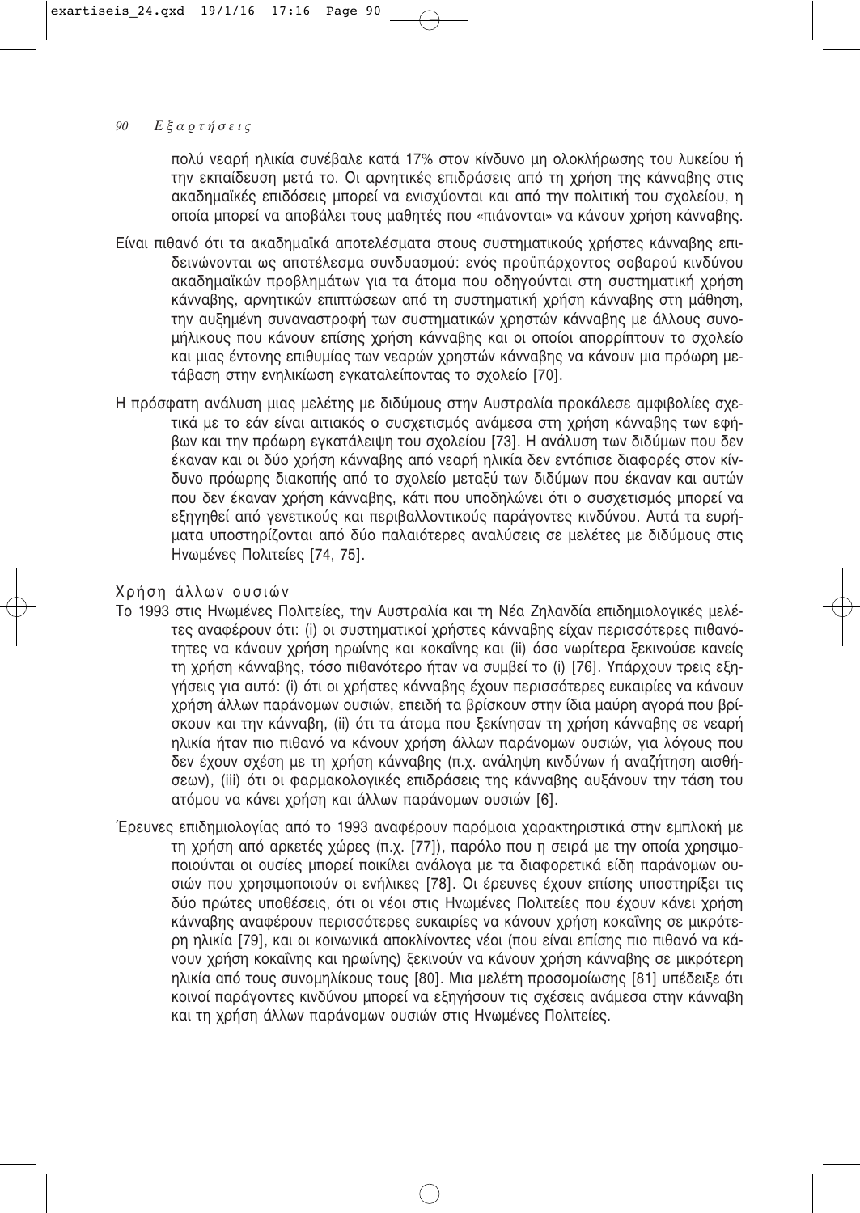πολύ νεαρή ηλικία συνέβαλε κατά 17% στον κίνδυνο μη ολοκλήρωσης του λυκείου ή την εκπαίδευση μετά το. Οι αρνητικές επιδράσεις από τη χρήση της κάνναβης στις ακαδημαϊκές επιδόσεις μπορεί να ενισχύονται και από την πολιτική του σχολείου, η οποία μπορεί να αποβάλει τους μαθητές που «πιάνονται» να κάνουν χρήση κάνναβης.

Είναι πιθανό ότι τα ακαδημαϊκά αποτελέσματα στους συστηματικούς χρήστες κάνναβης επιδεινώνονται ως αποτέλεσμα συνδυασμού: ενός προϋπάρχοντος σοβαρού κινδύνου ακαδημαϊκών προβλημάτων για τα άτομα που οδηγούνται στη συστηματική χρήση κάνναβης, αρνητικών επιπτώσεων από τη συστηματική χρήση κάνναβης στη μάθηση, την αυξημένη συναναστροφή των συστηματικών χρηστών κάνναβης με άλλους συνομήλικους που κάνουν επίσης χρήση κάνναβης και οι οποίοι απορρίπτουν το σχολείο και μιας έντονης επιθυμίας των νεαρών χρηστών κάνναβης να κάνουν μια πρόωρη μετάβαση στην ενηλικίωση εγκαταλείποντας το σχολείο [70].

Η πρόσφατη ανάλυση μιας μελέτης με διδύμους στην Αυστραλία προκάλεσε αμφιβολίες σχετικά με το εάν είναι αιτιακός ο συσχετισμός ανάμεσα στη χρήση κάνναβης των εφήβων και την πρόωρη εγκατάλειψη του σχολείου [73]. Η ανάλυση των διδύμων που δεν έκαναν και οι δύο χρήση κάνναβης από νεαρή ηλικία δεν εντόπισε διαφορές στον κίνδυνο πρόωρης διακοπής από το σχολείο μεταξύ των διδύμων που έκαναν και αυτών που δεν έκαναν χρήση κάνναβης, κάτι που υποδηλώνει ότι ο συσχετισμός μπορεί να εξηγηθεί από γενετικούς και περιβαλλοντικούς παράγοντες κινδύνου. Αυτά τα ευρήματα υποστηρίζονται από δύο παλαιότερες αναλύσεις σε μελέτες με διδύμους στις Ηνωμένες Πολιτείες [74, 75].

### Χρήση άλλων ουσιών

Το 1993 στις Ηνωμένες Πολιτείες, την Αυστραλία και τη Νέα Ζηλανδία επιδημιολογικές μελέτες αναφέρουν ότι: (i) οι συστηματικοί χρήστες κάνναβης είχαν περισσότερες πιθανότητες να κάνουν χρήση ηρωίνης και κοκαΐνης και (ii) όσο νωρίτερα ξεκινούσε κανείς τη χρήση κάνναβης, τόσο πιθανότερο ήταν να συμβεί το (i) [76]. Υπάρχουν τρεις εξηγήσεις για αυτό: (i) ότι οι χρήστες κάνναβης έχουν περισσότερες ευκαιρίες να κάνουν χρήση άλλων παράνομων ουσιών, επειδή τα βρίσκουν στην ίδια μαύρη αγορά που βρίσκουν και την κάνναβη, (ii) ότι τα άτομα που ξεκίνησαν τη χρήση κάνναβης σε νεαρή ηλικία ήταν πιο πιθανό να κάνουν χρήση άλλων παράνομων ουσιών, για λόγους που δεν έχουν σχέση με τη χρήση κάνναβης (π.χ. ανάληψη κινδύνων ή αναζήτηση αισθήσεων), (iii) ότι οι φαρμακολογικές επιδράσεις της κάνναβης αυξάνουν την τάση του ατόμου να κάνει χρήση και άλλων παράνομων ουσιών [6].

Έρευνες επιδημιολογίας από το 1993 αναφέρουν παρόμοια χαρακτηριστικά στην εμπλοκή με τη χρήση από αρκετές χώρες (π.χ. [77]), παρόλο που η σειρά με την οποία χρησιμοποιούνται οι ουσίες μπορεί ποικίλει ανάλογα με τα διαφορετικά είδη παράνομων ουσιών που χρησιμοποιούν οι ενήλικες [78]. Οι έρευνες έχουν επίσης υποστηρίξει τις δύο πρώτες υποθέσεις, ότι οι νέοι στις Ηνωμένες Πολιτείες που έχουν κάνει χρήση κάνναβης αναφέρουν περισσότερες ευκαιρίες να κάνουν χρήση κοκαΐνης σε μικρότερη ηλικία [79], και οι κοινωνικά αποκλίνοντες νέοι (που είναι επίσης πιο πιθανό να κάνουν χρήση κοκαΐνης και ηρωίνης) ξεκινούν να κάνουν χρήση κάνναβης σε μικρότερη ηλικία από τους συνομηλίκους τους [80]. Μια μελέτη προσομοίωσης [81] υπέδειξε ότι κοινοί παράγοντες κινδύνου μπορεί να εξηγήσουν τις σχέσεις ανάμεσα στην κάνναβη και τη χρήση άλλων παράνομων ουσιών στις Ηνωμένες Πολιτείες.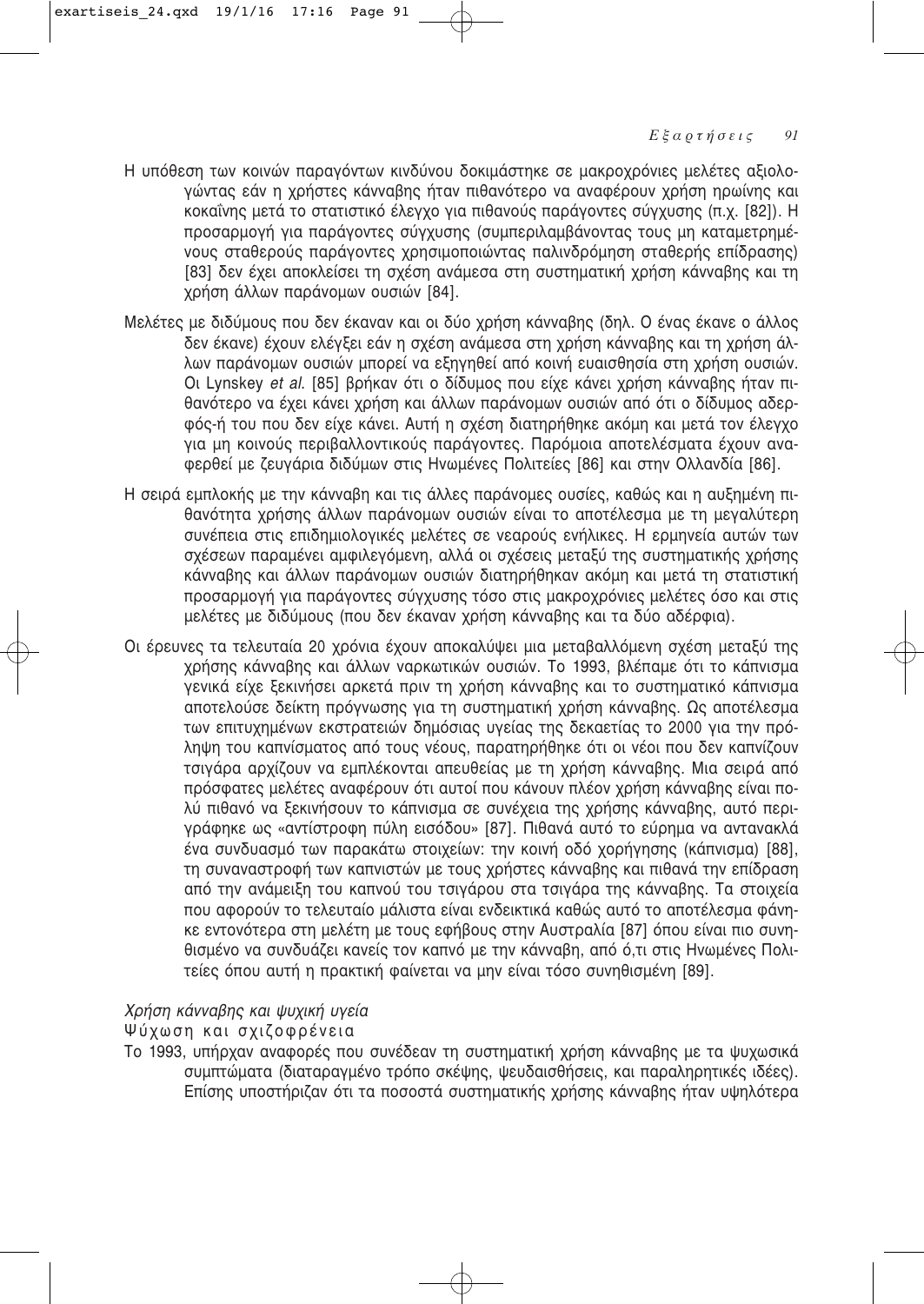Η υπόθεση των κοινών παραγόντων κινδύνου δοκιμάστηκε σε μακροχρόνιες μελέτες αξιολογώντας εάν η χρήστες κάνναβης ήταν πιθανότερο να αναφέρουν χρήση ηρωίνης και κοκαΐνης μετά το στατιστικό έλεγχο για πιθανούς παράγοντες σύγχυσης (π.χ. [82]). Η προσαρμογή για παράγοντες σύγχυσης (συμπεριλαμβάνοντας τους μη καταμετρημένους σταθερούς παράγοντες χρησιμοποιώντας παλινδρόμηση σταθερής επίδρασης) [83] δεν έχει αποκλείσει τη σχέση ανάμεσα στη συστηματική χρήση κάνναβης και τη χρήση άλλων παράνομων ουσιών [84].

Μελέτες με διδύμους που δεν έκαναν και οι δύο χρήση κάνναβης (δηλ. Ο ένας έκανε ο άλλος δεν έκανε) έχουν ελέγξει εάν η σχέση ανάμεσα στη χρήση κάνναβης και τη χρήση άλλων παράνομων ουσιών μπορεί να εξηγηθεί από κοινή ευαισθησία στη χρήση ουσιών. Οι Lynskey *et al.* [85] βρήκαν ότι ο δίδυμος που είχε κάνει χρήση κάνναβης ήταν πιθανότερο να έχει κάνει χρήση και άλλων παράνομων ουσιών από ότι ο δίδυμος αδερφός-ή του που δεν είχε κάνει. Αυτή η σχέση διατηρήθηκε ακόμη και μετά τον έλεγχο για μη κοινούς περιβαλλοντικούς παράγοντες. Παρόμοια αποτελέσματα έχουν αναφερθεί με ζευγάρια διδύμων στις Ηνωμένες Πολιτείες [86] και στην Ολλανδία [86].

Η σειρά εμπλοκής με την κάνναβη και τις άλλες παράνομες ουσίες, καθώς και η αυξημένη πιθανότητα χρήσης άλλων παράνομων ουσιών είναι το αποτέλεσμα με τη μεγαλύτερη συνέπεια στις επιδημιολογικές μελέτες σε νεαρούς ενήλικες. Η ερμηνεία αυτών των σχέσεων παραμένει αμφιλεγόμενη, αλλά οι σχέσεις μεταξύ της συστηματικής χρήσης κάνναβης και άλλων παράνομων ουσιών διατηρήθηκαν ακόμη και μετά τη στατιστική προσαρμογή για παράγοντες σύγχυσης τόσο στις μακροχρόνιες μελέτες όσο και στις μελέτες με διδύμους (που δεν έκαναν χρήση κάνναβης και τα δύο αδέρφια).

Οι έρευνες τα τελευταία 20 χρόνια έχουν αποκαλύψει μια μεταβαλλόμενη σχέση μεταξύ της χρήσης κάνναβης και άλλων ναρκωτικών ουσιών. Το 1993, βλέπαμε ότι το κάπνισμα γενικά είχε ξεκινήσει αρκετά πριν τη χρήση κάνναβης και το συστηματικό κάπνισμα αποτελούσε δείκτη πρόγνωσης για τη συστηματική χρήση κάνναβης. Ως αποτέλεσμα των επιτυχημένων εκστρατειών δημόσιας υγείας της δεκαετίας το 2000 για την πρόληψη του καπνίσματος από τους νέους, παρατηρήθηκε ότι οι νέοι που δεν καπνίζουν τσιγάρα αρχίζουν να εμπλέκονται απευθείας με τη χρήση κάνναβης. Μια σειρά από πρόσφατες μελέτες αναφέρουν ότι αυτοί που κάνουν πλέον χρήση κάνναβης είναι πολύ πιθανό να ξεκινήσουν το κάπνισμα σε συνέχεια της χρήσης κάνναβης, αυτό περιγράφηκε ως «αντίστροφη πύλη εισόδου» [87]. Πιθανά αυτό το εύρημα να αντανακλά ένα συνδυασμό των παρακάτω στοιχείων: την κοινή οδό χορήγησης (κάπνισμα) [88], τη συναναστροφή των καπνιστών με τους χρήστες κάνναβης και πιθανά την επίδραση από την ανάμειξη του καπνού του τσιγάρου στα τσιγάρα της κάνναβης. Τα στοιχεία που αφορούν το τελευταίο μάλιστα είναι ενδεικτικά καθώς αυτό το αποτέλεσμα φάνηκε εντονότερα στη μελέτη με τους εφήβους στην Αυστραλία [87] όπου είναι πιο συνηθισμένο να συνδυάζει κανείς τον καπνό με την κάνναβη, από ό,τι στις Ηνωμένες Πολιτείες όπου αυτή η πρακτική φαίνεται να μην είναι τόσο συνηθισμένη [89].

### *Χρήση κάνναβης και ψυχική υγεία*

#### Ψύχωση και σχιζοφρένεια

Το 1993, υπήρχαν αναφορές που συνέδεαν τη συστηματική χρήση κάνναβης με τα ψυχωσικά συμπτώματα (διαταραγμένο τρόπο σκέψης, ψευδαισθήσεις, και παραληρητικές ιδέες). Επίσης υποστήριζαν ότι τα ποσοστά συστηματικής χρήσης κάνναβης ήταν υψηλότερα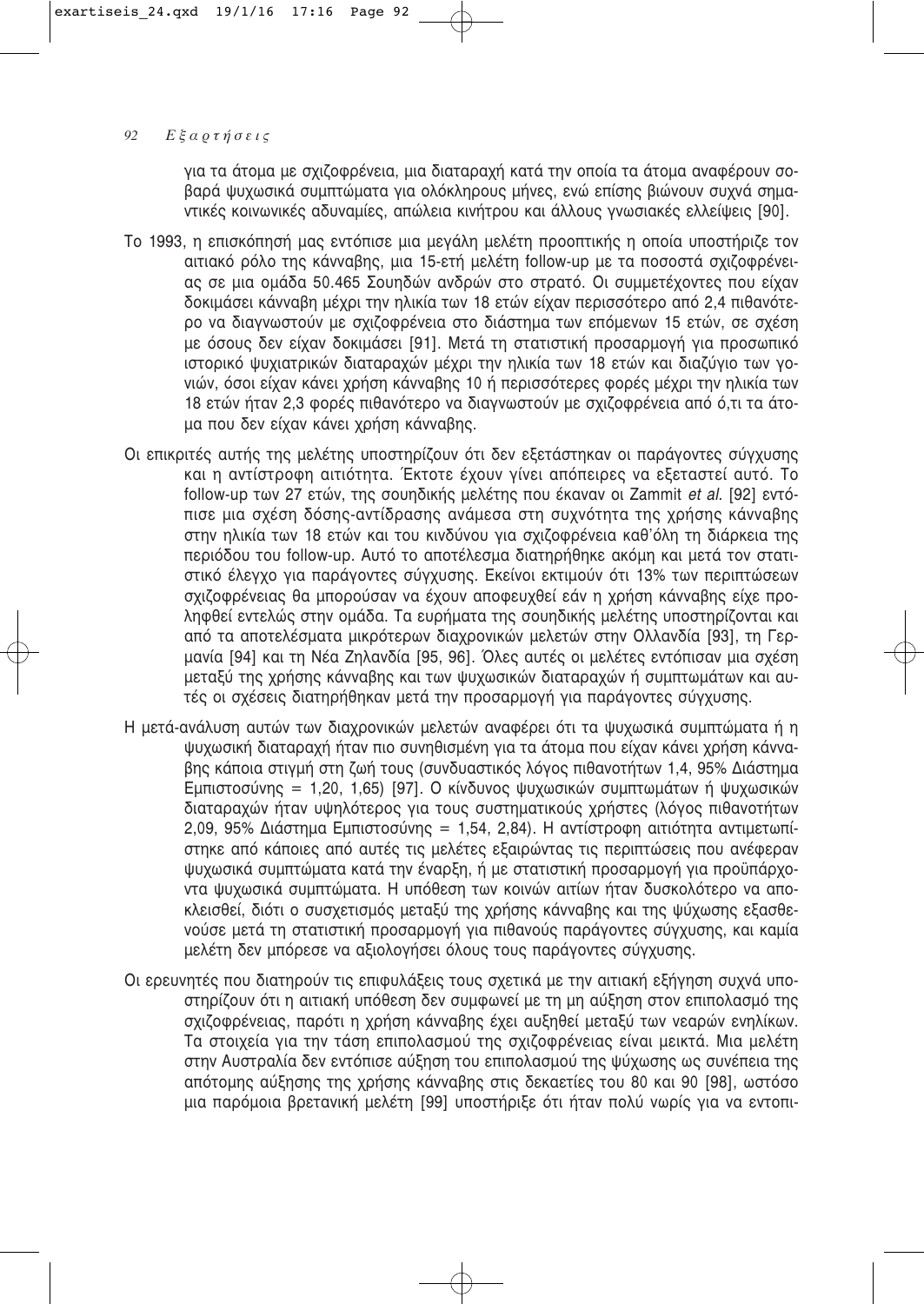για τα άτομα με σχιζοφρένεια, μια διαταραχή κατά την οποία τα άτομα αναφέρουν σοβαρά ψυχωσικά συμπτώματα για ολόκληρους μήνες, ενώ επίσης βιώνουν συχνά σημαντικές κοινωνικές αδυναμίες, απώλεια κινήτρου και άλλους γνωσιακές ελλείψεις [90].

Το 1993, η επισκόπησή μας εντόπισε μια μεγάλη μελέτη προοπτικής η οποία υποστήριζε τον αιτιακό ρόλο της κάνναβης, μια 15-ετή μελέτη follow-up με τα ποσοστά σχιζοφρένειας σε μια ομάδα 50.465 Σουηδών ανδρών στο στρατό. Οι συμμετέχοντες που είχαν δοκιμάσει κάνναβη μέχρι την ηλικία των 18 ετών είχαν περισσότερο από 2,4 πιθανότερο να διαγνωστούν με σχιζοφρένεια στο διάστημα των επόμενων 15 ετών, σε σχέση με όσους δεν είχαν δοκιμάσει [91]. Μετά τη στατιστική προσαρμογή για προσωπικό ιστορικό ψυχιατρικών διαταραχών μέχρι την ηλικία των 18 ετών και διαζύγιο των γονιών, όσοι είχαν κάνει χρήση κάνναβης 10 ή περισσότερες φορές μέχρι την ηλικία των 18 ετών ήταν 2,3 φορές πιθανότερο να διαγνωστούν με σχιζοφρένεια από ό,τι τα άτομα που δεν είχαν κάνει χρήση κάνναβης.

Οι επικριτές αυτής της μελέτης υποστηρίζουν ότι δεν εξετάστηκαν οι παράγοντες σύγχυσης και η αντίστροφη αιτιότητα. Έκτοτε έχουν γίνει απόπειρες να εξεταστεί αυτό. Το follow-up των 27 ετών, της σουηδικής μελέτης που έκαναν οι Zammit *et al.* [92] εντόπισε μια σχέση δόσης-αντίδρασης ανάμεσα στη συχνότητα της χρήσης κάνναβης στην ηλικία των 18 ετών και του κινδύνου για σχιζοφρένεια καθ'όλη τη διάρκεια της περιόδου του follow-up. Αυτό το αποτέλεσμα διατηρήθηκε ακόμη και μετά τον στατιστικό έλεγχο για παράγοντες σύγχυσης. Εκείνοι εκτιμούν ότι 13% των περιπτώσεων σχιζοφρένειας θα μπορούσαν να έχουν αποφευχθεί εάν η χρήση κάνναβης είχε προληφθεί εντελώς στην ομάδα. Τα ευρήματα της σουηδικής μελέτης υποστηρίζονται και από τα αποτελέσματα μικρότερων διαχρονικών μελετών στην Ολλανδία [93], τη Γερμανία [94] και τη Νέα Ζηλανδία [95, 96]. Όλες αυτές οι μελέτες εντόπισαν μια σχέση μεταξύ της χρήσης κάνναβης και των ψυχωσικών διαταραχών ή συμπτωμάτων και αυτές οι σχέσεις διατηρήθηκαν μετά την προσαρμογή για παράγοντες σύγχυσης.

Η μετά-ανάλυση αυτών των διαχρονικών μελετών αναφέρει ότι τα ψυχωσικά συμπτώματα ή η ψυχωσική διαταραχή ήταν πιο συνηθισμένη για τα άτομα που είχαν κάνει χρήση κάνναβης κάποια στιγμή στη ζωή τους (συνδυαστικός λόγος πιθανοτήτων 1,4, 95% Διάστημα Εμπιστοσύνης = 1,20, 1,65) [97]. Ο κίνδυνος ψυχωσικών συμπτωμάτων ή ψυχωσικών διαταραχών ήταν υψηλότερος για τους συστηματικούς χρήστες (λόγος πιθανοτήτων 2,09, 95% Διάστημα Εμπιστοσύνης = 1,54, 2,84). Η αντίστροφη αιτιότητα αντιμετωπίστηκε από κάποιες από αυτές τις μελέτες εξαιρώντας τις περιπτώσεις που ανέφεραν ψυχωσικά συμπτώματα κατά την έναρξη, ή με στατιστική προσαρμογή για προϋπάρχοντα ψυχωσικά συμπτώματα. Η υπόθεση των κοινών αιτίων ήταν δυσκολότερο να αποκλεισθεί, διότι ο συσχετισμός μεταξύ της χρήσης κάνναβης και της ψύχωσης εξασθενούσε μετά τη στατιστική προσαρμογή για πιθανούς παράγοντες σύγχυσης, και καμία μελέτη δεν μπόρεσε να αξιολογήσει όλους τους παράγοντες σύγχυσης.

Οι ερευνητές που διατηρούν τις επιφυλάξεις τους σχετικά με την αιτιακή εξήγηση συχνά υποστηρίζουν ότι η αιτιακή υπόθεση δεν συμφωνεί με τη μη αύξηση στον επιπολασμό της σχιζοφρένειας, παρότι η χρήση κάνναβης έχει αυξηθεί μεταξύ των νεαρών ενηλίκων. Τα στοιχεία για την τάση επιπολασμού της σχιζοφρένειας είναι μεικτά. Μια μελέτη στην Αυστραλία δεν εντόπισε αύξηση του επιπολασμού της ψύχωσης ως συνέπεια της απότομης αύξησης της χρήσης κάνναβης στις δεκαετίες του 80 και 90 [98], ωστόσο μια παρόμοια βρετανική μελέτη [99] υποστήριξε ότι ήταν πολύ νωρίς για να εντοπι-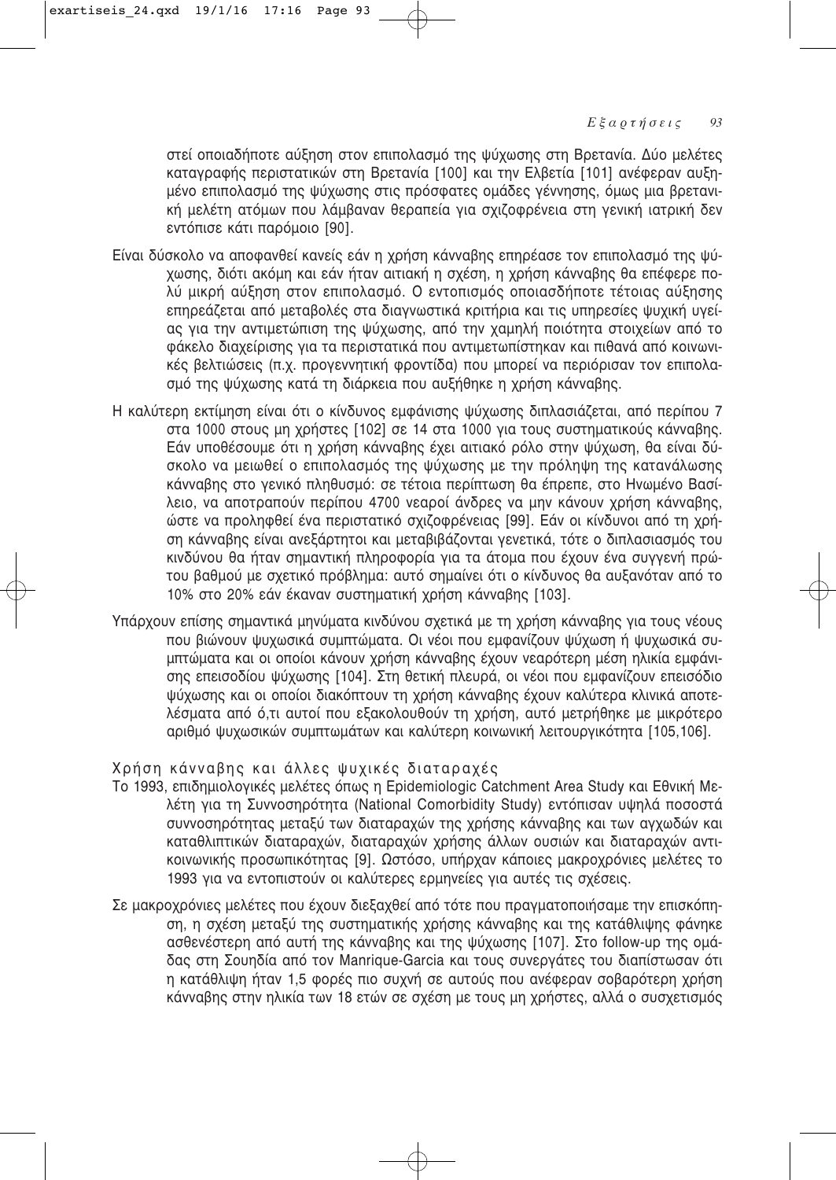στεί οποιαδήποτε αύξηση στον επιπολασμό της ψύχωσης στη Βρετανία. Δύο μελέτες καταγραφής περιστατικών στη Βρετανία [100] και την Ελβετία [101] ανέφεραν αυξημένο επιπολασμό της ψύχωσης στις πρόσφατες ομάδες γέννησης, όμως μια βρετανική μελέτη ατόμων που λάμβαναν θεραπεία για σχιζοφρένεια στη γενική ιατρική δεν εντόπισε κάτι παρόμοιο [90].

Είναι δύσκολο να αποφανθεί κανείς εάν η χρήση κάνναβης επηρέασε τον επιπολασμό της ψύχωσης, διότι ακόμη και εάν ήταν αιτιακή η σχέση, η χρήση κάνναβης θα επέφερε πολύ μικρή αύξηση στον επιπολασμό. Ο εντοπισμός οποιασδήποτε τέτοιας αύξησης επηρεάζεται από μεταβολές στα διαγνωστικά κριτήρια και τις υπηρεσίες ψυχικής υγείας για την αντιμετώπιση της ψύχωσης, από την χαμηλή ποιότητα στοιχείων από το φάκελο διαχείρισης για τα περιστατικά που αντιμετωπίστηκαν και πιθανά από κοινωνικές βελτιώσεις (π.χ. προγεννητική φροντίδα) που μπορεί να περιόρισαν τον επιπολασμό της ψύχωσης κατά τη διάρκεια που αυξήθηκε η χρήση κάνναβης.

Η καλύτερη εκτίμηση είναι ότι ο κίνδυνος εμφάνισης ψύχωσης διπλασιάζεται, από περίπου 7 στα 1000 στους μη χρήστες [102] σε 14 στα 1000 για τους συστηματικούς κάνναβης. Εάν υποθέσουμε ότι η χρήση κάνναβης έχει αιτιακό ρόλο στην ψύχωση, θα είναι δύσκολο να μειωθεί ο επιπολασμός της ψύχωσης με την πρόληψη της κατανάλωσης κάνναβης στο γενικό πληθυσμό: σε τέτοια περίπτωση θα έπρεπε, στο Ηνωμένο Βασίλειο, να αποτραπούν περίπου 4700 νεαροί άνδρες να μην κάνουν χρήση κάνναβης, ώστε να προληφθεί ένα περιστατικό σχιζοφρένειας [99]. Εάν οι κίνδυνοι από τη χρήση κάνναβης είναι ανεξάρτητοι και μεταβιβάζονται γενετικά, τότε ο διπλασιασμός του κινδύνου θα ήταν σημαντική πληροφορία για τα άτομα που έχουν ένα συγγενή πρώτου βαθμού με σχετικό πρόβλημα: αυτό σημαίνει ότι ο κίνδυνος θα αυξανόταν από το 10% στο 20% εάν έκαναν συστηματική χρήση κάνναβης [103].

Υπάρχουν επίσης σημαντικά μηνύματα κινδύνου σχετικά με τη χρήση κάνναβης για τους νέους που βιώνουν ψυχωσικά συμπτώματα. Οι νέοι που εμφανίζουν ψύχωση ή ψυχωσικά συμπτώματα και οι οποίοι κάνουν χρήση κάνναβης έχουν νεαρότερη μέση ηλικία εμφάνισης επεισοδίου ψύχωσης [104]. Στη θετική πλευρά, οι νέοι που εμφανίζουν επεισόδιο ψύχωσης και οι οποίοι διακόπτουν τη χρήση κάνναβης έχουν καλύτερα κλινικά αποτελέσματα από ό,τι αυτοί που εξακολουθούν τη χρήση, αυτό μετρήθηκε με μικρότερο αριθμό ψυχωσικών συμπτωμάτων και καλύτερη κοινωνική λειτουργικότητα [105,106].

## Χρήση κάνναβης και άλλες ψυχικές διαταραχές

Το 1993, επιδημιολογικές μελέτες όπως η Epidemiologic Catchment Area Study και Εθνική Μελέτη για τη Συννοσηρότητα (National Comorbidity Study) εντόπισαν υψηλά ποσοστά συννοσηρότητας μεταξύ των διαταραχών της χρήσης κάνναβης και των αγχωδών και καταθλιπτικών διαταραχών, διαταραχών χρήσης άλλων ουσιών και διαταραχών αντικοινωνικής προσωπικότητας [9]. Ωστόσο, υπήρχαν κάποιες μακροχρόνιες μελέτες το 1993 για να εντοπιστούν οι καλύτερες ερμηνείες για αυτές τις σχέσεις.

Σε μακροχρόνιες μελέτες που έχουν διεξαχθεί από τότε που πραγματοποιήσαμε την επισκόπηση, η σχέση μεταξύ της συστηματικής χρήσης κάνναβης και της κατάθλιψης φάνηκε ασθενέστερη από αυτή της κάνναβης και της ψύχωσης [107]. Στο follow-up της ομάδας στη Σουηδία από τον Manrique-Garcia και τους συνεργάτες του διαπίστωσαν ότι η κατάθλιψη ήταν 1,5 φορές πιο συχνή σε αυτούς που ανέφεραν σοβαρότερη χρήση κάνναβης στην ηλικία των 18 ετών σε σχέση με τους μη χρήστες, αλλά ο συσχετισμός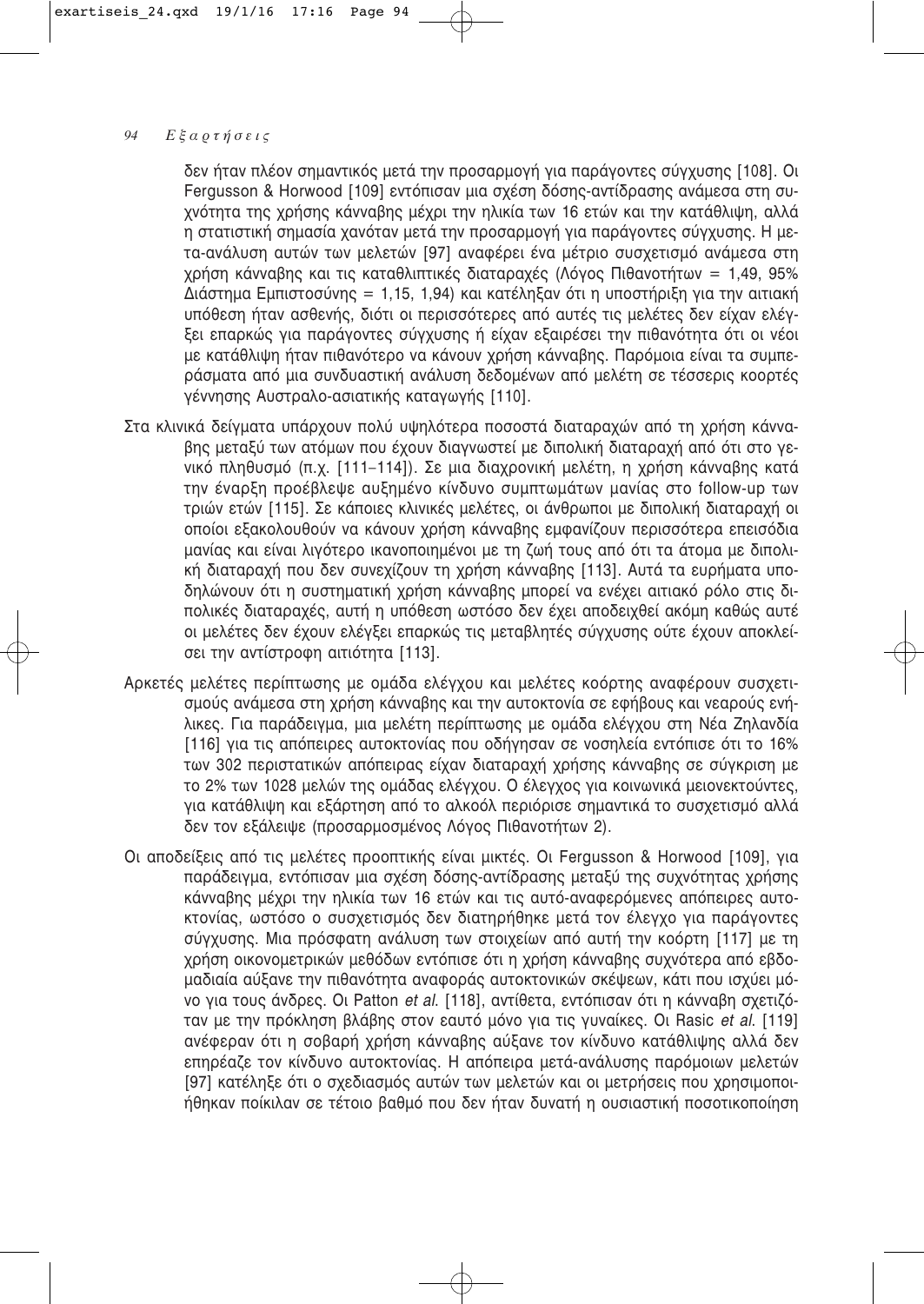δεν ήταν πλέον σημαντικός μετά την προσαρμογή για παράγοντες σύγχυσης [108]. Οι Fergusson & Horwood [109] εντόπισαν μια σχέση δόσης-αντίδρασης ανάμεσα στη συχνότητα της χρήσης κάνναβης μέχρι την ηλικία των 16 ετών και την κατάθλιψη, αλλά η στατιστική σημασία χανόταν μετά την προσαρμογή για παράγοντες σύγχυσης. Η μετα-ανάλυση αυτών των μελετών [97] αναφέρει ένα μέτριο συσχετισμό ανάμεσα στη χρήση κάνναβης και τις καταθλιπτικές διαταραχές (Λόγος Πιθανοτήτων = 1,49, 95% Διάστημα Εμπιστοσύνης = 1,15, 1,94) και κατέληξαν ότι η υποστήριξη για την αιτιακή υπόθεση ήταν ασθενής, διότι οι περισσότερες από αυτές τις μελέτες δεν είχαν ελέγξει επαρκώς για παράγοντες σύγχυσης ή είχαν εξαιρέσει την πιθανότητα ότι οι νέοι με κατάθλιψη ήταν πιθανότερο να κάνουν χρήση κάνναβης. Παρόμοια είναι τα συμπεράσματα από μια συνδυαστική ανάλυση δεδομένων από μελέτη σε τέσσερις κοορτές γέννησης Αυστραλο-ασιατικής καταγωγής [110].

Στα κλινικά δείγματα υπάρχουν πολύ υψηλότερα ποσοστά διαταραχών από τη χρήση κάνναβης μεταξύ των ατόμων που έχουν διαγνωστεί με διπολική διαταραχή από ότι στο γενικό πληθυσμό (π.χ. [111–114]). Σε μια διαχρονική μελέτη, η χρήση κάνναβης κατά την έναρξη προέβλεψε αυξημένο κίνδυνο συμπτωμάτων μανίας στο follow-up των τριών ετών [115]. Σε κάποιες κλινικές μελέτες, οι άνθρωποι με διπολική διαταραχή οι οποίοι εξακολουθούν να κάνουν χρήση κάνναβης εμφανίζουν περισσότερα επεισόδια μανίας και είναι λιγότερο ικανοποιημένοι με τη ζωή τους από ότι τα άτομα με διπολική διαταραχή που δεν συνεχίζουν τη χρήση κάνναβης [113]. Αυτά τα ευρήματα υποδηλώνουν ότι η συστηματική χρήση κάνναβης μπορεί να ενέχει αιτιακό ρόλο στις διπολικές διαταραχές, αυτή η υπόθεση ωστόσο δεν έχει αποδειχθεί ακόμη καθώς αυτές οι μελέτες δεν έχουν ελέγξει επαρκώς τις μεταβλητές σύγχυσης ούτε έχουν αποκλείσει την αντίστροφη αιτιότητα [113].

Αρκετές μελέτες περίπτωσης με ομάδα ελέγχου και μελέτες κοόρτης αναφέρουν συσχετισμούς ανάμεσα στη χρήση κάνναβης και την αυτοκτονία σε εφήβους και νεαρούς ενήλικες. Για παράδειγμα, μια μελέτη περίπτωσης με ομάδα ελέγχου στη Νέα Ζηλανδία [116] για τις απόπειρες αυτοκτονίας που οδήγησαν σε νοσηλεία εντόπισε ότι το 16% των 302 περιστατικών απόπειρας είχαν διαταραχή χρήσης κάνναβης σε σύγκριση με το 2% των 1028 μελών της ομάδας ελέγχου. Ο έλεγχος για κοινωνικά μειονεκτούντες, για κατάθλιψη και εξάρτηση από το αλκοόλ περιόρισε σημαντικά το συσχετισμό αλλά δεν τον εξάλειψε (προσαρμοσμένος Λόγος Πιθανοτήτων 2).

Οι αποδείξεις από τις μελέτες προοπτικής είναι μικτές. Οι Fergusson & Horwood [109], για παράδειγμα, εντόπισαν μια σχέση δόσης-αντίδρασης μεταξύ της συχνότητας χρήσης κάνναβης μέχρι την ηλικία των 16 ετών και τις αυτό-αναφερόμενες απόπειρες αυτοκτονίας, ωστόσο ο συσχετισμός δεν διατηρήθηκε μετά τον έλεγχο για παράγοντες σύγχυσης. Μια πρόσφατη ανάλυση των στοιχείων από αυτή την κοόρτη [117] με τη χρήση οικονομετρικών μεθόδων εντόπισε ότι η χρήση κάνναβης συχνότερα από εβδομαδιαία αύξανε την πιθανότητα αναφοράς αυτοκτονικών σκέψεων, κάτι που ισχύει μόνο για τους άνδρες. Οι Patton *et al.* [118], αντίθετα, εντόπισαν ότι η κάνναβη σχετιζόταν με την πρόκληση βλάβης στον εαυτό μόνο για τις γυναίκες. Οι Rasic *et al.* [119] ανέφεραν ότι η σοβαρή χρήση κάνναβης αύξανε τον κίνδυνο κατάθλιψης αλλά δεν επηρέαζε τον κίνδυνο αυτοκτονίας. Η απόπειρα μετά-ανάλυσης παρόμοιων μελετών [97] κατέληξε ότι ο σχεδιασμός αυτών των μελετών και οι μετρήσεις που χρησιμοποιήθηκαν ποίκιλαν σε τέτοιο βαθμό που δεν ήταν δυνατή η ουσιαστική ποσοτικοποίηση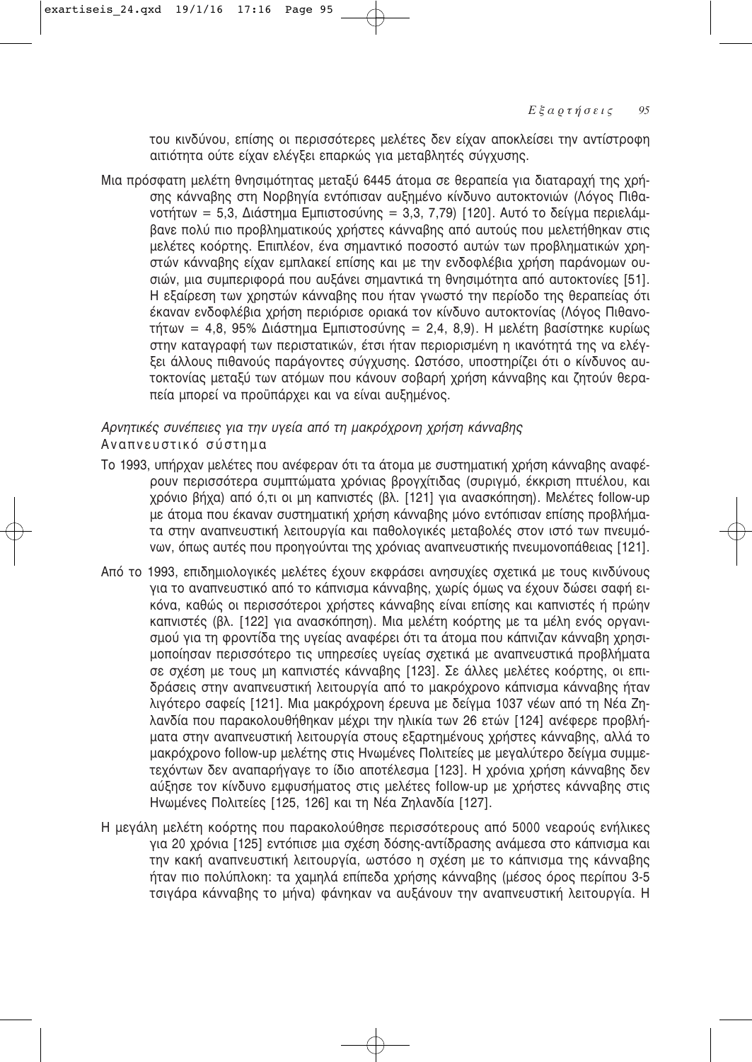του κινδύνου, επίσης οι περισσότερες μελέτες δεν είχαν αποκλείσει την αντίστροφη αιτιότητα ούτε είχαν ελέγξει επαρκώς για μεταβλητές σύγχυσης.

Μια πρόσφατη μελέτη θνησιμότητας μεταξύ 6445 άτομα σε θεραπεία για διαταραχή της χρήσης κάνναβης στη Νορβηγία εντόπισαν αυξημένο κίνδυνο αυτοκτονιών (Λόγος Πιθανοτήτων = 5,3, Διάστημα Εμπιστοσύνης = 3,3, 7,79) [120]. Αυτό το δείγμα περιελάμβανε πολύ πιο προβληματικούς χρήστες κάνναβης από αυτούς που μελετήθηκαν στις μελέτες κοόρτης. Επιπλέον, ένα σημαντικό ποσοστό αυτών των προβληματικών χρηστών κάνναβης είχαν εμπλακεί επίσης και με την ενδοφλέβια χρήση παράνομων ουσιών, μια συμπεριφορά που αυξάνει σημαντικά τη θνησιμότητα από αυτοκτονίες [51]. Η εξαίρεση των χρηστών κάνναβης που ήταν γνωστό την περίοδο της θεραπείας ότι έκαναν ενδοφλέβια χρήση περιόρισε οριακά τον κίνδυνο αυτοκτονίας (Λόγος Πιθανοτήτων = 4,8, 95% Διάστημα Εμπιστοσύνης = 2,4, 8,9). Η μελέτη βασίστηκε κυρίως στην καταγραφή των περιστατικών, έτσι ήταν περιορισμένη η ικανότητά της να ελέγξει άλλους πιθανούς παράγοντες σύγχυσης. Ωστόσο, υποστηρίζει ότι ο κίνδυνος αυτοκτονίας μεταξύ των ατόμων που κάνουν σοβαρή χρήση κάνναβης και ζητούν θεραπεία μπορεί να προϋπάρχει και να είναι αυξημένος.

### *Αρνητικές συνέπειες για την υγεία από τη μακρόχρονη χρήση κάνναβης*

#### Αναπνευστικό σύστημα

Το 1993, υπήρχαν μελέτες που ανέφεραν ότι τα άτομα με συστηματική χρήση κάνναβης αναφέρουν περισσότερα συμπτώματα χρόνιας βρογχίτιδας (συριγμό, έκκριση πτυέλου, και χρόνιο βήχα) από ό,τι οι μη καπνιστές (βλ. [121] για ανασκόπηση). Μελέτες follow-up με άτομα που έκαναν συστηματική χρήση κάνναβης μόνο εντόπισαν επίσης προβλήματα στην αναπνευστική λειτουργία και παθολογικές μεταβολές στον ιστό των πνευμόνων, όπως αυτές που προηγούνται της χρόνιας αναπνευστικής πνευμονοπάθειας [121].

Από το 1993, επιδημιολογικές μελέτες έχουν εκφράσει ανησυχίες σχετικά με τους κινδύνους για το αναπνευστικό από το κάπνισμα κάνναβης, χωρίς όμως να έχουν δώσει σαφή εικόνα, καθώς οι περισσότεροι χρήστες κάνναβης είναι επίσης και καπνιστές ή πρώην καπνιστές (βλ. [122] για ανασκόπηση). Μια μελέτη κοόρτης με τα μέλη ενός οργανισμού για τη φροντίδα της υγείας αναφέρει ότι τα άτομα που κάπνιζαν κάνναβη χρησιμοποίησαν περισσότερο τις υπηρεσίες υγείας σχετικά με αναπνευστικά προβλήματα σε σχέση με τους μη καπνιστές κάνναβης [123]. Σε άλλες μελέτες κοόρτης, οι επιδράσεις στην αναπνευστική λειτουργία από το μακρόχρονο κάπνισμα κάνναβης ήταν λιγότερο σαφείς [121]. Μια μακρόχρονη έρευνα με δείγμα 1037 νέων από τη Νέα Ζηλανδία που παρακολουθήθηκαν μέχρι την ηλικία των 26 ετών [124] ανέφερε προβλήματα στην αναπνευστική λειτουργία στους εξαρτημένους χρήστες κάνναβης, αλλά το μακρόχρονο follow-up μελέτης στις Ηνωμένες Πολιτείες με μεγαλύτερο δείγμα συμμετεχόντων δεν αναπαρήγαγε το ίδιο αποτέλεσμα [123]. Η χρόνια χρήση κάνναβης δεν αύξησε τον κίνδυνο εμφυσήματος στις μελέτες follow-up με χρήστες κάνναβης στις Ηνωμένες Πολιτείες [125, 126] και τη Νέα Ζηλανδία [127].

Η μεγάλη μελέτη κοόρτης που παρακολούθησε περισσότερους από 5000 νεαρούς ενήλικες για 20 χρόνια [125] εντόπισε μια σχέση δόσης-αντίδρασης ανάμεσα στο κάπνισμα και την κακή αναπνευστική λειτουργία, ωστόσο η σχέση με το κάπνισμα της κάνναβης ήταν πιο πολύπλοκη: τα χαμηλά επίπεδα χρήσης κάνναβης (μέσος όρος περίπου 3-5 τσιγάρα κάνναβης το μήνα) φάνηκαν να αυξάνουν την αναπνευστική λειτουργία. Η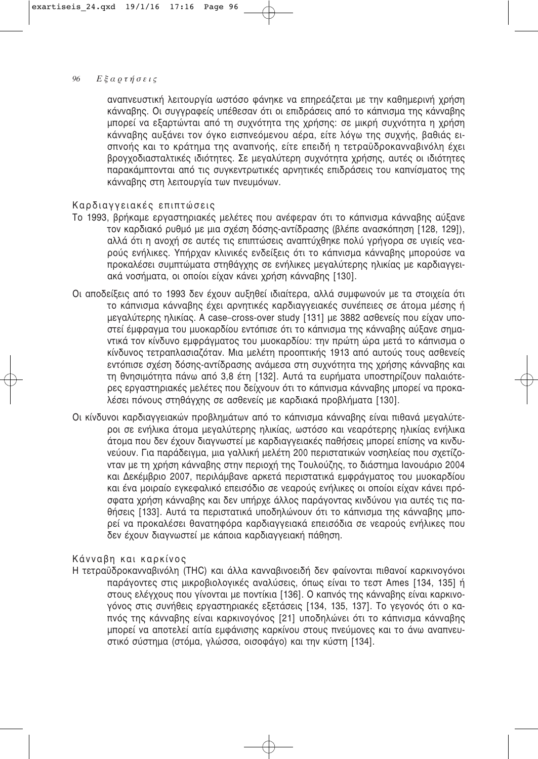αναπνευστική λειτουργία ωστόσο φάνηκε να επηρεάζεται με την καθημερινή χρήση κάνναβης. Οι συγγραφείς υπέθεσαν ότι οι επιδράσεις από το κάπνισμα της κάνναβης μπορεί να εξαρτώνται από τη συχνότητα της χρήσης: σε μικρή συχνότητα η χρήση κάνναβης αυξάνει τον όγκο εισπνεόμενου αέρα, είτε λόγω της συχνής, βαθιάς εισπνοής και το κράτημα της αναπνοής, είτε επειδή η τετραϋδροκανναβινόλη έχει βρογχοδιασταλτικές ιδιότητες. Σε μεγαλύτερη συχνότητα χρήσης, αυτές οι ιδιότητες παρακάμπτονται από τις συγκεντρωτικές αρνητικές επιδράσεις του καπνίσματος της κάνναβης στη λειτουργία των πνευμόνων.

### Καρδιαγγειακές επιπτώσεις

Το 1993, βρήκαμε εργαστηριακές μελέτες που ανέφεραν ότι το κάπνισμα κάνναβης αύξανε τον καρδιακό ρυθμό με μια σχέση δόσης-αντίδρασης (βλέπε ανασκόπηση [128, 129]), αλλά ότι η ανοχή σε αυτές τις επιπτώσεις αναπτύχθηκε πολύ γρήγορα σε υγιείς νεαρούς ενήλικες. Υπήρχαν κλινικές ενδείξεις ότι το κάπνισμα κάνναβης μπορούσε να προκαλέσει συμπτώματα στηθάγχης σε ενήλικες μεγαλύτερης ηλικίας με καρδιαγγειακά νοσήματα, οι οποίοι είχαν κάνει χρήση κάνναβης [130].

Οι αποδείξεις από το 1993 δεν έχουν αυξηθεί ιδιαίτερα, αλλά συμφωνούν με τα στοιχεία ότι το κάπνισμα κάνναβης έχει αρνητικές καρδιαγγειακές συνέπειες σε άτομα μέσης ή μεγαλύτερης ηλικίας. A case–cross-over study [131] με 3882 ασθενείς που είχαν υποστεί έμφραγμα του μυοκαρδίου εντόπισε ότι το κάπνισμα της κάνναβης αύξανε σημαντικά τον κίνδυνο εμφράγματος του μυοκαρδίου: την πρώτη ώρα μετά το κάπνισμα ο κίνδυνος τετραπλασιαζόταν. Μια μελέτη προοπτικής 1913 από αυτούς τους ασθενείς εντόπισε σχέση δόσης-αντίδρασης ανάμεσα στη συχνότητα της χρήσης κάνναβης και τη θνησιμότητα πάνω από 3,8 έτη [132]. Αυτά τα ευρήματα υποστηρίζουν παλαιότερες εργαστηριακές μελέτες που δείχνουν ότι το κάπνισμα κάνναβης μπορεί να προκαλέσει πόνους στηθάγχης σε ασθενείς με καρδιακά προβλήματα [130].

Οι κίνδυνοι καρδιαγγειακών προβλημάτων από το κάπνισμα κάνναβης είναι πιθανά μεγαλύτεροι σε ενήλικα άτομα μεγαλύτερης ηλικίας, ωστόσο και νεαρότερης ηλικίας ενήλικα άτομα που δεν έχουν διαγνωστεί με καρδιαγγειακές παθήσεις μπορεί επίσης να κινδυνεύουν. Για παράδειγμα, μια γαλλική μελέτη 200 περιστατικών νοσηλείας που σχετίζονταν με τη χρήση κάνναβης στην περιοχή της Τουλούζης, το διάστημα Ιανουάριο 2004 και Δεκέμβριο 2007, περιλάμβανε αρκετά περιστατικά εμφράγματος του μυοκαρδίου και ένα μοιραίο εγκεφαλικό επεισόδιο σε νεαρούς ενήλικες οι οποίοι είχαν κάνει πρόσφατα χρήση κάνναβης και δεν υπήρχε άλλος παράγοντας κινδύνου για αυτές τις παθήσεις [133]. Αυτά τα περιστατικά υποδηλώνουν ότι το κάπνισμα της κάνναβης μπορεί να προκαλέσει θανατηφόρα καρδιαγγειακά επεισόδια σε νεαρούς ενήλικες που δεν έχουν διαγνωστεί με κάποια καρδιαγγειακή πάθηση.

### Κάνναβη και καρκίνος

Η τετραϋδροκανναβινόλη (THC) και άλλα κανναβινοειδή δεν φαίνονται πιθανοί καρκινογόνοι παράγοντες στις μικροβιολογικές αναλύσεις, όπως είναι το τεστ Ames [134, 135] ή στους ελέγχους που γίνονται με ποντίκια [136]. Ο καπνός της κάνναβης είναι καρκινογόνος στις συνήθεις εργαστηριακές εξετάσεις [134, 135, 137]. Το γεγονός ότι ο καπνός της κάνναβης είναι καρκινογόνος [21] υποδηλώνει ότι το κάπνισμα κάνναβης μπορεί να αποτελεί αιτία εμφάνισης καρκίνου στους πνεύμονες και το άνω αναπνευστικό σύστημα (στόμα, γλώσσα, οισοφάγο) και την κύστη [134].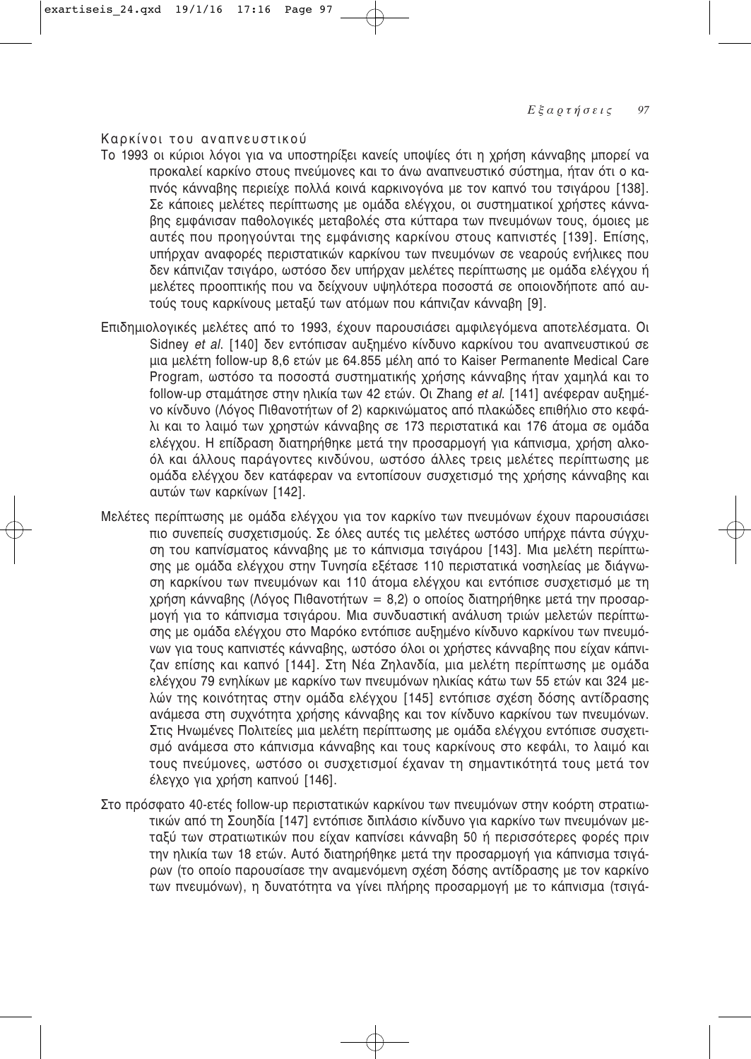### Καρκίνοι του αναπνευστικού

Το 1993 οι κύριοι λόγοι για να υποστηρίξει κανείς υποψίες ότι η χρήση κάνναβης μπορεί να προκαλεί καρκίνο στους πνεύμονες και το άνω αναπνευστικό σύστημα, ήταν ότι ο καπνός κάνναβης περιείχε πολλά κοινά καρκινογόνα με τον καπνό του τσιγάρου [138]. Σε κάποιες μελέτες περίπτωσης με ομάδα ελέγχου, οι συστηματικοί χρήστες κάνναβης εμφάνισαν παθολογικές μεταβολές στα κύτταρα των πνευμόνων τους, όμοιες με αυτές που προηγούνται της εμφάνισης καρκίνου στους καπνιστές [139]. Επίσης, υπήρχαν αναφορές περιστατικών καρκίνου των πνευμόνων σε νεαρούς ενήλικες που δεν κάπνιζαν τσιγάρο, ωστόσο δεν υπήρχαν μελέτες περίπτωσης με ομάδα ελέγχου ή μελέτες προοπτικής που να δείχνουν υψηλότερα ποσοστά σε οποιονδήποτε από αυτούς τους καρκίνους μεταξύ των ατόμων που κάπνιζαν κάνναβη [9].

Επιδημιολογικές μελέτες από το 1993, έχουν παρουσιάσει αμφιλεγόμενα αποτελέσματα. Οι Sidney *et al.* [140] δεν εντόπισαν αυξημένο κίνδυνο καρκίνου του αναπνευστικού σε μια μελέτη follow-up 8,6 ετών με 64.855 μέλη από το Kaiser Permanente Medical Care Program, ωστόσο τα ποσοστά συστηματικής χρήσης κάνναβης ήταν χαμηλά και το follow-up σταμάτησε στην ηλικία των 42 ετών. Οι Zhang *et al.* [141] ανέφεραν αυξημένο κίνδυνο (Λόγος Πιθανοτήτων of 2) καρκινώματος από πλακώδες επιθήλιο στο κεφάλι και το λαιμό των χρηστών κάνναβης σε 173 περιστατικά και 176 άτομα σε ομάδα ελέγχου. Η επίδραση διατηρήθηκε μετά την προσαρμογή για κάπνισμα, χρήση αλκοόλ και άλλους παράγοντες κινδύνου, ωστόσο άλλες τρεις μελέτες περίπτωσης με ομάδα ελέγχου δεν κατάφεραν να εντοπίσουν συσχετισμό της χρήσης κάνναβης και αυτών των καρκίνων [142].

Μελέτες περίπτωσης με ομάδα ελέγχου για τον καρκίνο των πνευμόνων έχουν παρουσιάσει πιο συνεπείς συσχετισμούς. Σε όλες αυτές τις μελέτες ωστόσο υπήρχε πάντα σύγχυση του καπνίσματος κάνναβης με το κάπνισμα τσιγάρου [143]. Μια μελέτη περίπτωσης με ομάδα ελέγχου στην Τυνησία εξέτασε 110 περιστατικά νοσηλείας με διάγνωση καρκίνου των πνευμόνων και 110 άτομα ελέγχου και εντόπισε συσχετισμό με τη χρήση κάνναβης (Λόγος Πιθανοτήτων = 8,2) ο οποίος διατηρήθηκε μετά την προσαρμογή για το κάπνισμα τσιγάρου. Μια συνδυαστική ανάλυση τριών μελετών περίπτωσης με ομάδα ελέγχου στο Μαρόκο εντόπισε αυξημένο κίνδυνο καρκίνου των πνευμόνων για τους καπνιστές κάνναβης, ωστόσο όλοι οι χρήστες κάνναβης που είχαν κάπνιζαν επίσης και καπνό [144]. Στη Νέα Ζηλανδία, μια μελέτη περίπτωσης με ομάδα ελέγχου 79 ενηλίκων με καρκίνο των πνευμόνων ηλικίας κάτω των 55 ετών και 324 μελών της κοινότητας στην ομάδα ελέγχου [145] εντόπισε σχέση δόσης αντίδρασης ανάμεσα στη συχνότητα χρήσης κάνναβης και τον κίνδυνο καρκίνου των πνευμόνων. Στις Ηνωμένες Πολιτείες μια μελέτη περίπτωσης με ομάδα ελέγχου εντόπισε συσχετισμό ανάμεσα στο κάπνισμα κάνναβης και τους καρκίνους στο κεφάλι, το λαιμό και τους πνεύμονες, ωστόσο οι συσχετισμοί έχαναν τη σημαντικότητά τους μετά τον έλεγχο για χρήση καπνού [146].

Στο πρόσφατο 40-ετές follow-up περιστατικών καρκίνου των πνευμόνων στην κοόρτη στρατιωτικών από τη Σουηδία [147] εντόπισε διπλάσιο κίνδυνο για καρκίνο των πνευμόνων μεταξύ των στρατιωτικών που είχαν καπνίσει κάνναβη 50 ή περισσότερες φορές πριν την ηλικία των 18 ετών. Αυτό διατηρήθηκε μετά την προσαρμογή για κάπνισμα τσιγάρων (το οποίο παρουσίασε την αναμενόμενη σχέση δόσης αντίδρασης με τον καρκίνο των πνευμόνων), η δυνατότητα να γίνει πλήρης προσαρμογή με το κάπνισμα (τσιγά-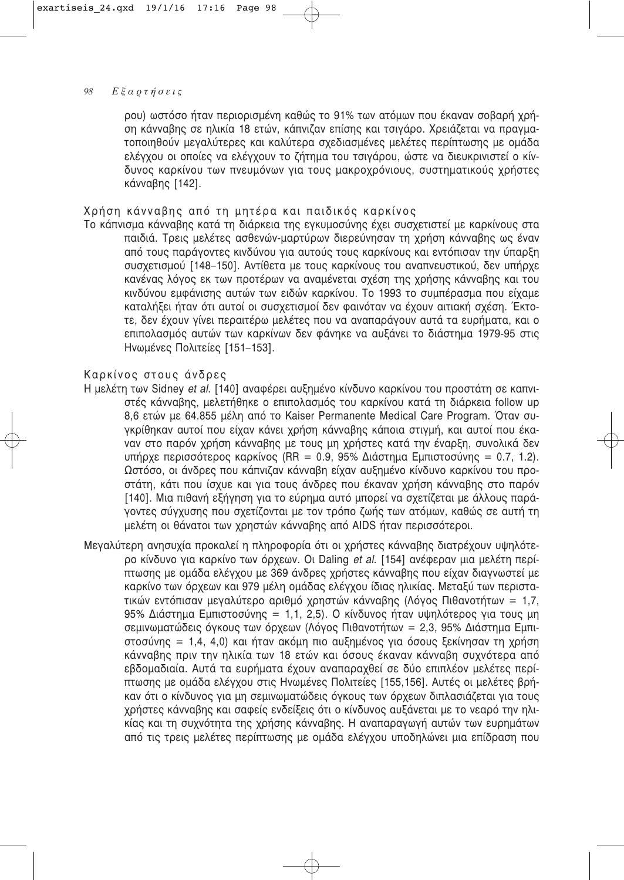ρου) ωστόσο ήταν περιορισμένη καθώς το 91% των ατόμων που έκαναν σοβαρή χρήση κάνναβης σε ηλικία 18 ετών, κάπνιζαν επίσης και τσιγάρο. Χρειάζεται να πραγματοποιηθούν μεγαλύτερες και καλύτερα σχεδιασμένες μελέτες περίπτωσης με ομάδα ελέγχου οι οποίες να ελέγχουν το ζήτημα του τσιγάρου, ώστε να διευκρινιστεί ο κίνδυνος καρκίνου των πνευμόνων για τους μακροχρόνιους, συστηματικούς χρήστες κάνναβης [142].

### Χρήση κάνναβης από τη μητέρα και παιδικός καρκίνος

Το κάπνισμα κάνναβης κατά τη διάρκεια της εγκυμοσύνης έχει συσχετιστεί με καρκίνους στα παιδιά. Τρεις μελέτες ασθενών-μαρτύρων διερεύνησαν τη χρήση κάνναβης ως έναν από τους παράγοντες κινδύνου για αυτούς τους καρκίνους και εντόπισαν την ύπαρξη συσχετισμού [148–150]. Αντίθετα με τους καρκίνους του αναπνευστικού, δεν υπήρχε κανένας λόγος εκ των προτέρων να αναμένεται σχέση της χρήσης κάνναβης και του κινδύνου εμφάνισης αυτών των ειδών καρκίνου. Το 1993 το συμπέρασμα που είχαμε καταλήξει ήταν ότι αυτοί οι συσχετισμοί δεν φαινόταν να έχουν αιτιακή σχέση. Έκτοτε, δεν έχουν γίνει περαιτέρω μελέτες που να αναπαράγουν αυτά τα ευρήματα, και ο επιπολασμός αυτών των καρκίνων δεν φάνηκε να αυξάνει το διάστημα 1979-95 στις Ηνωμένες Πολιτείες [151–153].

### Καρκίνος στους άνδρες

Η μελέτη των Sidney *et al.* [140] αναφέρει αυξημένο κίνδυνο καρκίνου του προστάτη σε καπνιστές κάνναβης, μελετήθηκε ο επιπολασμός του καρκίνου κατά τη διάρκεια follow up 8,6 ετών με 64.855 μέλη από το Kaiser Permanente Medical Care Program. Όταν συγκρίθηκαν αυτοί που είχαν κάνει χρήση κάνναβης κάποια στιγμή, και αυτοί που έκαναν στο παρόν χρήση κάνναβης με τους μη χρήστες κατά την έναρξη, συνολικά δεν υπήρχε περισσότερος καρκίνος (RR = 0.9, 95% Διάστημα Εμπιστοσύνης = 0.7, 1.2). Ωστόσο, οι άνδρες που κάπνιζαν κάνναβη είχαν αυξημένο κίνδυνο καρκίνου του προστάτη, κάτι που ίσχυε και για τους άνδρες που έκαναν χρήση κάνναβης στο παρόν [140]. Μια πιθανή εξήγηση για το εύρημα αυτό μπορεί να σχετίζεται με άλλους παράγοντες σύγχυσης που σχετίζονται με τον τρόπο ζωής των ατόμων, καθώς σε αυτή τη μελέτη οι θάνατοι των χρηστών κάνναβης από AIDS ήταν περισσότεροι.

Μεγαλύτερη ανησυχία προκαλεί η πληροφορία ότι οι χρήστες κάνναβης διατρέχουν υψηλότερο κίνδυνο για καρκίνο των όρχεων. Οι Daling *et al.* [154] ανέφεραν μια μελέτη περίπτωσης με ομάδα ελέγχου με 369 άνδρες χρήστες κάνναβης που είχαν διαγνωστεί με καρκίνο των όρχεων και 979 μέλη ομάδας ελέγχου ίδιας ηλικίας. Μεταξύ των περιστατικών εντόπισαν μεγαλύτερο αριθμό χρηστών κάνναβης (Λόγος Πιθανοτήτων = 1,7, 95% Διάστημα Εμπιστοσύνης = 1,1, 2,5). Ο κίνδυνος ήταν υψηλότερος για τους μη σεμινωματώδεις όγκους των όρχεων (Λόγος Πιθανοτήτων = 2,3, 95% Διάστημα Εμπιστοσύνης = 1,4, 4,0) και ήταν ακόμη πιο αυξημένος για όσους ξεκίνησαν τη χρήση κάνναβης πριν την ηλικία των 18 ετών και όσους έκαναν κάνναβη συχνότερα από εβδομαδιαία. Αυτά τα ευρήματα έχουν αναπαραχθεί σε δύο επιπλέον μελέτες περίπτωσης με ομάδα ελέγχου στις Ηνωμένες Πολιτείες [155,156]. Αυτές οι μελέτες βρήκαν ότι ο κίνδυνος για μη σεμινωματώδεις όγκους των όρχεων διπλασιάζεται για τους χρήστες κάνναβης και σαφείς ενδείξεις ότι ο κίνδυνος αυξάνεται με το νεαρό την ηλικίας και τη συχνότητα της χρήσης κάνναβης. Η αναπαραγωγή αυτών των ευρημάτων από τις τρεις μελέτες περίπτωσης με ομάδα ελέγχου υποδηλώνει μια επίδραση που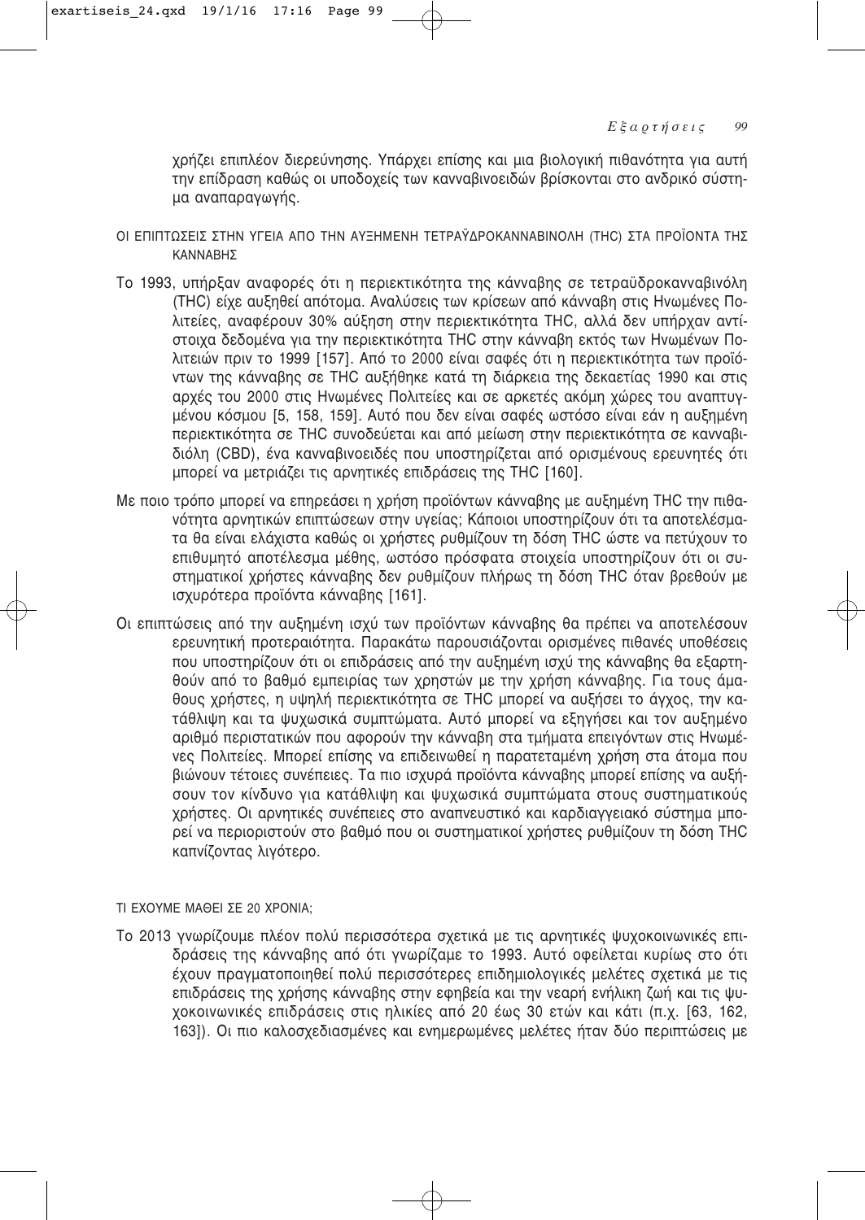χρήζει επιπλέον διερεύνησης. Υπάρχει επίσης και μια βιολογική πιθανότητα για αυτή την επίδραση καθώς οι υποδοχείς των κανναβινοειδών βρίσκονται στο ανδρικό σύστημα αναπαραγωγής.

## ΟΙ ΕΠΙΠΤΩΣΕΙΣ ΣΤΗΝ ΥΓΕΙΑ ΑΠΟ ΤΗΝ ΑΥΞΗΜΕΝΗ ΤΕΤΡΑΫΔΡΟΚΑΝΝΑΒΙΝΟΛΗ (THC) ΣΤΑ ΠΡΟΪΟΝΤΑ ΤΗΣ ΚΑΝΝΑΒΗΣ

Το 1993, υπήρξαν αναφορές ότι η περιεκτικότητα της κάνναβης σε τετραϋδροκανναβινόλη (THC) είχε αυξηθεί απότομα. Αναλύσεις των κρίσεων από κάνναβη στις Ηνωμένες Πολιτείες, αναφέρουν 30% αύξηση στην περιεκτικότητα THC, αλλά δεν υπήρχαν αντίστοιχα δεδομένα για την περιεκτικότητα THC στην κάνναβη εκτός των Ηνωμένων Πολιτειών πριν το 1999 [157]. Από το 2000 είναι σαφές ότι η περιεκτικότητα των προϊόντων της κάνναβης σε THC αυξήθηκε κατά τη διάρκεια της δεκαετίας 1990 και στις αρχές του 2000 στις Ηνωμένες Πολιτείες και σε αρκετές ακόμη χώρες του αναπτυγμένου κόσμου [5, 158, 159]. Αυτό που δεν είναι σαφές ωστόσο είναι εάν η αυξημένη περιεκτικότητα σε THC συνοδεύεται και από μείωση στην περιεκτικότητα σε κανναβιδιόλη (CBD), ένα κανναβινοειδές που υποστηρίζεται από ορισμένους ερευνητές ότι μπορεί να μετριάζει τις αρνητικές επιδράσεις της THC [160].

Με ποιο τρόπο μπορεί να επηρεάσει η χρήση προϊόντων κάνναβης με αυξημένη THC την πιθανότητα αρνητικών επιπτώσεων στην υγείας; Κάποιοι υποστηρίζουν ότι τα αποτελέσματα θα είναι ελάχιστα καθώς οι χρήστες ρυθμίζουν τη δόση THC ώστε να πετύχουν το επιθυμητό αποτέλεσμα μέθης, ωστόσο πρόσφατα στοιχεία υποστηρίζουν ότι οι συστηματικοί χρήστες κάνναβης δεν ρυθμίζουν πλήρως τη δόση THC όταν βρεθούν με ισχυρότερα προϊόντα κάνναβης [161].

Οι επιπτώσεις από την αυξημένη ισχύ των προϊόντων κάνναβης θα πρέπει να αποτελέσουν ερευνητική προτεραιότητα. Παρακάτω παρουσιάζονται ορισμένες πιθανές υποθέσεις που υποστηρίζουν ότι οι επιδράσεις από την αυξημένη ισχύ της κάνναβης θα εξαρτηθούν από το βαθμό εμπειρίας των χρηστών με την χρήση κάνναβης. Για τους άμαθους χρήστες, η υψηλή περιεκτικότητα σε THC μπορεί να αυξήσει το άγχος, την κατάθλιψη και τα ψυχωσικά συμπτώματα. Αυτό μπορεί να εξηγήσει και τον αυξημένο αριθμό περιστατικών που αφορούν την κάνναβη στα τμήματα επειγόντων στις Ηνωμένες Πολιτείες. Μπορεί επίσης να επιδεινωθεί η παρατεταμένη χρήση στα άτομα που βιώνουν τέτοιες συνέπειες. Τα πιο ισχυρά προϊόντα κάνναβης μπορεί επίσης να αυξήσουν τον κίνδυνο για κατάθλιψη και ψυχωσικά συμπτώματα στους συστηματικούς χρήστες. Οι αρνητικές συνέπειες στο αναπνευστικό και καρδιαγγειακό σύστημα μπορεί να περιοριστούν στο βαθμό που οι συστηματικοί χρήστες ρυθμίζουν τη δόση THC καπνίζοντας λιγότερο.

## ΤΙ ΕΧΟΥΜΕ ΜΑΘΕΙ ΣΕ 20 ΧΡΟΝΙΑ;

Το 2013 γνωρίζουμε πλέον πολύ περισσότερα σχετικά με τις αρνητικές ψυχοκοινωνικές επιδράσεις της κάνναβης από ότι γνωρίζαμε το 1993. Αυτό οφείλεται κυρίως στο ότι έχουν πραγματοποιηθεί πολύ περισσότερες επιδημιολογικές μελέτες σχετικά με τις επιδράσεις της χρήσης κάνναβης στην εφηβεία και την νεαρή ενήλικη ζωή και τις ψυχοκοινωνικές επιδράσεις στις ηλικίες από 20 έως 30 ετών και κάτι (π.χ. [63, 162, 163]). Οι πιο καλοσχεδιασμένες και ενημερωμένες μελέτες ήταν δύο περιπτώσεις με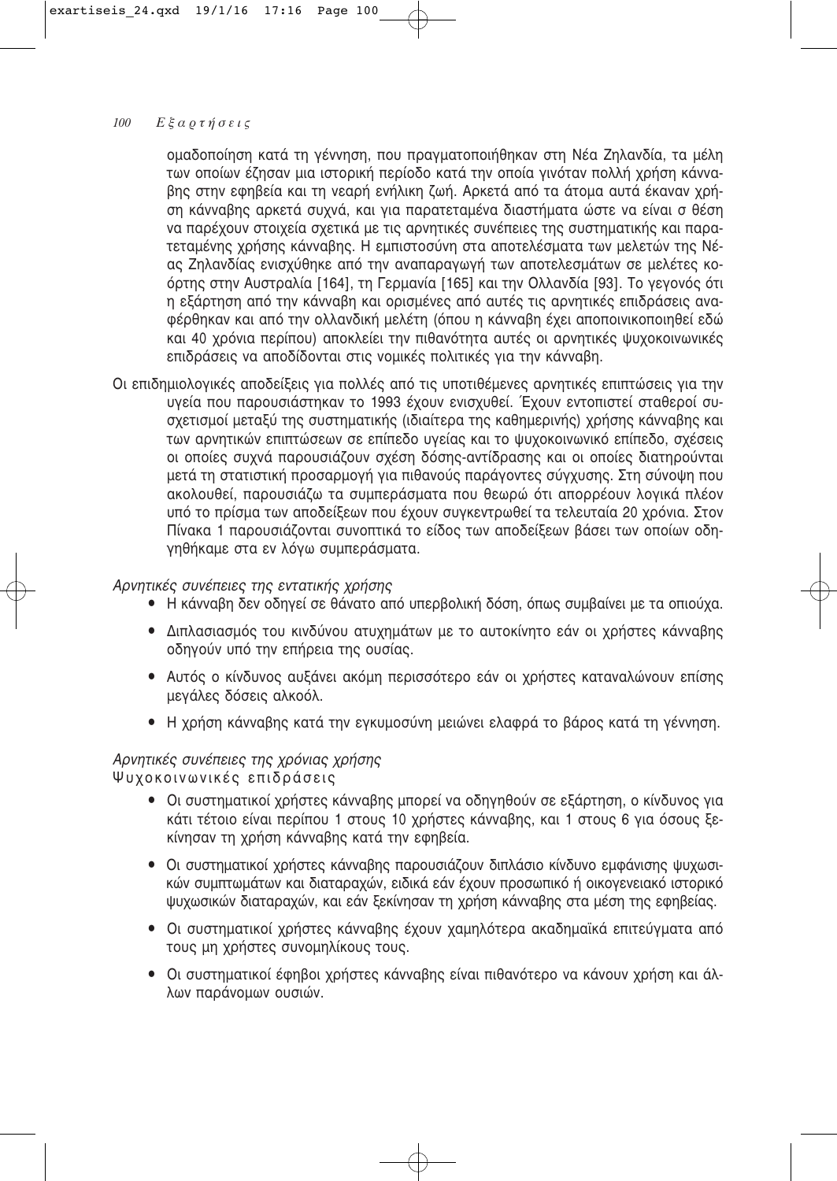ομαδοποίηση κατά τη γέννηση, που πραγματοποιήθηκαν στη Νέα Ζηλανδία, τα μέλη των οποίων έζησαν μια ιστορική περίοδο κατά την οποία γινόταν πολλή χρήση κάνναβης στην εφηβεία και τη νεαρή ενήλικη ζωή. Αρκετά από τα άτομα αυτά έκαναν χρήση κάνναβης αρκετά συχνά, και για παρατεταμένα διαστήματα ώστε να είναι σ θέση να παρέχουν στοιχεία σχετικά με τις αρνητικές συνέπειες της συστηματικής και παρατεταμένης χρήσης κάνναβης. Η εμπιστοσύνη στα αποτελέσματα των μελετών της Νέας Ζηλανδίας ενισχύθηκε από την αναπαραγωγή των αποτελεσμάτων σε μελέτες κοόρτης στην Αυστραλία [164], τη Γερμανία [165] και την Ολλανδία [93]. Το γεγονός ότι η εξάρτηση από την κάνναβη και ορισμένες από αυτές τις αρνητικές επιδράσεις αναφέρθηκαν και από την ολλανδική μελέτη (όπου η κάνναβη έχει αποποινικοποιηθεί εδώ και 40 χρόνια περίπου) αποκλείει την πιθανότητα αυτές οι αρνητικές ψυχοκοινωνικές επιδράσεις να αποδίδονται στις νομικές πολιτικές για την κάνναβη.

Οι επιδημιολογικές αποδείξεις για πολλές από τις υποτιθέμενες αρνητικές επιπτώσεις για την υγεία που παρουσιάστηκαν το 1993 έχουν ενισχυθεί. Έχουν εντοπιστεί σταθεροί συσχετισμοί μεταξύ της συστηματικής (ιδιαίτερα της καθημερινής) χρήσης κάνναβης και των αρνητικών επιπτώσεων σε επίπεδο υγείας και το ψυχοκοινωνικό επίπεδο, σχέσεις οι οποίες συχνά παρουσιάζουν σχέση δόσης-αντίδρασης και οι οποίες διατηρούνται μετά τη στατιστική προσαρμογή για πιθανούς παράγοντες σύγχυσης. Στη σύνοψη που ακολουθεί, παρουσιάζω τα συμπεράσματα που θεωρώ ότι απορρέουν λογικά πλέον υπό το πρίσμα των αποδείξεων που έχουν συγκεντρωθεί τα τελευταία 20 χρόνια. Στον Πίνακα 1 παρουσιάζονται συνοπτικά το είδος των αποδείξεων βάσει των οποίων οδηγηθήκαμε στα εν λόγω συμπεράσματα.

*Αρνητικές συνέπειες της εντατικής χρήσης*

- Η κάνναβη δεν οδηγεί σε θάνατο από υπερβολική δόση, όπως συμβαίνει με τα οπιούχα.
- Διπλασιασμός του κινδύνου ατυχημάτων με το αυτοκίνητο εάν οι χρήστες κάνναβης οδηγούν υπό την επήρεια της ουσίας.
- Αυτός ο κίνδυνος αυξάνει ακόμη περισσότερο εάν οι χρήστες καταναλώνουν επίσης μεγάλες δόσεις αλκοόλ.
- Η χρήση κάνναβης κατά την εγκυμοσύνη μειώνει ελαφρά το βάρος κατά τη γέννηση.

*Αρνητικές συνέπειες της χρόνιας χρήσης*

Ψυχοκοινωνικές επιδράσεις

- Οι συστηματικοί χρήστες κάνναβης μπορεί να οδηγηθούν σε εξάρτηση, ο κίνδυνος για κάτι τέτοιο είναι περίπου 1 στους 10 χρήστες κάνναβης, και 1 στους 6 για όσους ξεκίνησαν τη χρήση κάνναβης κατά την εφηβεία.
- Οι συστηματικοί χρήστες κάνναβης παρουσιάζουν διπλάσιο κίνδυνο εμφάνισης ψυχωσικών συμπτωμάτων και διαταραχών, ειδικά εάν έχουν προσωπικό ή οικογενειακό ιστορικό ψυχωσικών διαταραχών, και εάν ξεκίνησαν τη χρήση κάνναβης στα μέση της εφηβείας.
- Οι συστηματικοί χρήστες κάνναβης έχουν χαμηλότερα ακαδημαϊκά επιτεύγματα από τους μη χρήστες συνομηλίκους τους.
- Οι συστηματικοί έφηβοι χρήστες κάνναβης είναι πιθανότερο να κάνουν χρήση και άλλων παράνομων ουσιών.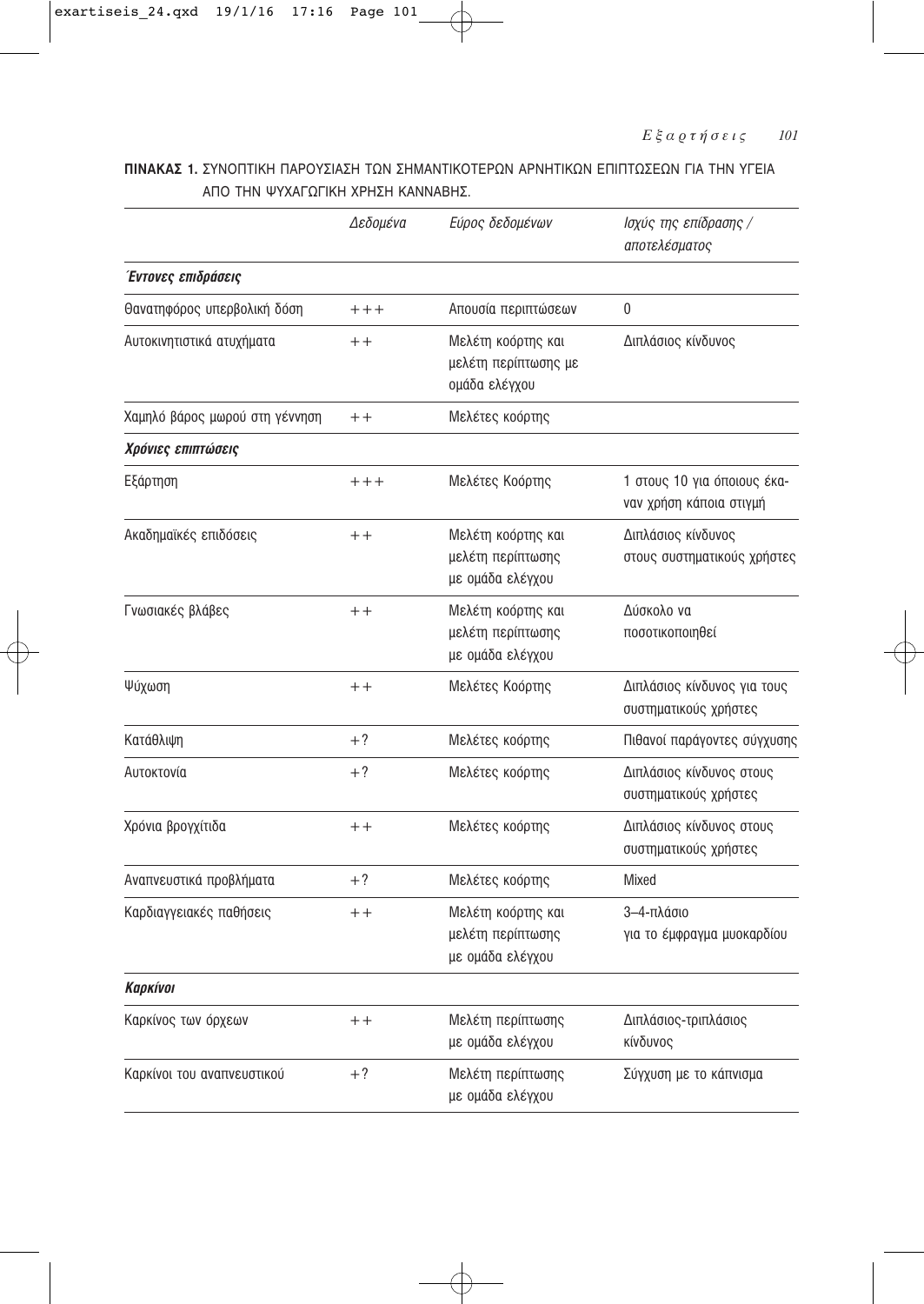**ΠΙΝΑΚΑΣ 1.** ΣΥΝΟΠΤΙΚΗ ΠΑΡΟΥΣΙΑΣΗ ΤΩΝ ΣΗΜΑΝΤΙΚΟΤΕΡΩΝ ΑΡΝΗΤΙΚΩΝ ΕΠΙΠΤΩΣΕΩΝ ΓΙΑ ΤΗΝ ΥΓΕΙΑ ΑΠΟ ΤΗΝ ΨΥΧΑΓΩΓΙΚΗ ΧΡΗΣΗ ΚΑΝΝΑΒΗΣ.

| | *Δεδομένα* | *Εύρος δεδομένων* | *Ισχύς της επίδρασης / αποτελέσματος* |
|---|---|---|---|
| ***Έντονες επιδράσεις*** | | | |
| Θανατηφόρος υπερβολική δόση | +++ | Απουσία περιπτώσεων | 0 |
| Αυτοκινητιστικά ατυχήματα | ++ | Μελέτη κοόρτης και μελέτη περίπτωσης με ομάδα ελέγχου | Διπλάσιος κίνδυνος |
| Χαμηλό βάρος μωρού στη γέννηση | ++ | Μελέτες κοόρτης | |
| ***Χρόνιες επιπτώσεις*** | | | |
| Εξάρτηση | +++ | Μελέτες Κοόρτης | 1 στους 10 για όποιους έκαναν χρήση κάποια στιγμή |
| Ακαδημαϊκές επιδόσεις | ++ | Μελέτη κοόρτης και μελέτη περίπτωσης με ομάδα ελέγχου | Διπλάσιος κίνδυνος στους συστηματικούς χρήστες |
| Γνωσιακές βλάβες | ++ | Μελέτη κοόρτης και μελέτη περίπτωσης με ομάδα ελέγχου | Δύσκολο να ποσοτικοποιηθεί |
| Ψύχωση | ++ | Μελέτες Κοόρτης | Διπλάσιος κίνδυνος για τους συστηματικούς χρήστες |
| Κατάθλιψη | +? | Μελέτες κοόρτης | Πιθανοί παράγοντες σύγχυσης |
| Αυτοκτονία | +? | Μελέτες κοόρτης | Διπλάσιος κίνδυνος στους συστηματικούς χρήστες |
| Χρόνια βρογχίτιδα | ++ | Μελέτες κοόρτης | Διπλάσιος κίνδυνος στους συστηματικούς χρήστες |
| Αναπνευστικά προβλήματα | +? | Μελέτες κοόρτης | Mixed |
| Καρδιαγγειακές παθήσεις | ++ | Μελέτη κοόρτης και μελέτη περίπτωσης με ομάδα ελέγχου | 3–4-πλάσιο για το έμφραγμα μυοκαρδίου |
| ***Καρκίνοι*** | | | |
| Καρκίνος των όρχεων | ++ | Μελέτη περίπτωσης με ομάδα ελέγχου | Διπλάσιος-τριπλάσιος κίνδυνος |
| Καρκίνοι του αναπνευστικού | +? | Μελέτη περίπτωσης με ομάδα ελέγχου | Σύγχυση με το κάπνισμα |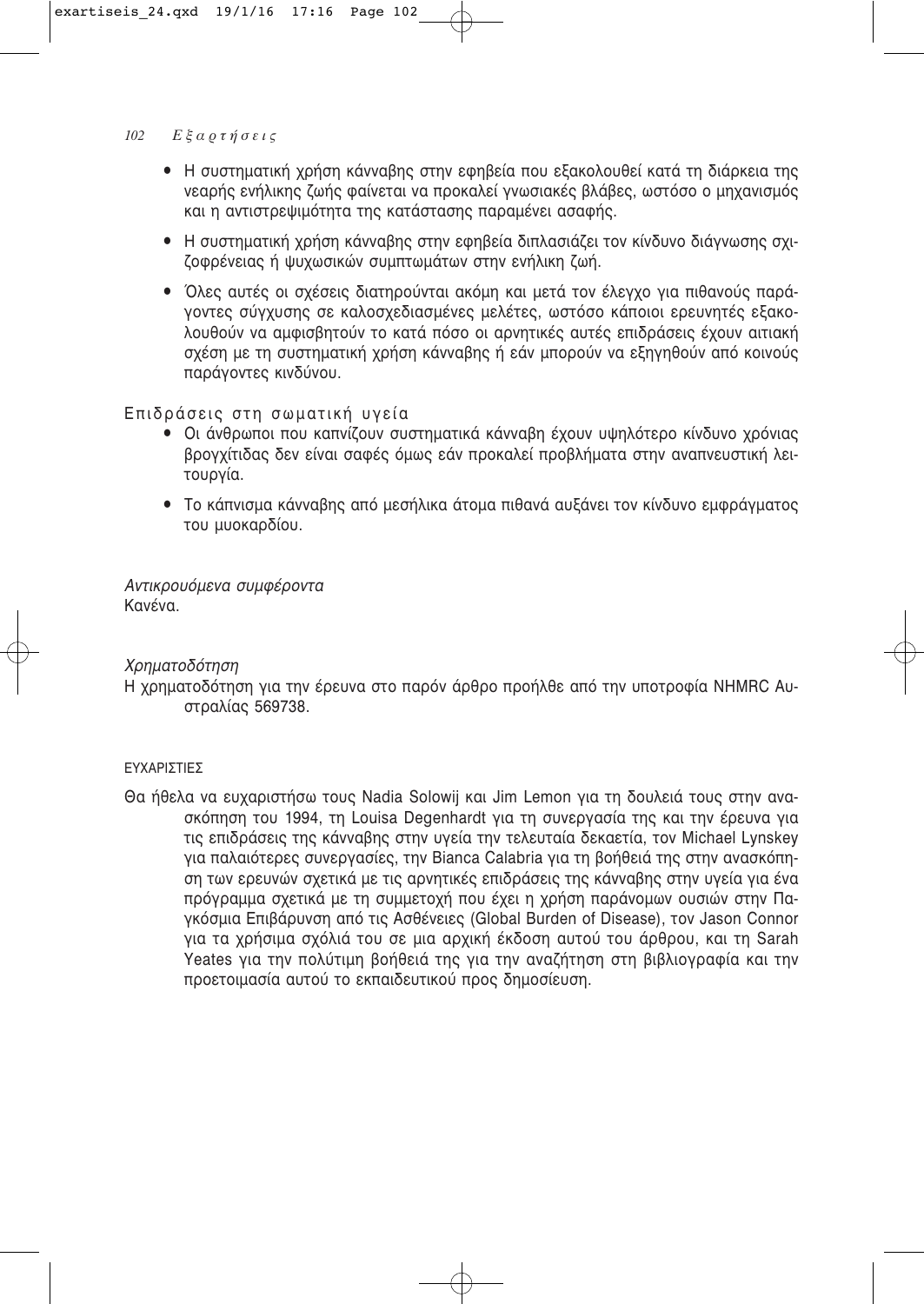- Η συστηματική χρήση κάνναβης στην εφηβεία που εξακολουθεί κατά τη διάρκεια της νεαρής ενήλικης ζωής φαίνεται να προκαλεί γνωσιακές βλάβες, ωστόσο ο μηχανισμός και η αντιστρεψιμότητα της κατάστασης παραμένει ασαφής.
- Η συστηματική χρήση κάνναβης στην εφηβεία διπλασιάζει τον κίνδυνο διάγνωσης σχιζοφρένειας ή ψυχωσικών συμπτωμάτων στην ενήλικη ζωή.
- Όλες αυτές οι σχέσεις διατηρούνται ακόμη και μετά τον έλεγχο για πιθανούς παράγοντες σύγχυσης σε καλοσχεδιασμένες μελέτες, ωστόσο κάποιοι ερευνητές εξακολουθούν να αμφισβητούν το κατά πόσο οι αρνητικές αυτές επιδράσεις έχουν αιτιακή σχέση με τη συστηματική χρήση κάνναβης ή εάν μπορούν να εξηγηθούν από κοινούς παράγοντες κινδύνου.

Επιδράσεις στη σωματική υγεία

- Οι άνθρωποι που καπνίζουν συστηματικά κάνναβη έχουν υψηλότερο κίνδυνο χρόνιας βρογχίτιδας δεν είναι σαφές όμως εάν προκαλεί προβλήματα στην αναπνευστική λειτουργία.
- Το κάπνισμα κάνναβης από μεσήλικα άτομα πιθανά αυξάνει τον κίνδυνο εμφράγματος του μυοκαρδίου.

*Αντικρουόμενα συμφέροντα*
Κανένα.

*Χρηματοδότηση*
Η χρηματοδότηση για την έρευνα στο παρόν άρθρο προήλθε από την υποτροφία NHMRC Αυστραλίας 569738.

ΕΥΧΑΡΙΣΤΙΕΣ

Θα ήθελα να ευχαριστήσω τους Nadia Solowij και Jim Lemon για τη δουλειά τους στην ανασκόπηση του 1994, τη Louisa Degenhardt για τη συνεργασία της και την έρευνα για τις επιδράσεις της κάνναβης στην υγεία την τελευταία δεκαετία, τον Michael Lynskey για παλαιότερες συνεργασίες, την Bianca Calabria για τη βοήθειά της στην ανασκόπηση των ερευνών σχετικά με τις αρνητικές επιδράσεις της κάνναβης στην υγεία για ένα πρόγραμμα σχετικά με τη συμμετοχή που έχει η χρήση παράνομων ουσιών στην Παγκόσμια Επιβάρυνση από τις Ασθένειες (Global Burden of Disease), τον Jason Connor για τα χρήσιμα σχόλιά του σε μια αρχική έκδοση αυτού του άρθρου, και τη Sarah Yeates για την πολύτιμη βοήθειά της για την αναζήτηση στη βιβλιογραφία και την προετοιμασία αυτού το εκπαιδευτικού προς δημοσίευση.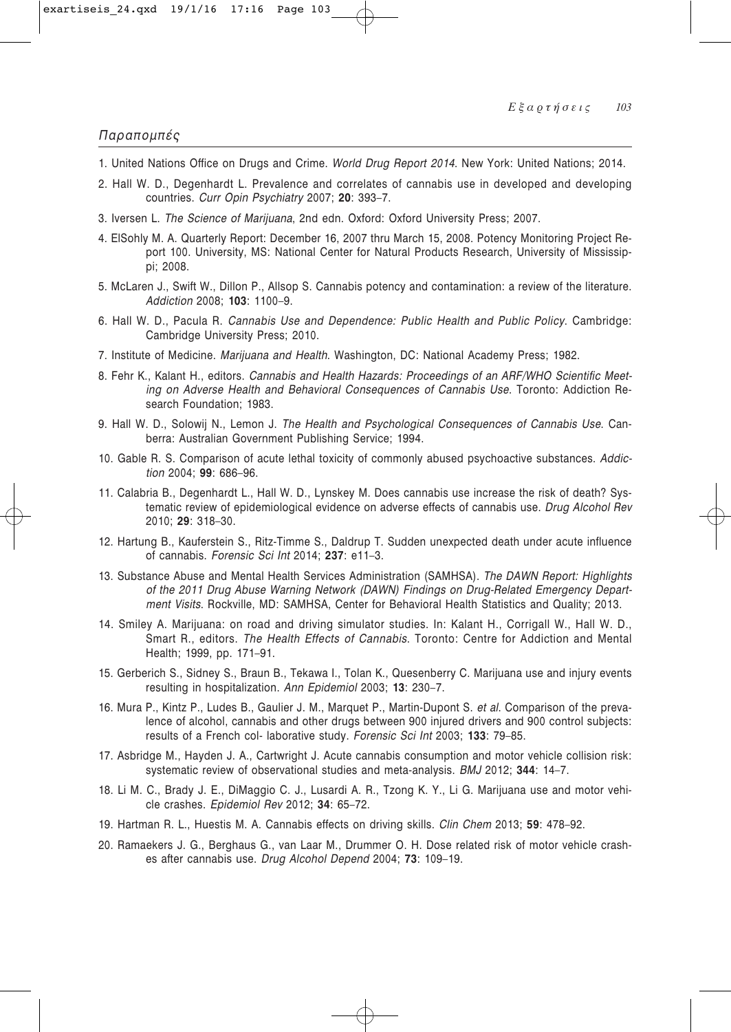## Παραπομπές

1. United Nations Office on Drugs and Crime. *World Drug Report 2014*. New York: United Nations; 2014.
2. Hall W. D., Degenhardt L. Prevalence and correlates of cannabis use in developed and developing countries. *Curr Opin Psychiatry* 2007; **20**: 393–7.
3. Iversen L. *The Science of Marijuana*, 2nd edn. Oxford: Oxford University Press; 2007.
4. ElSohly M. A. Quarterly Report: December 16, 2007 thru March 15, 2008. Potency Monitoring Project Report 100. University, MS: National Center for Natural Products Research, University of Mississippi; 2008.
5. McLaren J., Swift W., Dillon P., Allsop S. Cannabis potency and contamination: a review of the literature. *Addiction* 2008; **103**: 1100–9.
6. Hall W. D., Pacula R. *Cannabis Use and Dependence: Public Health and Public Policy*. Cambridge: Cambridge University Press; 2010.
7. Institute of Medicine. *Marijuana and Health*. Washington, DC: National Academy Press; 1982.
8. Fehr K., Kalant H., editors. *Cannabis and Health Hazards: Proceedings of an ARF/WHO Scientific Meeting on Adverse Health and Behavioral Consequences of Cannabis Use*. Toronto: Addiction Research Foundation; 1983.
9. Hall W. D., Solowij N., Lemon J. *The Health and Psychological Consequences of Cannabis Use*. Canberra: Australian Government Publishing Service; 1994.
10. Gable R. S. Comparison of acute lethal toxicity of commonly abused psychoactive substances. *Addiction* 2004; **99**: 686–96.
11. Calabria B., Degenhardt L., Hall W. D., Lynskey M. Does cannabis use increase the risk of death? Systematic review of epidemiological evidence on adverse effects of cannabis use. *Drug Alcohol Rev* 2010; **29**: 318–30.
12. Hartung B., Kauferstein S., Ritz-Timme S., Daldrup T. Sudden unexpected death under acute influence of cannabis. *Forensic Sci Int* 2014; **237**: e11–3.
13. Substance Abuse and Mental Health Services Administration (SAMHSA). *The DAWN Report: Highlights of the 2011 Drug Abuse Warning Network (DAWN) Findings on Drug-Related Emergency Department Visits*. Rockville, MD: SAMHSA, Center for Behavioral Health Statistics and Quality; 2013.
14. Smiley A. Marijuana: on road and driving simulator studies. In: Kalant H., Corrigall W., Hall W. D., Smart R., editors. *The Health Effects of Cannabis*. Toronto: Centre for Addiction and Mental Health; 1999, pp. 171–91.
15. Gerberich S., Sidney S., Braun B., Tekawa I., Tolan K., Quesenberry C. Marijuana use and injury events resulting in hospitalization. *Ann Epidemiol* 2003; **13**: 230–7.
16. Mura P., Kintz P., Ludes B., Gaulier J. M., Marquet P., Martin-Dupont S. *et al.* Comparison of the prevalence of alcohol, cannabis and other drugs between 900 injured drivers and 900 control subjects: results of a French col- laborative study. *Forensic Sci Int* 2003; **133**: 79–85.
17. Asbridge M., Hayden J. A., Cartwright J. Acute cannabis consumption and motor vehicle collision risk: systematic review of observational studies and meta-analysis. *BMJ* 2012; **344**: 14–7.
18. Li M. C., Brady J. E., DiMaggio C. J., Lusardi A. R., Tzong K. Y., Li G. Marijuana use and motor vehicle crashes. *Epidemiol Rev* 2012; **34**: 65–72.
19. Hartman R. L., Huestis M. A. Cannabis effects on driving skills. *Clin Chem* 2013; **59**: 478–92.
20. Ramaekers J. G., Berghaus G., van Laar M., Drummer O. H. Dose related risk of motor vehicle crashes after cannabis use. *Drug Alcohol Depend* 2004; **73**: 109–19.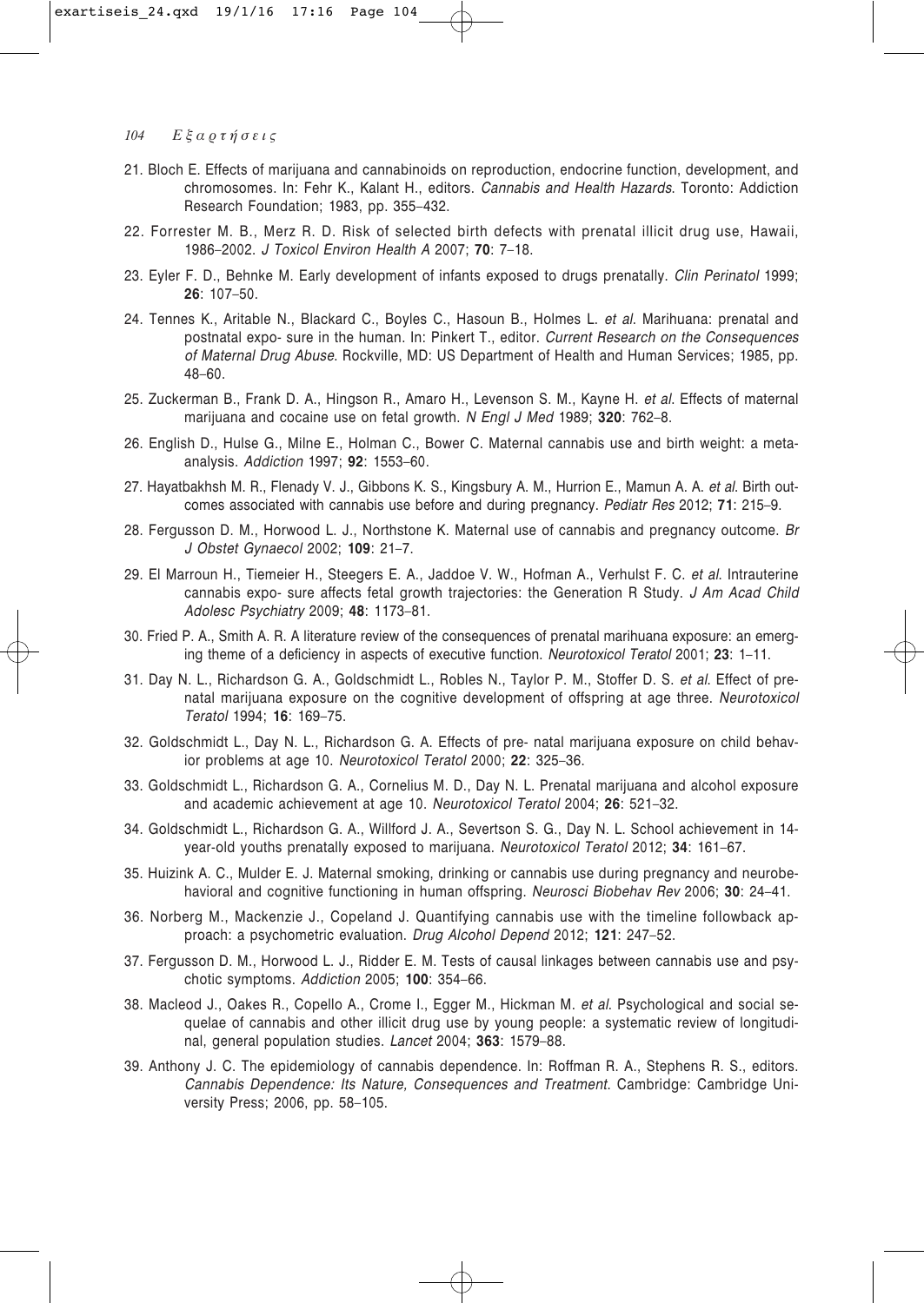21. Bloch E. Effects of marijuana and cannabinoids on reproduction, endocrine function, development, and chromosomes. In: Fehr K., Kalant H., editors. *Cannabis and Health Hazards*. Toronto: Addiction Research Foundation; 1983, pp. 355–432.

22. Forrester M. B., Merz R. D. Risk of selected birth defects with prenatal illicit drug use, Hawaii, 1986–2002. *J Toxicol Environ Health A* 2007; **70**: 7–18.

23. Eyler F. D., Behnke M. Early development of infants exposed to drugs prenatally. *Clin Perinatol* 1999; **26**: 107–50.

24. Tennes K., Aritable N., Blackard C., Boyles C., Hasoun B., Holmes L. *et al.* Marihuana: prenatal and postnatal expo- sure in the human. In: Pinkert T., editor. *Current Research on the Consequences of Maternal Drug Abuse*. Rockville, MD: US Department of Health and Human Services; 1985, pp. 48–60.

25. Zuckerman B., Frank D. A., Hingson R., Amaro H., Levenson S. M., Kayne H. *et al.* Effects of maternal marijuana and cocaine use on fetal growth. *N Engl J Med* 1989; **320**: 762–8.

26. English D., Hulse G., Milne E., Holman C., Bower C. Maternal cannabis use and birth weight: a meta-analysis. *Addiction* 1997; **92**: 1553–60.

27. Hayatbakhsh M. R., Flenady V. J., Gibbons K. S., Kingsbury A. M., Hurrion E., Mamun A. A. *et al.* Birth outcomes associated with cannabis use before and during pregnancy. *Pediatr Res* 2012; **71**: 215–9.

28. Fergusson D. M., Horwood L. J., Northstone K. Maternal use of cannabis and pregnancy outcome. *Br J Obstet Gynaecol* 2002; **109**: 21–7.

29. El Marroun H., Tiemeier H., Steegers E. A., Jaddoe V. W., Hofman A., Verhulst F. C. *et al.* Intrauterine cannabis expo- sure affects fetal growth trajectories: the Generation R Study. *J Am Acad Child Adolesc Psychiatry* 2009; **48**: 1173–81.

30. Fried P. A., Smith A. R. A literature review of the consequences of prenatal marihuana exposure: an emerging theme of a deficiency in aspects of executive function. *Neurotoxicol Teratol* 2001; **23**: 1–11.

31. Day N. L., Richardson G. A., Goldschmidt L., Robles N., Taylor P. M., Stoffer D. S. *et al.* Effect of prenatal marijuana exposure on the cognitive development of offspring at age three. *Neurotoxicol Teratol* 1994; **16**: 169–75.

32. Goldschmidt L., Day N. L., Richardson G. A. Effects of pre- natal marijuana exposure on child behavior problems at age 10. *Neurotoxicol Teratol* 2000; **22**: 325–36.

33. Goldschmidt L., Richardson G. A., Cornelius M. D., Day N. L. Prenatal marijuana and alcohol exposure and academic achievement at age 10. *Neurotoxicol Teratol* 2004; **26**: 521–32.

34. Goldschmidt L., Richardson G. A., Willford J. A., Severtson S. G., Day N. L. School achievement in 14-year-old youths prenatally exposed to marijuana. *Neurotoxicol Teratol* 2012; **34**: 161–67.

35. Huizink A. C., Mulder E. J. Maternal smoking, drinking or cannabis use during pregnancy and neurobehavioral and cognitive functioning in human offspring. *Neurosci Biobehav Rev* 2006; **30**: 24–41.

36. Norberg M., Mackenzie J., Copeland J. Quantifying cannabis use with the timeline followback approach: a psychometric evaluation. *Drug Alcohol Depend* 2012; **121**: 247–52.

37. Fergusson D. M., Horwood L. J., Ridder E. M. Tests of causal linkages between cannabis use and psychotic symptoms. *Addiction* 2005; **100**: 354–66.

38. Macleod J., Oakes R., Copello A., Crome I., Egger M., Hickman M. *et al.* Psychological and social sequelae of cannabis and other illicit drug use by young people: a systematic review of longitudinal, general population studies. *Lancet* 2004; **363**: 1579–88.

39. Anthony J. C. The epidemiology of cannabis dependence. In: Roffman R. A., Stephens R. S., editors. *Cannabis Dependence: Its Nature, Consequences and Treatment*. Cambridge: Cambridge University Press; 2006, pp. 58–105.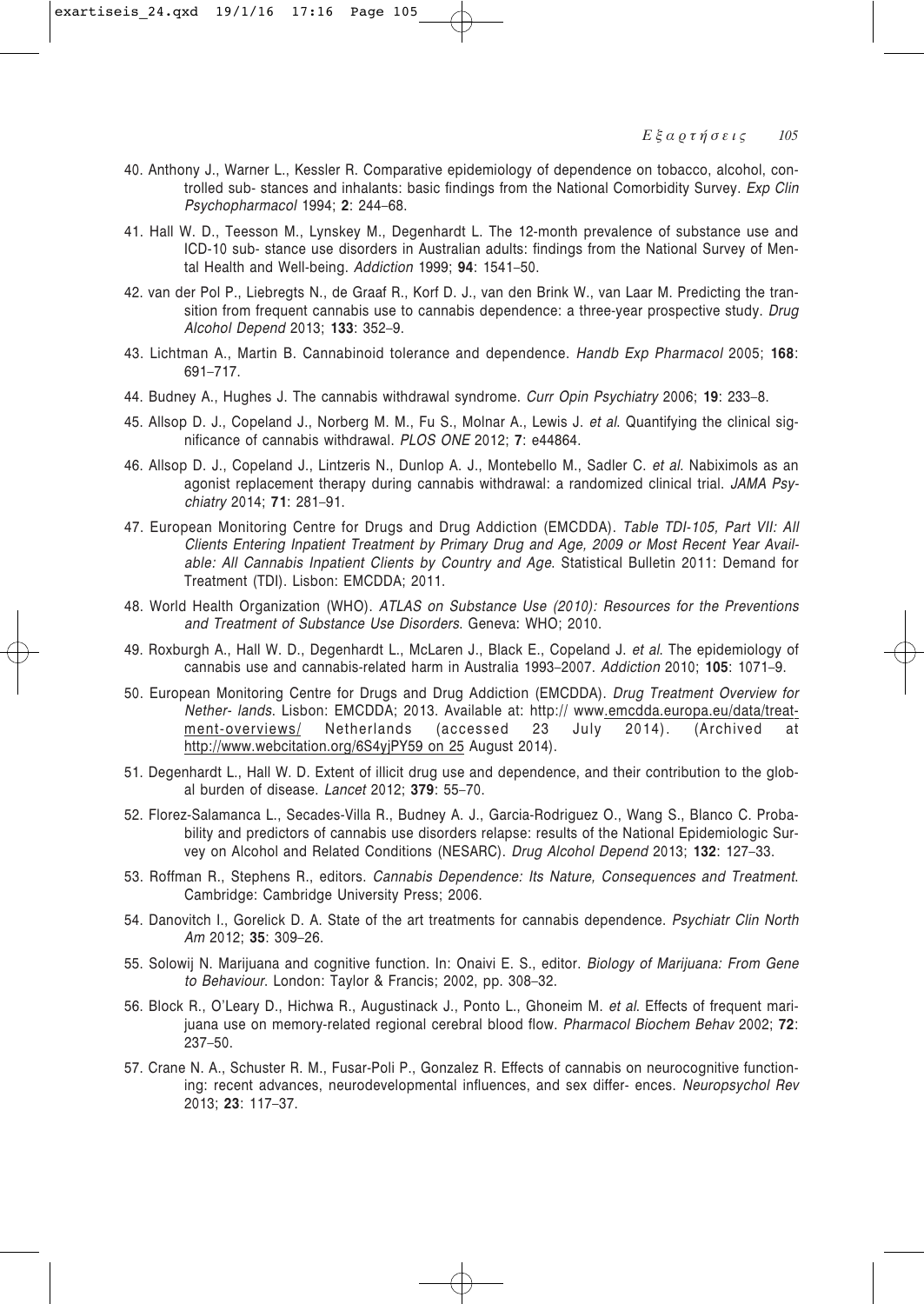40. Anthony J., Warner L., Kessler R. Comparative epidemiology of dependence on tobacco, alcohol, controlled sub- stances and inhalants: basic findings from the National Comorbidity Survey. *Exp Clin Psychopharmacol* 1994; **2**: 244–68.

41. Hall W. D., Teesson M., Lynskey M., Degenhardt L. The 12-month prevalence of substance use and ICD-10 sub- stance use disorders in Australian adults: findings from the National Survey of Mental Health and Well-being. *Addiction* 1999; **94**: 1541–50.

42. van der Pol P., Liebregts N., de Graaf R., Korf D. J., van den Brink W., van Laar M. Predicting the transition from frequent cannabis use to cannabis dependence: a three-year prospective study. *Drug Alcohol Depend* 2013; **133**: 352–9.

43. Lichtman A., Martin B. Cannabinoid tolerance and dependence. *Handb Exp Pharmacol* 2005; **168**: 691–717.

44. Budney A., Hughes J. The cannabis withdrawal syndrome. *Curr Opin Psychiatry* 2006; **19**: 233–8.

45. Allsop D. J., Copeland J., Norberg M. M., Fu S., Molnar A., Lewis J. *et al*. Quantifying the clinical significance of cannabis withdrawal. *PLOS ONE* 2012; **7**: e44864.

46. Allsop D. J., Copeland J., Lintzeris N., Dunlop A. J., Montebello M., Sadler C. *et al*. Nabiximols as an agonist replacement therapy during cannabis withdrawal: a randomized clinical trial. *JAMA Psychiatry* 2014; **71**: 281–91.

47. European Monitoring Centre for Drugs and Drug Addiction (EMCDDA). *Table TDI-105, Part VII: All Clients Entering Inpatient Treatment by Primary Drug and Age, 2009 or Most Recent Year Available: All Cannabis Inpatient Clients by Country and Age*. Statistical Bulletin 2011: Demand for Treatment (TDI). Lisbon: EMCDDA; 2011.

48. World Health Organization (WHO). *ATLAS on Substance Use (2010): Resources for the Preventions and Treatment of Substance Use Disorders*. Geneva: WHO; 2010.

49. Roxburgh A., Hall W. D., Degenhardt L., McLaren J., Black E., Copeland J. *et al*. The epidemiology of cannabis use and cannabis-related harm in Australia 1993–2007. *Addiction* 2010; **105**: 1071–9.

50. European Monitoring Centre for Drugs and Drug Addiction (EMCDDA). *Drug Treatment Overview for Nether- lands*. Lisbon: EMCDDA; 2013. Available at: http:// www.emcdda.europa.eu/data/treatment-overviews/ Netherlands (accessed 23 July 2014). (Archived at http://www.webcitation.org/6S4yjPY59 on 25 August 2014).

51. Degenhardt L., Hall W. D. Extent of illicit drug use and dependence, and their contribution to the global burden of disease. *Lancet* 2012; **379**: 55–70.

52. Florez-Salamanca L., Secades-Villa R., Budney A. J., Garcia-Rodriguez O., Wang S., Blanco C. Probability and predictors of cannabis use disorders relapse: results of the National Epidemiologic Survey on Alcohol and Related Conditions (NESARC). *Drug Alcohol Depend* 2013; **132**: 127–33.

53. Roffman R., Stephens R., editors. *Cannabis Dependence: Its Nature, Consequences and Treatment*. Cambridge: Cambridge University Press; 2006.

54. Danovitch I., Gorelick D. A. State of the art treatments for cannabis dependence. *Psychiatr Clin North Am* 2012; **35**: 309–26.

55. Solowij N. Marijuana and cognitive function. In: Onaivi E. S., editor. *Biology of Marijuana: From Gene to Behaviour*. London: Taylor & Francis; 2002, pp. 308–32.

56. Block R., O'Leary D., Hichwa R., Augustinack J., Ponto L., Ghoneim M. *et al*. Effects of frequent marijuana use on memory-related regional cerebral blood flow. *Pharmacol Biochem Behav* 2002; **72**: 237–50.

57. Crane N. A., Schuster R. M., Fusar-Poli P., Gonzalez R. Effects of cannabis on neurocognitive functioning: recent advances, neurodevelopmental influences, and sex differ- ences. *Neuropsychol Rev* 2013; **23**: 117–37.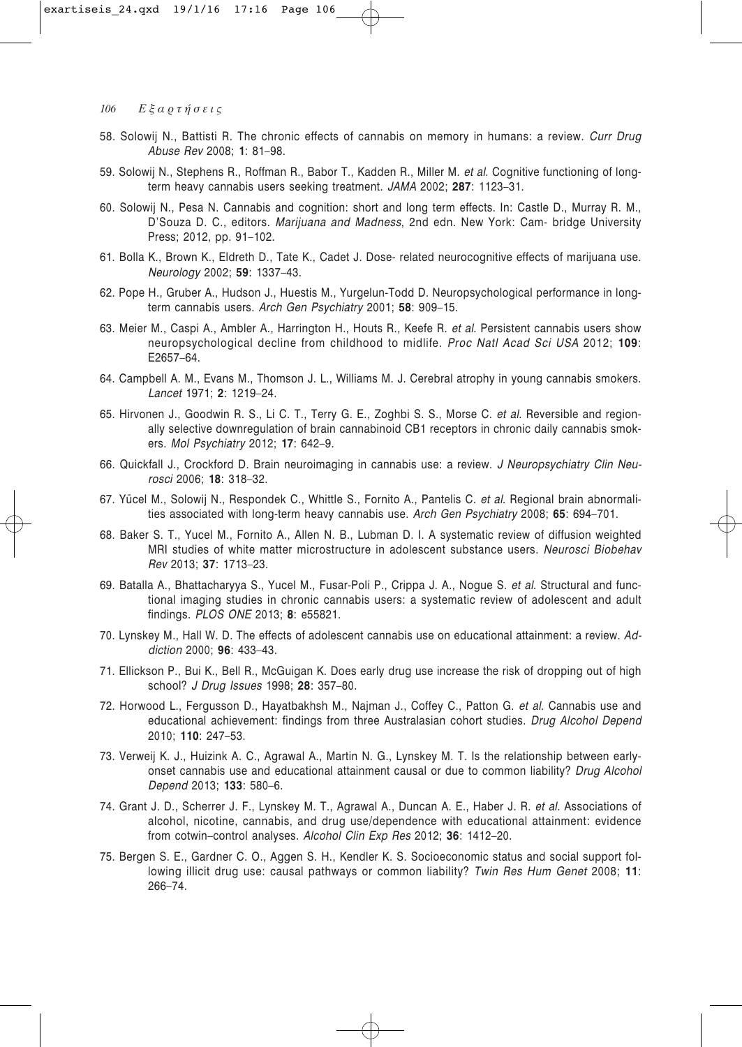58. Solowij N., Battisti R. The chronic effects of cannabis on memory in humans: a review. *Curr Drug Abuse Rev* 2008; **1**: 81–98.

59. Solowij N., Stephens R., Roffman R., Babor T., Kadden R., Miller M. *et al*. Cognitive functioning of long-term heavy cannabis users seeking treatment. *JAMA* 2002; **287**: 1123–31.

60. Solowij N., Pesa N. Cannabis and cognition: short and long term effects. In: Castle D., Murray R. M., D'Souza D. C., editors. *Marijuana and Madness*, 2nd edn. New York: Cam- bridge University Press; 2012, pp. 91–102.

61. Bolla K., Brown K., Eldreth D., Tate K., Cadet J. Dose- related neurocognitive effects of marijuana use. *Neurology* 2002; **59**: 1337–43.

62. Pope H., Gruber A., Hudson J., Huestis M., Yurgelun-Todd D. Neuropsychological performance in long-term cannabis users. *Arch Gen Psychiatry* 2001; **58**: 909–15.

63. Meier M., Caspi A., Ambler A., Harrington H., Houts R., Keefe R. *et al.* Persistent cannabis users show neuropsychological decline from childhood to midlife. *Proc Natl Acad Sci USA* 2012; **109**: E2657–64.

64. Campbell A. M., Evans M., Thomson J. L., Williams M. J. Cerebral atrophy in young cannabis smokers. *Lancet* 1971; **2**: 1219–24.

65. Hirvonen J., Goodwin R. S., Li C. T., Terry G. E., Zoghbi S. S., Morse C. *et al*. Reversible and regionally selective downregulation of brain cannabinoid CB1 receptors in chronic daily cannabis smokers. *Mol Psychiatry* 2012; **17**: 642–9.

66. Quickfall J., Crockford D. Brain neuroimaging in cannabis use: a review. *J Neuropsychiatry Clin Neurosci* 2006; **18**: 318–32.

67. Yücel M., Solowij N., Respondek C., Whittle S., Fornito A., Pantelis C. *et al*. Regional brain abnormalities associated with long-term heavy cannabis use. *Arch Gen Psychiatry* 2008; **65**: 694–701.

68. Baker S. T., Yucel M., Fornito A., Allen N. B., Lubman D. I. A systematic review of diffusion weighted MRI studies of white matter microstructure in adolescent substance users. *Neurosci Biobehav Rev* 2013; **37**: 1713–23.

69. Batalla A., Bhattacharyya S., Yucel M., Fusar-Poli P., Crippa J. A., Nogue S. *et al*. Structural and functional imaging studies in chronic cannabis users: a systematic review of adolescent and adult findings. *PLOS ONE* 2013; **8**: e55821.

70. Lynskey M., Hall W. D. The effects of adolescent cannabis use on educational attainment: a review. *Addiction* 2000; **96**: 433–43.

71. Ellickson P., Bui K., Bell R., McGuigan K. Does early drug use increase the risk of dropping out of high school? *J Drug Issues* 1998; **28**: 357–80.

72. Horwood L., Fergusson D., Hayatbakhsh M., Najman J., Coffey C., Patton G. *et al*. Cannabis use and educational achievement: findings from three Australasian cohort studies. *Drug Alcohol Depend* 2010; **110**: 247–53.

73. Verweij K. J., Huizink A. C., Agrawal A., Martin N. G., Lynskey M. T. Is the relationship between early-onset cannabis use and educational attainment causal or due to common liability? *Drug Alcohol Depend* 2013; **133**: 580–6.

74. Grant J. D., Scherrer J. F., Lynskey M. T., Agrawal A., Duncan A. E., Haber J. R. *et al*. Associations of alcohol, nicotine, cannabis, and drug use/dependence with educational attainment: evidence from cotwin–control analyses. *Alcohol Clin Exp Res* 2012; **36**: 1412–20.

75. Bergen S. E., Gardner C. O., Aggen S. H., Kendler K. S. Socioeconomic status and social support following illicit drug use: causal pathways or common liability? *Twin Res Hum Genet* 2008; **11**: 266–74.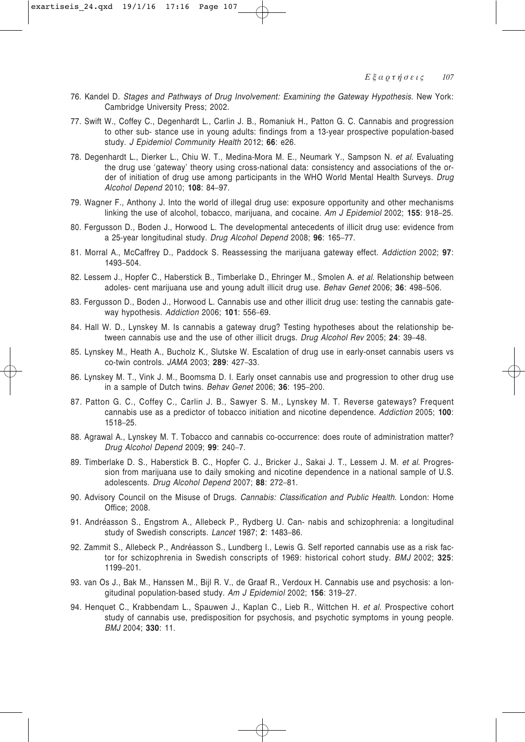76. Kandel D. *Stages and Pathways of Drug Involvement: Examining the Gateway Hypothesis*. New York: Cambridge University Press; 2002.

77. Swift W., Coffey C., Degenhardt L., Carlin J. B., Romaniuk H., Patton G. C. Cannabis and progression to other sub- stance use in young adults: findings from a 13-year prospective population-based study. *J Epidemiol Community Health* 2012; **66**: e26.

78. Degenhardt L., Dierker L., Chiu W. T., Medina-Mora M. E., Neumark Y., Sampson N. *et al.* Evaluating the drug use 'gateway' theory using cross-national data: consistency and associations of the order of initiation of drug use among participants in the WHO World Mental Health Surveys. *Drug Alcohol Depend* 2010; **108**: 84–97.

79. Wagner F., Anthony J. Into the world of illegal drug use: exposure opportunity and other mechanisms linking the use of alcohol, tobacco, marijuana, and cocaine. *Am J Epidemiol* 2002; **155**: 918–25.

80. Fergusson D., Boden J., Horwood L. The developmental antecedents of illicit drug use: evidence from a 25-year longitudinal study. *Drug Alcohol Depend* 2008; **96**: 165–77.

81. Morral A., McCaffrey D., Paddock S. Reassessing the marijuana gateway effect. *Addiction* 2002; **97**: 1493–504.

82. Lessem J., Hopfer C., Haberstick B., Timberlake D., Ehringer M., Smolen A. *et al.* Relationship between adoles- cent marijuana use and young adult illicit drug use. *Behav Genet* 2006; **36**: 498–506.

83. Fergusson D., Boden J., Horwood L. Cannabis use and other illicit drug use: testing the cannabis gateway hypothesis. *Addiction* 2006; **101**: 556–69.

84. Hall W. D., Lynskey M. Is cannabis a gateway drug? Testing hypotheses about the relationship between cannabis use and the use of other illicit drugs. *Drug Alcohol Rev* 2005; **24**: 39–48.

85. Lynskey M., Heath A., Bucholz K., Slutske W. Escalation of drug use in early-onset cannabis users vs co-twin controls. *JAMA* 2003; **289**: 427–33.

86. Lynskey M. T., Vink J. M., Boomsma D. I. Early onset cannabis use and progression to other drug use in a sample of Dutch twins. *Behav Genet* 2006; **36**: 195–200.

87. Patton G. C., Coffey C., Carlin J. B., Sawyer S. M., Lynskey M. T. Reverse gateways? Frequent cannabis use as a predictor of tobacco initiation and nicotine dependence. *Addiction* 2005; **100**: 1518–25.

88. Agrawal A., Lynskey M. T. Tobacco and cannabis co-occurrence: does route of administration matter? *Drug Alcohol Depend* 2009; **99**: 240–7.

89. Timberlake D. S., Haberstick B. C., Hopfer C. J., Bricker J., Sakai J. T., Lessem J. M. *et al.* Progression from marijuana use to daily smoking and nicotine dependence in a national sample of U.S. adolescents. *Drug Alcohol Depend* 2007; **88**: 272–81.

90. Advisory Council on the Misuse of Drugs. *Cannabis: Classification and Public Health*. London: Home Office; 2008.

91. Andréasson S., Engstrom A., Allebeck P., Rydberg U. Can- nabis and schizophrenia: a longitudinal study of Swedish conscripts. *Lancet* 1987; **2**: 1483–86.

92. Zammit S., Allebeck P., Andréasson S., Lundberg I., Lewis G. Self reported cannabis use as a risk factor for schizophrenia in Swedish conscripts of 1969: historical cohort study. *BMJ* 2002; **325**: 1199–201.

93. van Os J., Bak M., Hanssen M., Bijl R. V., de Graaf R., Verdoux H. Cannabis use and psychosis: a longitudinal population-based study. *Am J Epidemiol* 2002; **156**: 319–27.

94. Henquet C., Krabbendam L., Spauwen J., Kaplan C., Lieb R., Wittchen H. *et al.* Prospective cohort study of cannabis use, predisposition for psychosis, and psychotic symptoms in young people. *BMJ* 2004; **330**: 11.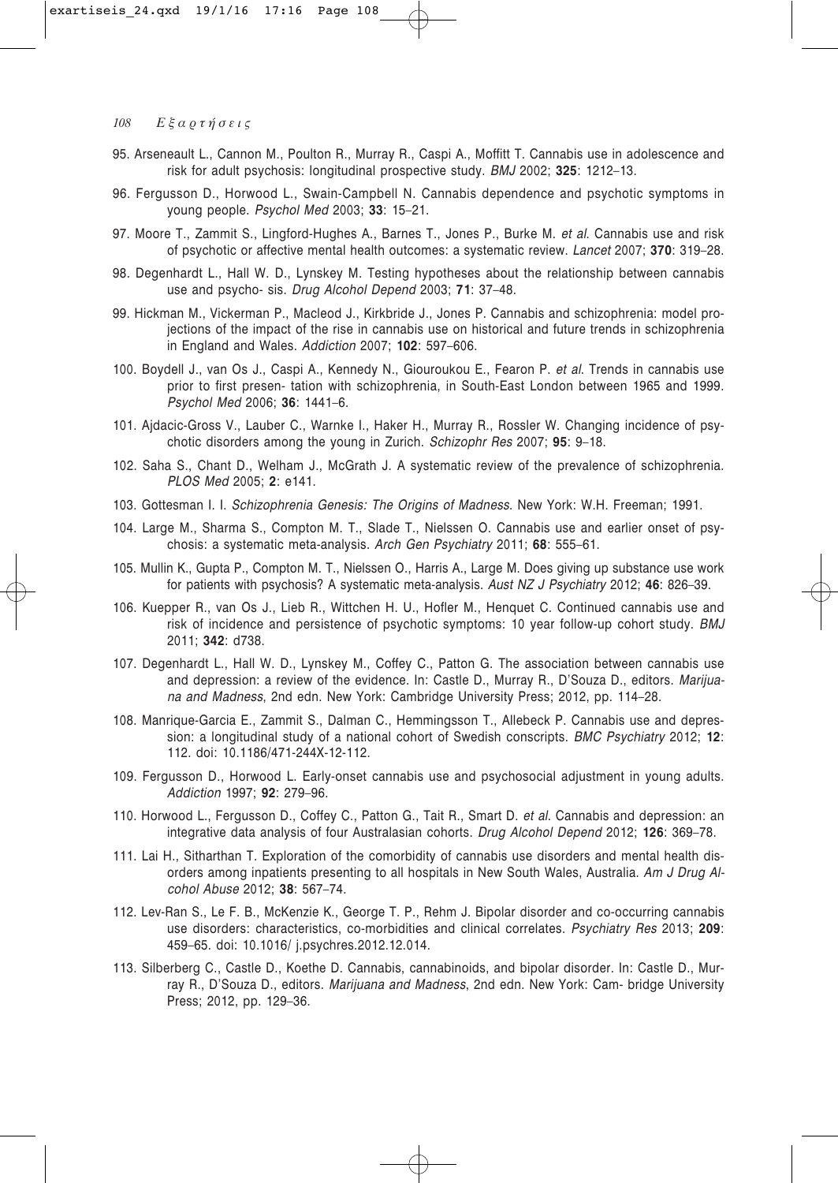95. Arseneault L., Cannon M., Poulton R., Murray R., Caspi A., Moffitt T. Cannabis use in adolescence and risk for adult psychosis: longitudinal prospective study. *BMJ* 2002; **325**: 1212–13.

96. Fergusson D., Horwood L., Swain-Campbell N. Cannabis dependence and psychotic symptoms in young people. *Psychol Med* 2003; **33**: 15–21.

97. Moore T., Zammit S., Lingford-Hughes A., Barnes T., Jones P., Burke M. *et al*. Cannabis use and risk of psychotic or affective mental health outcomes: a systematic review. *Lancet* 2007; **370**: 319–28.

98. Degenhardt L., Hall W. D., Lynskey M. Testing hypotheses about the relationship between cannabis use and psycho- sis. *Drug Alcohol Depend* 2003; **71**: 37–48.

99. Hickman M., Vickerman P., Macleod J., Kirkbride J., Jones P. Cannabis and schizophrenia: model projections of the impact of the rise in cannabis use on historical and future trends in schizophrenia in England and Wales. *Addiction* 2007; **102**: 597–606.

100. Boydell J., van Os J., Caspi A., Kennedy N., Giouroukou E., Fearon P. *et al*. Trends in cannabis use prior to first presen- tation with schizophrenia, in South-East London between 1965 and 1999. *Psychol Med* 2006; **36**: 1441–6.

101. Ajdacic-Gross V., Lauber C., Warnke I., Haker H., Murray R., Rossler W. Changing incidence of psychotic disorders among the young in Zurich. *Schizophr Res* 2007; **95**: 9–18.

102. Saha S., Chant D., Welham J., McGrath J. A systematic review of the prevalence of schizophrenia. *PLOS Med* 2005; **2**: e141.

103. Gottesman I. I. *Schizophrenia Genesis: The Origins of Madness*. New York: W.H. Freeman; 1991.

104. Large M., Sharma S., Compton M. T., Slade T., Nielssen O. Cannabis use and earlier onset of psychosis: a systematic meta-analysis. *Arch Gen Psychiatry* 2011; **68**: 555–61.

105. Mullin K., Gupta P., Compton M. T., Nielssen O., Harris A., Large M. Does giving up substance use work for patients with psychosis? A systematic meta-analysis. *Aust NZ J Psychiatry* 2012; **46**: 826–39.

106. Kuepper R., van Os J., Lieb R., Wittchen H. U., Hofler M., Henquet C. Continued cannabis use and risk of incidence and persistence of psychotic symptoms: 10 year follow-up cohort study. *BMJ* 2011; **342**: d738.

107. Degenhardt L., Hall W. D., Lynskey M., Coffey C., Patton G. The association between cannabis use and depression: a review of the evidence. In: Castle D., Murray R., D'Souza D., editors. *Marijuana and Madness*, 2nd edn. New York: Cambridge University Press; 2012, pp. 114–28.

108. Manrique-Garcia E., Zammit S., Dalman C., Hemmingsson T., Allebeck P. Cannabis use and depression: a longitudinal study of a national cohort of Swedish conscripts. *BMC Psychiatry* 2012; **12**: 112. doi: 10.1186/471-244X-12-112.

109. Fergusson D., Horwood L. Early-onset cannabis use and psychosocial adjustment in young adults. *Addiction* 1997; **92**: 279–96.

110. Horwood L., Fergusson D., Coffey C., Patton G., Tait R., Smart D. *et al*. Cannabis and depression: an integrative data analysis of four Australasian cohorts. *Drug Alcohol Depend* 2012; **126**: 369–78.

111. Lai H., Sitharthan T. Exploration of the comorbidity of cannabis use disorders and mental health disorders among inpatients presenting to all hospitals in New South Wales, Australia. *Am J Drug Alcohol Abuse* 2012; **38**: 567–74.

112. Lev-Ran S., Le F. B., McKenzie K., George T. P., Rehm J. Bipolar disorder and co-occurring cannabis use disorders: characteristics, co-morbidities and clinical correlates. *Psychiatry Res* 2013; **209**: 459–65. doi: 10.1016/ j.psychres.2012.12.014.

113. Silberberg C., Castle D., Koethe D. Cannabis, cannabinoids, and bipolar disorder. In: Castle D., Murray R., D'Souza D., editors. *Marijuana and Madness*, 2nd edn. New York: Cam- bridge University Press; 2012, pp. 129–36.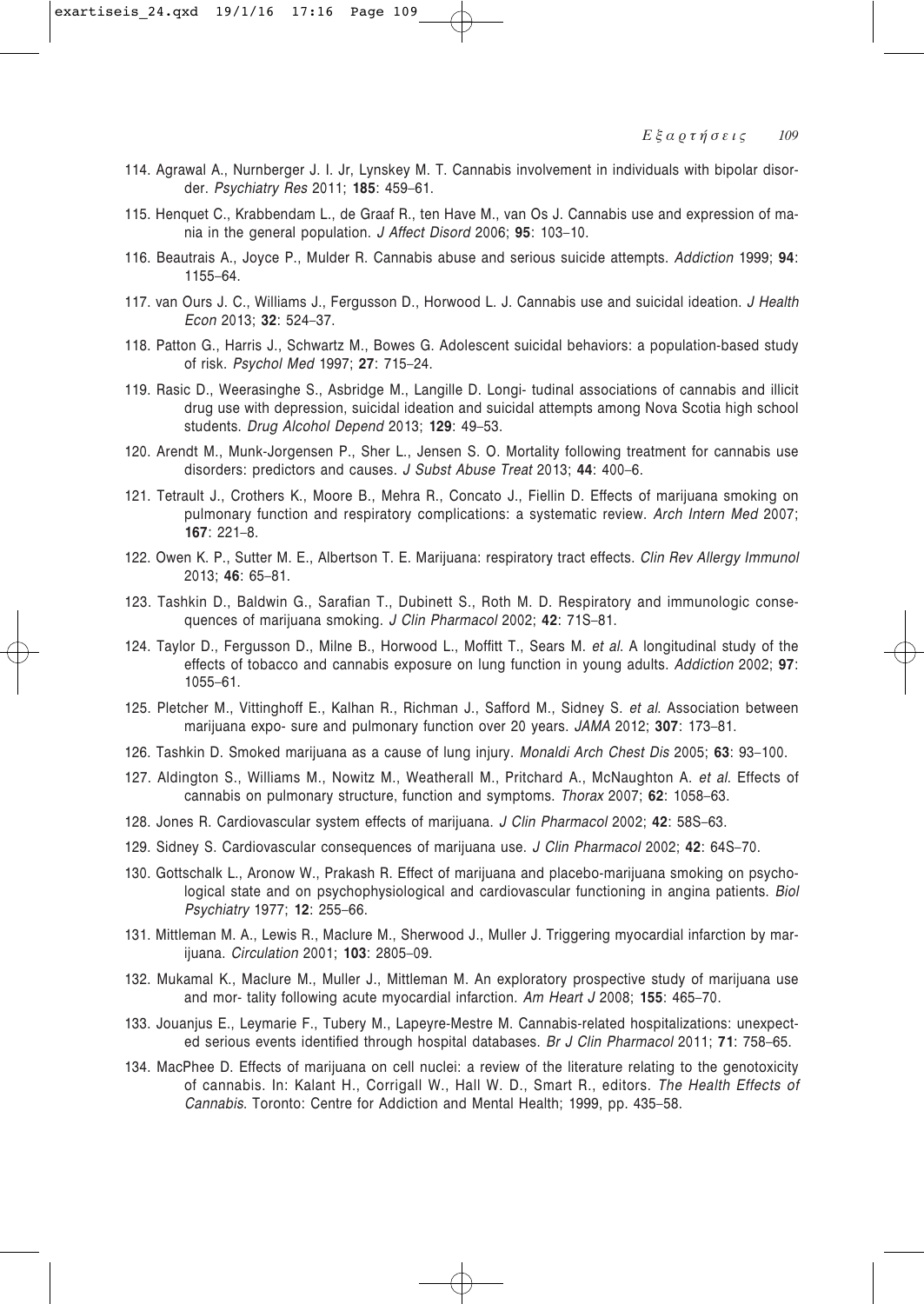114. Agrawal A., Nurnberger J. I. Jr, Lynskey M. T. Cannabis involvement in individuals with bipolar disorder. *Psychiatry Res* 2011; **185**: 459–61.

115. Henquet C., Krabbendam L., de Graaf R., ten Have M., van Os J. Cannabis use and expression of mania in the general population. *J Affect Disord* 2006; **95**: 103–10.

116. Beautrais A., Joyce P., Mulder R. Cannabis abuse and serious suicide attempts. *Addiction* 1999; **94**: 1155–64.

117. van Ours J. C., Williams J., Fergusson D., Horwood L. J. Cannabis use and suicidal ideation. *J Health Econ* 2013; **32**: 524–37.

118. Patton G., Harris J., Schwartz M., Bowes G. Adolescent suicidal behaviors: a population-based study of risk. *Psychol Med* 1997; **27**: 715–24.

119. Rasic D., Weerasinghe S., Asbridge M., Langille D. Longi- tudinal associations of cannabis and illicit drug use with depression, suicidal ideation and suicidal attempts among Nova Scotia high school students. *Drug Alcohol Depend* 2013; **129**: 49–53.

120. Arendt M., Munk-Jorgensen P., Sher L., Jensen S. O. Mortality following treatment for cannabis use disorders: predictors and causes. *J Subst Abuse Treat* 2013; **44**: 400–6.

121. Tetrault J., Crothers K., Moore B., Mehra R., Concato J., Fiellin D. Effects of marijuana smoking on pulmonary function and respiratory complications: a systematic review. *Arch Intern Med* 2007; **167**: 221–8.

122. Owen K. P., Sutter M. E., Albertson T. E. Marijuana: respiratory tract effects. *Clin Rev Allergy Immunol* 2013; **46**: 65–81.

123. Tashkin D., Baldwin G., Sarafian T., Dubinett S., Roth M. D. Respiratory and immunologic consequences of marijuana smoking. *J Clin Pharmacol* 2002; **42**: 71S–81.

124. Taylor D., Fergusson D., Milne B., Horwood L., Moffitt T., Sears M. *et al*. A longitudinal study of the effects of tobacco and cannabis exposure on lung function in young adults. *Addiction* 2002; **97**: 1055–61.

125. Pletcher M., Vittinghoff E., Kalhan R., Richman J., Safford M., Sidney S. *et al*. Association between marijuana expo- sure and pulmonary function over 20 years. *JAMA* 2012; **307**: 173–81.

126. Tashkin D. Smoked marijuana as a cause of lung injury. *Monaldi Arch Chest Dis* 2005; **63**: 93–100.

127. Aldington S., Williams M., Nowitz M., Weatherall M., Pritchard A., McNaughton A. *et al*. Effects of cannabis on pulmonary structure, function and symptoms. *Thorax* 2007; **62**: 1058–63.

128. Jones R. Cardiovascular system effects of marijuana. *J Clin Pharmacol* 2002; **42**: 58S–63.

129. Sidney S. Cardiovascular consequences of marijuana use. *J Clin Pharmacol* 2002; **42**: 64S–70.

130. Gottschalk L., Aronow W., Prakash R. Effect of marijuana and placebo-marijuana smoking on psychological state and on psychophysiological and cardiovascular functioning in angina patients. *Biol Psychiatry* 1977; **12**: 255–66.

131. Mittleman M. A., Lewis R., Maclure M., Sherwood J., Muller J. Triggering myocardial infarction by marijuana. *Circulation* 2001; **103**: 2805–09.

132. Mukamal K., Maclure M., Muller J., Mittleman M. An exploratory prospective study of marijuana use and mor- tality following acute myocardial infarction. *Am Heart J* 2008; **155**: 465–70.

133. Jouanjus E., Leymarie F., Tubery M., Lapeyre-Mestre M. Cannabis-related hospitalizations: unexpected serious events identified through hospital databases. *Br J Clin Pharmacol* 2011; **71**: 758–65.

134. MacPhee D. Effects of marijuana on cell nuclei: a review of the literature relating to the genotoxicity of cannabis. In: Kalant H., Corrigall W., Hall W. D., Smart R., editors. *The Health Effects of Cannabis*. Toronto: Centre for Addiction and Mental Health; 1999, pp. 435–58.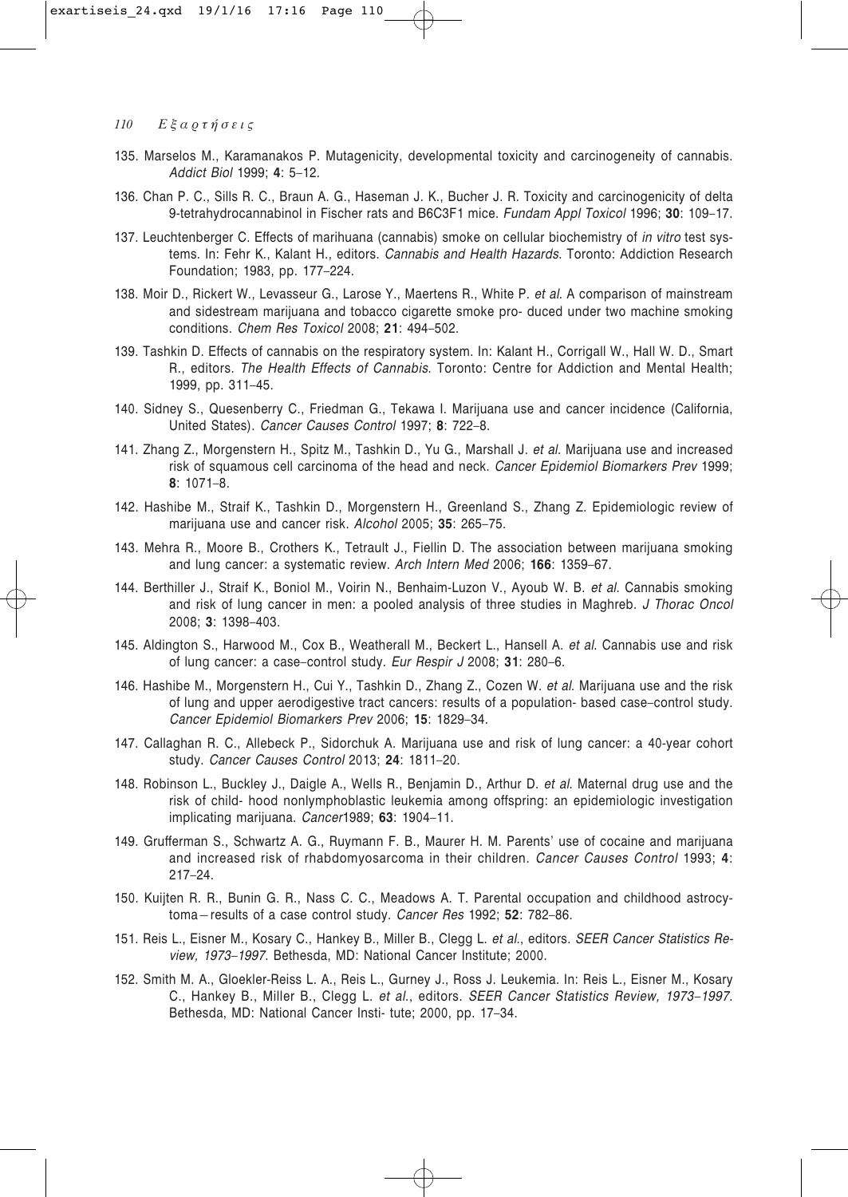135. Marselos M., Karamanakos P. Mutagenicity, developmental toxicity and carcinogeneity of cannabis. *Addict Biol* 1999; **4**: 5–12.

136. Chan P. C., Sills R. C., Braun A. G., Haseman J. K., Bucher J. R. Toxicity and carcinogenicity of delta 9-tetrahydrocannabinol in Fischer rats and B6C3F1 mice. *Fundam Appl Toxicol* 1996; **30**: 109–17.

137. Leuchtenberger C. Effects of marihuana (cannabis) smoke on cellular biochemistry of *in vitro* test systems. In: Fehr K., Kalant H., editors. *Cannabis and Health Hazards*. Toronto: Addiction Research Foundation; 1983, pp. 177–224.

138. Moir D., Rickert W., Levasseur G., Larose Y., Maertens R., White P. *et al*. A comparison of mainstream and sidestream marijuana and tobacco cigarette smoke pro- duced under two machine smoking conditions. *Chem Res Toxicol* 2008; **21**: 494–502.

139. Tashkin D. Effects of cannabis on the respiratory system. In: Kalant H., Corrigall W., Hall W. D., Smart R., editors. *The Health Effects of Cannabis*. Toronto: Centre for Addiction and Mental Health; 1999, pp. 311–45.

140. Sidney S., Quesenberry C., Friedman G., Tekawa I. Marijuana use and cancer incidence (California, United States). *Cancer Causes Control* 1997; **8**: 722–8.

141. Zhang Z., Morgenstern H., Spitz M., Tashkin D., Yu G., Marshall J. *et al*. Marijuana use and increased risk of squamous cell carcinoma of the head and neck. *Cancer Epidemiol Biomarkers Prev* 1999; **8**: 1071–8.

142. Hashibe M., Straif K., Tashkin D., Morgenstern H., Greenland S., Zhang Z. Epidemiologic review of marijuana use and cancer risk. *Alcohol* 2005; **35**: 265–75.

143. Mehra R., Moore B., Crothers K., Tetrault J., Fiellin D. The association between marijuana smoking and lung cancer: a systematic review. *Arch Intern Med* 2006; **166**: 1359–67.

144. Berthiller J., Straif K., Boniol M., Voirin N., Benhaim-Luzon V., Ayoub W. B. *et al*. Cannabis smoking and risk of lung cancer in men: a pooled analysis of three studies in Maghreb. *J Thorac Oncol* 2008; **3**: 1398–403.

145. Aldington S., Harwood M., Cox B., Weatherall M., Beckert L., Hansell A. *et al*. Cannabis use and risk of lung cancer: a case–control study. *Eur Respir J* 2008; **31**: 280–6.

146. Hashibe M., Morgenstern H., Cui Y., Tashkin D., Zhang Z., Cozen W. *et al*. Marijuana use and the risk of lung and upper aerodigestive tract cancers: results of a population- based case–control study. *Cancer Epidemiol Biomarkers Prev* 2006; **15**: 1829–34.

147. Callaghan R. C., Allebeck P., Sidorchuk A. Marijuana use and risk of lung cancer: a 40-year cohort study. *Cancer Causes Control* 2013; **24**: 1811–20.

148. Robinson L., Buckley J., Daigle A., Wells R., Benjamin D., Arthur D. *et al*. Maternal drug use and the risk of child- hood nonlymphoblastic leukemia among offspring: an epidemiologic investigation implicating marijuana. *Cancer*1989; **63**: 1904–11.

149. Grufferman S., Schwartz A. G., Ruymann F. B., Maurer H. M. Parents' use of cocaine and marijuana and increased risk of rhabdomyosarcoma in their children. *Cancer Causes Control* 1993; **4**: 217–24.

150. Kuijten R. R., Bunin G. R., Nass C. C., Meadows A. T. Parental occupation and childhood astrocytoma – results of a case control study. *Cancer Res* 1992; **52**: 782–86.

151. Reis L., Eisner M., Kosary C., Hankey B., Miller B., Clegg L. *et al*., editors. *SEER Cancer Statistics Review, 1973–1997*. Bethesda, MD: National Cancer Institute; 2000.

152. Smith M. A., Gloekler-Reiss L. A., Reis L., Gurney J., Ross J. Leukemia. In: Reis L., Eisner M., Kosary C., Hankey B., Miller B., Clegg L. *et al*., editors. *SEER Cancer Statistics Review, 1973–1997*. Bethesda, MD: National Cancer Insti- tute; 2000, pp. 17–34.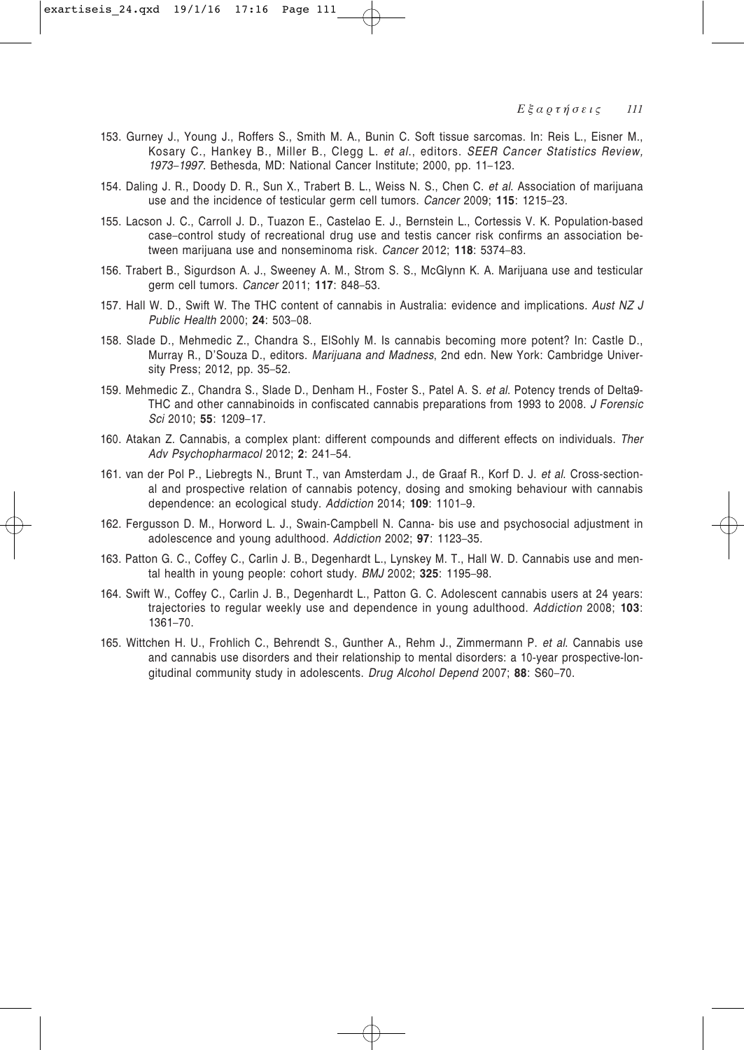153. Gurney J., Young J., Roffers S., Smith M. A., Bunin C. Soft tissue sarcomas. In: Reis L., Eisner M., Kosary C., Hankey B., Miller B., Clegg L. *et al*., editors. *SEER Cancer Statistics Review, 1973–1997*. Bethesda, MD: National Cancer Institute; 2000, pp. 11–123.

154. Daling J. R., Doody D. R., Sun X., Trabert B. L., Weiss N. S., Chen C. *et al*. Association of marijuana use and the incidence of testicular germ cell tumors. *Cancer* 2009; **115**: 1215–23.

155. Lacson J. C., Carroll J. D., Tuazon E., Castelao E. J., Bernstein L., Cortessis V. K. Population-based case–control study of recreational drug use and testis cancer risk confirms an association between marijuana use and nonseminoma risk. *Cancer* 2012; **118**: 5374–83.

156. Trabert B., Sigurdson A. J., Sweeney A. M., Strom S. S., McGlynn K. A. Marijuana use and testicular germ cell tumors. *Cancer* 2011; **117**: 848–53.

157. Hall W. D., Swift W. The THC content of cannabis in Australia: evidence and implications. *Aust NZ J Public Health* 2000; **24**: 503–08.

158. Slade D., Mehmedic Z., Chandra S., ElSohly M. Is cannabis becoming more potent? In: Castle D., Murray R., D'Souza D., editors. *Marijuana and Madness*, 2nd edn. New York: Cambridge University Press; 2012, pp. 35–52.

159. Mehmedic Z., Chandra S., Slade D., Denham H., Foster S., Patel A. S. *et al*. Potency trends of Delta9-THC and other cannabinoids in confiscated cannabis preparations from 1993 to 2008. *J Forensic Sci* 2010; **55**: 1209–17.

160. Atakan Z. Cannabis, a complex plant: different compounds and different effects on individuals. *Ther Adv Psychopharmacol* 2012; **2**: 241–54.

161. van der Pol P., Liebregts N., Brunt T., van Amsterdam J., de Graaf R., Korf D. J. *et al*. Cross-sectional and prospective relation of cannabis potency, dosing and smoking behaviour with cannabis dependence: an ecological study. *Addiction* 2014; **109**: 1101–9.

162. Fergusson D. M., Horword L. J., Swain-Campbell N. Canna- bis use and psychosocial adjustment in adolescence and young adulthood. *Addiction* 2002; **97**: 1123–35.

163. Patton G. C., Coffey C., Carlin J. B., Degenhardt L., Lynskey M. T., Hall W. D. Cannabis use and mental health in young people: cohort study. *BMJ* 2002; **325**: 1195–98.

164. Swift W., Coffey C., Carlin J. B., Degenhardt L., Patton G. C. Adolescent cannabis users at 24 years: trajectories to regular weekly use and dependence in young adulthood. *Addiction* 2008; **103**: 1361–70.

165. Wittchen H. U., Frohlich C., Behrendt S., Gunther A., Rehm J., Zimmermann P. *et al*. Cannabis use and cannabis use disorders and their relationship to mental disorders: a 10-year prospective-longitudinal community study in adolescents. *Drug Alcohol Depend* 2007; **88**: S60–70.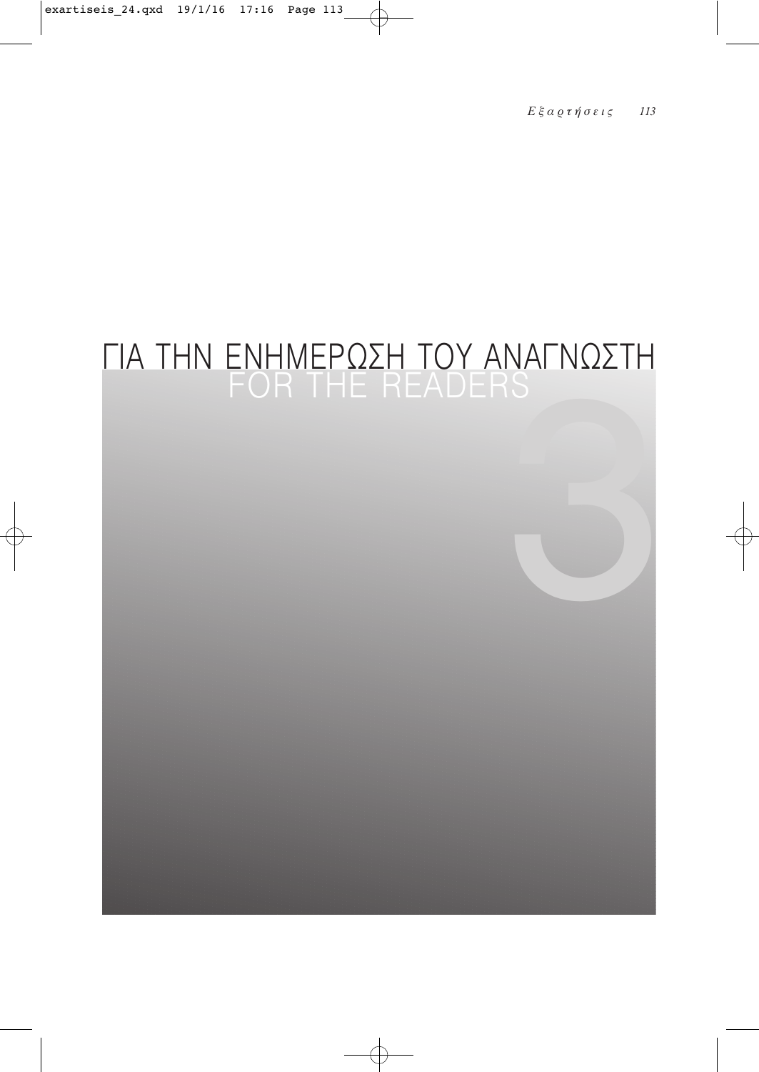# ΓΙΑ ΤΗΝ ΕΝΗΜΕΡΩΣΗ ΤΟΥ ΑΝΑΓΝΩΣΤΗ
## FOR THE READERS

3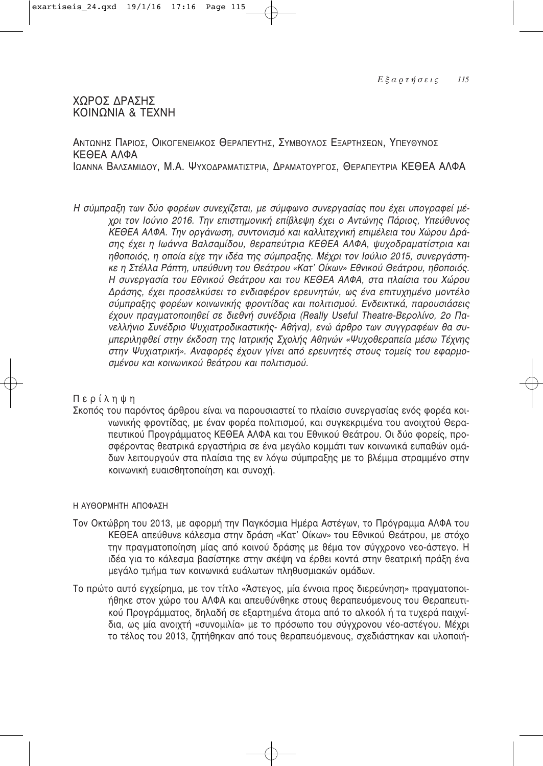# ΧΩΡΟΣ ΔΡΑΣΗΣ ΚΟΙΝΩΝΙΑ & ΤΕΧΝΗ

ΑΝΤΩΝΗΣ ΠΑΡΙΟΣ, ΟΙΚΟΓΕΝΕΙΑΚΟΣ ΘΕΡΑΠΕΥΤΗΣ, ΣΥΜΒΟΥΛΟΣ ΕΞΑΡΤΗΣΕΩΝ, ΥΠΕΥΘΥΝΟΣ ΚΕΘΕΑ ΑΛΦΑ
ΙΩΑΝΝΑ ΒΑΛΣΑΜΙΔΟΥ, M.A. ΨΥΧΟΔΡΑΜΑΤΙΣΤΡΙΑ, ΔΡΑΜΑΤΟΥΡΓΟΣ, ΘΕΡΑΠΕΥΤΡΙΑ ΚΕΘΕΑ ΑΛΦΑ

*Η σύμπραξη των δύο φορέων συνεχίζεται, με σύμφωνο συνεργασίας που έχει υπογραφεί μέχρι τον Ιούνιο 2016. Την επιστημονική επίβλεψη έχει ο Αντώνης Πάριος, Υπεύθυνος ΚΕΘΕΑ ΑΛΦΑ. Την οργάνωση, συντονισμό και καλλιτεχνική επιμέλεια του Χώρου Δράσης έχει η Ιωάννα Βαλσαμίδου, θεραπεύτρια ΚΕΘΕΑ ΑΛΦΑ, ψυχοδραματίστρια και ηθοποιός, η οποία είχε την ιδέα της σύμπραξης. Μέχρι τον Ιούλιο 2015, συνεργάστηκε η Στέλλα Ράπτη, υπεύθυνη του Θεάτρου «Κατ' Οίκων» Εθνικού Θεάτρου, ηθοποιός. Η συνεργασία του Εθνικού Θεάτρου και του ΚΕΘΕΑ ΑΛΦΑ, στα πλαίσια του Χώρου Δράσης, έχει προσελκύσει το ενδιαφέρον ερευνητών, ως ένα επιτυχημένο μοντέλο σύμπραξης φορέων κοινωνικής φροντίδας και πολιτισμού. Ενδεικτικά, παρουσιάσεις έχουν πραγματοποιηθεί σε διεθνή συνέδρια (Really Useful Theatre-Βερολίνο, 2ο Πανελλήνιο Συνέδριο Ψυχιατροδικαστικής- Αθήνα), ενώ άρθρο των συγγραφέων θα συμπεριληφθεί στην έκδοση της Ιατρικής Σχολής Αθηνών «Ψυχοθεραπεία μέσω Τέχνης στην Ψυχιατρική». Αναφορές έχουν γίνει από ερευνητές στους τομείς του εφαρμοσμένου και κοινωνικού θεάτρου και πολιτισμού.*

## Περίληψη

Σκοπός του παρόντος άρθρου είναι να παρουσιαστεί το πλαίσιο συνεργασίας ενός φορέα κοινωνικής φροντίδας, με έναν φορέα πολιτισμού, και συγκεκριμένα του ανοιχτού Θεραπευτικού Προγράμματος ΚΕΘΕΑ ΑΛΦΑ και του Εθνικού Θεάτρου. Οι δύο φορείς, προσφέροντας θεατρικά εργαστήρια σε ένα μεγάλο κομμάτι των κοινωνικά ευπαθών ομάδων λειτουργούν στα πλαίσια της εν λόγω σύμπραξης με το βλέμμα στραμμένο στην κοινωνική ευαισθητοποίηση και συνοχή.

### Η ΑΥΘΟΡΜΗΤΗ ΑΠΟΦΑΣΗ

Τον Οκτώβρη του 2013, με αφορμή την Παγκόσμια Ημέρα Αστέγων, το Πρόγραμμα ΑΛΦΑ του ΚΕΘΕΑ απεύθυνε κάλεσμα στην δράση «Κατ' Οίκων» του Εθνικού Θεάτρου, με στόχο την πραγματοποίηση μίας από κοινού δράσης με θέμα τον σύγχρονο νεο-άστεγο. Η ιδέα για το κάλεσμα βασίστηκε στην σκέψη να έρθει κοντά στην θεατρική πράξη ένα μεγάλο τμήμα των κοινωνικά ευάλωτων πληθυσμιακών ομάδων.

Το πρώτο αυτό εγχείρημα, με τον τίτλο «Άστεγος, μία έννοια προς διερεύνηση» πραγματοποιήθηκε στον χώρο του ΑΛΦΑ και απευθύνθηκε στους θεραπευόμενους του Θεραπευτικού Προγράμματος, δηλαδή σε εξαρτημένα άτομα από το αλκοόλ ή τα τυχερά παιχνίδια, ως μία ανοιχτή «συνομιλία» με το πρόσωπο του σύγχρονου νέο-αστέγου. Μέχρι το τέλος του 2013, ζητήθηκαν από τους θεραπευόμενους, σχεδιάστηκαν και υλοποιή-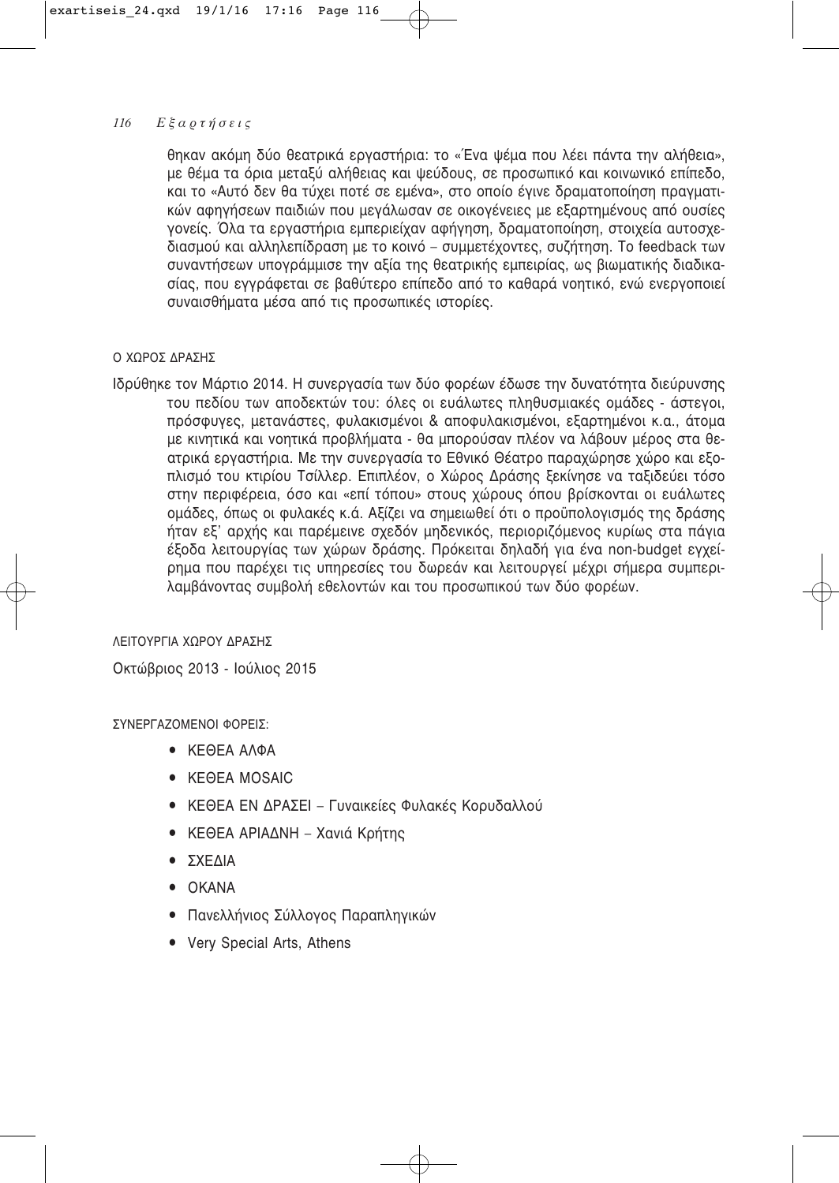θηκαν ακόμη δύο θεατρικά εργαστήρια: το «Ένα ψέμα που λέει πάντα την αλήθεια», με θέμα τα όρια μεταξύ αλήθειας και ψεύδους, σε προσωπικό και κοινωνικό επίπεδο, και το «Αυτό δεν θα τύχει ποτέ σε εμένα», στο οποίο έγινε δραματοποίηση πραγματικών αφηγήσεων παιδιών που μεγάλωσαν σε οικογένειες με εξαρτημένους από ουσίες γονείς. Όλα τα εργαστήρια εμπεριείχαν αφήγηση, δραματοποίηση, στοιχεία αυτοσχεδιασμού και αλληλεπίδραση με το κοινό – συμμετέχοντες, συζήτηση. Το feedback των συναντήσεων υπογράμμισε την αξία της θεατρικής εμπειρίας, ως βιωματικής διαδικασίας, που εγγράφεται σε βαθύτερο επίπεδο από το καθαρά νοητικό, ενώ ενεργοποιεί συναισθήματα μέσα από τις προσωπικές ιστορίες.

Ο ΧΩΡΟΣ ΔΡΑΣΗΣ

Ιδρύθηκε τον Μάρτιο 2014. Η συνεργασία των δύο φορέων έδωσε την δυνατότητα διεύρυνσης του πεδίου των αποδεκτών του: όλες οι ευάλωτες πληθυσμιακές ομάδες - άστεγοι, πρόσφυγες, μετανάστες, φυλακισμένοι & αποφυλακισμένοι, εξαρτημένοι κ.α., άτομα με κινητικά και νοητικά προβλήματα - θα μπορούσαν πλέον να λάβουν μέρος στα θεατρικά εργαστήρια. Με την συνεργασία το Εθνικό Θέατρο παραχώρησε χώρο και εξοπλισμό του κτιρίου Τσίλλερ. Επιπλέον, ο Χώρος Δράσης ξεκίνησε να ταξιδεύει τόσο στην περιφέρεια, όσο και «επί τόπου» στους χώρους όπου βρίσκονται οι ευάλωτες ομάδες, όπως οι φυλακές κ.ά. Αξίζει να σημειωθεί ότι ο προϋπολογισμός της δράσης ήταν εξ' αρχής και παρέμεινε σχεδόν μηδενικός, περιοριζόμενος κυρίως στα πάγια έξοδα λειτουργίας των χώρων δράσης. Πρόκειται δηλαδή για ένα non-budget εγχείρημα που παρέχει τις υπηρεσίες του δωρεάν και λειτουργεί μέχρι σήμερα συμπεριλαμβάνοντας συμβολή εθελοντών και του προσωπικού των δύο φορέων.

ΛΕΙΤΟΥΡΓΙΑ ΧΩΡΟΥ ΔΡΑΣΗΣ

Οκτώβριος 2013 - Ιούλιος 2015

ΣΥΝΕΡΓΑΖΟΜΕΝΟΙ ΦΟΡΕΙΣ:

- ΚΕΘΕΑ ΑΛΦΑ
- ΚΕΘΕΑ MOSAIC
- ΚΕΘΕΑ ΕΝ ΔΡΑΣΕΙ – Γυναικείες Φυλακές Κορυδαλλού
- ΚΕΘΕΑ ΑΡΙΑΔΝΗ – Χανιά Κρήτης
- ΣΧΕΔΙΑ
- ΟΚΑΝΑ
- Πανελλήνιος Σύλλογος Παραπληγικών
- Very Special Arts, Athens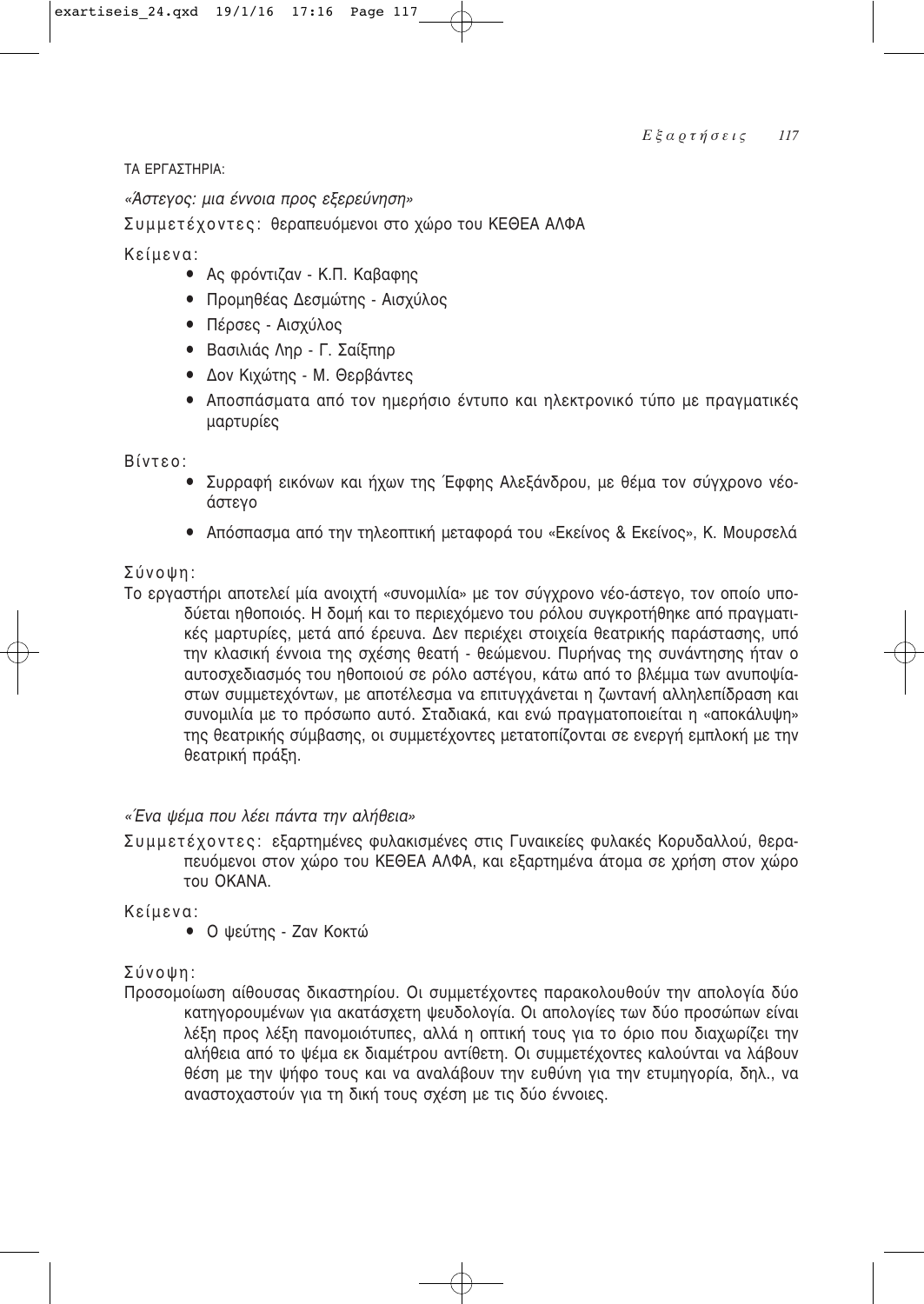ΤΑ ΕΡΓΑΣΤΗΡΙΑ:

*«Άστεγος: μια έννοια προς εξερεύνηση»*

Συμμετέχοντες: θεραπευόμενοι στο χώρο του ΚΕΘΕΑ ΑΛΦΑ

Κείμενα:

- Ας φρόντιζαν - Κ.Π. Καβαφης
- Προμηθέας Δεσμώτης - Αισχύλος
- Πέρσες - Αισχύλος
- Βασιλιάς Ληρ - Γ. Σαίξπηρ
- Δον Κιχώτης - Μ. Θερβάντες
- Αποσπάσματα από τον ημερήσιο έντυπο και ηλεκτρονικό τύπο με πραγματικές μαρτυρίες

Βίντεο:

- Συρραφή εικόνων και ήχων της Έφφης Αλεξάνδρου, με θέμα τον σύγχρονο νέο-άστεγο
- Απόσπασμα από την τηλεοπτική μεταφορά του «Εκείνος & Εκείνος», Κ. Μουρσελά

Σύνοψη:

Το εργαστήρι αποτελεί μία ανοιχτή «συνομιλία» με τον σύγχρονο νέο-άστεγο, τον οποίο υποδύεται ηθοποιός. Η δομή και το περιεχόμενο του ρόλου συγκροτήθηκε από πραγματικές μαρτυρίες, μετά από έρευνα. Δεν περιέχει στοιχεία θεατρικής παράστασης, υπό την κλασική έννοια της σχέσης θεατή - θεώμενου. Πυρήνας της συνάντησης ήταν ο αυτοσχεδιασμός του ηθοποιού σε ρόλο αστέγου, κάτω από το βλέμμα των ανυποψίαστων συμμετεχόντων, με αποτέλεσμα να επιτυγχάνεται η ζωντανή αλληλεπίδραση και συνομιλία με το πρόσωπο αυτό. Σταδιακά, και ενώ πραγματοποιείται η «αποκάλυψη» της θεατρικής σύμβασης, οι συμμετέχοντες μετατοπίζονται σε ενεργή εμπλοκή με την θεατρική πράξη.

*«Ένα ψέμα που λέει πάντα την αλήθεια»*

Συμμετέχοντες: εξαρτημένες φυλακισμένες στις Γυναικείες φυλακές Κορυδαλλού, θεραπευόμενοι στον χώρο του ΚΕΘΕΑ ΑΛΦΑ, και εξαρτημένα άτομα σε χρήση στον χώρο του ΟΚΑΝΑ.

Κείμενα:

- Ο ψεύτης - Ζαν Κοκτώ

Σύνοψη:

Προσομοίωση αίθουσας δικαστηρίου. Οι συμμετέχοντες παρακολουθούν την απολογία δύο κατηγορουμένων για ακατάσχετη ψευδολογία. Οι απολογίες των δύο προσώπων είναι λέξη προς λέξη πανομοιότυπες, αλλά η οπτική τους για το όριο που διαχωρίζει την αλήθεια από το ψέμα εκ διαμέτρου αντίθετη. Οι συμμετέχοντες καλούνται να λάβουν θέση με την ψήφο τους και να αναλάβουν την ευθύνη για την ετυμηγορία, δηλ., να αναστοχαστούν για τη δική τους σχέση με τις δύο έννοιες.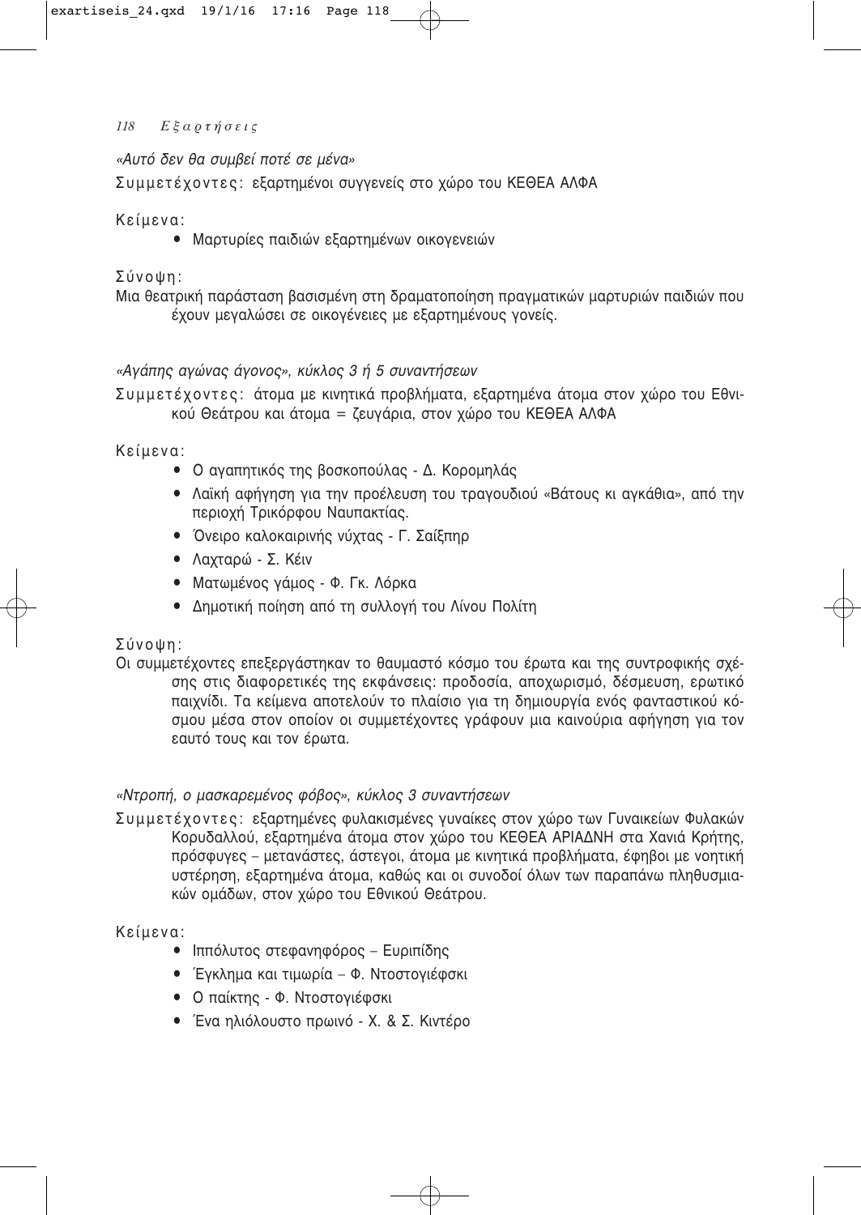*«Αυτό δεν θα συμβεί ποτέ σε μένα»*

Συμμετέχοντες: εξαρτημένοι συγγενείς στο χώρο του ΚΕΘΕΑ ΑΛΦΑ

Κείμενα:

- Μαρτυρίες παιδιών εξαρτημένων οικογενειών

Σύνοψη:

Μια θεατρική παράσταση βασισμένη στη δραματοποίηση πραγματικών μαρτυριών παιδιών που έχουν μεγαλώσει σε οικογένειες με εξαρτημένους γονείς.

*«Αγάπης αγώνας άγονος», κύκλος 3 ή 5 συναντήσεων*

Συμμετέχοντες: άτομα με κινητικά προβλήματα, εξαρτημένα άτομα στον χώρο του Εθνικού Θεάτρου και άτομα = ζευγάρια, στον χώρο του ΚΕΘΕΑ ΑΛΦΑ

Κείμενα:

- Ο αγαπητικός της βοσκοπούλας - Δ. Κορομηλάς
- Λαϊκή αφήγηση για την προέλευση του τραγουδιού «Βάτους κι αγκάθια», από την περιοχή Τρικόρφου Ναυπακτίας.
- Όνειρο καλοκαιρινής νύχτας - Γ. Σαίξπηρ
- Λαχταρώ - Σ. Κέιν
- Ματωμένος γάμος - Φ. Γκ. Λόρκα
- Δημοτική ποίηση από τη συλλογή του Λίνου Πολίτη

Σύνοψη:

Οι συμμετέχοντες επεξεργάστηκαν το θαυμαστό κόσμο του έρωτα και της συντροφικής σχέσης στις διαφορετικές της εκφάνσεις: προδοσία, αποχωρισμό, δέσμευση, ερωτικό παιχνίδι. Τα κείμενα αποτελούν το πλαίσιο για τη δημιουργία ενός φανταστικού κόσμου μέσα στον οποίον οι συμμετέχοντες γράφουν μια καινούρια αφήγηση για τον εαυτό τους και τον έρωτα.

*«Ντροπή, ο μασκαρεμένος φόβος», κύκλος 3 συναντήσεων*

Συμμετέχοντες: εξαρτημένες φυλακισμένες γυναίκες στον χώρο των Γυναικείων Φυλακών Κορυδαλλού, εξαρτημένα άτομα στον χώρο του ΚΕΘΕΑ ΑΡΙΑΔΝΗ στα Χανιά Κρήτης, πρόσφυγες – μετανάστες, άστεγοι, άτομα με κινητικά προβλήματα, έφηβοι με νοητική υστέρηση, εξαρτημένα άτομα, καθώς και οι συνοδοί όλων των παραπάνω πληθυσμιακών ομάδων, στον χώρο του Εθνικού Θεάτρου.

Κείμενα:

- Ιππόλυτος στεφανηφόρος – Ευριπίδης
- Έγκλημα και τιμωρία – Φ. Ντοστογιέφσκι
- Ο παίκτης - Φ. Ντοστογιέφσκι
- Ένα ηλιόλουστο πρωινό - Χ. & Σ. Κιντέρο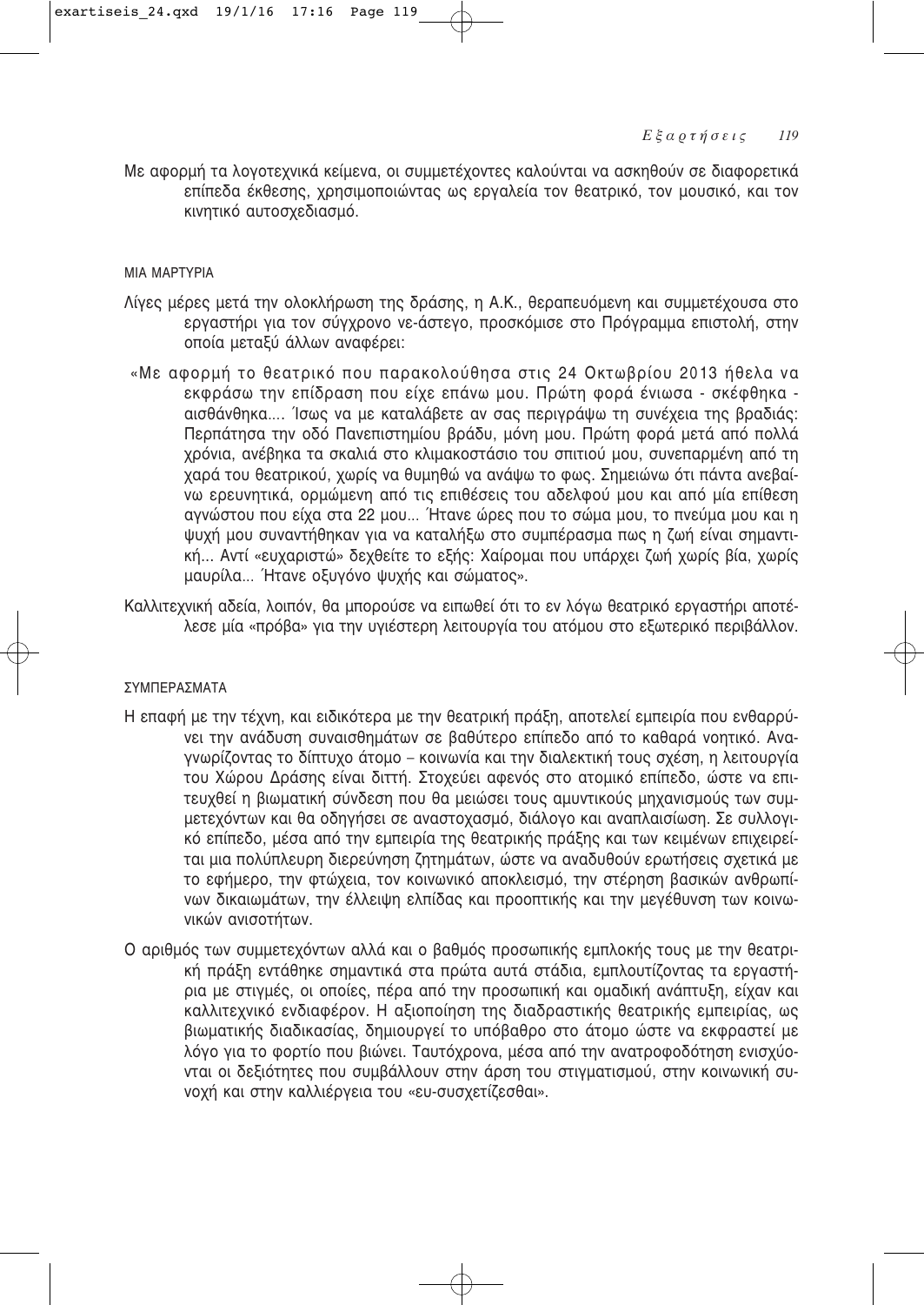Με αφορμή τα λογοτεχνικά κείμενα, οι συμμετέχοντες καλούνται να ασκηθούν σε διαφορετικά επίπεδα έκθεσης, χρησιμοποιώντας ως εργαλεία τον θεατρικό, τον μουσικό, και τον κινητικό αυτοσχεδιασμό.

### ΜΙΑ ΜΑΡΤΥΡΙΑ

Λίγες μέρες μετά την ολοκλήρωση της δράσης, η Α.Κ., θεραπευόμενη και συμμετέχουσα στο εργαστήρι για τον σύγχρονο νε-άστεγο, προσκόμισε στο Πρόγραμμα επιστολή, στην οποία μεταξύ άλλων αναφέρει:

«Με αφορμή το θεατρικό που παρακολούθησα στις 24 Οκτωβρίου 2013 ήθελα να εκφράσω την επίδραση που είχε επάνω μου. Πρώτη φορά ένιωσα - σκέφθηκα - αισθάνθηκα.... Ίσως να με καταλάβετε αν σας περιγράψω τη συνέχεια της βραδιάς: Περπάτησα την οδό Πανεπιστημίου βράδυ, μόνη μου. Πρώτη φορά μετά από πολλά χρόνια, ανέβηκα τα σκαλιά στο κλιμακοστάσιο του σπιτιού μου, συνεπαρμένη από τη χαρά του θεατρικού, χωρίς να θυμηθώ να ανάψω το φως. Σημειώνω ότι πάντα ανεβαίνω ερευνητικά, ορμώμενη από τις επιθέσεις του αδελφού μου και από μία επίθεση αγνώστου που είχα στα 22 μου... Ήτανε ώρες που το σώμα μου, το πνεύμα μου και η ψυχή μου συναντήθηκαν για να καταλήξω στο συμπέρασμα πως η ζωή είναι σημαντική... Αντί «ευχαριστώ» δεχθείτε το εξής: Χαίρομαι που υπάρχει ζωή χωρίς βία, χωρίς μαυρίλα... Ήτανε οξυγόνο ψυχής και σώματος».

Καλλιτεχνική αδεία, λοιπόν, θα μπορούσε να ειπωθεί ότι το εν λόγω θεατρικό εργαστήρι αποτέλεσε μία «πρόβα» για την υγιέστερη λειτουργία του ατόμου στο εξωτερικό περιβάλλον.

### ΣΥΜΠΕΡΑΣΜΑΤΑ

Η επαφή με την τέχνη, και ειδικότερα με την θεατρική πράξη, αποτελεί εμπειρία που ενθαρρύνει την ανάδυση συναισθημάτων σε βαθύτερο επίπεδο από το καθαρά νοητικό. Αναγνωρίζοντας το δίπτυχο άτομο – κοινωνία και την διαλεκτική τους σχέση, η λειτουργία του Χώρου Δράσης είναι διττή. Στοχεύει αφενός στο ατομικό επίπεδο, ώστε να επιτευχθεί η βιωματική σύνδεση που θα μειώσει τους αμυντικούς μηχανισμούς των συμμετεχόντων και θα οδηγήσει σε αναστοχασμό, διάλογο και αναπλαισίωση. Σε συλλογικό επίπεδο, μέσα από την εμπειρία της θεατρικής πράξης και των κειμένων επιχειρείται μια πολύπλευρη διερεύνηση ζητημάτων, ώστε να αναδυθούν ερωτήσεις σχετικά με το εφήμερο, την φτώχεια, τον κοινωνικό αποκλεισμό, την στέρηση βασικών ανθρωπίνων δικαιωμάτων, την έλλειψη ελπίδας και προοπτικής και την μεγέθυνση των κοινωνικών ανισοτήτων.

Ο αριθμός των συμμετεχόντων αλλά και ο βαθμός προσωπικής εμπλοκής τους με την θεατρική πράξη εντάθηκε σημαντικά στα πρώτα αυτά στάδια, εμπλουτίζοντας τα εργαστήρια με στιγμές, οι οποίες, πέρα από την προσωπική και ομαδική ανάπτυξη, είχαν και καλλιτεχνικό ενδιαφέρον. Η αξιοποίηση της διαδραστικής θεατρικής εμπειρίας, ως βιωματικής διαδικασίας, δημιουργεί το υπόβαθρο στο άτομο ώστε να εκφραστεί με λόγο για το φορτίο που βιώνει. Ταυτόχρονα, μέσα από την ανατροφοδότηση ενισχύονται οι δεξιότητες που συμβάλλουν στην άρση του στιγματισμού, στην κοινωνική συνοχή και στην καλλιέργεια του «ευ-συσχετίζεσθαι».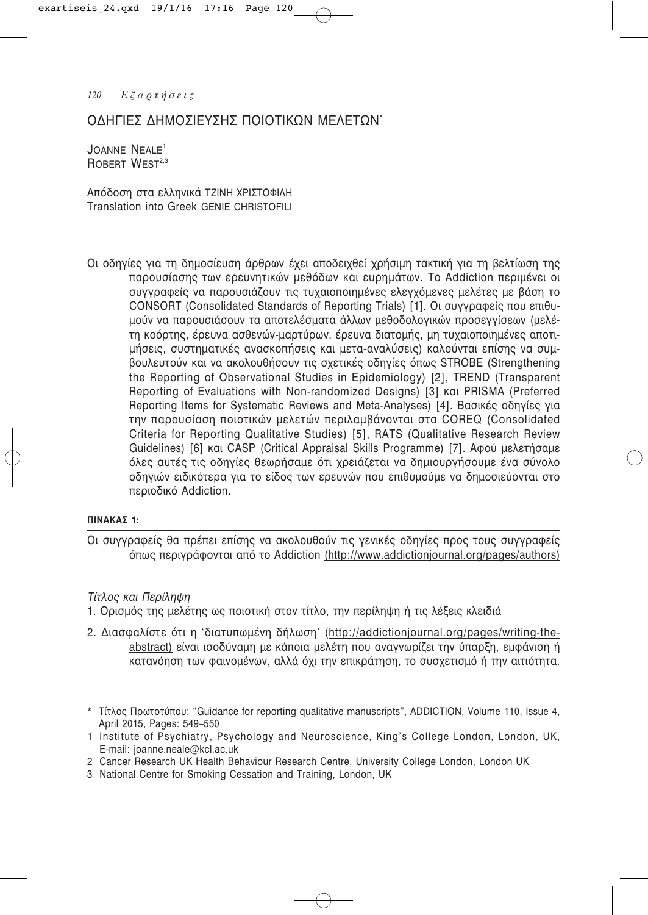# ΟΔΗΓΙΕΣ ΔΗΜΟΣΙΕΥΣΗΣ ΠΟΙΟΤΙΚΩΝ ΜΕΛΕΤΩΝ*

JOANNE NEALE[1]
ROBERT WEST[2,3]

Απόδοση στα ελληνικά ΤΖΙΝΗ ΧΡΙΣΤΟΦΙΛΗ
Translation into Greek GENIE CHRISTOFILI

Οι οδηγίες για τη δημοσίευση άρθρων έχει αποδειχθεί χρήσιμη τακτική για τη βελτίωση της παρουσίασης των ερευνητικών μεθόδων και ευρημάτων. Το Addiction περιμένει οι συγγραφείς να παρουσιάζουν τις τυχαιοποιημένες ελεγχόμενες μελέτες με βάση το CONSORT (Consolidated Standards of Reporting Trials) [1]. Οι συγγραφείς που επιθυμούν να παρουσιάσουν τα αποτελέσματα άλλων μεθοδολογικών προσεγγίσεων (μελέτη κοόρτης, έρευνα ασθενών-μαρτύρων, έρευνα διατομής, μη τυχαιοποιημένες αποτιμήσεις, συστηματικές ανασκοπήσεις και μετα-αναλύσεις) καλούνται επίσης να συμβουλευτούν και να ακολουθήσουν τις σχετικές οδηγίες όπως STROBE (Strengthening the Reporting of Observational Studies in Epidemiology) [2], TREND (Transparent Reporting of Evaluations with Non-randomized Designs) [3] και PRISMA (Preferred Reporting Items for Systematic Reviews and Meta-Analyses) [4]. Βασικές οδηγίες για την παρουσίαση ποιοτικών μελετών περιλαμβάνονται στα COREQ (Consolidated Criteria for Reporting Qualitative Studies) [5], RATS (Qualitative Research Review Guidelines) [6] και CASP (Critical Appraisal Skills Programme) [7]. Αφού μελετήσαμε όλες αυτές τις οδηγίες θεωρήσαμε ότι χρειάζεται να δημιουργήσουμε ένα σύνολο οδηγιών ειδικότερα για το είδος των ερευνών που επιθυμούμε να δημοσιεύονται στο περιοδικό Addiction.

**ΠΙΝΑΚΑΣ 1:**

Οι συγγραφείς θα πρέπει επίσης να ακολουθούν τις γενικές οδηγίες προς τους συγγραφείς όπως περιγράφονται από το Addiction (http://www.addictionjournal.org/pages/authors)

*Τίτλος και Περίληψη*

1. Ορισμός της μελέτης ως ποιοτική στον τίτλο, την περίληψη ή τις λέξεις κλειδιά
2. Διασφαλίστε ότι η 'διατυπωμένη δήλωση' (http://addictionjournal.org/pages/writing-the-abstract) είναι ισοδύναμη με κάποια μελέτη που αναγνωρίζει την ύπαρξη, εμφάνιση ή κατανόηση των φαινομένων, αλλά όχι την επικράτηση, το συσχετισμό ή την αιτιότητα.

---

\* Τίτλος Πρωτοτύπου: "Guidance for reporting qualitative manuscripts", ADDICTION, Volume 110, Issue 4, April 2015, Pages: 549–550

1 Institute of Psychiatry, Psychology and Neuroscience, King's College London, London, UK, E-mail: joanne.neale@kcl.ac.uk

2 Cancer Research UK Health Behaviour Research Centre, University College London, London UK

3 National Centre for Smoking Cessation and Training, London, UK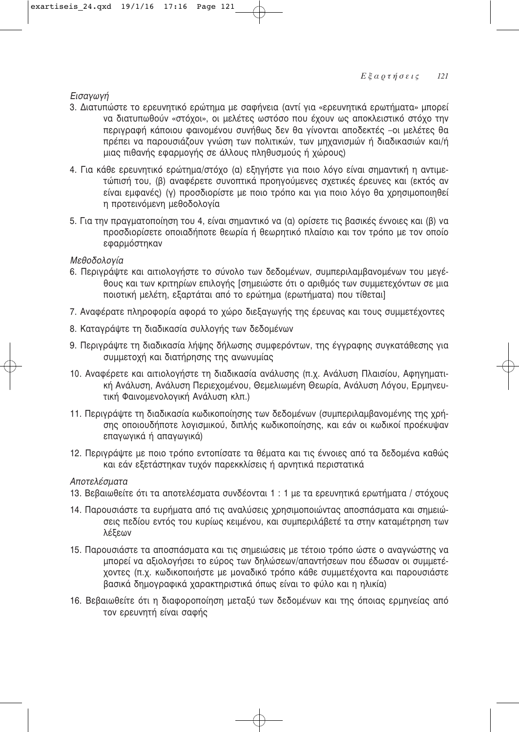*Εισαγωγή*

3. Διατυπώστε το ερευνητικό ερώτημα με σαφήνεια (αντί για «ερευνητικά ερωτήματα» μπορεί να διατυπωθούν «στόχοι», οι μελέτες ωστόσο που έχουν ως αποκλειστικό στόχο την περιγραφή κάποιου φαινομένου συνήθως δεν θα γίνονται αποδεκτές –οι μελέτες θα πρέπει να παρουσιάζουν γνώση των πολιτικών, των μηχανισμών ή διαδικασιών και/ή μιας πιθανής εφαρμογής σε άλλους πληθυσμούς ή χώρους)

4. Για κάθε ερευνητικό ερώτημα/στόχο (α) εξηγήστε για ποιο λόγο είναι σημαντική η αντιμετώπισή του, (β) αναφέρετε συνοπτικά προηγούμενες σχετικές έρευνες και (εκτός αν είναι εμφανές) (γ) προσδιορίστε με ποιο τρόπο και για ποιο λόγο θα χρησιμοποιηθεί η προτεινόμενη μεθοδολογία

5. Για την πραγματοποίηση του 4, είναι σημαντικό να (α) ορίσετε τις βασικές έννοιες και (β) να προσδιορίσετε οποιαδήποτε θεωρία ή θεωρητικό πλαίσιο και τον τρόπο με τον οποίο εφαρμόστηκαν

*Μεθοδολογία*

6. Περιγράψτε και αιτιολογήστε το σύνολο των δεδομένων, συμπεριλαμβανομένων του μεγέθους και των κριτηρίων επιλογής [σημειώστε ότι ο αριθμός των συμμετεχόντων σε μια ποιοτική μελέτη, εξαρτάται από το ερώτημα (ερωτήματα) που τίθεται]

7. Αναφέρατε πληροφορία αφορά το χώρο διεξαγωγής της έρευνας και τους συμμετέχοντες

8. Καταγράψτε τη διαδικασία συλλογής των δεδομένων

9. Περιγράψτε τη διαδικασία λήψης δήλωσης συμφερόντων, της έγγραφης συγκατάθεσης για συμμετοχή και διατήρησης της ανωνυμίας

10. Αναφέρετε και αιτιολογήστε τη διαδικασία ανάλυσης (π.χ. Ανάλυση Πλαισίου, Αφηγηματική Ανάλυση, Ανάλυση Περιεχομένου, Θεμελιωμένη Θεωρία, Ανάλυση Λόγου, Ερμηνευτική Φαινομενολογική Ανάλυση κλπ.)

11. Περιγράψτε τη διαδικασία κωδικοποίησης των δεδομένων (συμπεριλαμβανομένης της χρήσης οποιουδήποτε λογισμικού, διπλής κωδικοποίησης, και εάν οι κωδικοί προέκυψαν επαγωγικά ή απαγωγικά)

12. Περιγράψτε με ποιο τρόπο εντοπίσατε τα θέματα και τις έννοιες από τα δεδομένα καθώς και εάν εξετάστηκαν τυχόν παρεκκλίσεις ή αρνητικά περιστατικά

*Αποτελέσματα*

13. Βεβαιωθείτε ότι τα αποτελέσματα συνδέονται 1 : 1 με τα ερευνητικά ερωτήματα / στόχους

14. Παρουσιάστε τα ευρήματα από τις αναλύσεις χρησιμοποιώντας αποσπάσματα και σημειώσεις πεδίου εντός του κυρίως κειμένου, και συμπεριλάβετέ τα στην καταμέτρηση των λέξεων

15. Παρουσιάστε τα αποσπάσματα και τις σημειώσεις με τέτοιο τρόπο ώστε ο αναγνώστης να μπορεί να αξιολογήσει το εύρος των δηλώσεων/απαντήσεων που έδωσαν οι συμμετέχοντες (π.χ. κωδικοποιήστε με μοναδικό τρόπο κάθε συμμετέχοντα και παρουσιάστε βασικά δημογραφικά χαρακτηριστικά όπως είναι το φύλο και η ηλικία)

16. Βεβαιωθείτε ότι η διαφοροποίηση μεταξύ των δεδομένων και της όποιας ερμηνείας από τον ερευνητή είναι σαφής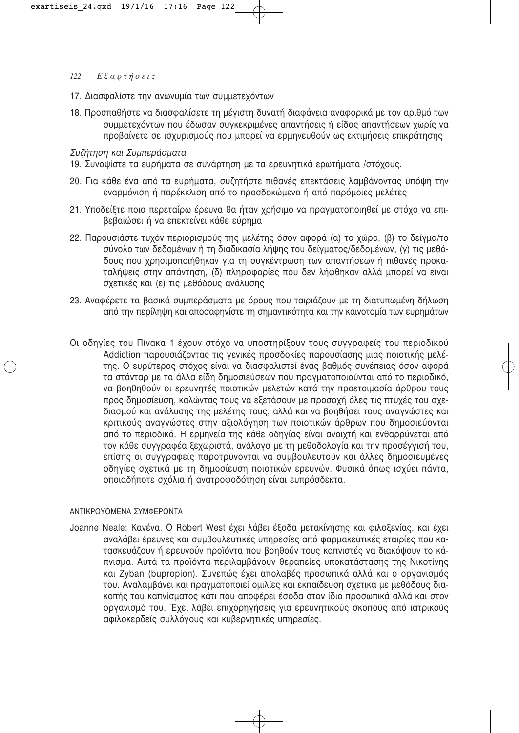17. Διασφαλίστε την ανωνυμία των συμμετεχόντων

18. Προσπαθήστε να διασφαλίσετε τη μέγιστη δυνατή διαφάνεια αναφορικά με τον αριθμό των συμμετεχόντων που έδωσαν συγκεκριμένες απαντήσεις ή είδος απαντήσεων χωρίς να προβαίνετε σε ισχυρισμούς που μπορεί να ερμηνευθούν ως εκτιμήσεις επικράτησης

*Συζήτηση και Συμπεράσματα*

19. Συνοψίστε τα ευρήματα σε συνάρτηση με τα ερευνητικά ερωτήματα /στόχους.

20. Για κάθε ένα από τα ευρήματα, συζητήστε πιθανές επεκτάσεις λαμβάνοντας υπόψη την εναρμόνιση ή παρέκκλιση από το προσδοκώμενο ή από παρόμοιες μελέτες

21. Υποδείξτε ποια περεταίρω έρευνα θα ήταν χρήσιμο να πραγματοποιηθεί με στόχο να επιβεβαιώσει ή να επεκτείνει κάθε εύρημα

22. Παρουσιάστε τυχόν περιορισμούς της μελέτης όσον αφορά (α) το χώρο, (β) το δείγμα/το σύνολο των δεδομένων ή τη διαδικασία λήψης του δείγματος/δεδομένων, (γ) τις μεθόδους που χρησιμοποιήθηκαν για τη συγκέντρωση των απαντήσεων ή πιθανές προκαταλήψεις στην απάντηση, (δ) πληροφορίες που δεν λήφθηκαν αλλά μπορεί να είναι σχετικές και (ε) τις μεθόδους ανάλυσης

23. Αναφέρετε τα βασικά συμπεράσματα με όρους που ταιριάζουν με τη διατυπωμένη δήλωση από την περίληψη και αποσαφηνίστε τη σημαντικότητα και την καινοτομία των ευρημάτων

Οι οδηγίες του Πίνακα 1 έχουν στόχο να υποστηρίξουν τους συγγραφείς του περιοδικού Addiction παρουσιάζοντας τις γενικές προσδοκίες παρουσίασης μιας ποιοτικής μελέτης. Ο ευρύτερος στόχος είναι να διασφαλιστεί ένας βαθμός συνέπειας όσον αφορά τα στάνταρ με τα άλλα είδη δημοσιεύσεων που πραγματοποιούνται από το περιοδικό, να βοηθηθούν οι ερευνητές ποιοτικών μελετών κατά την προετοιμασία άρθρου τους προς δημοσίευση, καλώντας τους να εξετάσουν με προσοχή όλες τις πτυχές του σχεδιασμού και ανάλυσης της μελέτης τους, αλλά και να βοηθήσει τους αναγνώστες και κριτικούς αναγνώστες στην αξιολόγηση των ποιοτικών άρθρων που δημοσιεύονται από το περιοδικό. Η ερμηνεία της κάθε οδηγίας είναι ανοιχτή και ενθαρρύνεται από τον κάθε συγγραφέα ξεχωριστά, ανάλογα με τη μεθοδολογία και την προσέγγισή του, επίσης οι συγγραφείς παροτρύνονται να συμβουλευτούν και άλλες δημοσιευμένες οδηγίες σχετικά με τη δημοσίευση ποιοτικών ερευνών. Φυσικά όπως ισχύει πάντα, οποιαδήποτε σχόλια ή ανατροφοδότηση είναι ευπρόσδεκτα.

ΑΝΤΙΚΡΟΥΟΜΕΝΑ ΣΥΜΦΕΡΟΝΤΑ

Joanne Neale: Κανένα. Ο Robert West έχει λάβει έξοδα μετακίνησης και φιλοξενίας, και έχει αναλάβει έρευνες και συμβουλευτικές υπηρεσίες από φαρμακευτικές εταιρίες που κατασκευάζουν ή ερευνούν προϊόντα που βοηθούν τους καπνιστές να διακόψουν το κάπνισμα. Αυτά τα προϊόντα περιλαμβάνουν θεραπείες υποκατάστασης της Νικοτίνης και Zyban (bupropion). Συνεπώς έχει απολαβές προσωπικά αλλά και ο οργανισμός του. Αναλαμβάνει και πραγματοποιεί ομιλίες και εκπαίδευση σχετικά με μεθόδους διακοπής του καπνίσματος κάτι που αποφέρει έσοδα στον ίδιο προσωπικά αλλά και στον οργανισμό του. Έχει λάβει επιχορηγήσεις για ερευνητικούς σκοπούς από ιατρικούς αφιλοκερδείς συλλόγους και κυβερνητικές υπηρεσίες.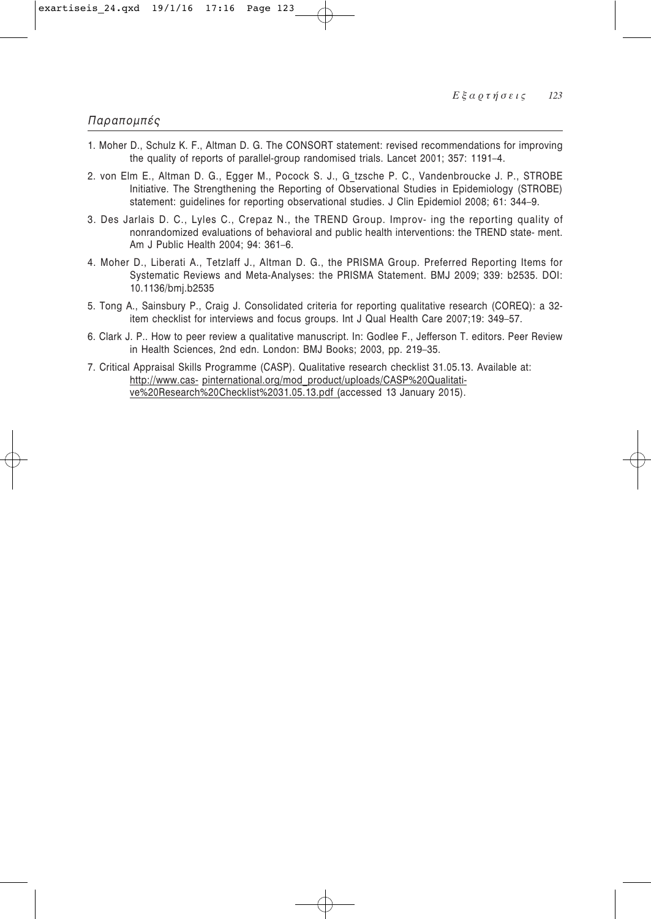## Παραπομπές

1. Moher D., Schulz K. F., Altman D. G. The CONSORT statement: revised recommendations for improving the quality of reports of parallel-group randomised trials. Lancet 2001; 357: 1191–4.
2. von Elm E., Altman D. G., Egger M., Pocock S. J., G_tzsche P. C., Vandenbroucke J. P., STROBE Initiative. The Strengthening the Reporting of Observational Studies in Epidemiology (STROBE) statement: guidelines for reporting observational studies. J Clin Epidemiol 2008; 61: 344–9.
3. Des Jarlais D. C., Lyles C., Crepaz N., the TREND Group. Improv- ing the reporting quality of nonrandomized evaluations of behavioral and public health interventions: the TREND state- ment. Am J Public Health 2004; 94: 361–6.
4. Moher D., Liberati A., Tetzlaff J., Altman D. G., the PRISMA Group. Preferred Reporting Items for Systematic Reviews and Meta-Analyses: the PRISMA Statement. BMJ 2009; 339: b2535. DOI: 10.1136/bmj.b2535
5. Tong A., Sainsbury P., Craig J. Consolidated criteria for reporting qualitative research (COREQ): a 32-item checklist for interviews and focus groups. Int J Qual Health Care 2007;19: 349–57.
6. Clark J. P.. How to peer review a qualitative manuscript. In: Godlee F., Jefferson T. editors. Peer Review in Health Sciences, 2nd edn. London: BMJ Books; 2003, pp. 219–35.
7. Critical Appraisal Skills Programme (CASP). Qualitative research checklist 31.05.13. Available at: http://www.cas- pinternational.org/mod_product/uploads/CASP%20Qualitative%20Research%20Checklist%2031.05.13.pdf (accessed 13 January 2015).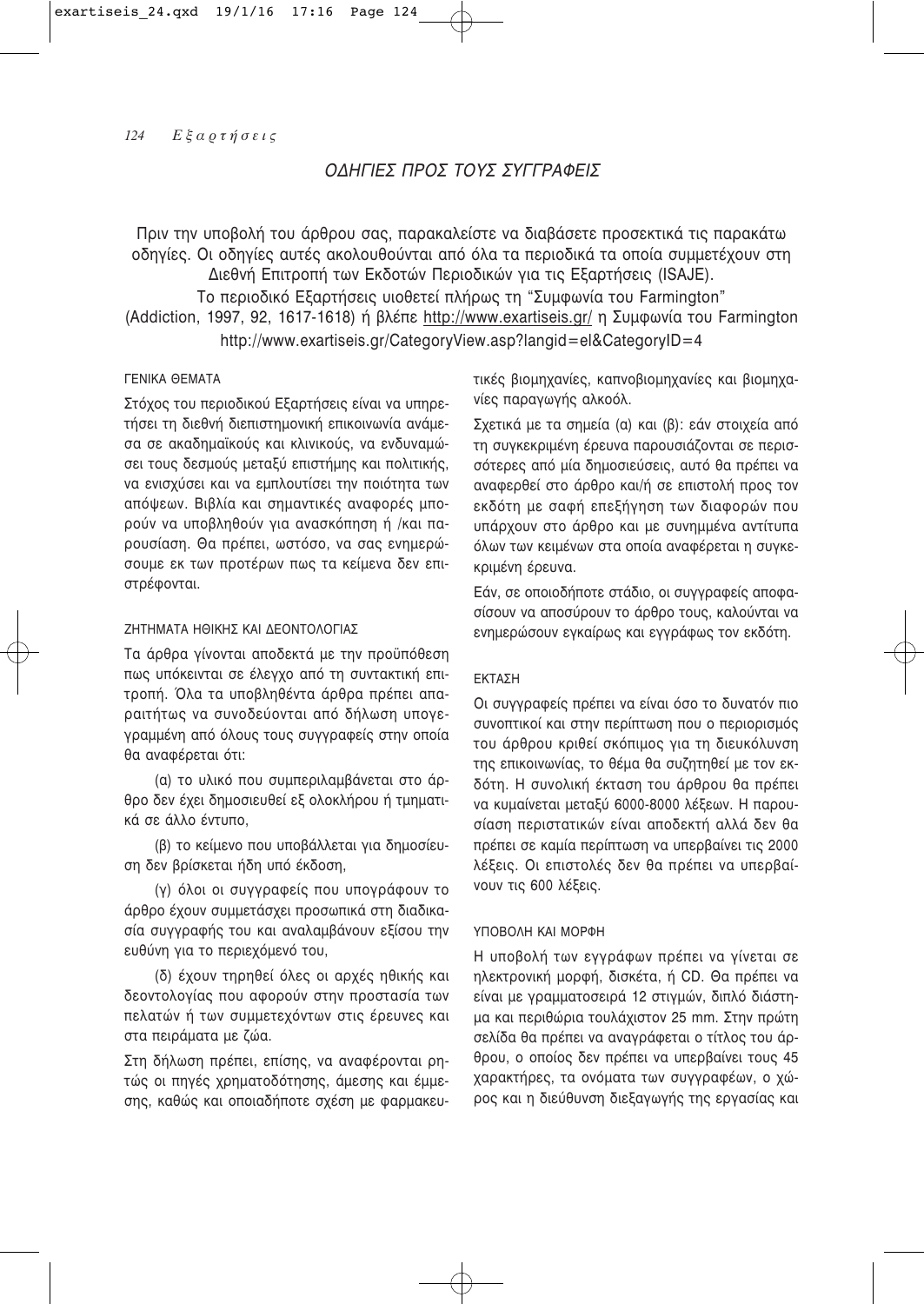# ΟΔΗΓΙΕΣ ΠΡΟΣ ΤΟΥΣ ΣΥΓΓΡΑΦΕΙΣ

Πριν την υποβολή του άρθρου σας, παρακαλείστε να διαβάσετε προσεκτικά τις παρακάτω οδηγίες. Οι οδηγίες αυτές ακολουθούνται από όλα τα περιοδικά τα οποία συμμετέχουν στη Διεθνή Επιτροπή των Εκδοτών Περιοδικών για τις Εξαρτήσεις (ISAJE).

Το περιοδικό Εξαρτήσεις υιοθετεί πλήρως τη "Συμφωνία του Farmington" (Addiction, 1997, 92, 1617-1618) ή βλέπε http://www.exartiseis.gr/ η Συμφωνία του Farmington http://www.exartiseis.gr/CategoryView.asp?langid=el&CategoryID=4

## ΓΕΝΙΚΑ ΘΕΜΑΤΑ

Στόχος του περιοδικού Εξαρτήσεις είναι να υπηρετήσει τη διεθνή διεπιστημονική επικοινωνία ανάμεσα σε ακαδημαϊκούς και κλινικούς, να ενδυναμώσει τους δεσμούς μεταξύ επιστήμης και πολιτικής, να ενισχύσει και να εμπλουτίσει την ποιότητα των απόψεων. Βιβλία και σημαντικές αναφορές μπορούν να υποβληθούν για ανασκόπηση ή /και παρουσίαση. Θα πρέπει, ωστόσο, να σας ενημερώσουμε εκ των προτέρων πως τα κείμενα δεν επιστρέφονται.

## ΖΗΤΗΜΑΤΑ ΗΘΙΚΗΣ ΚΑΙ ΔΕΟΝΤΟΛΟΓΙΑΣ

Τα άρθρα γίνονται αποδεκτά με την προϋπόθεση πως υπόκεινται σε έλεγχο από τη συντακτική επιτροπή. Όλα τα υποβληθέντα άρθρα πρέπει απαραιτήτως να συνοδεύονται από δήλωση υπογεγραμμένη από όλους τους συγγραφείς στην οποία θα αναφέρεται ότι:

(α) το υλικό που συμπεριλαμβάνεται στο άρθρο δεν έχει δημοσιευθεί εξ ολοκλήρου ή τμηματικά σε άλλο έντυπο,

(β) το κείμενο που υποβάλλεται για δημοσίευση δεν βρίσκεται ήδη υπό έκδοση,

(γ) όλοι οι συγγραφείς που υπογράφουν το άρθρο έχουν συμμετάσχει προσωπικά στη διαδικασία συγγραφής του και αναλαμβάνουν εξίσου την ευθύνη για το περιεχόμενό του,

(δ) έχουν τηρηθεί όλες οι αρχές ηθικής και δεοντολογίας που αφορούν στην προστασία των πελατών ή των συμμετεχόντων στις έρευνες και στα πειράματα με ζώα.

Στη δήλωση πρέπει, επίσης, να αναφέρονται ρητώς οι πηγές χρηματοδότησης, άμεσης και έμμεσης, καθώς και οποιαδήποτε σχέση με φαρμακευτικές βιομηχανίες, καπνοβιομηχανίες και βιομηχανίες παραγωγής αλκοόλ.

Σχετικά με τα σημεία (α) και (β): εάν στοιχεία από τη συγκεκριμένη έρευνα παρουσιάζονται σε περισσότερες από μία δημοσιεύσεις, αυτό θα πρέπει να αναφερθεί στο άρθρο και/ή σε επιστολή προς τον εκδότη με σαφή επεξήγηση των διαφορών που υπάρχουν στο άρθρο και με συνημμένα αντίτυπα όλων των κειμένων στα οποία αναφέρεται η συγκεκριμένη έρευνα.

Εάν, σε οποιοδήποτε στάδιο, οι συγγραφείς αποφασίσουν να αποσύρουν το άρθρο τους, καλούνται να ενημερώσουν εγκαίρως και εγγράφως τον εκδότη.

## ΕΚΤΑΣΗ

Οι συγγραφείς πρέπει να είναι όσο το δυνατόν πιο συνοπτικοί και στην περίπτωση που ο περιορισμός του άρθρου κριθεί σκόπιμος για τη διευκόλυνση της επικοινωνίας, το θέμα θα συζητηθεί με τον εκδότη. Η συνολική έκταση του άρθρου θα πρέπει να κυμαίνεται μεταξύ 6000-8000 λέξεων. Η παρουσίαση περιστατικών είναι αποδεκτή αλλά δεν θα πρέπει σε καμία περίπτωση να υπερβαίνει τις 2000 λέξεις. Οι επιστολές δεν θα πρέπει να υπερβαίνουν τις 600 λέξεις.

## ΥΠΟΒΟΛΗ ΚΑΙ ΜΟΡΦΗ

Η υποβολή των εγγράφων πρέπει να γίνεται σε ηλεκτρονική μορφή, δισκέτα, ή CD. Θα πρέπει να είναι με γραμματοσειρά 12 στιγμών, διπλό διάστημα και περιθώρια τουλάχιστον 25 mm. Στην πρώτη σελίδα θα πρέπει να αναγράφεται ο τίτλος του άρθρου, ο οποίος δεν πρέπει να υπερβαίνει τους 45 χαρακτήρες, τα ονόματα των συγγραφέων, ο χώρος και η διεύθυνση διεξαγωγής της εργασίας και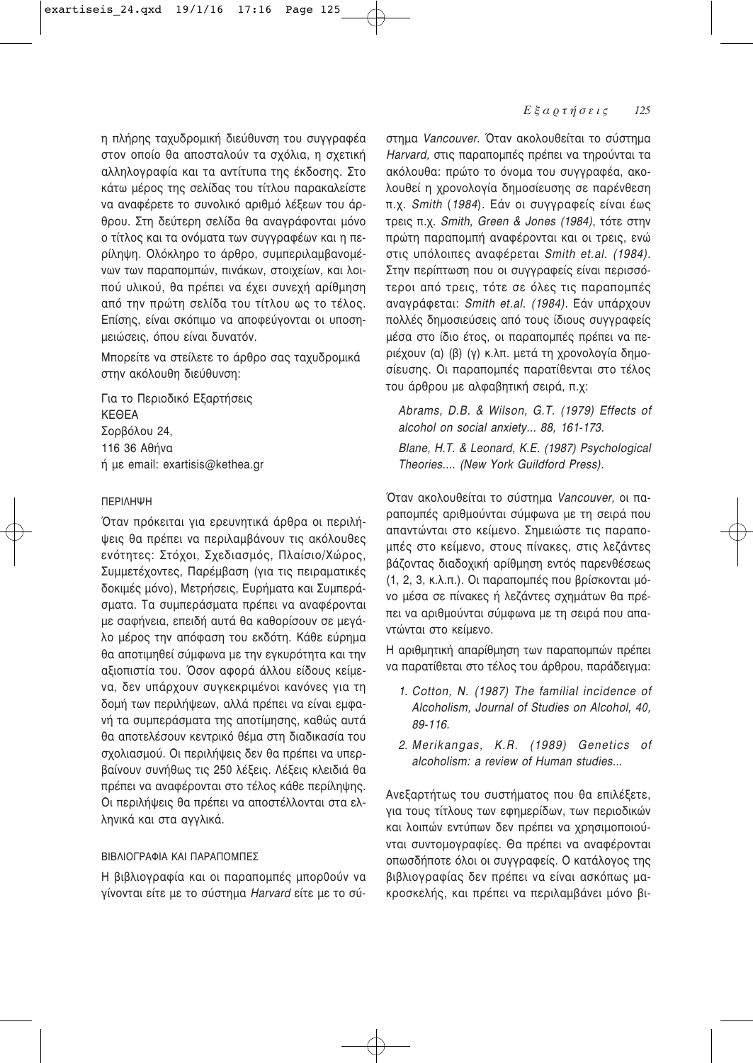η πλήρης ταχυδρομική διεύθυνση του συγγραφέα στον οποίο θα αποσταλούν τα σχόλια, η σχετική αλληλογραφία και τα αντίτυπα της έκδοσης. Στο κάτω μέρος της σελίδας του τίτλου παρακαλείστε να αναφέρετε το συνολικό αριθμό λέξεων του άρθρου. Στη δεύτερη σελίδα θα αναγράφονται μόνο ο τίτλος και τα ονόματα των συγγραφέων και η περίληψη. Ολόκληρο το άρθρο, συμπεριλαμβανομένων των παραπομπών, πινάκων, στοιχείων, και λοιπού υλικού, θα πρέπει να έχει συνεχή αρίθμηση από την πρώτη σελίδα του τίτλου ως το τέλος. Επίσης, είναι σκόπιμο να αποφεύγονται οι υποσημειώσεις, όπου είναι δυνατόν.

Μπορείτε να στείλετε το άρθρο σας ταχυδρομικά στην ακόλουθη διεύθυνση:

Για το Περιοδικό Εξαρτήσεις
ΚΕΘΕΑ
Σορβόλου 24,
116 36 Αθήνα
ή με email: exartisis@kethea.gr

### ΠΕΡΙΛΗΨΗ

Όταν πρόκειται για ερευνητικά άρθρα οι περιλήψεις θα πρέπει να περιλαμβάνουν τις ακόλουθες ενότητες: Στόχοι, Σχεδιασμός, Πλαίσιο/Χώρος, Συμμετέχοντες, Παρέμβαση (για τις πειραματικές δοκιμές μόνο), Μετρήσεις, Ευρήματα και Συμπεράσματα. Τα συμπεράσματα πρέπει να αναφέρονται με σαφήνεια, επειδή αυτά θα καθορίσουν σε μεγάλο μέρος την απόφαση του εκδότη. Κάθε εύρημα θα αποτιμηθεί σύμφωνα με την εγκυρότητα και την αξιοπιστία του. Όσον αφορά άλλου είδους κείμενα, δεν υπάρχουν συγκεκριμένοι κανόνες για τη δομή των περιλήψεων, αλλά πρέπει να είναι εμφανή τα συμπεράσματα της αποτίμησης, καθώς αυτά θα αποτελέσουν κεντρικό θέμα στη διαδικασία του σχολιασμού. Οι περιλήψεις δεν θα πρέπει να υπερβαίνουν συνήθως τις 250 λέξεις. Λέξεις κλειδιά θα πρέπει να αναφέρονται στο τέλος κάθε περίληψης. Οι περιλήψεις θα πρέπει να αποστέλλονται στα ελληνικά και στα αγγλικά.

### ΒΙΒΛΙΟΓΡΑΦΙΑ ΚΑΙ ΠΑΡΑΠΟΜΠΕΣ

Η βιβλιογραφία και οι παραπομπές μπορθούν να γίνονται είτε με το σύστημα *Harvard* είτε με το σύστημα *Vancouver*. Όταν ακολουθείται το σύστημα *Harvard*, στις παραπομπές πρέπει να τηρούνται τα ακόλουθα: πρώτο το όνομα του συγγραφέα, ακολουθεί η χρονολογία δημοσίευσης σε παρένθεση π.χ. *Smith* (*1984*). Εάν οι συγγραφείς είναι έως τρεις π.χ. *Smith*, *Green & Jones (1984)*, τότε στην πρώτη παραπομπή αναφέρονται και οι τρεις, ενώ στις υπόλοιπες αναφέρεται *Smith et.al. (1984)*. Στην περίπτωση που οι συγγραφείς είναι περισσότεροι από τρεις, τότε σε όλες τις παραπομπές αναγράφεται: *Smith et.al. (1984)*. Εάν υπάρχουν πολλές δημοσιεύσεις από τους ίδιους συγγραφείς μέσα στο ίδιο έτος, οι παραπομπές πρέπει να περιέχουν (α) (β) (γ) κ.λπ. μετά τη χρονολογία δημοσίευσης. Οι παραπομπές παρατίθενται στο τέλος του άρθρου με αλφαβητική σειρά, π.χ:

*Abrams, D.B. & Wilson, G.T. (1979) Effects of alcohol on social anxiety... 88, 161-173.*

*Blane, H.T. & Leonard, K.E. (1987) Psychological Theories.... (New York Guildford Press).*

Όταν ακολουθείται το σύστημα *Vancouver,* οι παραπομπές αριθμούνται σύμφωνα με τη σειρά που απαντώνται στο κείμενο. Σημειώστε τις παραπομπές στο κείμενο, στους πίνακες, στις λεζάντες βάζοντας διαδοχική αρίθμηση εντός παρενθέσεως (1, 2, 3, κ.λ.π.). Οι παραπομπές που βρίσκονται μόνο μέσα σε πίνακες ή λεζάντες σχημάτων θα πρέπει να αριθμούνται σύμφωνα με τη σειρά που απαντώνται στο κείμενο.

Η αριθμητική απαρίθμηση των παραπομπών πρέπει να παρατίθεται στο τέλος του άρθρου, παράδειγμα:

1. *Cotton, N. (1987) The familial incidence of Alcoholism, Journal of Studies on Alcohol, 40, 89-116.*
2. *Merikangas, K.R. (1989) Genetics of alcoholism: a review of Human studies...*

Ανεξαρτήτως του συστήματος που θα επιλέξετε, για τους τίτλους των εφημερίδων, των περιοδικών και λοιπών εντύπων δεν πρέπει να χρησιμοποιούνται συντομογραφίες. Θα πρέπει να αναφέρονται οπωσδήποτε όλοι οι συγγραφείς. Ο κατάλογος της βιβλιογραφίας δεν πρέπει να είναι ασκόπως μακροσκελής, και πρέπει να περιλαμβάνει μόνο βι-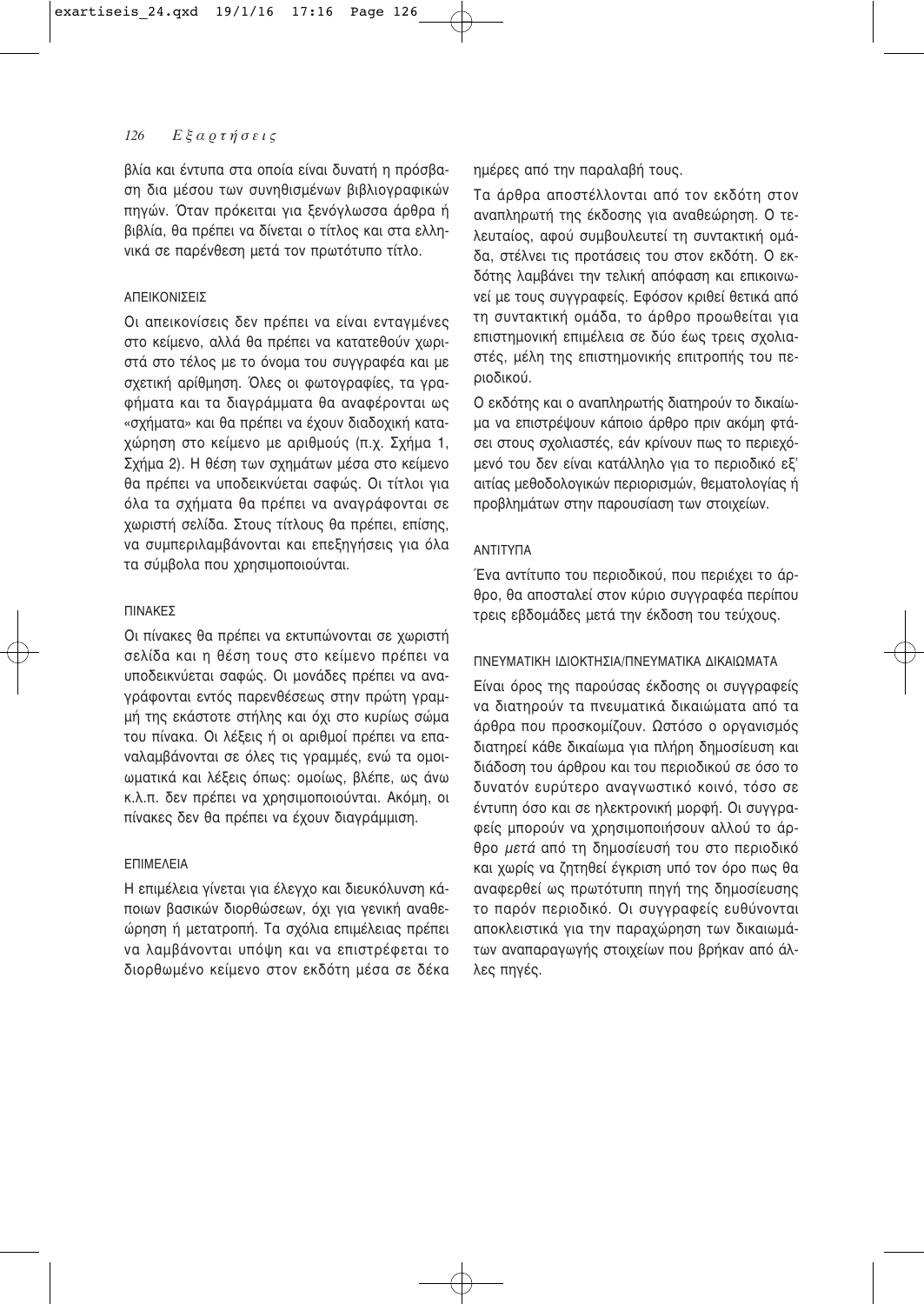βλία και έντυπα στα οποία είναι δυνατή η πρόσβαση δια μέσου των συνηθισμένων βιβλιογραφικών πηγών. Όταν πρόκειται για ξενόγλωσσα άρθρα ή βιβλία, θα πρέπει να δίνεται ο τίτλος και στα ελληνικά σε παρένθεση μετά τον πρωτότυπο τίτλο.

### ΑΠΕΙΚΟΝΙΣΕΙΣ

Οι απεικονίσεις δεν πρέπει να είναι ενταγμένες στο κείμενο, αλλά θα πρέπει να κατατεθούν χωριστά στο τέλος με το όνομα του συγγραφέα και με σχετική αρίθμηση. Όλες οι φωτογραφίες, τα γραφήματα και τα διαγράμματα θα αναφέρονται ως «σχήματα» και θα πρέπει να έχουν διαδοχική καταχώρηση στο κείμενο με αριθμούς (π.χ. Σχήμα 1, Σχήμα 2). Η θέση των σχημάτων μέσα στο κείμενο θα πρέπει να υποδεικνύεται σαφώς. Οι τίτλοι για όλα τα σχήματα θα πρέπει να αναγράφονται σε χωριστή σελίδα. Στους τίτλους θα πρέπει, επίσης, να συμπεριλαμβάνονται και επεξηγήσεις για όλα τα σύμβολα που χρησιμοποιούνται.

### ΠΙΝΑΚΕΣ

Οι πίνακες θα πρέπει να εκτυπώνονται σε χωριστή σελίδα και η θέση τους στο κείμενο πρέπει να υποδεικνύεται σαφώς. Οι μονάδες πρέπει να αναγράφονται εντός παρενθέσεως στην πρώτη γραμμή της εκάστοτε στήλης και όχι στο κυρίως σώμα του πίνακα. Οι λέξεις ή οι αριθμοί πρέπει να επαναλαμβάνονται σε όλες τις γραμμές, ενώ τα ομοιωματικά και λέξεις όπως: ομοίως, βλέπε, ως άνω κ.λ.π. δεν πρέπει να χρησιμοποιούνται. Ακόμη, οι πίνακες δεν θα πρέπει να έχουν διαγράμμιση.

### ΕΠΙΜΕΛΕΙΑ

Η επιμέλεια γίνεται για έλεγχο και διευκόλυνση κάποιων βασικών διορθώσεων, όχι για γενική αναθεώρηση ή μετατροπή. Τα σχόλια επιμέλειας πρέπει να λαμβάνονται υπόψη και να επιστρέφεται το διορθωμένο κείμενο στον εκδότη μέσα σε δέκα ημέρες από την παραλαβή τους.

Τα άρθρα αποστέλλονται από τον εκδότη στον αναπληρωτή της έκδοσης για αναθεώρηση. Ο τελευταίος, αφού συμβουλευτεί τη συντακτική ομάδα, στέλνει τις προτάσεις του στον εκδότη. Ο εκδότης λαμβάνει την τελική απόφαση και επικοινωνεί με τους συγγραφείς. Εφόσον κριθεί θετικά από τη συντακτική ομάδα, το άρθρο προωθείται για επιστημονική επιμέλεια σε δύο έως τρεις σχολιαστές, μέλη της επιστημονικής επιτροπής του περιοδικού.

Ο εκδότης και ο αναπληρωτής διατηρούν το δικαίωμα να επιστρέψουν κάποιο άρθρο πριν ακόμη φτάσει στους σχολιαστές, εάν κρίνουν πως το περιεχόμενό του δεν είναι κατάλληλο για το περιοδικό εξ' αιτίας μεθοδολογικών περιορισμών, θεματολογίας ή προβλημάτων στην παρουσίαση των στοιχείων.

### ΑΝΤΙΤΥΠΑ

Ένα αντίτυπο του περιοδικού, που περιέχει το άρθρο, θα αποσταλεί στον κύριο συγγραφέα περίπου τρεις εβδομάδες μετά την έκδοση του τεύχους.

### ΠΝΕΥΜΑΤΙΚΗ ΙΔΙΟΚΤΗΣΙΑ/ΠΝΕΥΜΑΤΙΚΑ ΔΙΚΑΙΩΜΑΤΑ

Είναι όρος της παρούσας έκδοσης οι συγγραφείς να διατηρούν τα πνευματικά δικαιώματα από τα άρθρα που προσκομίζουν. Ωστόσο ο οργανισμός διατηρεί κάθε δικαίωμα για πλήρη δημοσίευση και διάδοση του άρθρου και του περιοδικού σε όσο το δυνατόν ευρύτερο αναγνωστικό κοινό, τόσο σε έντυπη όσο και σε ηλεκτρονική μορφή. Οι συγγραφείς μπορούν να χρησιμοποιήσουν αλλού το άρθρο *μετά* από τη δημοσίευσή του στο περιοδικό και χωρίς να ζητηθεί έγκριση υπό τον όρο πως θα αναφερθεί ως πρωτότυπη πηγή της δημοσίευσης το παρόν περιοδικό. Οι συγγραφείς ευθύνονται αποκλειστικά για την παραχώρηση των δικαιωμάτων αναπαραγωγής στοιχείων που βρήκαν από άλλες πηγές.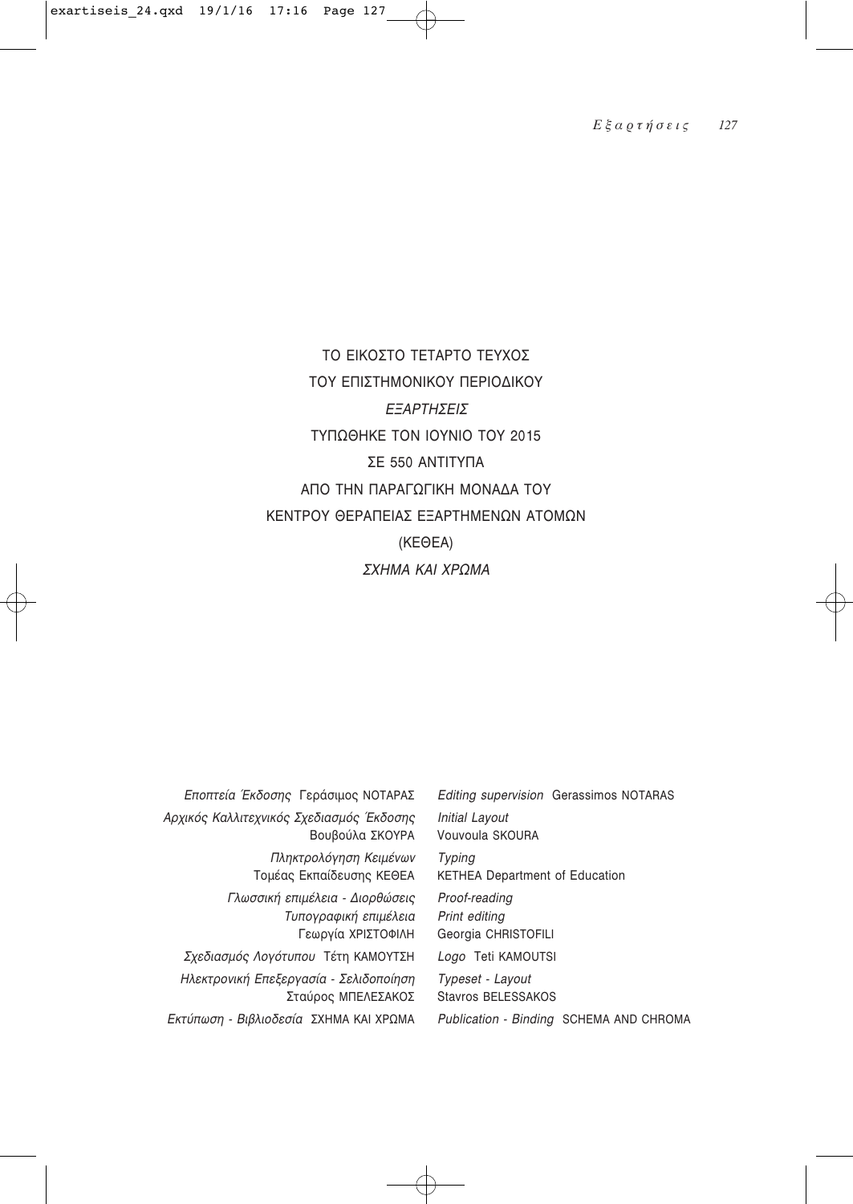ΤΟ ΕΙΚΟΣΤΟ ΤΕΤΑΡΤΟ ΤΕΥΧΟΣ

ΤΟΥ ΕΠΙΣΤΗΜΟΝΙΚΟΥ ΠΕΡΙΟΔΙΚΟΥ

*ΕΞΑΡΤΗΣΕΙΣ*

ΤΥΠΩΘΗΚΕ ΤΟΝ ΙΟΥΝΙΟ ΤΟΥ 2015

ΣΕ 550 ΑΝΤΙΤΥΠΑ

ΑΠΟ ΤΗΝ ΠΑΡΑΓΩΓΙΚΗ ΜΟΝΑΔΑ ΤΟΥ

ΚΕΝΤΡΟΥ ΘΕΡΑΠΕΙΑΣ ΕΞΑΡΤΗΜΕΝΩΝ ΑΤΟΜΩΝ

(ΚΕΘΕΑ)

*ΣΧΗΜΑ ΚΑΙ ΧΡΩΜΑ*

| | |
|---|---|
| *Εποπτεία Έκδοσης* Γεράσιμος ΝΟΤΑΡΑΣ | *Editing supervision* Gerassimos NOTARAS |
| *Αρχικός Καλλιτεχνικός Σχεδιασμός Έκδοσης* Βουβούλα ΣΚΟΥΡΑ | *Initial Layout* Vouvoula SKOURA |
| *Πληκτρολόγηση Κειμένων* Τομέας Εκπαίδευσης ΚΕΘΕΑ | *Typing* KETHEA Department of Education |
| *Γλωσσική επιμέλεια - Διορθώσεις* *Τυπογραφική επιμέλεια* Γεωργία ΧΡΙΣΤΟΦΙΛΗ | *Proof-reading* *Print editing* Georgia CHRISTOFILI |
| *Σχεδιασμός Λογότυπου* Τέτη ΚΑΜΟΥΤΣΗ | *Logo* Teti KAMOUTSI |
| *Ηλεκτρονική Επεξεργασία - Σελιδοποίηση* Σταύρος ΜΠΕΛΕΣΑΚΟΣ | *Typeset - Layout* Stavros BELESSAKOS |
| *Εκτύπωση - Βιβλιοδεσία* ΣΧΗΜΑ ΚΑΙ ΧΡΩΜΑ | *Publication - Binding* SCHEMA AND CHROMA |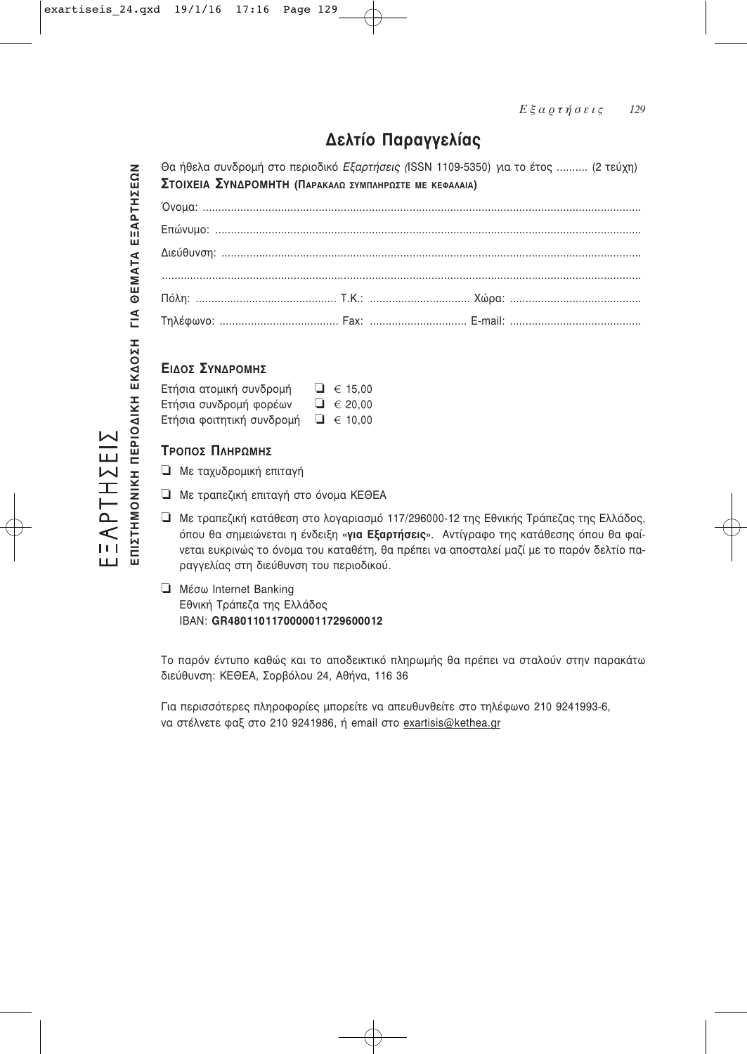# Δελτίο Παραγγελίας

Θα ήθελα συνδρομή στο περιοδικό *Εξαρτήσεις (*ISSN 1109-5350) για το έτος .......... (2 τεύχη)

**ΣΤΟΙΧΕΙΑ ΣΥΝΔΡΟΜΗΤΗ (ΠΑΡΑΚΑΛΩ ΣΥΜΠΛΗΡΩΣΤΕ ΜΕ ΚΕΦΑΛΑΙΑ)**

Όνομα: ...........................................................................................................................................

Επώνυμο: .......................................................................................................................................

Διεύθυνση: .....................................................................................................................................

.......................................................................................................................................................

Πόλη: ............................................. Τ.Κ.: ................................ Χώρα: ..........................................

Τηλέφωνο: ...................................... Fax: ............................... E-mail: ..........................................

## ΕΙΔΟΣ ΣΥΝΔΡΟΜΗΣ

Ετήσια ατομική συνδρομή ❑ € 15,00
Ετήσια συνδρομή φορέων ❑ € 20,00
Ετήσια φοιτητική συνδρομή ❑ € 10,00

## ΤΡΟΠΟΣ ΠΛΗΡΩΜΗΣ

❑ Με ταχυδρομική επιταγή

❑ Με τραπεζική επιταγή στο όνομα ΚΕΘΕΑ

❑ Με τραπεζική κατάθεση στο λογαριασμό 117/296000-12 της Εθνικής Τράπεζας της Ελλάδος, όπου θα σημειώνεται η ένδειξη «**για Εξαρτήσεις**». Αντίγραφο της κατάθεσης όπου θα φαίνεται ευκρινώς το όνομα του καταθέτη, θα πρέπει να αποσταλεί μαζί με το παρόν δελτίο παραγγελίας στη διεύθυνση του περιοδικού.

❑ Μέσω Internet Banking
Εθνική Τράπεζα της Ελλάδος
IBAN: **GR4801101170000011729600012**

Το παρόν έντυπο καθώς και το αποδεικτικό πληρωμής θα πρέπει να σταλούν στην παρακάτω διεύθυνση: ΚΕΘΕΑ, Σορβόλου 24, Αθήνα, 116 36

Για περισσότερες πληροφορίες μπορείτε να απευθυνθείτε στο τηλέφωνο 210 9241993-6, να στέλνετε φαξ στο 210 9241986, ή email στο exartisis@kethea.gr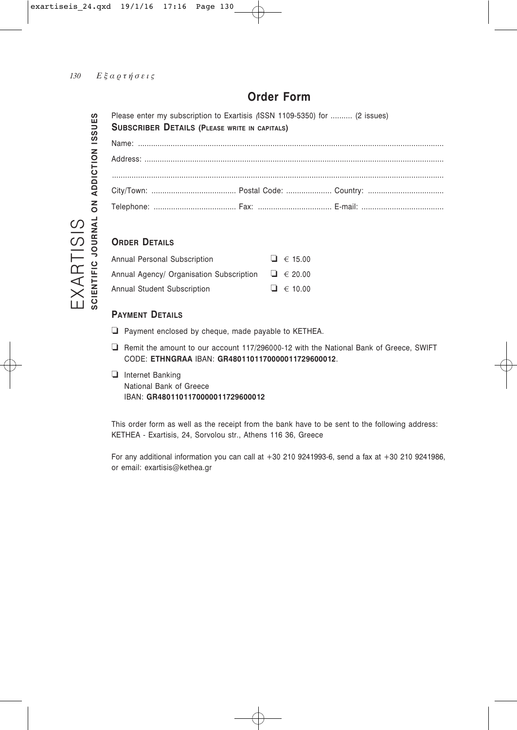## Order Form

EXARTISIS
**SCIENTIFIC JOURNAL ON ADDICTION ISSUES**

Please enter my subscription to Exartisis (ISSN 1109-5350) for .......... (2 issues)

**SUBSCRIBER DETAILS (PLEASE WRITE IN CAPITALS)**

Name: ..........................................................................................................................................

Address: .......................................................................................................................................

.....................................................................................................................................................

City/Town: ....................................... Postal Code: ..................... Country: ...................................

Telephone: ...................................... Fax: .................................. E-mail: ......................................

### ORDER DETAILS

| | |
|---|---|
| Annual Personal Subscription | ❏ € 15.00 |
| Annual Agency/ Organisation Subscription | ❏ € 20.00 |
| Annual Student Subscription | ❏ € 10.00 |

### PAYMENT DETAILS

❏ Payment enclosed by cheque, made payable to KETHEA.

❏ Remit the amount to our account 117/296000-12 with the National Bank of Greece, SWIFT CODE: **ETHNGRAA** IBAN: **GR4801101170000011729600012**.

❏ Internet Banking
National Bank of Greece
IBAN: **GR4801101170000011729600012**

This order form as well as the receipt from the bank have to be sent to the following address: KETHEA - Exartisis, 24, Sorvolou str., Athens 116 36, Greece

For any additional information you can call at +30 210 9241993-6, send a fax at +30 210 9241986, or email: exartisis@kethea.gr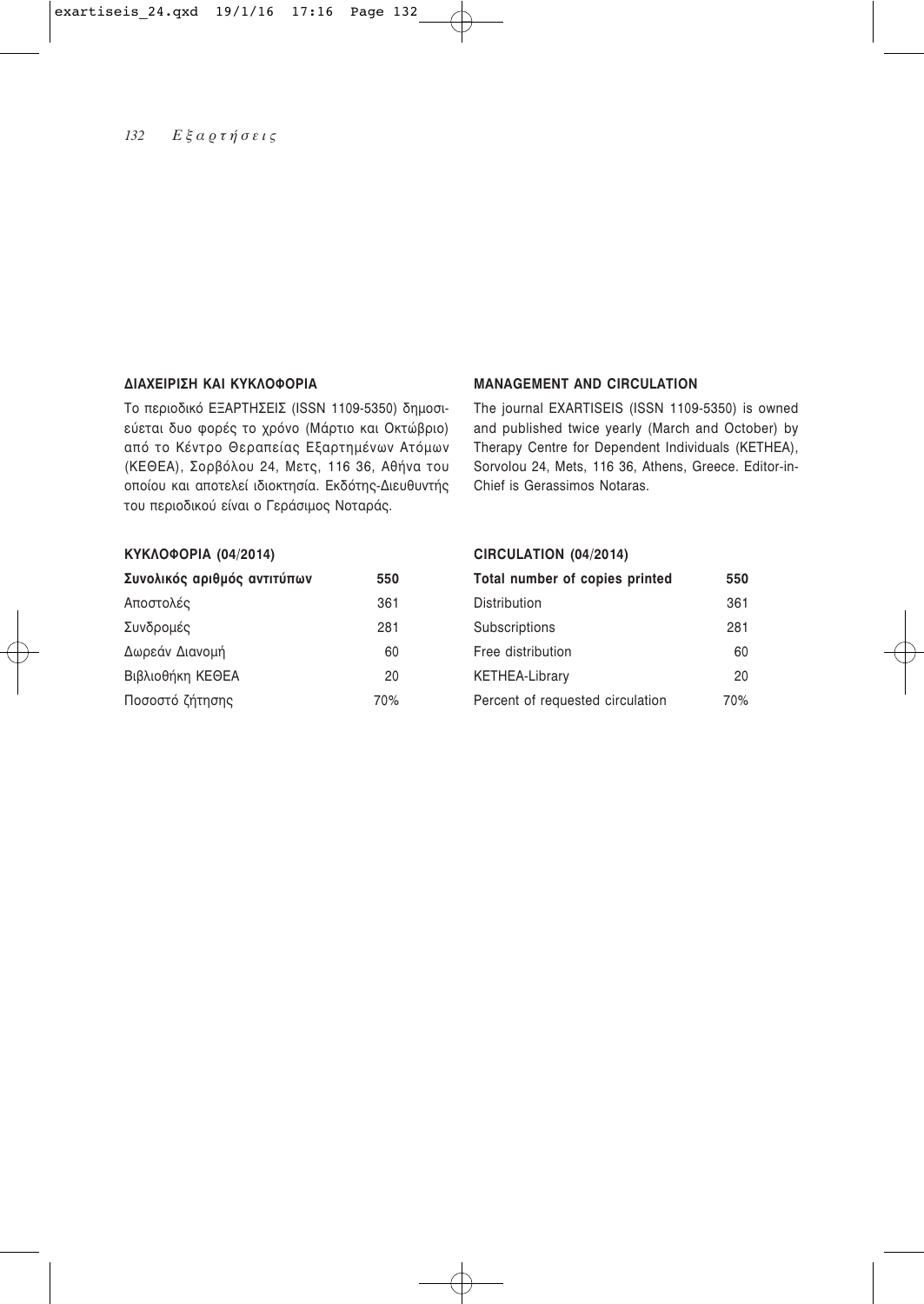### ΔΙΑΧΕΙΡΙΣΗ ΚΑΙ ΚΥΚΛΟΦΟΡΙΑ

Το περιοδικό ΕΞΑΡΤΗΣΕΙΣ (ISSN 1109-5350) δημοσιεύεται δυο φορές το χρόνο (Μάρτιο και Οκτώβριο) από το Κέντρο Θεραπείας Εξαρτημένων Ατόμων (ΚΕΘΕΑ), Σορβόλου 24, Μετς, 116 36, Αθήνα του οποίου και αποτελεί ιδιοκτησία. Εκδότης-Διευθυντής του περιοδικού είναι ο Γεράσιμος Νοταράς.

### ΚΥΚΛΟΦΟΡΙΑ (04/2014)

| **Συνολικός αριθμός αντιτύπων** | **550** |
|---|---|
| Αποστολές | 361 |
| Συνδρομές | 281 |
| Δωρεάν Διανομή | 60 |
| Βιβλιοθήκη ΚΕΘΕΑ | 20 |
| Ποσοστό ζήτησης | 70% |

### MANAGEMENT AND CIRCULATION

The journal EXARTISEIS (ISSN 1109-5350) is owned and published twice yearly (March and October) by Therapy Centre for Dependent Individuals (KETHEA), Sorvolou 24, Mets, 116 36, Athens, Greece. Editor-in-Chief is Gerassimos Notaras.

### CIRCULATION (04/2014)

| **Total number of copies printed** | **550** |
|---|---|
| Distribution | 361 |
| Subscriptions | 281 |
| Free distribution | 60 |
| KETHEA-Library | 20 |
| Percent of requested circulation | 70% |